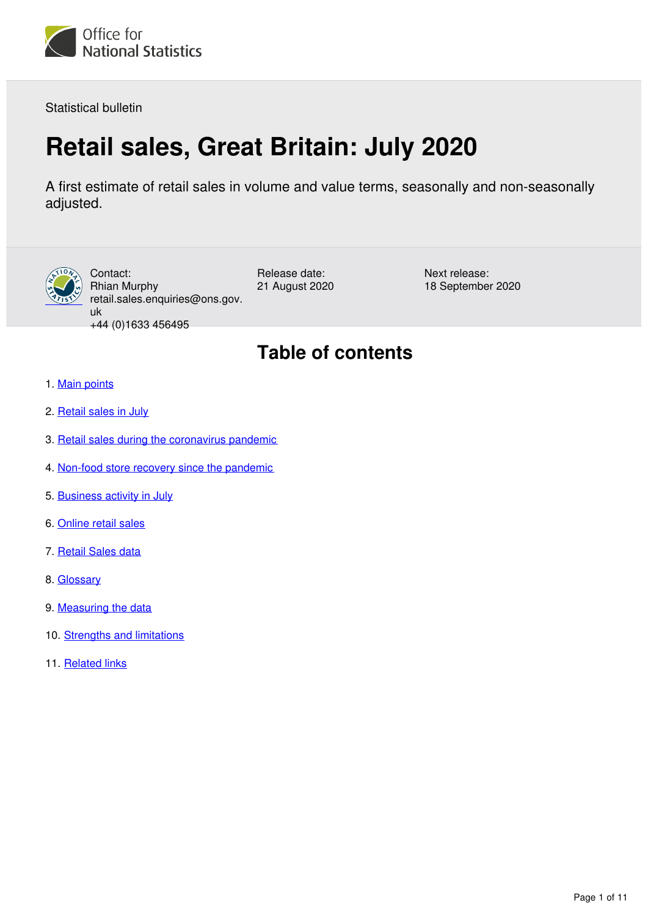Office for National Statistics

Statistical bulletin

# Retail sales, Great Britain: July 2020

A first estimate of retail sales in volume and value terms, seasonally and non-seasonally adjusted.

Contact:
Rhian Murphy
retail.sales.enquiries@ons.gov.uk
+44 (0)1633 456495

Release date:
21 August 2020

Next release:
18 September 2020

## Table of contents

1. Main points
2. Retail sales in July
3. Retail sales during the coronavirus pandemic
4. Non-food store recovery since the pandemic
5. Business activity in July
6. Online retail sales
7. Retail Sales data
8. Glossary
9. Measuring the data
10. Strengths and limitations
11. Related links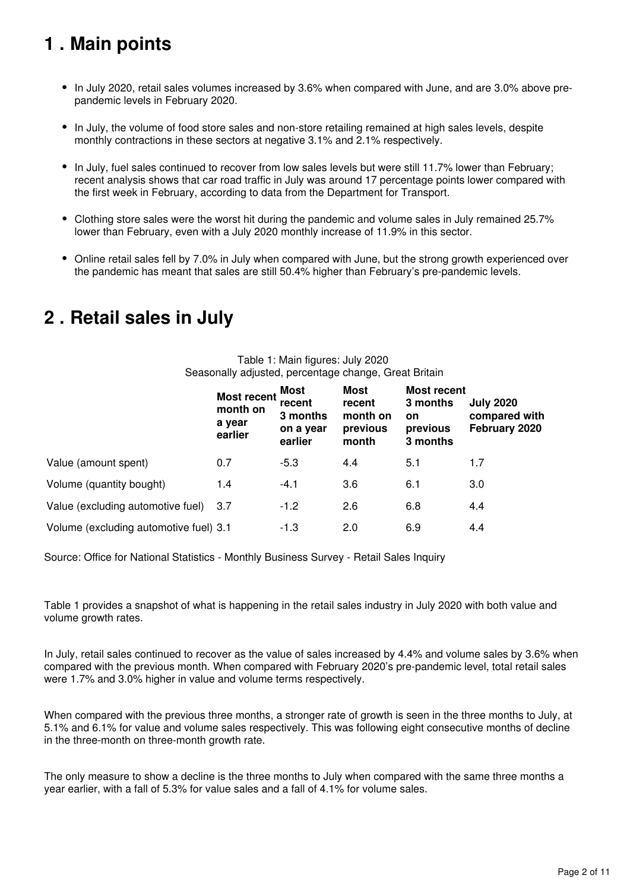## 1 . Main points

- In July 2020, retail sales volumes increased by 3.6% when compared with June, and are 3.0% above pre-pandemic levels in February 2020.
- In July, the volume of food store sales and non-store retailing remained at high sales levels, despite monthly contractions in these sectors at negative 3.1% and 2.1% respectively.
- In July, fuel sales continued to recover from low sales levels but were still 11.7% lower than February; recent analysis shows that car road traffic in July was around 17 percentage points lower compared with the first week in February, according to data from the Department for Transport.
- Clothing store sales were the worst hit during the pandemic and volume sales in July remained 25.7% lower than February, even with a July 2020 monthly increase of 11.9% in this sector.
- Online retail sales fell by 7.0% in July when compared with June, but the strong growth experienced over the pandemic has meant that sales are still 50.4% higher than February's pre-pandemic levels.

## 2 . Retail sales in July

Table 1: Main figures: July 2020
Seasonally adjusted, percentage change, Great Britain

| | Most recent month on a year earlier | Most recent 3 months on a year earlier | Most recent month on previous month | Most recent 3 months on previous 3 months | July 2020 compared with February 2020 |
|---|---|---|---|---|---|
| Value (amount spent) | 0.7 | -5.3 | 4.4 | 5.1 | 1.7 |
| Volume (quantity bought) | 1.4 | -4.1 | 3.6 | 6.1 | 3.0 |
| Value (excluding automotive fuel) | 3.7 | -1.2 | 2.6 | 6.8 | 4.4 |
| Volume (excluding automotive fuel) | 3.1 | -1.3 | 2.0 | 6.9 | 4.4 |

Source: Office for National Statistics - Monthly Business Survey - Retail Sales Inquiry

Table 1 provides a snapshot of what is happening in the retail sales industry in July 2020 with both value and volume growth rates.

In July, retail sales continued to recover as the value of sales increased by 4.4% and volume sales by 3.6% when compared with the previous month. When compared with February 2020's pre-pandemic level, total retail sales were 1.7% and 3.0% higher in value and volume terms respectively.

When compared with the previous three months, a stronger rate of growth is seen in the three months to July, at 5.1% and 6.1% for value and volume sales respectively. This was following eight consecutive months of decline in the three-month on three-month growth rate.

The only measure to show a decline is the three months to July when compared with the same three months a year earlier, with a fall of 5.3% for value sales and a fall of 4.1% for volume sales.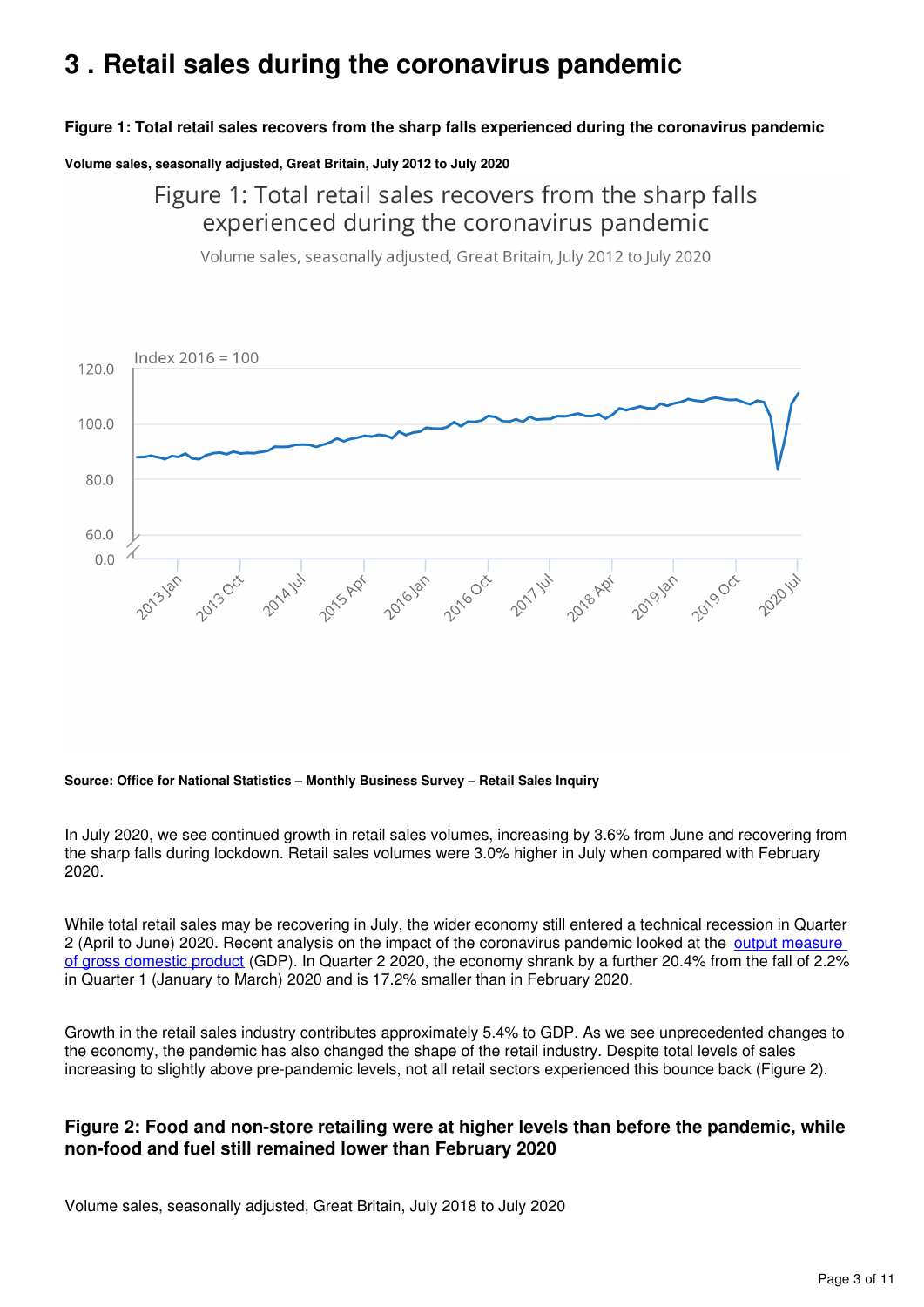# 3 . Retail sales during the coronavirus pandemic

**Figure 1: Total retail sales recovers from the sharp falls experienced during the coronavirus pandemic**

**Volume sales, seasonally adjusted, Great Britain, July 2012 to July 2020**

**Source: Office for National Statistics – Monthly Business Survey – Retail Sales Inquiry**

In July 2020, we see continued growth in retail sales volumes, increasing by 3.6% from June and recovering from the sharp falls during lockdown. Retail sales volumes were 3.0% higher in July when compared with February 2020.

While total retail sales may be recovering in July, the wider economy still entered a technical recession in Quarter 2 (April to June) 2020. Recent analysis on the impact of the coronavirus pandemic looked at the output measure of gross domestic product (GDP). In Quarter 2 2020, the economy shrank by a further 20.4% from the fall of 2.2% in Quarter 1 (January to March) 2020 and is 17.2% smaller than in February 2020.

Growth in the retail sales industry contributes approximately 5.4% to GDP. As we see unprecedented changes to the economy, the pandemic has also changed the shape of the retail industry. Despite total levels of sales increasing to slightly above pre-pandemic levels, not all retail sectors experienced this bounce back (Figure 2).

### Figure 2: Food and non-store retailing were at higher levels than before the pandemic, while non-food and fuel still remained lower than February 2020

Volume sales, seasonally adjusted, Great Britain, July 2018 to July 2020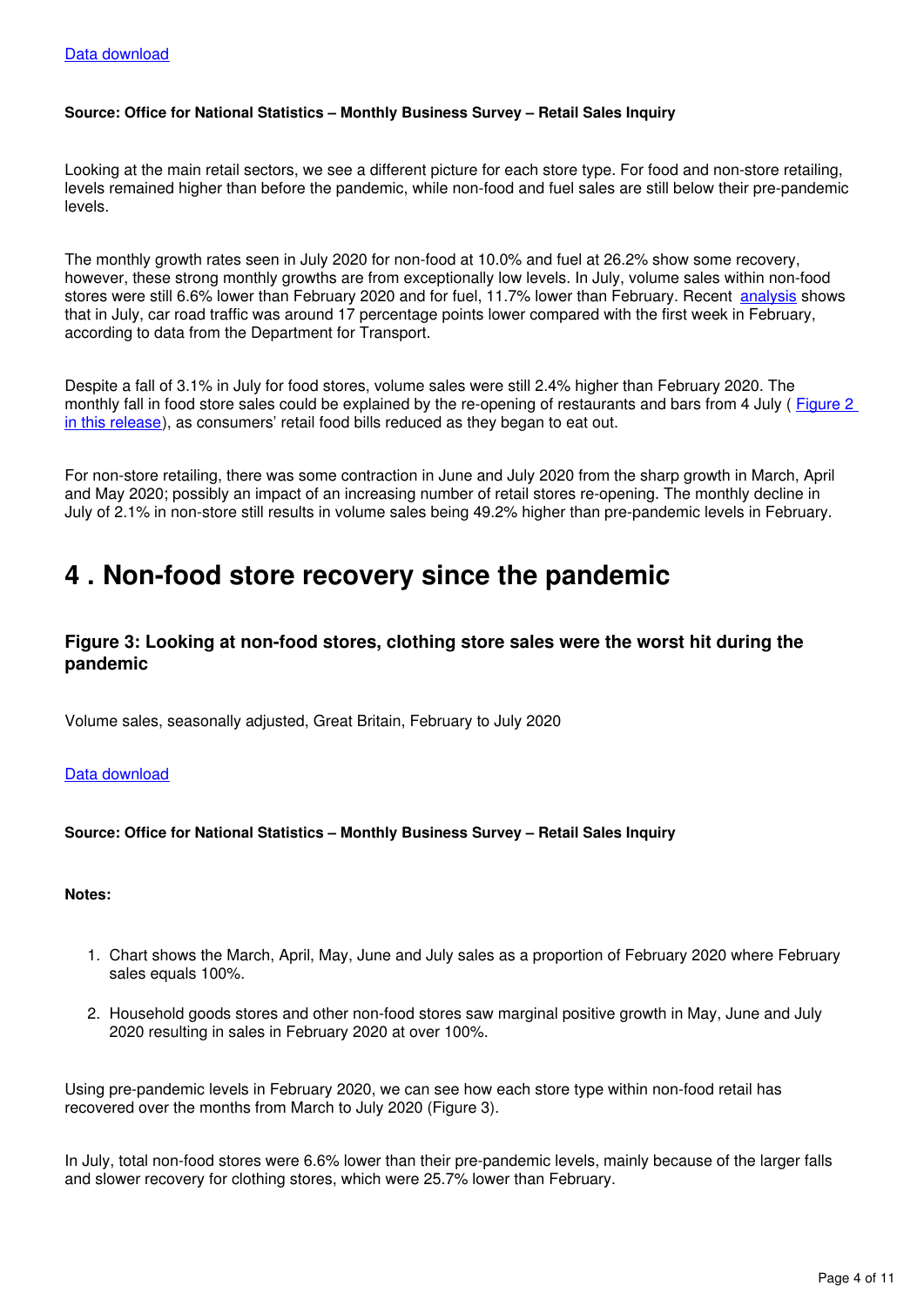[Data download](#)

**Source: Office for National Statistics – Monthly Business Survey – Retail Sales Inquiry**

Looking at the main retail sectors, we see a different picture for each store type. For food and non-store retailing, levels remained higher than before the pandemic, while non-food and fuel sales are still below their pre-pandemic levels.

The monthly growth rates seen in July 2020 for non-food at 10.0% and fuel at 26.2% show some recovery, however, these strong monthly growths are from exceptionally low levels. In July, volume sales within non-food stores were still 6.6% lower than February 2020 and for fuel, 11.7% lower than February. Recent [analysis](#) shows that in July, car road traffic was around 17 percentage points lower compared with the first week in February, according to data from the Department for Transport.

Despite a fall of 3.1% in July for food stores, volume sales were still 2.4% higher than February 2020. The monthly fall in food store sales could be explained by the re-opening of restaurants and bars from 4 July ( [Figure 2 in this release](#)), as consumers' retail food bills reduced as they began to eat out.

For non-store retailing, there was some contraction in June and July 2020 from the sharp growth in March, April and May 2020; possibly an impact of an increasing number of retail stores re-opening. The monthly decline in July of 2.1% in non-store still results in volume sales being 49.2% higher than pre-pandemic levels in February.

# 4 . Non-food store recovery since the pandemic

### Figure 3: Looking at non-food stores, clothing store sales were the worst hit during the pandemic

Volume sales, seasonally adjusted, Great Britain, February to July 2020

[Data download](#)

**Source: Office for National Statistics – Monthly Business Survey – Retail Sales Inquiry**

**Notes:**

1. Chart shows the March, April, May, June and July sales as a proportion of February 2020 where February sales equals 100%.
2. Household goods stores and other non-food stores saw marginal positive growth in May, June and July 2020 resulting in sales in February 2020 at over 100%.

Using pre-pandemic levels in February 2020, we can see how each store type within non-food retail has recovered over the months from March to July 2020 (Figure 3).

In July, total non-food stores were 6.6% lower than their pre-pandemic levels, mainly because of the larger falls and slower recovery for clothing stores, which were 25.7% lower than February.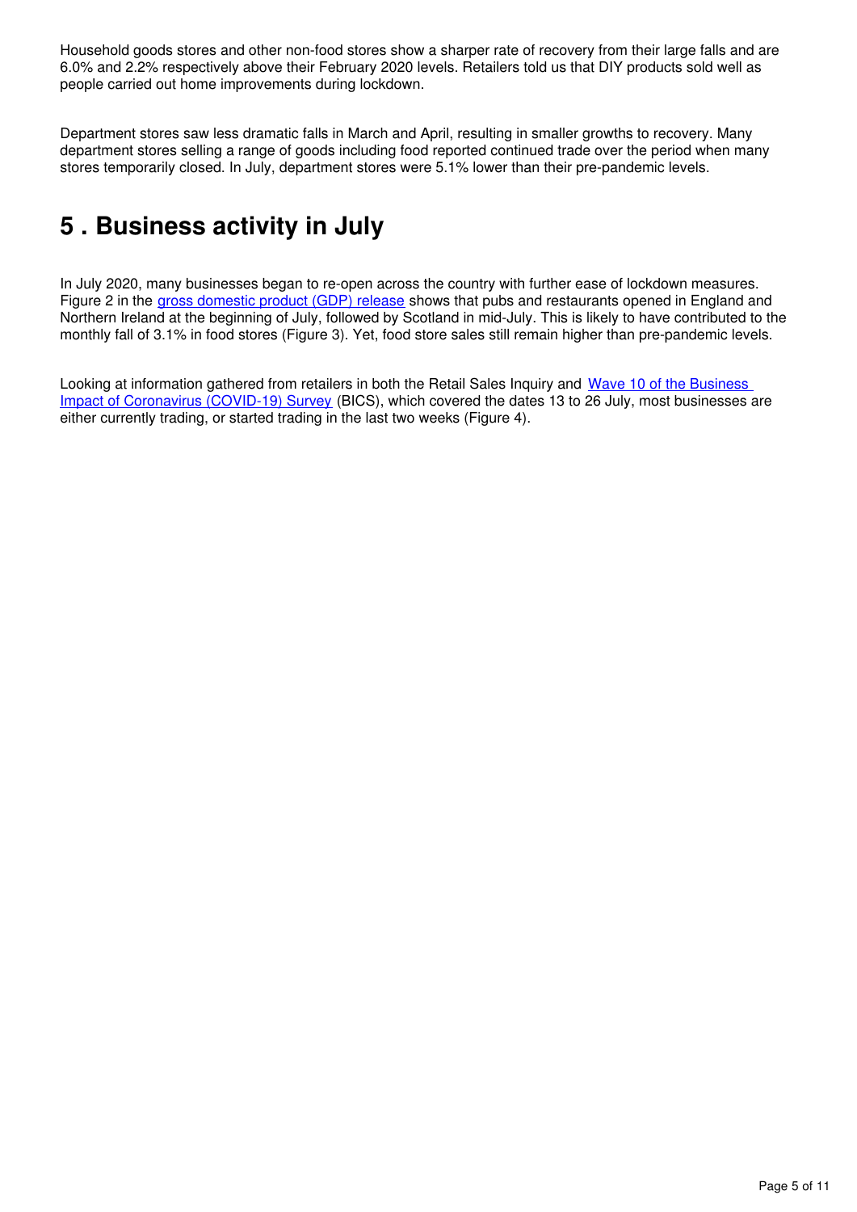Household goods stores and other non-food stores show a sharper rate of recovery from their large falls and are 6.0% and 2.2% respectively above their February 2020 levels. Retailers told us that DIY products sold well as people carried out home improvements during lockdown.

Department stores saw less dramatic falls in March and April, resulting in smaller growths to recovery. Many department stores selling a range of goods including food reported continued trade over the period when many stores temporarily closed. In July, department stores were 5.1% lower than their pre-pandemic levels.

# 5 . Business activity in July

In July 2020, many businesses began to re-open across the country with further ease of lockdown measures. Figure 2 in the [gross domestic product (GDP) release](#) shows that pubs and restaurants opened in England and Northern Ireland at the beginning of July, followed by Scotland in mid-July. This is likely to have contributed to the monthly fall of 3.1% in food stores (Figure 3). Yet, food store sales still remain higher than pre-pandemic levels.

Looking at information gathered from retailers in both the Retail Sales Inquiry and [Wave 10 of the Business Impact of Coronavirus (COVID-19) Survey](#) (BICS), which covered the dates 13 to 26 July, most businesses are either currently trading, or started trading in the last two weeks (Figure 4).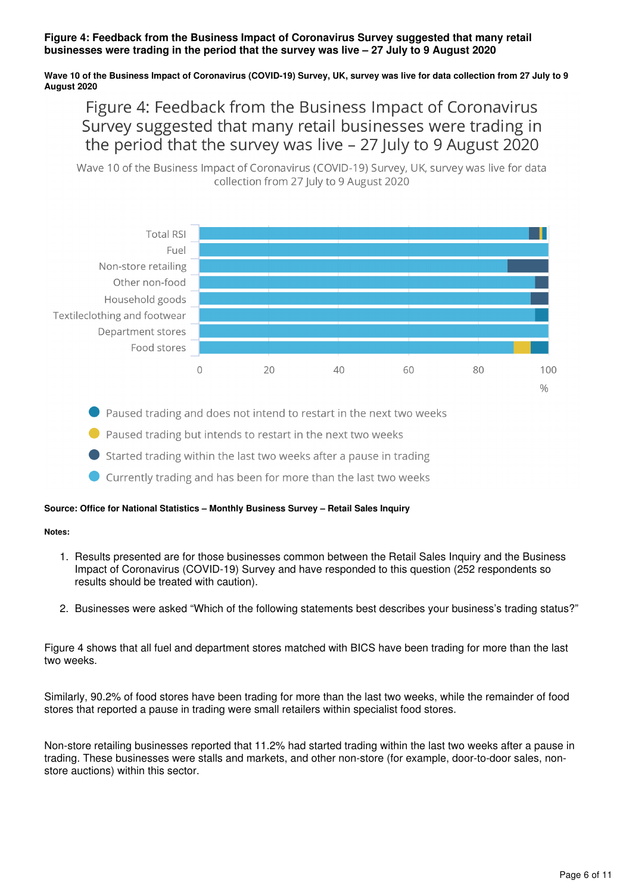**Figure 4: Feedback from the Business Impact of Coronavirus Survey suggested that many retail businesses were trading in the period that the survey was live – 27 July to 9 August 2020**

**Wave 10 of the Business Impact of Coronavirus (COVID-19) Survey, UK, survey was live for data collection from 27 July to 9 August 2020**

Figure 4: Feedback from the Business Impact of Coronavirus Survey suggested that many retail businesses were trading in the period that the survey was live – 27 July to 9 August 2020

Wave 10 of the Business Impact of Coronavirus (COVID-19) Survey, UK, survey was live for data collection from 27 July to 9 August 2020

Total RSI
Fuel
Non-store retailing
Other non-food
Household goods
Textileclothing and footwear
Department stores
Food stores

0 20 40 60 80 100
%

- Paused trading and does not intend to restart in the next two weeks
- Paused trading but intends to restart in the next two weeks
- Started trading within the last two weeks after a pause in trading
- Currently trading and has been for more than the last two weeks

**Source: Office for National Statistics – Monthly Business Survey – Retail Sales Inquiry**

**Notes:**

1. Results presented are for those businesses common between the Retail Sales Inquiry and the Business Impact of Coronavirus (COVID-19) Survey and have responded to this question (252 respondents so results should be treated with caution).
2. Businesses were asked "Which of the following statements best describes your business's trading status?"

Figure 4 shows that all fuel and department stores matched with BICS have been trading for more than the last two weeks.

Similarly, 90.2% of food stores have been trading for more than the last two weeks, while the remainder of food stores that reported a pause in trading were small retailers within specialist food stores.

Non-store retailing businesses reported that 11.2% had started trading within the last two weeks after a pause in trading. These businesses were stalls and markets, and other non-store (for example, door-to-door sales, non-store auctions) within this sector.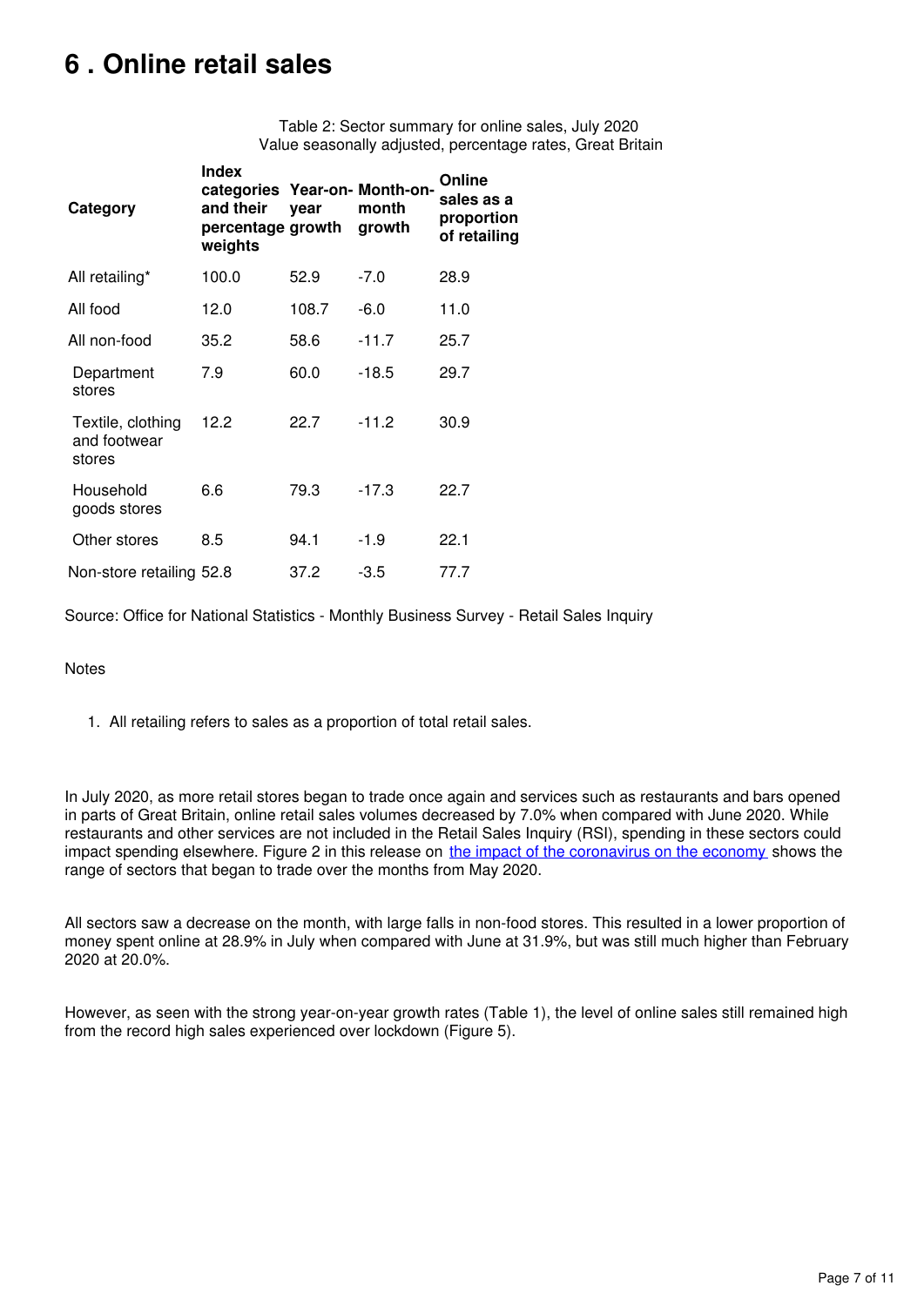# 6 . Online retail sales

Table 2: Sector summary for online sales, July 2020
Value seasonally adjusted, percentage rates, Great Britain

| Category | Index categories and their percentage weights | Year-on-year growth | Month-on-month growth | Online sales as a proportion of retailing |
|---|---|---|---|---|
| All retailing* | 100.0 | 52.9 | -7.0 | 28.9 |
| All food | 12.0 | 108.7 | -6.0 | 11.0 |
| All non-food | 35.2 | 58.6 | -11.7 | 25.7 |
| Department stores | 7.9 | 60.0 | -18.5 | 29.7 |
| Textile, clothing and footwear stores | 12.2 | 22.7 | -11.2 | 30.9 |
| Household goods stores | 6.6 | 79.3 | -17.3 | 22.7 |
| Other stores | 8.5 | 94.1 | -1.9 | 22.1 |
| Non-store retailing | 52.8 | 37.2 | -3.5 | 77.7 |

Source: Office for National Statistics - Monthly Business Survey - Retail Sales Inquiry

Notes

1. All retailing refers to sales as a proportion of total retail sales.

In July 2020, as more retail stores began to trade once again and services such as restaurants and bars opened in parts of Great Britain, online retail sales volumes decreased by 7.0% when compared with June 2020. While restaurants and other services are not included in the Retail Sales Inquiry (RSI), spending in these sectors could impact spending elsewhere. Figure 2 in this release on [the impact of the coronavirus on the economy](the impact of the coronavirus on the economy) shows the range of sectors that began to trade over the months from May 2020.

All sectors saw a decrease on the month, with large falls in non-food stores. This resulted in a lower proportion of money spent online at 28.9% in July when compared with June at 31.9%, but was still much higher than February 2020 at 20.0%.

However, as seen with the strong year-on-year growth rates (Table 1), the level of online sales still remained high from the record high sales experienced over lockdown (Figure 5).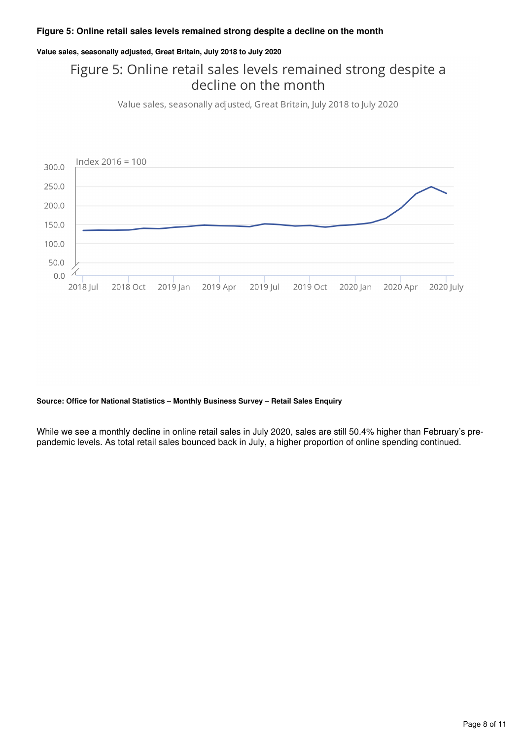### Figure 5: Online retail sales levels remained strong despite a decline on the month

#### Value sales, seasonally adjusted, Great Britain, July 2018 to July 2020

**Source: Office for National Statistics – Monthly Business Survey – Retail Sales Enquiry**

While we see a monthly decline in online retail sales in July 2020, sales are still 50.4% higher than February's pre-pandemic levels. As total retail sales bounced back in July, a higher proportion of online spending continued.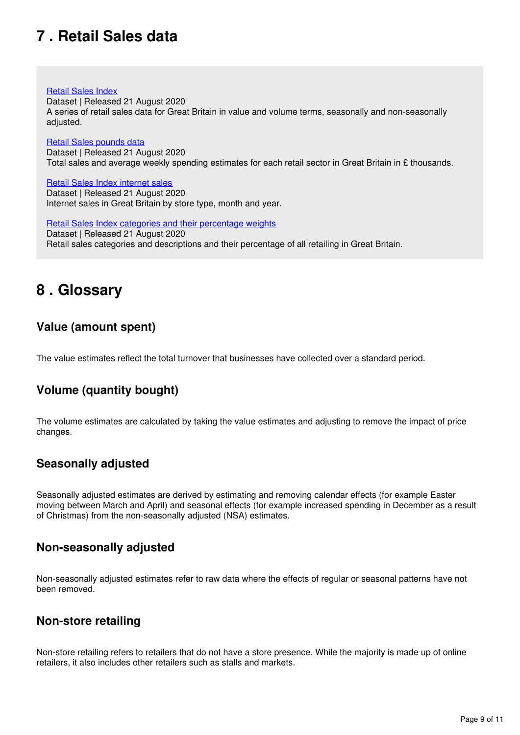## 7 . Retail Sales data

[Retail Sales Index](#)
Dataset | Released 21 August 2020
A series of retail sales data for Great Britain in value and volume terms, seasonally and non-seasonally adjusted.

[Retail Sales pounds data](#)
Dataset | Released 21 August 2020
Total sales and average weekly spending estimates for each retail sector in Great Britain in £ thousands.

[Retail Sales Index internet sales](#)
Dataset | Released 21 August 2020
Internet sales in Great Britain by store type, month and year.

[Retail Sales Index categories and their percentage weights](#)
Dataset | Released 21 August 2020
Retail sales categories and descriptions and their percentage of all retailing in Great Britain.

## 8 . Glossary

### Value (amount spent)

The value estimates reflect the total turnover that businesses have collected over a standard period.

### Volume (quantity bought)

The volume estimates are calculated by taking the value estimates and adjusting to remove the impact of price changes.

### Seasonally adjusted

Seasonally adjusted estimates are derived by estimating and removing calendar effects (for example Easter moving between March and April) and seasonal effects (for example increased spending in December as a result of Christmas) from the non-seasonally adjusted (NSA) estimates.

### Non-seasonally adjusted

Non-seasonally adjusted estimates refer to raw data where the effects of regular or seasonal patterns have not been removed.

### Non-store retailing

Non-store retailing refers to retailers that do not have a store presence. While the majority is made up of online retailers, it also includes other retailers such as stalls and markets.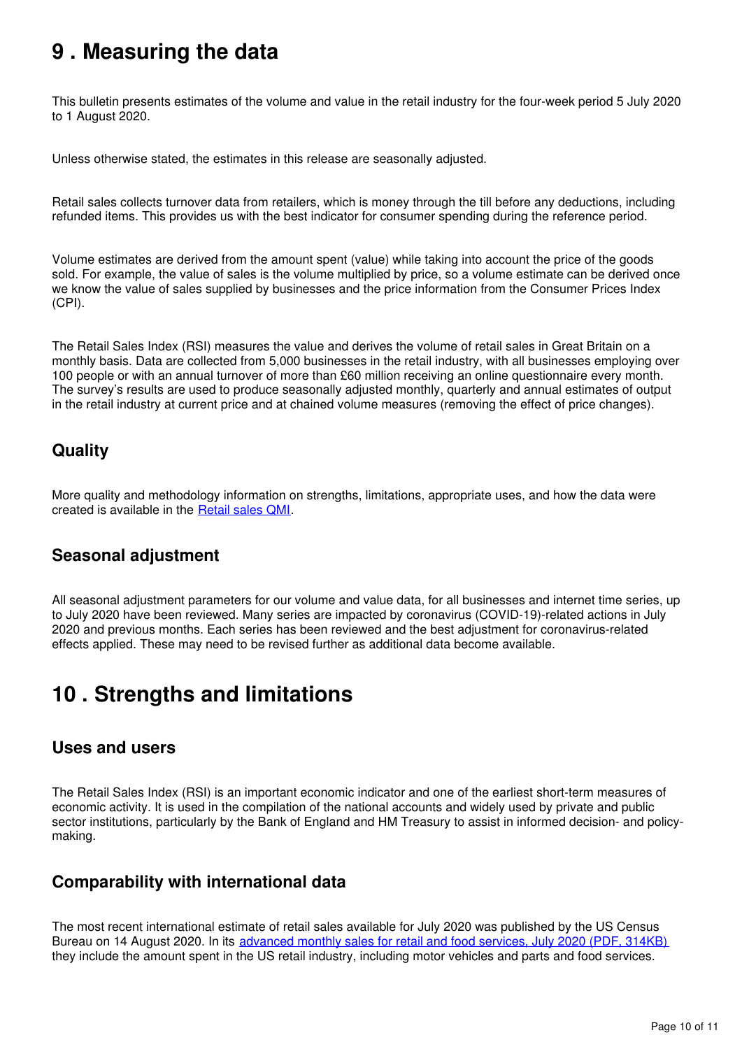## 9 . Measuring the data

This bulletin presents estimates of the volume and value in the retail industry for the four-week period 5 July 2020 to 1 August 2020.

Unless otherwise stated, the estimates in this release are seasonally adjusted.

Retail sales collects turnover data from retailers, which is money through the till before any deductions, including refunded items. This provides us with the best indicator for consumer spending during the reference period.

Volume estimates are derived from the amount spent (value) while taking into account the price of the goods sold. For example, the value of sales is the volume multiplied by price, so a volume estimate can be derived once we know the value of sales supplied by businesses and the price information from the Consumer Prices Index (CPI).

The Retail Sales Index (RSI) measures the value and derives the volume of retail sales in Great Britain on a monthly basis. Data are collected from 5,000 businesses in the retail industry, with all businesses employing over 100 people or with an annual turnover of more than £60 million receiving an online questionnaire every month. The survey's results are used to produce seasonally adjusted monthly, quarterly and annual estimates of output in the retail industry at current price and at chained volume measures (removing the effect of price changes).

### Quality

More quality and methodology information on strengths, limitations, appropriate uses, and how the data were created is available in the [Retail sales QMI](#).

### Seasonal adjustment

All seasonal adjustment parameters for our volume and value data, for all businesses and internet time series, up to July 2020 have been reviewed. Many series are impacted by coronavirus (COVID-19)-related actions in July 2020 and previous months. Each series has been reviewed and the best adjustment for coronavirus-related effects applied. These may need to be revised further as additional data become available.

## 10 . Strengths and limitations

### Uses and users

The Retail Sales Index (RSI) is an important economic indicator and one of the earliest short-term measures of economic activity. It is used in the compilation of the national accounts and widely used by private and public sector institutions, particularly by the Bank of England and HM Treasury to assist in informed decision- and policy-making.

### Comparability with international data

The most recent international estimate of retail sales available for July 2020 was published by the US Census Bureau on 14 August 2020. In its [advanced monthly sales for retail and food services, July 2020 (PDF, 314KB)](#) they include the amount spent in the US retail industry, including motor vehicles and parts and food services.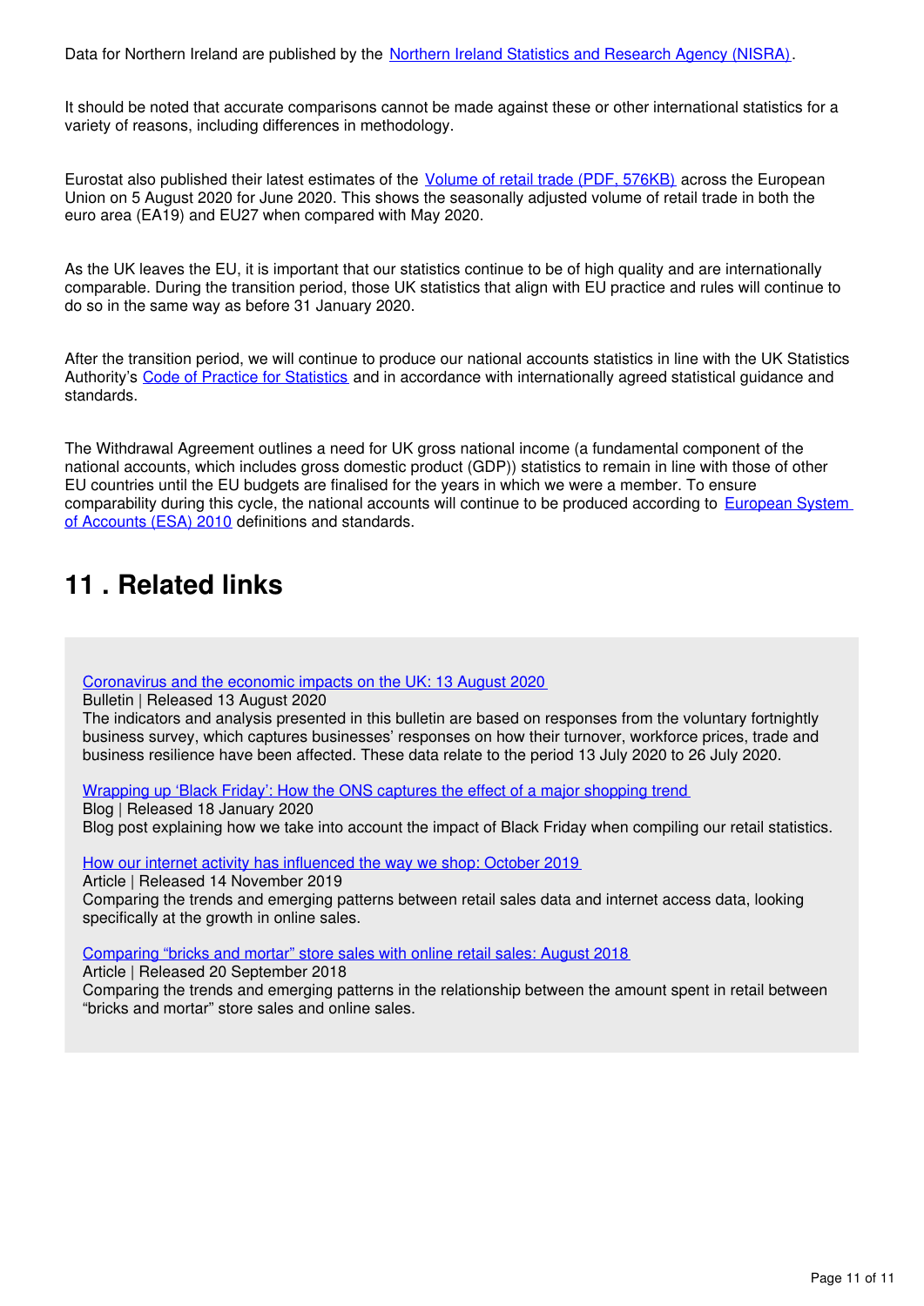Data for Northern Ireland are published by the [Northern Ireland Statistics and Research Agency (NISRA)](#).

It should be noted that accurate comparisons cannot be made against these or other international statistics for a variety of reasons, including differences in methodology.

Eurostat also published their latest estimates of the [Volume of retail trade (PDF, 576KB)](#) across the European Union on 5 August 2020 for June 2020. This shows the seasonally adjusted volume of retail trade in both the euro area (EA19) and EU27 when compared with May 2020.

As the UK leaves the EU, it is important that our statistics continue to be of high quality and are internationally comparable. During the transition period, those UK statistics that align with EU practice and rules will continue to do so in the same way as before 31 January 2020.

After the transition period, we will continue to produce our national accounts statistics in line with the UK Statistics Authority's [Code of Practice for Statistics](#) and in accordance with internationally agreed statistical guidance and standards.

The Withdrawal Agreement outlines a need for UK gross national income (a fundamental component of the national accounts, which includes gross domestic product (GDP)) statistics to remain in line with those of other EU countries until the EU budgets are finalised for the years in which we were a member. To ensure comparability during this cycle, the national accounts will continue to be produced according to [European System of Accounts (ESA) 2010](#) definitions and standards.

## 11 . Related links

[Coronavirus and the economic impacts on the UK: 13 August 2020](#)
Bulletin | Released 13 August 2020
The indicators and analysis presented in this bulletin are based on responses from the voluntary fortnightly business survey, which captures businesses' responses on how their turnover, workforce prices, trade and business resilience have been affected. These data relate to the period 13 July 2020 to 26 July 2020.

[Wrapping up 'Black Friday': How the ONS captures the effect of a major shopping trend](#)
Blog | Released 18 January 2020
Blog post explaining how we take into account the impact of Black Friday when compiling our retail statistics.

[How our internet activity has influenced the way we shop: October 2019](#)
Article | Released 14 November 2019
Comparing the trends and emerging patterns between retail sales data and internet access data, looking specifically at the growth in online sales.

[Comparing "bricks and mortar" store sales with online retail sales: August 2018](#)
Article | Released 20 September 2018
Comparing the trends and emerging patterns in the relationship between the amount spent in retail between "bricks and mortar" store sales and online sales.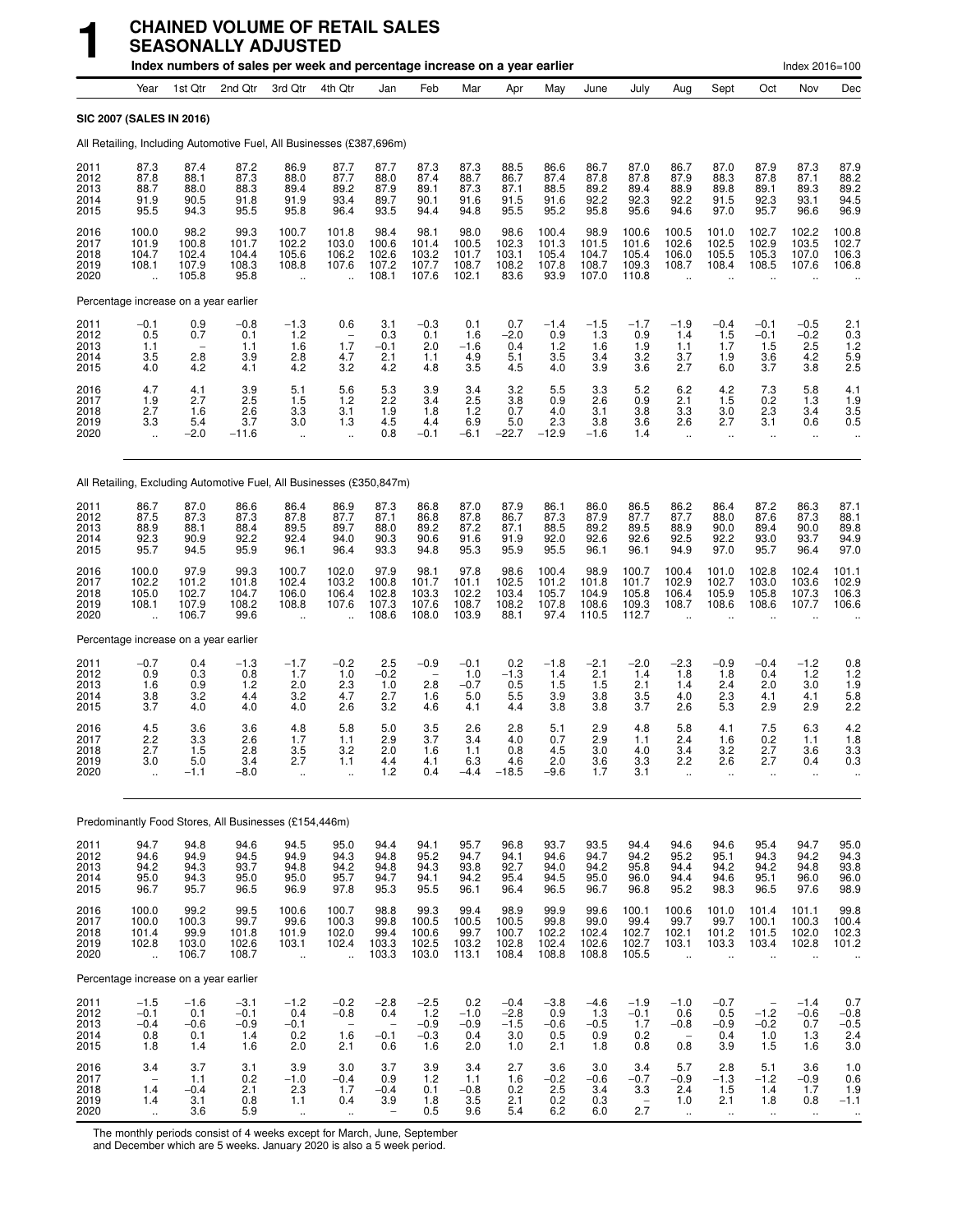# 1 CHAINED VOLUME OF RETAIL SALES SEASONALLY ADJUSTED

**Index numbers of sales per week and percentage increase on a year earlier** Index 2016=100

| | Year | 1st Qtr | 2nd Qtr | 3rd Qtr | 4th Qtr | Jan | Feb | Mar | Apr | May | June | July | Aug | Sept | Oct | Nov | Dec |
|---|---|---|---|---|---|---|---|---|---|---|---|---|---|---|---|---|---|
| **SIC 2007 (SALES IN 2016)** | | | | | | | | | | | | | | | | | |
| All Retailing, Including Automotive Fuel, All Businesses (£387,696m) | | | | | | | | | | | | | | | | | |
| 2011 | 87.3 | 87.4 | 87.2 | 86.9 | 87.7 | 87.7 | 87.3 | 87.3 | 88.5 | 86.6 | 86.7 | 87.0 | 86.7 | 87.0 | 87.9 | 87.3 | 87.9 |
| 2012 | 87.8 | 88.1 | 87.3 | 88.0 | 87.7 | 88.0 | 87.4 | 88.7 | 86.7 | 87.4 | 87.8 | 87.8 | 87.9 | 88.3 | 87.8 | 87.1 | 88.2 |
| 2013 | 88.7 | 88.0 | 88.3 | 89.4 | 89.2 | 87.9 | 89.1 | 87.3 | 87.1 | 88.5 | 89.2 | 89.4 | 88.9 | 89.8 | 89.1 | 89.3 | 89.2 |
| 2014 | 91.9 | 90.5 | 91.8 | 91.9 | 93.4 | 89.7 | 90.1 | 91.6 | 91.5 | 91.6 | 92.2 | 92.3 | 92.2 | 91.5 | 92.3 | 93.1 | 94.5 |
| 2015 | 95.5 | 94.3 | 95.5 | 95.8 | 96.4 | 93.5 | 94.4 | 94.8 | 95.5 | 95.2 | 95.8 | 95.6 | 94.6 | 97.0 | 95.7 | 96.6 | 96.9 |
| 2016 | 100.0 | 98.2 | 99.3 | 100.7 | 101.8 | 98.4 | 98.1 | 98.0 | 98.6 | 100.4 | 98.9 | 100.6 | 100.5 | 101.0 | 102.7 | 102.2 | 100.8 |
| 2017 | 101.9 | 100.8 | 101.7 | 102.2 | 103.0 | 100.6 | 101.4 | 100.5 | 102.3 | 101.3 | 101.5 | 101.6 | 102.6 | 102.5 | 102.9 | 103.5 | 102.7 |
| 2018 | 104.7 | 102.4 | 104.4 | 105.6 | 106.2 | 102.6 | 103.2 | 101.7 | 103.1 | 105.4 | 104.7 | 105.4 | 106.0 | 105.5 | 105.3 | 107.0 | 106.3 |
| 2019 | 108.1 | 107.9 | 108.3 | 108.8 | 107.6 | 107.2 | 107.7 | 108.7 | 108.2 | 107.8 | 108.7 | 109.3 | 108.7 | 108.4 | 108.5 | 107.6 | 106.8 |
| 2020 | .. | 105.8 | 95.8 | .. | .. | 108.1 | 107.6 | 102.1 | 83.6 | 93.9 | 107.0 | 110.8 | .. | .. | .. | .. | .. |
| Percentage increase on a year earlier | | | | | | | | | | | | | | | | | |
| 2011 | −0.1 | 0.9 | −0.8 | −1.3 | 0.6 | 3.1 | −0.3 | 0.1 | 0.7 | −1.4 | −1.5 | −1.7 | −1.9 | −0.4 | −0.1 | −0.5 | 2.1 |
| 2012 | 0.5 | 0.7 | 0.1 | 1.2 | – | 0.3 | 0.1 | 1.6 | −2.0 | 0.9 | 1.3 | 0.9 | 1.4 | 1.5 | −0.1 | −0.2 | 0.3 |
| 2013 | 1.1 | – | 1.1 | 1.6 | 1.7 | −0.1 | 2.0 | −1.6 | 0.4 | 1.2 | 1.6 | 1.9 | 1.1 | 1.7 | 1.5 | 2.5 | 1.2 |
| 2014 | 3.5 | 2.8 | 3.9 | 2.8 | 4.7 | 2.1 | 1.1 | 4.9 | 5.1 | 3.5 | 3.4 | 3.2 | 3.7 | 1.9 | 3.6 | 4.2 | 5.9 |
| 2015 | 4.0 | 4.2 | 4.1 | 4.2 | 3.2 | 4.2 | 4.8 | 3.5 | 4.5 | 4.0 | 3.9 | 3.6 | 2.7 | 6.0 | 3.7 | 3.8 | 2.5 |
| 2016 | 4.7 | 4.1 | 3.9 | 5.1 | 5.6 | 5.3 | 3.9 | 3.4 | 3.2 | 5.5 | 3.3 | 5.2 | 6.2 | 4.2 | 7.3 | 5.8 | 4.1 |
| 2017 | 1.9 | 2.7 | 2.5 | 1.5 | 1.2 | 2.2 | 3.4 | 2.5 | 3.8 | 0.9 | 2.6 | 0.9 | 2.1 | 1.5 | 0.2 | 1.3 | 1.9 |
| 2018 | 2.7 | 1.6 | 2.6 | 3.3 | 3.1 | 1.9 | 1.8 | 1.2 | 0.7 | 4.0 | 3.1 | 3.8 | 3.3 | 3.0 | 2.3 | 3.4 | 3.5 |
| 2019 | 3.3 | 5.4 | 3.7 | 3.0 | 1.3 | 4.5 | 4.4 | 6.9 | 5.0 | 2.3 | 3.8 | 3.6 | 2.6 | 2.7 | 3.1 | 0.6 | 0.5 |
| 2020 | .. | −2.0 | −11.6 | .. | .. | 0.8 | −0.1 | −6.1 | −22.7 | −12.9 | −1.6 | 1.4 | .. | .. | .. | .. | .. |
| All Retailing, Excluding Automotive Fuel, All Businesses (£350,847m) | | | | | | | | | | | | | | | | | |
| 2011 | 86.7 | 87.0 | 86.6 | 86.4 | 86.9 | 87.3 | 86.8 | 87.0 | 87.9 | 86.1 | 86.0 | 86.5 | 86.2 | 86.4 | 87.2 | 86.3 | 87.1 |
| 2012 | 87.5 | 87.3 | 87.3 | 87.8 | 87.7 | 87.1 | 86.8 | 87.8 | 86.7 | 87.3 | 87.9 | 87.7 | 87.7 | 88.0 | 87.6 | 87.3 | 88.1 |
| 2013 | 88.9 | 88.1 | 88.4 | 89.5 | 89.7 | 88.0 | 89.2 | 87.2 | 87.1 | 88.5 | 89.2 | 89.5 | 88.9 | 90.0 | 89.4 | 90.0 | 89.8 |
| 2014 | 92.3 | 90.9 | 92.2 | 92.4 | 94.0 | 90.3 | 90.6 | 91.6 | 91.9 | 92.0 | 92.6 | 92.6 | 92.5 | 92.2 | 93.0 | 93.7 | 94.9 |
| 2015 | 95.7 | 94.5 | 95.9 | 96.1 | 96.4 | 93.3 | 94.8 | 95.3 | 95.9 | 95.5 | 96.1 | 96.1 | 94.9 | 97.0 | 95.7 | 96.4 | 97.0 |
| 2016 | 100.0 | 97.9 | 99.3 | 100.7 | 102.0 | 97.9 | 98.1 | 97.8 | 98.6 | 100.4 | 98.9 | 100.7 | 100.4 | 101.0 | 102.8 | 102.4 | 101.1 |
| 2017 | 102.2 | 101.2 | 101.8 | 102.4 | 103.2 | 100.8 | 101.7 | 101.1 | 102.5 | 101.2 | 101.8 | 101.7 | 102.9 | 102.7 | 103.0 | 103.6 | 102.9 |
| 2018 | 105.0 | 102.7 | 104.7 | 106.0 | 106.4 | 102.8 | 103.3 | 102.2 | 103.4 | 105.7 | 104.9 | 105.8 | 106.4 | 105.9 | 105.8 | 107.3 | 106.3 |
| 2019 | 108.1 | 107.9 | 108.2 | 108.8 | 107.6 | 107.3 | 107.6 | 108.7 | 108.2 | 107.8 | 108.6 | 109.3 | 108.7 | 108.6 | 108.6 | 107.7 | 106.6 |
| 2020 | .. | 106.7 | 99.6 | .. | .. | 108.6 | 108.0 | 103.9 | 88.1 | 97.4 | 110.5 | 112.7 | .. | .. | .. | .. | .. |
| Percentage increase on a year earlier | | | | | | | | | | | | | | | | | |
| 2011 | −0.7 | 0.4 | −1.3 | −1.7 | −0.2 | 2.5 | −0.9 | −0.1 | 0.2 | −1.8 | −2.1 | −2.0 | −2.3 | −0.9 | −0.4 | −1.2 | 0.8 |
| 2012 | 0.9 | 0.3 | 0.8 | 1.7 | 1.0 | −0.2 | – | 1.0 | −1.3 | 1.4 | 2.1 | 1.4 | 1.8 | 1.8 | 0.4 | 1.2 | 1.2 |
| 2013 | 1.6 | 0.9 | 1.2 | 2.0 | 2.3 | 1.0 | 2.8 | −0.7 | 0.5 | 1.5 | 1.5 | 2.1 | 1.4 | 2.4 | 2.0 | 3.0 | 1.9 |
| 2014 | 3.8 | 3.2 | 4.4 | 3.2 | 4.7 | 2.7 | 1.6 | 5.0 | 5.5 | 3.9 | 3.8 | 3.5 | 4.0 | 2.3 | 4.1 | 4.1 | 5.8 |
| 2015 | 3.7 | 4.0 | 4.0 | 4.0 | 2.6 | 3.2 | 4.6 | 4.1 | 4.4 | 3.8 | 3.8 | 3.7 | 2.6 | 5.3 | 2.9 | 2.9 | 2.2 |
| 2016 | 4.5 | 3.6 | 3.6 | 4.8 | 5.8 | 5.0 | 3.5 | 2.6 | 2.8 | 5.1 | 2.9 | 4.8 | 5.8 | 4.1 | 7.5 | 6.3 | 4.2 |
| 2017 | 2.2 | 3.3 | 2.6 | 1.7 | 1.1 | 2.9 | 3.7 | 3.4 | 4.0 | 0.7 | 2.9 | 1.1 | 2.4 | 1.6 | 0.2 | 1.1 | 1.8 |
| 2018 | 2.7 | 1.5 | 2.8 | 3.5 | 3.2 | 2.0 | 1.6 | 1.1 | 0.8 | 4.5 | 3.0 | 4.0 | 3.4 | 3.2 | 2.7 | 3.6 | 3.3 |
| 2019 | 3.0 | 5.0 | 3.4 | 2.7 | 1.1 | 4.4 | 4.1 | 6.3 | 4.6 | 2.0 | 3.6 | 3.3 | 2.2 | 2.6 | 2.7 | 0.4 | 0.3 |
| 2020 | .. | −1.1 | −8.0 | .. | .. | 1.2 | 0.4 | −4.4 | −18.5 | −9.6 | 1.7 | 3.1 | .. | .. | .. | .. | .. |
| Predominantly Food Stores, All Businesses (£154,446m) | | | | | | | | | | | | | | | | | |
| 2011 | 94.7 | 94.8 | 94.6 | 94.5 | 95.0 | 94.4 | 94.1 | 95.7 | 96.8 | 93.7 | 93.5 | 94.4 | 94.6 | 94.6 | 95.4 | 94.7 | 95.0 |
| 2012 | 94.6 | 94.9 | 94.5 | 94.9 | 94.3 | 94.8 | 95.2 | 94.7 | 94.1 | 94.6 | 94.7 | 94.2 | 95.2 | 95.1 | 94.3 | 94.2 | 94.3 |
| 2013 | 94.2 | 94.3 | 93.7 | 94.8 | 94.2 | 94.8 | 94.3 | 93.8 | 92.7 | 94.0 | 94.2 | 95.8 | 94.4 | 94.2 | 94.2 | 94.8 | 93.8 |
| 2014 | 95.0 | 94.3 | 95.0 | 95.0 | 95.7 | 94.7 | 94.1 | 94.2 | 95.4 | 94.5 | 95.0 | 96.0 | 94.4 | 94.6 | 95.1 | 96.0 | 96.0 |
| 2015 | 96.7 | 95.7 | 96.5 | 96.9 | 97.8 | 95.3 | 95.5 | 96.1 | 96.4 | 96.5 | 96.7 | 96.8 | 95.2 | 98.3 | 96.5 | 97.6 | 98.9 |
| 2016 | 100.0 | 99.2 | 99.5 | 100.6 | 100.7 | 98.8 | 99.3 | 99.4 | 98.9 | 99.9 | 99.6 | 100.1 | 100.6 | 101.0 | 101.4 | 101.1 | 99.8 |
| 2017 | 100.0 | 100.3 | 99.7 | 99.6 | 100.3 | 99.8 | 100.5 | 100.5 | 100.5 | 99.8 | 99.0 | 99.4 | 99.7 | 99.7 | 100.1 | 100.3 | 100.4 |
| 2018 | 101.4 | 99.9 | 101.8 | 101.9 | 102.0 | 99.4 | 100.6 | 99.7 | 100.7 | 102.2 | 102.4 | 102.7 | 102.1 | 101.2 | 101.5 | 102.0 | 102.3 |
| 2019 | 102.8 | 103.0 | 102.6 | 103.1 | 102.4 | 103.3 | 102.5 | 103.2 | 102.8 | 102.4 | 102.6 | 102.7 | 103.1 | 103.3 | 103.4 | 102.8 | 101.2 |
| 2020 | .. | 106.7 | 108.7 | .. | .. | 103.3 | 103.0 | 113.1 | 108.4 | 108.8 | 108.8 | 105.5 | .. | .. | .. | .. | .. |
| Percentage increase on a year earlier | | | | | | | | | | | | | | | | | |
| 2011 | −1.5 | −1.6 | −3.1 | −1.2 | −0.2 | −2.8 | −2.5 | 0.2 | −0.4 | −3.8 | −4.6 | −1.9 | −1.0 | −0.7 | – | −1.4 | 0.7 |
| 2012 | −0.1 | 0.1 | −0.1 | 0.4 | −0.8 | 0.4 | 1.2 | −1.0 | −2.8 | 0.9 | 1.3 | −0.1 | 0.6 | 0.5 | −1.2 | −0.6 | −0.8 |
| 2013 | −0.4 | −0.6 | −0.9 | −0.1 | – | – | −0.9 | −0.9 | −1.5 | −0.6 | −0.5 | 1.7 | −0.8 | −0.9 | −0.2 | 0.7 | −0.5 |
| 2014 | 0.8 | 0.1 | 1.4 | 0.2 | 1.6 | −0.1 | −0.3 | 0.4 | 3.0 | 0.5 | 0.9 | 0.2 | – | 0.4 | 1.0 | 1.3 | 2.4 |
| 2015 | 1.8 | 1.4 | 1.6 | 2.0 | 2.1 | 0.6 | 1.6 | 2.0 | 1.0 | 2.1 | 1.8 | 0.8 | 0.8 | 3.9 | 1.5 | 1.6 | 3.0 |
| 2016 | 3.4 | 3.7 | 3.1 | 3.9 | 3.0 | 3.7 | 3.9 | 3.4 | 2.7 | 3.6 | 3.0 | 3.4 | 5.7 | 2.8 | 5.1 | 3.6 | 1.0 |
| 2017 | – | 1.1 | 0.2 | −1.0 | −0.4 | 0.9 | 1.2 | 1.1 | 1.6 | −0.2 | −0.6 | −0.7 | −0.9 | −1.3 | −1.2 | −0.9 | 0.6 |
| 2018 | 1.4 | −0.4 | 2.1 | 2.3 | 1.7 | −0.4 | 0.1 | −0.8 | 0.2 | 2.5 | 3.4 | 3.3 | 2.4 | 1.5 | 1.4 | 1.7 | 1.9 |
| 2019 | 1.4 | 3.1 | 0.8 | 1.1 | 0.4 | 3.9 | 1.8 | 3.5 | 2.1 | 0.2 | 0.3 | – | 1.0 | 2.1 | 1.8 | 0.8 | −1.1 |
| 2020 | .. | 3.6 | 5.9 | .. | .. | – | 0.5 | 9.6 | 5.4 | 6.2 | 6.0 | 2.7 | .. | .. | .. | .. | .. |

The monthly periods consist of 4 weeks except for March, June, September and December which are 5 weeks. January 2020 is also a 5 week period.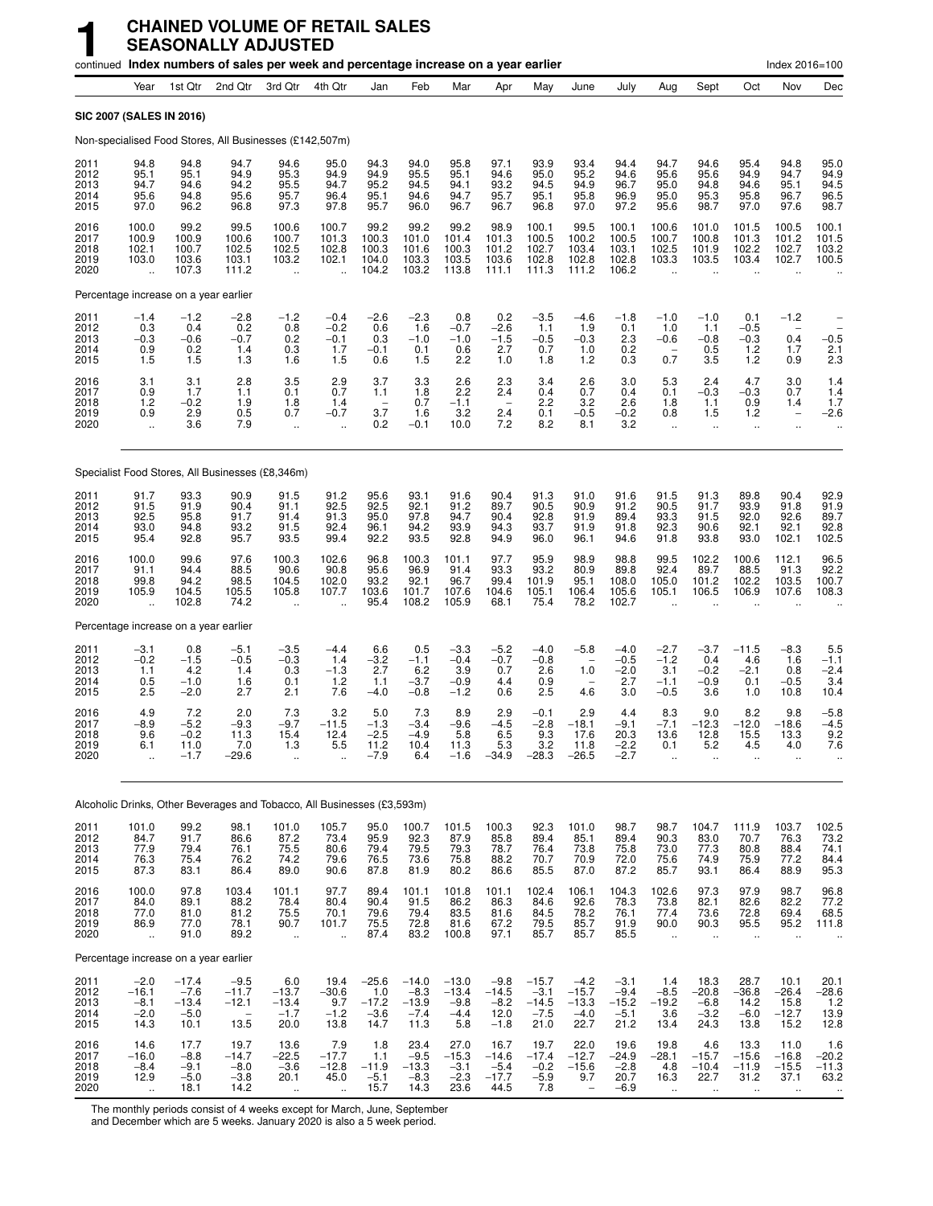# 1 CHAINED VOLUME OF RETAIL SALES SEASONALLY ADJUSTED

continued **Index numbers of sales per week and percentage increase on a year earlier** Index 2016=100

| | Year | 1st Qtr | 2nd Qtr | 3rd Qtr | 4th Qtr | Jan | Feb | Mar | Apr | May | June | July | Aug | Sept | Oct | Nov | Dec |
|---|---|---|---|---|---|---|---|---|---|---|---|---|---|---|---|---|---|
| **SIC 2007 (SALES IN 2016)** | | | | | | | | | | | | | | | | | |
| Non-specialised Food Stores, All Businesses (£142,507m) | | | | | | | | | | | | | | | | | |
| 2011 | 94.8 | 94.8 | 94.7 | 94.6 | 95.0 | 94.3 | 94.0 | 95.8 | 97.1 | 93.9 | 93.4 | 94.4 | 94.7 | 94.6 | 95.4 | 94.8 | 95.0 |
| 2012 | 95.1 | 95.1 | 94.9 | 95.3 | 94.9 | 94.9 | 95.5 | 95.1 | 94.6 | 95.0 | 95.2 | 94.6 | 95.6 | 95.6 | 94.9 | 94.7 | 94.9 |
| 2013 | 94.7 | 94.6 | 94.2 | 95.5 | 94.7 | 95.2 | 94.5 | 94.1 | 93.2 | 94.5 | 94.9 | 96.7 | 95.0 | 94.8 | 94.6 | 95.1 | 94.5 |
| 2014 | 95.6 | 94.8 | 95.6 | 95.7 | 96.4 | 95.1 | 94.6 | 94.7 | 95.7 | 95.1 | 95.8 | 96.9 | 95.0 | 95.3 | 95.8 | 96.7 | 96.5 |
| 2015 | 97.0 | 96.2 | 96.8 | 97.3 | 97.8 | 95.7 | 96.0 | 96.7 | 96.7 | 96.8 | 97.0 | 97.2 | 95.6 | 98.7 | 97.0 | 97.6 | 98.7 |
| 2016 | 100.0 | 99.2 | 99.5 | 100.6 | 100.7 | 99.2 | 99.2 | 99.2 | 98.9 | 100.1 | 99.5 | 100.1 | 100.6 | 101.0 | 101.5 | 100.5 | 100.1 |
| 2017 | 100.9 | 100.9 | 100.6 | 100.7 | 101.3 | 100.3 | 101.0 | 101.4 | 101.3 | 100.5 | 100.2 | 100.5 | 100.7 | 100.8 | 101.3 | 101.2 | 101.5 |
| 2018 | 102.1 | 100.7 | 102.5 | 102.5 | 102.8 | 100.3 | 101.6 | 100.3 | 101.2 | 102.7 | 103.4 | 103.1 | 102.5 | 101.9 | 102.2 | 102.7 | 103.2 |
| 2019 | 103.0 | 103.6 | 103.1 | 103.2 | 102.1 | 104.0 | 103.3 | 103.5 | 103.6 | 102.8 | 102.8 | 102.8 | 103.3 | 103.5 | 103.4 | 102.7 | 100.5 |
| 2020 | .. | 107.3 | 111.2 | .. | .. | 104.2 | 103.2 | 113.8 | 111.1 | 111.3 | 111.2 | 106.2 | .. | .. | .. | .. | .. |
| Percentage increase on a year earlier | | | | | | | | | | | | | | | | | |
| 2011 | −1.4 | −1.2 | −2.8 | −1.2 | −0.4 | −2.6 | −2.3 | 0.8 | 0.2 | −3.5 | −4.6 | −1.8 | −1.0 | −1.0 | 0.1 | −1.2 | – |
| 2012 | 0.3 | 0.4 | 0.2 | 0.8 | −0.2 | 0.6 | 1.6 | −0.7 | −2.6 | 1.1 | 1.9 | 0.1 | 1.0 | 1.1 | −0.5 | – | – |
| 2013 | −0.3 | −0.6 | −0.7 | 0.2 | −0.1 | 0.3 | −1.0 | −1.0 | −1.5 | −0.5 | −0.3 | 2.3 | −0.6 | −0.8 | −0.3 | 0.4 | −0.5 |
| 2014 | 0.9 | 0.2 | 1.4 | 0.3 | 1.7 | −0.1 | 0.1 | 0.6 | 2.7 | 0.7 | 1.0 | 0.2 | – | 0.5 | 1.2 | 1.7 | 2.1 |
| 2015 | 1.5 | 1.5 | 1.3 | 1.6 | 1.5 | 0.6 | 1.5 | 2.2 | 1.0 | 1.8 | 1.2 | 0.3 | 0.7 | 3.5 | 1.2 | 0.9 | 2.3 |
| 2016 | 3.1 | 3.1 | 2.8 | 3.5 | 2.9 | 3.7 | 3.3 | 2.6 | 2.3 | 3.4 | 2.6 | 3.0 | 5.3 | 2.4 | 4.7 | 3.0 | 1.4 |
| 2017 | 0.9 | 1.7 | 1.1 | 0.1 | 0.7 | 1.1 | 1.8 | 2.2 | 2.4 | 0.4 | 0.7 | 0.4 | 0.1 | −0.3 | −0.3 | 0.7 | 1.4 |
| 2018 | 1.2 | −0.2 | 1.9 | 1.8 | 1.4 | – | 0.7 | −1.1 | – | 2.2 | 3.2 | 2.6 | 1.8 | 1.1 | 0.9 | 1.4 | 1.7 |
| 2019 | 0.9 | 2.9 | 0.5 | 0.7 | −0.7 | 3.7 | 1.6 | 3.2 | 2.4 | 0.1 | −0.5 | −0.2 | 0.8 | 1.5 | 1.2 | – | −2.6 |
| 2020 | .. | 3.6 | 7.9 | .. | .. | 0.2 | −0.1 | 10.0 | 7.2 | 8.2 | 8.1 | 3.2 | .. | .. | .. | .. | .. |
| Specialist Food Stores, All Businesses (£8,346m) | | | | | | | | | | | | | | | | | |
| 2011 | 91.7 | 93.3 | 90.9 | 91.5 | 91.2 | 95.6 | 93.1 | 91.6 | 90.4 | 91.3 | 91.0 | 91.6 | 91.5 | 91.3 | 89.8 | 90.4 | 92.9 |
| 2012 | 91.5 | 91.9 | 90.4 | 91.1 | 92.5 | 92.5 | 92.1 | 91.2 | 89.7 | 90.6 | 90.9 | 91.2 | 90.5 | 91.7 | 93.9 | 91.8 | 91.9 |
| 2013 | 92.5 | 95.8 | 91.7 | 91.4 | 91.3 | 95.0 | 97.8 | 94.7 | 90.4 | 92.8 | 91.9 | 89.4 | 93.3 | 91.5 | 92.0 | 92.6 | 89.7 |
| 2014 | 93.0 | 94.8 | 93.2 | 91.5 | 92.4 | 96.1 | 94.2 | 93.9 | 94.3 | 93.7 | 91.9 | 91.8 | 92.3 | 90.6 | 92.1 | 92.1 | 92.8 |
| 2015 | 95.4 | 92.8 | 95.7 | 93.5 | 99.4 | 92.2 | 93.5 | 92.8 | 94.9 | 96.0 | 96.1 | 94.6 | 91.8 | 93.8 | 93.0 | 102.1 | 102.5 |
| 2016 | 100.0 | 99.6 | 97.6 | 100.3 | 102.6 | 96.8 | 100.3 | 101.1 | 97.7 | 95.9 | 98.9 | 98.8 | 99.5 | 102.2 | 100.6 | 112.1 | 96.5 |
| 2017 | 91.1 | 94.4 | 88.5 | 90.6 | 90.8 | 95.6 | 96.9 | 91.4 | 93.3 | 93.2 | 80.9 | 89.8 | 92.4 | 89.7 | 88.5 | 91.3 | 92.2 |
| 2018 | 99.8 | 94.2 | 98.5 | 104.5 | 102.0 | 93.2 | 92.1 | 96.7 | 99.4 | 101.9 | 95.1 | 108.0 | 105.0 | 101.2 | 102.2 | 103.5 | 100.7 |
| 2019 | 105.9 | 104.5 | 105.5 | 105.8 | 107.7 | 103.6 | 101.7 | 107.6 | 104.6 | 105.1 | 106.4 | 105.6 | 105.1 | 106.5 | 106.9 | 107.6 | 108.3 |
| 2020 | .. | 102.8 | 74.2 | .. | .. | 95.4 | 108.2 | 105.9 | 68.1 | 75.4 | 78.2 | 102.7 | .. | .. | .. | .. | .. |
| Percentage increase on a year earlier | | | | | | | | | | | | | | | | | |
| 2011 | −3.1 | 0.8 | −5.1 | −3.5 | −4.4 | 6.6 | 0.5 | −3.3 | −5.2 | −4.0 | −5.8 | −4.0 | −2.7 | −3.7 | −11.5 | −8.3 | 5.5 |
| 2012 | −0.2 | −1.5 | −0.5 | −0.3 | 1.4 | −3.2 | −1.1 | −0.4 | −0.7 | −0.8 | – | −0.5 | −1.2 | 0.4 | 4.6 | 1.6 | −1.1 |
| 2013 | 1.1 | 4.2 | 1.4 | 0.3 | −1.3 | 2.7 | 6.2 | 3.9 | 0.7 | 2.6 | 1.0 | −2.0 | 3.1 | −0.2 | −2.1 | 0.8 | −2.4 |
| 2014 | 0.5 | −1.0 | 1.6 | 0.1 | 1.2 | 1.1 | −3.7 | −0.9 | 4.4 | 0.9 | – | 2.7 | −1.1 | −0.9 | 0.1 | −0.5 | 3.4 |
| 2015 | 2.5 | −2.0 | 2.7 | 2.1 | 7.6 | −4.0 | −0.8 | −1.2 | 0.6 | 2.5 | 4.6 | 3.0 | −0.5 | 3.6 | 1.0 | 10.8 | 10.4 |
| 2016 | 4.9 | 7.2 | 2.0 | 7.3 | 3.2 | 5.0 | 7.3 | 8.9 | 2.9 | −0.1 | 2.9 | 4.4 | 8.3 | 9.0 | 8.2 | 9.8 | −5.8 |
| 2017 | −8.9 | −5.2 | −9.3 | −9.7 | −11.5 | −1.3 | −3.4 | −9.6 | −4.5 | −2.8 | −18.1 | −9.1 | −7.1 | −12.3 | −12.0 | −18.6 | −4.5 |
| 2018 | 9.6 | −0.2 | 11.3 | 15.4 | 12.4 | −2.5 | −4.9 | 5.8 | 6.5 | 9.3 | 17.6 | 20.3 | 13.6 | 12.8 | 15.5 | 13.3 | 9.2 |
| 2019 | 6.1 | 11.0 | 7.0 | 1.3 | 5.5 | 11.2 | 10.4 | 11.3 | 5.3 | 3.2 | 11.8 | −2.2 | 0.1 | 5.2 | 4.5 | 4.0 | 7.6 |
| 2020 | .. | −1.7 | −29.6 | .. | .. | −7.9 | 6.4 | −1.6 | −34.9 | −28.3 | −26.5 | −2.7 | .. | .. | .. | .. | .. |
| Alcoholic Drinks, Other Beverages and Tobacco, All Businesses (£3,593m) | | | | | | | | | | | | | | | | | |
| 2011 | 101.0 | 99.2 | 98.1 | 101.0 | 105.7 | 95.0 | 100.7 | 101.5 | 100.3 | 92.3 | 101.0 | 98.7 | 98.7 | 104.7 | 111.9 | 103.7 | 102.5 |
| 2012 | 84.7 | 91.7 | 86.6 | 87.2 | 73.4 | 95.9 | 92.3 | 87.9 | 85.8 | 89.4 | 85.1 | 89.4 | 90.3 | 83.0 | 70.7 | 76.3 | 73.2 |
| 2013 | 77.9 | 79.4 | 76.1 | 75.5 | 80.6 | 79.4 | 79.5 | 79.3 | 78.7 | 76.4 | 73.8 | 75.8 | 73.0 | 77.3 | 80.8 | 88.4 | 74.1 |
| 2014 | 76.3 | 75.4 | 76.2 | 74.2 | 79.6 | 76.5 | 73.6 | 75.8 | 88.2 | 70.7 | 70.9 | 72.0 | 75.6 | 74.9 | 75.9 | 77.2 | 84.4 |
| 2015 | 87.3 | 83.1 | 86.4 | 89.0 | 90.6 | 87.8 | 81.9 | 80.2 | 86.6 | 85.5 | 87.0 | 87.2 | 85.7 | 93.1 | 86.4 | 88.9 | 95.3 |
| 2016 | 100.0 | 97.8 | 103.4 | 101.1 | 97.7 | 89.4 | 101.1 | 101.8 | 101.1 | 102.4 | 106.1 | 104.3 | 102.6 | 97.3 | 97.9 | 98.7 | 96.8 |
| 2017 | 84.0 | 89.1 | 88.2 | 78.4 | 80.4 | 90.4 | 91.5 | 86.2 | 86.3 | 84.6 | 92.6 | 78.3 | 73.8 | 82.1 | 82.6 | 82.2 | 77.2 |
| 2018 | 77.0 | 81.0 | 81.2 | 75.5 | 70.1 | 79.6 | 79.4 | 83.5 | 81.6 | 84.5 | 78.2 | 76.1 | 77.4 | 73.6 | 72.8 | 69.4 | 68.5 |
| 2019 | 86.9 | 77.0 | 78.1 | 90.7 | 101.7 | 75.5 | 72.8 | 81.6 | 67.2 | 79.5 | 85.7 | 91.9 | 90.0 | 90.3 | 95.5 | 95.2 | 111.8 |
| 2020 | .. | 91.0 | 89.2 | .. | .. | 87.4 | 83.2 | 100.8 | 97.1 | 85.7 | 85.7 | 85.5 | .. | .. | .. | .. | .. |
| Percentage increase on a year earlier | | | | | | | | | | | | | | | | | |
| 2011 | −2.0 | −17.4 | −9.5 | 6.0 | 19.4 | −25.6 | −14.0 | −13.0 | −9.8 | −15.7 | −4.2 | −3.1 | 1.4 | 18.3 | 28.7 | 10.1 | 20.1 |
| 2012 | −16.1 | −7.6 | −11.7 | −13.7 | −30.6 | 1.0 | −8.3 | −13.4 | −14.5 | −3.1 | −15.7 | −9.4 | −8.5 | −20.8 | −36.8 | −26.4 | −28.6 |
| 2013 | −8.1 | −13.4 | −12.1 | −13.4 | 9.7 | −17.2 | −13.9 | −9.8 | −8.2 | −14.5 | −13.3 | −15.2 | −19.2 | −6.8 | 14.2 | 15.8 | 1.2 |
| 2014 | −2.0 | −5.0 | – | −1.7 | −1.2 | −3.6 | −7.4 | −4.4 | 12.0 | −7.5 | −4.0 | −5.1 | 3.6 | −3.2 | −6.0 | −12.7 | 13.9 |
| 2015 | 14.3 | 10.1 | 13.5 | 20.0 | 13.8 | 14.7 | 11.3 | 5.8 | −1.8 | 21.0 | 22.7 | 21.2 | 13.4 | 24.3 | 13.8 | 15.2 | 12.8 |
| 2016 | 14.6 | 17.7 | 19.7 | 13.6 | 7.9 | 1.8 | 23.4 | 27.0 | 16.7 | 19.7 | 22.0 | 19.6 | 19.8 | 4.6 | 13.3 | 11.0 | 1.6 |
| 2017 | −16.0 | −8.8 | −14.7 | −22.5 | −17.7 | 1.1 | −9.5 | −15.3 | −14.6 | −17.4 | −12.7 | −24.9 | −28.1 | −15.7 | −15.6 | −16.8 | −20.2 |
| 2018 | −8.4 | −9.1 | −8.0 | −3.6 | −12.8 | −11.9 | −13.3 | −3.1 | −5.4 | −0.2 | −15.6 | −2.8 | 4.8 | −10.4 | −11.9 | −15.5 | −11.3 |
| 2019 | 12.9 | −5.0 | −3.8 | 20.1 | 45.0 | −5.1 | −8.3 | −2.3 | −17.7 | −5.9 | 9.7 | 20.7 | 16.3 | 22.7 | 31.2 | 37.1 | 63.2 |
| 2020 | .. | 18.1 | 14.2 | .. | .. | 15.7 | 14.3 | 23.6 | 44.5 | 7.8 | – | −6.9 | .. | .. | .. | .. | .. |

The monthly periods consist of 4 weeks except for March, June, September and December which are 5 weeks. January 2020 is also a 5 week period.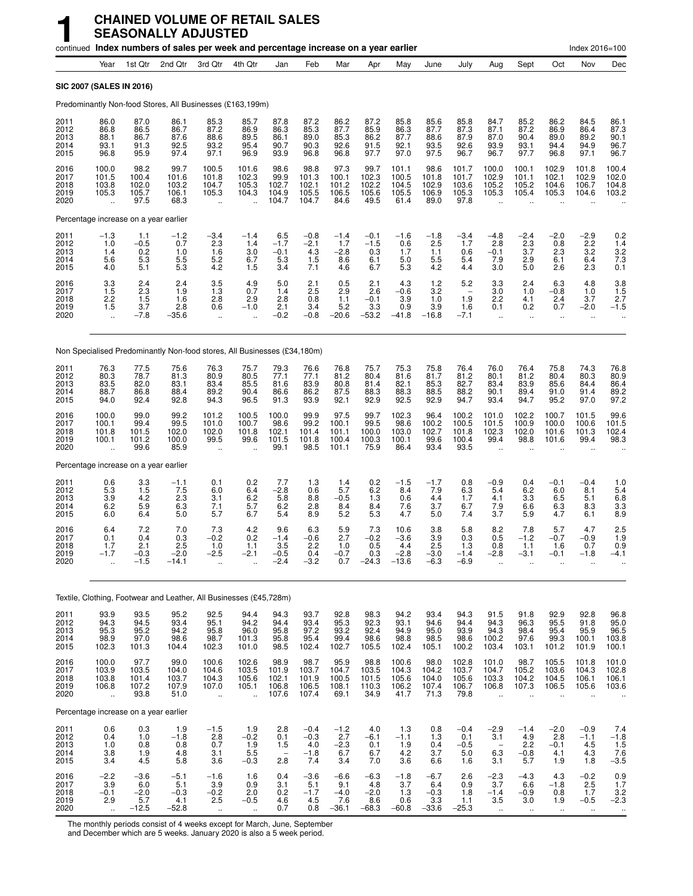# 1 CHAINED VOLUME OF RETAIL SALES SEASONALLY ADJUSTED

continued **Index numbers of sales per week and percentage increase on a year earlier** Index 2016=100

| | Year | 1st Qtr | 2nd Qtr | 3rd Qtr | 4th Qtr | Jan | Feb | Mar | Apr | May | June | July | Aug | Sept | Oct | Nov | Dec |
|---|---|---|---|---|---|---|---|---|---|---|---|---|---|---|---|---|---|
| **SIC 2007 (SALES IN 2016)** | | | | | | | | | | | | | | | | | |
| Predominantly Non-food Stores, All Businesses (£163,199m) | | | | | | | | | | | | | | | | | |
| 2011 | 86.0 | 87.0 | 86.1 | 85.3 | 85.7 | 87.8 | 87.2 | 86.2 | 87.2 | 85.8 | 85.6 | 85.8 | 84.7 | 85.2 | 86.2 | 84.5 | 86.1 |
| 2012 | 86.8 | 86.5 | 86.7 | 87.2 | 86.9 | 86.3 | 85.3 | 87.7 | 85.9 | 86.3 | 87.7 | 87.3 | 87.1 | 87.2 | 86.9 | 86.4 | 87.3 |
| 2013 | 88.1 | 86.7 | 87.6 | 88.6 | 89.5 | 86.1 | 89.0 | 85.3 | 86.2 | 87.7 | 88.6 | 87.9 | 87.0 | 90.4 | 89.0 | 89.2 | 90.1 |
| 2014 | 93.1 | 91.3 | 92.5 | 93.2 | 95.4 | 90.7 | 90.3 | 92.6 | 91.5 | 92.1 | 93.5 | 92.6 | 93.9 | 93.1 | 94.4 | 94.9 | 96.7 |
| 2015 | 96.8 | 95.9 | 97.4 | 97.1 | 96.9 | 93.9 | 96.8 | 96.8 | 97.7 | 97.0 | 97.5 | 96.7 | 96.7 | 97.7 | 96.8 | 97.1 | 96.7 |
| 2016 | 100.0 | 98.2 | 99.7 | 100.5 | 101.6 | 98.6 | 98.8 | 97.3 | 99.7 | 101.1 | 98.6 | 101.7 | 100.0 | 100.1 | 102.9 | 101.8 | 100.4 |
| 2017 | 101.5 | 100.4 | 101.6 | 101.8 | 102.3 | 99.9 | 101.3 | 100.1 | 102.3 | 100.5 | 101.8 | 101.7 | 102.9 | 101.1 | 102.1 | 102.9 | 102.0 |
| 2018 | 103.8 | 102.0 | 103.2 | 104.7 | 105.3 | 102.7 | 102.1 | 101.2 | 102.2 | 104.5 | 102.9 | 103.6 | 105.2 | 105.2 | 104.6 | 106.7 | 104.8 |
| 2019 | 105.3 | 105.7 | 106.1 | 105.3 | 104.3 | 104.9 | 105.5 | 106.5 | 105.6 | 105.5 | 106.9 | 105.3 | 105.3 | 105.4 | 105.3 | 104.6 | 103.2 |
| 2020 | .. | 97.5 | 68.3 | .. | .. | 104.7 | 104.7 | 84.6 | 49.5 | 61.4 | 89.0 | 97.8 | .. | .. | .. | .. | .. |
| Percentage increase on a year earlier | | | | | | | | | | | | | | | | | |
| 2011 | −1.3 | 1.1 | −1.2 | −3.4 | −1.4 | 6.5 | −0.8 | −1.4 | −0.1 | −1.6 | −1.8 | −3.4 | −4.8 | −2.4 | −2.0 | −2.9 | 0.2 |
| 2012 | 1.0 | −0.5 | 0.7 | 2.3 | 1.4 | −1.7 | −2.1 | 1.7 | −1.5 | 0.6 | 2.5 | 1.7 | 2.8 | 2.3 | 0.8 | 2.2 | 1.4 |
| 2013 | 1.4 | 0.2 | 1.0 | 1.6 | 3.0 | −0.1 | 4.3 | −2.8 | 0.3 | 1.7 | 1.1 | 0.6 | −0.1 | 3.7 | 2.3 | 3.2 | 3.2 |
| 2014 | 5.6 | 5.3 | 5.5 | 5.2 | 6.7 | 5.3 | 1.5 | 8.6 | 6.1 | 5.0 | 5.5 | 5.4 | 7.9 | 2.9 | 6.1 | 6.4 | 7.3 |
| 2015 | 4.0 | 5.1 | 5.3 | 4.2 | 1.5 | 3.4 | 7.1 | 4.6 | 6.7 | 5.3 | 4.2 | 4.4 | 3.0 | 5.0 | 2.6 | 2.3 | 0.1 |
| 2016 | 3.3 | 2.4 | 2.4 | 3.5 | 4.9 | 5.0 | 2.1 | 0.5 | 2.1 | 4.3 | 1.2 | 5.2 | 3.3 | 2.4 | 6.3 | 4.8 | 3.8 |
| 2017 | 1.5 | 2.3 | 1.9 | 1.3 | 0.7 | 1.4 | 2.5 | 2.9 | 2.6 | −0.6 | 3.2 | – | 3.0 | 1.0 | −0.8 | 1.0 | 1.5 |
| 2018 | 2.2 | 1.5 | 1.6 | 2.8 | 2.9 | 2.8 | 0.8 | 1.1 | −0.1 | 3.9 | 1.0 | 1.9 | 2.2 | 4.1 | 2.4 | 3.7 | 2.7 |
| 2019 | 1.5 | 3.7 | 2.8 | 0.6 | −1.0 | 2.1 | 3.4 | 5.2 | 3.3 | 0.9 | 3.9 | 1.6 | 0.1 | 0.2 | 0.7 | −2.0 | −1.5 |
| 2020 | .. | −7.8 | −35.6 | .. | .. | −0.2 | −0.8 | −20.6 | −53.2 | −41.8 | −16.8 | −7.1 | .. | .. | .. | .. | .. |
| Non Specialised Predominantly Non-food stores, All Businesses (£34,180m) | | | | | | | | | | | | | | | | | |
| 2011 | 76.3 | 77.5 | 75.6 | 76.3 | 75.7 | 79.3 | 76.6 | 76.8 | 75.7 | 75.3 | 75.8 | 76.4 | 76.0 | 76.4 | 75.8 | 74.3 | 76.8 |
| 2012 | 80.3 | 78.7 | 81.3 | 80.9 | 80.5 | 77.1 | 77.1 | 81.2 | 80.4 | 81.6 | 81.7 | 81.2 | 80.1 | 81.2 | 80.4 | 80.3 | 80.9 |
| 2013 | 83.5 | 82.0 | 83.1 | 83.4 | 85.5 | 81.6 | 83.9 | 80.8 | 81.4 | 82.1 | 85.3 | 82.7 | 83.4 | 83.9 | 85.6 | 84.4 | 86.4 |
| 2014 | 88.7 | 86.8 | 88.4 | 89.2 | 90.4 | 86.6 | 86.2 | 87.5 | 88.3 | 88.3 | 88.5 | 88.2 | 90.1 | 89.4 | 91.0 | 91.4 | 89.2 |
| 2015 | 94.0 | 92.4 | 92.8 | 94.3 | 96.5 | 91.3 | 93.9 | 92.1 | 92.9 | 92.5 | 92.9 | 94.7 | 93.4 | 94.7 | 95.2 | 97.0 | 97.2 |
| 2016 | 100.0 | 99.0 | 99.2 | 101.2 | 100.5 | 100.0 | 99.9 | 97.5 | 99.7 | 102.3 | 96.4 | 100.2 | 101.0 | 102.2 | 100.7 | 101.5 | 99.6 |
| 2017 | 100.1 | 99.4 | 99.5 | 101.0 | 100.7 | 98.6 | 99.2 | 100.1 | 99.5 | 98.6 | 100.2 | 100.5 | 101.5 | 100.9 | 100.0 | 100.6 | 101.5 |
| 2018 | 101.8 | 101.5 | 102.0 | 102.0 | 101.8 | 102.1 | 101.4 | 101.1 | 100.0 | 103.0 | 102.7 | 101.8 | 102.3 | 102.0 | 101.6 | 101.3 | 102.4 |
| 2019 | 100.1 | 101.2 | 100.0 | 99.5 | 99.6 | 101.5 | 101.8 | 100.4 | 100.3 | 100.1 | 99.6 | 100.4 | 99.4 | 98.8 | 101.6 | 99.4 | 98.3 |
| 2020 | .. | 99.6 | 85.9 | .. | .. | 99.1 | 98.5 | 101.1 | 75.9 | 86.4 | 93.4 | 93.5 | .. | .. | .. | .. | .. |
| Percentage increase on a year earlier | | | | | | | | | | | | | | | | | |
| 2011 | 0.6 | 3.3 | −1.1 | 0.1 | 0.2 | 7.7 | 1.3 | 1.4 | 0.2 | −1.5 | −1.7 | 0.8 | −0.9 | 0.4 | −0.1 | −0.4 | 1.0 |
| 2012 | 5.3 | 1.5 | 7.5 | 6.0 | 6.4 | −2.8 | 0.6 | 5.7 | 6.2 | 8.4 | 7.9 | 6.3 | 5.4 | 6.2 | 6.0 | 8.1 | 5.4 |
| 2013 | 3.9 | 4.2 | 2.3 | 3.1 | 6.2 | 5.8 | 8.8 | −0.5 | 1.3 | 0.6 | 4.4 | 1.7 | 4.1 | 3.3 | 6.5 | 5.1 | 6.8 |
| 2014 | 6.2 | 5.9 | 6.3 | 7.1 | 5.7 | 6.2 | 2.8 | 8.4 | 8.4 | 7.6 | 3.7 | 6.7 | 7.9 | 6.6 | 6.3 | 8.3 | 3.3 |
| 2015 | 6.0 | 6.4 | 5.0 | 5.7 | 6.7 | 5.4 | 8.9 | 5.2 | 5.3 | 4.7 | 5.0 | 7.4 | 3.7 | 5.9 | 4.7 | 6.1 | 8.9 |
| 2016 | 6.4 | 7.2 | 7.0 | 7.3 | 4.2 | 9.6 | 6.3 | 5.9 | 7.3 | 10.6 | 3.8 | 5.8 | 8.2 | 7.8 | 5.7 | 4.7 | 2.5 |
| 2017 | 0.1 | 0.4 | 0.3 | −0.2 | 0.2 | −1.4 | −0.6 | 2.7 | −0.2 | −3.6 | 3.9 | 0.3 | 0.5 | −1.2 | −0.7 | −0.9 | 1.9 |
| 2018 | 1.7 | 2.1 | 2.5 | 1.0 | 1.1 | 3.5 | 2.2 | 1.0 | 0.5 | 4.4 | 2.5 | 1.3 | 0.8 | 1.1 | 1.6 | 0.7 | 0.9 |
| 2019 | −1.7 | −0.3 | −2.0 | −2.5 | −2.1 | −0.5 | 0.4 | −0.7 | 0.3 | −2.8 | −3.0 | −1.4 | −2.8 | −3.1 | −0.1 | −1.8 | −4.1 |
| 2020 | .. | −1.5 | −14.1 | .. | .. | −2.4 | −3.2 | 0.7 | −24.3 | −13.6 | −6.3 | −6.9 | .. | .. | .. | .. | .. |
| Textile, Clothing, Footwear and Leather, All Businesses (£45,728m) | | | | | | | | | | | | | | | | | |
| 2011 | 93.9 | 93.5 | 95.2 | 92.5 | 94.4 | 94.3 | 93.7 | 92.8 | 98.3 | 94.2 | 93.4 | 94.3 | 91.5 | 91.8 | 92.9 | 92.8 | 96.8 |
| 2012 | 94.3 | 94.5 | 93.4 | 95.1 | 94.2 | 94.4 | 93.4 | 95.3 | 92.3 | 93.1 | 94.6 | 94.4 | 94.3 | 96.3 | 95.5 | 91.8 | 95.0 |
| 2013 | 95.3 | 95.2 | 94.2 | 95.8 | 96.0 | 95.8 | 97.2 | 93.2 | 92.4 | 94.9 | 95.0 | 93.9 | 94.3 | 98.4 | 95.4 | 95.9 | 96.5 |
| 2014 | 98.9 | 97.0 | 98.6 | 98.7 | 101.3 | 95.8 | 95.4 | 99.4 | 98.6 | 98.8 | 98.5 | 98.6 | 100.2 | 97.6 | 99.3 | 100.1 | 103.8 |
| 2015 | 102.3 | 101.3 | 104.4 | 102.3 | 101.0 | 98.5 | 102.4 | 102.7 | 105.5 | 102.4 | 105.1 | 100.2 | 103.4 | 103.1 | 101.2 | 101.9 | 100.1 |
| 2016 | 100.0 | 97.7 | 99.0 | 100.6 | 102.6 | 98.9 | 98.7 | 95.9 | 98.8 | 100.6 | 98.0 | 102.8 | 101.0 | 98.7 | 105.5 | 101.8 | 101.0 |
| 2017 | 103.9 | 103.5 | 104.0 | 104.6 | 103.5 | 101.9 | 103.7 | 104.7 | 103.5 | 104.3 | 104.2 | 103.7 | 104.7 | 105.2 | 103.6 | 104.3 | 102.8 |
| 2018 | 103.8 | 101.4 | 103.7 | 104.3 | 105.6 | 102.1 | 101.9 | 100.5 | 101.5 | 105.6 | 104.0 | 105.6 | 103.3 | 104.2 | 104.5 | 106.1 | 106.1 |
| 2019 | 106.8 | 107.2 | 107.9 | 107.0 | 105.1 | 106.8 | 106.5 | 108.1 | 110.3 | 106.2 | 107.4 | 106.7 | 106.8 | 107.3 | 106.5 | 105.6 | 103.6 |
| 2020 | .. | 93.8 | 51.0 | .. | .. | 107.6 | 107.4 | 69.1 | 34.9 | 41.7 | 71.3 | 79.8 | .. | .. | .. | .. | .. |
| Percentage increase on a year earlier | | | | | | | | | | | | | | | | | |
| 2011 | 0.6 | 0.3 | 1.9 | −1.5 | 1.9 | 2.8 | −0.4 | −1.2 | 4.0 | 1.3 | 0.8 | −0.4 | −2.9 | −1.4 | −2.0 | −0.9 | 7.4 |
| 2012 | 0.4 | 1.0 | −1.8 | 2.8 | −0.2 | 0.1 | −0.3 | 2.7 | −6.1 | −1.1 | 1.3 | 0.1 | 3.1 | 4.9 | 2.8 | −1.1 | −1.8 |
| 2013 | 1.0 | 0.8 | 0.8 | 0.7 | 1.9 | 1.5 | 4.0 | −2.3 | 0.1 | 1.9 | 0.4 | −0.5 | – | 2.2 | −0.1 | 4.5 | 1.5 |
| 2014 | 3.8 | 1.9 | 4.8 | 3.1 | 5.5 | – | −1.8 | 6.7 | 6.7 | 4.2 | 3.7 | 5.0 | 6.3 | −0.8 | 4.1 | 4.3 | 7.6 |
| 2015 | 3.4 | 4.5 | 5.8 | 3.6 | −0.3 | 2.8 | 7.4 | 3.4 | 7.0 | 3.6 | 6.6 | 1.6 | 3.1 | 5.7 | 1.9 | 1.8 | −3.5 |
| 2016 | −2.2 | −3.6 | −5.1 | −1.6 | 1.6 | 0.4 | −3.6 | −6.6 | −6.3 | −1.8 | −6.7 | 2.6 | −2.3 | −4.3 | 4.3 | −0.2 | 0.9 |
| 2017 | 3.9 | 6.0 | 5.1 | 3.9 | 0.9 | 3.1 | 5.1 | 9.1 | 4.8 | 3.7 | 6.4 | 0.9 | 3.7 | 6.6 | −1.8 | 2.5 | 1.7 |
| 2018 | −0.1 | −2.0 | −0.3 | −0.2 | 2.0 | 0.2 | −1.7 | −4.0 | −2.0 | 1.3 | −0.3 | 1.8 | −1.4 | −0.9 | 0.8 | 1.7 | 3.2 |
| 2019 | 2.9 | 5.7 | 4.1 | 2.5 | −0.5 | 4.6 | 4.5 | 7.6 | 8.6 | 0.6 | 3.3 | 1.1 | 3.5 | 3.0 | 1.9 | −0.5 | −2.3 |
| 2020 | .. | −12.5 | −52.8 | .. | .. | 0.7 | 0.8 | −36.1 | −68.3 | −60.8 | −33.6 | −25.3 | .. | .. | .. | .. | .. |

The monthly periods consist of 4 weeks except for March, June, September and December which are 5 weeks. January 2020 is also a 5 week period.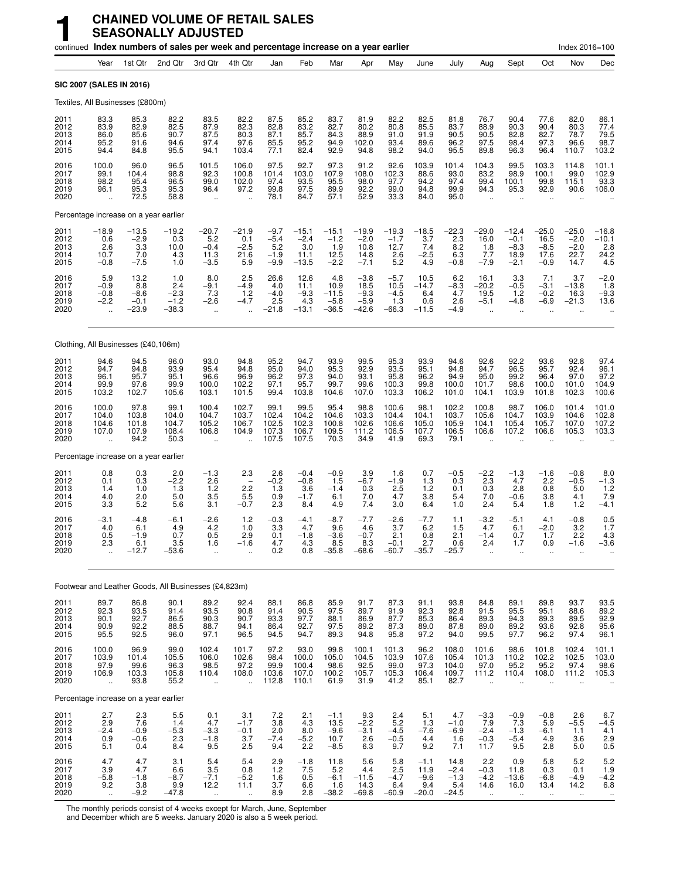# 1 CHAINED VOLUME OF RETAIL SALES SEASONALLY ADJUSTED

continued **Index numbers of sales per week and percentage increase on a year earlier** Index 2016=100

| | Year | 1st Qtr | 2nd Qtr | 3rd Qtr | 4th Qtr | Jan | Feb | Mar | Apr | May | June | July | Aug | Sept | Oct | Nov | Dec |
|---|---|---|---|---|---|---|---|---|---|---|---|---|---|---|---|---|---|
| **SIC 2007 (SALES IN 2016)** | | | | | | | | | | | | | | | | | |
| Textiles, All Businesses (£800m) | | | | | | | | | | | | | | | | | |
| 2011 | 83.3 | 85.3 | 82.2 | 83.5 | 82.2 | 87.5 | 85.2 | 83.7 | 81.9 | 82.2 | 82.5 | 81.8 | 76.7 | 90.4 | 77.6 | 82.0 | 86.1 |
| 2012 | 83.9 | 82.9 | 82.5 | 87.9 | 82.3 | 82.8 | 83.2 | 82.7 | 80.2 | 80.8 | 85.5 | 83.7 | 88.9 | 90.3 | 90.4 | 80.3 | 77.4 |
| 2013 | 86.0 | 85.6 | 90.7 | 87.5 | 80.3 | 87.1 | 85.7 | 84.3 | 88.9 | 91.0 | 91.9 | 90.5 | 90.5 | 82.8 | 82.7 | 78.7 | 79.5 |
| 2014 | 95.2 | 91.6 | 94.6 | 97.4 | 97.6 | 85.5 | 95.2 | 94.9 | 102.0 | 93.4 | 89.6 | 96.2 | 97.5 | 98.4 | 97.3 | 96.6 | 98.7 |
| 2015 | 94.4 | 84.8 | 95.5 | 94.1 | 103.4 | 77.1 | 82.4 | 92.9 | 94.8 | 98.2 | 94.0 | 95.5 | 89.8 | 96.3 | 96.4 | 110.7 | 103.2 |
| 2016 | 100.0 | 96.0 | 96.5 | 101.5 | 106.0 | 97.5 | 92.7 | 97.3 | 91.2 | 92.6 | 103.9 | 101.4 | 104.3 | 99.5 | 103.3 | 114.8 | 101.1 |
| 2017 | 99.1 | 104.4 | 98.8 | 92.3 | 100.8 | 101.4 | 103.0 | 107.9 | 108.0 | 102.3 | 88.6 | 93.0 | 83.2 | 98.9 | 100.1 | 99.0 | 102.9 |
| 2018 | 98.2 | 95.4 | 96.5 | 99.0 | 102.0 | 97.4 | 93.5 | 95.5 | 98.0 | 97.7 | 94.2 | 97.4 | 99.4 | 100.1 | 99.8 | 115.1 | 93.3 |
| 2019 | 96.1 | 95.3 | 95.3 | 96.4 | 97.2 | 99.8 | 97.5 | 89.9 | 92.2 | 99.0 | 94.8 | 99.9 | 94.3 | 95.3 | 92.9 | 90.6 | 106.0 |
| 2020 | .. | 72.5 | 58.8 | .. | .. | 78.1 | 84.7 | 57.1 | 52.9 | 33.3 | 84.0 | 95.0 | .. | .. | .. | .. | .. |
| Percentage increase on a year earlier | | | | | | | | | | | | | | | | | |
| 2011 | −18.9 | −13.5 | −19.2 | −20.7 | −21.9 | −9.7 | −15.1 | −15.1 | −19.9 | −19.3 | −18.5 | −22.3 | −29.0 | −12.4 | −25.0 | −25.0 | −16.8 |
| 2012 | 0.6 | −2.9 | 0.3 | 5.2 | 0.1 | −5.4 | −2.4 | −1.2 | −2.0 | −1.7 | 3.7 | 2.3 | 16.0 | −0.1 | 16.5 | −2.0 | −10.1 |
| 2013 | 2.6 | 3.3 | 10.0 | −0.4 | −2.5 | 5.2 | 3.0 | 1.9 | 10.8 | 12.7 | 7.4 | 8.2 | 1.8 | −8.3 | −8.5 | −2.0 | 2.8 |
| 2014 | 10.7 | 7.0 | 4.3 | 11.3 | 21.6 | −1.9 | 11.1 | 12.5 | 14.8 | 2.6 | −2.5 | 6.3 | 7.7 | 18.9 | 17.6 | 22.7 | 24.2 |
| 2015 | −0.8 | −7.5 | 1.0 | −3.5 | 5.9 | −9.9 | −13.5 | −2.2 | −7.1 | 5.2 | 4.9 | −0.8 | −7.9 | −2.1 | −0.9 | 14.7 | 4.5 |
| 2016 | 5.9 | 13.2 | 1.0 | 8.0 | 2.5 | 26.6 | 12.6 | 4.8 | −3.8 | −5.7 | 10.5 | 6.2 | 16.1 | 3.3 | 7.1 | 3.7 | −2.0 |
| 2017 | −0.9 | 8.8 | 2.4 | −9.1 | −4.9 | 4.0 | 11.1 | 10.9 | 18.5 | 10.5 | −14.7 | −8.3 | −20.2 | −0.5 | −3.1 | −13.8 | 1.8 |
| 2018 | −0.8 | −8.6 | −2.3 | 7.3 | 1.2 | −4.0 | −9.3 | −11.5 | −9.3 | −4.5 | 6.4 | 4.7 | 19.5 | 1.2 | −0.2 | 16.3 | −9.3 |
| 2019 | −2.2 | −0.1 | −1.2 | −2.6 | −4.7 | 2.5 | 4.3 | −5.8 | −5.9 | 1.3 | 0.6 | 2.6 | −5.1 | −4.8 | −6.9 | −21.3 | 13.6 |
| 2020 | .. | −23.9 | −38.3 | .. | .. | −21.8 | −13.1 | −36.5 | −42.6 | −66.3 | −11.5 | −4.9 | .. | .. | .. | .. | .. |
| Clothing, All Businesses (£40,106m) | | | | | | | | | | | | | | | | | |
| 2011 | 94.6 | 94.5 | 96.0 | 93.0 | 94.8 | 95.2 | 94.7 | 93.9 | 99.5 | 95.3 | 93.9 | 94.6 | 92.6 | 92.2 | 93.6 | 92.8 | 97.4 |
| 2012 | 94.7 | 94.8 | 93.9 | 95.4 | 94.8 | 95.0 | 94.0 | 95.3 | 92.9 | 93.5 | 95.1 | 94.8 | 94.7 | 96.5 | 95.7 | 92.4 | 96.1 |
| 2013 | 96.1 | 95.7 | 95.1 | 96.6 | 96.9 | 96.2 | 97.3 | 94.0 | 93.1 | 95.8 | 96.2 | 94.9 | 95.0 | 99.2 | 96.4 | 97.0 | 97.2 |
| 2014 | 99.9 | 97.6 | 99.9 | 100.0 | 102.2 | 97.1 | 95.7 | 99.7 | 99.6 | 100.3 | 99.8 | 100.0 | 101.7 | 98.6 | 100.0 | 101.0 | 104.9 |
| 2015 | 103.2 | 102.7 | 105.6 | 103.1 | 101.5 | 99.4 | 103.8 | 104.6 | 107.0 | 103.3 | 106.2 | 101.0 | 104.1 | 103.9 | 101.8 | 102.3 | 100.6 |
| 2016 | 100.0 | 97.8 | 99.1 | 100.4 | 102.7 | 99.1 | 99.5 | 95.4 | 98.8 | 100.6 | 98.1 | 102.2 | 100.8 | 98.7 | 106.0 | 101.4 | 101.0 |
| 2017 | 104.0 | 103.8 | 104.0 | 104.7 | 103.7 | 102.4 | 104.2 | 104.6 | 103.3 | 104.4 | 104.1 | 103.7 | 105.6 | 104.7 | 103.9 | 104.6 | 102.8 |
| 2018 | 104.6 | 101.8 | 104.7 | 105.2 | 106.7 | 102.5 | 102.3 | 100.8 | 102.6 | 106.6 | 105.0 | 105.9 | 104.1 | 105.4 | 105.7 | 107.0 | 107.2 |
| 2019 | 107.0 | 107.9 | 108.4 | 106.8 | 104.9 | 107.3 | 106.7 | 109.5 | 111.2 | 106.5 | 107.7 | 106.5 | 106.6 | 107.2 | 106.6 | 105.3 | 103.3 |
| 2020 | .. | 94.2 | 50.3 | .. | .. | 107.5 | 107.5 | 70.3 | 34.9 | 41.9 | 69.3 | 79.1 | .. | .. | .. | .. | .. |
| Percentage increase on a year earlier | | | | | | | | | | | | | | | | | |
| 2011 | 0.8 | 0.3 | 2.0 | −1.3 | 2.3 | 2.6 | −0.4 | −0.9 | 3.9 | 1.6 | 0.7 | −0.5 | −2.2 | −1.3 | −1.6 | −0.8 | 8.0 |
| 2012 | 0.1 | 0.3 | −2.2 | 2.6 | − | −0.2 | −0.8 | 1.5 | −6.7 | −1.9 | 1.3 | 0.3 | 2.3 | 4.7 | 2.2 | −0.5 | −1.3 |
| 2013 | 1.4 | 1.0 | 1.3 | 1.2 | 2.2 | 1.3 | 3.6 | −1.4 | 0.3 | 2.5 | 1.2 | 0.1 | 0.3 | 2.8 | 0.8 | 5.0 | 1.2 |
| 2014 | 4.0 | 2.0 | 5.0 | 3.5 | 5.5 | 0.9 | −1.7 | 6.1 | 7.0 | 4.7 | 3.8 | 5.4 | 7.0 | −0.6 | 3.8 | 4.1 | 7.9 |
| 2015 | 3.3 | 5.2 | 5.6 | 3.1 | −0.7 | 2.3 | 8.4 | 4.9 | 7.4 | 3.0 | 6.4 | 1.0 | 2.4 | 5.4 | 1.8 | 1.2 | −4.1 |
| 2016 | −3.1 | −4.8 | −6.1 | −2.6 | 1.2 | −0.3 | −4.1 | −8.7 | −7.7 | −2.6 | −7.7 | 1.1 | −3.2 | −5.1 | 4.1 | −0.8 | 0.5 |
| 2017 | 4.0 | 6.1 | 4.9 | 4.2 | 1.0 | 3.3 | 4.7 | 9.6 | 4.6 | 3.7 | 6.2 | 1.5 | 4.7 | 6.1 | −2.0 | 3.2 | 1.7 |
| 2018 | 0.5 | −1.9 | 0.7 | 0.5 | 2.9 | 0.1 | −1.8 | −3.6 | −0.7 | 2.1 | 0.8 | 2.1 | −1.4 | 0.7 | 1.7 | 2.2 | 4.3 |
| 2019 | 2.3 | 6.1 | 3.5 | 1.6 | −1.6 | 4.7 | 4.3 | 8.5 | 8.3 | −0.1 | 2.7 | 0.6 | 2.4 | 1.7 | 0.9 | −1.6 | −3.6 |
| 2020 | .. | −12.7 | −53.6 | .. | .. | 0.2 | 0.8 | −35.8 | −68.6 | −60.7 | −35.7 | −25.7 | .. | .. | .. | .. | .. |
| Footwear and Leather Goods, All Businesses (£4,823m) | | | | | | | | | | | | | | | | | |
| 2011 | 89.7 | 86.8 | 90.1 | 89.2 | 92.4 | 88.1 | 86.8 | 85.9 | 91.7 | 87.3 | 91.1 | 93.8 | 84.8 | 89.1 | 89.8 | 93.7 | 93.5 |
| 2012 | 92.3 | 93.5 | 91.4 | 93.5 | 90.8 | 91.4 | 90.5 | 97.5 | 89.7 | 91.9 | 92.3 | 92.8 | 91.5 | 95.5 | 95.1 | 88.6 | 89.2 |
| 2013 | 90.1 | 92.7 | 86.5 | 90.3 | 90.7 | 93.3 | 97.7 | 88.1 | 86.9 | 87.7 | 85.3 | 86.4 | 89.3 | 94.3 | 89.3 | 89.5 | 92.9 |
| 2014 | 90.9 | 92.2 | 88.5 | 88.7 | 94.1 | 86.4 | 92.7 | 97.5 | 89.2 | 87.3 | 89.0 | 87.8 | 89.0 | 89.2 | 93.6 | 92.8 | 95.6 |
| 2015 | 95.5 | 92.5 | 96.0 | 97.1 | 96.5 | 94.5 | 94.7 | 89.3 | 94.8 | 95.8 | 97.2 | 94.0 | 99.5 | 97.7 | 96.2 | 97.4 | 96.1 |
| 2016 | 100.0 | 96.9 | 99.0 | 102.4 | 101.7 | 97.2 | 93.0 | 99.8 | 100.1 | 101.3 | 96.2 | 108.0 | 101.6 | 98.6 | 101.8 | 102.4 | 101.1 |
| 2017 | 103.9 | 101.4 | 105.5 | 106.0 | 102.6 | 98.4 | 100.0 | 105.0 | 104.5 | 103.9 | 107.6 | 105.4 | 101.3 | 110.2 | 102.2 | 102.5 | 103.0 |
| 2018 | 97.9 | 99.6 | 96.3 | 98.5 | 97.2 | 99.9 | 100.4 | 98.6 | 92.5 | 99.0 | 97.3 | 104.0 | 97.0 | 95.2 | 95.2 | 97.4 | 98.6 |
| 2019 | 106.9 | 103.3 | 105.8 | 110.4 | 108.0 | 103.6 | 107.0 | 100.2 | 105.7 | 105.3 | 106.4 | 109.7 | 111.2 | 110.4 | 108.0 | 111.2 | 105.3 |
| 2020 | .. | 93.8 | 55.2 | .. | .. | 112.8 | 110.1 | 61.9 | 31.9 | 41.2 | 85.1 | 82.7 | .. | .. | .. | .. | .. |
| Percentage increase on a year earlier | | | | | | | | | | | | | | | | | |
| 2011 | 2.7 | 2.3 | 5.5 | 0.1 | 3.1 | 7.2 | 2.1 | −1.1 | 9.3 | 2.4 | 5.1 | 4.7 | −3.3 | −0.9 | −0.8 | 2.6 | 6.7 |
| 2012 | 2.9 | 7.6 | 1.4 | 4.7 | −1.7 | 3.8 | 4.3 | 13.5 | −2.2 | 5.2 | 1.3 | −1.0 | 7.9 | 7.3 | 5.9 | −5.5 | −4.5 |
| 2013 | −2.4 | −0.9 | −5.3 | −3.3 | −0.1 | 2.0 | 8.0 | −9.6 | −3.1 | −4.5 | −7.6 | −6.9 | −2.4 | −1.3 | −6.1 | 1.1 | 4.1 |
| 2014 | 0.9 | −0.6 | 2.3 | −1.8 | 3.7 | −7.4 | −5.2 | 10.7 | 2.6 | −0.5 | 4.4 | 1.6 | −0.3 | −5.4 | 4.9 | 3.6 | 2.9 |
| 2015 | 5.1 | 0.4 | 8.4 | 9.5 | 2.5 | 9.4 | 2.2 | −8.5 | 6.3 | 9.7 | 9.2 | 7.1 | 11.7 | 9.5 | 2.8 | 5.0 | 0.5 |
| 2016 | 4.7 | 4.7 | 3.1 | 5.4 | 5.4 | 2.9 | −1.8 | 11.8 | 5.6 | 5.8 | −1.1 | 14.8 | 2.2 | 0.9 | 5.8 | 5.2 | 5.2 |
| 2017 | 3.9 | 4.7 | 6.6 | 3.5 | 0.8 | 1.2 | 7.5 | 5.2 | 4.4 | 2.5 | 11.9 | −2.4 | −0.3 | 11.8 | 0.3 | 0.1 | 1.9 |
| 2018 | −5.8 | −1.8 | −8.7 | −7.1 | −5.2 | 1.6 | 0.5 | −6.1 | −11.5 | −4.7 | −9.6 | −1.3 | −4.2 | −13.6 | −6.8 | −4.9 | −4.2 |
| 2019 | 9.2 | 3.8 | 9.9 | 12.2 | 11.1 | 3.7 | 6.6 | 1.6 | 14.3 | 6.4 | 9.4 | 5.4 | 14.6 | 16.0 | 13.4 | 14.2 | 6.8 |
| 2020 | .. | −9.2 | −47.8 | .. | .. | 8.9 | 2.8 | −38.2 | −69.8 | −60.9 | −20.0 | −24.5 | .. | .. | .. | .. | .. |

The monthly periods consist of 4 weeks except for March, June, September and December which are 5 weeks. January 2020 is also a 5 week period.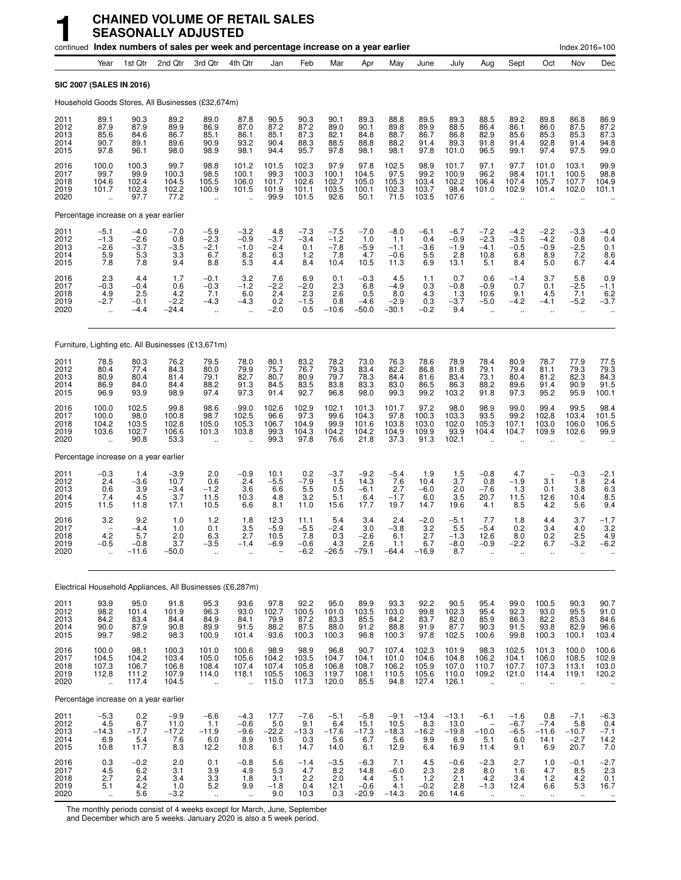# 1 CHAINED VOLUME OF RETAIL SALES SEASONALLY ADJUSTED

continued **Index numbers of sales per week and percentage increase on a year earlier** Index 2016=100

| | Year | 1st Qtr | 2nd Qtr | 3rd Qtr | 4th Qtr | Jan | Feb | Mar | Apr | May | June | July | Aug | Sept | Oct | Nov | Dec |
|---|---|---|---|---|---|---|---|---|---|---|---|---|---|---|---|---|---|
| **SIC 2007 (SALES IN 2016)** | | | | | | | | | | | | | | | | | |
| Household Goods Stores, All Businesses (£32,674m) | | | | | | | | | | | | | | | | | |
| 2011 | 89.1 | 90.3 | 89.2 | 89.0 | 87.8 | 90.5 | 90.3 | 90.1 | 89.3 | 88.8 | 89.5 | 89.3 | 88.5 | 89.2 | 89.8 | 86.8 | 86.9 |
| 2012 | 87.9 | 87.9 | 89.9 | 86.9 | 87.0 | 87.2 | 87.2 | 89.0 | 90.1 | 89.8 | 89.9 | 88.5 | 86.4 | 86.1 | 86.0 | 87.5 | 87.2 |
| 2013 | 85.6 | 84.6 | 86.7 | 85.1 | 86.1 | 85.1 | 87.3 | 82.1 | 84.8 | 88.7 | 86.7 | 86.8 | 82.9 | 85.6 | 85.3 | 85.3 | 87.3 |
| 2014 | 90.7 | 89.1 | 89.6 | 90.9 | 93.2 | 90.4 | 88.3 | 88.5 | 88.8 | 88.2 | 91.4 | 89.3 | 91.8 | 91.4 | 92.8 | 91.4 | 94.8 |
| 2015 | 97.8 | 96.1 | 98.0 | 98.9 | 98.1 | 94.4 | 95.7 | 97.8 | 98.1 | 98.1 | 97.8 | 101.0 | 96.5 | 99.1 | 97.4 | 97.5 | 99.0 |
| 2016 | 100.0 | 100.3 | 99.7 | 98.8 | 101.2 | 101.5 | 102.3 | 97.9 | 97.8 | 102.5 | 98.9 | 101.7 | 97.1 | 97.7 | 101.0 | 103.1 | 99.9 |
| 2017 | 99.7 | 99.9 | 100.3 | 98.5 | 100.1 | 99.3 | 100.3 | 100.1 | 104.5 | 97.5 | 99.2 | 100.9 | 96.2 | 98.4 | 101.1 | 100.5 | 98.8 |
| 2018 | 104.6 | 102.4 | 104.5 | 105.5 | 106.0 | 101.7 | 102.6 | 102.7 | 105.0 | 105.3 | 103.4 | 102.2 | 106.4 | 107.4 | 105.7 | 107.7 | 104.9 |
| 2019 | 101.7 | 102.3 | 102.2 | 100.9 | 101.5 | 101.9 | 101.1 | 103.5 | 100.1 | 102.3 | 103.7 | 98.4 | 101.0 | 102.9 | 101.4 | 102.0 | 101.1 |
| 2020 | .. | 97.7 | 77.2 | .. | .. | 99.9 | 101.5 | 92.6 | 50.1 | 71.5 | 103.5 | 107.6 | .. | .. | .. | .. | .. |
| Percentage increase on a year earlier | | | | | | | | | | | | | | | | | |
| 2011 | −5.1 | −4.0 | −7.0 | −5.9 | −3.2 | 4.8 | −7.3 | −7.5 | −7.0 | −8.0 | −6.1 | −6.7 | −7.2 | −4.2 | −2.2 | −3.3 | −4.0 |
| 2012 | −1.3 | −2.6 | 0.8 | −2.3 | −0.9 | −3.7 | −3.4 | −1.2 | 1.0 | 1.1 | 0.4 | −0.9 | −2.3 | −3.5 | −4.2 | 0.8 | 0.4 |
| 2013 | −2.6 | −3.7 | −3.5 | −2.1 | −1.0 | −2.4 | 0.1 | −7.8 | −5.9 | −1.1 | −3.6 | −1.9 | −4.1 | −0.5 | −0.9 | −2.5 | 0.1 |
| 2014 | 5.9 | 5.3 | 3.3 | 6.7 | 8.2 | 6.3 | 1.2 | 7.8 | 4.7 | −0.6 | 5.5 | 2.8 | 10.8 | 6.8 | 8.9 | 7.2 | 8.6 |
| 2015 | 7.8 | 7.8 | 9.4 | 8.8 | 5.3 | 4.4 | 8.4 | 10.4 | 10.5 | 11.3 | 6.9 | 13.1 | 5.1 | 8.4 | 5.0 | 6.7 | 4.4 |
| 2016 | 2.3 | 4.4 | 1.7 | −0.1 | 3.2 | 7.6 | 6.9 | 0.1 | −0.3 | 4.5 | 1.1 | 0.7 | 0.6 | −1.4 | 3.7 | 5.8 | 0.9 |
| 2017 | −0.3 | −0.4 | 0.6 | −0.3 | −1.2 | −2.2 | −2.0 | 2.3 | 6.8 | −4.9 | 0.3 | −0.8 | −0.9 | 0.7 | 0.1 | −2.5 | −1.1 |
| 2018 | 4.9 | 2.5 | 4.2 | 7.1 | 6.0 | 2.4 | 2.3 | 2.6 | 0.5 | 8.0 | 4.3 | 1.3 | 10.6 | 9.1 | 4.5 | 7.1 | 6.2 |
| 2019 | −2.7 | −0.1 | −2.2 | −4.3 | −4.3 | 0.2 | −1.5 | 0.8 | −4.6 | −2.9 | 0.3 | −3.7 | −5.0 | −4.2 | −4.1 | −5.2 | −3.7 |
| 2020 | .. | −4.4 | −24.4 | .. | .. | −2.0 | 0.5 | −10.6 | −50.0 | −30.1 | −0.2 | 9.4 | .. | .. | .. | .. | .. |
| Furniture, Lighting etc. All Businesses (£13,671m) | | | | | | | | | | | | | | | | | |
| 2011 | 78.5 | 80.3 | 76.2 | 79.5 | 78.0 | 80.1 | 83.2 | 78.2 | 73.0 | 76.3 | 78.6 | 78.9 | 78.4 | 80.9 | 78.7 | 77.9 | 77.5 |
| 2012 | 80.4 | 77.4 | 84.3 | 80.0 | 79.9 | 75.7 | 76.7 | 79.3 | 83.4 | 82.2 | 86.8 | 81.8 | 79.1 | 79.4 | 81.1 | 79.3 | 79.3 |
| 2013 | 80.9 | 80.4 | 81.4 | 79.1 | 82.7 | 80.7 | 80.9 | 79.7 | 78.3 | 84.4 | 81.6 | 83.4 | 73.1 | 80.4 | 81.2 | 82.3 | 84.3 |
| 2014 | 86.9 | 84.0 | 84.4 | 88.2 | 91.3 | 84.5 | 83.5 | 83.8 | 83.3 | 83.0 | 86.5 | 86.3 | 88.2 | 89.6 | 91.4 | 90.9 | 91.5 |
| 2015 | 96.9 | 93.9 | 98.9 | 97.4 | 97.3 | 91.4 | 92.7 | 96.8 | 98.0 | 99.3 | 99.2 | 103.2 | 91.8 | 97.3 | 95.2 | 95.9 | 100.1 |
| 2016 | 100.0 | 102.5 | 99.8 | 98.6 | 99.0 | 102.6 | 102.9 | 102.1 | 101.3 | 101.7 | 97.2 | 98.0 | 98.9 | 99.0 | 99.4 | 99.5 | 98.4 |
| 2017 | 100.0 | 98.0 | 100.8 | 98.7 | 102.5 | 96.6 | 97.3 | 99.6 | 104.3 | 97.8 | 100.3 | 103.3 | 93.5 | 99.2 | 102.8 | 103.4 | 101.5 |
| 2018 | 104.2 | 103.5 | 102.8 | 105.0 | 105.3 | 106.7 | 104.9 | 99.9 | 101.6 | 103.8 | 103.0 | 102.0 | 105.3 | 107.1 | 103.0 | 106.0 | 106.5 |
| 2019 | 103.6 | 102.7 | 106.6 | 101.3 | 103.8 | 99.3 | 104.3 | 104.2 | 104.2 | 104.9 | 109.9 | 93.9 | 104.4 | 104.7 | 109.9 | 102.6 | 99.9 |
| 2020 | .. | 90.8 | 53.3 | .. | .. | 99.3 | 97.8 | 76.6 | 21.8 | 37.3 | 91.3 | 102.1 | .. | .. | .. | .. | .. |
| Percentage increase on a year earlier | | | | | | | | | | | | | | | | | |
| 2011 | −0.3 | 1.4 | −3.9 | 2.0 | −0.9 | 10.1 | 0.2 | −3.7 | −9.2 | −5.4 | 1.9 | 1.5 | −0.8 | 4.7 | – | −0.3 | −2.1 |
| 2012 | 2.4 | −3.6 | 10.7 | 0.6 | 2.4 | −5.5 | −7.9 | 1.5 | 14.3 | 7.6 | 10.4 | 3.7 | 0.8 | −1.9 | 3.1 | 1.8 | 2.4 |
| 2013 | 0.6 | 3.9 | −3.4 | −1.2 | 3.6 | 6.6 | 5.5 | 0.5 | −6.1 | 2.7 | −6.0 | 2.0 | −7.6 | 1.3 | 0.1 | 3.8 | 6.3 |
| 2014 | 7.4 | 4.5 | 3.7 | 11.5 | 10.3 | 4.8 | 3.2 | 5.1 | 6.4 | −1.7 | 6.0 | 3.5 | 20.7 | 11.5 | 12.6 | 10.4 | 8.5 |
| 2015 | 11.5 | 11.8 | 17.1 | 10.5 | 6.6 | 8.1 | 11.0 | 15.6 | 17.7 | 19.7 | 14.7 | 19.6 | 4.1 | 8.5 | 4.2 | 5.6 | 9.4 |
| 2016 | 3.2 | 9.2 | 1.0 | 1.2 | 1.8 | 12.3 | 11.1 | 5.4 | 3.4 | 2.4 | −2.0 | −5.1 | 7.7 | 1.8 | 4.4 | 3.7 | −1.7 |
| 2017 | – | −4.4 | 1.0 | 0.1 | 3.5 | −5.9 | −5.5 | −2.4 | 3.0 | −3.8 | 3.2 | 5.5 | −5.4 | 0.2 | 3.4 | 4.0 | 3.2 |
| 2018 | 4.2 | 5.7 | 2.0 | 6.3 | 2.7 | 10.5 | 7.8 | 0.3 | −2.6 | 6.1 | 2.7 | −1.3 | 12.6 | 8.0 | 0.2 | 2.5 | 4.9 |
| 2019 | −0.5 | −0.8 | 3.7 | −3.5 | −1.4 | −6.9 | −0.6 | 4.3 | 2.6 | 1.1 | 6.7 | −8.0 | −0.9 | −2.2 | 6.7 | −3.2 | −6.2 |
| 2020 | .. | −11.6 | −50.0 | .. | .. | – | −6.2 | −26.5 | −79.1 | −64.4 | −16.9 | 8.7 | .. | .. | .. | .. | .. |
| Electrical Household Appliances, All Businesses (£6,287m) | | | | | | | | | | | | | | | | | |
| 2011 | 93.9 | 95.0 | 91.8 | 95.3 | 93.6 | 97.8 | 92.2 | 95.0 | 89.9 | 93.3 | 92.2 | 90.5 | 95.4 | 99.0 | 100.5 | 90.3 | 90.7 |
| 2012 | 98.2 | 101.4 | 101.9 | 96.3 | 93.0 | 102.7 | 100.5 | 101.0 | 103.5 | 103.0 | 99.8 | 102.3 | 95.4 | 92.3 | 93.0 | 95.5 | 91.0 |
| 2013 | 84.2 | 83.4 | 84.4 | 84.9 | 84.1 | 79.9 | 87.2 | 83.3 | 85.5 | 84.2 | 83.7 | 82.0 | 85.9 | 86.3 | 82.2 | 85.3 | 84.6 |
| 2014 | 90.0 | 87.9 | 90.8 | 89.9 | 91.5 | 88.2 | 87.5 | 88.0 | 91.2 | 88.8 | 91.9 | 87.7 | 90.3 | 91.5 | 93.8 | 82.9 | 96.6 |
| 2015 | 99.7 | 98.2 | 98.3 | 100.9 | 101.4 | 93.6 | 100.3 | 100.3 | 96.8 | 100.3 | 97.8 | 102.5 | 100.6 | 99.8 | 100.3 | 100.1 | 103.4 |
| 2016 | 100.0 | 98.1 | 100.3 | 101.0 | 100.6 | 98.9 | 98.9 | 96.8 | 90.7 | 107.4 | 102.3 | 101.9 | 98.3 | 102.5 | 101.3 | 100.0 | 100.6 |
| 2017 | 104.5 | 104.2 | 103.4 | 105.0 | 105.6 | 104.2 | 103.5 | 104.7 | 104.1 | 101.0 | 104.6 | 104.8 | 106.2 | 104.1 | 106.0 | 108.5 | 102.9 |
| 2018 | 107.3 | 106.7 | 106.8 | 108.4 | 107.4 | 107.4 | 105.8 | 106.8 | 108.7 | 106.2 | 105.9 | 107.0 | 110.7 | 107.7 | 107.3 | 113.1 | 103.0 |
| 2019 | 112.8 | 111.2 | 107.9 | 114.0 | 118.1 | 105.5 | 106.3 | 119.7 | 108.1 | 110.5 | 105.6 | 110.0 | 109.2 | 121.0 | 114.4 | 119.1 | 120.2 |
| 2020 | .. | 117.4 | 104.5 | .. | .. | 115.0 | 117.3 | 120.0 | 85.5 | 94.8 | 127.4 | 126.1 | .. | .. | .. | .. | .. |
| Percentage increase on a year earlier | | | | | | | | | | | | | | | | | |
| 2011 | −5.3 | 0.2 | −9.9 | −6.6 | −4.3 | 17.7 | −7.6 | −5.1 | −5.8 | −9.1 | −13.4 | −13.1 | −6.1 | −1.6 | 0.8 | −7.1 | −6.3 |
| 2012 | 4.5 | 6.7 | 11.0 | 1.1 | −0.6 | 5.0 | 9.1 | 6.4 | 15.1 | 10.5 | 8.3 | 13.0 | – | −6.7 | −7.4 | 5.8 | 0.4 |
| 2013 | −14.3 | −17.7 | −17.2 | −11.9 | −9.6 | −22.2 | −13.3 | −17.6 | −17.3 | −18.3 | −16.2 | −19.8 | −10.0 | −6.5 | −11.6 | −10.7 | −7.1 |
| 2014 | 6.9 | 5.4 | 7.6 | 6.0 | 8.9 | 10.5 | 0.3 | 5.6 | 6.7 | 5.6 | 9.9 | 6.9 | 5.1 | 6.0 | 14.1 | −2.7 | 14.2 |
| 2015 | 10.8 | 11.7 | 8.3 | 12.2 | 10.8 | 6.1 | 14.7 | 14.0 | 6.1 | 12.9 | 6.4 | 16.9 | 11.4 | 9.1 | 6.9 | 20.7 | 7.0 |
| 2016 | 0.3 | −0.2 | 2.0 | 0.1 | −0.8 | 5.6 | −1.4 | −3.5 | −6.3 | 7.1 | 4.5 | −0.6 | −2.3 | 2.7 | 1.0 | −0.1 | −2.7 |
| 2017 | 4.5 | 6.2 | 3.1 | 3.9 | 4.9 | 5.3 | 4.7 | 8.2 | 14.8 | −6.0 | 2.3 | 2.8 | 8.0 | 1.6 | 4.7 | 8.5 | 2.3 |
| 2018 | 2.7 | 2.4 | 3.4 | 3.3 | 1.8 | 3.1 | 2.2 | 2.0 | 4.4 | 5.1 | 1.2 | 2.1 | 4.2 | 3.4 | 1.2 | 4.2 | 0.1 |
| 2019 | 5.1 | 4.2 | 1.0 | 5.2 | 9.9 | −1.8 | 0.4 | 12.1 | −0.6 | 4.1 | −0.2 | 2.8 | −1.3 | 12.4 | 6.6 | 5.3 | 16.7 |
| 2020 | .. | 5.6 | −3.2 | .. | .. | 9.0 | 10.3 | 0.3 | −20.9 | −14.3 | 20.6 | 14.6 | .. | .. | .. | .. | .. |

The monthly periods consist of 4 weeks except for March, June, September and December which are 5 weeks. January 2020 is also a 5 week period.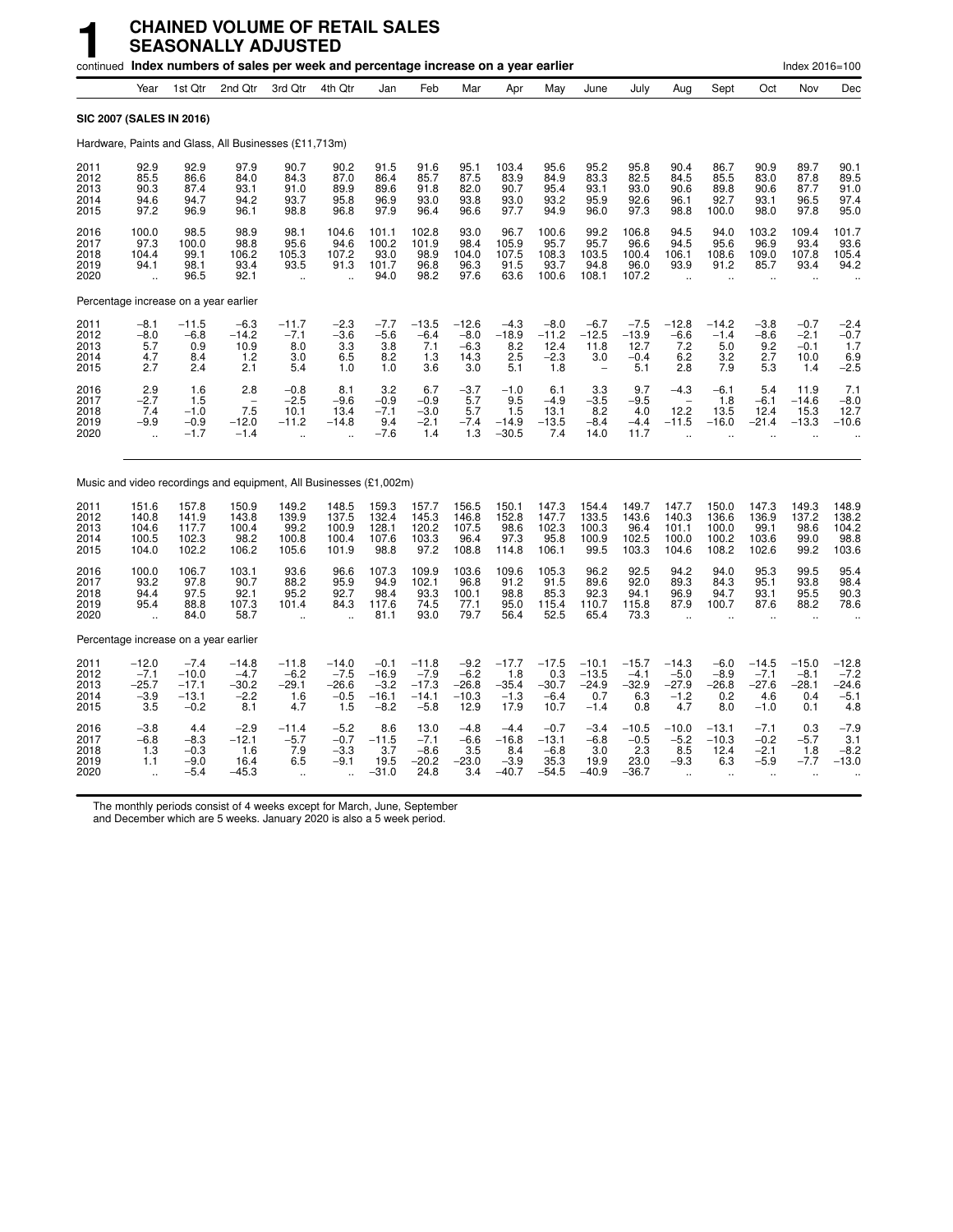# 1 CHAINED VOLUME OF RETAIL SALES SEASONALLY ADJUSTED

continued **Index numbers of sales per week and percentage increase on a year earlier** Index 2016=100

| | Year | 1st Qtr | 2nd Qtr | 3rd Qtr | 4th Qtr | Jan | Feb | Mar | Apr | May | June | July | Aug | Sept | Oct | Nov | Dec |
|---|---|---|---|---|---|---|---|---|---|---|---|---|---|---|---|---|---|
| **SIC 2007 (SALES IN 2016)** | | | | | | | | | | | | | | | | | |
| Hardware, Paints and Glass, All Businesses (£11,713m) | | | | | | | | | | | | | | | | | |
| 2011 | 92.9 | 92.9 | 97.9 | 90.7 | 90.2 | 91.5 | 91.6 | 95.1 | 103.4 | 95.6 | 95.2 | 95.8 | 90.4 | 86.7 | 90.9 | 89.7 | 90.1 |
| 2012 | 85.5 | 86.6 | 84.0 | 84.3 | 87.0 | 86.4 | 85.7 | 87.5 | 83.9 | 84.9 | 83.3 | 82.5 | 84.5 | 85.5 | 83.0 | 87.8 | 89.5 |
| 2013 | 90.3 | 87.4 | 93.1 | 91.0 | 89.9 | 89.6 | 91.8 | 82.0 | 90.7 | 95.4 | 93.1 | 93.0 | 90.6 | 89.8 | 90.6 | 87.7 | 91.0 |
| 2014 | 94.6 | 94.7 | 94.2 | 93.7 | 95.8 | 96.9 | 93.0 | 93.8 | 93.0 | 93.2 | 95.9 | 92.6 | 96.1 | 92.7 | 93.1 | 96.5 | 97.4 |
| 2015 | 97.2 | 96.9 | 96.1 | 98.8 | 96.8 | 97.9 | 96.4 | 96.6 | 97.7 | 94.9 | 96.0 | 97.3 | 98.8 | 100.0 | 98.0 | 97.8 | 95.0 |
| 2016 | 100.0 | 98.5 | 98.9 | 98.1 | 104.6 | 101.1 | 102.8 | 93.0 | 96.7 | 100.6 | 99.2 | 106.8 | 94.5 | 94.0 | 103.2 | 109.4 | 101.7 |
| 2017 | 97.3 | 100.0 | 98.8 | 95.6 | 94.6 | 100.2 | 101.9 | 98.4 | 105.9 | 95.7 | 95.7 | 96.6 | 94.5 | 95.6 | 96.9 | 93.4 | 93.6 |
| 2018 | 104.4 | 99.1 | 106.2 | 105.3 | 107.2 | 93.0 | 98.9 | 104.0 | 107.5 | 108.3 | 103.5 | 100.4 | 106.1 | 108.6 | 109.0 | 107.8 | 105.4 |
| 2019 | 94.1 | 98.1 | 93.4 | 93.5 | 91.3 | 101.7 | 96.8 | 96.3 | 91.5 | 93.7 | 94.8 | 96.0 | 93.9 | 91.2 | 85.7 | 93.4 | 94.2 |
| 2020 | .. | 96.5 | 92.1 | .. | .. | 94.0 | 98.2 | 97.6 | 63.6 | 100.6 | 108.1 | 107.2 | .. | .. | .. | .. | .. |
| Percentage increase on a year earlier | | | | | | | | | | | | | | | | | |
| 2011 | −8.1 | −11.5 | −6.3 | −11.7 | −2.3 | −7.7 | −13.5 | −12.6 | −4.3 | −8.0 | −6.7 | −7.5 | −12.8 | −14.2 | −3.8 | −0.7 | −2.4 |
| 2012 | −8.0 | −6.8 | −14.2 | −7.1 | −3.6 | −5.6 | −6.4 | −8.0 | −18.9 | −11.2 | −12.5 | −13.9 | −6.6 | −1.4 | −8.6 | −2.1 | −0.7 |
| 2013 | 5.7 | 0.9 | 10.9 | 8.0 | 3.3 | 3.8 | 7.1 | −6.3 | 8.2 | 12.4 | 11.8 | 12.7 | 7.2 | 5.0 | 9.2 | −0.1 | 1.7 |
| 2014 | 4.7 | 8.4 | 1.2 | 3.0 | 6.5 | 8.2 | 1.3 | 14.3 | 2.5 | −2.3 | 3.0 | −0.4 | 6.2 | 3.2 | 2.7 | 10.0 | 6.9 |
| 2015 | 2.7 | 2.4 | 2.1 | 5.4 | 1.0 | 1.0 | 3.6 | 3.0 | 5.1 | 1.8 | − | 5.1 | 2.8 | 7.9 | 5.3 | 1.4 | −2.5 |
| 2016 | 2.9 | 1.6 | 2.8 | −0.8 | 8.1 | 3.2 | 6.7 | −3.7 | −1.0 | 6.1 | 3.3 | 9.7 | −4.3 | −6.1 | 5.4 | 11.9 | 7.1 |
| 2017 | −2.7 | 1.5 | − | −2.5 | −9.6 | −0.9 | −0.9 | 5.7 | 9.5 | −4.9 | −3.5 | −9.5 | − | 1.8 | −6.1 | −14.6 | −8.0 |
| 2018 | 7.4 | −1.0 | 7.5 | 10.1 | 13.4 | −7.1 | −3.0 | 5.7 | 1.5 | 13.1 | 8.2 | 4.0 | 12.2 | 13.5 | 12.4 | 15.3 | 12.7 |
| 2019 | −9.9 | −0.9 | −12.0 | −11.2 | −14.8 | 9.4 | −2.1 | −7.4 | −14.9 | −13.5 | −8.4 | −4.4 | −11.5 | −16.0 | −21.4 | −13.3 | −10.6 |
| 2020 | .. | −1.7 | −1.4 | .. | .. | −7.6 | 1.4 | 1.3 | −30.5 | 7.4 | 14.0 | 11.7 | .. | .. | .. | .. | .. |
| Music and video recordings and equipment, All Businesses (£1,002m) | | | | | | | | | | | | | | | | | |
| 2011 | 151.6 | 157.8 | 150.9 | 149.2 | 148.5 | 159.3 | 157.7 | 156.5 | 150.1 | 147.3 | 154.4 | 149.7 | 147.7 | 150.0 | 147.3 | 149.3 | 148.9 |
| 2012 | 140.8 | 141.9 | 143.8 | 139.9 | 137.5 | 132.4 | 145.3 | 146.8 | 152.8 | 147.7 | 133.5 | 143.6 | 140.3 | 136.6 | 136.9 | 137.2 | 138.2 |
| 2013 | 104.6 | 117.7 | 100.4 | 99.2 | 100.9 | 128.1 | 120.2 | 107.5 | 98.6 | 102.3 | 100.3 | 96.4 | 101.1 | 100.0 | 99.1 | 98.6 | 104.2 |
| 2014 | 100.5 | 102.3 | 98.2 | 100.8 | 100.4 | 107.6 | 103.3 | 96.4 | 97.3 | 95.8 | 100.9 | 102.5 | 100.0 | 100.2 | 103.6 | 99.0 | 98.8 |
| 2015 | 104.0 | 102.2 | 106.2 | 105.6 | 101.9 | 98.8 | 97.2 | 108.8 | 114.8 | 106.1 | 99.5 | 103.3 | 104.6 | 108.2 | 102.6 | 99.2 | 103.6 |
| 2016 | 100.0 | 106.7 | 103.1 | 93.6 | 96.6 | 107.3 | 109.9 | 103.6 | 109.6 | 105.3 | 96.2 | 92.5 | 94.2 | 94.0 | 95.3 | 99.5 | 95.4 |
| 2017 | 93.2 | 97.8 | 90.7 | 88.2 | 95.9 | 94.9 | 102.1 | 96.8 | 91.2 | 91.5 | 89.6 | 92.0 | 89.3 | 84.3 | 95.1 | 93.8 | 98.4 |
| 2018 | 94.4 | 97.5 | 92.1 | 95.2 | 92.7 | 98.4 | 93.3 | 100.1 | 98.8 | 85.3 | 92.3 | 94.1 | 96.9 | 94.7 | 93.1 | 95.5 | 90.3 |
| 2019 | 95.4 | 88.8 | 107.3 | 101.4 | 84.3 | 117.6 | 74.5 | 77.1 | 95.0 | 115.4 | 110.7 | 115.8 | 87.9 | 100.7 | 87.6 | 88.2 | 78.6 |
| 2020 | .. | 84.0 | 58.7 | .. | .. | 81.1 | 93.0 | 79.7 | 56.4 | 52.5 | 65.4 | 73.3 | .. | .. | .. | .. | .. |
| Percentage increase on a year earlier | | | | | | | | | | | | | | | | | |
| 2011 | −12.0 | −7.4 | −14.8 | −11.8 | −14.0 | −0.1 | −11.8 | −9.2 | −17.7 | −17.5 | −10.1 | −15.7 | −14.3 | −6.0 | −14.5 | −15.0 | −12.8 |
| 2012 | −7.1 | −10.0 | −4.7 | −6.2 | −7.5 | −16.9 | −7.9 | −6.2 | 1.8 | 0.3 | −13.5 | −4.1 | −5.0 | −8.9 | −7.1 | −8.1 | −7.2 |
| 2013 | −25.7 | −17.1 | −30.2 | −29.1 | −26.6 | −3.2 | −17.3 | −26.8 | −35.4 | −30.7 | −24.9 | −32.9 | −27.9 | −26.8 | −27.6 | −28.1 | −24.6 |
| 2014 | −3.9 | −13.1 | −2.2 | 1.6 | −0.5 | −16.1 | −14.1 | −10.3 | −1.3 | −6.4 | 0.7 | 6.3 | −1.2 | 0.2 | 4.6 | 0.4 | −5.1 |
| 2015 | 3.5 | −0.2 | 8.1 | 4.7 | 1.5 | −8.2 | −5.8 | 12.9 | 17.9 | 10.7 | −1.4 | 0.8 | 4.7 | 8.0 | −1.0 | 0.1 | 4.8 |
| 2016 | −3.8 | 4.4 | −2.9 | −11.4 | −5.2 | 8.6 | 13.0 | −4.8 | −4.4 | −0.7 | −3.4 | −10.5 | −10.0 | −13.1 | −7.1 | 0.3 | −7.9 |
| 2017 | −6.8 | −8.3 | −12.1 | −5.7 | −0.7 | −11.5 | −7.1 | −6.6 | −16.8 | −13.1 | −6.8 | −0.5 | −5.2 | −10.3 | −0.2 | −5.7 | 3.1 |
| 2018 | 1.3 | −0.3 | 1.6 | 7.9 | −3.3 | 3.7 | −8.6 | 3.5 | 8.4 | −6.8 | 3.0 | 2.3 | 8.5 | 12.4 | −2.1 | 1.8 | −8.2 |
| 2019 | 1.1 | −9.0 | 16.4 | 6.5 | −9.1 | 19.5 | −20.2 | −23.0 | −3.9 | 35.3 | 19.9 | 23.0 | −9.3 | 6.3 | −5.9 | −7.7 | −13.0 |
| 2020 | .. | −5.4 | −45.3 | .. | .. | −31.0 | 24.8 | 3.4 | −40.7 | −54.5 | −40.9 | −36.7 | .. | .. | .. | .. | .. |

The monthly periods consist of 4 weeks except for March, June, September and December which are 5 weeks. January 2020 is also a 5 week period.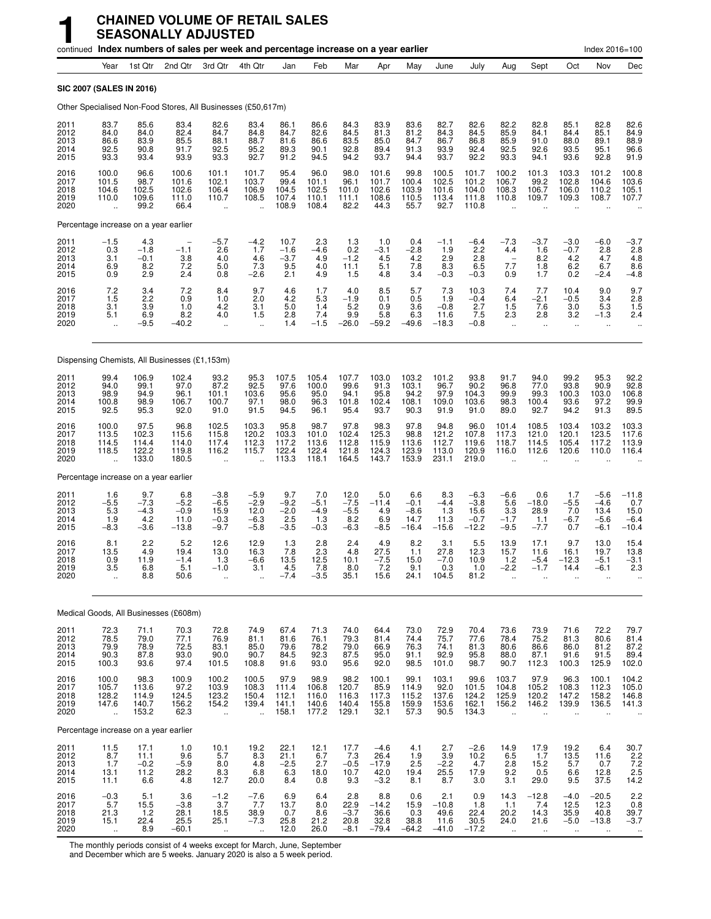# 1 CHAINED VOLUME OF RETAIL SALES SEASONALLY ADJUSTED

continued **Index numbers of sales per week and percentage increase on a year earlier** Index 2016=100

| Year | | 1st Qtr | 2nd Qtr | 3rd Qtr | 4th Qtr | Jan | Feb | Mar | Apr | May | June | July | Aug | Sept | Oct | Nov | Dec |
|---|---|---|---|---|---|---|---|---|---|---|---|---|---|---|---|---|---|
| **SIC 2007 (SALES IN 2016)** | | | | | | | | | | | | | | | | | |
| Other Specialised Non-Food Stores, All Businesses (£50,617m) | | | | | | | | | | | | | | | | | |
| 2011 | 83.7 | 85.6 | 83.4 | 82.6 | 83.4 | 86.1 | 86.6 | 84.3 | 83.9 | 83.6 | 82.7 | 82.6 | 82.2 | 82.8 | 85.1 | 82.8 | 82.6 |
| 2012 | 84.0 | 84.0 | 82.4 | 84.7 | 84.8 | 84.7 | 82.6 | 84.5 | 81.3 | 81.2 | 84.3 | 84.5 | 85.9 | 84.1 | 84.4 | 85.1 | 84.9 |
| 2013 | 86.6 | 83.9 | 85.5 | 88.1 | 88.7 | 81.6 | 86.6 | 83.5 | 85.0 | 84.7 | 86.7 | 86.8 | 85.9 | 91.0 | 88.0 | 89.1 | 88.9 |
| 2014 | 92.5 | 90.8 | 91.7 | 92.5 | 95.2 | 89.3 | 90.1 | 92.8 | 89.4 | 91.3 | 93.9 | 92.4 | 92.5 | 92.6 | 93.5 | 95.1 | 96.6 |
| 2015 | 93.3 | 93.4 | 93.9 | 93.3 | 92.7 | 91.2 | 94.5 | 94.2 | 93.7 | 94.4 | 93.7 | 92.2 | 93.3 | 94.1 | 93.6 | 92.8 | 91.9 |
| 2016 | 100.0 | 96.6 | 100.6 | 101.1 | 101.7 | 95.4 | 96.0 | 98.0 | 101.6 | 99.8 | 100.5 | 101.7 | 100.2 | 101.3 | 103.3 | 101.2 | 100.8 |
| 2017 | 101.5 | 98.7 | 101.6 | 102.1 | 103.7 | 99.4 | 101.1 | 96.1 | 101.7 | 100.4 | 102.5 | 101.2 | 106.7 | 99.2 | 102.8 | 104.6 | 103.6 |
| 2018 | 104.6 | 102.5 | 102.6 | 106.4 | 106.9 | 104.5 | 102.5 | 101.0 | 102.6 | 103.9 | 101.6 | 104.0 | 108.3 | 106.7 | 106.0 | 110.2 | 105.1 |
| 2019 | 110.0 | 109.6 | 111.0 | 110.7 | 108.5 | 107.4 | 110.1 | 111.1 | 108.6 | 110.5 | 113.4 | 111.8 | 110.8 | 109.7 | 109.3 | 108.7 | 107.7 |
| 2020 | .. | 99.2 | 66.4 | .. | .. | 108.9 | 108.4 | 82.2 | 44.3 | 55.7 | 92.7 | 110.8 | .. | .. | .. | .. | .. |
| Percentage increase on a year earlier | | | | | | | | | | | | | | | | | |
| 2011 | −1.5 | 4.3 | – | −5.7 | −4.2 | 10.7 | 2.3 | 1.3 | 1.0 | 0.4 | −1.1 | −6.4 | −7.3 | −3.7 | −3.0 | −6.0 | −3.7 |
| 2012 | 0.3 | −1.8 | −1.1 | 2.6 | 1.7 | −1.6 | −4.6 | 0.2 | −3.1 | −2.8 | 1.9 | 2.2 | 4.4 | 1.6 | −0.7 | 2.8 | 2.8 |
| 2013 | 3.1 | −0.1 | 3.8 | 4.0 | 4.6 | −3.7 | 4.9 | −1.2 | 4.5 | 4.2 | 2.9 | 2.8 | – | 8.2 | 4.2 | 4.7 | 4.8 |
| 2014 | 6.9 | 8.2 | 7.2 | 5.0 | 7.3 | 9.5 | 4.0 | 11.1 | 5.1 | 7.8 | 8.3 | 6.5 | 7.7 | 1.8 | 6.2 | 6.7 | 8.6 |
| 2015 | 0.9 | 2.9 | 2.4 | 0.8 | −2.6 | 2.1 | 4.9 | 1.5 | 4.8 | 3.4 | −0.3 | −0.3 | 0.9 | 1.7 | 0.2 | −2.4 | −4.8 |
| 2016 | 7.2 | 3.4 | 7.2 | 8.4 | 9.7 | 4.6 | 1.7 | 4.0 | 8.5 | 5.7 | 7.3 | 10.3 | 7.4 | 7.7 | 10.4 | 9.0 | 9.7 |
| 2017 | 1.5 | 2.2 | 0.9 | 1.0 | 2.0 | 4.2 | 5.3 | −1.9 | 0.1 | 0.5 | 1.9 | −0.4 | 6.4 | −2.1 | −0.5 | 3.4 | 2.8 |
| 2018 | 3.1 | 3.9 | 1.0 | 4.2 | 3.1 | 5.0 | 1.4 | 5.2 | 0.9 | 3.6 | −0.8 | 2.7 | 1.5 | 7.6 | 3.0 | 5.3 | 1.5 |
| 2019 | 5.1 | 6.9 | 8.2 | 4.0 | 1.5 | 2.8 | 7.4 | 9.9 | 5.8 | 6.3 | 11.6 | 7.5 | 2.3 | 2.8 | 3.2 | −1.3 | 2.4 |
| 2020 | .. | −9.5 | −40.2 | .. | .. | 1.4 | −1.5 | −26.0 | −59.2 | −49.6 | −18.3 | −0.8 | .. | .. | .. | .. | .. |
| Dispensing Chemists, All Businesses (£1,153m) | | | | | | | | | | | | | | | | | |
| 2011 | 99.4 | 106.9 | 102.4 | 93.2 | 95.3 | 107.5 | 105.4 | 107.7 | 103.0 | 103.2 | 101.2 | 93.8 | 91.7 | 94.0 | 99.2 | 95.3 | 92.2 |
| 2012 | 94.0 | 99.1 | 97.0 | 87.2 | 92.5 | 97.6 | 100.0 | 99.6 | 91.3 | 103.1 | 96.7 | 90.2 | 96.8 | 77.0 | 93.8 | 90.9 | 92.8 |
| 2013 | 98.9 | 94.9 | 96.1 | 101.1 | 103.6 | 95.6 | 95.0 | 94.1 | 95.8 | 94.2 | 97.9 | 104.3 | 99.9 | 99.3 | 100.3 | 103.0 | 106.8 |
| 2014 | 100.8 | 98.9 | 106.7 | 100.7 | 97.1 | 98.0 | 96.3 | 101.8 | 102.4 | 108.1 | 109.0 | 103.6 | 98.3 | 100.4 | 93.6 | 97.2 | 99.9 |
| 2015 | 92.5 | 95.3 | 92.0 | 91.0 | 91.5 | 94.5 | 96.1 | 95.4 | 93.7 | 90.3 | 91.9 | 91.0 | 89.0 | 92.7 | 94.2 | 91.3 | 89.5 |
| 2016 | 100.0 | 97.5 | 96.8 | 102.5 | 103.3 | 95.8 | 98.7 | 97.8 | 98.3 | 97.8 | 94.8 | 96.0 | 101.4 | 108.5 | 103.4 | 103.2 | 103.3 |
| 2017 | 113.5 | 102.3 | 115.6 | 115.8 | 120.2 | 103.3 | 101.0 | 102.4 | 125.3 | 98.8 | 121.2 | 107.8 | 117.3 | 121.0 | 120.1 | 123.5 | 117.6 |
| 2018 | 114.5 | 114.4 | 114.0 | 117.4 | 112.3 | 117.2 | 113.6 | 112.8 | 115.9 | 113.6 | 112.7 | 119.6 | 118.7 | 114.5 | 105.4 | 117.2 | 113.9 |
| 2019 | 118.5 | 122.2 | 119.8 | 116.2 | 115.7 | 122.4 | 122.4 | 121.8 | 124.3 | 123.9 | 113.0 | 120.9 | 116.0 | 112.6 | 120.6 | 110.0 | 116.4 |
| 2020 | .. | 133.0 | 180.5 | .. | .. | 113.3 | 118.1 | 164.5 | 143.7 | 153.9 | 231.1 | 219.0 | .. | .. | .. | .. | .. |
| Percentage increase on a year earlier | | | | | | | | | | | | | | | | | |
| 2011 | 1.6 | 9.7 | 6.8 | −3.8 | −5.9 | 9.7 | 7.0 | 12.0 | 5.0 | 6.6 | 8.3 | −6.3 | −6.6 | 0.6 | 1.7 | −5.6 | −11.8 |
| 2012 | −5.5 | −7.3 | −5.2 | −6.5 | −2.9 | −9.2 | −5.1 | −7.5 | −11.4 | −0.1 | −4.4 | −3.8 | 5.6 | −18.0 | −5.5 | −4.6 | 0.7 |
| 2013 | 5.3 | −4.3 | −0.9 | 15.9 | 12.0 | −2.0 | −4.9 | −5.5 | 4.9 | −8.6 | 1.3 | 15.6 | 3.3 | 28.9 | 7.0 | 13.4 | 15.0 |
| 2014 | 1.9 | 4.2 | 11.0 | −0.3 | −6.3 | 2.5 | 1.3 | 8.2 | 6.9 | 14.7 | 11.3 | −0.7 | −1.7 | 1.1 | −6.7 | −5.6 | −6.4 |
| 2015 | −8.3 | −3.6 | −13.8 | −9.7 | −5.8 | −3.5 | −0.3 | −6.3 | −8.5 | −16.4 | −15.6 | −12.2 | −9.5 | −7.7 | 0.7 | −6.1 | −10.4 |
| 2016 | 8.1 | 2.2 | 5.2 | 12.6 | 12.9 | 1.3 | 2.8 | 2.4 | 4.9 | 8.2 | 3.1 | 5.5 | 13.9 | 17.1 | 9.7 | 13.0 | 15.4 |
| 2017 | 13.5 | 4.9 | 19.4 | 13.0 | 16.3 | 7.8 | 2.3 | 4.8 | 27.5 | 1.1 | 27.8 | 12.3 | 15.7 | 11.6 | 16.1 | 19.7 | 13.8 |
| 2018 | 0.9 | 11.9 | −1.4 | 1.3 | −6.6 | 13.5 | 12.5 | 10.1 | −7.5 | 15.0 | −7.0 | 10.9 | 1.2 | −5.4 | −12.3 | −5.1 | −3.1 |
| 2019 | 3.5 | 6.8 | 5.1 | −1.0 | 3.1 | 4.5 | 7.8 | 8.0 | 7.2 | 9.1 | 0.3 | 1.0 | −2.2 | −1.7 | 14.4 | −6.1 | 2.3 |
| 2020 | .. | 8.8 | 50.6 | .. | .. | −7.4 | −3.5 | 35.1 | 15.6 | 24.1 | 104.5 | 81.2 | .. | .. | .. | .. | .. |
| Medical Goods, All Businesses (£608m) | | | | | | | | | | | | | | | | | |
| 2011 | 72.3 | 71.1 | 70.3 | 72.8 | 74.9 | 67.4 | 71.3 | 74.0 | 64.4 | 73.0 | 72.9 | 70.4 | 73.6 | 73.9 | 71.6 | 72.2 | 79.7 |
| 2012 | 78.5 | 79.0 | 77.1 | 76.9 | 81.1 | 81.6 | 76.1 | 79.3 | 81.4 | 74.4 | 75.7 | 77.6 | 78.4 | 75.2 | 81.3 | 80.6 | 81.4 |
| 2013 | 79.9 | 78.9 | 72.5 | 83.1 | 85.0 | 79.6 | 78.2 | 79.0 | 66.9 | 76.3 | 74.1 | 81.3 | 80.6 | 86.6 | 86.0 | 81.2 | 87.2 |
| 2014 | 90.3 | 87.8 | 93.0 | 90.0 | 90.7 | 84.5 | 92.3 | 87.5 | 95.0 | 91.1 | 92.9 | 95.8 | 88.0 | 87.1 | 91.6 | 91.5 | 89.4 |
| 2015 | 100.3 | 93.6 | 97.4 | 101.5 | 108.8 | 91.6 | 93.0 | 95.6 | 92.0 | 98.5 | 101.0 | 98.7 | 90.7 | 112.3 | 100.3 | 125.9 | 102.0 |
| 2016 | 100.0 | 98.3 | 100.9 | 100.2 | 100.5 | 97.9 | 98.9 | 98.2 | 100.1 | 99.1 | 103.1 | 99.6 | 103.7 | 97.9 | 96.3 | 100.1 | 104.2 |
| 2017 | 105.7 | 113.6 | 97.2 | 103.9 | 108.3 | 111.4 | 106.8 | 120.7 | 85.9 | 114.9 | 92.0 | 101.5 | 104.8 | 105.2 | 108.3 | 112.3 | 105.0 |
| 2018 | 128.2 | 114.9 | 124.5 | 123.2 | 150.4 | 112.1 | 116.0 | 116.3 | 117.3 | 115.2 | 137.6 | 124.2 | 125.9 | 120.2 | 147.2 | 158.2 | 146.8 |
| 2019 | 147.6 | 140.7 | 156.2 | 154.2 | 139.4 | 141.1 | 140.6 | 140.4 | 155.8 | 159.9 | 153.6 | 162.1 | 156.2 | 146.2 | 139.9 | 136.5 | 141.3 |
| 2020 | .. | 153.2 | 62.3 | .. | .. | 158.1 | 177.2 | 129.1 | 32.1 | 57.3 | 90.5 | 134.3 | .. | .. | .. | .. | .. |
| Percentage increase on a year earlier | | | | | | | | | | | | | | | | | |
| 2011 | 11.5 | 17.1 | 1.0 | 10.1 | 19.2 | 22.1 | 12.1 | 17.7 | −4.6 | 4.1 | 2.7 | −2.6 | 14.9 | 17.9 | 19.2 | 6.4 | 30.7 |
| 2012 | 8.7 | 11.1 | 9.6 | 5.7 | 8.3 | 21.1 | 6.7 | 7.3 | 26.4 | 1.9 | 3.9 | 10.2 | 6.5 | 1.7 | 13.5 | 11.6 | 2.2 |
| 2013 | 1.7 | −0.2 | −5.9 | 8.0 | 4.8 | −2.5 | 2.7 | −0.5 | −17.9 | 2.5 | −2.2 | 4.7 | 2.8 | 15.2 | 5.7 | 0.7 | 7.2 |
| 2014 | 13.1 | 11.2 | 28.2 | 8.3 | 6.8 | 6.3 | 18.0 | 10.7 | 42.0 | 19.4 | 25.5 | 17.9 | 9.2 | 0.5 | 6.6 | 12.8 | 2.5 |
| 2015 | 11.1 | 6.6 | 4.8 | 12.7 | 20.0 | 8.4 | 0.8 | 9.3 | −3.2 | 8.1 | 8.7 | 3.0 | 3.1 | 29.0 | 9.5 | 37.5 | 14.2 |
| 2016 | −0.3 | 5.1 | 3.6 | −1.2 | −7.6 | 6.9 | 6.4 | 2.8 | 8.8 | 0.6 | 2.1 | 0.9 | 14.3 | −12.8 | −4.0 | −20.5 | 2.2 |
| 2017 | 5.7 | 15.5 | −3.8 | 3.7 | 7.7 | 13.7 | 8.0 | 22.9 | −14.2 | 15.9 | −10.8 | 1.8 | 1.1 | 7.4 | 12.5 | 12.3 | 0.8 |
| 2018 | 21.3 | 1.2 | 28.1 | 18.5 | 38.9 | 0.7 | 8.6 | −3.7 | 36.6 | 0.3 | 49.6 | 22.4 | 20.2 | 14.3 | 35.9 | 40.8 | 39.7 |
| 2019 | 15.1 | 22.4 | 25.5 | 25.1 | −7.3 | 25.8 | 21.2 | 20.8 | 32.8 | 38.8 | 11.6 | 30.5 | 24.0 | 21.6 | −5.0 | −13.8 | −3.7 |
| 2020 | .. | 8.9 | −60.1 | .. | .. | 12.0 | 26.0 | −8.1 | −79.4 | −64.2 | −41.0 | −17.2 | .. | .. | .. | .. | .. |

The monthly periods consist of 4 weeks except for March, June, September and December which are 5 weeks. January 2020 is also a 5 week period.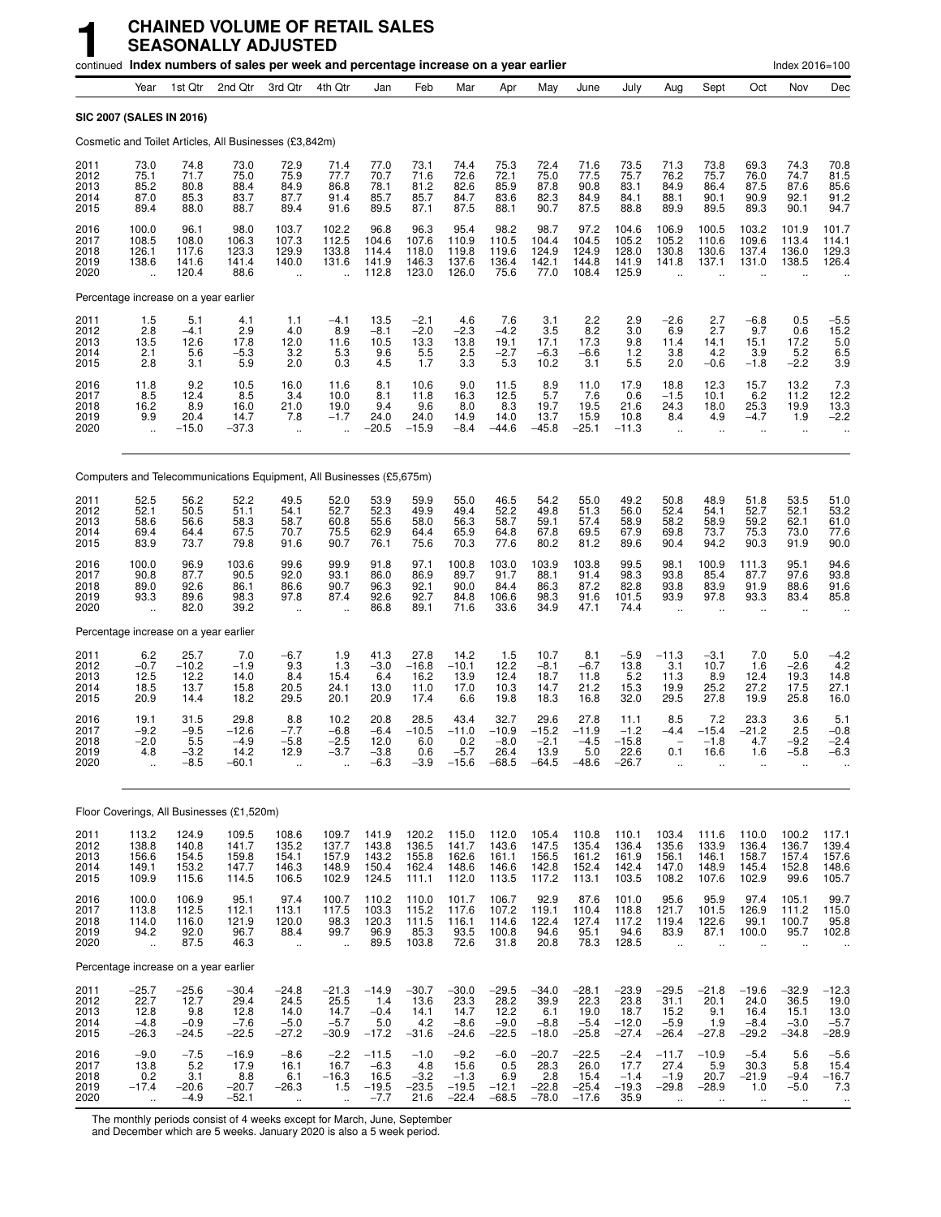# 1 CHAINED VOLUME OF RETAIL SALES SEASONALLY ADJUSTED

continued **Index numbers of sales per week and percentage increase on a year earlier** Index 2016=100

| | Year | 1st Qtr | 2nd Qtr | 3rd Qtr | 4th Qtr | Jan | Feb | Mar | Apr | May | June | July | Aug | Sept | Oct | Nov | Dec |
|---|---|---|---|---|---|---|---|---|---|---|---|---|---|---|---|---|---|
| **SIC 2007 (SALES IN 2016)** | | | | | | | | | | | | | | | | | |
| Cosmetic and Toilet Articles, All Businesses (£3,842m) | | | | | | | | | | | | | | | | | |
| 2011 | 73.0 | 74.8 | 73.0 | 72.9 | 71.4 | 77.0 | 73.1 | 74.4 | 75.3 | 72.4 | 71.6 | 73.5 | 71.3 | 73.8 | 69.3 | 74.3 | 70.8 |
| 2012 | 75.1 | 71.7 | 75.0 | 75.9 | 77.7 | 70.7 | 71.6 | 72.6 | 72.1 | 75.0 | 77.5 | 75.7 | 76.2 | 75.7 | 76.0 | 74.7 | 81.5 |
| 2013 | 85.2 | 80.8 | 88.4 | 84.9 | 86.8 | 78.1 | 81.2 | 82.6 | 85.9 | 87.8 | 90.8 | 83.1 | 84.9 | 86.4 | 87.5 | 87.6 | 85.6 |
| 2014 | 87.0 | 85.3 | 83.7 | 87.7 | 91.4 | 85.7 | 85.7 | 84.7 | 83.6 | 82.3 | 84.9 | 84.1 | 88.1 | 90.1 | 90.9 | 92.1 | 91.2 |
| 2015 | 89.4 | 88.0 | 88.7 | 89.4 | 91.6 | 89.5 | 87.1 | 87.5 | 88.1 | 90.7 | 87.5 | 88.8 | 89.9 | 89.5 | 89.3 | 90.1 | 94.7 |
| 2016 | 100.0 | 96.1 | 98.0 | 103.7 | 102.2 | 96.8 | 96.3 | 95.4 | 98.2 | 98.7 | 97.2 | 104.6 | 106.9 | 100.5 | 103.2 | 101.9 | 101.7 |
| 2017 | 108.5 | 108.0 | 106.3 | 107.3 | 112.5 | 104.6 | 107.6 | 110.9 | 110.5 | 104.4 | 104.5 | 105.2 | 105.2 | 110.6 | 109.6 | 113.4 | 114.1 |
| 2018 | 126.1 | 117.6 | 123.3 | 129.9 | 133.8 | 114.4 | 118.0 | 119.8 | 119.6 | 124.9 | 124.9 | 128.0 | 130.8 | 130.6 | 137.4 | 136.0 | 129.3 |
| 2019 | 138.6 | 141.6 | 141.4 | 140.0 | 131.6 | 141.9 | 146.3 | 137.6 | 136.4 | 142.1 | 144.8 | 141.9 | 141.8 | 137.1 | 131.0 | 138.5 | 126.4 |
| 2020 | .. | 120.4 | 88.6 | .. | .. | 112.8 | 123.0 | 126.0 | 75.6 | 77.0 | 108.4 | 125.9 | .. | .. | .. | .. | .. |
| Percentage increase on a year earlier | | | | | | | | | | | | | | | | | |
| 2011 | 1.5 | 5.1 | 4.1 | 1.1 | −4.1 | 13.5 | −2.1 | 4.6 | 7.6 | 3.1 | 2.2 | 2.9 | −2.6 | 2.7 | −6.8 | 0.5 | −5.5 |
| 2012 | 2.8 | −4.1 | 2.9 | 4.0 | 8.9 | −8.1 | −2.0 | −2.3 | −4.2 | 3.5 | 8.2 | 3.0 | 6.9 | 2.7 | 9.7 | 0.6 | 15.2 |
| 2013 | 13.5 | 12.6 | 17.8 | 12.0 | 11.6 | 10.5 | 13.3 | 13.8 | 19.1 | 17.1 | 17.3 | 9.8 | 11.4 | 14.1 | 15.1 | 17.2 | 5.0 |
| 2014 | 2.1 | 5.6 | −5.3 | 3.2 | 5.3 | 9.6 | 5.5 | 2.5 | −2.7 | −6.3 | −6.6 | 1.2 | 3.8 | 4.2 | 3.9 | 5.2 | 6.5 |
| 2015 | 2.8 | 3.1 | 5.9 | 2.0 | 0.3 | 4.5 | 1.7 | 3.3 | 5.3 | 10.2 | 3.1 | 5.5 | 2.0 | −0.6 | −1.8 | −2.2 | 3.9 |
| 2016 | 11.8 | 9.2 | 10.5 | 16.0 | 11.6 | 8.1 | 10.6 | 9.0 | 11.5 | 8.9 | 11.0 | 17.9 | 18.8 | 12.3 | 15.7 | 13.2 | 7.3 |
| 2017 | 8.5 | 12.4 | 8.5 | 3.4 | 10.0 | 8.1 | 11.8 | 16.3 | 12.5 | 5.7 | 7.6 | 0.6 | −1.5 | 10.1 | 6.2 | 11.2 | 12.2 |
| 2018 | 16.2 | 8.9 | 16.0 | 21.0 | 19.0 | 9.4 | 9.6 | 8.0 | 8.3 | 19.7 | 19.5 | 21.6 | 24.3 | 18.0 | 25.3 | 19.9 | 13.3 |
| 2019 | 9.9 | 20.4 | 14.7 | 7.8 | −1.7 | 24.0 | 24.0 | 14.9 | 14.0 | 13.7 | 15.9 | 10.8 | 8.4 | 4.9 | −4.7 | 1.9 | −2.2 |
| 2020 | .. | −15.0 | −37.3 | .. | .. | −20.5 | −15.9 | −8.4 | −44.6 | −45.8 | −25.1 | −11.3 | .. | .. | .. | .. | .. |
| Computers and Telecommunications Equipment, All Businesses (£5,675m) | | | | | | | | | | | | | | | | | |
| 2011 | 52.5 | 56.2 | 52.2 | 49.5 | 52.0 | 53.9 | 59.9 | 55.0 | 46.5 | 54.2 | 55.0 | 49.2 | 50.8 | 48.9 | 51.8 | 53.5 | 51.0 |
| 2012 | 52.1 | 50.5 | 51.1 | 54.1 | 52.7 | 52.3 | 49.9 | 49.4 | 52.2 | 49.8 | 51.3 | 56.0 | 52.4 | 54.1 | 52.7 | 52.1 | 53.2 |
| 2013 | 58.6 | 56.6 | 58.3 | 58.7 | 60.8 | 55.6 | 58.0 | 56.3 | 58.7 | 59.1 | 57.4 | 58.9 | 58.2 | 58.9 | 59.2 | 62.1 | 61.0 |
| 2014 | 69.4 | 64.4 | 67.5 | 70.7 | 75.5 | 62.9 | 64.4 | 65.9 | 64.8 | 67.8 | 69.5 | 67.9 | 69.8 | 73.7 | 75.3 | 73.0 | 77.6 |
| 2015 | 83.9 | 73.7 | 79.8 | 91.6 | 90.7 | 76.1 | 75.6 | 70.3 | 77.6 | 80.2 | 81.2 | 89.6 | 90.4 | 94.2 | 90.3 | 91.9 | 90.0 |
| 2016 | 100.0 | 96.9 | 103.6 | 99.6 | 99.9 | 91.8 | 97.1 | 100.8 | 103.0 | 103.9 | 103.8 | 99.5 | 98.1 | 100.9 | 111.3 | 95.1 | 94.6 |
| 2017 | 90.8 | 87.7 | 90.5 | 92.0 | 93.1 | 86.0 | 86.9 | 89.7 | 91.7 | 88.1 | 91.4 | 98.3 | 93.8 | 85.4 | 87.7 | 97.6 | 93.8 |
| 2018 | 89.0 | 92.6 | 86.1 | 86.6 | 90.7 | 96.3 | 92.1 | 90.0 | 84.4 | 86.3 | 87.2 | 82.8 | 93.8 | 83.9 | 91.9 | 88.6 | 91.6 |
| 2019 | 93.3 | 89.6 | 98.3 | 97.8 | 87.4 | 92.6 | 92.7 | 84.8 | 106.6 | 98.3 | 91.6 | 101.5 | 93.9 | 97.8 | 93.3 | 83.4 | 85.8 |
| 2020 | .. | 82.0 | 39.2 | .. | .. | 86.8 | 89.1 | 71.6 | 33.6 | 34.9 | 47.1 | 74.4 | .. | .. | .. | .. | .. |
| Percentage increase on a year earlier | | | | | | | | | | | | | | | | | |
| 2011 | 6.2 | 25.7 | 7.0 | −6.7 | 1.9 | 41.3 | 27.8 | 14.2 | 1.5 | 10.7 | 8.1 | −5.9 | −11.3 | −3.1 | 7.0 | 5.0 | −4.2 |
| 2012 | −0.7 | −10.2 | −1.9 | 9.3 | 1.3 | −3.0 | −16.8 | −10.1 | 12.2 | −8.1 | −6.7 | 13.8 | 3.1 | 10.7 | 1.6 | −2.6 | 4.2 |
| 2013 | 12.5 | 12.2 | 14.0 | 8.4 | 15.4 | 6.4 | 16.2 | 13.9 | 12.4 | 18.7 | 11.8 | 5.2 | 11.3 | 8.9 | 12.4 | 19.3 | 14.8 |
| 2014 | 18.5 | 13.7 | 15.8 | 20.5 | 24.1 | 13.0 | 11.0 | 17.0 | 10.3 | 14.7 | 21.2 | 15.3 | 19.9 | 25.2 | 27.2 | 17.5 | 27.1 |
| 2015 | 20.9 | 14.4 | 18.2 | 29.5 | 20.1 | 20.9 | 17.4 | 6.6 | 19.8 | 18.3 | 16.8 | 32.0 | 29.5 | 27.8 | 19.9 | 25.8 | 16.0 |
| 2016 | 19.1 | 31.5 | 29.8 | 8.8 | 10.2 | 20.8 | 28.5 | 43.4 | 32.7 | 29.6 | 27.8 | 11.1 | 8.5 | 7.2 | 23.3 | 3.6 | 5.1 |
| 2017 | −9.2 | −9.5 | −12.6 | −7.7 | −6.8 | −6.4 | −10.5 | −11.0 | −10.9 | −15.2 | −11.9 | −1.2 | −4.4 | −15.4 | −21.2 | 2.5 | −0.8 |
| 2018 | −2.0 | 5.5 | −4.9 | −5.8 | −2.5 | 12.0 | 6.0 | 0.2 | −8.0 | −2.1 | −4.5 | −15.8 | – | −1.8 | 4.7 | −9.2 | −2.4 |
| 2019 | 4.8 | −3.2 | 14.2 | 12.9 | −3.7 | −3.8 | 0.6 | −5.7 | 26.4 | 13.9 | 5.0 | 22.6 | 0.1 | 16.6 | 1.6 | −5.8 | −6.3 |
| 2020 | .. | −8.5 | −60.1 | .. | .. | −6.3 | −3.9 | −15.6 | −68.5 | −64.5 | −48.6 | −26.7 | .. | .. | .. | .. | .. |
| Floor Coverings, All Businesses (£1,520m) | | | | | | | | | | | | | | | | | |
| 2011 | 113.2 | 124.9 | 109.5 | 108.6 | 109.7 | 141.9 | 120.2 | 115.0 | 112.0 | 105.4 | 110.8 | 110.1 | 103.4 | 111.6 | 110.0 | 100.2 | 117.1 |
| 2012 | 138.8 | 140.8 | 141.7 | 135.2 | 137.7 | 143.8 | 136.5 | 141.7 | 143.6 | 147.5 | 135.4 | 136.4 | 135.6 | 133.9 | 136.4 | 136.7 | 139.4 |
| 2013 | 156.6 | 154.5 | 159.8 | 154.1 | 157.9 | 143.2 | 155.8 | 162.6 | 161.1 | 156.5 | 161.2 | 161.9 | 156.1 | 146.1 | 158.7 | 157.4 | 157.6 |
| 2014 | 149.1 | 153.2 | 147.7 | 146.3 | 148.9 | 150.4 | 162.4 | 148.6 | 146.6 | 142.8 | 152.4 | 142.4 | 147.0 | 148.9 | 145.4 | 152.8 | 148.6 |
| 2015 | 109.9 | 115.6 | 114.5 | 106.5 | 102.9 | 124.5 | 111.1 | 112.0 | 113.5 | 117.2 | 113.1 | 103.5 | 108.2 | 107.6 | 102.9 | 99.6 | 105.7 |
| 2016 | 100.0 | 106.9 | 95.1 | 97.4 | 100.7 | 110.2 | 110.0 | 101.7 | 106.7 | 92.9 | 87.6 | 101.0 | 95.6 | 95.9 | 97.4 | 105.1 | 99.7 |
| 2017 | 113.8 | 112.5 | 112.1 | 113.1 | 117.5 | 103.3 | 115.2 | 117.6 | 107.2 | 119.1 | 110.4 | 118.8 | 121.7 | 101.5 | 126.9 | 111.2 | 115.0 |
| 2018 | 114.0 | 116.0 | 121.9 | 120.0 | 98.3 | 120.3 | 111.5 | 116.1 | 114.6 | 122.4 | 127.4 | 117.2 | 119.4 | 122.6 | 99.1 | 100.7 | 95.8 |
| 2019 | 94.2 | 92.0 | 96.7 | 88.4 | 99.7 | 96.9 | 85.3 | 93.5 | 100.8 | 94.6 | 95.1 | 94.6 | 83.9 | 87.1 | 100.0 | 95.7 | 102.8 |
| 2020 | .. | 87.5 | 46.3 | .. | .. | 89.5 | 103.8 | 72.6 | 31.8 | 20.8 | 78.3 | 128.5 | .. | .. | .. | .. | .. |
| Percentage increase on a year earlier | | | | | | | | | | | | | | | | | |
| 2011 | −25.7 | −25.6 | −30.4 | −24.8 | −21.3 | −14.9 | −30.7 | −30.0 | −29.5 | −34.0 | −28.1 | −23.9 | −29.5 | −21.8 | −19.6 | −32.9 | −12.3 |
| 2012 | 22.7 | 12.7 | 29.4 | 24.5 | 25.5 | 1.4 | 13.6 | 23.3 | 28.2 | 39.9 | 22.3 | 23.8 | 31.1 | 20.1 | 24.0 | 36.5 | 19.0 |
| 2013 | 12.8 | 9.8 | 12.8 | 14.0 | 14.7 | −0.4 | 14.1 | 14.7 | 12.2 | 6.1 | 19.0 | 18.7 | 15.2 | 9.1 | 16.4 | 15.1 | 13.0 |
| 2014 | −4.8 | −0.9 | −7.6 | −5.0 | −5.7 | 5.0 | 4.2 | −8.6 | −9.0 | −8.8 | −5.4 | −12.0 | −5.9 | 1.9 | −8.4 | −3.0 | −5.7 |
| 2015 | −26.3 | −24.5 | −22.5 | −27.2 | −30.9 | −17.2 | −31.6 | −24.6 | −22.5 | −18.0 | −25.8 | −27.4 | −26.4 | −27.8 | −29.2 | −34.8 | −28.9 |
| 2016 | −9.0 | −7.5 | −16.9 | −8.6 | −2.2 | −11.5 | −1.0 | −9.2 | −6.0 | −20.7 | −22.5 | −2.4 | −11.7 | −10.9 | −5.4 | 5.6 | −5.6 |
| 2017 | 13.8 | 5.2 | 17.9 | 16.1 | 16.7 | −6.3 | 4.8 | 15.6 | 0.5 | 28.3 | 26.0 | 17.7 | 27.4 | 5.9 | 30.3 | 5.8 | 15.4 |
| 2018 | 0.2 | 3.1 | 8.8 | 6.1 | −16.3 | 16.5 | −3.2 | −1.3 | 6.9 | 2.8 | 15.4 | −1.4 | −1.9 | 20.7 | −21.9 | −9.4 | −16.7 |
| 2019 | −17.4 | −20.6 | −20.7 | −26.3 | 1.5 | −19.5 | −23.5 | −19.5 | −12.1 | −22.8 | −25.4 | −19.3 | −29.8 | −28.9 | 1.0 | −5.0 | 7.3 |
| 2020 | .. | −4.9 | −52.1 | .. | .. | −7.7 | 21.6 | −22.4 | −68.5 | −78.0 | −17.6 | 35.9 | .. | .. | .. | .. | .. |

The monthly periods consist of 4 weeks except for March, June, September and December which are 5 weeks. January 2020 is also a 5 week period.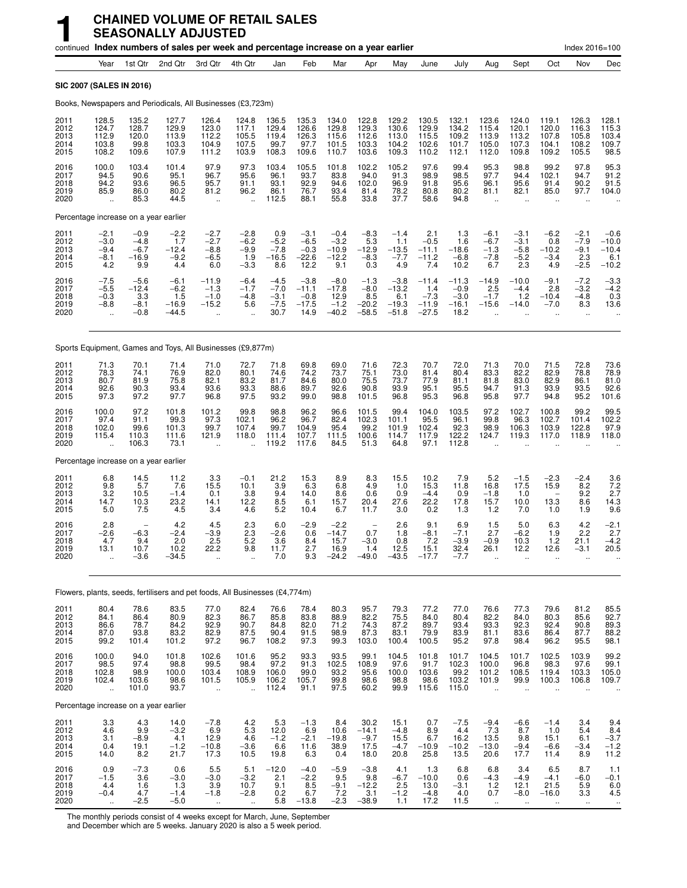# 1 CHAINED VOLUME OF RETAIL SALES SEASONALLY ADJUSTED

continued **Index numbers of sales per week and percentage increase on a year earlier** Index 2016=100

| | Year | 1st Qtr | 2nd Qtr | 3rd Qtr | 4th Qtr | Jan | Feb | Mar | Apr | May | June | July | Aug | Sept | Oct | Nov | Dec |
|---|---|---|---|---|---|---|---|---|---|---|---|---|---|---|---|---|---|
| **SIC 2007 (SALES IN 2016)** | | | | | | | | | | | | | | | | | |
| Books, Newspapers and Periodicals, All Businesses (£3,723m) | | | | | | | | | | | | | | | | | |
| 2011 | 128.5 | 135.2 | 127.7 | 126.4 | 124.8 | 136.5 | 135.3 | 134.0 | 122.8 | 129.2 | 130.5 | 132.1 | 123.6 | 124.0 | 119.1 | 126.3 | 128.1 |
| 2012 | 124.7 | 128.7 | 129.9 | 123.0 | 117.1 | 129.4 | 126.6 | 129.8 | 129.3 | 130.6 | 129.9 | 134.2 | 115.4 | 120.1 | 120.0 | 116.3 | 115.3 |
| 2013 | 112.9 | 120.0 | 113.9 | 112.2 | 105.5 | 119.4 | 126.3 | 115.6 | 112.6 | 113.0 | 115.5 | 109.2 | 113.9 | 113.2 | 107.8 | 105.8 | 103.4 |
| 2014 | 103.8 | 99.8 | 103.3 | 104.9 | 107.5 | 99.7 | 97.7 | 101.5 | 103.3 | 104.2 | 102.6 | 101.7 | 105.0 | 107.3 | 104.1 | 108.2 | 109.7 |
| 2015 | 108.2 | 109.6 | 107.9 | 111.2 | 103.9 | 108.3 | 109.6 | 110.7 | 103.6 | 109.3 | 110.2 | 112.1 | 112.0 | 109.8 | 109.2 | 105.5 | 98.5 |
| 2016 | 100.0 | 103.4 | 101.4 | 97.9 | 97.3 | 103.4 | 105.5 | 101.8 | 102.2 | 105.2 | 97.6 | 99.4 | 95.3 | 98.8 | 99.2 | 97.8 | 95.3 |
| 2017 | 94.5 | 90.6 | 95.1 | 96.7 | 95.6 | 96.1 | 93.7 | 83.8 | 94.0 | 91.3 | 98.9 | 98.5 | 97.7 | 94.4 | 102.1 | 94.7 | 91.2 |
| 2018 | 94.2 | 93.6 | 96.5 | 95.7 | 91.1 | 93.1 | 92.9 | 94.6 | 102.0 | 96.9 | 91.8 | 95.6 | 96.1 | 95.6 | 91.4 | 90.2 | 91.5 |
| 2019 | 85.9 | 86.0 | 80.2 | 81.2 | 96.2 | 86.1 | 76.7 | 93.4 | 81.4 | 78.2 | 80.8 | 80.2 | 81.1 | 82.1 | 85.0 | 97.7 | 104.0 |
| 2020 | .. | 85.3 | 44.5 | .. | .. | 112.5 | 88.1 | 55.8 | 33.8 | 37.7 | 58.6 | 94.8 | .. | .. | .. | .. | .. |
| Percentage increase on a year earlier | | | | | | | | | | | | | | | | | |
| 2011 | −2.1 | −0.9 | −2.2 | −2.7 | −2.8 | 0.9 | −3.1 | −0.4 | −8.3 | −1.4 | 2.1 | 1.3 | −6.1 | −3.1 | −6.2 | −2.1 | −0.6 |
| 2012 | −3.0 | −4.8 | 1.7 | −2.7 | −6.2 | −5.2 | −6.5 | −3.2 | 5.3 | 1.1 | −0.5 | 1.6 | −6.7 | −3.1 | 0.8 | −7.9 | −10.0 |
| 2013 | −9.4 | −6.7 | −12.4 | −8.8 | −9.9 | −7.8 | −0.3 | −10.9 | −12.9 | −13.5 | −11.1 | −18.6 | −1.3 | −5.8 | −10.2 | −9.1 | −10.4 |
| 2014 | −8.1 | −16.9 | −9.2 | −6.5 | 1.9 | −16.5 | −22.6 | −12.2 | −8.3 | −7.7 | −11.2 | −6.8 | −7.8 | −5.2 | −3.4 | 2.3 | 6.1 |
| 2015 | 4.2 | 9.9 | 4.4 | 6.0 | −3.3 | 8.6 | 12.2 | 9.1 | 0.3 | 4.9 | 7.4 | 10.2 | 6.7 | 2.3 | 4.9 | −2.5 | −10.2 |
| 2016 | −7.5 | −5.6 | −6.1 | −11.9 | −6.4 | −4.5 | −3.8 | −8.0 | −1.3 | −3.8 | −11.4 | −11.3 | −14.9 | −10.0 | −9.1 | −7.2 | −3.3 |
| 2017 | −5.5 | −12.4 | −6.2 | −1.3 | −1.7 | −7.0 | −11.1 | −17.8 | −8.0 | −13.2 | 1.4 | −0.9 | 2.5 | −4.4 | 2.8 | −3.2 | −4.2 |
| 2018 | −0.3 | 3.3 | 1.5 | −1.0 | −4.8 | −3.1 | −0.8 | 12.9 | 8.5 | 6.1 | −7.3 | −3.0 | −1.7 | 1.2 | −10.4 | −4.8 | 0.3 |
| 2019 | −8.8 | −8.1 | −16.9 | −15.2 | 5.6 | −7.5 | −17.5 | −1.2 | −20.2 | −19.3 | −11.9 | −16.1 | −15.6 | −14.0 | −7.0 | 8.3 | 13.6 |
| 2020 | .. | −0.8 | −44.5 | .. | .. | 30.7 | 14.9 | −40.2 | −58.5 | −51.8 | −27.5 | 18.2 | .. | .. | .. | .. | .. |
| Sports Equipment, Games and Toys, All Businesses (£9,877m) | | | | | | | | | | | | | | | | | |
| 2011 | 71.3 | 70.1 | 71.4 | 71.0 | 72.7 | 71.8 | 69.8 | 69.0 | 71.6 | 72.3 | 70.7 | 72.0 | 71.3 | 70.0 | 71.5 | 72.8 | 73.6 |
| 2012 | 78.3 | 74.1 | 76.9 | 82.0 | 80.1 | 74.6 | 74.2 | 73.7 | 75.1 | 73.0 | 81.4 | 80.4 | 83.3 | 82.2 | 82.9 | 78.8 | 78.9 |
| 2013 | 80.7 | 81.9 | 75.8 | 82.1 | 83.2 | 81.7 | 84.6 | 80.0 | 75.5 | 73.7 | 77.9 | 81.1 | 81.8 | 83.0 | 82.9 | 86.1 | 81.0 |
| 2014 | 92.6 | 90.3 | 93.4 | 93.6 | 93.3 | 88.6 | 89.7 | 92.6 | 90.8 | 93.9 | 95.1 | 95.5 | 94.7 | 91.3 | 93.9 | 93.5 | 92.6 |
| 2015 | 97.3 | 97.2 | 97.7 | 96.8 | 97.5 | 93.2 | 99.0 | 98.8 | 101.5 | 96.8 | 95.3 | 96.8 | 95.8 | 97.7 | 94.8 | 95.2 | 101.6 |
| 2016 | 100.0 | 97.2 | 101.8 | 101.2 | 99.8 | 98.8 | 96.2 | 96.6 | 101.5 | 99.4 | 104.0 | 103.5 | 97.2 | 102.7 | 100.8 | 99.2 | 99.5 |
| 2017 | 97.4 | 91.1 | 99.3 | 97.3 | 102.1 | 96.2 | 96.7 | 82.4 | 102.3 | 101.1 | 95.5 | 96.1 | 99.8 | 96.3 | 102.7 | 101.4 | 102.2 |
| 2018 | 102.0 | 99.6 | 101.3 | 99.7 | 107.4 | 99.7 | 104.9 | 95.4 | 99.2 | 101.9 | 102.4 | 92.3 | 98.9 | 106.3 | 103.9 | 122.8 | 97.9 |
| 2019 | 115.4 | 110.3 | 111.6 | 121.9 | 118.0 | 111.4 | 107.7 | 111.5 | 100.6 | 114.7 | 117.9 | 122.2 | 124.7 | 119.3 | 117.0 | 118.9 | 118.0 |
| 2020 | .. | 106.3 | 73.1 | .. | .. | 119.2 | 117.6 | 84.5 | 51.3 | 64.8 | 97.1 | 112.8 | .. | .. | .. | .. | .. |
| Percentage increase on a year earlier | | | | | | | | | | | | | | | | | |
| 2011 | 6.8 | 14.5 | 11.2 | 3.3 | −0.1 | 21.2 | 15.3 | 8.9 | 8.3 | 15.5 | 10.2 | 7.9 | 5.2 | −1.5 | −2.3 | −2.4 | 3.6 |
| 2012 | 9.8 | 5.7 | 7.6 | 15.5 | 10.1 | 3.9 | 6.3 | 6.8 | 4.9 | 1.0 | 15.3 | 11.8 | 16.8 | 17.5 | 15.9 | 8.2 | 7.2 |
| 2013 | 3.2 | 10.5 | −1.4 | 0.1 | 3.8 | 9.4 | 14.0 | 8.6 | 0.6 | 0.9 | −4.4 | 0.9 | −1.8 | 1.0 | − | 9.2 | 2.7 |
| 2014 | 14.7 | 10.3 | 23.2 | 14.1 | 12.2 | 8.5 | 6.1 | 15.7 | 20.4 | 27.6 | 22.2 | 17.8 | 15.7 | 10.0 | 13.3 | 8.6 | 14.3 |
| 2015 | 5.0 | 7.5 | 4.5 | 3.4 | 4.6 | 5.2 | 10.4 | 6.7 | 11.7 | 3.0 | 0.2 | 1.3 | 1.2 | 7.0 | 1.0 | 1.9 | 9.6 |
| 2016 | 2.8 | − | 4.2 | 4.5 | 2.3 | 6.0 | −2.9 | −2.2 | − | 2.6 | 9.1 | 6.9 | 1.5 | 5.0 | 6.3 | 4.2 | −2.1 |
| 2017 | −2.6 | −6.3 | −2.4 | −3.9 | 2.3 | −2.6 | 0.6 | −14.7 | 0.7 | 1.8 | −8.1 | −7.1 | 2.7 | −6.2 | 1.9 | 2.2 | 2.7 |
| 2018 | 4.7 | 9.4 | 2.0 | 2.5 | 5.2 | 3.6 | 8.4 | 15.7 | −3.0 | 0.8 | 7.2 | −3.9 | −0.9 | 10.3 | 1.2 | 21.1 | −4.2 |
| 2019 | 13.1 | 10.7 | 10.2 | 22.2 | 9.8 | 11.7 | 2.7 | 16.9 | 1.4 | 12.5 | 15.1 | 32.4 | 26.1 | 12.2 | 12.6 | −3.1 | 20.5 |
| 2020 | .. | −3.6 | −34.5 | .. | .. | 7.0 | 9.3 | −24.2 | −49.0 | −43.5 | −17.7 | −7.7 | .. | .. | .. | .. | .. |
| Flowers, plants, seeds, fertilisers and pet foods, All Businesses (£4,774m) | | | | | | | | | | | | | | | | | |
| 2011 | 80.4 | 78.6 | 83.5 | 77.0 | 82.4 | 76.6 | 78.4 | 80.3 | 95.7 | 79.3 | 77.2 | 77.0 | 76.6 | 77.3 | 79.6 | 81.2 | 85.5 |
| 2012 | 84.1 | 86.4 | 80.9 | 82.3 | 86.7 | 85.8 | 83.8 | 88.9 | 82.2 | 75.5 | 84.0 | 80.4 | 82.2 | 84.0 | 80.3 | 85.6 | 92.7 |
| 2013 | 86.6 | 78.7 | 84.2 | 92.9 | 90.7 | 84.8 | 82.0 | 71.2 | 74.3 | 87.2 | 89.7 | 93.4 | 93.3 | 92.3 | 92.4 | 90.8 | 89.3 |
| 2014 | 87.0 | 93.8 | 83.2 | 82.9 | 87.5 | 90.4 | 91.5 | 98.9 | 87.3 | 83.1 | 79.9 | 83.9 | 81.1 | 83.6 | 86.4 | 87.7 | 88.2 |
| 2015 | 99.2 | 101.4 | 101.2 | 97.2 | 96.7 | 108.2 | 97.3 | 99.3 | 103.0 | 100.4 | 100.5 | 95.2 | 97.8 | 98.4 | 96.2 | 95.5 | 98.1 |
| 2016 | 100.0 | 94.0 | 101.8 | 102.6 | 101.6 | 95.2 | 93.3 | 93.5 | 99.1 | 104.5 | 101.8 | 101.7 | 104.5 | 101.7 | 102.5 | 103.9 | 99.2 |
| 2017 | 98.5 | 97.4 | 98.8 | 99.5 | 98.4 | 97.2 | 91.3 | 102.5 | 108.9 | 97.6 | 91.7 | 102.3 | 100.0 | 96.8 | 98.3 | 97.6 | 99.1 |
| 2018 | 102.8 | 98.9 | 100.0 | 103.4 | 108.9 | 106.0 | 99.0 | 93.2 | 95.6 | 100.0 | 103.6 | 99.2 | 101.2 | 108.5 | 119.4 | 103.3 | 105.0 |
| 2019 | 102.4 | 103.6 | 98.6 | 101.5 | 105.9 | 106.2 | 105.7 | 99.8 | 98.6 | 98.8 | 98.6 | 103.2 | 101.9 | 99.9 | 100.3 | 106.8 | 109.7 |
| 2020 | .. | 101.0 | 93.7 | .. | .. | 112.4 | 91.1 | 97.5 | 60.2 | 99.9 | 115.6 | 115.0 | .. | .. | .. | .. | .. |
| Percentage increase on a year earlier | | | | | | | | | | | | | | | | | |
| 2011 | 3.3 | 4.3 | 14.0 | −7.8 | 4.2 | 5.3 | −1.3 | 8.4 | 30.2 | 15.1 | 0.7 | −7.5 | −9.4 | −6.6 | −1.4 | 3.4 | 9.4 |
| 2012 | 4.6 | 9.9 | −3.2 | 6.9 | 5.3 | 12.0 | 6.9 | 10.6 | −14.1 | −4.8 | 8.9 | 4.4 | 7.3 | 8.7 | 1.0 | 5.4 | 8.4 |
| 2013 | 3.1 | −8.9 | 4.1 | 12.9 | 4.6 | −1.2 | −2.1 | −19.8 | −9.7 | 15.5 | 6.7 | 16.2 | 13.5 | 9.8 | 15.1 | 6.1 | −3.7 |
| 2014 | 0.4 | 19.1 | −1.2 | −10.8 | −3.6 | 6.6 | 11.6 | 38.9 | 17.5 | −4.7 | −10.9 | −10.2 | −13.0 | −9.4 | −6.6 | −3.4 | −1.2 |
| 2015 | 14.0 | 8.2 | 21.7 | 17.3 | 10.5 | 19.8 | 6.3 | 0.4 | 18.0 | 20.8 | 25.8 | 13.5 | 20.6 | 17.7 | 11.4 | 8.9 | 11.2 |
| 2016 | 0.9 | −7.3 | 0.6 | 5.5 | 5.1 | −12.0 | −4.0 | −5.9 | −3.8 | 4.1 | 1.3 | 6.8 | 6.8 | 3.4 | 6.5 | 8.7 | 1.1 |
| 2017 | −1.5 | 3.6 | −3.0 | −3.0 | −3.2 | 2.1 | −2.2 | 9.5 | 9.8 | −6.7 | −10.0 | 0.6 | −4.3 | −4.9 | −4.1 | −6.0 | −0.1 |
| 2018 | 4.4 | 1.6 | 1.3 | 3.9 | 10.7 | 9.1 | 8.5 | −9.1 | −12.2 | 2.5 | 13.0 | −3.1 | 1.2 | 12.1 | 21.5 | 5.9 | 6.0 |
| 2019 | −0.4 | 4.7 | −1.4 | −1.8 | −2.8 | 0.2 | 6.7 | 7.2 | 3.1 | −1.2 | −4.8 | 4.0 | 0.7 | −8.0 | −16.0 | 3.3 | 4.5 |
| 2020 | .. | −2.5 | −5.0 | .. | .. | 5.8 | −13.8 | −2.3 | −38.9 | 1.1 | 17.2 | 11.5 | .. | .. | .. | .. | .. |

The monthly periods consist of 4 weeks except for March, June, September and December which are 5 weeks. January 2020 is also a 5 week period.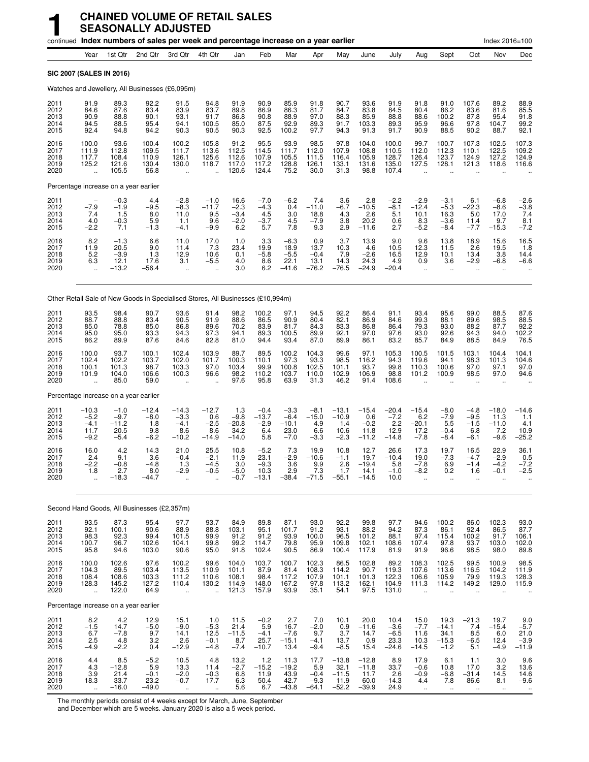# 1 CHAINED VOLUME OF RETAIL SALES SEASONALLY ADJUSTED

continued **Index numbers of sales per week and percentage increase on a year earlier** Index 2016=100

| | Year | 1st Qtr | 2nd Qtr | 3rd Qtr | 4th Qtr | Jan | Feb | Mar | Apr | May | June | July | Aug | Sept | Oct | Nov | Dec |
|---|---|---|---|---|---|---|---|---|---|---|---|---|---|---|---|---|---|
| **SIC 2007 (SALES IN 2016)** | | | | | | | | | | | | | | | | | |
| Watches and Jewellery, All Businesses (£6,095m) | | | | | | | | | | | | | | | | | |
| 2011 | 91.9 | 89.3 | 92.2 | 91.5 | 94.8 | 91.9 | 90.9 | 85.9 | 91.8 | 90.7 | 93.6 | 91.9 | 91.8 | 91.0 | 107.6 | 89.2 | 88.9 |
| 2012 | 84.6 | 87.6 | 83.4 | 83.9 | 83.7 | 89.8 | 86.9 | 86.3 | 81.7 | 84.7 | 83.8 | 84.5 | 80.4 | 86.2 | 83.6 | 81.6 | 85.5 |
| 2013 | 90.9 | 88.8 | 90.1 | 93.1 | 91.7 | 86.8 | 90.8 | 88.9 | 97.0 | 88.3 | 85.9 | 88.8 | 88.6 | 100.2 | 87.8 | 95.4 | 91.8 |
| 2014 | 94.5 | 88.5 | 95.4 | 94.1 | 100.5 | 85.0 | 87.5 | 92.9 | 89.3 | 91.7 | 103.3 | 89.3 | 95.9 | 96.6 | 97.8 | 104.7 | 99.2 |
| 2015 | 92.4 | 94.8 | 94.2 | 90.3 | 90.5 | 90.3 | 92.5 | 100.2 | 97.7 | 94.3 | 91.3 | 91.7 | 90.9 | 88.5 | 90.2 | 88.7 | 92.1 |
| 2016 | 100.0 | 93.6 | 100.4 | 100.2 | 105.8 | 91.2 | 95.5 | 93.9 | 98.5 | 97.8 | 104.0 | 100.0 | 99.7 | 100.7 | 107.3 | 102.5 | 107.3 |
| 2017 | 111.9 | 112.8 | 109.5 | 111.7 | 113.6 | 112.5 | 114.5 | 111.7 | 112.0 | 107.9 | 108.8 | 110.5 | 112.0 | 112.3 | 110.1 | 122.5 | 109.2 |
| 2018 | 117.7 | 108.4 | 110.9 | 126.1 | 125.6 | 112.6 | 107.9 | 105.5 | 111.5 | 116.4 | 105.9 | 128.7 | 126.4 | 123.7 | 124.9 | 127.2 | 124.9 |
| 2019 | 125.2 | 121.6 | 130.4 | 130.0 | 118.7 | 117.0 | 117.2 | 128.8 | 126.1 | 133.1 | 131.6 | 135.0 | 127.5 | 128.1 | 121.3 | 118.6 | 116.6 |
| 2020 | .. | 105.5 | 56.8 | .. | .. | 120.6 | 124.4 | 75.2 | 30.0 | 31.3 | 98.8 | 107.4 | .. | .. | .. | .. | .. |
| Percentage increase on a year earlier | | | | | | | | | | | | | | | | | |
| 2011 | – | −0.3 | 4.4 | −2.8 | −1.0 | 16.6 | −7.0 | −6.2 | 7.4 | 3.6 | 2.8 | −2.2 | −2.9 | −3.1 | 6.1 | −6.8 | −2.6 |
| 2012 | −7.9 | −1.9 | −9.5 | −8.3 | −11.7 | −2.3 | −4.3 | 0.4 | −11.0 | −6.7 | −10.5 | −8.1 | −12.4 | −5.3 | −22.3 | −8.6 | −3.8 |
| 2013 | 7.4 | 1.5 | 8.0 | 11.0 | 9.5 | −3.4 | 4.5 | 3.0 | 18.8 | 4.3 | 2.6 | 5.1 | 10.1 | 16.3 | 5.0 | 17.0 | 7.4 |
| 2014 | 4.0 | −0.3 | 5.9 | 1.1 | 9.6 | −2.0 | −3.7 | 4.5 | −7.9 | 3.8 | 20.2 | 0.6 | 8.3 | −3.6 | 11.4 | 9.7 | 8.1 |
| 2015 | −2.2 | 7.1 | −1.3 | −4.1 | −9.9 | 6.2 | 5.7 | 7.8 | 9.3 | 2.9 | −11.6 | 2.7 | −5.2 | −8.4 | −7.7 | −15.3 | −7.2 |
| 2016 | 8.2 | −1.3 | 6.6 | 11.0 | 17.0 | 1.0 | 3.3 | −6.3 | 0.9 | 3.7 | 13.9 | 9.0 | 9.6 | 13.8 | 18.9 | 15.6 | 16.5 |
| 2017 | 11.9 | 20.5 | 9.0 | 11.4 | 7.3 | 23.4 | 19.9 | 18.9 | 13.7 | 10.3 | 4.6 | 10.5 | 12.3 | 11.5 | 2.6 | 19.5 | 1.8 |
| 2018 | 5.2 | −3.9 | 1.3 | 12.9 | 10.6 | 0.1 | −5.8 | −5.5 | −0.4 | 7.9 | −2.6 | 16.5 | 12.9 | 10.1 | 13.4 | 3.8 | 14.4 |
| 2019 | 6.3 | 12.1 | 17.6 | 3.1 | −5.5 | 4.0 | 8.6 | 22.1 | 13.1 | 14.3 | 24.3 | 4.9 | 0.9 | 3.6 | −2.9 | −6.8 | −6.6 |
| 2020 | .. | −13.2 | −56.4 | .. | .. | 3.0 | 6.2 | −41.6 | −76.2 | −76.5 | −24.9 | −20.4 | .. | .. | .. | .. | .. |
| Other Retail Sale of New Goods in Specialised Stores, All Businesses (£10,994m) | | | | | | | | | | | | | | | | | |
| 2011 | 93.5 | 98.4 | 90.7 | 93.6 | 91.4 | 98.2 | 100.2 | 97.1 | 94.5 | 92.2 | 86.4 | 91.1 | 93.4 | 95.6 | 99.0 | 88.5 | 87.6 |
| 2012 | 88.7 | 88.8 | 83.4 | 90.5 | 91.9 | 88.6 | 86.5 | 90.9 | 80.4 | 82.1 | 86.9 | 84.6 | 99.3 | 88.1 | 89.6 | 98.5 | 88.5 |
| 2013 | 85.0 | 78.8 | 85.0 | 86.8 | 89.6 | 70.2 | 83.9 | 81.7 | 84.3 | 83.3 | 86.8 | 86.4 | 79.3 | 93.0 | 88.2 | 87.7 | 92.2 |
| 2014 | 95.0 | 95.0 | 93.3 | 94.3 | 97.3 | 94.1 | 89.3 | 100.5 | 89.9 | 92.1 | 97.0 | 97.6 | 93.0 | 92.6 | 94.3 | 94.0 | 102.2 |
| 2015 | 86.2 | 89.9 | 87.6 | 84.6 | 82.8 | 81.0 | 94.4 | 93.4 | 87.0 | 89.9 | 86.1 | 83.2 | 85.7 | 84.9 | 88.5 | 84.9 | 76.5 |
| 2016 | 100.0 | 93.7 | 100.1 | 102.4 | 103.9 | 89.7 | 89.5 | 100.2 | 104.3 | 99.6 | 97.1 | 105.3 | 100.5 | 101.5 | 103.1 | 104.4 | 104.1 |
| 2017 | 102.4 | 102.2 | 103.7 | 102.0 | 101.7 | 100.3 | 110.1 | 97.3 | 93.3 | 98.5 | 116.2 | 94.3 | 119.6 | 94.1 | 98.3 | 101.3 | 104.6 |
| 2018 | 100.1 | 101.3 | 98.7 | 103.3 | 97.0 | 103.4 | 99.9 | 100.8 | 102.5 | 101.1 | 93.7 | 99.8 | 110.3 | 100.6 | 97.0 | 97.1 | 97.0 |
| 2019 | 101.9 | 104.0 | 106.6 | 100.3 | 96.6 | 98.2 | 110.2 | 103.7 | 110.0 | 102.9 | 106.9 | 98.8 | 101.2 | 100.9 | 98.5 | 97.0 | 94.6 |
| 2020 | .. | 85.0 | 59.0 | .. | .. | 97.6 | 95.8 | 63.9 | 31.3 | 46.2 | 91.4 | 108.6 | .. | .. | .. | .. | .. |
| Percentage increase on a year earlier | | | | | | | | | | | | | | | | | |
| 2011 | −10.3 | −1.0 | −12.4 | −14.3 | −12.7 | 1.3 | −0.4 | −3.3 | −8.1 | −13.1 | −15.4 | −20.4 | −15.4 | −8.0 | −4.8 | −18.0 | −14.6 |
| 2012 | −5.2 | −9.7 | −8.0 | −3.3 | 0.6 | −9.8 | −13.7 | −6.4 | −15.0 | −10.9 | 0.6 | −7.2 | 6.2 | −7.9 | −9.5 | 11.3 | 1.1 |
| 2013 | −4.1 | −11.2 | 1.8 | −4.1 | −2.5 | −20.8 | −2.9 | −10.1 | 4.9 | 1.4 | −0.2 | 2.2 | −20.1 | 5.5 | −1.5 | −11.0 | 4.1 |
| 2014 | 11.7 | 20.5 | 9.8 | 8.6 | 8.6 | 34.2 | 6.4 | 23.0 | 6.6 | 10.6 | 11.8 | 12.9 | 17.2 | −0.4 | 6.8 | 7.2 | 10.9 |
| 2015 | −9.2 | −5.4 | −6.2 | −10.2 | −14.9 | −14.0 | 5.8 | −7.0 | −3.3 | −2.3 | −11.2 | −14.8 | −7.8 | −8.4 | −6.1 | −9.6 | −25.2 |
| 2016 | 16.0 | 4.2 | 14.3 | 21.0 | 25.5 | 10.8 | −5.2 | 7.3 | 19.9 | 10.8 | 12.7 | 26.6 | 17.3 | 19.7 | 16.5 | 22.9 | 36.1 |
| 2017 | 2.4 | 9.1 | 3.6 | −0.4 | −2.1 | 11.9 | 23.1 | −2.9 | −10.6 | −1.1 | 19.7 | −10.4 | 19.0 | −7.3 | −4.7 | −2.9 | 0.5 |
| 2018 | −2.2 | −0.8 | −4.8 | 1.3 | −4.5 | 3.0 | −9.3 | 3.6 | 9.9 | 2.6 | −19.4 | 5.8 | −7.8 | 6.9 | −1.4 | −4.2 | −7.2 |
| 2019 | 1.8 | 2.7 | 8.0 | −2.9 | −0.5 | −5.0 | 10.3 | 2.9 | 7.3 | 1.7 | 14.1 | −1.0 | −8.2 | 0.2 | 1.6 | −0.1 | −2.5 |
| 2020 | .. | −18.3 | −44.7 | .. | .. | −0.7 | −13.1 | −38.4 | −71.5 | −55.1 | −14.5 | 10.0 | .. | .. | .. | .. | .. |
| Second Hand Goods, All Businesses (£2,357m) | | | | | | | | | | | | | | | | | |
| 2011 | 93.5 | 87.3 | 95.4 | 97.7 | 93.7 | 84.9 | 89.8 | 87.1 | 93.0 | 92.2 | 99.8 | 97.7 | 94.6 | 100.2 | 86.0 | 102.3 | 93.0 |
| 2012 | 92.1 | 100.1 | 90.6 | 88.9 | 88.8 | 103.1 | 95.1 | 101.7 | 91.2 | 93.1 | 88.2 | 94.2 | 87.3 | 86.1 | 92.4 | 86.5 | 87.7 |
| 2013 | 98.3 | 92.3 | 99.4 | 101.5 | 99.9 | 91.2 | 91.2 | 93.9 | 100.0 | 96.5 | 101.2 | 88.1 | 97.4 | 115.4 | 100.2 | 91.7 | 106.1 |
| 2014 | 100.7 | 96.7 | 102.6 | 104.1 | 99.8 | 99.2 | 114.7 | 79.8 | 95.9 | 109.8 | 102.1 | 108.6 | 107.4 | 97.8 | 93.7 | 103.0 | 102.0 |
| 2015 | 95.8 | 94.6 | 103.0 | 90.6 | 95.0 | 91.8 | 102.4 | 90.5 | 86.9 | 100.4 | 117.9 | 81.9 | 91.9 | 96.6 | 98.5 | 98.0 | 89.8 |
| 2016 | 100.0 | 102.6 | 97.6 | 100.2 | 99.6 | 104.0 | 103.7 | 100.7 | 102.3 | 86.5 | 102.8 | 89.2 | 108.3 | 102.5 | 99.5 | 100.9 | 98.5 |
| 2017 | 104.3 | 89.5 | 103.4 | 113.5 | 110.9 | 101.1 | 87.9 | 81.4 | 108.3 | 114.2 | 90.7 | 119.3 | 107.6 | 113.6 | 116.5 | 104.2 | 111.9 |
| 2018 | 108.4 | 108.6 | 103.3 | 111.2 | 110.6 | 108.1 | 98.4 | 117.2 | 107.9 | 101.1 | 101.3 | 122.3 | 106.6 | 105.9 | 79.9 | 119.3 | 128.3 |
| 2019 | 128.3 | 145.2 | 127.2 | 110.4 | 130.2 | 114.9 | 148.0 | 167.2 | 97.8 | 113.2 | 162.1 | 104.9 | 111.3 | 114.2 | 149.2 | 129.0 | 115.9 |
| 2020 | .. | 122.0 | 64.9 | .. | .. | 121.3 | 157.9 | 93.9 | 35.1 | 54.1 | 97.5 | 131.0 | .. | .. | .. | .. | .. |
| Percentage increase on a year earlier | | | | | | | | | | | | | | | | | |
| 2011 | 8.2 | 4.2 | 12.9 | 15.1 | 1.0 | 11.5 | −0.2 | 2.7 | 7.0 | 10.1 | 20.0 | 10.4 | 15.0 | 19.3 | −21.3 | 19.7 | 9.0 |
| 2012 | −1.5 | 14.7 | −5.0 | −9.0 | −5.3 | 21.4 | 5.9 | 16.7 | −2.0 | 0.9 | −11.6 | −3.6 | −7.7 | −14.1 | 7.4 | −15.4 | −5.7 |
| 2013 | 6.7 | −7.8 | 9.7 | 14.1 | 12.5 | −11.5 | −4.1 | −7.6 | 9.7 | 3.7 | 14.7 | −6.5 | 11.6 | 34.1 | 8.5 | 6.0 | 21.0 |
| 2014 | 2.5 | 4.8 | 3.2 | 2.6 | −0.1 | 8.7 | 25.7 | −15.1 | −4.1 | 13.7 | 0.9 | 23.3 | 10.3 | −15.3 | −6.5 | 12.4 | −3.9 |
| 2015 | −4.9 | −2.2 | 0.4 | −12.9 | −4.8 | −7.4 | −10.7 | 13.4 | −9.4 | −8.5 | 15.4 | −24.6 | −14.5 | −1.2 | 5.1 | −4.9 | −11.9 |
| 2016 | 4.4 | 8.5 | −5.2 | 10.5 | 4.8 | 13.2 | 1.2 | 11.3 | 17.7 | −13.8 | −12.8 | 8.9 | 17.9 | 6.1 | 1.1 | 3.0 | 9.6 |
| 2017 | 4.3 | −12.8 | 5.9 | 13.3 | 11.4 | −2.7 | −15.2 | −19.2 | 5.9 | 32.1 | −11.8 | 33.7 | −0.6 | 10.8 | 17.0 | 3.2 | 13.6 |
| 2018 | 3.9 | 21.4 | −0.1 | −2.0 | −0.3 | 6.8 | 11.9 | 43.9 | −0.4 | −11.5 | 11.7 | 2.6 | −0.9 | −6.8 | −31.4 | 14.5 | 14.6 |
| 2019 | 18.3 | 33.7 | 23.2 | −0.7 | 17.7 | 6.3 | 50.4 | 42.7 | −9.3 | 11.9 | 60.0 | −14.3 | 4.4 | 7.8 | 86.6 | 8.1 | −9.6 |
| 2020 | .. | −16.0 | −49.0 | .. | .. | 5.6 | 6.7 | −43.8 | −64.1 | −52.2 | −39.9 | 24.9 | .. | .. | .. | .. | .. |

The monthly periods consist of 4 weeks except for March, June, September and December which are 5 weeks. January 2020 is also a 5 week period.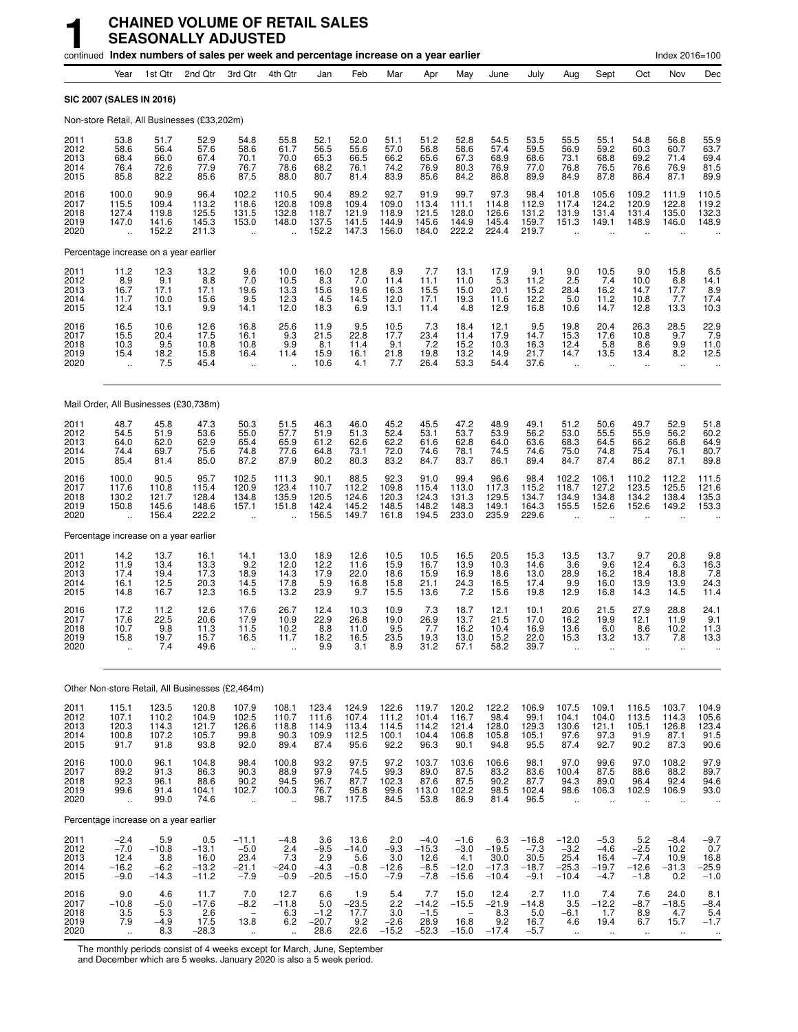# 1 CHAINED VOLUME OF RETAIL SALES SEASONALLY ADJUSTED

continued **Index numbers of sales per week and percentage increase on a year earlier** — Index 2016=100

| | Year | 1st Qtr | 2nd Qtr | 3rd Qtr | 4th Qtr | Jan | Feb | Mar | Apr | May | June | July | Aug | Sept | Oct | Nov | Dec |
|---|---|---|---|---|---|---|---|---|---|---|---|---|---|---|---|---|---|
| **SIC 2007 (SALES IN 2016)** | | | | | | | | | | | | | | | | | |
| Non-store Retail, All Businesses (£33,202m) | | | | | | | | | | | | | | | | | |
| 2011 | 53.8 | 51.7 | 52.9 | 54.8 | 55.8 | 52.1 | 52.0 | 51.1 | 51.2 | 52.8 | 54.5 | 53.5 | 55.5 | 55.1 | 54.8 | 56.8 | 55.9 |
| 2012 | 58.6 | 56.4 | 57.6 | 58.6 | 61.7 | 56.5 | 55.6 | 57.0 | 56.8 | 58.6 | 57.4 | 59.5 | 56.9 | 59.2 | 60.3 | 60.7 | 63.7 |
| 2013 | 68.4 | 66.0 | 67.4 | 70.1 | 70.0 | 65.3 | 66.5 | 66.2 | 65.6 | 67.3 | 68.9 | 68.6 | 73.1 | 68.8 | 69.2 | 71.4 | 69.4 |
| 2014 | 76.4 | 72.6 | 77.9 | 76.7 | 78.6 | 68.2 | 76.1 | 74.2 | 76.9 | 80.3 | 76.9 | 77.0 | 76.8 | 76.5 | 76.6 | 76.9 | 81.5 |
| 2015 | 85.8 | 82.2 | 85.6 | 87.5 | 88.0 | 80.7 | 81.4 | 83.9 | 85.6 | 84.2 | 86.8 | 89.9 | 84.9 | 87.8 | 86.4 | 87.1 | 89.9 |
| 2016 | 100.0 | 90.9 | 96.4 | 102.2 | 110.5 | 90.4 | 89.2 | 92.7 | 91.9 | 99.7 | 97.3 | 98.4 | 101.8 | 105.6 | 109.2 | 111.9 | 110.5 |
| 2017 | 115.5 | 109.4 | 113.2 | 118.6 | 120.8 | 109.8 | 109.4 | 109.0 | 113.4 | 111.1 | 114.8 | 112.9 | 117.4 | 124.2 | 120.9 | 122.8 | 119.2 |
| 2018 | 127.4 | 119.8 | 125.5 | 131.5 | 132.8 | 118.7 | 121.9 | 118.9 | 121.5 | 128.0 | 126.6 | 131.2 | 131.9 | 131.4 | 131.4 | 135.0 | 132.3 |
| 2019 | 147.0 | 141.6 | 145.3 | 153.0 | 148.0 | 137.5 | 141.5 | 144.9 | 145.6 | 144.9 | 145.4 | 159.7 | 151.3 | 149.1 | 148.9 | 146.0 | 148.9 |
| 2020 | .. | 152.2 | 211.3 | .. | .. | 152.2 | 147.3 | 156.0 | 184.0 | 222.2 | 224.4 | 219.7 | .. | .. | .. | .. | .. |
| Percentage increase on a year earlier | | | | | | | | | | | | | | | | | |
| 2011 | 11.2 | 12.3 | 13.2 | 9.6 | 10.0 | 16.0 | 12.8 | 8.9 | 7.7 | 13.1 | 17.9 | 9.1 | 9.0 | 10.5 | 9.0 | 15.8 | 6.5 |
| 2012 | 8.9 | 9.1 | 8.8 | 7.0 | 10.5 | 8.3 | 7.0 | 11.4 | 11.1 | 11.0 | 5.3 | 11.2 | 2.5 | 7.4 | 10.0 | 6.8 | 14.1 |
| 2013 | 16.7 | 17.1 | 17.1 | 19.6 | 13.3 | 15.6 | 19.6 | 16.3 | 15.5 | 15.0 | 20.1 | 15.2 | 28.4 | 16.2 | 14.7 | 17.7 | 8.9 |
| 2014 | 11.7 | 10.0 | 15.6 | 9.5 | 12.3 | 4.5 | 14.5 | 12.0 | 17.1 | 19.3 | 11.6 | 12.2 | 5.0 | 11.2 | 10.8 | 7.7 | 17.4 |
| 2015 | 12.4 | 13.1 | 9.9 | 14.1 | 12.0 | 18.3 | 6.9 | 13.1 | 11.4 | 4.8 | 12.9 | 16.8 | 10.6 | 14.7 | 12.8 | 13.3 | 10.3 |
| 2016 | 16.5 | 10.6 | 12.6 | 16.8 | 25.6 | 11.9 | 9.5 | 10.5 | 7.3 | 18.4 | 12.1 | 9.5 | 19.8 | 20.4 | 26.3 | 28.5 | 22.9 |
| 2017 | 15.5 | 20.4 | 17.5 | 16.1 | 9.3 | 21.5 | 22.8 | 17.7 | 23.4 | 11.4 | 17.9 | 14.7 | 15.3 | 17.6 | 10.8 | 9.7 | 7.9 |
| 2018 | 10.3 | 9.5 | 10.8 | 10.8 | 9.9 | 8.1 | 11.4 | 9.1 | 7.2 | 15.2 | 10.3 | 16.3 | 12.4 | 5.8 | 8.6 | 9.9 | 11.0 |
| 2019 | 15.4 | 18.2 | 15.8 | 16.4 | 11.4 | 15.9 | 16.1 | 21.8 | 19.8 | 13.2 | 14.9 | 21.7 | 14.7 | 13.5 | 13.4 | 8.2 | 12.5 |
| 2020 | .. | 7.5 | 45.4 | .. | .. | 10.6 | 4.1 | 7.7 | 26.4 | 53.3 | 54.4 | 37.6 | .. | .. | .. | .. | .. |
| Mail Order, All Businesses (£30,738m) | | | | | | | | | | | | | | | | | |
| 2011 | 48.7 | 45.8 | 47.3 | 50.3 | 51.5 | 46.3 | 46.0 | 45.2 | 45.5 | 47.2 | 48.9 | 49.1 | 51.2 | 50.6 | 49.7 | 52.9 | 51.8 |
| 2012 | 54.5 | 51.9 | 53.6 | 55.0 | 57.7 | 51.9 | 51.3 | 52.4 | 53.1 | 53.7 | 53.9 | 56.2 | 53.0 | 55.5 | 55.9 | 56.2 | 60.2 |
| 2013 | 64.0 | 62.0 | 62.9 | 65.4 | 65.9 | 61.2 | 62.6 | 62.2 | 61.6 | 62.8 | 64.0 | 63.6 | 68.3 | 64.5 | 66.2 | 66.8 | 64.9 |
| 2014 | 74.4 | 69.7 | 75.6 | 74.8 | 77.6 | 64.8 | 73.1 | 72.0 | 74.6 | 78.1 | 74.5 | 74.6 | 75.0 | 74.8 | 75.4 | 76.1 | 80.7 |
| 2015 | 85.4 | 81.4 | 85.0 | 87.2 | 87.9 | 80.2 | 80.3 | 83.2 | 84.7 | 83.7 | 86.1 | 89.4 | 84.7 | 87.4 | 86.2 | 87.1 | 89.8 |
| 2016 | 100.0 | 90.5 | 95.7 | 102.5 | 111.3 | 90.1 | 88.5 | 92.3 | 91.0 | 99.4 | 96.6 | 98.4 | 102.2 | 106.1 | 110.2 | 112.2 | 111.5 |
| 2017 | 117.6 | 110.8 | 115.4 | 120.9 | 123.4 | 110.7 | 112.2 | 109.8 | 115.4 | 113.0 | 117.3 | 115.2 | 118.7 | 127.2 | 123.5 | 125.5 | 121.6 |
| 2018 | 130.2 | 121.7 | 128.4 | 134.8 | 135.9 | 120.5 | 124.6 | 120.3 | 124.3 | 131.3 | 129.5 | 134.7 | 134.9 | 134.8 | 134.2 | 138.4 | 135.3 |
| 2019 | 150.8 | 145.6 | 148.6 | 157.1 | 151.8 | 142.4 | 145.2 | 148.5 | 148.2 | 148.3 | 149.1 | 164.3 | 155.5 | 152.6 | 152.6 | 149.2 | 153.3 |
| 2020 | .. | 156.4 | 222.2 | .. | .. | 156.5 | 149.7 | 161.8 | 194.5 | 233.0 | 235.9 | 229.6 | .. | .. | .. | .. | .. |
| Percentage increase on a year earlier | | | | | | | | | | | | | | | | | |
| 2011 | 14.2 | 13.7 | 16.1 | 14.1 | 13.0 | 18.9 | 12.6 | 10.5 | 10.5 | 16.5 | 20.5 | 15.3 | 13.5 | 13.7 | 9.7 | 20.8 | 9.8 |
| 2012 | 11.9 | 13.4 | 13.3 | 9.2 | 12.0 | 12.2 | 11.6 | 15.9 | 16.7 | 13.9 | 10.3 | 14.6 | 3.6 | 9.6 | 12.4 | 6.3 | 16.3 |
| 2013 | 17.4 | 19.4 | 17.3 | 18.9 | 14.3 | 17.9 | 22.0 | 18.6 | 15.9 | 16.9 | 18.6 | 13.0 | 28.9 | 16.2 | 18.4 | 18.8 | 7.8 |
| 2014 | 16.1 | 12.5 | 20.3 | 14.5 | 17.8 | 5.9 | 16.8 | 15.8 | 21.1 | 24.3 | 16.5 | 17.4 | 9.9 | 16.0 | 13.9 | 13.9 | 24.3 |
| 2015 | 14.8 | 16.7 | 12.3 | 16.5 | 13.2 | 23.9 | 9.7 | 15.5 | 13.6 | 7.2 | 15.6 | 19.8 | 12.9 | 16.8 | 14.3 | 14.5 | 11.4 |
| 2016 | 17.2 | 11.2 | 12.6 | 17.6 | 26.7 | 12.4 | 10.3 | 10.9 | 7.3 | 18.7 | 12.1 | 10.1 | 20.6 | 21.5 | 27.9 | 28.8 | 24.1 |
| 2017 | 17.6 | 22.5 | 20.6 | 17.9 | 10.9 | 22.9 | 26.8 | 19.0 | 26.9 | 13.7 | 21.5 | 17.0 | 16.2 | 19.9 | 12.1 | 11.9 | 9.1 |
| 2018 | 10.7 | 9.8 | 11.3 | 11.5 | 10.2 | 8.8 | 11.0 | 9.5 | 7.7 | 16.2 | 10.4 | 16.9 | 13.6 | 6.0 | 8.6 | 10.2 | 11.3 |
| 2019 | 15.8 | 19.7 | 15.7 | 16.5 | 11.7 | 18.2 | 16.5 | 23.5 | 19.3 | 13.0 | 15.2 | 22.0 | 15.3 | 13.2 | 13.7 | 7.8 | 13.3 |
| 2020 | .. | 7.4 | 49.6 | .. | .. | 9.9 | 3.1 | 8.9 | 31.2 | 57.1 | 58.2 | 39.7 | .. | .. | .. | .. | .. |
| Other Non-store Retail, All Businesses (£2,464m) | | | | | | | | | | | | | | | | | |
| 2011 | 115.1 | 123.5 | 120.8 | 107.9 | 108.1 | 123.4 | 124.9 | 122.6 | 119.7 | 120.2 | 122.2 | 106.9 | 107.5 | 109.1 | 116.5 | 103.7 | 104.9 |
| 2012 | 107.1 | 110.2 | 104.9 | 102.5 | 110.7 | 111.6 | 107.4 | 111.2 | 101.4 | 116.7 | 98.4 | 99.1 | 104.1 | 104.0 | 113.5 | 114.3 | 105.6 |
| 2013 | 120.3 | 114.3 | 121.7 | 126.6 | 118.8 | 114.9 | 113.4 | 114.5 | 114.2 | 121.4 | 128.0 | 129.3 | 130.6 | 121.1 | 105.1 | 126.8 | 123.4 |
| 2014 | 100.8 | 107.2 | 105.7 | 99.8 | 90.3 | 109.9 | 112.5 | 100.1 | 104.4 | 106.8 | 105.8 | 105.1 | 97.6 | 97.3 | 91.9 | 87.1 | 91.5 |
| 2015 | 91.7 | 91.8 | 93.8 | 92.0 | 89.4 | 87.4 | 95.6 | 92.2 | 96.3 | 90.1 | 94.8 | 95.5 | 87.4 | 92.7 | 90.2 | 87.3 | 90.6 |
| 2016 | 100.0 | 96.1 | 104.8 | 98.4 | 100.8 | 93.2 | 97.5 | 97.2 | 103.7 | 103.6 | 106.6 | 98.1 | 97.0 | 99.6 | 97.0 | 108.2 | 97.9 |
| 2017 | 89.2 | 91.3 | 86.3 | 90.3 | 88.9 | 97.9 | 74.5 | 99.3 | 89.0 | 87.5 | 83.2 | 83.6 | 100.4 | 87.5 | 88.6 | 88.2 | 89.7 |
| 2018 | 92.3 | 96.1 | 88.6 | 90.2 | 94.5 | 96.7 | 87.7 | 102.3 | 87.6 | 87.5 | 90.2 | 87.7 | 94.3 | 89.0 | 96.4 | 92.4 | 94.6 |
| 2019 | 99.6 | 91.4 | 104.1 | 102.7 | 100.3 | 76.7 | 95.8 | 99.6 | 113.0 | 102.2 | 98.5 | 102.4 | 98.6 | 106.3 | 102.9 | 106.9 | 93.0 |
| 2020 | .. | 99.0 | 74.6 | .. | .. | 98.7 | 117.5 | 84.5 | 53.8 | 86.9 | 81.4 | 96.5 | .. | .. | .. | .. | .. |
| Percentage increase on a year earlier | | | | | | | | | | | | | | | | | |
| 2011 | −2.4 | 5.9 | 0.5 | −11.1 | −4.8 | 3.6 | 13.6 | 2.0 | −4.0 | −1.6 | 6.3 | −16.8 | −12.0 | −5.3 | 5.2 | −8.4 | −9.7 |
| 2012 | −7.0 | −10.8 | −13.1 | −5.0 | 2.4 | −9.5 | −14.0 | −9.3 | −15.3 | −3.0 | −19.5 | −7.3 | −3.2 | −4.6 | −2.5 | 10.2 | 0.7 |
| 2013 | 12.4 | 3.8 | 16.0 | 23.4 | 7.3 | 2.9 | 5.6 | 3.0 | 12.6 | 4.1 | 30.0 | 30.5 | 25.4 | 16.4 | −7.4 | 10.9 | 16.8 |
| 2014 | −16.2 | −6.2 | −13.2 | −21.1 | −24.0 | −4.3 | −0.8 | −12.6 | −8.5 | −12.0 | −17.3 | −18.7 | −25.3 | −19.7 | −12.6 | −31.3 | −25.9 |
| 2015 | −9.0 | −14.3 | −11.2 | −7.9 | −0.9 | −20.5 | −15.0 | −7.9 | −7.8 | −15.6 | −10.4 | −9.1 | −10.4 | −4.7 | −1.8 | 0.2 | −1.0 |
| 2016 | 9.0 | 4.6 | 11.7 | 7.0 | 12.7 | 6.6 | 1.9 | 5.4 | 7.7 | 15.0 | 12.4 | 2.7 | 11.0 | 7.4 | 7.6 | 24.0 | 8.1 |
| 2017 | −10.8 | −5.0 | −17.6 | −8.2 | −11.8 | 5.0 | −23.5 | 2.2 | −14.2 | −15.5 | −21.9 | −14.8 | 3.5 | −12.2 | −8.7 | −18.5 | −8.4 |
| 2018 | 3.5 | 5.3 | 2.6 | − | 6.3 | −1.2 | 17.7 | 3.0 | −1.5 | − | 8.3 | 5.0 | −6.1 | 1.7 | 8.9 | 4.7 | 5.4 |
| 2019 | 7.9 | −4.9 | 17.5 | 13.8 | 6.2 | −20.7 | 9.2 | −2.6 | 28.9 | 16.8 | 9.2 | 16.7 | 4.6 | 19.4 | 6.7 | 15.7 | −1.7 |
| 2020 | .. | 8.3 | −28.3 | .. | .. | 28.6 | 22.6 | −15.2 | −52.3 | −15.0 | −17.4 | −5.7 | .. | .. | .. | .. | .. |

The monthly periods consist of 4 weeks except for March, June, September and December which are 5 weeks. January 2020 is also a 5 week period.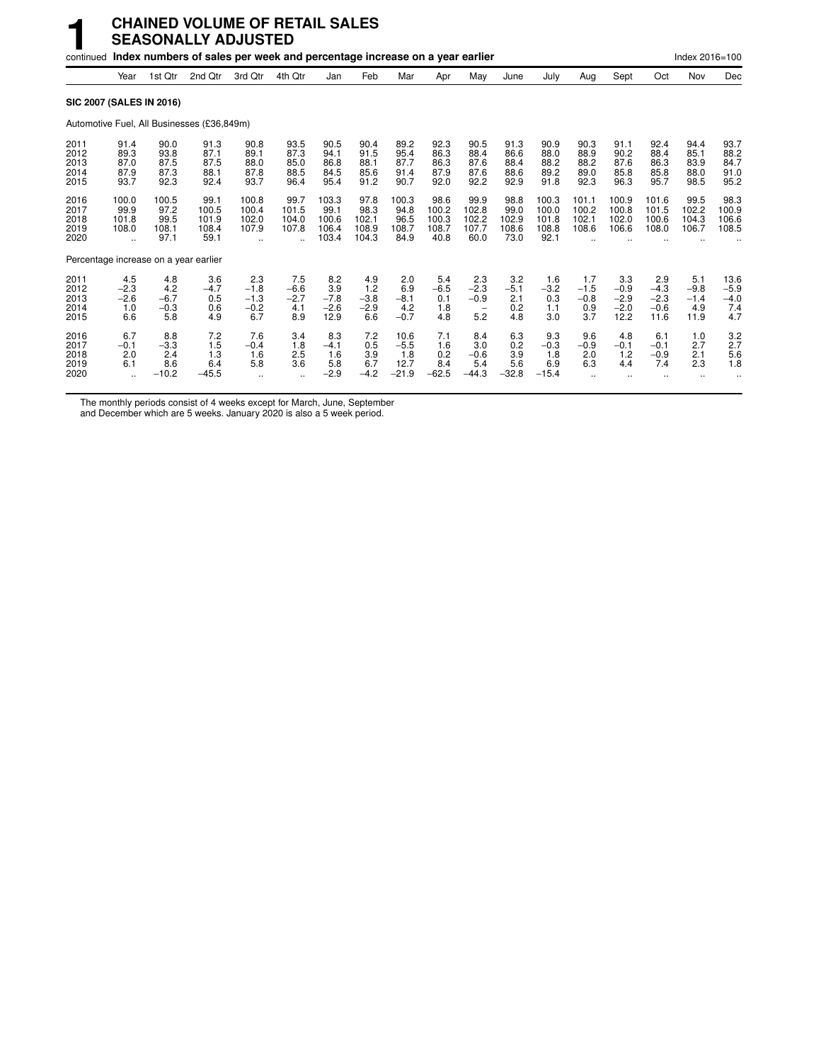# 1 CHAINED VOLUME OF RETAIL SALES SEASONALLY ADJUSTED

continued **Index numbers of sales per week and percentage increase on a year earlier** Index 2016=100

| | Year | 1st Qtr | 2nd Qtr | 3rd Qtr | 4th Qtr | Jan | Feb | Mar | Apr | May | June | July | Aug | Sept | Oct | Nov | Dec |
|---|---|---|---|---|---|---|---|---|---|---|---|---|---|---|---|---|---|
| **SIC 2007 (SALES IN 2016)** | | | | | | | | | | | | | | | | | |
| Automotive Fuel, All Businesses (£36,849m) | | | | | | | | | | | | | | | | | |
| 2011 | 91.4 | 90.0 | 91.3 | 90.8 | 93.5 | 90.5 | 90.4 | 89.2 | 92.3 | 90.5 | 91.3 | 90.9 | 90.3 | 91.1 | 92.4 | 94.4 | 93.7 |
| 2012 | 89.3 | 93.8 | 87.1 | 89.1 | 87.3 | 94.1 | 91.5 | 95.4 | 86.3 | 88.4 | 86.6 | 88.0 | 88.9 | 90.2 | 88.4 | 85.1 | 88.2 |
| 2013 | 87.0 | 87.5 | 87.5 | 88.0 | 85.0 | 86.8 | 88.1 | 87.7 | 86.3 | 87.6 | 88.4 | 88.2 | 88.2 | 87.6 | 86.3 | 83.9 | 84.7 |
| 2014 | 87.9 | 87.3 | 88.1 | 87.8 | 88.5 | 84.5 | 85.6 | 91.4 | 87.9 | 87.6 | 88.6 | 89.2 | 89.0 | 85.8 | 85.8 | 88.0 | 91.0 |
| 2015 | 93.7 | 92.3 | 92.4 | 93.7 | 96.4 | 95.4 | 91.2 | 90.7 | 92.0 | 92.2 | 92.9 | 91.8 | 92.3 | 96.3 | 95.7 | 98.5 | 95.2 |
| 2016 | 100.0 | 100.5 | 99.1 | 100.8 | 99.7 | 103.3 | 97.8 | 100.3 | 98.6 | 99.9 | 98.8 | 100.3 | 101.1 | 100.9 | 101.6 | 99.5 | 98.3 |
| 2017 | 99.9 | 97.2 | 100.5 | 100.4 | 101.5 | 99.1 | 98.3 | 94.8 | 100.2 | 102.8 | 99.0 | 100.0 | 100.2 | 100.8 | 101.5 | 102.2 | 100.9 |
| 2018 | 101.8 | 99.5 | 101.9 | 102.0 | 104.0 | 100.6 | 102.1 | 96.5 | 100.3 | 102.2 | 102.9 | 101.8 | 102.1 | 102.0 | 100.6 | 104.3 | 106.6 |
| 2019 | 108.0 | 108.1 | 108.4 | 107.9 | 107.8 | 106.4 | 108.9 | 108.7 | 108.7 | 107.7 | 108.6 | 108.8 | 108.6 | 106.6 | 108.0 | 106.7 | 108.5 |
| 2020 | .. | 97.1 | 59.1 | .. | .. | 103.4 | 104.3 | 84.9 | 40.8 | 60.0 | 73.0 | 92.1 | .. | .. | .. | .. | .. |
| Percentage increase on a year earlier | | | | | | | | | | | | | | | | | |
| 2011 | 4.5 | 4.8 | 3.6 | 2.3 | 7.5 | 8.2 | 4.9 | 2.0 | 5.4 | 2.3 | 3.2 | 1.6 | 1.7 | 3.3 | 2.9 | 5.1 | 13.6 |
| 2012 | −2.3 | 4.2 | −4.7 | −1.8 | −6.6 | 3.9 | 1.2 | 6.9 | −6.5 | −2.3 | −5.1 | −3.2 | −1.5 | −0.9 | −4.3 | −9.8 | −5.9 |
| 2013 | −2.6 | −6.7 | 0.5 | −1.3 | −2.7 | −7.8 | −3.8 | −8.1 | 0.1 | −0.9 | 2.1 | 0.3 | −0.8 | −2.9 | −2.3 | −1.4 | −4.0 |
| 2014 | 1.0 | −0.3 | 0.6 | −0.2 | 4.1 | −2.6 | −2.9 | 4.2 | 1.8 | – | 0.2 | 1.1 | 0.9 | −2.0 | −0.6 | 4.9 | 7.4 |
| 2015 | 6.6 | 5.8 | 4.9 | 6.7 | 8.9 | 12.9 | 6.6 | −0.7 | 4.8 | 5.2 | 4.8 | 3.0 | 3.7 | 12.2 | 11.6 | 11.9 | 4.7 |
| 2016 | 6.7 | 8.8 | 7.2 | 7.6 | 3.4 | 8.3 | 7.2 | 10.6 | 7.1 | 8.4 | 6.3 | 9.3 | 9.6 | 4.8 | 6.1 | 1.0 | 3.2 |
| 2017 | −0.1 | −3.3 | 1.5 | −0.4 | 1.8 | −4.1 | 0.5 | −5.5 | 1.6 | 3.0 | 0.2 | −0.3 | −0.9 | −0.1 | −0.1 | 2.7 | 2.7 |
| 2018 | 2.0 | 2.4 | 1.3 | 1.6 | 2.5 | 1.6 | 3.9 | 1.8 | 0.2 | −0.6 | 3.9 | 1.8 | 2.0 | 1.2 | −0.9 | 2.1 | 5.6 |
| 2019 | 6.1 | 8.6 | 6.4 | 5.8 | 3.6 | 5.8 | 6.7 | 12.7 | 8.4 | 5.4 | 5.6 | 6.9 | 6.3 | 4.4 | 7.4 | 2.3 | 1.8 |
| 2020 | .. | −10.2 | −45.5 | .. | .. | −2.9 | −4.2 | −21.9 | −62.5 | −44.3 | −32.8 | −15.4 | .. | .. | .. | .. | .. |

The monthly periods consist of 4 weeks except for March, June, September and December which are 5 weeks. January 2020 is also a 5 week period.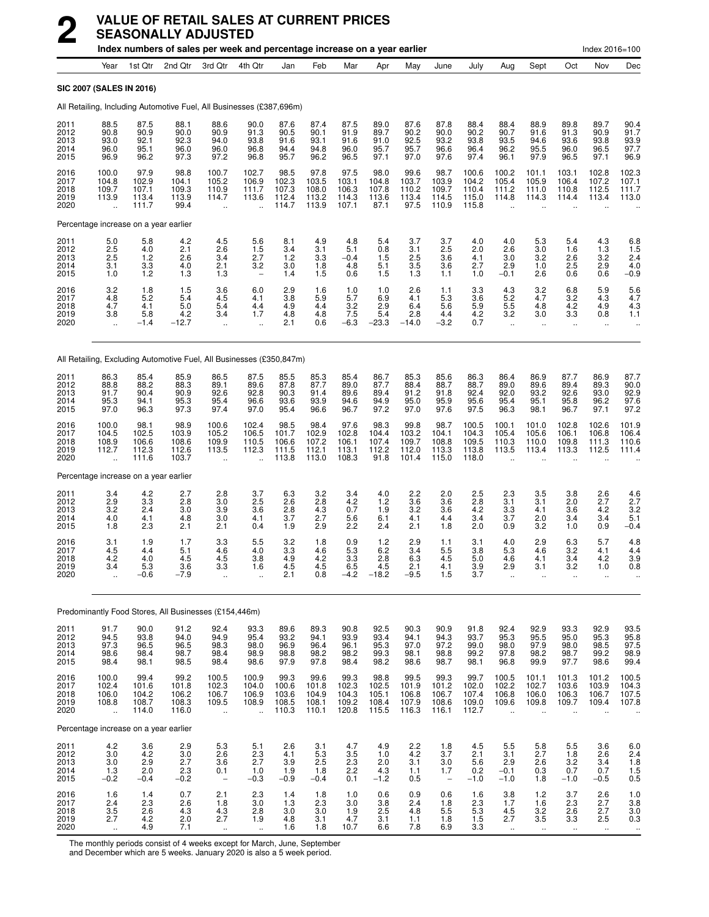# 2 VALUE OF RETAIL SALES AT CURRENT PRICES SEASONALLY ADJUSTED

**Index numbers of sales per week and percentage increase on a year earlier** — Index 2016=100

| | Year | 1st Qtr | 2nd Qtr | 3rd Qtr | 4th Qtr | Jan | Feb | Mar | Apr | May | June | July | Aug | Sept | Oct | Nov | Dec |
|---|---|---|---|---|---|---|---|---|---|---|---|---|---|---|---|---|---|
| **SIC 2007 (SALES IN 2016)** | | | | | | | | | | | | | | | | | |
| All Retailing, Including Automotive Fuel, All Businesses (£387,696m) | | | | | | | | | | | | | | | | | |
| 2011 | 88.5 | 87.5 | 88.1 | 88.6 | 90.0 | 87.6 | 87.4 | 87.5 | 89.0 | 87.6 | 87.8 | 88.4 | 88.4 | 88.9 | 89.8 | 89.7 | 90.4 |
| 2012 | 90.8 | 90.9 | 90.0 | 90.9 | 91.3 | 90.5 | 90.1 | 91.9 | 89.7 | 90.2 | 90.0 | 90.2 | 90.7 | 91.6 | 91.3 | 90.9 | 91.7 |
| 2013 | 93.0 | 92.1 | 92.3 | 94.0 | 93.8 | 91.6 | 93.1 | 91.6 | 91.0 | 92.5 | 93.2 | 93.8 | 93.5 | 94.6 | 93.6 | 93.8 | 93.9 |
| 2014 | 96.0 | 95.1 | 96.0 | 96.0 | 96.8 | 94.4 | 94.8 | 96.0 | 95.7 | 95.7 | 96.6 | 96.4 | 96.2 | 95.5 | 96.0 | 96.5 | 97.7 |
| 2015 | 96.9 | 96.2 | 97.3 | 97.2 | 96.8 | 95.7 | 96.2 | 96.5 | 97.1 | 97.0 | 97.6 | 97.4 | 96.1 | 97.9 | 96.5 | 97.1 | 96.9 |
| 2016 | 100.0 | 97.9 | 98.8 | 100.7 | 102.7 | 98.5 | 97.8 | 97.5 | 98.0 | 99.6 | 98.7 | 100.6 | 100.2 | 101.1 | 103.1 | 102.8 | 102.3 |
| 2017 | 104.8 | 102.9 | 104.1 | 105.2 | 106.9 | 102.3 | 103.5 | 103.1 | 104.8 | 103.7 | 103.9 | 104.2 | 105.4 | 105.9 | 106.4 | 107.2 | 107.1 |
| 2018 | 109.7 | 107.1 | 109.3 | 110.9 | 111.7 | 107.3 | 108.0 | 106.3 | 107.8 | 110.2 | 109.7 | 110.4 | 111.2 | 111.0 | 110.8 | 112.5 | 111.7 |
| 2019 | 113.9 | 113.4 | 113.9 | 114.7 | 113.6 | 112.4 | 113.2 | 114.3 | 113.6 | 113.4 | 114.5 | 115.0 | 114.8 | 114.3 | 114.4 | 113.4 | 113.0 |
| 2020 | .. | 111.7 | 99.4 | .. | .. | 114.7 | 113.9 | 107.1 | 87.1 | 97.5 | 110.9 | 115.8 | .. | .. | .. | .. | .. |
| Percentage increase on a year earlier | | | | | | | | | | | | | | | | | |
| 2011 | 5.0 | 5.8 | 4.2 | 4.5 | 5.6 | 8.1 | 4.9 | 4.8 | 5.4 | 3.7 | 3.7 | 4.0 | 4.0 | 5.3 | 5.4 | 4.3 | 6.8 |
| 2012 | 2.5 | 4.0 | 2.1 | 2.6 | 1.5 | 3.4 | 3.1 | 5.1 | 0.8 | 3.1 | 2.5 | 2.0 | 2.6 | 3.0 | 1.6 | 1.3 | 1.5 |
| 2013 | 2.5 | 1.2 | 2.6 | 3.4 | 2.7 | 1.2 | 3.3 | −0.4 | 1.5 | 2.5 | 3.6 | 4.1 | 3.0 | 3.2 | 2.6 | 3.2 | 2.4 |
| 2014 | 3.1 | 3.3 | 4.0 | 2.1 | 3.2 | 3.0 | 1.8 | 4.8 | 5.1 | 3.5 | 3.6 | 2.7 | 2.9 | 1.0 | 2.5 | 2.9 | 4.0 |
| 2015 | 1.0 | 1.2 | 1.3 | 1.3 | – | 1.4 | 1.5 | 0.6 | 1.5 | 1.3 | 1.1 | 1.0 | −0.1 | 2.6 | 0.6 | 0.6 | −0.9 |
| 2016 | 3.2 | 1.8 | 1.5 | 3.6 | 6.0 | 2.9 | 1.6 | 1.0 | 1.0 | 2.6 | 1.1 | 3.3 | 4.3 | 3.2 | 6.8 | 5.9 | 5.6 |
| 2017 | 4.8 | 5.2 | 5.4 | 4.5 | 4.1 | 3.8 | 5.9 | 5.7 | 6.9 | 4.1 | 5.3 | 3.6 | 5.2 | 4.7 | 3.2 | 4.3 | 4.7 |
| 2018 | 4.7 | 4.1 | 5.0 | 5.4 | 4.4 | 4.9 | 4.4 | 3.2 | 2.9 | 6.4 | 5.6 | 5.9 | 5.5 | 4.8 | 4.2 | 4.9 | 4.3 |
| 2019 | 3.8 | 5.8 | 4.2 | 3.4 | 1.7 | 4.8 | 4.8 | 7.5 | 5.4 | 2.8 | 4.4 | 4.2 | 3.2 | 3.0 | 3.3 | 0.8 | 1.1 |
| 2020 | .. | −1.4 | −12.7 | .. | .. | 2.1 | 0.6 | −6.3 | −23.3 | −14.0 | −3.2 | 0.7 | .. | .. | .. | .. | .. |
| All Retailing, Excluding Automotive Fuel, All Businesses (£350,847m) | | | | | | | | | | | | | | | | | |
| 2011 | 86.3 | 85.4 | 85.9 | 86.5 | 87.5 | 85.5 | 85.3 | 85.4 | 86.7 | 85.3 | 85.6 | 86.3 | 86.4 | 86.9 | 87.7 | 86.9 | 87.7 |
| 2012 | 88.8 | 88.2 | 88.3 | 89.1 | 89.6 | 87.8 | 87.7 | 89.0 | 87.7 | 88.4 | 88.7 | 88.7 | 89.0 | 89.6 | 89.4 | 89.3 | 90.0 |
| 2013 | 91.7 | 90.4 | 90.9 | 92.6 | 92.8 | 90.3 | 91.4 | 89.6 | 89.4 | 91.2 | 91.8 | 92.4 | 92.0 | 93.2 | 92.6 | 93.0 | 92.9 |
| 2014 | 95.3 | 94.1 | 95.3 | 95.4 | 96.6 | 93.6 | 93.9 | 94.6 | 94.9 | 95.0 | 95.9 | 95.6 | 95.4 | 95.1 | 95.8 | 96.2 | 97.6 |
| 2015 | 97.0 | 96.3 | 97.3 | 97.4 | 97.0 | 95.4 | 96.6 | 96.7 | 97.2 | 97.0 | 97.6 | 97.5 | 96.3 | 98.1 | 96.7 | 97.1 | 97.2 |
| 2016 | 100.0 | 98.1 | 98.9 | 100.6 | 102.4 | 98.5 | 98.4 | 97.6 | 98.3 | 99.8 | 98.7 | 100.5 | 100.1 | 101.0 | 102.8 | 102.6 | 101.9 |
| 2017 | 104.5 | 102.5 | 103.9 | 105.2 | 106.5 | 101.7 | 102.9 | 102.8 | 104.4 | 103.2 | 104.1 | 104.3 | 105.4 | 105.6 | 106.1 | 106.8 | 106.4 |
| 2018 | 108.9 | 106.6 | 108.6 | 109.9 | 110.5 | 106.6 | 107.2 | 106.1 | 107.4 | 109.7 | 108.8 | 109.5 | 110.3 | 110.0 | 109.8 | 111.3 | 110.6 |
| 2019 | 112.7 | 112.3 | 112.6 | 113.5 | 112.3 | 111.5 | 112.1 | 113.1 | 112.2 | 112.0 | 113.3 | 113.8 | 113.5 | 113.4 | 113.3 | 112.5 | 111.4 |
| 2020 | .. | 111.6 | 103.7 | .. | .. | 113.8 | 113.0 | 108.3 | 91.8 | 101.4 | 115.0 | 118.0 | .. | .. | .. | .. | .. |
| Percentage increase on a year earlier | | | | | | | | | | | | | | | | | |
| 2011 | 3.4 | 4.2 | 2.7 | 2.8 | 3.7 | 6.3 | 3.2 | 3.4 | 4.0 | 2.2 | 2.0 | 2.5 | 2.3 | 3.5 | 3.8 | 2.6 | 4.6 |
| 2012 | 2.9 | 3.3 | 2.8 | 3.0 | 2.5 | 2.6 | 2.8 | 4.2 | 1.2 | 3.6 | 3.6 | 2.8 | 3.1 | 3.1 | 2.0 | 2.7 | 2.7 |
| 2013 | 3.2 | 2.4 | 3.0 | 3.9 | 3.6 | 2.8 | 4.3 | 0.7 | 1.9 | 3.2 | 3.6 | 4.2 | 3.3 | 4.1 | 3.6 | 4.2 | 3.2 |
| 2014 | 4.0 | 4.1 | 4.8 | 3.0 | 4.1 | 3.7 | 2.7 | 5.6 | 6.1 | 4.1 | 4.4 | 3.4 | 3.7 | 2.0 | 3.4 | 3.4 | 5.1 |
| 2015 | 1.8 | 2.3 | 2.1 | 2.1 | 0.4 | 1.9 | 2.9 | 2.2 | 2.4 | 2.1 | 1.8 | 2.0 | 0.9 | 3.2 | 1.0 | 0.9 | −0.4 |
| 2016 | 3.1 | 1.9 | 1.7 | 3.3 | 5.5 | 3.2 | 1.8 | 0.9 | 1.2 | 2.9 | 1.1 | 3.1 | 4.0 | 2.9 | 6.3 | 5.7 | 4.8 |
| 2017 | 4.5 | 4.4 | 5.1 | 4.6 | 4.0 | 3.3 | 4.6 | 5.3 | 6.2 | 3.4 | 5.5 | 3.8 | 5.3 | 4.6 | 3.2 | 4.1 | 4.4 |
| 2018 | 4.2 | 4.0 | 4.5 | 4.5 | 3.8 | 4.9 | 4.2 | 3.3 | 2.8 | 6.3 | 4.5 | 5.0 | 4.6 | 4.1 | 3.4 | 4.2 | 3.9 |
| 2019 | 3.4 | 5.3 | 3.6 | 3.3 | 1.6 | 4.5 | 4.5 | 6.5 | 4.5 | 2.1 | 4.1 | 3.9 | 2.9 | 3.1 | 3.2 | 1.0 | 0.8 |
| 2020 | .. | −0.6 | −7.9 | .. | .. | 2.1 | 0.8 | −4.2 | −18.2 | −9.5 | 1.5 | 3.7 | .. | .. | .. | .. | .. |
| Predominantly Food Stores, All Businesses (£154,446m) | | | | | | | | | | | | | | | | | |
| 2011 | 91.7 | 90.0 | 91.2 | 92.4 | 93.3 | 89.6 | 89.3 | 90.8 | 92.5 | 90.3 | 90.9 | 91.8 | 92.4 | 92.9 | 93.3 | 92.9 | 93.5 |
| 2012 | 94.5 | 93.8 | 94.0 | 94.9 | 95.4 | 93.2 | 94.1 | 93.9 | 93.4 | 94.1 | 94.3 | 93.7 | 95.3 | 95.5 | 95.0 | 95.3 | 95.8 |
| 2013 | 97.3 | 96.5 | 96.5 | 98.3 | 98.0 | 96.9 | 96.4 | 96.1 | 95.3 | 97.0 | 97.2 | 99.0 | 98.0 | 97.9 | 98.0 | 98.5 | 97.5 |
| 2014 | 98.6 | 98.4 | 98.7 | 98.4 | 98.9 | 98.8 | 98.2 | 98.2 | 99.3 | 98.1 | 98.8 | 99.2 | 97.8 | 98.2 | 98.7 | 99.2 | 98.9 |
| 2015 | 98.4 | 98.1 | 98.5 | 98.4 | 98.6 | 97.9 | 97.8 | 98.4 | 98.2 | 98.6 | 98.7 | 98.1 | 96.8 | 99.9 | 97.7 | 98.6 | 99.4 |
| 2016 | 100.0 | 99.4 | 99.2 | 100.5 | 100.9 | 99.3 | 99.6 | 99.3 | 98.8 | 99.5 | 99.3 | 99.7 | 100.5 | 101.1 | 101.3 | 101.2 | 100.5 |
| 2017 | 102.4 | 101.6 | 101.8 | 102.3 | 104.0 | 100.6 | 101.8 | 102.3 | 102.5 | 101.9 | 101.2 | 102.0 | 102.2 | 102.7 | 103.6 | 103.9 | 104.3 |
| 2018 | 106.0 | 104.2 | 106.2 | 106.7 | 106.9 | 103.6 | 104.9 | 104.3 | 105.1 | 106.8 | 106.7 | 107.4 | 106.8 | 106.0 | 106.3 | 106.7 | 107.5 |
| 2019 | 108.8 | 108.7 | 108.3 | 109.5 | 108.9 | 108.5 | 108.1 | 109.2 | 108.4 | 107.9 | 108.6 | 109.0 | 109.6 | 109.8 | 109.7 | 109.4 | 107.8 |
| 2020 | .. | 114.0 | 116.0 | .. | .. | 110.3 | 110.1 | 120.8 | 115.5 | 116.3 | 116.1 | 112.7 | .. | .. | .. | .. | .. |
| Percentage increase on a year earlier | | | | | | | | | | | | | | | | | |
| 2011 | 4.2 | 3.6 | 2.9 | 5.3 | 5.1 | 2.6 | 3.1 | 4.7 | 4.9 | 2.2 | 1.8 | 4.5 | 5.5 | 5.8 | 5.5 | 3.6 | 6.0 |
| 2012 | 3.0 | 4.2 | 3.0 | 2.6 | 2.3 | 4.1 | 5.3 | 3.5 | 1.0 | 4.2 | 3.7 | 2.1 | 3.1 | 2.7 | 1.8 | 2.6 | 2.4 |
| 2013 | 3.0 | 2.9 | 2.7 | 3.6 | 2.7 | 3.9 | 2.5 | 2.3 | 2.0 | 3.1 | 3.0 | 5.6 | 2.9 | 2.6 | 3.2 | 3.4 | 1.8 |
| 2014 | 1.3 | 2.0 | 2.3 | 0.1 | 1.0 | 1.9 | 1.8 | 2.2 | 4.3 | 1.1 | 1.7 | 0.2 | −0.1 | 0.3 | 0.7 | 0.7 | 1.5 |
| 2015 | −0.2 | −0.4 | −0.2 | – | −0.3 | −0.9 | −0.4 | 0.1 | −1.2 | 0.5 | – | −1.0 | −1.0 | 1.8 | −1.0 | −0.5 | 0.5 |
| 2016 | 1.6 | 1.4 | 0.7 | 2.1 | 2.3 | 1.4 | 1.8 | 1.0 | 0.6 | 0.9 | 0.6 | 1.6 | 3.8 | 1.2 | 3.7 | 2.6 | 1.0 |
| 2017 | 2.4 | 2.3 | 2.6 | 1.8 | 3.0 | 1.3 | 2.3 | 3.0 | 3.8 | 2.4 | 1.8 | 2.3 | 1.7 | 1.6 | 2.3 | 2.7 | 3.8 |
| 2018 | 3.5 | 2.6 | 4.3 | 4.3 | 2.8 | 3.0 | 3.0 | 1.9 | 2.5 | 4.8 | 5.5 | 5.3 | 4.5 | 3.2 | 2.6 | 2.7 | 3.0 |
| 2019 | 2.7 | 4.2 | 2.0 | 2.7 | 1.9 | 4.8 | 3.1 | 4.7 | 3.1 | 1.1 | 1.8 | 1.5 | 2.7 | 3.5 | 3.3 | 2.5 | 0.3 |
| 2020 | .. | 4.9 | 7.1 | .. | .. | 1.6 | 1.8 | 10.7 | 6.6 | 7.8 | 6.9 | 3.3 | .. | .. | .. | .. | .. |

The monthly periods consist of 4 weeks except for March, June, September and December which are 5 weeks. January 2020 is also a 5 week period.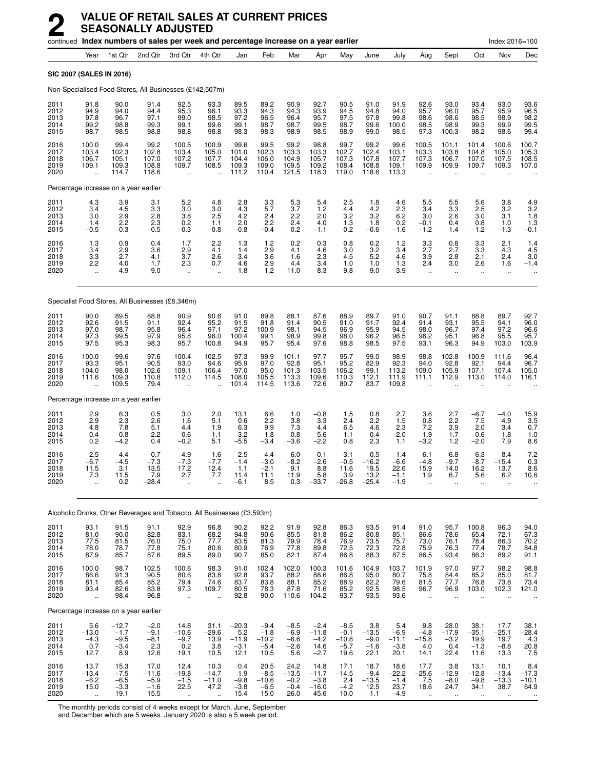# 2 VALUE OF RETAIL SALES AT CURRENT PRICES SEASONALLY ADJUSTED

continued **Index numbers of sales per week and percentage increase on a year earlier** Index 2016=100

| | Year | 1st Qtr | 2nd Qtr | 3rd Qtr | 4th Qtr | Jan | Feb | Mar | Apr | May | June | July | Aug | Sept | Oct | Nov | Dec |
|---|---|---|---|---|---|---|---|---|---|---|---|---|---|---|---|---|---|
| **SIC 2007 (SALES IN 2016)** | | | | | | | | | | | | | | | | | |
| Non-Specialised Food Stores, All Businesses (£142,507m) | | | | | | | | | | | | | | | | | |
| 2011 | 91.8 | 90.0 | 91.4 | 92.5 | 93.3 | 89.5 | 89.2 | 90.9 | 92.7 | 90.5 | 91.0 | 91.9 | 92.6 | 93.0 | 93.4 | 93.0 | 93.6 |
| 2012 | 94.9 | 94.0 | 94.4 | 95.3 | 96.1 | 93.3 | 94.3 | 94.3 | 93.9 | 94.5 | 94.8 | 94.0 | 95.7 | 96.0 | 95.7 | 95.9 | 96.5 |
| 2013 | 97.8 | 96.7 | 97.1 | 99.0 | 98.5 | 97.2 | 96.5 | 96.4 | 95.7 | 97.5 | 97.8 | 99.8 | 98.6 | 98.6 | 98.5 | 98.9 | 98.2 |
| 2014 | 99.2 | 98.8 | 99.3 | 99.1 | 99.6 | 99.1 | 98.7 | 98.7 | 99.5 | 98.7 | 99.6 | 100.0 | 98.5 | 98.9 | 99.3 | 99.9 | 99.5 |
| 2015 | 98.7 | 98.5 | 98.8 | 98.8 | 98.8 | 98.3 | 98.3 | 98.9 | 98.5 | 98.9 | 99.0 | 98.5 | 97.3 | 100.3 | 98.2 | 98.6 | 99.4 |
| 2016 | 100.0 | 99.4 | 99.2 | 100.5 | 100.9 | 99.6 | 99.5 | 99.2 | 98.8 | 99.7 | 99.2 | 99.6 | 100.5 | 101.1 | 101.4 | 100.6 | 100.7 |
| 2017 | 103.4 | 102.3 | 102.8 | 103.4 | 105.0 | 101.0 | 102.3 | 103.3 | 103.3 | 102.7 | 102.4 | 103.1 | 103.3 | 103.8 | 104.8 | 105.0 | 105.3 |
| 2018 | 106.7 | 105.1 | 107.0 | 107.2 | 107.7 | 104.4 | 106.0 | 104.9 | 105.7 | 107.3 | 107.8 | 107.7 | 107.3 | 106.7 | 107.0 | 107.5 | 108.5 |
| 2019 | 109.1 | 109.3 | 108.8 | 109.7 | 108.5 | 109.3 | 109.0 | 109.5 | 109.2 | 108.4 | 108.8 | 109.1 | 109.9 | 109.9 | 109.7 | 109.3 | 107.0 |
| 2020 | .. | 114.7 | 118.6 | .. | .. | 111.2 | 110.4 | 121.5 | 118.3 | 119.0 | 118.6 | 113.3 | .. | .. | .. | .. | .. |
| Percentage increase on a year earlier | | | | | | | | | | | | | | | | | |
| 2011 | 4.3 | 3.9 | 3.1 | 5.2 | 4.8 | 2.8 | 3.3 | 5.3 | 5.4 | 2.5 | 1.8 | 4.6 | 5.5 | 5.5 | 5.6 | 3.8 | 4.9 |
| 2012 | 3.4 | 4.5 | 3.3 | 3.0 | 3.0 | 4.3 | 5.7 | 3.7 | 1.2 | 4.4 | 4.2 | 2.3 | 3.4 | 3.3 | 2.5 | 3.2 | 3.2 |
| 2013 | 3.0 | 2.9 | 2.8 | 3.8 | 2.5 | 4.2 | 2.4 | 2.2 | 2.0 | 3.2 | 3.2 | 6.2 | 3.0 | 2.6 | 3.0 | 3.1 | 1.8 |
| 2014 | 1.4 | 2.2 | 2.3 | 0.2 | 1.1 | 2.0 | 2.2 | 2.4 | 4.0 | 1.3 | 1.8 | 0.2 | −0.1 | 0.4 | 0.8 | 1.0 | 1.3 |
| 2015 | −0.5 | −0.3 | −0.5 | −0.3 | −0.8 | −0.8 | −0.4 | 0.2 | −1.1 | 0.2 | −0.6 | −1.6 | −1.2 | 1.4 | −1.2 | −1.3 | −0.1 |
| 2016 | 1.3 | 0.9 | 0.4 | 1.7 | 2.2 | 1.3 | 1.2 | 0.2 | 0.3 | 0.8 | 0.2 | 1.2 | 3.3 | 0.8 | 3.3 | 2.1 | 1.4 |
| 2017 | 3.4 | 2.9 | 3.6 | 2.9 | 4.1 | 1.4 | 2.9 | 4.1 | 4.6 | 3.0 | 3.2 | 3.4 | 2.7 | 2.7 | 3.3 | 4.3 | 4.5 |
| 2018 | 3.3 | 2.7 | 4.1 | 3.7 | 2.6 | 3.4 | 3.6 | 1.6 | 2.3 | 4.5 | 5.2 | 4.6 | 3.9 | 2.8 | 2.1 | 2.4 | 3.0 |
| 2019 | 2.2 | 4.0 | 1.7 | 2.3 | 0.7 | 4.6 | 2.9 | 4.4 | 3.4 | 1.0 | 1.0 | 1.3 | 2.4 | 3.0 | 2.6 | 1.6 | −1.4 |
| 2020 | .. | 4.9 | 9.0 | .. | .. | 1.8 | 1.2 | 11.0 | 8.3 | 9.8 | 9.0 | 3.9 | .. | .. | .. | .. | .. |
| Specialist Food Stores, All Businesses (£8,346m) | | | | | | | | | | | | | | | | | |
| 2011 | 90.0 | 89.5 | 88.8 | 90.9 | 90.6 | 91.0 | 89.8 | 88.1 | 87.6 | 88.9 | 89.7 | 91.0 | 90.7 | 91.1 | 88.8 | 89.7 | 92.7 |
| 2012 | 92.6 | 91.5 | 91.1 | 92.4 | 95.2 | 91.5 | 91.8 | 91.4 | 90.5 | 91.0 | 91.7 | 92.4 | 91.4 | 93.1 | 95.5 | 94.1 | 96.0 |
| 2013 | 97.0 | 98.7 | 95.8 | 96.4 | 97.1 | 97.2 | 100.9 | 98.1 | 94.5 | 96.9 | 95.9 | 94.5 | 98.0 | 96.7 | 97.4 | 97.2 | 96.6 |
| 2014 | 97.3 | 99.5 | 97.9 | 95.8 | 96.0 | 100.4 | 99.1 | 98.9 | 99.8 | 98.0 | 96.2 | 96.5 | 96.2 | 95.1 | 96.8 | 95.5 | 95.7 |
| 2015 | 97.5 | 95.3 | 98.3 | 95.7 | 100.8 | 94.9 | 95.7 | 95.4 | 97.6 | 98.8 | 98.5 | 97.5 | 93.1 | 96.3 | 94.9 | 103.0 | 103.9 |
| 2016 | 100.0 | 99.6 | 97.6 | 100.4 | 102.5 | 97.3 | 99.9 | 101.1 | 97.7 | 95.7 | 99.0 | 98.9 | 98.8 | 102.8 | 100.9 | 111.6 | 96.4 |
| 2017 | 93.3 | 95.1 | 90.5 | 93.0 | 94.6 | 95.9 | 97.0 | 92.8 | 95.1 | 95.2 | 82.9 | 92.3 | 94.0 | 92.8 | 92.1 | 94.4 | 96.7 |
| 2018 | 104.0 | 98.0 | 102.6 | 109.1 | 106.4 | 97.0 | 95.0 | 101.3 | 103.5 | 106.2 | 99.1 | 113.2 | 109.0 | 105.9 | 107.1 | 107.4 | 105.0 |
| 2019 | 111.6 | 109.3 | 110.8 | 112.0 | 114.5 | 108.0 | 105.5 | 113.3 | 109.6 | 110.3 | 112.1 | 111.9 | 111.1 | 112.9 | 113.0 | 114.0 | 116.1 |
| 2020 | .. | 109.5 | 79.4 | .. | .. | 101.4 | 114.5 | 113.6 | 72.6 | 80.7 | 83.7 | 109.8 | .. | .. | .. | .. | .. |
| Percentage increase on a year earlier | | | | | | | | | | | | | | | | | |
| 2011 | 2.9 | 6.3 | 0.5 | 3.0 | 2.0 | 13.1 | 6.6 | 1.0 | −0.8 | 1.5 | 0.8 | 2.7 | 3.6 | 2.7 | −6.7 | −4.0 | 15.9 |
| 2012 | 2.9 | 2.3 | 2.6 | 1.6 | 5.1 | 0.6 | 2.2 | 3.8 | 3.3 | 2.4 | 2.2 | 1.5 | 0.8 | 2.2 | 7.5 | 4.9 | 3.5 |
| 2013 | 4.8 | 7.8 | 5.1 | 4.4 | 1.9 | 6.3 | 9.9 | 7.3 | 4.4 | 6.5 | 4.6 | 2.3 | 7.2 | 3.9 | 2.0 | 3.4 | 0.7 |
| 2014 | 0.4 | 0.8 | 2.2 | −0.6 | −1.1 | 3.2 | −1.8 | 0.8 | 5.6 | 1.1 | 0.4 | 2.0 | −1.9 | −1.7 | −0.6 | −1.8 | −1.0 |
| 2015 | 0.2 | −4.2 | 0.4 | −0.2 | 5.1 | −5.5 | −3.4 | −3.6 | −2.2 | 0.8 | 2.3 | 1.1 | −3.2 | 1.2 | −2.0 | 7.9 | 8.6 |
| 2016 | 2.5 | 4.4 | −0.7 | 4.9 | 1.6 | 2.5 | 4.4 | 6.0 | 0.1 | −3.1 | 0.5 | 1.4 | 6.1 | 6.8 | 6.3 | 8.4 | −7.2 |
| 2017 | −6.7 | −4.5 | −7.3 | −7.3 | −7.7 | −1.4 | −3.0 | −8.2 | −2.6 | −0.5 | −16.2 | −6.6 | −4.8 | −9.7 | −8.7 | −15.4 | 0.3 |
| 2018 | 11.5 | 3.1 | 13.5 | 17.2 | 12.4 | 1.1 | −2.1 | 9.1 | 8.8 | 11.6 | 19.5 | 22.6 | 15.9 | 14.0 | 16.2 | 13.7 | 8.6 |
| 2019 | 7.3 | 11.5 | 7.9 | 2.7 | 7.7 | 11.4 | 11.1 | 11.9 | 5.8 | 3.9 | 13.2 | −1.1 | 1.9 | 6.7 | 5.6 | 6.2 | 10.6 |
| 2020 | .. | 0.2 | −28.4 | .. | .. | −6.1 | 8.5 | 0.3 | −33.7 | −26.8 | −25.4 | −1.9 | .. | .. | .. | .. | .. |
| Alcoholic Drinks, Other Beverages and Tobacco, All Businesses (£3,593m) | | | | | | | | | | | | | | | | | |
| 2011 | 93.1 | 91.5 | 91.1 | 92.9 | 96.8 | 90.2 | 92.2 | 91.9 | 92.8 | 86.3 | 93.5 | 91.4 | 91.0 | 95.7 | 100.8 | 96.3 | 94.0 |
| 2012 | 81.0 | 90.0 | 82.8 | 83.1 | 68.2 | 94.8 | 90.6 | 85.5 | 81.8 | 86.2 | 80.8 | 85.1 | 86.6 | 78.6 | 65.4 | 72.1 | 67.3 |
| 2013 | 77.5 | 81.5 | 76.0 | 75.0 | 77.7 | 83.5 | 81.3 | 79.9 | 78.4 | 76.9 | 73.5 | 75.7 | 73.0 | 76.1 | 78.4 | 86.3 | 70.2 |
| 2014 | 78.0 | 78.7 | 77.8 | 75.1 | 80.6 | 80.9 | 76.9 | 77.8 | 89.8 | 72.5 | 72.3 | 72.8 | 75.9 | 76.3 | 77.4 | 78.7 | 84.8 |
| 2015 | 87.9 | 85.7 | 87.6 | 89.5 | 89.0 | 90.7 | 85.0 | 82.1 | 87.4 | 86.8 | 88.3 | 87.5 | 86.5 | 93.4 | 86.3 | 89.2 | 91.1 |
| 2016 | 100.0 | 98.7 | 102.5 | 100.6 | 98.3 | 91.0 | 102.4 | 102.0 | 100.3 | 101.6 | 104.9 | 103.7 | 101.9 | 97.0 | 97.7 | 98.2 | 98.8 |
| 2017 | 86.6 | 91.3 | 90.5 | 80.6 | 83.8 | 92.8 | 93.7 | 88.2 | 88.6 | 86.8 | 95.0 | 80.7 | 75.8 | 84.4 | 85.2 | 85.0 | 81.7 |
| 2018 | 81.1 | 85.4 | 85.2 | 79.4 | 74.6 | 83.7 | 83.8 | 88.1 | 85.2 | 88.9 | 82.2 | 79.6 | 81.5 | 77.7 | 76.8 | 73.8 | 73.4 |
| 2019 | 93.4 | 82.6 | 83.8 | 97.3 | 109.7 | 80.5 | 78.3 | 87.8 | 71.6 | 85.2 | 92.5 | 98.5 | 96.7 | 96.9 | 103.0 | 102.3 | 121.0 |
| 2020 | .. | 98.4 | 96.8 | .. | .. | 92.8 | 90.0 | 110.6 | 104.2 | 93.7 | 93.5 | 93.6 | .. | .. | .. | .. | .. |
| Percentage increase on a year earlier | | | | | | | | | | | | | | | | | |
| 2011 | 5.6 | −12.7 | −2.0 | 14.8 | 31.1 | −20.3 | −9.4 | −8.5 | −2.4 | −8.5 | 3.8 | 5.4 | 9.8 | 28.0 | 38.1 | 17.7 | 38.1 |
| 2012 | −13.0 | −1.7 | −9.1 | −10.6 | −29.6 | 5.2 | −1.8 | −6.9 | −11.8 | −0.1 | −13.5 | −6.9 | −4.8 | −17.9 | −35.1 | −25.1 | −28.4 |
| 2013 | −4.3 | −9.5 | −8.1 | −9.7 | 13.9 | −11.9 | −10.2 | −6.6 | −4.2 | −10.8 | −9.0 | −11.1 | −15.8 | −3.2 | 19.9 | 19.7 | 4.3 |
| 2014 | 0.7 | −3.4 | 2.3 | 0.2 | 3.8 | −3.1 | −5.4 | −2.6 | 14.6 | −5.7 | −1.6 | −3.8 | 4.0 | 0.4 | −1.3 | −8.8 | 20.8 |
| 2015 | 12.7 | 8.9 | 12.6 | 19.1 | 10.5 | 12.1 | 10.5 | 5.6 | −2.7 | 19.6 | 22.1 | 20.1 | 14.1 | 22.4 | 11.6 | 13.3 | 7.5 |
| 2016 | 13.7 | 15.3 | 17.0 | 12.4 | 10.3 | 0.4 | 20.5 | 24.2 | 14.8 | 17.1 | 18.7 | 18.6 | 17.7 | 3.8 | 13.1 | 10.1 | 8.4 |
| 2017 | −13.4 | −7.5 | −11.6 | −19.8 | −14.7 | 1.9 | −8.5 | −13.5 | −11.7 | −14.5 | −9.4 | −22.2 | −25.6 | −12.9 | −12.8 | −13.4 | −17.3 |
| 2018 | −6.2 | −6.5 | −5.9 | −1.5 | −11.0 | −9.8 | −10.6 | −0.2 | −3.8 | 2.4 | −13.5 | −1.4 | 7.5 | −8.0 | −9.8 | −13.3 | −10.1 |
| 2019 | 15.0 | −3.3 | −1.6 | 22.5 | 47.2 | −3.8 | −6.5 | −0.4 | −16.0 | −4.2 | 12.5 | 23.7 | 18.6 | 24.7 | 34.1 | 38.7 | 64.9 |
| 2020 | .. | 19.1 | 15.5 | .. | .. | 15.4 | 15.0 | 26.0 | 45.6 | 10.0 | 1.1 | −4.9 | .. | .. | .. | .. | .. |

The monthly periods consist of 4 weeks except for March, June, September and December which are 5 weeks. January 2020 is also a 5 week period.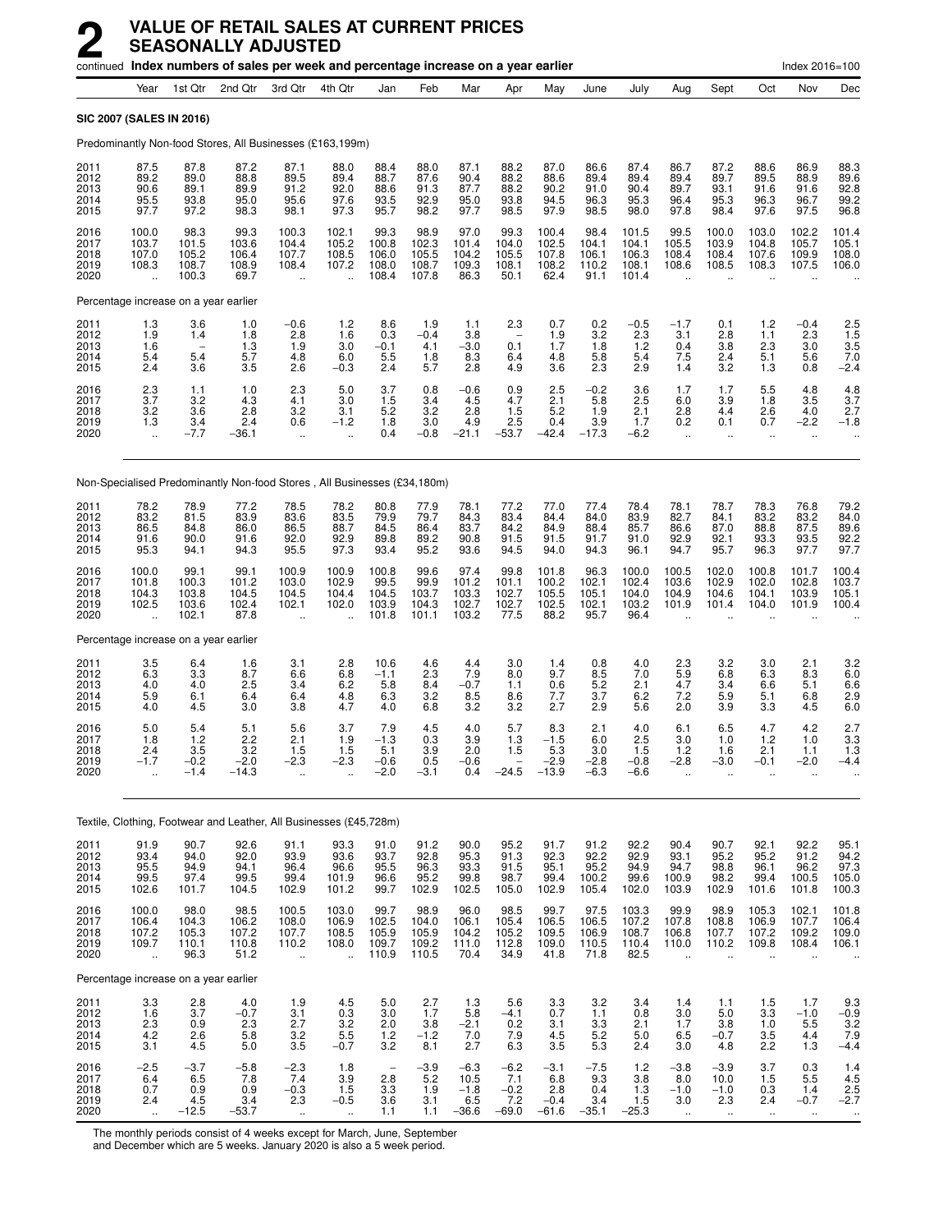# 2 VALUE OF RETAIL SALES AT CURRENT PRICES SEASONALLY ADJUSTED

continued **Index numbers of sales per week and percentage increase on a year earlier** — Index 2016=100

| | Year | 1st Qtr | 2nd Qtr | 3rd Qtr | 4th Qtr | Jan | Feb | Mar | Apr | May | June | July | Aug | Sept | Oct | Nov | Dec |
|---|---|---|---|---|---|---|---|---|---|---|---|---|---|---|---|---|---|
| **SIC 2007 (SALES IN 2016)** | | | | | | | | | | | | | | | | | |
| Predominantly Non-food Stores, All Businesses (£163,199m) | | | | | | | | | | | | | | | | | |
| 2011 | 87.5 | 87.8 | 87.2 | 87.1 | 88.0 | 88.4 | 88.0 | 87.1 | 88.2 | 87.0 | 86.6 | 87.4 | 86.7 | 87.2 | 88.6 | 86.9 | 88.3 |
| 2012 | 89.2 | 89.0 | 88.8 | 89.5 | 89.4 | 88.7 | 87.6 | 90.4 | 88.2 | 88.6 | 89.4 | 89.4 | 89.4 | 89.7 | 89.5 | 88.9 | 89.6 |
| 2013 | 90.6 | 89.1 | 89.9 | 91.2 | 92.0 | 88.6 | 91.3 | 87.7 | 88.2 | 90.2 | 91.0 | 90.4 | 89.7 | 93.1 | 91.6 | 91.6 | 92.8 |
| 2014 | 95.5 | 93.8 | 95.0 | 95.6 | 97.6 | 93.5 | 92.9 | 95.0 | 93.8 | 94.5 | 96.3 | 95.3 | 96.4 | 95.3 | 96.3 | 96.7 | 99.2 |
| 2015 | 97.7 | 97.2 | 98.3 | 98.1 | 97.3 | 95.7 | 98.2 | 97.7 | 98.5 | 97.9 | 98.5 | 98.0 | 97.8 | 98.4 | 97.6 | 97.5 | 96.8 |
| 2016 | 100.0 | 98.3 | 99.3 | 100.3 | 102.1 | 99.3 | 98.9 | 97.0 | 99.3 | 100.4 | 98.4 | 101.5 | 99.5 | 100.0 | 103.0 | 102.2 | 101.4 |
| 2017 | 103.7 | 101.5 | 103.6 | 104.4 | 105.2 | 100.8 | 102.3 | 101.4 | 104.0 | 102.5 | 104.1 | 104.1 | 105.5 | 103.9 | 104.8 | 105.7 | 105.1 |
| 2018 | 107.0 | 105.2 | 106.4 | 107.7 | 108.5 | 106.0 | 105.5 | 104.2 | 105.5 | 107.8 | 106.1 | 106.3 | 108.4 | 108.4 | 107.6 | 109.9 | 108.0 |
| 2019 | 108.3 | 108.7 | 108.9 | 108.4 | 107.2 | 108.0 | 108.7 | 109.3 | 108.1 | 108.2 | 110.2 | 108.1 | 108.6 | 108.5 | 108.3 | 107.5 | 106.0 |
| 2020 | .. | 100.3 | 69.7 | .. | .. | 108.4 | 107.8 | 86.3 | 50.1 | 62.4 | 91.1 | 101.4 | .. | .. | .. | .. | .. |
| Percentage increase on a year earlier | | | | | | | | | | | | | | | | | |
| 2011 | 1.3 | 3.6 | 1.0 | −0.6 | 1.2 | 8.6 | 1.9 | 1.1 | 2.3 | 0.7 | 0.2 | −0.5 | −1.7 | 0.1 | 1.2 | −0.4 | 2.5 |
| 2012 | 1.9 | 1.4 | 1.8 | 2.8 | 1.6 | 0.3 | −0.4 | 3.8 | – | 1.9 | 3.2 | 2.3 | 3.1 | 2.8 | 1.1 | 2.3 | 1.5 |
| 2013 | 1.6 | – | 1.3 | 1.9 | 3.0 | −0.1 | 4.1 | −3.0 | 0.1 | 1.7 | 1.8 | 1.2 | 0.4 | 3.8 | 2.3 | 3.0 | 3.5 |
| 2014 | 5.4 | 5.4 | 5.7 | 4.8 | 6.0 | 5.5 | 1.8 | 8.3 | 6.4 | 4.8 | 5.8 | 5.4 | 7.5 | 2.4 | 5.1 | 5.6 | 7.0 |
| 2015 | 2.4 | 3.6 | 3.5 | 2.6 | −0.3 | 2.4 | 5.7 | 2.8 | 4.9 | 3.6 | 2.3 | 2.9 | 1.4 | 3.2 | 1.3 | 0.8 | −2.4 |
| 2016 | 2.3 | 1.1 | 1.0 | 2.3 | 5.0 | 3.7 | 0.8 | −0.6 | 0.9 | 2.5 | −0.2 | 3.6 | 1.7 | 1.7 | 5.5 | 4.8 | 4.8 |
| 2017 | 3.7 | 3.2 | 4.3 | 4.1 | 3.0 | 1.5 | 3.4 | 4.5 | 4.7 | 2.1 | 5.8 | 2.5 | 6.0 | 3.9 | 1.8 | 3.5 | 3.7 |
| 2018 | 3.2 | 3.6 | 2.8 | 3.2 | 3.1 | 5.2 | 3.2 | 2.8 | 1.5 | 5.2 | 1.9 | 2.1 | 2.8 | 4.4 | 2.6 | 4.0 | 2.7 |
| 2019 | 1.3 | 3.4 | 2.4 | 0.6 | −1.2 | 1.8 | 3.0 | 4.9 | 2.5 | 0.4 | 3.9 | 1.7 | 0.2 | 0.1 | 0.7 | −2.2 | −1.8 |
| 2020 | .. | −7.7 | −36.1 | .. | .. | 0.4 | −0.8 | −21.1 | −53.7 | −42.4 | −17.3 | −6.2 | .. | .. | .. | .. | .. |
| Non-Specialised Predominantly Non-food Stores , All Businesses (£34,180m) | | | | | | | | | | | | | | | | | |
| 2011 | 78.2 | 78.9 | 77.2 | 78.5 | 78.2 | 80.8 | 77.9 | 78.1 | 77.2 | 77.0 | 77.4 | 78.4 | 78.1 | 78.7 | 78.3 | 76.8 | 79.2 |
| 2012 | 83.2 | 81.5 | 83.9 | 83.6 | 83.5 | 79.9 | 79.7 | 84.3 | 83.4 | 84.4 | 84.0 | 83.9 | 82.7 | 84.1 | 83.2 | 83.2 | 84.0 |
| 2013 | 86.5 | 84.8 | 86.0 | 86.5 | 88.7 | 84.5 | 86.4 | 83.7 | 84.2 | 84.9 | 88.4 | 85.7 | 86.6 | 87.0 | 88.8 | 87.5 | 89.6 |
| 2014 | 91.6 | 90.0 | 91.6 | 92.0 | 92.9 | 89.8 | 89.2 | 90.8 | 91.5 | 91.5 | 91.7 | 91.0 | 92.9 | 92.1 | 93.3 | 93.5 | 92.2 |
| 2015 | 95.3 | 94.1 | 94.3 | 95.5 | 97.3 | 93.4 | 95.2 | 93.6 | 94.5 | 94.0 | 94.3 | 96.1 | 94.7 | 95.7 | 96.3 | 97.7 | 97.7 |
| 2016 | 100.0 | 99.1 | 99.1 | 100.9 | 100.9 | 100.8 | 99.6 | 97.4 | 99.8 | 101.8 | 96.3 | 100.0 | 100.5 | 102.0 | 100.8 | 101.7 | 100.4 |
| 2017 | 101.8 | 100.3 | 101.2 | 103.0 | 102.9 | 99.5 | 99.9 | 101.2 | 101.1 | 100.2 | 102.1 | 102.4 | 103.6 | 102.9 | 102.0 | 102.8 | 103.7 |
| 2018 | 104.3 | 103.8 | 104.5 | 104.5 | 104.4 | 104.5 | 103.7 | 103.3 | 102.7 | 105.5 | 105.1 | 104.0 | 104.9 | 104.6 | 104.1 | 103.9 | 105.1 |
| 2019 | 102.5 | 103.6 | 102.4 | 102.1 | 102.0 | 103.9 | 104.3 | 102.7 | 102.7 | 102.5 | 102.1 | 103.2 | 101.9 | 101.4 | 104.0 | 101.9 | 100.4 |
| 2020 | .. | 102.1 | 87.8 | .. | .. | 101.8 | 101.1 | 103.2 | 77.5 | 88.2 | 95.7 | 96.4 | .. | .. | .. | .. | .. |
| Percentage increase on a year earlier | | | | | | | | | | | | | | | | | |
| 2011 | 3.5 | 6.4 | 1.6 | 3.1 | 2.8 | 10.6 | 4.6 | 4.4 | 3.0 | 1.4 | 0.8 | 4.0 | 2.3 | 3.2 | 3.0 | 2.1 | 3.2 |
| 2012 | 6.3 | 3.3 | 8.7 | 6.6 | 6.8 | −1.1 | 2.3 | 7.9 | 8.0 | 9.7 | 8.5 | 7.0 | 5.9 | 6.8 | 6.3 | 8.3 | 6.0 |
| 2013 | 4.0 | 4.0 | 2.5 | 3.4 | 6.2 | 5.8 | 8.4 | −0.7 | 1.1 | 0.6 | 5.2 | 2.1 | 4.7 | 3.4 | 6.6 | 5.1 | 6.6 |
| 2014 | 5.9 | 6.1 | 6.4 | 6.4 | 4.8 | 6.3 | 3.2 | 8.5 | 8.6 | 7.7 | 3.7 | 6.2 | 7.2 | 5.9 | 5.1 | 6.8 | 2.9 |
| 2015 | 4.0 | 4.5 | 3.0 | 3.8 | 4.7 | 4.0 | 6.8 | 3.2 | 3.2 | 2.7 | 2.9 | 5.6 | 2.0 | 3.9 | 3.3 | 4.5 | 6.0 |
| 2016 | 5.0 | 5.4 | 5.1 | 5.6 | 3.7 | 7.9 | 4.5 | 4.0 | 5.7 | 8.3 | 2.1 | 4.0 | 6.1 | 6.5 | 4.7 | 4.2 | 2.7 |
| 2017 | 1.8 | 1.2 | 2.2 | 2.1 | 1.9 | −1.3 | 0.3 | 3.9 | 1.3 | −1.5 | 6.0 | 2.5 | 3.0 | 1.0 | 1.2 | 1.0 | 3.3 |
| 2018 | 2.4 | 3.5 | 3.2 | 1.5 | 1.5 | 5.1 | 3.9 | 2.0 | 1.5 | 5.3 | 3.0 | 1.5 | 1.2 | 1.6 | 2.1 | 1.1 | 1.3 |
| 2019 | −1.7 | −0.2 | −2.0 | −2.3 | −2.3 | −0.6 | 0.5 | −0.6 | – | −2.9 | −2.8 | −0.8 | −2.8 | −3.0 | −0.1 | −2.0 | −4.4 |
| 2020 | .. | −1.4 | −14.3 | .. | .. | −2.0 | −3.1 | 0.4 | −24.5 | −13.9 | −6.3 | −6.6 | .. | .. | .. | .. | .. |
| Textile, Clothing, Footwear and Leather, All Businesses (£45,728m) | | | | | | | | | | | | | | | | | |
| 2011 | 91.9 | 90.7 | 92.6 | 91.1 | 93.3 | 91.0 | 91.2 | 90.0 | 95.2 | 91.7 | 91.2 | 92.2 | 90.4 | 90.7 | 92.1 | 92.2 | 95.1 |
| 2012 | 93.4 | 94.0 | 92.0 | 93.9 | 93.6 | 93.7 | 92.8 | 95.3 | 91.3 | 92.3 | 92.2 | 92.9 | 93.1 | 95.2 | 95.2 | 91.2 | 94.2 |
| 2013 | 95.5 | 94.9 | 94.1 | 96.4 | 96.6 | 95.5 | 96.3 | 93.3 | 91.5 | 95.1 | 95.2 | 94.9 | 94.7 | 98.8 | 96.1 | 96.2 | 97.3 |
| 2014 | 99.5 | 97.4 | 99.5 | 99.4 | 101.9 | 96.6 | 95.2 | 99.8 | 98.7 | 99.4 | 100.2 | 99.6 | 100.9 | 98.2 | 99.4 | 100.5 | 105.0 |
| 2015 | 102.6 | 101.7 | 104.5 | 102.9 | 101.2 | 99.7 | 102.9 | 102.5 | 105.0 | 102.9 | 105.4 | 102.0 | 103.9 | 102.9 | 101.6 | 101.8 | 100.3 |
| 2016 | 100.0 | 98.0 | 98.5 | 100.5 | 103.0 | 99.7 | 98.9 | 96.0 | 98.5 | 99.7 | 97.5 | 103.3 | 99.9 | 98.9 | 105.3 | 102.1 | 101.8 |
| 2017 | 106.4 | 104.3 | 106.2 | 108.0 | 106.9 | 102.5 | 104.0 | 106.1 | 105.4 | 106.5 | 106.5 | 107.2 | 107.8 | 108.8 | 106.9 | 107.7 | 106.4 |
| 2018 | 107.2 | 105.3 | 107.2 | 107.7 | 108.5 | 105.9 | 105.9 | 104.2 | 105.2 | 109.5 | 106.9 | 108.7 | 106.8 | 107.7 | 107.2 | 109.2 | 109.0 |
| 2019 | 109.7 | 110.1 | 110.8 | 110.2 | 108.0 | 109.7 | 109.2 | 111.0 | 112.8 | 109.0 | 110.5 | 110.4 | 110.0 | 110.2 | 109.8 | 108.4 | 106.1 |
| 2020 | .. | 96.3 | 51.2 | .. | .. | 110.9 | 110.5 | 70.4 | 34.9 | 41.8 | 71.8 | 82.5 | .. | .. | .. | .. | .. |
| Percentage increase on a year earlier | | | | | | | | | | | | | | | | | |
| 2011 | 3.3 | 2.8 | 4.0 | 1.9 | 4.5 | 5.0 | 2.7 | 1.3 | 5.6 | 3.3 | 3.2 | 3.4 | 1.4 | 1.1 | 1.5 | 1.7 | 9.3 |
| 2012 | 1.6 | 3.7 | −0.7 | 3.1 | 0.3 | 3.0 | 1.7 | 5.8 | −4.1 | 0.7 | 1.1 | 0.8 | 3.0 | 5.0 | 3.3 | −1.0 | −0.9 |
| 2013 | 2.3 | 0.9 | 2.3 | 2.7 | 3.2 | 2.0 | 3.8 | −2.1 | 0.2 | 3.1 | 3.3 | 2.1 | 1.7 | 3.8 | 1.0 | 5.5 | 3.2 |
| 2014 | 4.2 | 2.6 | 5.8 | 3.2 | 5.5 | 1.2 | −1.2 | 7.0 | 7.9 | 4.5 | 5.2 | 5.0 | 6.5 | −0.7 | 3.5 | 4.4 | 7.9 |
| 2015 | 3.1 | 4.5 | 5.0 | 3.5 | −0.7 | 3.2 | 8.1 | 2.7 | 6.3 | 3.5 | 5.3 | 2.4 | 3.0 | 4.8 | 2.2 | 1.3 | −4.4 |
| 2016 | −2.5 | −3.7 | −5.8 | −2.3 | 1.8 | – | −3.9 | −6.3 | −6.2 | −3.1 | −7.5 | 1.2 | −3.8 | −3.9 | 3.7 | 0.3 | 1.4 |
| 2017 | 6.4 | 6.5 | 7.8 | 7.4 | 3.9 | 2.8 | 5.2 | 10.5 | 7.1 | 6.8 | 9.3 | 3.8 | 8.0 | 10.0 | 1.5 | 5.5 | 4.5 |
| 2018 | 0.7 | 0.9 | 0.9 | −0.3 | 1.5 | 3.3 | 1.9 | −1.8 | −0.2 | 2.8 | 0.4 | 1.3 | −1.0 | −1.0 | 0.3 | 1.4 | 2.5 |
| 2019 | 2.4 | 4.5 | 3.4 | 2.3 | −0.5 | 3.6 | 3.1 | 6.5 | 7.2 | −0.4 | 3.4 | 1.5 | 3.0 | 2.3 | 2.4 | −0.7 | −2.7 |
| 2020 | .. | −12.5 | −53.7 | .. | .. | 1.1 | 1.1 | −36.6 | −69.0 | −61.6 | −35.1 | −25.3 | .. | .. | .. | .. | .. |

The monthly periods consist of 4 weeks except for March, June, September and December which are 5 weeks. January 2020 is also a 5 week period.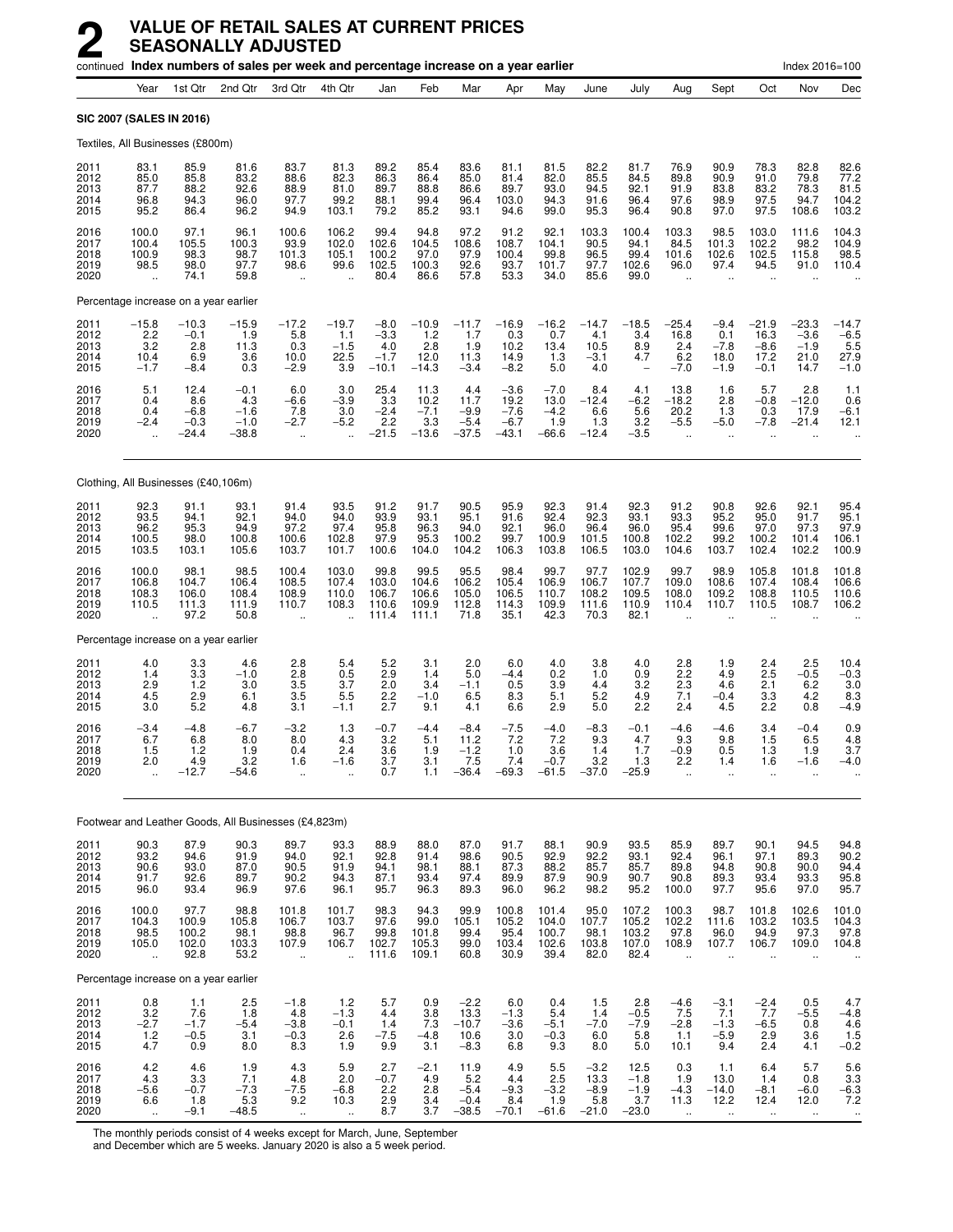# 2 VALUE OF RETAIL SALES AT CURRENT PRICES SEASONALLY ADJUSTED

continued **Index numbers of sales per week and percentage increase on a year earlier** Index 2016=100

| | Year | 1st Qtr | 2nd Qtr | 3rd Qtr | 4th Qtr | Jan | Feb | Mar | Apr | May | June | July | Aug | Sept | Oct | Nov | Dec |
|---|---|---|---|---|---|---|---|---|---|---|---|---|---|---|---|---|---|
| **SIC 2007 (SALES IN 2016)** | | | | | | | | | | | | | | | | | |
| Textiles, All Businesses (£800m) | | | | | | | | | | | | | | | | | |
| 2011 | 83.1 | 85.9 | 81.6 | 83.7 | 81.3 | 89.2 | 85.4 | 83.6 | 81.1 | 81.5 | 82.2 | 81.7 | 76.9 | 90.9 | 78.3 | 82.8 | 82.6 |
| 2012 | 85.0 | 85.8 | 83.2 | 88.6 | 82.3 | 86.3 | 86.4 | 85.0 | 81.4 | 82.0 | 85.5 | 84.5 | 89.8 | 90.9 | 91.0 | 79.8 | 77.2 |
| 2013 | 87.7 | 88.2 | 92.6 | 88.9 | 81.0 | 89.7 | 88.8 | 86.6 | 89.7 | 93.0 | 94.5 | 92.1 | 91.9 | 83.8 | 83.2 | 78.3 | 81.5 |
| 2014 | 96.8 | 94.3 | 96.0 | 97.7 | 99.2 | 88.1 | 99.4 | 96.4 | 103.0 | 94.3 | 91.6 | 96.4 | 97.6 | 98.9 | 97.5 | 94.7 | 104.2 |
| 2015 | 95.2 | 86.4 | 96.2 | 94.9 | 103.1 | 79.2 | 85.2 | 93.1 | 94.6 | 99.0 | 95.3 | 96.4 | 90.8 | 97.0 | 97.5 | 108.6 | 103.2 |
| 2016 | 100.0 | 97.1 | 96.1 | 100.6 | 106.2 | 99.4 | 94.8 | 97.2 | 91.2 | 92.1 | 103.3 | 100.4 | 103.3 | 98.5 | 103.0 | 111.6 | 104.3 |
| 2017 | 100.4 | 105.5 | 100.3 | 93.9 | 102.0 | 102.6 | 104.5 | 108.6 | 108.7 | 104.1 | 90.5 | 94.1 | 84.5 | 101.3 | 102.2 | 98.2 | 104.9 |
| 2018 | 100.9 | 98.3 | 98.7 | 101.3 | 105.1 | 100.2 | 97.0 | 97.9 | 100.4 | 99.8 | 96.5 | 99.4 | 101.6 | 102.6 | 102.5 | 115.8 | 98.5 |
| 2019 | 98.5 | 98.0 | 97.7 | 98.6 | 99.6 | 102.5 | 100.3 | 92.6 | 93.7 | 101.7 | 97.7 | 102.6 | 96.0 | 97.4 | 94.5 | 91.0 | 110.4 |
| 2020 | .. | 74.1 | 59.8 | .. | .. | 80.4 | 86.6 | 57.8 | 53.3 | 34.0 | 85.6 | 99.0 | .. | .. | .. | .. | .. |
| Percentage increase on a year earlier | | | | | | | | | | | | | | | | | |
| 2011 | −15.8 | −10.3 | −15.9 | −17.2 | −19.7 | −8.0 | −10.9 | −11.7 | −16.9 | −16.2 | −14.7 | −18.5 | −25.4 | −9.4 | −21.9 | −23.3 | −14.7 |
| 2012 | 2.2 | −0.1 | 1.9 | 5.8 | 1.1 | −3.3 | 1.2 | 1.7 | 0.3 | 0.7 | 4.1 | 3.4 | 16.8 | 0.1 | 16.3 | −3.6 | −6.5 |
| 2013 | 3.2 | 2.8 | 11.3 | 0.3 | −1.5 | 4.0 | 2.8 | 1.9 | 10.2 | 13.4 | 10.5 | 8.9 | 2.4 | −7.8 | −8.6 | −1.9 | 5.5 |
| 2014 | 10.4 | 6.9 | 3.6 | 10.0 | 22.5 | −1.7 | 12.0 | 11.3 | 14.9 | 1.3 | −3.1 | 4.7 | 6.2 | 18.0 | 17.2 | 21.0 | 27.9 |
| 2015 | −1.7 | −8.4 | 0.3 | −2.9 | 3.9 | −10.1 | −14.3 | −3.4 | −8.2 | 5.0 | 4.0 | − | −7.0 | −1.9 | −0.1 | 14.7 | −1.0 |
| 2016 | 5.1 | 12.4 | −0.1 | 6.0 | 3.0 | 25.4 | 11.3 | 4.4 | −3.6 | −7.0 | 8.4 | 4.1 | 13.8 | 1.6 | 5.7 | 2.8 | 1.1 |
| 2017 | 0.4 | 8.6 | 4.3 | −6.6 | −3.9 | 3.3 | 10.2 | 11.7 | 19.2 | 13.0 | −12.4 | −6.2 | −18.2 | 2.8 | −0.8 | −12.0 | 0.6 |
| 2018 | 0.4 | −6.8 | −1.6 | 7.8 | 3.0 | −2.4 | −7.1 | −9.9 | −7.6 | −4.2 | 6.6 | 5.6 | 20.2 | 1.3 | 0.3 | 17.9 | −6.1 |
| 2019 | −2.4 | −0.3 | −1.0 | −2.7 | −5.2 | 2.2 | 3.3 | −5.4 | −6.7 | 1.9 | 1.3 | 3.2 | −5.5 | −5.0 | −7.8 | −21.4 | 12.1 |
| 2020 | .. | −24.4 | −38.8 | .. | .. | −21.5 | −13.6 | −37.5 | −43.1 | −66.6 | −12.4 | −3.5 | .. | .. | .. | .. | .. |
| Clothing, All Businesses (£40,106m) | | | | | | | | | | | | | | | | | |
| 2011 | 92.3 | 91.1 | 93.1 | 91.4 | 93.5 | 91.2 | 91.7 | 90.5 | 95.9 | 92.3 | 91.4 | 92.3 | 91.2 | 90.8 | 92.6 | 92.1 | 95.4 |
| 2012 | 93.5 | 94.1 | 92.1 | 94.0 | 94.0 | 93.9 | 93.1 | 95.1 | 91.6 | 92.4 | 92.3 | 93.1 | 93.3 | 95.2 | 95.0 | 91.7 | 95.1 |
| 2013 | 96.2 | 95.3 | 94.9 | 97.2 | 97.4 | 95.8 | 96.3 | 94.0 | 92.1 | 96.0 | 96.4 | 96.0 | 95.4 | 99.6 | 97.0 | 97.3 | 97.9 |
| 2014 | 100.5 | 98.0 | 100.8 | 100.6 | 102.8 | 97.9 | 95.3 | 100.2 | 99.7 | 100.9 | 101.5 | 100.8 | 102.2 | 99.2 | 100.2 | 101.4 | 106.1 |
| 2015 | 103.5 | 103.1 | 105.6 | 103.7 | 101.7 | 100.6 | 104.0 | 104.2 | 106.3 | 103.8 | 106.5 | 103.0 | 104.6 | 103.7 | 102.4 | 102.2 | 100.9 |
| 2016 | 100.0 | 98.1 | 98.5 | 100.4 | 103.0 | 99.8 | 99.5 | 95.5 | 98.4 | 99.7 | 97.7 | 102.9 | 99.7 | 98.9 | 105.8 | 101.8 | 101.8 |
| 2017 | 106.8 | 104.7 | 106.4 | 108.5 | 107.4 | 103.0 | 104.6 | 106.2 | 105.4 | 106.9 | 106.7 | 107.7 | 109.0 | 108.6 | 107.4 | 108.4 | 106.6 |
| 2018 | 108.3 | 106.0 | 108.4 | 108.9 | 110.0 | 106.7 | 106.6 | 105.0 | 106.5 | 110.7 | 108.2 | 109.5 | 108.0 | 109.2 | 108.8 | 110.5 | 110.6 |
| 2019 | 110.5 | 111.3 | 111.9 | 110.7 | 108.3 | 110.6 | 109.9 | 112.8 | 114.3 | 109.9 | 111.6 | 110.9 | 110.4 | 110.7 | 110.5 | 108.7 | 106.2 |
| 2020 | .. | 97.2 | 50.8 | .. | .. | 111.4 | 111.1 | 71.8 | 35.1 | 42.3 | 70.3 | 82.1 | .. | .. | .. | .. | .. |
| Percentage increase on a year earlier | | | | | | | | | | | | | | | | | |
| 2011 | 4.0 | 3.3 | 4.6 | 2.8 | 5.4 | 5.2 | 3.1 | 2.0 | 6.0 | 4.0 | 3.8 | 4.0 | 2.8 | 1.9 | 2.4 | 2.5 | 10.4 |
| 2012 | 1.4 | 3.3 | −1.0 | 2.8 | 0.5 | 2.9 | 1.4 | 5.0 | −4.4 | 0.2 | 1.0 | 0.9 | 2.2 | 4.9 | 2.5 | −0.5 | −0.3 |
| 2013 | 2.9 | 1.2 | 3.0 | 3.5 | 3.7 | 2.0 | 3.4 | −1.1 | 0.5 | 3.9 | 4.4 | 3.2 | 2.3 | 4.6 | 2.1 | 6.2 | 3.0 |
| 2014 | 4.5 | 2.9 | 6.1 | 3.5 | 5.5 | 2.2 | −1.0 | 6.5 | 8.3 | 5.1 | 5.2 | 4.9 | 7.1 | −0.4 | 3.3 | 4.2 | 8.3 |
| 2015 | 3.0 | 5.2 | 4.8 | 3.1 | −1.1 | 2.7 | 9.1 | 4.1 | 6.6 | 2.9 | 5.0 | 2.2 | 2.4 | 4.5 | 2.2 | 0.8 | −4.9 |
| 2016 | −3.4 | −4.8 | −6.7 | −3.2 | 1.3 | −0.7 | −4.4 | −8.4 | −7.5 | −4.0 | −8.3 | −0.1 | −4.6 | −4.6 | 3.4 | −0.4 | 0.9 |
| 2017 | 6.7 | 6.8 | 8.0 | 8.0 | 4.3 | 3.2 | 5.1 | 11.2 | 7.2 | 7.2 | 9.3 | 4.7 | 9.3 | 9.8 | 1.5 | 6.5 | 4.8 |
| 2018 | 1.5 | 1.2 | 1.9 | 0.4 | 2.4 | 3.6 | 1.9 | −1.2 | 1.0 | 3.6 | 1.4 | 1.7 | −0.9 | 0.5 | 1.3 | 1.9 | 3.7 |
| 2019 | 2.0 | 4.9 | 3.2 | 1.6 | −1.6 | 3.7 | 3.1 | 7.5 | 7.4 | −0.7 | 3.2 | 1.3 | 2.2 | 1.4 | 1.6 | −1.6 | −4.0 |
| 2020 | .. | −12.7 | −54.6 | .. | .. | 0.7 | 1.1 | −36.4 | −69.3 | −61.5 | −37.0 | −25.9 | .. | .. | .. | .. | .. |
| Footwear and Leather Goods, All Businesses (£4,823m) | | | | | | | | | | | | | | | | | |
| 2011 | 90.3 | 87.9 | 90.3 | 89.7 | 93.3 | 88.9 | 88.0 | 87.0 | 91.7 | 88.1 | 90.9 | 93.5 | 85.9 | 89.7 | 90.1 | 94.5 | 94.8 |
| 2012 | 93.2 | 94.6 | 91.9 | 94.0 | 92.1 | 92.8 | 91.4 | 98.6 | 90.5 | 92.9 | 92.2 | 93.1 | 92.4 | 96.1 | 97.1 | 89.3 | 90.2 |
| 2013 | 90.6 | 93.0 | 87.0 | 90.5 | 91.9 | 94.1 | 98.1 | 88.1 | 87.3 | 88.2 | 85.7 | 85.7 | 89.8 | 94.8 | 90.8 | 90.0 | 94.4 |
| 2014 | 91.7 | 92.6 | 89.7 | 90.2 | 94.3 | 87.1 | 93.4 | 97.4 | 89.9 | 87.9 | 90.9 | 90.7 | 90.8 | 89.3 | 93.4 | 93.3 | 95.8 |
| 2015 | 96.0 | 93.4 | 96.9 | 97.6 | 96.1 | 95.7 | 96.3 | 89.3 | 96.0 | 96.2 | 98.2 | 95.2 | 100.0 | 97.7 | 95.6 | 97.0 | 95.7 |
| 2016 | 100.0 | 97.7 | 98.8 | 101.8 | 101.7 | 98.3 | 94.3 | 99.9 | 100.8 | 101.4 | 95.0 | 107.2 | 100.3 | 98.7 | 101.8 | 102.6 | 101.0 |
| 2017 | 104.3 | 100.9 | 105.8 | 106.7 | 103.7 | 97.6 | 99.0 | 105.1 | 105.2 | 104.0 | 107.7 | 105.2 | 102.2 | 111.6 | 103.2 | 103.5 | 104.3 |
| 2018 | 98.5 | 100.2 | 98.1 | 98.8 | 96.7 | 99.8 | 101.8 | 99.4 | 95.4 | 100.7 | 98.1 | 103.2 | 97.8 | 96.0 | 94.9 | 97.3 | 97.8 |
| 2019 | 105.0 | 102.0 | 103.3 | 107.9 | 106.7 | 102.7 | 105.3 | 99.0 | 103.4 | 102.6 | 103.8 | 107.0 | 108.9 | 107.7 | 106.7 | 109.0 | 104.8 |
| 2020 | .. | 92.8 | 53.2 | .. | .. | 111.6 | 109.1 | 60.8 | 30.9 | 39.4 | 82.0 | 82.4 | .. | .. | .. | .. | .. |
| Percentage increase on a year earlier | | | | | | | | | | | | | | | | | |
| 2011 | 0.8 | 1.1 | 2.5 | −1.8 | 1.2 | 5.7 | 0.9 | −2.2 | 6.0 | 0.4 | 1.5 | 2.8 | −4.6 | −3.1 | −2.4 | 0.5 | 4.7 |
| 2012 | 3.2 | 7.6 | 1.8 | 4.8 | −1.3 | 4.4 | 3.8 | 13.3 | −1.3 | 5.4 | 1.4 | −0.5 | 7.5 | 7.1 | 7.7 | −5.5 | −4.8 |
| 2013 | −2.7 | −1.7 | −5.4 | −3.8 | −0.1 | 1.4 | 7.3 | −10.7 | −3.6 | −5.1 | −7.0 | −7.9 | −2.8 | −1.3 | −6.5 | 0.8 | 4.6 |
| 2014 | 1.2 | −0.5 | 3.1 | −0.3 | 2.6 | −7.5 | −4.8 | 10.6 | 3.0 | −0.3 | 6.0 | 5.8 | 1.1 | −5.9 | 2.9 | 3.6 | 1.5 |
| 2015 | 4.7 | 0.9 | 8.0 | 8.3 | 1.9 | 9.9 | 3.1 | −8.3 | 6.8 | 9.3 | 8.0 | 5.0 | 10.1 | 9.4 | 2.4 | 4.1 | −0.2 |
| 2016 | 4.2 | 4.6 | 1.9 | 4.3 | 5.9 | 2.7 | −2.1 | 11.9 | 4.9 | 5.5 | −3.2 | 12.5 | 0.3 | 1.1 | 6.4 | 5.7 | 5.6 |
| 2017 | 4.3 | 3.3 | 7.1 | 4.8 | 2.0 | −0.7 | 4.9 | 5.2 | 4.4 | 2.5 | 13.3 | −1.8 | 1.9 | 13.0 | 1.4 | 0.8 | 3.3 |
| 2018 | −5.6 | −0.7 | −7.3 | −7.5 | −6.8 | 2.2 | 2.8 | −5.4 | −9.3 | −3.2 | −8.9 | −1.9 | −4.3 | −14.0 | −8.1 | −6.0 | −6.3 |
| 2019 | 6.6 | 1.8 | 5.3 | 9.2 | 10.3 | 2.9 | 3.4 | −0.4 | 8.4 | 1.9 | 5.8 | 3.7 | 11.3 | 12.2 | 12.4 | 12.0 | 7.2 |
| 2020 | .. | −9.1 | −48.5 | .. | .. | 8.7 | 3.7 | −38.5 | −70.1 | −61.6 | −21.0 | −23.0 | .. | .. | .. | .. | .. |

The monthly periods consist of 4 weeks except for March, June, September and December which are 5 weeks. January 2020 is also a 5 week period.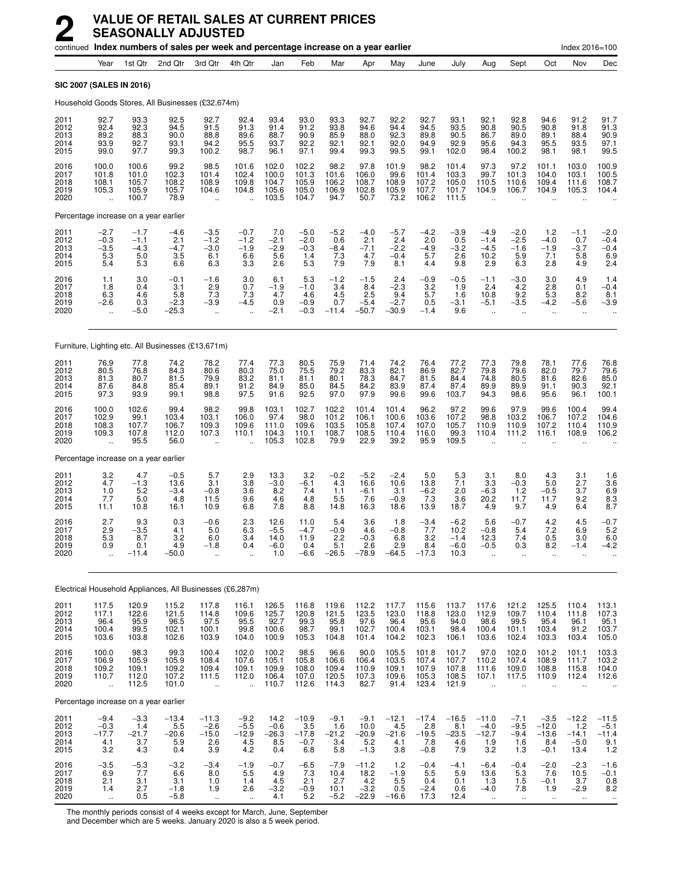# 2 VALUE OF RETAIL SALES AT CURRENT PRICES SEASONALLY ADJUSTED

continued **Index numbers of sales per week and percentage increase on a year earlier** Index 2016=100

| Year | Year | 1st Qtr | 2nd Qtr | 3rd Qtr | 4th Qtr | Jan | Feb | Mar | Apr | May | June | July | Aug | Sept | Oct | Nov | Dec |
|---|---|---|---|---|---|---|---|---|---|---|---|---|---|---|---|---|---|
| **SIC 2007 (SALES IN 2016)** | | | | | | | | | | | | | | | | | |
| Household Goods Stores, All Businesses (£32,674m) | | | | | | | | | | | | | | | | | |
| 2011 | 92.7 | 93.3 | 92.5 | 92.7 | 92.4 | 93.4 | 93.0 | 93.3 | 92.7 | 92.2 | 92.7 | 93.1 | 92.1 | 92.8 | 94.6 | 91.2 | 91.7 |
| 2012 | 92.4 | 92.3 | 94.5 | 91.5 | 91.3 | 91.4 | 91.2 | 93.8 | 94.6 | 94.4 | 94.5 | 93.5 | 90.8 | 90.5 | 90.8 | 91.8 | 91.3 |
| 2013 | 89.2 | 88.3 | 90.0 | 88.8 | 89.6 | 88.7 | 90.9 | 85.9 | 88.0 | 92.3 | 89.8 | 90.5 | 86.7 | 89.0 | 89.1 | 88.4 | 90.9 |
| 2014 | 93.9 | 92.7 | 93.1 | 94.2 | 95.5 | 93.7 | 92.2 | 92.1 | 92.1 | 92.0 | 94.9 | 92.9 | 95.6 | 94.3 | 95.5 | 93.5 | 97.1 |
| 2015 | 99.0 | 97.7 | 99.3 | 100.2 | 98.7 | 96.1 | 97.1 | 99.4 | 99.3 | 99.5 | 99.1 | 102.0 | 98.4 | 100.2 | 98.1 | 98.1 | 99.5 |
| 2016 | 100.0 | 100.6 | 99.2 | 98.5 | 101.6 | 102.0 | 102.2 | 98.2 | 97.8 | 101.9 | 98.2 | 101.4 | 97.3 | 97.2 | 101.1 | 103.0 | 100.9 |
| 2017 | 101.8 | 101.0 | 102.3 | 101.4 | 102.4 | 100.0 | 101.3 | 101.6 | 106.0 | 99.6 | 101.4 | 103.3 | 99.7 | 101.3 | 104.0 | 103.1 | 100.5 |
| 2018 | 108.1 | 105.7 | 108.2 | 108.9 | 109.8 | 104.7 | 105.9 | 106.2 | 108.7 | 108.9 | 107.2 | 105.0 | 110.5 | 110.6 | 109.4 | 111.6 | 108.7 |
| 2019 | 105.3 | 105.9 | 105.7 | 104.6 | 104.8 | 105.6 | 105.0 | 106.9 | 102.8 | 105.9 | 107.7 | 101.7 | 104.9 | 106.7 | 104.9 | 105.3 | 104.4 |
| 2020 | .. | 100.7 | 78.9 | .. | .. | 103.5 | 104.7 | 94.7 | 50.7 | 73.2 | 106.2 | 111.5 | .. | .. | .. | .. | .. |
| Percentage increase on a year earlier | | | | | | | | | | | | | | | | | |
| 2011 | −2.7 | −1.7 | −4.6 | −3.5 | −0.7 | 7.0 | −5.0 | −5.2 | −4.0 | −5.7 | −4.2 | −3.9 | −4.9 | −2.0 | 1.2 | −1.1 | −2.0 |
| 2012 | −0.3 | −1.1 | 2.1 | −1.2 | −1.2 | −2.1 | −2.0 | 0.6 | 2.1 | 2.4 | 2.0 | 0.5 | −1.4 | −2.5 | −4.0 | 0.7 | −0.4 |
| 2013 | −3.5 | −4.3 | −4.7 | −3.0 | −1.9 | −2.9 | −0.3 | −8.4 | −7.1 | −2.2 | −4.9 | −3.2 | −4.5 | −1.6 | −1.9 | −3.7 | −0.4 |
| 2014 | 5.3 | 5.0 | 3.5 | 6.1 | 6.6 | 5.6 | 1.4 | 7.3 | 4.7 | −0.4 | 5.7 | 2.6 | 10.2 | 5.9 | 7.1 | 5.8 | 6.9 |
| 2015 | 5.4 | 5.3 | 6.6 | 6.3 | 3.3 | 2.6 | 5.3 | 7.9 | 7.9 | 8.1 | 4.4 | 9.8 | 2.9 | 6.3 | 2.8 | 4.9 | 2.4 |
| 2016 | 1.1 | 3.0 | −0.1 | −1.6 | 3.0 | 6.1 | 5.3 | −1.2 | −1.5 | 2.4 | −0.9 | −0.5 | −1.1 | −3.0 | 3.0 | 4.9 | 1.4 |
| 2017 | 1.8 | 0.4 | 3.1 | 2.9 | 0.7 | −1.9 | −1.0 | 3.4 | 8.4 | −2.3 | 3.2 | 1.9 | 2.4 | 4.2 | 2.8 | 0.1 | −0.4 |
| 2018 | 6.3 | 4.6 | 5.8 | 7.3 | 7.3 | 4.7 | 4.6 | 4.5 | 2.5 | 9.4 | 5.7 | 1.6 | 10.8 | 9.2 | 5.3 | 8.2 | 8.1 |
| 2019 | −2.6 | 0.3 | −2.3 | −3.9 | −4.5 | 0.9 | −0.9 | 0.7 | −5.4 | −2.7 | 0.5 | −3.1 | −5.1 | −3.5 | −4.2 | −5.6 | −3.9 |
| 2020 | .. | −5.0 | −25.3 | .. | .. | −2.1 | −0.3 | −11.4 | −50.7 | −30.9 | −1.4 | 9.6 | .. | .. | .. | .. | .. |
| Furniture, Lighting etc. All Businesses (£13,671m) | | | | | | | | | | | | | | | | | |
| 2011 | 76.9 | 77.8 | 74.2 | 78.2 | 77.4 | 77.3 | 80.5 | 75.9 | 71.4 | 74.2 | 76.4 | 77.2 | 77.3 | 79.8 | 78.1 | 77.6 | 76.8 |
| 2012 | 80.5 | 76.8 | 84.3 | 80.6 | 80.3 | 75.0 | 75.5 | 79.2 | 83.3 | 82.1 | 86.9 | 82.7 | 79.8 | 79.6 | 82.0 | 79.7 | 79.6 |
| 2013 | 81.3 | 80.7 | 81.5 | 79.9 | 83.2 | 81.1 | 81.1 | 80.1 | 78.3 | 84.7 | 81.5 | 84.4 | 74.8 | 80.5 | 81.6 | 82.6 | 85.0 |
| 2014 | 87.6 | 84.8 | 85.4 | 89.1 | 91.2 | 84.9 | 85.0 | 84.5 | 84.2 | 83.9 | 87.4 | 87.4 | 89.9 | 89.9 | 91.1 | 90.3 | 92.1 |
| 2015 | 97.3 | 93.9 | 99.1 | 98.8 | 97.5 | 91.6 | 92.5 | 97.0 | 97.9 | 99.6 | 99.6 | 103.7 | 94.3 | 98.6 | 95.6 | 96.1 | 100.1 |
| 2016 | 100.0 | 102.6 | 99.4 | 98.2 | 99.8 | 103.1 | 102.7 | 102.2 | 101.4 | 101.4 | 96.2 | 97.2 | 99.6 | 97.9 | 99.6 | 100.4 | 99.4 |
| 2017 | 102.9 | 99.1 | 103.4 | 103.1 | 106.0 | 97.4 | 98.0 | 101.2 | 106.1 | 100.6 | 103.6 | 107.2 | 98.8 | 103.2 | 106.7 | 107.2 | 104.6 |
| 2018 | 108.3 | 107.7 | 106.7 | 109.3 | 109.6 | 111.0 | 109.6 | 103.5 | 105.8 | 107.4 | 107.0 | 105.7 | 110.9 | 110.9 | 107.2 | 110.4 | 110.9 |
| 2019 | 109.3 | 107.8 | 112.0 | 107.3 | 110.1 | 104.3 | 110.1 | 108.7 | 108.5 | 110.4 | 116.0 | 99.3 | 110.4 | 111.2 | 116.1 | 108.9 | 106.2 |
| 2020 | .. | 95.5 | 56.0 | .. | .. | 105.3 | 102.8 | 79.9 | 22.9 | 39.2 | 95.9 | 109.5 | .. | .. | .. | .. | .. |
| Percentage increase on a year earlier | | | | | | | | | | | | | | | | | |
| 2011 | 3.2 | 4.7 | −0.5 | 5.7 | 2.9 | 13.3 | 3.2 | −0.2 | −5.2 | −2.4 | 5.0 | 5.3 | 3.1 | 8.0 | 4.3 | 3.1 | 1.6 |
| 2012 | 4.7 | −1.3 | 13.6 | 3.1 | 3.8 | −3.0 | −6.1 | 4.3 | 16.6 | 10.6 | 13.8 | 7.1 | 3.3 | −0.3 | 5.0 | 2.7 | 3.6 |
| 2013 | 1.0 | 5.2 | −3.4 | −0.8 | 3.6 | 8.2 | 7.4 | 1.1 | −6.1 | 3.1 | −6.2 | 2.0 | −6.3 | 1.2 | −0.5 | 3.7 | 6.9 |
| 2014 | 7.7 | 5.0 | 4.8 | 11.5 | 9.6 | 4.6 | 4.8 | 5.5 | 7.6 | −0.9 | 7.3 | 3.6 | 20.2 | 11.7 | 11.7 | 9.2 | 8.3 |
| 2015 | 11.1 | 10.8 | 16.1 | 10.9 | 6.8 | 7.8 | 8.8 | 14.8 | 16.3 | 18.6 | 13.9 | 18.7 | 4.9 | 9.7 | 4.9 | 6.4 | 8.7 |
| 2016 | 2.7 | 9.3 | 0.3 | −0.6 | 2.3 | 12.6 | 11.0 | 5.4 | 3.6 | 1.8 | −3.4 | −6.2 | 5.6 | −0.7 | 4.2 | 4.5 | −0.7 |
| 2017 | 2.9 | −3.5 | 4.1 | 5.0 | 6.3 | −5.5 | −4.7 | −0.9 | 4.6 | −0.8 | 7.7 | 10.2 | −0.8 | 5.4 | 7.2 | 6.9 | 5.2 |
| 2018 | 5.3 | 8.7 | 3.2 | 6.0 | 3.4 | 14.0 | 11.9 | 2.2 | −0.3 | 6.8 | 3.2 | −1.4 | 12.3 | 7.4 | 0.5 | 3.0 | 6.0 |
| 2019 | 0.9 | 0.1 | 4.9 | −1.8 | 0.4 | −6.0 | 0.4 | 5.1 | 2.6 | 2.9 | 8.4 | −6.0 | −0.5 | 0.3 | 8.2 | −1.4 | −4.2 |
| 2020 | .. | −11.4 | −50.0 | .. | .. | 1.0 | −6.6 | −26.5 | −78.9 | −64.5 | −17.3 | 10.3 | .. | .. | .. | .. | .. |
| Electrical Household Appliances, All Businesses (£6,287m) | | | | | | | | | | | | | | | | | |
| 2011 | 117.5 | 120.9 | 115.2 | 117.8 | 116.1 | 126.5 | 116.8 | 119.6 | 112.2 | 117.7 | 115.6 | 113.7 | 117.6 | 121.2 | 125.5 | 110.4 | 113.1 |
| 2012 | 117.1 | 122.6 | 121.5 | 114.8 | 109.6 | 125.7 | 120.8 | 121.5 | 123.5 | 123.0 | 118.8 | 123.0 | 112.9 | 109.7 | 110.4 | 111.8 | 107.3 |
| 2013 | 96.4 | 95.9 | 96.5 | 97.5 | 95.5 | 92.7 | 99.3 | 95.8 | 97.6 | 96.4 | 95.6 | 94.0 | 98.6 | 99.5 | 95.4 | 96.1 | 95.1 |
| 2014 | 100.4 | 99.5 | 102.1 | 100.1 | 99.8 | 100.6 | 98.7 | 99.1 | 102.7 | 100.4 | 103.1 | 98.4 | 100.4 | 101.1 | 103.4 | 91.2 | 103.7 |
| 2015 | 103.6 | 103.8 | 102.6 | 103.9 | 104.0 | 100.9 | 105.3 | 104.8 | 101.4 | 104.2 | 102.3 | 106.1 | 103.6 | 102.4 | 103.3 | 103.4 | 105.0 |
| 2016 | 100.0 | 98.3 | 99.3 | 100.4 | 102.0 | 100.2 | 98.5 | 96.6 | 90.0 | 105.5 | 101.8 | 101.7 | 97.0 | 102.0 | 101.2 | 101.1 | 103.3 |
| 2017 | 106.9 | 105.9 | 105.9 | 108.4 | 107.6 | 105.1 | 105.8 | 106.6 | 106.4 | 103.5 | 107.6 | 107.7 | 110.2 | 107.4 | 108.9 | 111.7 | 103.2 |
| 2018 | 109.2 | 109.1 | 109.2 | 109.4 | 109.1 | 109.9 | 108.0 | 109.4 | 110.9 | 109.1 | 107.9 | 107.8 | 111.6 | 109.0 | 108.8 | 115.8 | 104.0 |
| 2019 | 110.7 | 112.0 | 107.2 | 111.5 | 112.0 | 106.4 | 107.0 | 120.5 | 107.3 | 109.6 | 105.3 | 108.5 | 107.1 | 117.5 | 110.9 | 112.4 | 112.6 |
| 2020 | .. | 112.5 | 101.0 | .. | .. | 110.7 | 112.6 | 114.3 | 82.7 | 91.4 | 123.4 | 121.9 | .. | .. | .. | .. | .. |
| Percentage increase on a year earlier | | | | | | | | | | | | | | | | | |
| 2011 | −9.4 | −3.3 | −13.4 | −11.3 | −9.2 | 14.2 | −10.9 | −9.1 | −9.1 | −12.1 | −17.4 | −16.5 | −11.0 | −7.1 | −3.5 | −12.2 | −11.5 |
| 2012 | −0.3 | 1.4 | 5.5 | −2.6 | −5.5 | −0.6 | 3.5 | 1.6 | 10.0 | 4.5 | 2.8 | 8.1 | −4.0 | −9.5 | −12.0 | 1.2 | −5.1 |
| 2013 | −17.7 | −21.7 | −20.6 | −15.0 | −12.9 | −26.3 | −17.8 | −21.2 | −20.9 | −21.6 | −19.5 | −23.5 | −12.7 | −9.4 | −13.6 | −14.1 | −11.4 |
| 2014 | 4.1 | 3.7 | 5.9 | 2.6 | 4.5 | 8.5 | −0.7 | 3.4 | 5.2 | 4.1 | 7.8 | 4.6 | 1.9 | 1.6 | 8.4 | −5.0 | 9.1 |
| 2015 | 3.2 | 4.3 | 0.4 | 3.9 | 4.2 | 0.4 | 6.8 | 5.8 | −1.3 | 3.8 | −0.8 | 7.9 | 3.2 | 1.3 | −0.1 | 13.4 | 1.2 |
| 2016 | −3.5 | −5.3 | −3.2 | −3.4 | −1.9 | −0.7 | −6.5 | −7.9 | −11.2 | 1.2 | −0.4 | −4.1 | −6.4 | −0.4 | −2.0 | −2.3 | −1.6 |
| 2017 | 6.9 | 7.7 | 6.6 | 8.0 | 5.5 | 4.9 | 7.3 | 10.4 | 18.2 | −1.9 | 5.5 | 5.9 | 13.6 | 5.3 | 7.6 | 10.5 | −0.1 |
| 2018 | 2.1 | 3.1 | 3.1 | 1.0 | 1.4 | 4.5 | 2.1 | 2.7 | 4.2 | 5.5 | 0.4 | 0.1 | 1.3 | 1.5 | −0.1 | 3.7 | 0.8 |
| 2019 | 1.4 | 2.7 | −1.8 | 1.9 | 2.6 | −3.2 | −0.9 | 10.1 | −3.2 | 0.5 | −2.4 | 0.6 | −4.0 | 7.8 | 1.9 | −2.9 | 8.2 |
| 2020 | .. | 0.5 | −5.8 | .. | .. | 4.1 | 5.2 | −5.2 | −22.9 | −16.6 | 17.3 | 12.4 | .. | .. | .. | .. | .. |

The monthly periods consist of 4 weeks except for March, June, September and December which are 5 weeks. January 2020 is also a 5 week period.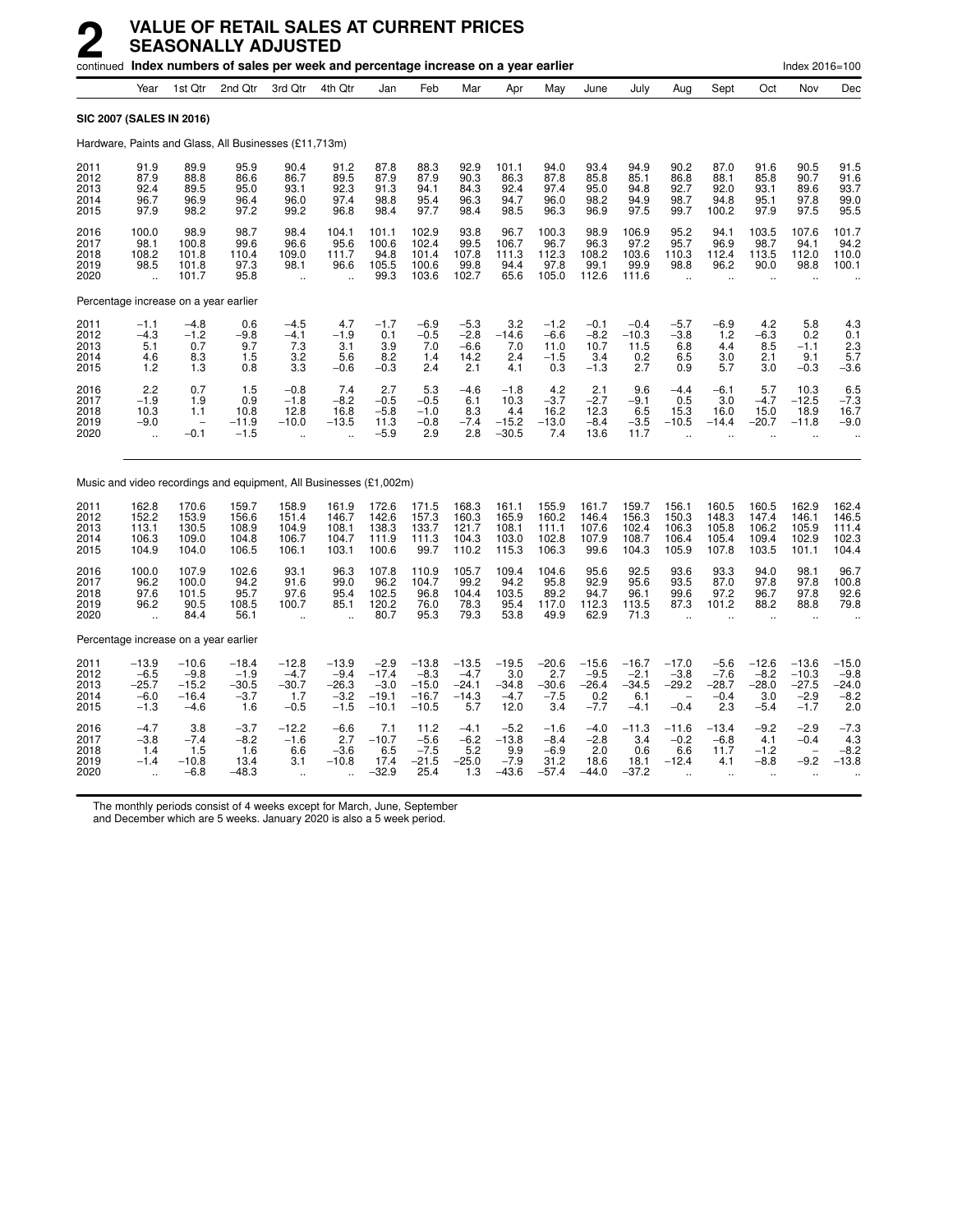# 2 VALUE OF RETAIL SALES AT CURRENT PRICES SEASONALLY ADJUSTED

continued **Index numbers of sales per week and percentage increase on a year earlier** Index 2016=100

| | Year | 1st Qtr | 2nd Qtr | 3rd Qtr | 4th Qtr | Jan | Feb | Mar | Apr | May | June | July | Aug | Sept | Oct | Nov | Dec |
|---|---|---|---|---|---|---|---|---|---|---|---|---|---|---|---|---|---|
| **SIC 2007 (SALES IN 2016)** | | | | | | | | | | | | | | | | | |
| Hardware, Paints and Glass, All Businesses (£11,713m) | | | | | | | | | | | | | | | | | |
| 2011 | 91.9 | 89.9 | 95.9 | 90.4 | 91.2 | 87.8 | 88.3 | 92.9 | 101.1 | 94.0 | 93.4 | 94.9 | 90.2 | 87.0 | 91.6 | 90.5 | 91.5 |
| 2012 | 87.9 | 88.8 | 86.6 | 86.7 | 89.5 | 87.9 | 87.9 | 90.3 | 86.3 | 87.8 | 85.8 | 85.1 | 86.8 | 88.1 | 85.8 | 90.7 | 91.6 |
| 2013 | 92.4 | 89.5 | 95.0 | 93.1 | 92.3 | 91.3 | 94.1 | 84.3 | 92.4 | 97.4 | 95.0 | 94.8 | 92.7 | 92.0 | 93.1 | 89.6 | 93.7 |
| 2014 | 96.7 | 96.9 | 96.4 | 96.0 | 97.4 | 98.8 | 95.4 | 96.3 | 94.7 | 96.0 | 98.2 | 94.9 | 98.7 | 94.8 | 95.1 | 97.8 | 99.0 |
| 2015 | 97.9 | 98.2 | 97.2 | 99.2 | 96.8 | 98.4 | 97.7 | 98.4 | 98.5 | 96.3 | 96.9 | 97.5 | 99.7 | 100.2 | 97.9 | 97.5 | 95.5 |
| 2016 | 100.0 | 98.9 | 98.7 | 98.4 | 104.1 | 101.1 | 102.9 | 93.8 | 96.7 | 100.3 | 98.9 | 106.9 | 95.2 | 94.1 | 103.5 | 107.6 | 101.7 |
| 2017 | 98.1 | 100.8 | 99.6 | 96.6 | 95.6 | 100.6 | 102.4 | 99.5 | 106.7 | 96.7 | 96.3 | 97.2 | 95.7 | 96.9 | 98.7 | 94.1 | 94.2 |
| 2018 | 108.2 | 101.8 | 110.4 | 109.0 | 111.7 | 94.8 | 101.4 | 107.8 | 111.3 | 112.3 | 108.2 | 103.6 | 110.3 | 112.4 | 113.5 | 112.0 | 110.0 |
| 2019 | 98.5 | 101.8 | 97.3 | 98.1 | 96.6 | 105.5 | 100.6 | 99.8 | 94.4 | 97.8 | 99.1 | 99.9 | 98.8 | 96.2 | 90.0 | 98.8 | 100.1 |
| 2020 | .. | 101.7 | 95.8 | .. | .. | 99.3 | 103.6 | 102.7 | 65.6 | 105.0 | 112.6 | 111.6 | .. | .. | .. | .. | .. |
| Percentage increase on a year earlier | | | | | | | | | | | | | | | | | |
| 2011 | −1.1 | −4.8 | 0.6 | −4.5 | 4.7 | −1.7 | −6.9 | −5.3 | 3.2 | −1.2 | −0.1 | −0.4 | −5.7 | −6.9 | 4.2 | 5.8 | 4.3 |
| 2012 | −4.3 | −1.2 | −9.8 | −4.1 | −1.9 | 0.1 | −0.5 | −2.8 | −14.6 | −6.6 | −8.2 | −10.3 | −3.8 | 1.2 | −6.3 | 0.2 | 0.1 |
| 2013 | 5.1 | 0.7 | 9.7 | 7.3 | 3.1 | 3.9 | 7.0 | −6.6 | 7.0 | 11.0 | 10.7 | 11.5 | 6.8 | 4.4 | 8.5 | −1.1 | 2.3 |
| 2014 | 4.6 | 8.3 | 1.5 | 3.2 | 5.6 | 8.2 | 1.4 | 14.2 | 2.4 | −1.5 | 3.4 | 0.2 | 6.5 | 3.0 | 2.1 | 9.1 | 5.7 |
| 2015 | 1.2 | 1.3 | 0.8 | 3.3 | −0.6 | −0.3 | 2.4 | 2.1 | 4.1 | 0.3 | −1.3 | 2.7 | 0.9 | 5.7 | 3.0 | −0.3 | −3.6 |
| 2016 | 2.2 | 0.7 | 1.5 | −0.8 | 7.4 | 2.7 | 5.3 | −4.6 | −1.8 | 4.2 | 2.1 | 9.6 | −4.4 | −6.1 | 5.7 | 10.3 | 6.5 |
| 2017 | −1.9 | 1.9 | 0.9 | −1.8 | −8.2 | −0.5 | −0.5 | 6.1 | 10.3 | −3.7 | −2.7 | −9.1 | 0.5 | 3.0 | −4.7 | −12.5 | −7.3 |
| 2018 | 10.3 | 1.1 | 10.8 | 12.8 | 16.8 | −5.8 | −1.0 | 8.3 | 4.4 | 16.2 | 12.3 | 6.5 | 15.3 | 16.0 | 15.0 | 18.9 | 16.7 |
| 2019 | −9.0 | – | −11.9 | −10.0 | −13.5 | 11.3 | −0.8 | −7.4 | −15.2 | −13.0 | −8.4 | −3.5 | −10.5 | −14.4 | −20.7 | −11.8 | −9.0 |
| 2020 | .. | −0.1 | −1.5 | .. | .. | −5.9 | 2.9 | 2.8 | −30.5 | 7.4 | 13.6 | 11.7 | .. | .. | .. | .. | .. |
| Music and video recordings and equipment, All Businesses (£1,002m) | | | | | | | | | | | | | | | | | |
| 2011 | 162.8 | 170.6 | 159.7 | 158.9 | 161.9 | 172.6 | 171.5 | 168.3 | 161.1 | 155.9 | 161.7 | 159.7 | 156.1 | 160.5 | 160.5 | 162.9 | 162.4 |
| 2012 | 152.2 | 153.9 | 156.6 | 151.4 | 146.7 | 142.6 | 157.3 | 160.3 | 165.9 | 160.2 | 146.4 | 156.3 | 150.3 | 148.3 | 147.4 | 146.1 | 146.5 |
| 2013 | 113.1 | 130.5 | 108.9 | 104.9 | 108.1 | 138.3 | 133.7 | 121.7 | 108.1 | 111.1 | 107.6 | 102.4 | 106.3 | 105.8 | 106.2 | 105.9 | 111.4 |
| 2014 | 106.3 | 109.0 | 104.8 | 106.7 | 104.7 | 111.9 | 111.3 | 104.3 | 103.0 | 102.8 | 107.9 | 108.7 | 106.4 | 105.4 | 109.4 | 102.9 | 102.3 |
| 2015 | 104.9 | 104.0 | 106.5 | 106.1 | 103.1 | 100.6 | 99.7 | 110.2 | 115.3 | 106.3 | 99.6 | 104.3 | 105.9 | 107.8 | 103.5 | 101.1 | 104.4 |
| 2016 | 100.0 | 107.9 | 102.6 | 93.1 | 96.3 | 107.8 | 110.9 | 105.7 | 109.4 | 104.6 | 95.6 | 92.5 | 93.6 | 93.3 | 94.0 | 98.1 | 96.7 |
| 2017 | 96.2 | 100.0 | 94.2 | 91.6 | 99.0 | 96.2 | 104.7 | 99.2 | 94.2 | 95.8 | 92.9 | 95.6 | 93.5 | 87.0 | 97.8 | 97.8 | 100.8 |
| 2018 | 97.6 | 101.5 | 95.7 | 97.6 | 95.4 | 102.5 | 96.8 | 104.4 | 103.5 | 89.2 | 94.7 | 96.1 | 99.6 | 97.2 | 96.7 | 97.8 | 92.6 |
| 2019 | 96.2 | 90.5 | 108.5 | 100.7 | 85.1 | 120.2 | 76.0 | 78.3 | 95.4 | 117.0 | 112.3 | 113.5 | 87.3 | 101.2 | 88.2 | 88.8 | 79.8 |
| 2020 | .. | 84.4 | 56.1 | .. | .. | 80.7 | 95.3 | 79.3 | 53.8 | 49.9 | 62.9 | 71.3 | .. | .. | .. | .. | .. |
| Percentage increase on a year earlier | | | | | | | | | | | | | | | | | |
| 2011 | −13.9 | −10.6 | −18.4 | −12.8 | −13.9 | −2.9 | −13.8 | −13.5 | −19.5 | −20.6 | −15.6 | −16.7 | −17.0 | −5.6 | −12.6 | −13.6 | −15.0 |
| 2012 | −6.5 | −9.8 | −1.9 | −4.7 | −9.4 | −17.4 | −8.3 | −4.7 | 3.0 | 2.7 | −9.5 | −2.1 | −3.8 | −7.6 | −8.2 | −10.3 | −9.8 |
| 2013 | −25.7 | −15.2 | −30.5 | −30.7 | −26.3 | −3.0 | −15.0 | −24.1 | −34.8 | −30.6 | −26.4 | −34.5 | −29.2 | −28.7 | −28.0 | −27.5 | −24.0 |
| 2014 | −6.0 | −16.4 | −3.7 | 1.7 | −3.2 | −19.1 | −16.7 | −14.3 | −4.7 | −7.5 | 0.2 | 6.1 | – | −0.4 | 3.0 | −2.9 | −8.2 |
| 2015 | −1.3 | −4.6 | 1.6 | −0.5 | −1.5 | −10.1 | −10.5 | 5.7 | 12.0 | 3.4 | −7.7 | −4.1 | −0.4 | 2.3 | −5.4 | −1.7 | 2.0 |
| 2016 | −4.7 | 3.8 | −3.7 | −12.2 | −6.6 | 7.1 | 11.2 | −4.1 | −5.2 | −1.6 | −4.0 | −11.3 | −11.6 | −13.4 | −9.2 | −2.9 | −7.3 |
| 2017 | −3.8 | −7.4 | −8.2 | −1.6 | 2.7 | −10.7 | −5.6 | −6.2 | −13.8 | −8.4 | −2.8 | 3.4 | −0.2 | −6.8 | 4.1 | −0.4 | 4.3 |
| 2018 | 1.4 | 1.5 | 1.6 | 6.6 | −3.6 | 6.5 | −7.5 | 5.2 | 9.9 | −6.9 | 2.0 | 0.6 | 6.6 | 11.7 | −1.2 | – | −8.2 |
| 2019 | −1.4 | −10.8 | 13.4 | 3.1 | −10.8 | 17.4 | −21.5 | −25.0 | −7.9 | 31.2 | 18.6 | 18.1 | −12.4 | 4.1 | −8.8 | −9.2 | −13.8 |
| 2020 | .. | −6.8 | −48.3 | .. | .. | −32.9 | 25.4 | 1.3 | −43.6 | −57.4 | −44.0 | −37.2 | .. | .. | .. | .. | .. |

The monthly periods consist of 4 weeks except for March, June, September and December which are 5 weeks. January 2020 is also a 5 week period.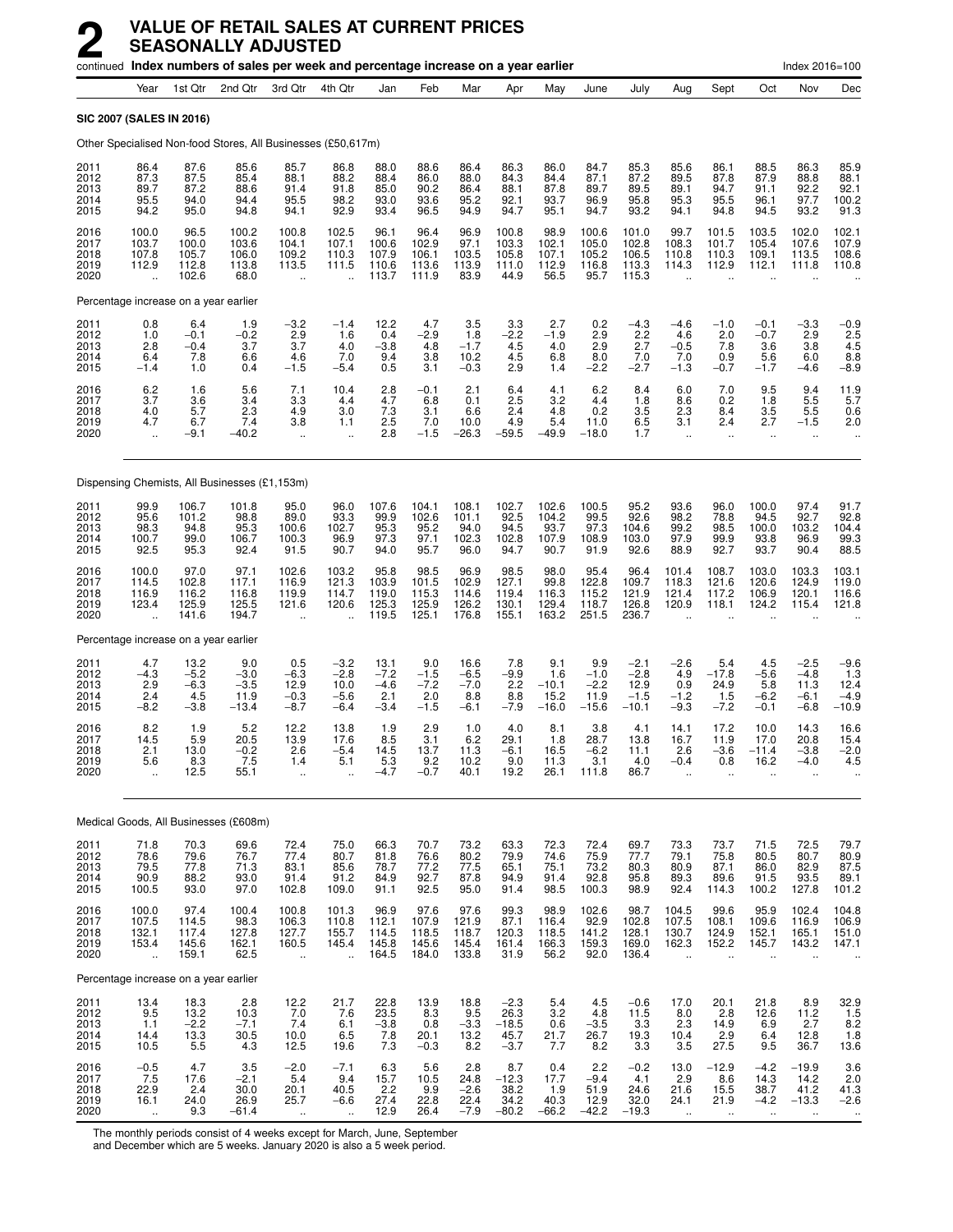# 2 VALUE OF RETAIL SALES AT CURRENT PRICES SEASONALLY ADJUSTED

continued **Index numbers of sales per week and percentage increase on a year earlier** Index 2016=100

| | Year | 1st Qtr | 2nd Qtr | 3rd Qtr | 4th Qtr | Jan | Feb | Mar | Apr | May | June | July | Aug | Sept | Oct | Nov | Dec |
|---|---|---|---|---|---|---|---|---|---|---|---|---|---|---|---|---|---|
| **SIC 2007 (SALES IN 2016)** | | | | | | | | | | | | | | | | | |
| Other Specialised Non-food Stores, All Businesses (£50,617m) | | | | | | | | | | | | | | | | | |
| 2011 | 86.4 | 87.6 | 85.6 | 85.7 | 86.8 | 88.0 | 88.6 | 86.4 | 86.3 | 86.0 | 84.7 | 85.3 | 85.6 | 86.1 | 88.5 | 86.3 | 85.9 |
| 2012 | 87.3 | 87.5 | 85.4 | 88.1 | 88.2 | 88.4 | 86.0 | 88.0 | 84.3 | 84.4 | 87.1 | 87.2 | 89.5 | 87.8 | 87.9 | 88.8 | 88.1 |
| 2013 | 89.7 | 87.2 | 88.6 | 91.4 | 91.8 | 85.0 | 90.2 | 86.4 | 88.1 | 87.8 | 89.7 | 89.5 | 89.1 | 94.7 | 91.1 | 92.2 | 92.1 |
| 2014 | 95.5 | 94.0 | 94.4 | 95.5 | 98.2 | 93.0 | 93.6 | 95.2 | 92.1 | 93.7 | 96.9 | 95.8 | 95.3 | 95.5 | 96.1 | 97.7 | 100.2 |
| 2015 | 94.2 | 95.0 | 94.8 | 94.1 | 92.9 | 93.4 | 96.5 | 94.9 | 94.7 | 95.1 | 94.7 | 93.2 | 94.1 | 94.8 | 94.5 | 93.2 | 91.3 |
| 2016 | 100.0 | 96.5 | 100.2 | 100.8 | 102.5 | 96.1 | 96.4 | 96.9 | 100.8 | 98.9 | 100.6 | 101.0 | 99.7 | 101.5 | 103.5 | 102.0 | 102.1 |
| 2017 | 103.7 | 100.0 | 103.6 | 104.1 | 107.1 | 100.6 | 102.9 | 97.1 | 103.3 | 102.1 | 105.0 | 102.8 | 108.3 | 101.7 | 105.4 | 107.6 | 107.9 |
| 2018 | 107.8 | 105.7 | 106.0 | 109.2 | 110.3 | 107.9 | 106.1 | 103.5 | 105.8 | 107.1 | 105.2 | 106.5 | 110.8 | 110.3 | 109.1 | 113.5 | 108.6 |
| 2019 | 112.9 | 112.8 | 113.8 | 113.5 | 111.5 | 110.6 | 113.6 | 113.9 | 111.0 | 112.9 | 116.8 | 113.3 | 114.3 | 112.9 | 112.1 | 111.8 | 110.8 |
| 2020 | .. | 102.6 | 68.0 | .. | .. | 113.7 | 111.9 | 83.9 | 44.9 | 56.5 | 95.7 | 115.3 | .. | .. | .. | .. | .. |
| Percentage increase on a year earlier | | | | | | | | | | | | | | | | | |
| 2011 | 0.8 | 6.4 | 1.9 | −3.2 | −1.4 | 12.2 | 4.7 | 3.5 | 3.3 | 2.7 | 0.2 | −4.3 | −4.6 | −1.0 | −0.1 | −3.3 | −0.9 |
| 2012 | 1.0 | −0.1 | −0.2 | 2.9 | 1.6 | 0.4 | −2.9 | 1.8 | −2.2 | −1.9 | 2.9 | 2.2 | 4.6 | 2.0 | −0.7 | 2.9 | 2.5 |
| 2013 | 2.8 | −0.4 | 3.7 | 3.7 | 4.0 | −3.8 | 4.8 | −1.7 | 4.5 | 4.0 | 2.9 | 2.7 | −0.5 | 7.8 | 3.6 | 3.8 | 4.5 |
| 2014 | 6.4 | 7.8 | 6.6 | 4.6 | 7.0 | 9.4 | 3.8 | 10.2 | 4.5 | 6.8 | 8.0 | 7.0 | 7.0 | 0.9 | 5.6 | 6.0 | 8.8 |
| 2015 | −1.4 | 1.0 | 0.4 | −1.5 | −5.4 | 0.5 | 3.1 | −0.3 | 2.9 | 1.4 | −2.2 | −2.7 | −1.3 | −0.7 | −1.7 | −4.6 | −8.9 |
| 2016 | 6.2 | 1.6 | 5.6 | 7.1 | 10.4 | 2.8 | −0.1 | 2.1 | 6.4 | 4.1 | 6.2 | 8.4 | 6.0 | 7.0 | 9.5 | 9.4 | 11.9 |
| 2017 | 3.7 | 3.6 | 3.4 | 3.3 | 4.4 | 4.7 | 6.8 | 0.1 | 2.5 | 3.2 | 4.4 | 1.8 | 8.6 | 0.2 | 1.8 | 5.5 | 5.7 |
| 2018 | 4.0 | 5.7 | 2.3 | 4.9 | 3.0 | 7.3 | 3.1 | 6.6 | 2.4 | 4.8 | 0.2 | 3.5 | 2.3 | 8.4 | 3.5 | 5.5 | 0.6 |
| 2019 | 4.7 | 6.7 | 7.4 | 3.8 | 1.1 | 2.5 | 7.0 | 10.0 | 4.9 | 5.4 | 11.0 | 6.5 | 3.1 | 2.4 | 2.7 | −1.5 | 2.0 |
| 2020 | .. | −9.1 | −40.2 | .. | .. | 2.8 | −1.5 | −26.3 | −59.5 | −49.9 | −18.0 | 1.7 | .. | .. | .. | .. | .. |
| Dispensing Chemists, All Businesses (£1,153m) | | | | | | | | | | | | | | | | | |
| 2011 | 99.9 | 106.7 | 101.8 | 95.0 | 96.0 | 107.6 | 104.1 | 108.1 | 102.7 | 102.6 | 100.5 | 95.2 | 93.6 | 96.0 | 100.0 | 97.4 | 91.7 |
| 2012 | 95.6 | 101.2 | 98.8 | 89.0 | 93.3 | 99.9 | 102.6 | 101.1 | 92.5 | 104.2 | 99.5 | 92.6 | 98.2 | 78.8 | 94.5 | 92.7 | 92.8 |
| 2013 | 98.3 | 94.8 | 95.3 | 100.6 | 102.7 | 95.3 | 95.2 | 94.0 | 94.5 | 93.7 | 97.3 | 104.6 | 99.2 | 98.5 | 100.0 | 103.2 | 104.4 |
| 2014 | 100.7 | 99.0 | 106.7 | 100.3 | 96.9 | 97.3 | 97.1 | 102.3 | 102.8 | 107.9 | 108.9 | 103.0 | 97.9 | 99.9 | 93.8 | 96.9 | 99.3 |
| 2015 | 92.5 | 95.3 | 92.4 | 91.5 | 90.7 | 94.0 | 95.7 | 96.0 | 94.7 | 90.7 | 91.9 | 92.6 | 88.9 | 92.7 | 93.7 | 90.4 | 88.5 |
| 2016 | 100.0 | 97.0 | 97.1 | 102.6 | 103.2 | 95.8 | 98.5 | 96.9 | 98.5 | 98.0 | 95.4 | 96.4 | 101.4 | 108.7 | 103.0 | 103.3 | 103.1 |
| 2017 | 114.5 | 102.8 | 117.1 | 116.9 | 121.3 | 103.9 | 101.5 | 102.9 | 127.1 | 99.8 | 122.8 | 109.7 | 118.3 | 121.6 | 120.6 | 124.9 | 119.0 |
| 2018 | 116.9 | 116.2 | 116.8 | 119.9 | 114.7 | 119.0 | 115.3 | 114.6 | 119.4 | 116.3 | 115.2 | 121.9 | 121.4 | 117.2 | 106.9 | 120.1 | 116.6 |
| 2019 | 123.4 | 125.9 | 125.5 | 121.6 | 120.6 | 125.3 | 125.9 | 126.2 | 130.1 | 129.4 | 118.7 | 126.8 | 120.9 | 118.1 | 124.2 | 115.4 | 121.8 |
| 2020 | .. | 141.6 | 194.7 | .. | .. | 119.5 | 125.1 | 176.8 | 155.1 | 163.2 | 251.5 | 236.7 | .. | .. | .. | .. | .. |
| Percentage increase on a year earlier | | | | | | | | | | | | | | | | | |
| 2011 | 4.7 | 13.2 | 9.0 | 0.5 | −3.2 | 13.1 | 9.0 | 16.6 | 7.8 | 9.1 | 9.9 | −2.1 | −2.6 | 5.4 | 4.5 | −2.5 | −9.6 |
| 2012 | −4.3 | −5.2 | −3.0 | −6.3 | −2.8 | −7.2 | −1.5 | −6.5 | −9.9 | 1.6 | −1.0 | −2.8 | 4.9 | −17.8 | −5.6 | −4.8 | 1.3 |
| 2013 | 2.9 | −6.3 | −3.5 | 12.9 | 10.0 | −4.6 | −7.2 | −7.0 | 2.2 | −10.1 | −2.2 | 12.9 | 0.9 | 24.9 | 5.8 | 11.3 | 12.4 |
| 2014 | 2.4 | 4.5 | 11.9 | −0.3 | −5.6 | 2.1 | 2.0 | 8.8 | 8.8 | 15.2 | 11.9 | −1.5 | −1.2 | 1.5 | −6.2 | −6.1 | −4.9 |
| 2015 | −8.2 | −3.8 | −13.4 | −8.7 | −6.4 | −3.4 | −1.5 | −6.1 | −7.9 | −16.0 | −15.6 | −10.1 | −9.3 | −7.2 | −0.1 | −6.8 | −10.9 |
| 2016 | 8.2 | 1.9 | 5.2 | 12.2 | 13.8 | 1.9 | 2.9 | 1.0 | 4.0 | 8.1 | 3.8 | 4.1 | 14.1 | 17.2 | 10.0 | 14.3 | 16.6 |
| 2017 | 14.5 | 5.9 | 20.5 | 13.9 | 17.6 | 8.5 | 3.1 | 6.2 | 29.1 | 1.8 | 28.7 | 13.8 | 16.7 | 11.9 | 17.0 | 20.8 | 15.4 |
| 2018 | 2.1 | 13.0 | −0.2 | 2.6 | −5.4 | 14.5 | 13.7 | 11.3 | −6.1 | 16.5 | −6.2 | 11.1 | 2.6 | −3.6 | −11.4 | −3.8 | −2.0 |
| 2019 | 5.6 | 8.3 | 7.5 | 1.4 | 5.1 | 5.3 | 9.2 | 10.2 | 9.0 | 11.3 | 3.1 | 4.0 | −0.4 | 0.8 | 16.2 | −4.0 | 4.5 |
| 2020 | .. | 12.5 | 55.1 | .. | .. | −4.7 | −0.7 | 40.1 | 19.2 | 26.1 | 111.8 | 86.7 | .. | .. | .. | .. | .. |
| Medical Goods, All Businesses (£608m) | | | | | | | | | | | | | | | | | |
| 2011 | 71.8 | 70.3 | 69.6 | 72.4 | 75.0 | 66.3 | 70.7 | 73.2 | 63.3 | 72.3 | 72.4 | 69.7 | 73.3 | 73.7 | 71.5 | 72.5 | 79.7 |
| 2012 | 78.6 | 79.6 | 76.7 | 77.4 | 80.7 | 81.8 | 76.6 | 80.2 | 79.9 | 74.6 | 75.9 | 77.7 | 79.1 | 75.8 | 80.5 | 80.7 | 80.9 |
| 2013 | 79.5 | 77.8 | 71.3 | 83.1 | 85.6 | 78.7 | 77.2 | 77.5 | 65.1 | 75.1 | 73.2 | 80.3 | 80.9 | 87.1 | 86.0 | 82.9 | 87.5 |
| 2014 | 90.9 | 88.2 | 93.0 | 91.4 | 91.2 | 84.9 | 92.7 | 87.8 | 94.9 | 91.4 | 92.8 | 95.8 | 89.3 | 89.6 | 91.5 | 93.5 | 89.1 |
| 2015 | 100.5 | 93.0 | 97.0 | 102.8 | 109.0 | 91.1 | 92.5 | 95.0 | 91.4 | 98.5 | 100.3 | 98.9 | 92.4 | 114.3 | 100.2 | 127.8 | 101.2 |
| 2016 | 100.0 | 97.4 | 100.4 | 100.8 | 101.3 | 96.9 | 97.6 | 97.6 | 99.3 | 98.9 | 102.6 | 98.7 | 104.5 | 99.6 | 95.9 | 102.4 | 104.8 |
| 2017 | 107.5 | 114.5 | 98.3 | 106.3 | 110.8 | 112.1 | 107.9 | 121.9 | 87.1 | 116.4 | 92.9 | 102.8 | 107.5 | 108.1 | 109.6 | 116.9 | 106.9 |
| 2018 | 132.1 | 117.4 | 127.8 | 127.7 | 155.7 | 114.5 | 118.5 | 118.7 | 120.3 | 118.5 | 141.2 | 128.1 | 130.7 | 124.9 | 152.1 | 165.1 | 151.0 |
| 2019 | 153.4 | 145.6 | 162.1 | 160.5 | 145.4 | 145.8 | 145.6 | 145.4 | 161.4 | 166.3 | 159.3 | 169.0 | 162.3 | 152.2 | 145.7 | 143.2 | 147.1 |
| 2020 | .. | 159.1 | 62.5 | .. | .. | 164.5 | 184.0 | 133.8 | 31.9 | 56.2 | 92.0 | 136.4 | .. | .. | .. | .. | .. |
| Percentage increase on a year earlier | | | | | | | | | | | | | | | | | |
| 2011 | 13.4 | 18.3 | 2.8 | 12.2 | 21.7 | 22.8 | 13.9 | 18.8 | −2.3 | 5.4 | 4.5 | −0.6 | 17.0 | 20.1 | 21.8 | 8.9 | 32.9 |
| 2012 | 9.5 | 13.2 | 10.3 | 7.0 | 7.6 | 23.5 | 8.3 | 9.5 | 26.3 | 3.2 | 4.8 | 11.5 | 8.0 | 2.8 | 12.6 | 11.2 | 1.5 |
| 2013 | 1.1 | −2.2 | −7.1 | 7.4 | 6.1 | −3.8 | 0.8 | −3.3 | −18.5 | 0.6 | −3.5 | 3.3 | 2.3 | 14.9 | 6.9 | 2.7 | 8.2 |
| 2014 | 14.4 | 13.3 | 30.5 | 10.0 | 6.5 | 7.8 | 20.1 | 13.2 | 45.7 | 21.7 | 26.7 | 19.3 | 10.4 | 2.9 | 6.4 | 12.8 | 1.8 |
| 2015 | 10.5 | 5.5 | 4.3 | 12.5 | 19.6 | 7.3 | −0.3 | 8.2 | −3.7 | 7.7 | 8.2 | 3.3 | 3.5 | 27.5 | 9.5 | 36.7 | 13.6 |
| 2016 | −0.5 | 4.7 | 3.5 | −2.0 | −7.1 | 6.3 | 5.6 | 2.8 | 8.7 | 0.4 | 2.2 | −0.2 | 13.0 | −12.9 | −4.2 | −19.9 | 3.6 |
| 2017 | 7.5 | 17.6 | −2.1 | 5.4 | 9.4 | 15.7 | 10.5 | 24.8 | −12.3 | 17.7 | −9.4 | 4.1 | 2.9 | 8.6 | 14.3 | 14.2 | 2.0 |
| 2018 | 22.9 | 2.4 | 30.0 | 20.1 | 40.5 | 2.2 | 9.9 | −2.6 | 38.2 | 1.9 | 51.9 | 24.6 | 21.6 | 15.5 | 38.7 | 41.2 | 41.3 |
| 2019 | 16.1 | 24.0 | 26.9 | 25.7 | −6.6 | 27.4 | 22.8 | 22.4 | 34.2 | 40.3 | 12.9 | 32.0 | 24.1 | 21.9 | −4.2 | −13.3 | −2.6 |
| 2020 | .. | 9.3 | −61.4 | .. | .. | 12.9 | 26.4 | −7.9 | −80.2 | −66.2 | −42.2 | −19.3 | .. | .. | .. | .. | .. |

The monthly periods consist of 4 weeks except for March, June, September and December which are 5 weeks. January 2020 is also a 5 week period.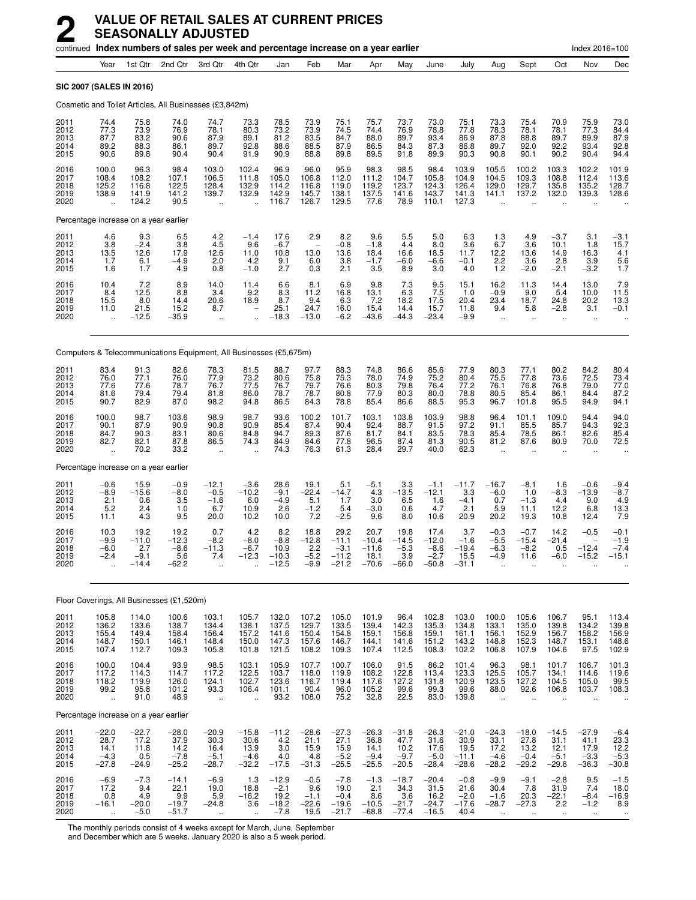# 2 VALUE OF RETAIL SALES AT CURRENT PRICES SEASONALLY ADJUSTED

continued **Index numbers of sales per week and percentage increase on a year earlier** — Index 2016=100

| | Year | 1st Qtr | 2nd Qtr | 3rd Qtr | 4th Qtr | Jan | Feb | Mar | Apr | May | June | July | Aug | Sept | Oct | Nov | Dec |
|---|---|---|---|---|---|---|---|---|---|---|---|---|---|---|---|---|---|
| **SIC 2007 (SALES IN 2016)** | | | | | | | | | | | | | | | | | |
| Cosmetic and Toilet Articles, All Businesses (£3,842m) | | | | | | | | | | | | | | | | | |
| 2011 | 74.4 | 75.8 | 74.0 | 74.7 | 73.3 | 78.5 | 73.9 | 75.1 | 75.7 | 73.7 | 73.0 | 75.1 | 73.3 | 75.4 | 70.9 | 75.9 | 73.0 |
| 2012 | 77.3 | 73.9 | 76.9 | 78.1 | 80.3 | 73.2 | 73.9 | 74.5 | 74.4 | 76.9 | 78.8 | 77.8 | 78.3 | 78.1 | 78.1 | 77.3 | 84.4 |
| 2013 | 87.7 | 83.2 | 90.6 | 87.9 | 89.1 | 81.2 | 83.5 | 84.7 | 88.0 | 89.7 | 93.4 | 86.9 | 87.8 | 88.8 | 89.7 | 89.9 | 87.9 |
| 2014 | 89.2 | 88.3 | 86.1 | 89.7 | 92.8 | 88.6 | 88.5 | 87.9 | 86.5 | 84.3 | 87.3 | 86.8 | 89.7 | 92.0 | 92.2 | 93.4 | 92.8 |
| 2015 | 90.6 | 89.8 | 90.4 | 90.4 | 91.9 | 90.9 | 88.8 | 89.8 | 89.5 | 91.8 | 89.9 | 90.3 | 90.8 | 90.1 | 90.2 | 90.4 | 94.4 |
| 2016 | 100.0 | 96.3 | 98.4 | 103.0 | 102.4 | 96.9 | 96.0 | 95.9 | 98.3 | 98.5 | 98.4 | 103.9 | 105.5 | 100.2 | 103.3 | 102.2 | 101.9 |
| 2017 | 108.4 | 108.2 | 107.1 | 106.5 | 111.8 | 105.0 | 106.8 | 112.0 | 111.2 | 104.7 | 105.8 | 104.9 | 104.5 | 109.3 | 108.8 | 112.4 | 113.6 |
| 2018 | 125.2 | 116.8 | 122.5 | 128.4 | 132.9 | 114.2 | 116.8 | 119.0 | 119.2 | 123.7 | 124.3 | 126.4 | 129.0 | 129.7 | 135.8 | 135.2 | 128.7 |
| 2019 | 138.9 | 141.9 | 141.2 | 139.7 | 132.9 | 142.9 | 145.7 | 138.1 | 137.5 | 141.6 | 143.7 | 141.3 | 141.1 | 137.2 | 132.0 | 139.3 | 128.6 |
| 2020 | .. | 124.2 | 90.5 | .. | .. | 116.7 | 126.7 | 129.5 | 77.6 | 78.9 | 110.1 | 127.3 | .. | .. | .. | .. | .. |
| Percentage increase on a year earlier | | | | | | | | | | | | | | | | | |
| 2011 | 4.6 | 9.3 | 6.5 | 4.2 | −1.4 | 17.6 | 2.9 | 8.2 | 9.6 | 5.5 | 5.0 | 6.3 | 1.3 | 4.9 | −3.7 | 3.1 | −3.1 |
| 2012 | 3.8 | −2.4 | 3.8 | 4.5 | 9.6 | −6.7 | – | −0.8 | −1.8 | 4.4 | 8.0 | 3.6 | 6.7 | 3.6 | 10.1 | 1.8 | 15.7 |
| 2013 | 13.5 | 12.6 | 17.9 | 12.6 | 11.0 | 10.8 | 13.0 | 13.6 | 18.4 | 16.6 | 18.5 | 11.7 | 12.2 | 13.6 | 14.9 | 16.3 | 4.1 |
| 2014 | 1.7 | 6.1 | −4.9 | 2.0 | 4.2 | 9.1 | 6.0 | 3.8 | −1.7 | −6.0 | −6.6 | −0.1 | 2.2 | 3.6 | 2.8 | 3.9 | 5.6 |
| 2015 | 1.6 | 1.7 | 4.9 | 0.8 | −1.0 | 2.7 | 0.3 | 2.1 | 3.5 | 8.9 | 3.0 | 4.0 | 1.2 | −2.0 | −2.1 | −3.2 | 1.7 |
| 2016 | 10.4 | 7.2 | 8.9 | 14.0 | 11.4 | 6.6 | 8.1 | 6.9 | 9.8 | 7.3 | 9.5 | 15.1 | 16.2 | 11.3 | 14.4 | 13.0 | 7.9 |
| 2017 | 8.4 | 12.5 | 8.8 | 3.4 | 9.2 | 8.3 | 11.2 | 16.8 | 13.1 | 6.3 | 7.5 | 1.0 | −0.9 | 9.0 | 5.4 | 10.0 | 11.5 |
| 2018 | 15.5 | 8.0 | 14.4 | 20.6 | 18.9 | 8.7 | 9.4 | 6.3 | 7.2 | 18.2 | 17.5 | 20.4 | 23.4 | 18.7 | 24.8 | 20.2 | 13.3 |
| 2019 | 11.0 | 21.5 | 15.2 | 8.7 | – | 25.1 | 24.7 | 16.0 | 15.4 | 14.4 | 15.7 | 11.8 | 9.4 | 5.8 | −2.8 | 3.1 | −0.1 |
| 2020 | .. | −12.5 | −35.9 | .. | .. | −18.3 | −13.0 | −6.2 | −43.6 | −44.3 | −23.4 | −9.9 | .. | .. | .. | .. | .. |
| Computers & Telecommunications Equipment, All Businesses (£5,675m) | | | | | | | | | | | | | | | | | |
| 2011 | 83.4 | 91.3 | 82.6 | 78.3 | 81.5 | 88.7 | 97.7 | 88.3 | 74.8 | 86.6 | 85.6 | 77.9 | 80.3 | 77.1 | 80.2 | 84.2 | 80.4 |
| 2012 | 76.0 | 77.1 | 76.0 | 77.9 | 73.2 | 80.6 | 75.8 | 75.3 | 78.0 | 74.9 | 75.2 | 80.4 | 75.5 | 77.8 | 73.6 | 72.5 | 73.4 |
| 2013 | 77.6 | 77.6 | 78.7 | 76.7 | 77.5 | 76.7 | 79.7 | 76.6 | 80.3 | 79.8 | 76.4 | 77.2 | 76.1 | 76.8 | 76.8 | 79.0 | 77.0 |
| 2014 | 81.6 | 79.4 | 79.4 | 81.8 | 86.0 | 78.7 | 78.7 | 80.8 | 77.9 | 80.3 | 80.0 | 78.8 | 80.5 | 85.4 | 86.1 | 84.4 | 87.2 |
| 2015 | 90.7 | 82.9 | 87.0 | 98.2 | 94.8 | 86.5 | 84.3 | 78.8 | 85.4 | 86.6 | 88.5 | 95.3 | 96.7 | 101.8 | 95.5 | 94.9 | 94.1 |
| 2016 | 100.0 | 98.7 | 103.6 | 98.9 | 98.7 | 93.6 | 100.2 | 101.7 | 103.1 | 103.8 | 103.9 | 98.8 | 96.4 | 101.1 | 109.0 | 94.4 | 94.0 |
| 2017 | 90.1 | 87.9 | 90.9 | 90.8 | 90.9 | 85.4 | 87.4 | 90.4 | 92.4 | 88.7 | 91.5 | 97.2 | 91.1 | 85.5 | 85.7 | 94.3 | 92.3 |
| 2018 | 84.7 | 90.3 | 83.1 | 80.6 | 84.8 | 94.7 | 89.3 | 87.6 | 81.7 | 84.1 | 83.5 | 78.3 | 85.4 | 78.5 | 86.1 | 82.6 | 85.4 |
| 2019 | 82.7 | 82.1 | 87.8 | 86.5 | 74.3 | 84.9 | 84.6 | 77.8 | 96.5 | 87.4 | 81.3 | 90.5 | 81.2 | 87.6 | 80.9 | 70.0 | 72.5 |
| 2020 | .. | 70.2 | 33.2 | .. | .. | 74.3 | 76.3 | 61.3 | 28.4 | 29.7 | 40.0 | 62.3 | .. | .. | .. | .. | .. |
| Percentage increase on a year earlier | | | | | | | | | | | | | | | | | |
| 2011 | −0.6 | 15.9 | −0.9 | −12.1 | −3.6 | 28.6 | 19.1 | 5.1 | −5.1 | 3.3 | −1.1 | −11.7 | −16.7 | −8.1 | 1.6 | −0.6 | −9.4 |
| 2012 | −8.9 | −15.6 | −8.0 | −0.5 | −10.2 | −9.1 | −22.4 | −14.7 | 4.3 | −13.5 | −12.1 | 3.3 | −6.0 | 1.0 | −8.3 | −13.9 | −8.7 |
| 2013 | 2.1 | 0.6 | 3.5 | −1.6 | 6.0 | −4.9 | 5.1 | 1.7 | 3.0 | 6.5 | 1.6 | −4.1 | 0.7 | −1.3 | 4.4 | 9.0 | 4.9 |
| 2014 | 5.2 | 2.4 | 1.0 | 6.7 | 10.9 | 2.6 | −1.2 | 5.4 | −3.0 | 0.6 | 4.7 | 2.1 | 5.9 | 11.1 | 12.2 | 6.8 | 13.3 |
| 2015 | 11.1 | 4.3 | 9.5 | 20.0 | 10.2 | 10.0 | 7.2 | −2.5 | 9.6 | 8.0 | 10.6 | 20.9 | 20.2 | 19.3 | 10.8 | 12.4 | 7.9 |
| 2016 | 10.3 | 19.2 | 19.2 | 0.7 | 4.2 | 8.2 | 18.8 | 29.2 | 20.7 | 19.8 | 17.4 | 3.7 | −0.3 | −0.7 | 14.2 | −0.5 | −0.1 |
| 2017 | −9.9 | −11.0 | −12.3 | −8.2 | −8.0 | −8.8 | −12.8 | −11.1 | −10.4 | −14.5 | −12.0 | −1.6 | −5.5 | −15.4 | −21.4 | – | −1.9 |
| 2018 | −6.0 | 2.7 | −8.6 | −11.3 | −6.7 | 10.9 | 2.2 | −3.1 | −11.6 | −5.3 | −8.6 | −19.4 | −6.3 | −8.2 | 0.5 | −12.4 | −7.4 |
| 2019 | −2.4 | −9.1 | 5.6 | 7.4 | −12.3 | −10.3 | −5.2 | −11.2 | 18.1 | 3.9 | −2.7 | 15.5 | −4.9 | 11.6 | −6.0 | −15.2 | −15.1 |
| 2020 | .. | −14.4 | −62.2 | .. | .. | −12.5 | −9.9 | −21.2 | −70.6 | −66.0 | −50.8 | −31.1 | .. | .. | .. | .. | .. |
| Floor Coverings, All Businesses (£1,520m) | | | | | | | | | | | | | | | | | |
| 2011 | 105.8 | 114.0 | 100.6 | 103.1 | 105.7 | 132.0 | 107.2 | 105.0 | 101.9 | 96.4 | 102.8 | 103.0 | 100.0 | 105.6 | 106.7 | 95.1 | 113.4 |
| 2012 | 136.2 | 133.6 | 138.7 | 134.4 | 138.1 | 137.5 | 129.7 | 133.5 | 139.4 | 142.3 | 135.3 | 134.8 | 133.1 | 135.0 | 139.8 | 134.2 | 139.8 |
| 2013 | 155.4 | 149.4 | 158.4 | 156.4 | 157.2 | 141.6 | 150.4 | 154.8 | 159.1 | 156.8 | 159.1 | 161.1 | 156.1 | 152.9 | 156.7 | 158.2 | 156.9 |
| 2014 | 148.7 | 150.1 | 146.1 | 148.4 | 150.0 | 147.3 | 157.6 | 146.7 | 144.1 | 141.6 | 151.2 | 143.2 | 148.8 | 152.3 | 148.7 | 153.1 | 148.6 |
| 2015 | 107.4 | 112.7 | 109.3 | 105.8 | 101.8 | 121.5 | 108.2 | 109.3 | 107.4 | 112.5 | 108.3 | 102.2 | 106.8 | 107.9 | 104.6 | 97.5 | 102.9 |
| 2016 | 100.0 | 104.4 | 93.9 | 98.5 | 103.1 | 105.9 | 107.7 | 100.7 | 106.0 | 91.5 | 86.2 | 101.4 | 96.3 | 98.1 | 101.7 | 106.7 | 101.3 |
| 2017 | 117.2 | 114.3 | 114.7 | 117.2 | 122.5 | 103.7 | 118.0 | 119.9 | 108.2 | 122.8 | 113.4 | 123.3 | 125.5 | 105.7 | 134.1 | 114.6 | 119.6 |
| 2018 | 118.2 | 119.9 | 126.0 | 124.1 | 102.7 | 123.6 | 116.7 | 119.4 | 117.6 | 127.2 | 131.8 | 120.9 | 123.5 | 127.2 | 104.5 | 105.0 | 99.5 |
| 2019 | 99.2 | 95.8 | 101.2 | 93.3 | 106.4 | 101.1 | 90.4 | 96.0 | 105.2 | 99.6 | 99.3 | 99.6 | 88.0 | 92.6 | 106.8 | 103.7 | 108.3 |
| 2020 | .. | 91.0 | 48.9 | .. | .. | 93.2 | 108.0 | 75.2 | 32.8 | 22.5 | 83.0 | 139.8 | .. | .. | .. | .. | .. |
| Percentage increase on a year earlier | | | | | | | | | | | | | | | | | |
| 2011 | −22.0 | −22.7 | −28.0 | −20.9 | −15.8 | −11.2 | −28.6 | −27.3 | −26.3 | −31.8 | −26.3 | −21.0 | −24.3 | −18.0 | −14.5 | −27.9 | −6.4 |
| 2012 | 28.7 | 17.2 | 37.9 | 30.3 | 30.6 | 4.2 | 21.1 | 27.1 | 36.8 | 47.7 | 31.6 | 30.9 | 33.1 | 27.8 | 31.1 | 41.1 | 23.3 |
| 2013 | 14.1 | 11.8 | 14.2 | 16.4 | 13.9 | 3.0 | 15.9 | 15.9 | 14.1 | 10.2 | 17.6 | 19.5 | 17.2 | 13.2 | 12.1 | 17.9 | 12.2 |
| 2014 | −4.3 | 0.5 | −7.8 | −5.1 | −4.6 | 4.0 | 4.8 | −5.2 | −9.4 | −9.7 | −5.0 | −11.1 | −4.6 | −0.4 | −5.1 | −3.3 | −5.3 |
| 2015 | −27.8 | −24.9 | −25.2 | −28.7 | −32.2 | −17.5 | −31.3 | −25.5 | −25.5 | −20.5 | −28.4 | −28.6 | −28.2 | −29.2 | −29.6 | −36.3 | −30.8 |
| 2016 | −6.9 | −7.3 | −14.1 | −6.9 | 1.3 | −12.9 | −0.5 | −7.8 | −1.3 | −18.7 | −20.4 | −0.8 | −9.9 | −9.1 | −2.8 | 9.5 | −1.5 |
| 2017 | 17.2 | 9.4 | 22.1 | 19.0 | 18.8 | −2.1 | 9.6 | 19.0 | 2.1 | 34.3 | 31.5 | 21.6 | 30.4 | 7.8 | 31.9 | 7.4 | 18.0 |
| 2018 | 0.8 | 4.9 | 9.9 | 5.9 | −16.2 | 19.2 | −1.1 | −0.4 | 8.6 | 3.6 | 16.2 | −2.0 | −1.6 | 20.3 | −22.1 | −8.4 | −16.9 |
| 2019 | −16.1 | −20.0 | −19.7 | −24.8 | 3.6 | −18.2 | −22.6 | −19.6 | −10.5 | −21.7 | −24.7 | −17.6 | −28.7 | −27.3 | 2.2 | −1.2 | 8.9 |
| 2020 | .. | −5.0 | −51.7 | .. | .. | −7.8 | 19.5 | −21.7 | −68.8 | −77.4 | −16.5 | 40.4 | .. | .. | .. | .. | .. |

The monthly periods consist of 4 weeks except for March, June, September and December which are 5 weeks. January 2020 is also a 5 week period.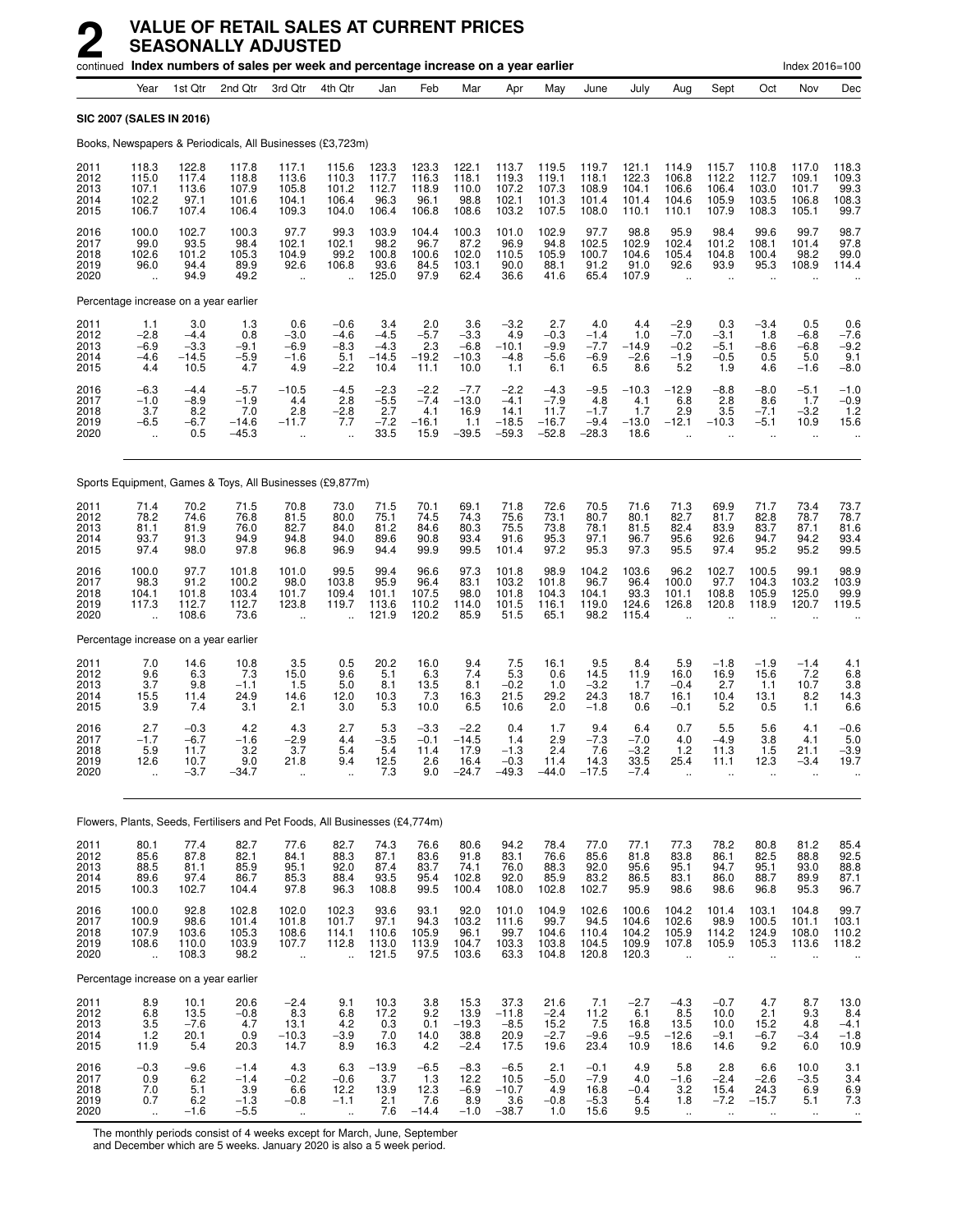# 2 VALUE OF RETAIL SALES AT CURRENT PRICES SEASONALLY ADJUSTED

continued **Index numbers of sales per week and percentage increase on a year earlier** Index 2016=100

| | Year | 1st Qtr | 2nd Qtr | 3rd Qtr | 4th Qtr | Jan | Feb | Mar | Apr | May | June | July | Aug | Sept | Oct | Nov | Dec |
|---|---|---|---|---|---|---|---|---|---|---|---|---|---|---|---|---|---|
| **SIC 2007 (SALES IN 2016)** | | | | | | | | | | | | | | | | | |
| Books, Newspapers & Periodicals, All Businesses (£3,723m) | | | | | | | | | | | | | | | | | |
| 2011 | 118.3 | 122.8 | 117.8 | 117.1 | 115.6 | 123.3 | 123.3 | 122.1 | 113.7 | 119.5 | 119.7 | 121.1 | 114.9 | 115.7 | 110.8 | 117.0 | 118.3 |
| 2012 | 115.0 | 117.4 | 118.8 | 113.6 | 110.3 | 117.7 | 116.3 | 118.1 | 119.3 | 119.1 | 118.1 | 122.3 | 106.8 | 112.2 | 112.7 | 109.1 | 109.3 |
| 2013 | 107.1 | 113.6 | 107.9 | 105.8 | 101.2 | 112.7 | 118.9 | 110.0 | 107.2 | 107.3 | 108.9 | 104.1 | 106.6 | 106.4 | 103.0 | 101.7 | 99.3 |
| 2014 | 102.2 | 97.1 | 101.6 | 104.1 | 106.4 | 96.3 | 96.1 | 98.8 | 102.1 | 101.3 | 101.4 | 101.4 | 104.6 | 105.9 | 103.5 | 106.8 | 108.3 |
| 2015 | 106.7 | 107.4 | 106.4 | 109.3 | 104.0 | 106.4 | 106.8 | 108.6 | 103.2 | 107.5 | 108.0 | 110.1 | 110.1 | 107.9 | 108.3 | 105.1 | 99.7 |
| 2016 | 100.0 | 102.7 | 100.3 | 97.7 | 99.3 | 103.9 | 104.4 | 100.3 | 101.0 | 102.9 | 97.7 | 98.8 | 95.9 | 98.4 | 99.6 | 99.7 | 98.7 |
| 2017 | 99.0 | 93.5 | 98.4 | 102.1 | 102.1 | 98.2 | 96.7 | 87.2 | 96.9 | 94.8 | 102.5 | 102.9 | 102.4 | 101.2 | 108.1 | 101.4 | 97.8 |
| 2018 | 102.6 | 101.2 | 105.3 | 104.9 | 99.2 | 100.8 | 100.6 | 102.0 | 110.5 | 105.9 | 100.7 | 104.6 | 105.4 | 104.8 | 100.4 | 98.2 | 99.0 |
| 2019 | 96.0 | 94.4 | 89.9 | 92.6 | 106.8 | 93.6 | 84.5 | 103.1 | 90.0 | 88.1 | 91.2 | 91.0 | 92.6 | 93.9 | 95.3 | 108.9 | 114.4 |
| 2020 | .. | 94.9 | 49.2 | .. | .. | 125.0 | 97.9 | 62.4 | 36.6 | 41.6 | 65.4 | 107.9 | .. | .. | .. | .. | .. |
| Percentage increase on a year earlier | | | | | | | | | | | | | | | | | |
| 2011 | 1.1 | 3.0 | 1.3 | 0.6 | −0.6 | 3.4 | 2.0 | 3.6 | −3.2 | 2.7 | 4.0 | 4.4 | −2.9 | 0.3 | −3.4 | 0.5 | 0.6 |
| 2012 | −2.8 | −4.4 | 0.8 | −3.0 | −4.6 | −4.5 | −5.7 | −3.3 | 4.9 | −0.3 | −1.4 | 1.0 | −7.0 | −3.1 | 1.8 | −6.8 | −7.6 |
| 2013 | −6.9 | −3.3 | −9.1 | −6.9 | −8.3 | −4.3 | 2.3 | −6.8 | −10.1 | −9.9 | −7.7 | −14.9 | −0.2 | −5.1 | −8.6 | −6.8 | −9.2 |
| 2014 | −4.6 | −14.5 | −5.9 | −1.6 | 5.1 | −14.5 | −19.2 | −10.3 | −4.8 | −5.6 | −6.9 | −2.6 | −1.9 | −0.5 | 0.5 | 5.0 | 9.1 |
| 2015 | 4.4 | 10.5 | 4.7 | 4.9 | −2.2 | 10.4 | 11.1 | 10.0 | 1.1 | 6.1 | 6.5 | 8.6 | 5.2 | 1.9 | 4.6 | −1.6 | −8.0 |
| 2016 | −6.3 | −4.4 | −5.7 | −10.5 | −4.5 | −2.3 | −2.2 | −7.7 | −2.2 | −4.3 | −9.5 | −10.3 | −12.9 | −8.8 | −8.0 | −5.1 | −1.0 |
| 2017 | −1.0 | −8.9 | −1.9 | 4.4 | 2.8 | −5.5 | −7.4 | −13.0 | −4.1 | −7.9 | 4.8 | 4.1 | 6.8 | 2.8 | 8.6 | 1.7 | −0.9 |
| 2018 | 3.7 | 8.2 | 7.0 | 2.8 | −2.8 | 2.7 | 4.1 | 16.9 | 14.1 | 11.7 | −1.7 | 1.7 | 2.9 | 3.5 | −7.1 | −3.2 | 1.2 |
| 2019 | −6.5 | −6.7 | −14.6 | −11.7 | 7.7 | −7.2 | −16.1 | 1.1 | −18.5 | −16.7 | −9.4 | −13.0 | −12.1 | −10.3 | −5.1 | 10.9 | 15.6 |
| 2020 | .. | 0.5 | −45.3 | .. | .. | 33.5 | 15.9 | −39.5 | −59.3 | −52.8 | −28.3 | 18.6 | .. | .. | .. | .. | .. |
| Sports Equipment, Games & Toys, All Businesses (£9,877m) | | | | | | | | | | | | | | | | | |
| 2011 | 71.4 | 70.2 | 71.5 | 70.8 | 73.0 | 71.5 | 70.1 | 69.1 | 71.8 | 72.6 | 70.5 | 71.6 | 71.3 | 69.9 | 71.7 | 73.4 | 73.7 |
| 2012 | 78.2 | 74.6 | 76.8 | 81.5 | 80.0 | 75.1 | 74.5 | 74.3 | 75.6 | 73.1 | 80.7 | 80.1 | 82.7 | 81.7 | 82.8 | 78.7 | 78.7 |
| 2013 | 81.1 | 81.9 | 76.0 | 82.7 | 84.0 | 81.2 | 84.6 | 80.3 | 75.5 | 73.8 | 78.1 | 81.5 | 82.4 | 83.9 | 83.7 | 87.1 | 81.6 |
| 2014 | 93.7 | 91.3 | 94.9 | 94.8 | 94.0 | 89.6 | 90.8 | 93.4 | 91.6 | 95.3 | 97.1 | 96.7 | 95.6 | 92.6 | 94.7 | 94.2 | 93.4 |
| 2015 | 97.4 | 98.0 | 97.8 | 96.8 | 96.9 | 94.4 | 99.9 | 99.5 | 101.4 | 97.2 | 95.3 | 97.3 | 95.5 | 97.4 | 95.2 | 95.2 | 99.5 |
| 2016 | 100.0 | 97.7 | 101.8 | 101.0 | 99.5 | 99.4 | 96.6 | 97.3 | 101.8 | 98.9 | 104.2 | 103.6 | 96.2 | 102.7 | 100.5 | 99.1 | 98.9 |
| 2017 | 98.3 | 91.2 | 100.2 | 98.0 | 103.8 | 95.9 | 96.4 | 83.1 | 103.2 | 101.8 | 96.7 | 96.4 | 100.0 | 97.7 | 104.3 | 103.2 | 103.9 |
| 2018 | 104.1 | 101.8 | 103.4 | 101.7 | 109.4 | 101.1 | 107.5 | 98.0 | 101.8 | 104.3 | 104.1 | 93.3 | 101.1 | 108.8 | 105.9 | 125.0 | 99.9 |
| 2019 | 117.3 | 112.7 | 112.7 | 123.8 | 119.7 | 113.6 | 110.2 | 114.0 | 101.5 | 116.1 | 119.0 | 124.6 | 126.8 | 120.8 | 118.9 | 120.7 | 119.5 |
| 2020 | .. | 108.6 | 73.6 | .. | .. | 121.9 | 120.2 | 85.9 | 51.5 | 65.1 | 98.2 | 115.4 | .. | .. | .. | .. | .. |
| Percentage increase on a year earlier | | | | | | | | | | | | | | | | | |
| 2011 | 7.0 | 14.6 | 10.8 | 3.5 | 0.5 | 20.2 | 16.0 | 9.4 | 7.5 | 16.1 | 9.5 | 8.4 | 5.9 | −1.8 | −1.9 | −1.4 | 4.1 |
| 2012 | 9.6 | 6.3 | 7.3 | 15.0 | 9.6 | 5.1 | 6.3 | 7.4 | 5.3 | 0.6 | 14.5 | 11.9 | 16.0 | 16.9 | 15.6 | 7.2 | 6.8 |
| 2013 | 3.7 | 9.8 | −1.1 | 1.5 | 5.0 | 8.1 | 13.5 | 8.1 | −0.2 | 1.0 | −3.2 | 1.7 | −0.4 | 2.7 | 1.1 | 10.7 | 3.8 |
| 2014 | 15.5 | 11.4 | 24.9 | 14.6 | 12.0 | 10.3 | 7.3 | 16.3 | 21.5 | 29.2 | 24.3 | 18.7 | 16.1 | 10.4 | 13.1 | 8.2 | 14.3 |
| 2015 | 3.9 | 7.4 | 3.1 | 2.1 | 3.0 | 5.3 | 10.0 | 6.5 | 10.6 | 2.0 | −1.8 | 0.6 | −0.1 | 5.2 | 0.5 | 1.1 | 6.6 |
| 2016 | 2.7 | −0.3 | 4.2 | 4.3 | 2.7 | 5.3 | −3.3 | −2.2 | 0.4 | 1.7 | 9.4 | 6.4 | 0.7 | 5.5 | 5.6 | 4.1 | −0.6 |
| 2017 | −1.7 | −6.7 | −1.6 | −2.9 | 4.4 | −3.5 | −0.1 | −14.5 | 1.4 | 2.9 | −7.3 | −7.0 | 4.0 | −4.9 | 3.8 | 4.1 | 5.0 |
| 2018 | 5.9 | 11.7 | 3.2 | 3.7 | 5.4 | 5.4 | 11.4 | 17.9 | −1.3 | 2.4 | 7.6 | −3.2 | 1.2 | 11.3 | 1.5 | 21.1 | −3.9 |
| 2019 | 12.6 | 10.7 | 9.0 | 21.8 | 9.4 | 12.5 | 2.6 | 16.4 | −0.3 | 11.4 | 14.3 | 33.5 | 25.4 | 11.1 | 12.3 | −3.4 | 19.7 |
| 2020 | .. | −3.7 | −34.7 | .. | .. | 7.3 | 9.0 | −24.7 | −49.3 | −44.0 | −17.5 | −7.4 | .. | .. | .. | .. | .. |
| Flowers, Plants, Seeds, Fertilisers and Pet Foods, All Businesses (£4,774m) | | | | | | | | | | | | | | | | | |
| 2011 | 80.1 | 77.4 | 82.7 | 77.6 | 82.7 | 74.3 | 76.6 | 80.6 | 94.2 | 78.4 | 77.0 | 77.1 | 77.3 | 78.2 | 80.8 | 81.2 | 85.4 |
| 2012 | 85.6 | 87.8 | 82.1 | 84.1 | 88.3 | 87.1 | 83.6 | 91.8 | 83.1 | 76.6 | 85.6 | 81.8 | 83.8 | 86.1 | 82.5 | 88.8 | 92.5 |
| 2013 | 88.5 | 81.1 | 85.9 | 95.1 | 92.0 | 87.4 | 83.7 | 74.1 | 76.0 | 88.3 | 92.0 | 95.6 | 95.1 | 94.7 | 95.1 | 93.0 | 88.8 |
| 2014 | 89.6 | 97.4 | 86.7 | 85.3 | 88.4 | 93.5 | 95.4 | 102.8 | 92.0 | 85.9 | 83.2 | 86.5 | 83.1 | 86.0 | 88.7 | 89.9 | 87.1 |
| 2015 | 100.3 | 102.7 | 104.4 | 97.8 | 96.3 | 108.8 | 99.5 | 100.4 | 108.0 | 102.8 | 102.7 | 95.9 | 98.6 | 98.6 | 96.8 | 95.3 | 96.7 |
| 2016 | 100.0 | 92.8 | 102.8 | 102.0 | 102.3 | 93.6 | 93.1 | 92.0 | 101.0 | 104.9 | 102.6 | 100.6 | 104.2 | 101.4 | 103.1 | 104.8 | 99.7 |
| 2017 | 100.9 | 98.6 | 101.4 | 101.8 | 101.7 | 97.1 | 94.3 | 103.2 | 111.6 | 99.7 | 94.5 | 104.6 | 102.6 | 98.9 | 100.5 | 101.1 | 103.1 |
| 2018 | 107.9 | 103.6 | 105.3 | 108.6 | 114.1 | 110.6 | 105.9 | 96.1 | 99.7 | 104.6 | 110.4 | 104.2 | 105.9 | 114.2 | 124.9 | 108.0 | 110.2 |
| 2019 | 108.6 | 110.0 | 103.9 | 107.7 | 112.8 | 113.0 | 113.9 | 104.7 | 103.3 | 103.8 | 104.5 | 109.9 | 107.8 | 105.9 | 105.3 | 113.6 | 118.2 |
| 2020 | .. | 108.3 | 98.2 | .. | .. | 121.5 | 97.5 | 103.6 | 63.3 | 104.8 | 120.8 | 120.3 | .. | .. | .. | .. | .. |
| Percentage increase on a year earlier | | | | | | | | | | | | | | | | | |
| 2011 | 8.9 | 10.1 | 20.6 | −2.4 | 9.1 | 10.3 | 3.8 | 15.3 | 37.3 | 21.6 | 7.1 | −2.7 | −4.3 | −0.7 | 4.7 | 8.7 | 13.0 |
| 2012 | 6.8 | 13.5 | −0.8 | 8.3 | 6.8 | 17.2 | 9.2 | 13.9 | −11.8 | −2.4 | 11.2 | 6.1 | 8.5 | 10.0 | 2.1 | 9.3 | 8.4 |
| 2013 | 3.5 | −7.6 | 4.7 | 13.1 | 4.2 | 0.3 | 0.1 | −19.3 | −8.5 | 15.2 | 7.5 | 16.8 | 13.5 | 10.0 | 15.2 | 4.8 | −4.1 |
| 2014 | 1.2 | 20.1 | 0.9 | −10.3 | −3.9 | 7.0 | 14.0 | 38.8 | 20.9 | −2.7 | −9.6 | −9.5 | −12.6 | −9.1 | −6.7 | −3.4 | −1.8 |
| 2015 | 11.9 | 5.4 | 20.3 | 14.7 | 8.9 | 16.3 | 4.2 | −2.4 | 17.5 | 19.6 | 23.4 | 10.9 | 18.6 | 14.6 | 9.2 | 6.0 | 10.9 |
| 2016 | −0.3 | −9.6 | −1.4 | 4.3 | 6.3 | −13.9 | −6.5 | −8.3 | −6.5 | 2.1 | −0.1 | 4.9 | 5.8 | 2.8 | 6.6 | 10.0 | 3.1 |
| 2017 | 0.9 | 6.2 | −1.4 | −0.2 | −0.6 | 3.7 | 1.3 | 12.2 | 10.5 | −5.0 | −7.9 | 4.0 | −1.6 | −2.4 | −2.6 | −3.5 | 3.4 |
| 2018 | 7.0 | 5.1 | 3.9 | 6.6 | 12.2 | 13.9 | 12.3 | −6.9 | −10.7 | 4.9 | 16.8 | −0.4 | 3.2 | 15.4 | 24.3 | 6.9 | 6.9 |
| 2019 | 0.7 | 6.2 | −1.3 | −0.8 | −1.1 | 2.1 | 7.6 | 8.9 | 3.6 | −0.8 | −5.3 | 5.4 | 1.8 | −7.2 | −15.7 | 5.1 | 7.3 |
| 2020 | .. | −1.6 | −5.5 | .. | .. | 7.6 | −14.4 | −1.0 | −38.7 | 1.0 | 15.6 | 9.5 | .. | .. | .. | .. | .. |

The monthly periods consist of 4 weeks except for March, June, September and December which are 5 weeks. January 2020 is also a 5 week period.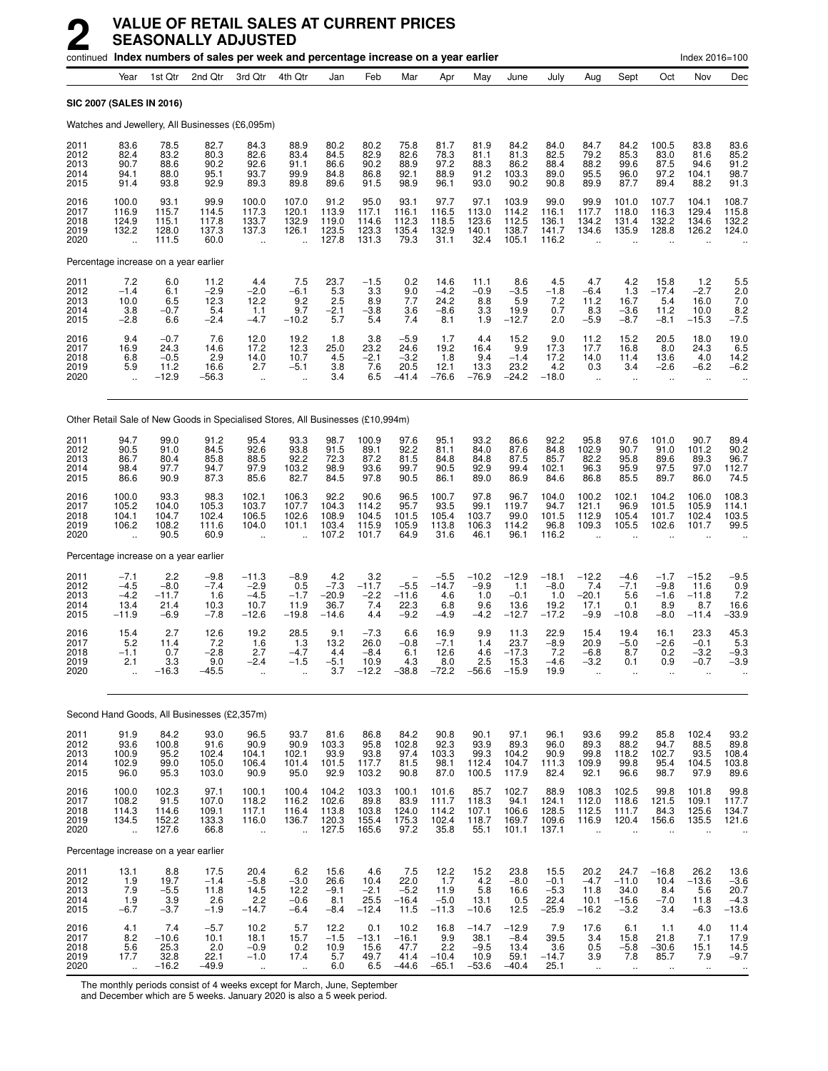# 2 VALUE OF RETAIL SALES AT CURRENT PRICES SEASONALLY ADJUSTED

continued **Index numbers of sales per week and percentage increase on a year earlier** — Index 2016=100

**SIC 2007 (SALES IN 2016)**

Watches and Jewellery, All Businesses (£6,095m)

| | Year | 1st Qtr | 2nd Qtr | 3rd Qtr | 4th Qtr | Jan | Feb | Mar | Apr | May | June | July | Aug | Sept | Oct | Nov | Dec |
|---|---|---|---|---|---|---|---|---|---|---|---|---|---|---|---|---|---|
| 2011 | 83.6 | 78.5 | 82.7 | 84.3 | 88.9 | 80.2 | 80.2 | 75.8 | 81.7 | 81.9 | 84.2 | 84.0 | 84.7 | 84.2 | 100.5 | 83.8 | 83.6 |
| 2012 | 82.4 | 83.2 | 80.3 | 82.6 | 83.4 | 84.5 | 82.9 | 82.6 | 78.3 | 81.1 | 81.3 | 82.5 | 79.2 | 85.3 | 83.0 | 81.6 | 85.2 |
| 2013 | 90.7 | 88.6 | 90.2 | 92.6 | 91.1 | 86.6 | 90.2 | 88.9 | 97.2 | 88.3 | 86.2 | 88.4 | 88.2 | 99.6 | 87.5 | 94.6 | 91.2 |
| 2014 | 94.1 | 88.0 | 95.1 | 93.7 | 99.9 | 84.8 | 86.8 | 92.1 | 88.9 | 91.2 | 103.3 | 89.0 | 95.5 | 96.0 | 97.2 | 104.1 | 98.7 |
| 2015 | 91.4 | 93.8 | 92.9 | 89.3 | 89.8 | 89.6 | 91.5 | 98.9 | 96.1 | 93.0 | 90.2 | 90.8 | 89.9 | 87.7 | 89.4 | 88.2 | 91.3 |
| 2016 | 100.0 | 93.1 | 99.9 | 100.0 | 107.0 | 91.2 | 95.0 | 93.1 | 97.7 | 97.1 | 103.9 | 99.0 | 99.9 | 101.0 | 107.7 | 104.1 | 108.7 |
| 2017 | 116.9 | 115.7 | 114.5 | 117.3 | 120.1 | 113.9 | 117.1 | 116.1 | 116.5 | 113.0 | 114.2 | 116.1 | 117.7 | 118.0 | 116.3 | 129.4 | 115.8 |
| 2018 | 124.9 | 115.1 | 117.8 | 133.7 | 132.9 | 119.0 | 114.6 | 112.3 | 118.5 | 123.6 | 112.5 | 136.1 | 134.2 | 131.4 | 132.2 | 134.6 | 132.2 |
| 2019 | 132.2 | 128.0 | 137.3 | 137.3 | 126.1 | 123.5 | 123.3 | 135.4 | 132.9 | 140.1 | 138.7 | 141.7 | 134.6 | 135.9 | 128.8 | 126.2 | 124.0 |
| 2020 | .. | 111.5 | 60.0 | .. | .. | 127.8 | 131.3 | 79.3 | 31.1 | 32.4 | 105.1 | 116.2 | .. | .. | .. | .. | .. |

Percentage increase on a year earlier

| | Year | 1st Qtr | 2nd Qtr | 3rd Qtr | 4th Qtr | Jan | Feb | Mar | Apr | May | June | July | Aug | Sept | Oct | Nov | Dec |
|---|---|---|---|---|---|---|---|---|---|---|---|---|---|---|---|---|---|
| 2011 | 7.2 | 6.0 | 11.2 | 4.4 | 7.5 | 23.7 | −1.5 | 0.2 | 14.6 | 11.1 | 8.6 | 4.5 | 4.7 | 4.2 | 15.8 | 1.2 | 5.5 |
| 2012 | −1.4 | 6.1 | −2.9 | −2.0 | −6.1 | 5.3 | 3.3 | 9.0 | −4.2 | −0.9 | −3.5 | −1.8 | −6.4 | 1.3 | −17.4 | −2.7 | 2.0 |
| 2013 | 10.0 | 6.5 | 12.3 | 12.2 | 9.2 | 2.5 | 8.9 | 7.7 | 24.2 | 8.8 | 5.9 | 7.2 | 11.2 | 16.7 | 5.4 | 16.0 | 7.0 |
| 2014 | 3.8 | −0.7 | 5.4 | 1.1 | 9.7 | −2.1 | −3.8 | 3.6 | −8.6 | 3.3 | 19.9 | 0.7 | 8.3 | −3.6 | 11.2 | 10.0 | 8.2 |
| 2015 | −2.8 | 6.6 | −2.4 | −4.7 | −10.2 | 5.7 | 5.4 | 7.4 | 8.1 | 1.9 | −12.7 | 2.0 | −5.9 | −8.7 | −8.1 | −15.3 | −7.5 |
| 2016 | 9.4 | −0.7 | 7.6 | 12.0 | 19.2 | 1.8 | 3.8 | −5.9 | 1.7 | 4.4 | 15.2 | 9.0 | 11.2 | 15.2 | 20.5 | 18.0 | 19.0 |
| 2017 | 16.9 | 24.3 | 14.6 | 17.2 | 12.3 | 25.0 | 23.2 | 24.6 | 19.2 | 16.4 | 9.9 | 17.3 | 17.7 | 16.8 | 8.0 | 24.3 | 6.5 |
| 2018 | 6.8 | −0.5 | 2.9 | 14.0 | 10.7 | 4.5 | −2.1 | −3.2 | 1.8 | 9.4 | −1.4 | 17.2 | 14.0 | 11.4 | 13.6 | 4.0 | 14.2 |
| 2019 | 5.9 | 11.2 | 16.6 | 2.7 | −5.1 | 3.8 | 7.6 | 20.5 | 12.1 | 13.3 | 23.2 | 4.2 | 0.3 | 3.4 | −2.6 | −6.2 | −6.2 |
| 2020 | .. | −12.9 | −56.3 | .. | .. | 3.4 | 6.5 | −41.4 | −76.6 | −76.9 | −24.2 | −18.0 | .. | .. | .. | .. | .. |

Other Retail Sale of New Goods in Specialised Stores, All Businesses (£10,994m)

| | Year | 1st Qtr | 2nd Qtr | 3rd Qtr | 4th Qtr | Jan | Feb | Mar | Apr | May | June | July | Aug | Sept | Oct | Nov | Dec |
|---|---|---|---|---|---|---|---|---|---|---|---|---|---|---|---|---|---|
| 2011 | 94.7 | 99.0 | 91.2 | 95.4 | 93.3 | 98.7 | 100.9 | 97.6 | 95.1 | 93.2 | 86.6 | 92.2 | 95.8 | 97.6 | 101.0 | 90.7 | 89.4 |
| 2012 | 90.5 | 91.0 | 84.5 | 92.6 | 93.8 | 91.5 | 89.1 | 92.2 | 81.1 | 84.0 | 87.6 | 84.8 | 102.9 | 90.7 | 91.0 | 101.2 | 90.2 |
| 2013 | 86.7 | 80.4 | 85.8 | 88.5 | 92.2 | 72.3 | 87.2 | 81.5 | 84.8 | 84.8 | 87.5 | 85.7 | 82.2 | 95.8 | 89.6 | 89.3 | 96.7 |
| 2014 | 98.4 | 97.7 | 94.7 | 97.9 | 103.2 | 98.9 | 93.6 | 99.7 | 90.5 | 92.9 | 99.4 | 102.1 | 96.3 | 95.9 | 97.5 | 97.0 | 112.7 |
| 2015 | 86.6 | 90.9 | 87.3 | 85.6 | 82.7 | 84.5 | 97.8 | 90.5 | 86.1 | 89.0 | 86.9 | 84.6 | 86.8 | 85.5 | 89.7 | 86.0 | 74.5 |
| 2016 | 100.0 | 93.3 | 98.3 | 102.1 | 106.3 | 92.2 | 90.6 | 96.5 | 100.7 | 97.8 | 96.7 | 104.0 | 100.2 | 102.1 | 104.2 | 106.0 | 108.3 |
| 2017 | 105.2 | 104.0 | 105.3 | 103.7 | 107.7 | 104.3 | 114.2 | 95.7 | 93.5 | 99.1 | 119.7 | 94.7 | 121.1 | 96.9 | 101.5 | 105.9 | 114.1 |
| 2018 | 104.1 | 104.7 | 102.4 | 106.5 | 102.6 | 108.9 | 104.5 | 101.5 | 105.4 | 103.7 | 99.0 | 101.5 | 112.9 | 105.4 | 101.7 | 102.4 | 103.5 |
| 2019 | 106.2 | 108.2 | 111.6 | 104.0 | 101.1 | 103.4 | 115.9 | 105.9 | 113.8 | 106.3 | 114.2 | 96.8 | 109.3 | 105.5 | 102.6 | 101.7 | 99.5 |
| 2020 | .. | 90.5 | 60.9 | .. | .. | 107.2 | 101.7 | 64.9 | 31.6 | 46.1 | 96.1 | 116.2 | .. | .. | .. | .. | .. |

Percentage increase on a year earlier

| | Year | 1st Qtr | 2nd Qtr | 3rd Qtr | 4th Qtr | Jan | Feb | Mar | Apr | May | June | July | Aug | Sept | Oct | Nov | Dec |
|---|---|---|---|---|---|---|---|---|---|---|---|---|---|---|---|---|---|
| 2011 | −7.1 | 2.2 | −9.8 | −11.3 | −8.9 | 4.2 | 3.2 | – | −5.5 | −10.2 | −12.9 | −18.1 | −12.2 | −4.6 | −1.7 | −15.2 | −9.5 |
| 2012 | −4.5 | −8.0 | −7.4 | −2.9 | 0.5 | −7.3 | −11.7 | −5.5 | −14.7 | −9.9 | 1.1 | −8.0 | 7.4 | −7.1 | −9.8 | 11.6 | 0.9 |
| 2013 | −4.2 | −11.7 | 1.6 | −4.5 | −1.7 | −20.9 | −2.2 | −11.6 | 4.6 | 1.0 | −0.1 | 1.0 | −20.1 | 5.6 | −1.6 | −11.8 | 7.2 |
| 2014 | 13.4 | 21.4 | 10.3 | 10.7 | 11.9 | 36.7 | 7.4 | 22.3 | 6.8 | 9.6 | 13.6 | 19.2 | 17.1 | 0.1 | 8.9 | 8.7 | 16.6 |
| 2015 | −11.9 | −6.9 | −7.8 | −12.6 | −19.8 | −14.6 | 4.4 | −9.2 | −4.9 | −4.2 | −12.7 | −17.2 | −9.9 | −10.8 | −8.0 | −11.4 | −33.9 |
| 2016 | 15.4 | 2.7 | 12.6 | 19.2 | 28.5 | 9.1 | −7.3 | 6.6 | 16.9 | 9.9 | 11.3 | 22.9 | 15.4 | 19.4 | 16.1 | 23.3 | 45.3 |
| 2017 | 5.2 | 11.4 | 7.2 | 1.6 | 1.3 | 13.2 | 26.0 | −0.8 | −7.1 | 1.4 | 23.7 | −8.9 | 20.9 | −5.0 | −2.6 | −0.1 | 5.3 |
| 2018 | −1.1 | 0.7 | −2.8 | 2.7 | −4.7 | 4.4 | −8.4 | 6.1 | 12.6 | 4.6 | −17.3 | 7.2 | −6.8 | 8.7 | 0.2 | −3.2 | −9.3 |
| 2019 | 2.1 | 3.3 | 9.0 | −2.4 | −1.5 | −5.1 | 10.9 | 4.3 | 8.0 | 2.5 | 15.3 | −4.6 | −3.2 | 0.1 | 0.9 | −0.7 | −3.9 |
| 2020 | .. | −16.3 | −45.5 | .. | .. | 3.7 | −12.2 | −38.8 | −72.2 | −56.6 | −15.9 | 19.9 | .. | .. | .. | .. | .. |

Second Hand Goods, All Businesses (£2,357m)

| | Year | 1st Qtr | 2nd Qtr | 3rd Qtr | 4th Qtr | Jan | Feb | Mar | Apr | May | June | July | Aug | Sept | Oct | Nov | Dec |
|---|---|---|---|---|---|---|---|---|---|---|---|---|---|---|---|---|---|
| 2011 | 91.9 | 84.2 | 93.0 | 96.5 | 93.7 | 81.6 | 86.8 | 84.2 | 90.8 | 90.1 | 97.1 | 96.1 | 93.6 | 99.2 | 85.8 | 102.4 | 93.2 |
| 2012 | 93.6 | 100.8 | 91.6 | 90.9 | 90.9 | 103.3 | 95.8 | 102.8 | 92.3 | 93.9 | 89.3 | 96.0 | 89.3 | 88.2 | 94.7 | 88.5 | 89.8 |
| 2013 | 100.9 | 95.2 | 102.4 | 104.1 | 102.1 | 93.9 | 93.8 | 97.4 | 103.3 | 99.3 | 104.2 | 90.9 | 99.8 | 118.2 | 102.7 | 93.5 | 108.4 |
| 2014 | 102.9 | 99.0 | 105.0 | 106.4 | 101.4 | 101.5 | 117.7 | 81.5 | 98.1 | 112.4 | 104.7 | 111.3 | 109.9 | 99.8 | 95.4 | 104.5 | 103.8 |
| 2015 | 96.0 | 95.3 | 103.0 | 90.9 | 95.0 | 92.9 | 103.2 | 90.8 | 87.0 | 100.5 | 117.9 | 82.4 | 92.1 | 96.6 | 98.7 | 97.9 | 89.6 |
| 2016 | 100.0 | 102.3 | 97.1 | 100.1 | 100.4 | 104.2 | 103.3 | 100.1 | 101.6 | 85.7 | 102.7 | 88.9 | 108.3 | 102.5 | 99.8 | 101.8 | 99.8 |
| 2017 | 108.2 | 91.5 | 107.0 | 118.2 | 116.2 | 102.6 | 89.8 | 83.9 | 111.7 | 118.3 | 94.1 | 124.1 | 112.0 | 118.6 | 121.5 | 109.1 | 117.7 |
| 2018 | 114.3 | 114.6 | 109.1 | 117.1 | 116.4 | 113.8 | 103.8 | 124.0 | 114.2 | 107.1 | 106.6 | 128.5 | 112.5 | 111.7 | 84.3 | 125.6 | 134.7 |
| 2019 | 134.5 | 152.2 | 133.3 | 116.0 | 136.7 | 120.3 | 155.4 | 175.3 | 102.4 | 118.7 | 169.7 | 109.6 | 116.9 | 120.4 | 156.6 | 135.5 | 121.6 |
| 2020 | .. | 127.6 | 66.8 | .. | .. | 127.5 | 165.6 | 97.2 | 35.8 | 55.1 | 101.1 | 137.1 | .. | .. | .. | .. | .. |

Percentage increase on a year earlier

| | Year | 1st Qtr | 2nd Qtr | 3rd Qtr | 4th Qtr | Jan | Feb | Mar | Apr | May | June | July | Aug | Sept | Oct | Nov | Dec |
|---|---|---|---|---|---|---|---|---|---|---|---|---|---|---|---|---|---|
| 2011 | 13.1 | 8.8 | 17.5 | 20.4 | 6.2 | 15.6 | 4.6 | 7.5 | 12.2 | 15.2 | 23.8 | 15.5 | 20.2 | 24.7 | −16.8 | 26.2 | 13.6 |
| 2012 | 1.9 | 19.7 | −1.4 | −5.8 | −3.0 | 26.6 | 10.4 | 22.0 | 1.7 | 4.2 | −8.0 | −0.1 | −4.7 | −11.0 | 10.4 | −13.6 | −3.6 |
| 2013 | 7.9 | −5.5 | 11.8 | 14.5 | 12.2 | −9.1 | −2.1 | −5.2 | 11.9 | 5.8 | 16.6 | −5.3 | 11.8 | 34.0 | 8.4 | 5.6 | 20.7 |
| 2014 | 1.9 | 3.9 | 2.6 | 2.2 | −0.6 | 8.1 | 25.5 | −16.4 | −5.0 | 13.1 | 0.5 | 22.4 | 10.1 | −15.6 | −7.0 | 11.8 | −4.3 |
| 2015 | −6.7 | −3.7 | −1.9 | −14.7 | −6.4 | −8.4 | −12.4 | 11.5 | −11.3 | −10.6 | 12.5 | −25.9 | −16.2 | −3.2 | 3.4 | −6.3 | −13.6 |
| 2016 | 4.1 | 7.4 | −5.7 | 10.2 | 5.7 | 12.2 | 0.1 | 10.2 | 16.8 | −14.7 | −12.9 | 7.9 | 17.6 | 6.1 | 1.1 | 4.0 | 11.4 |
| 2017 | 8.2 | −10.6 | 10.1 | 18.1 | 15.7 | −1.5 | −13.1 | −16.1 | 9.9 | 38.1 | −8.4 | 39.5 | 3.4 | 15.8 | 21.8 | 7.1 | 17.9 |
| 2018 | 5.6 | 25.3 | 2.0 | −0.9 | 0.2 | 10.9 | 15.6 | 47.7 | 2.2 | −9.5 | 13.4 | 3.6 | 0.5 | −5.8 | −30.6 | 15.1 | 14.5 |
| 2019 | 17.7 | 32.8 | 22.1 | −1.0 | 17.4 | 5.7 | 49.7 | 41.4 | −10.4 | 10.9 | 59.1 | −14.7 | 3.9 | 7.8 | 85.7 | 7.9 | −9.7 |
| 2020 | .. | −16.2 | −49.9 | .. | .. | 6.0 | 6.5 | −44.6 | −65.1 | −53.6 | −40.4 | 25.1 | .. | .. | .. | .. | .. |

The monthly periods consist of 4 weeks except for March, June, September and December which are 5 weeks. January 2020 is also a 5 week period.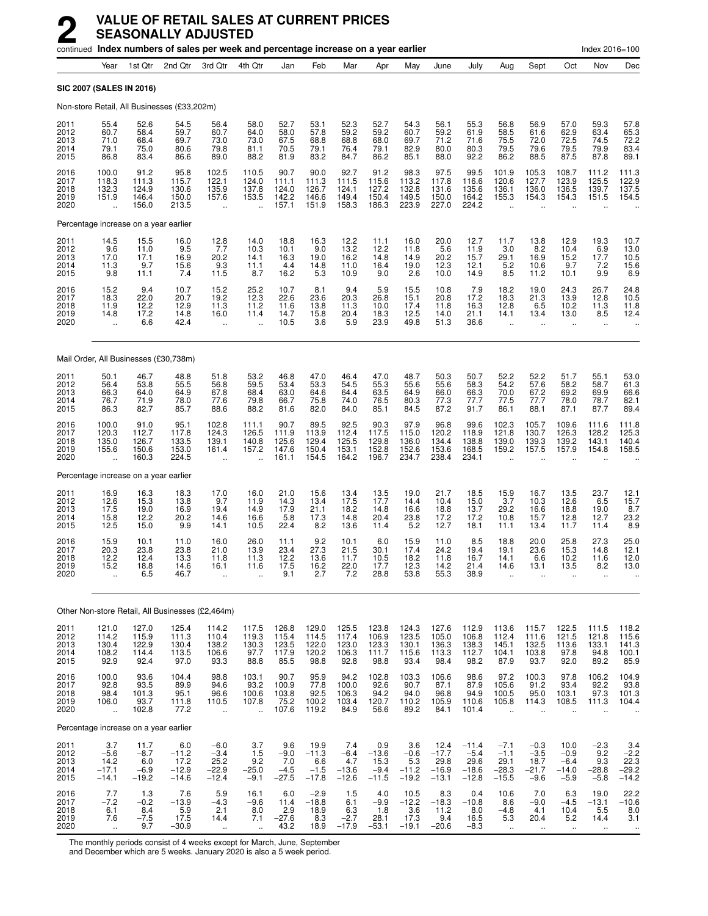# 2 VALUE OF RETAIL SALES AT CURRENT PRICES SEASONALLY ADJUSTED

continued **Index numbers of sales per week and percentage increase on a year earlier** Index 2016=100

| | Year | 1st Qtr | 2nd Qtr | 3rd Qtr | 4th Qtr | Jan | Feb | Mar | Apr | May | June | July | Aug | Sept | Oct | Nov | Dec |
|---|---|---|---|---|---|---|---|---|---|---|---|---|---|---|---|---|---|
| **SIC 2007 (SALES IN 2016)** | | | | | | | | | | | | | | | | | |
| Non-store Retail, All Businesses (£33,202m) | | | | | | | | | | | | | | | | | |
| 2011 | 55.4 | 52.6 | 54.5 | 56.4 | 58.0 | 52.7 | 53.1 | 52.3 | 52.7 | 54.3 | 56.1 | 55.3 | 56.8 | 56.9 | 57.0 | 59.3 | 57.8 |
| 2012 | 60.7 | 58.4 | 59.7 | 60.7 | 64.0 | 58.0 | 57.8 | 59.2 | 59.2 | 60.7 | 59.2 | 61.9 | 58.5 | 61.6 | 62.9 | 63.4 | 65.3 |
| 2013 | 71.0 | 68.4 | 69.7 | 73.0 | 73.0 | 67.5 | 68.8 | 68.8 | 68.0 | 69.7 | 71.2 | 71.6 | 75.5 | 72.0 | 72.5 | 74.5 | 72.2 |
| 2014 | 79.1 | 75.0 | 80.6 | 79.8 | 81.1 | 70.5 | 79.1 | 76.4 | 79.1 | 82.9 | 80.0 | 80.3 | 79.5 | 79.6 | 79.5 | 79.9 | 83.4 |
| 2015 | 86.8 | 83.4 | 86.6 | 89.0 | 88.2 | 81.9 | 83.2 | 84.7 | 86.2 | 85.1 | 88.0 | 92.2 | 86.2 | 88.5 | 87.5 | 87.8 | 89.1 |
| 2016 | 100.0 | 91.2 | 95.8 | 102.5 | 110.5 | 90.7 | 90.0 | 92.7 | 91.2 | 98.3 | 97.5 | 99.5 | 101.9 | 105.3 | 108.7 | 111.2 | 111.3 |
| 2017 | 118.3 | 111.3 | 115.7 | 122.1 | 124.0 | 111.1 | 111.3 | 111.5 | 115.6 | 113.2 | 117.8 | 116.6 | 120.6 | 127.7 | 123.9 | 125.5 | 122.9 |
| 2018 | 132.3 | 124.9 | 130.6 | 135.9 | 137.8 | 124.0 | 126.7 | 124.1 | 127.2 | 132.8 | 131.6 | 135.6 | 136.1 | 136.0 | 136.5 | 139.7 | 137.5 |
| 2019 | 151.9 | 146.4 | 150.0 | 157.6 | 153.5 | 142.2 | 146.6 | 149.4 | 150.4 | 149.5 | 150.0 | 164.2 | 155.3 | 154.3 | 154.3 | 151.5 | 154.5 |
| 2020 | .. | 156.0 | 213.5 | .. | .. | 157.1 | 151.9 | 158.3 | 186.3 | 223.9 | 227.0 | 224.2 | .. | .. | .. | .. | .. |
| Percentage increase on a year earlier | | | | | | | | | | | | | | | | | |
| 2011 | 14.5 | 15.5 | 16.0 | 12.8 | 14.0 | 18.8 | 16.3 | 12.2 | 11.1 | 16.0 | 20.0 | 12.7 | 11.7 | 13.8 | 12.9 | 19.3 | 10.7 |
| 2012 | 9.6 | 11.0 | 9.5 | 7.7 | 10.3 | 10.1 | 9.0 | 13.2 | 12.2 | 11.8 | 5.6 | 11.9 | 3.0 | 8.2 | 10.4 | 6.9 | 13.0 |
| 2013 | 17.0 | 17.1 | 16.9 | 20.2 | 14.1 | 16.3 | 19.0 | 16.2 | 14.8 | 14.9 | 20.2 | 15.7 | 29.1 | 16.9 | 15.2 | 17.7 | 10.5 |
| 2014 | 11.3 | 9.7 | 15.6 | 9.3 | 11.1 | 4.4 | 14.8 | 11.0 | 16.4 | 19.0 | 12.3 | 12.1 | 5.2 | 10.6 | 9.7 | 7.2 | 15.6 |
| 2015 | 9.8 | 11.1 | 7.4 | 11.5 | 8.7 | 16.2 | 5.3 | 10.9 | 9.0 | 2.6 | 10.0 | 14.9 | 8.5 | 11.2 | 10.1 | 9.9 | 6.9 |
| 2016 | 15.2 | 9.4 | 10.7 | 15.2 | 25.2 | 10.7 | 8.1 | 9.4 | 5.9 | 15.5 | 10.8 | 7.9 | 18.2 | 19.0 | 24.3 | 26.7 | 24.8 |
| 2017 | 18.3 | 22.0 | 20.7 | 19.2 | 12.3 | 22.6 | 23.6 | 20.3 | 26.8 | 15.1 | 20.8 | 17.2 | 18.3 | 21.3 | 13.9 | 12.8 | 10.5 |
| 2018 | 11.9 | 12.2 | 12.9 | 11.3 | 11.2 | 11.6 | 13.8 | 11.3 | 10.0 | 17.4 | 11.8 | 16.3 | 12.8 | 6.5 | 10.2 | 11.3 | 11.8 |
| 2019 | 14.8 | 17.2 | 14.8 | 16.0 | 11.4 | 14.7 | 15.8 | 20.4 | 18.3 | 12.5 | 14.0 | 21.1 | 14.1 | 13.4 | 13.0 | 8.5 | 12.4 |
| 2020 | .. | 6.6 | 42.4 | .. | .. | 10.5 | 3.6 | 5.9 | 23.9 | 49.8 | 51.3 | 36.6 | .. | .. | .. | .. | .. |
| Mail Order, All Businesses (£30,738m) | | | | | | | | | | | | | | | | | |
| 2011 | 50.1 | 46.7 | 48.8 | 51.8 | 53.2 | 46.8 | 47.0 | 46.4 | 47.0 | 48.7 | 50.3 | 50.7 | 52.2 | 52.2 | 51.7 | 55.1 | 53.0 |
| 2012 | 56.4 | 53.8 | 55.5 | 56.8 | 59.5 | 53.4 | 53.3 | 54.5 | 55.3 | 55.6 | 55.6 | 58.3 | 54.2 | 57.6 | 58.2 | 58.7 | 61.3 |
| 2013 | 66.3 | 64.0 | 64.9 | 67.8 | 68.4 | 63.0 | 64.6 | 64.4 | 63.5 | 64.9 | 66.0 | 66.3 | 70.0 | 67.2 | 69.2 | 69.9 | 66.6 |
| 2014 | 76.7 | 71.9 | 78.0 | 77.6 | 79.8 | 66.7 | 75.8 | 74.0 | 76.5 | 80.3 | 77.3 | 77.7 | 77.5 | 77.7 | 78.0 | 78.7 | 82.1 |
| 2015 | 86.3 | 82.7 | 85.7 | 88.6 | 88.2 | 81.6 | 82.0 | 84.0 | 85.1 | 84.5 | 87.2 | 91.7 | 86.1 | 88.1 | 87.1 | 87.7 | 89.4 |
| 2016 | 100.0 | 91.0 | 95.1 | 102.8 | 111.1 | 90.7 | 89.5 | 92.5 | 90.3 | 97.9 | 96.8 | 99.6 | 102.3 | 105.7 | 109.6 | 111.6 | 111.8 |
| 2017 | 120.3 | 112.7 | 117.8 | 124.3 | 126.5 | 111.9 | 113.9 | 112.4 | 117.5 | 115.0 | 120.2 | 118.9 | 121.8 | 130.7 | 126.3 | 128.2 | 125.3 |
| 2018 | 135.0 | 126.7 | 133.5 | 139.1 | 140.8 | 125.6 | 129.4 | 125.5 | 129.8 | 136.0 | 134.4 | 138.8 | 139.0 | 139.3 | 139.2 | 143.1 | 140.4 |
| 2019 | 155.6 | 150.6 | 153.0 | 161.4 | 157.2 | 147.6 | 150.4 | 153.1 | 152.8 | 152.6 | 153.6 | 168.5 | 159.2 | 157.5 | 157.9 | 154.8 | 158.5 |
| 2020 | .. | 160.3 | 224.5 | .. | .. | 161.1 | 154.5 | 164.2 | 196.7 | 234.7 | 238.4 | 234.1 | .. | .. | .. | .. | .. |
| Percentage increase on a year earlier | | | | | | | | | | | | | | | | | |
| 2011 | 16.9 | 16.3 | 18.3 | 17.0 | 16.0 | 21.0 | 15.6 | 13.4 | 13.5 | 19.0 | 21.7 | 18.5 | 15.9 | 16.7 | 13.5 | 23.7 | 12.1 |
| 2012 | 12.6 | 15.3 | 13.8 | 9.7 | 11.9 | 14.3 | 13.4 | 17.5 | 17.7 | 14.4 | 10.4 | 15.0 | 3.7 | 10.3 | 12.6 | 6.5 | 15.7 |
| 2013 | 17.5 | 19.0 | 16.9 | 19.4 | 14.9 | 17.9 | 21.1 | 18.2 | 14.8 | 16.6 | 18.8 | 13.7 | 29.2 | 16.6 | 18.8 | 19.0 | 8.7 |
| 2014 | 15.8 | 12.2 | 20.2 | 14.6 | 16.6 | 5.8 | 17.3 | 14.8 | 20.4 | 23.8 | 17.2 | 17.2 | 10.8 | 15.7 | 12.8 | 12.7 | 23.2 |
| 2015 | 12.5 | 15.0 | 9.9 | 14.1 | 10.5 | 22.4 | 8.2 | 13.6 | 11.4 | 5.2 | 12.7 | 18.1 | 11.1 | 13.4 | 11.7 | 11.4 | 8.9 |
| 2016 | 15.9 | 10.1 | 11.0 | 16.0 | 26.0 | 11.1 | 9.2 | 10.1 | 6.0 | 15.9 | 11.0 | 8.5 | 18.8 | 20.0 | 25.8 | 27.3 | 25.0 |
| 2017 | 20.3 | 23.8 | 23.8 | 21.0 | 13.9 | 23.4 | 27.3 | 21.5 | 30.1 | 17.4 | 24.2 | 19.4 | 19.1 | 23.6 | 15.3 | 14.8 | 12.1 |
| 2018 | 12.2 | 12.4 | 13.3 | 11.8 | 11.3 | 12.2 | 13.6 | 11.7 | 10.5 | 18.2 | 11.8 | 16.7 | 14.1 | 6.6 | 10.2 | 11.6 | 12.0 |
| 2019 | 15.2 | 18.8 | 14.6 | 16.1 | 11.6 | 17.5 | 16.2 | 22.0 | 17.7 | 12.3 | 14.2 | 21.4 | 14.6 | 13.1 | 13.5 | 8.2 | 13.0 |
| 2020 | .. | 6.5 | 46.7 | .. | .. | 9.1 | 2.7 | 7.2 | 28.8 | 53.8 | 55.3 | 38.9 | .. | .. | .. | .. | .. |
| Other Non-store Retail, All Businesses (£2,464m) | | | | | | | | | | | | | | | | | |
| 2011 | 121.0 | 127.0 | 125.4 | 114.2 | 117.5 | 126.8 | 129.0 | 125.5 | 123.8 | 124.3 | 127.6 | 112.9 | 113.6 | 115.7 | 122.5 | 111.5 | 118.2 |
| 2012 | 114.2 | 115.9 | 111.3 | 110.4 | 119.3 | 115.4 | 114.5 | 117.4 | 106.9 | 123.5 | 105.0 | 106.8 | 112.4 | 111.6 | 121.5 | 121.8 | 115.6 |
| 2013 | 130.4 | 122.9 | 130.4 | 138.2 | 130.3 | 123.5 | 122.0 | 123.0 | 123.3 | 130.1 | 136.3 | 138.3 | 145.1 | 132.5 | 113.6 | 133.1 | 141.3 |
| 2014 | 108.2 | 114.4 | 113.5 | 106.6 | 97.7 | 117.9 | 120.2 | 106.3 | 111.7 | 115.6 | 113.3 | 112.7 | 104.1 | 103.8 | 97.8 | 94.8 | 100.1 |
| 2015 | 92.9 | 92.4 | 97.0 | 93.3 | 88.8 | 85.5 | 98.8 | 92.8 | 98.8 | 93.4 | 98.4 | 98.2 | 87.9 | 93.7 | 92.0 | 89.2 | 85.9 |
| 2016 | 100.0 | 93.6 | 104.4 | 98.8 | 103.1 | 90.7 | 95.9 | 94.2 | 102.8 | 103.3 | 106.6 | 98.6 | 97.2 | 100.3 | 97.8 | 106.2 | 104.9 |
| 2017 | 92.8 | 93.5 | 89.9 | 94.6 | 93.2 | 100.9 | 77.8 | 100.0 | 92.6 | 90.7 | 87.1 | 87.9 | 105.6 | 91.2 | 93.4 | 92.2 | 93.8 |
| 2018 | 98.4 | 101.3 | 95.1 | 96.6 | 100.6 | 103.8 | 92.5 | 106.3 | 94.2 | 94.0 | 96.8 | 94.9 | 100.5 | 95.0 | 103.1 | 97.3 | 101.3 |
| 2019 | 106.0 | 93.7 | 111.8 | 110.5 | 107.8 | 75.2 | 100.2 | 103.4 | 120.7 | 110.2 | 105.9 | 110.6 | 105.8 | 114.3 | 108.5 | 111.3 | 104.4 |
| 2020 | .. | 102.8 | 77.2 | .. | .. | 107.6 | 119.2 | 84.9 | 56.6 | 89.2 | 84.1 | 101.4 | .. | .. | .. | .. | .. |
| Percentage increase on a year earlier | | | | | | | | | | | | | | | | | |
| 2011 | 3.7 | 11.7 | 6.0 | −6.0 | 3.7 | 9.6 | 19.9 | 7.4 | 0.9 | 3.6 | 12.4 | −11.4 | −7.1 | −0.3 | 10.0 | −2.3 | 3.4 |
| 2012 | −5.6 | −8.7 | −11.2 | −3.4 | 1.5 | −9.0 | −11.3 | −6.4 | −13.6 | −0.6 | −17.7 | −5.4 | −1.1 | −3.5 | −0.9 | 9.2 | −2.2 |
| 2013 | 14.2 | 6.0 | 17.2 | 25.2 | 9.2 | 7.0 | 6.6 | 4.7 | 15.3 | 5.3 | 29.8 | 29.6 | 29.1 | 18.7 | −6.4 | 9.3 | 22.3 |
| 2014 | −17.1 | −6.9 | −12.9 | −22.9 | −25.0 | −4.5 | −1.5 | −13.6 | −9.4 | −11.2 | −16.9 | −18.6 | −28.3 | −21.7 | −14.0 | −28.8 | −29.2 |
| 2015 | −14.1 | −19.2 | −14.6 | −12.4 | −9.1 | −27.5 | −17.8 | −12.6 | −11.5 | −19.2 | −13.1 | −12.8 | −15.5 | −9.6 | −5.9 | −5.8 | −14.2 |
| 2016 | 7.7 | 1.3 | 7.6 | 5.9 | 16.1 | 6.0 | −2.9 | 1.5 | 4.0 | 10.5 | 8.3 | 0.4 | 10.6 | 7.0 | 6.3 | 19.0 | 22.2 |
| 2017 | −7.2 | −0.2 | −13.9 | −4.3 | −9.6 | 11.4 | −18.8 | 6.1 | −9.9 | −12.2 | −18.3 | −10.8 | 8.6 | −9.0 | −4.5 | −13.1 | −10.6 |
| 2018 | 6.1 | 8.4 | 5.9 | 2.1 | 8.0 | 2.9 | 18.9 | 6.3 | 1.8 | 3.6 | 11.2 | 8.0 | −4.8 | 4.1 | 10.4 | 5.5 | 8.0 |
| 2019 | 7.6 | −7.5 | 17.5 | 14.4 | 7.1 | −27.6 | 8.3 | −2.7 | 28.1 | 17.3 | 9.4 | 16.5 | 5.3 | 20.4 | 5.2 | 14.4 | 3.1 |
| 2020 | .. | 9.7 | −30.9 | .. | .. | 43.2 | 18.9 | −17.9 | −53.1 | −19.1 | −20.6 | −8.3 | .. | .. | .. | .. | .. |

The monthly periods consist of 4 weeks except for March, June, September and December which are 5 weeks. January 2020 is also a 5 week period.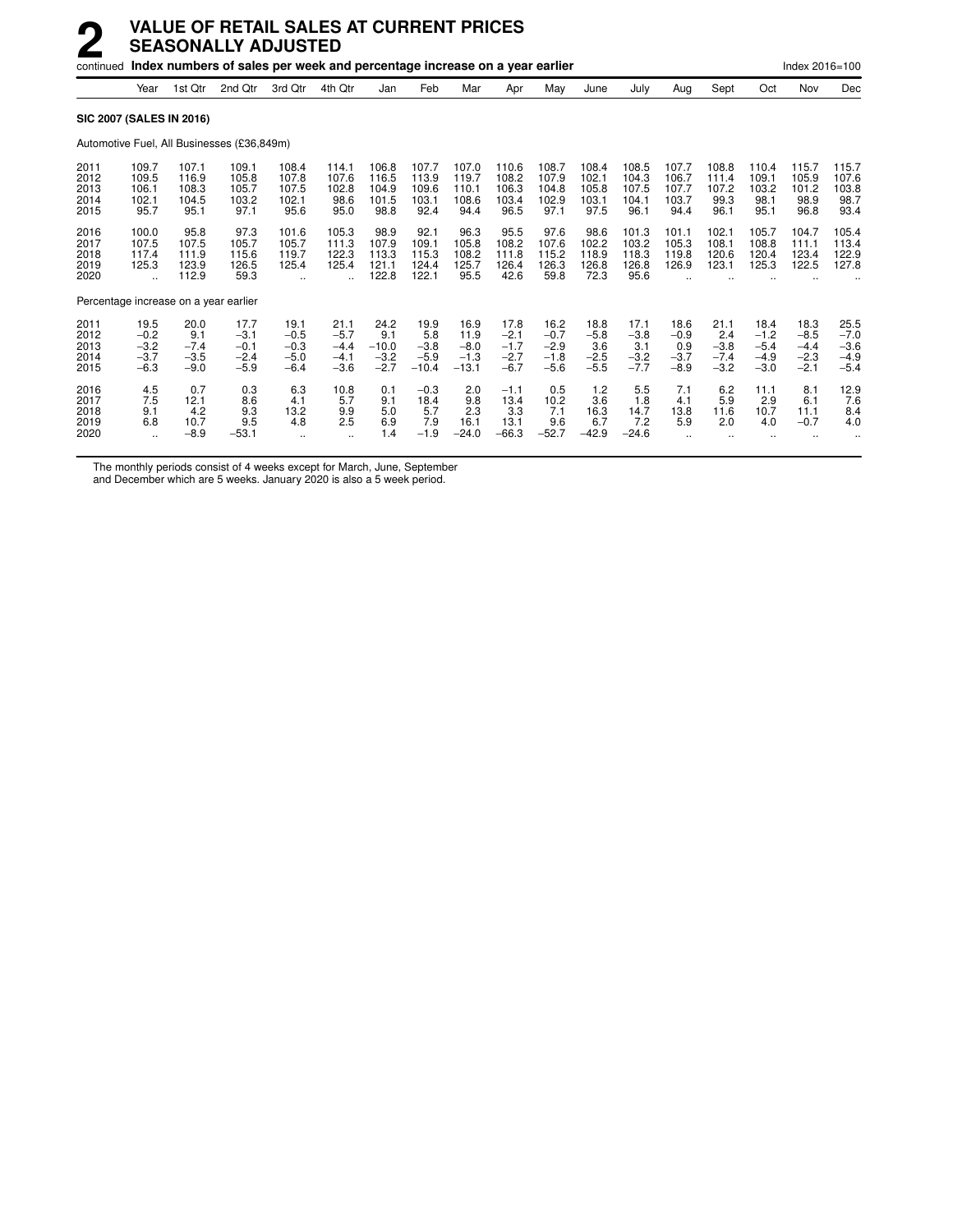# 2 VALUE OF RETAIL SALES AT CURRENT PRICES SEASONALLY ADJUSTED

continued **Index numbers of sales per week and percentage increase on a year earlier** Index 2016=100

| | Year | 1st Qtr | 2nd Qtr | 3rd Qtr | 4th Qtr | Jan | Feb | Mar | Apr | May | June | July | Aug | Sept | Oct | Nov | Dec |
|---|---|---|---|---|---|---|---|---|---|---|---|---|---|---|---|---|---|
| **SIC 2007 (SALES IN 2016)** | | | | | | | | | | | | | | | | | |
| Automotive Fuel, All Businesses (£36,849m) | | | | | | | | | | | | | | | | | |
| 2011 | 109.7 | 107.1 | 109.1 | 108.4 | 114.1 | 106.8 | 107.7 | 107.0 | 110.6 | 108.7 | 108.4 | 108.5 | 107.7 | 108.8 | 110.4 | 115.7 | 115.7 |
| 2012 | 109.5 | 116.9 | 105.8 | 107.8 | 107.6 | 116.5 | 113.9 | 119.7 | 108.2 | 107.9 | 102.1 | 104.3 | 106.7 | 111.4 | 109.1 | 105.9 | 107.6 |
| 2013 | 106.1 | 108.3 | 105.7 | 107.5 | 102.8 | 104.9 | 109.6 | 110.1 | 106.3 | 104.8 | 105.8 | 107.5 | 107.7 | 107.2 | 103.2 | 101.2 | 103.8 |
| 2014 | 102.1 | 104.5 | 103.2 | 102.1 | 98.6 | 101.5 | 103.1 | 108.6 | 103.4 | 102.9 | 103.1 | 104.1 | 103.7 | 99.3 | 98.1 | 98.9 | 98.7 |
| 2015 | 95.7 | 95.1 | 97.1 | 95.6 | 95.0 | 98.8 | 92.4 | 94.4 | 96.5 | 97.1 | 97.5 | 96.1 | 94.4 | 96.1 | 95.1 | 96.8 | 93.4 |
| 2016 | 100.0 | 95.8 | 97.3 | 101.6 | 105.3 | 98.9 | 92.1 | 96.3 | 95.5 | 97.6 | 98.6 | 101.3 | 101.1 | 102.1 | 105.7 | 104.7 | 105.4 |
| 2017 | 107.5 | 107.5 | 105.7 | 105.7 | 111.3 | 107.9 | 109.1 | 105.8 | 108.2 | 107.6 | 102.2 | 103.2 | 105.3 | 108.1 | 108.8 | 111.1 | 113.4 |
| 2018 | 117.4 | 111.9 | 115.6 | 119.7 | 122.3 | 113.3 | 115.3 | 108.2 | 111.8 | 115.2 | 118.9 | 118.3 | 119.8 | 120.6 | 120.4 | 123.4 | 122.9 |
| 2019 | 125.3 | 123.9 | 126.5 | 125.4 | 125.4 | 121.1 | 124.4 | 125.7 | 126.4 | 126.3 | 126.8 | 126.8 | 126.9 | 123.1 | 125.3 | 122.5 | 127.8 |
| 2020 | .. | 112.9 | 59.3 | .. | .. | 122.8 | 122.1 | 95.5 | 42.6 | 59.8 | 72.3 | 95.6 | .. | .. | .. | .. | .. |
| Percentage increase on a year earlier | | | | | | | | | | | | | | | | | |
| 2011 | 19.5 | 20.0 | 17.7 | 19.1 | 21.1 | 24.2 | 19.9 | 16.9 | 17.8 | 16.2 | 18.8 | 17.1 | 18.6 | 21.1 | 18.4 | 18.3 | 25.5 |
| 2012 | −0.2 | 9.1 | −3.1 | −0.5 | −5.7 | 9.1 | 5.8 | 11.9 | −2.1 | −0.7 | −5.8 | −3.8 | −0.9 | 2.4 | −1.2 | −8.5 | −7.0 |
| 2013 | −3.2 | −7.4 | −0.1 | −0.3 | −4.4 | −10.0 | −3.8 | −8.0 | −1.7 | −2.9 | 3.6 | 3.1 | 0.9 | −3.8 | −5.4 | −4.4 | −3.6 |
| 2014 | −3.7 | −3.5 | −2.4 | −5.0 | −4.1 | −3.2 | −5.9 | −1.3 | −2.7 | −1.8 | −2.5 | −3.2 | −3.7 | −7.4 | −4.9 | −2.3 | −4.9 |
| 2015 | −6.3 | −9.0 | −5.9 | −6.4 | −3.6 | −2.7 | −10.4 | −13.1 | −6.7 | −5.6 | −5.5 | −7.7 | −8.9 | −3.2 | −3.0 | −2.1 | −5.4 |
| 2016 | 4.5 | 0.7 | 0.3 | 6.3 | 10.8 | 0.1 | −0.3 | 2.0 | −1.1 | 0.5 | 1.2 | 5.5 | 7.1 | 6.2 | 11.1 | 8.1 | 12.9 |
| 2017 | 7.5 | 12.1 | 8.6 | 4.1 | 5.7 | 9.1 | 18.4 | 9.8 | 13.4 | 10.2 | 3.6 | 1.8 | 4.1 | 5.9 | 2.9 | 6.1 | 7.6 |
| 2018 | 9.1 | 4.2 | 9.3 | 13.2 | 9.9 | 5.0 | 5.7 | 2.3 | 3.3 | 7.1 | 16.3 | 14.7 | 13.8 | 11.6 | 10.7 | 11.1 | 8.4 |
| 2019 | 6.8 | 10.7 | 9.5 | 4.8 | 2.5 | 6.9 | 7.9 | 16.1 | 13.1 | 9.6 | 6.7 | 7.2 | 5.9 | 2.0 | 4.0 | −0.7 | 4.0 |
| 2020 | .. | −8.9 | −53.1 | .. | .. | 1.4 | −1.9 | −24.0 | −66.3 | −52.7 | −42.9 | −24.6 | .. | .. | .. | .. | .. |

The monthly periods consist of 4 weeks except for March, June, September and December which are 5 weeks. January 2020 is also a 5 week period.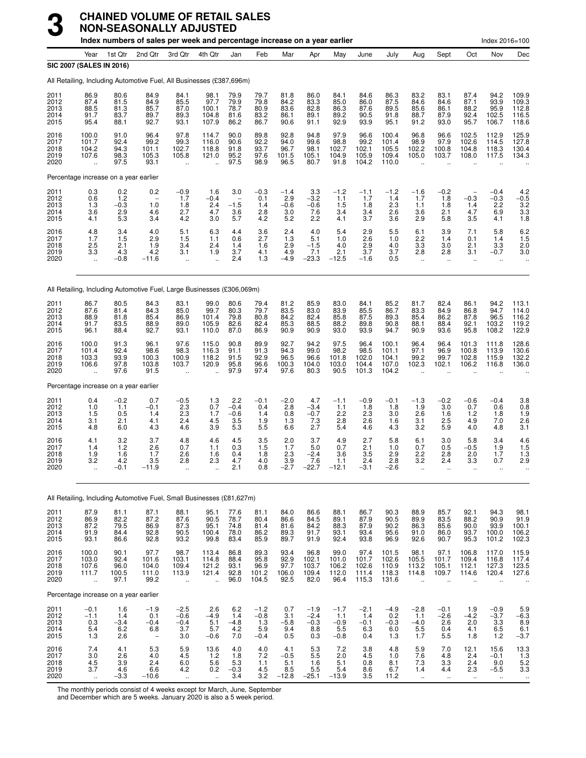# 3 CHAINED VOLUME OF RETAIL SALES NON-SEASONALLY ADJUSTED

**Index numbers of sales per week and percentage increase on a year earlier** — Index 2016=100

| | Year | 1st Qtr | 2nd Qtr | 3rd Qtr | 4th Qtr | Jan | Feb | Mar | Apr | May | June | July | Aug | Sept | Oct | Nov | Dec |
|---|---|---|---|---|---|---|---|---|---|---|---|---|---|---|---|---|---|
| **SIC 2007 (SALES IN 2016)** | | | | | | | | | | | | | | | | | |
| All Retailing, Including Automotive Fuel, All Businesses (£387,696m) | | | | | | | | | | | | | | | | | |
| 2011 | 86.9 | 80.6 | 84.9 | 84.1 | 98.1 | 79.9 | 79.7 | 81.8 | 86.0 | 84.1 | 84.6 | 86.3 | 83.2 | 83.1 | 87.4 | 94.2 | 109.9 |
| 2012 | 87.4 | 81.5 | 84.9 | 85.5 | 97.7 | 79.9 | 79.8 | 84.2 | 83.3 | 85.0 | 86.0 | 87.5 | 84.6 | 84.6 | 87.1 | 93.9 | 109.3 |
| 2013 | 88.5 | 81.3 | 85.7 | 87.0 | 100.1 | 78.7 | 80.9 | 83.6 | 82.8 | 86.3 | 87.6 | 89.5 | 85.6 | 86.1 | 88.2 | 95.9 | 112.8 |
| 2014 | 91.7 | 83.7 | 89.7 | 89.3 | 104.8 | 81.6 | 83.2 | 86.1 | 89.1 | 89.2 | 90.5 | 91.8 | 88.7 | 87.9 | 92.4 | 102.5 | 116.5 |
| 2015 | 95.4 | 88.1 | 92.7 | 93.1 | 107.9 | 86.2 | 86.7 | 90.6 | 91.1 | 92.9 | 93.9 | 95.1 | 91.2 | 93.0 | 95.7 | 106.7 | 118.6 |
| 2016 | 100.0 | 91.0 | 96.4 | 97.8 | 114.7 | 90.0 | 89.8 | 92.8 | 94.8 | 97.9 | 96.6 | 100.4 | 96.8 | 96.6 | 102.5 | 112.9 | 125.9 |
| 2017 | 101.7 | 92.4 | 99.2 | 99.3 | 116.0 | 90.6 | 92.2 | 94.0 | 99.6 | 98.8 | 99.2 | 101.4 | 98.9 | 97.9 | 102.6 | 114.5 | 127.8 |
| 2018 | 104.2 | 94.3 | 101.1 | 102.7 | 118.8 | 91.8 | 93.7 | 96.7 | 98.1 | 102.7 | 102.1 | 105.5 | 102.2 | 100.8 | 104.8 | 118.3 | 130.4 |
| 2019 | 107.6 | 98.3 | 105.3 | 105.8 | 121.0 | 95.2 | 97.6 | 101.5 | 105.1 | 104.9 | 105.9 | 109.4 | 105.0 | 103.7 | 108.0 | 117.5 | 134.3 |
| 2020 | .. | 97.5 | 93.1 | .. | .. | 97.5 | 98.9 | 96.5 | 80.7 | 91.8 | 104.2 | 110.0 | .. | .. | .. | .. | .. |
| Percentage increase on a year earlier | | | | | | | | | | | | | | | | | |
| 2011 | 0.3 | 0.2 | 0.2 | −0.9 | 1.6 | 3.0 | −0.3 | −1.4 | 3.3 | −1.2 | −1.1 | −1.2 | −1.6 | −0.2 | – | −0.4 | 4.2 |
| 2012 | 0.6 | 1.2 | – | 1.7 | −0.4 | – | 0.1 | 2.9 | −3.2 | 1.1 | 1.7 | 1.4 | 1.7 | 1.8 | −0.3 | −0.3 | −0.5 |
| 2013 | 1.3 | −0.3 | 1.0 | 1.8 | 2.4 | −1.5 | 1.4 | −0.6 | −0.6 | 1.5 | 1.8 | 2.3 | 1.1 | 1.8 | 1.4 | 2.2 | 3.2 |
| 2014 | 3.6 | 2.9 | 4.6 | 2.7 | 4.7 | 3.6 | 2.8 | 3.0 | 7.6 | 3.4 | 3.4 | 2.6 | 3.6 | 2.1 | 4.7 | 6.9 | 3.3 |
| 2015 | 4.1 | 5.3 | 3.4 | 4.2 | 3.0 | 5.7 | 4.2 | 5.2 | 2.2 | 4.1 | 3.7 | 3.6 | 2.9 | 5.8 | 3.5 | 4.1 | 1.8 |
| 2016 | 4.8 | 3.4 | 4.0 | 5.1 | 6.3 | 4.4 | 3.6 | 2.4 | 4.0 | 5.4 | 2.9 | 5.5 | 6.1 | 3.9 | 7.1 | 5.8 | 6.2 |
| 2017 | 1.7 | 1.5 | 2.9 | 1.5 | 1.1 | 0.6 | 2.7 | 1.3 | 5.1 | 1.0 | 2.6 | 1.0 | 2.2 | 1.4 | 0.1 | 1.4 | 1.5 |
| 2018 | 2.5 | 2.1 | 1.9 | 3.4 | 2.4 | 1.4 | 1.6 | 2.9 | −1.5 | 4.0 | 2.9 | 4.0 | 3.3 | 3.0 | 2.1 | 3.3 | 2.0 |
| 2019 | 3.3 | 4.3 | 4.2 | 3.1 | 1.9 | 3.7 | 4.1 | 4.9 | 7.1 | 2.1 | 3.7 | 3.7 | 2.8 | 2.8 | 3.1 | −0.7 | 3.0 |
| 2020 | .. | −0.8 | −11.6 | .. | .. | 2.4 | 1.3 | −4.9 | −23.3 | −12.5 | −1.6 | 0.5 | .. | .. | .. | .. | .. |
| All Retailing, Including Automotive Fuel, Large Businesses (£306,069m) | | | | | | | | | | | | | | | | | |
| 2011 | 86.7 | 80.5 | 84.3 | 83.1 | 99.0 | 80.6 | 79.4 | 81.2 | 85.9 | 83.0 | 84.1 | 85.2 | 81.7 | 82.4 | 86.1 | 94.2 | 113.1 |
| 2012 | 87.6 | 81.4 | 84.3 | 85.0 | 99.7 | 80.3 | 79.7 | 83.5 | 83.0 | 83.9 | 85.5 | 86.7 | 83.3 | 84.9 | 86.8 | 94.7 | 114.0 |
| 2013 | 88.9 | 81.8 | 85.4 | 86.9 | 101.4 | 79.8 | 80.8 | 84.2 | 82.4 | 85.8 | 87.5 | 89.3 | 85.4 | 86.2 | 87.8 | 96.5 | 116.2 |
| 2014 | 91.7 | 83.5 | 88.9 | 89.0 | 105.9 | 82.6 | 82.4 | 85.3 | 88.5 | 88.2 | 89.8 | 90.8 | 88.1 | 88.4 | 92.1 | 103.2 | 119.2 |
| 2015 | 96.1 | 88.4 | 92.7 | 93.1 | 110.0 | 87.0 | 86.9 | 90.9 | 90.9 | 93.0 | 93.9 | 94.7 | 90.9 | 93.6 | 95.8 | 108.2 | 122.9 |
| 2016 | 100.0 | 91.3 | 96.1 | 97.6 | 115.0 | 90.8 | 89.9 | 92.7 | 94.2 | 97.5 | 96.4 | 100.1 | 96.4 | 96.4 | 101.3 | 111.8 | 128.6 |
| 2017 | 101.4 | 92.4 | 98.6 | 98.3 | 116.3 | 91.1 | 91.3 | 94.3 | 99.0 | 98.2 | 98.5 | 101.1 | 97.1 | 96.9 | 100.8 | 113.9 | 130.6 |
| 2018 | 103.3 | 93.9 | 100.3 | 100.9 | 118.2 | 91.5 | 92.9 | 96.5 | 96.6 | 101.8 | 102.0 | 104.1 | 99.2 | 99.7 | 102.8 | 115.9 | 132.2 |
| 2019 | 106.6 | 97.8 | 103.8 | 103.7 | 120.9 | 95.8 | 96.6 | 100.3 | 104.0 | 103.0 | 104.4 | 107.0 | 102.3 | 102.1 | 106.2 | 116.8 | 136.0 |
| 2020 | .. | 97.6 | 91.5 | .. | .. | 97.9 | 97.4 | 97.6 | 80.3 | 90.5 | 101.3 | 104.2 | .. | .. | .. | .. | .. |
| Percentage increase on a year earlier | | | | | | | | | | | | | | | | | |
| 2011 | 0.4 | −0.2 | 0.7 | −0.5 | 1.3 | 2.2 | −0.1 | −2.0 | 4.7 | −1.1 | −0.9 | −0.1 | −1.3 | −0.2 | −0.6 | −0.4 | 3.8 |
| 2012 | 1.0 | 1.1 | −0.1 | 2.3 | 0.7 | −0.4 | 0.4 | 2.8 | −3.4 | 1.1 | 1.8 | 1.8 | 1.9 | 3.0 | 0.7 | 0.6 | 0.8 |
| 2013 | 1.5 | 0.5 | 1.4 | 2.3 | 1.7 | −0.6 | 1.4 | 0.8 | −0.7 | 2.2 | 2.3 | 3.0 | 2.6 | 1.6 | 1.2 | 1.8 | 1.9 |
| 2014 | 3.1 | 2.1 | 4.1 | 2.4 | 4.5 | 3.5 | 1.9 | 1.3 | 7.3 | 2.8 | 2.6 | 1.6 | 3.1 | 2.5 | 4.9 | 7.0 | 2.6 |
| 2015 | 4.8 | 6.0 | 4.3 | 4.6 | 3.9 | 5.3 | 5.5 | 6.6 | 2.7 | 5.4 | 4.6 | 4.3 | 3.2 | 5.9 | 4.0 | 4.8 | 3.1 |
| 2016 | 4.1 | 3.2 | 3.7 | 4.8 | 4.6 | 4.5 | 3.5 | 2.0 | 3.7 | 4.9 | 2.7 | 5.8 | 6.1 | 3.0 | 5.8 | 3.4 | 4.6 |
| 2017 | 1.4 | 1.2 | 2.6 | 0.7 | 1.1 | 0.3 | 1.5 | 1.7 | 5.0 | 0.7 | 2.1 | 1.0 | 0.7 | 0.5 | −0.5 | 1.9 | 1.5 |
| 2018 | 1.9 | 1.6 | 1.7 | 2.6 | 1.6 | 0.4 | 1.8 | 2.3 | −2.4 | 3.6 | 3.5 | 2.9 | 2.2 | 2.8 | 2.0 | 1.7 | 1.3 |
| 2019 | 3.2 | 4.2 | 3.5 | 2.8 | 2.3 | 4.7 | 4.0 | 3.9 | 7.6 | 1.1 | 2.4 | 2.8 | 3.2 | 2.4 | 3.3 | 0.7 | 2.9 |
| 2020 | .. | −0.1 | −11.9 | .. | .. | 2.1 | 0.8 | −2.7 | −22.7 | −12.1 | −3.1 | −2.6 | .. | .. | .. | .. | .. |
| All Retailing, Including Automotive Fuel, Small Businesses (£81,627m) | | | | | | | | | | | | | | | | | |
| 2011 | 87.9 | 81.1 | 87.1 | 88.1 | 95.1 | 77.6 | 81.1 | 84.0 | 86.6 | 88.1 | 86.7 | 90.3 | 88.9 | 85.7 | 92.1 | 94.3 | 98.1 |
| 2012 | 86.9 | 82.2 | 87.2 | 87.6 | 90.5 | 78.7 | 80.4 | 86.6 | 84.5 | 89.1 | 87.9 | 90.5 | 89.9 | 83.5 | 88.2 | 90.9 | 91.9 |
| 2013 | 87.2 | 79.5 | 86.9 | 87.3 | 95.1 | 74.8 | 81.4 | 81.6 | 84.2 | 88.3 | 87.9 | 90.2 | 86.3 | 85.6 | 90.0 | 93.9 | 100.1 |
| 2014 | 91.9 | 84.4 | 92.8 | 90.5 | 100.4 | 78.0 | 86.2 | 89.3 | 91.7 | 93.1 | 93.4 | 95.6 | 91.0 | 86.0 | 93.7 | 100.0 | 106.2 |
| 2015 | 93.1 | 86.6 | 92.8 | 93.2 | 99.8 | 83.4 | 85.9 | 89.7 | 91.9 | 92.4 | 93.8 | 96.9 | 92.6 | 90.7 | 95.3 | 101.2 | 102.3 |
| 2016 | 100.0 | 90.1 | 97.7 | 98.7 | 113.4 | 86.8 | 89.3 | 93.4 | 96.8 | 99.0 | 97.4 | 101.5 | 98.1 | 97.1 | 106.8 | 117.0 | 115.9 |
| 2017 | 103.0 | 92.4 | 101.6 | 103.1 | 114.8 | 88.4 | 95.8 | 92.9 | 102.1 | 101.0 | 101.7 | 102.6 | 105.5 | 101.7 | 109.4 | 116.8 | 117.4 |
| 2018 | 107.6 | 96.0 | 104.0 | 109.4 | 121.2 | 93.1 | 96.9 | 97.7 | 103.7 | 106.2 | 102.6 | 110.9 | 113.2 | 105.1 | 112.1 | 127.3 | 123.5 |
| 2019 | 111.7 | 100.5 | 111.0 | 113.9 | 121.4 | 92.8 | 101.2 | 106.0 | 109.4 | 112.0 | 111.4 | 118.3 | 114.8 | 109.7 | 114.6 | 120.4 | 127.6 |
| 2020 | .. | 97.1 | 99.2 | .. | .. | 96.0 | 104.5 | 92.5 | 82.0 | 96.4 | 115.3 | 131.6 | .. | .. | .. | .. | .. |
| Percentage increase on a year earlier | | | | | | | | | | | | | | | | | |
| 2011 | −0.1 | 1.6 | −1.9 | −2.5 | 2.6 | 6.2 | −1.2 | 0.7 | −1.9 | −1.7 | −2.1 | −4.9 | −2.8 | −0.1 | 1.9 | −0.9 | 5.9 |
| 2012 | −1.1 | 1.4 | 0.1 | −0.6 | −4.9 | 1.4 | −0.8 | 3.1 | −2.4 | 1.1 | 1.4 | 0.2 | 1.1 | −2.6 | −4.2 | −3.7 | −6.3 |
| 2013 | 0.3 | −3.4 | −0.4 | −0.4 | 5.1 | −4.8 | 1.3 | −5.8 | −0.3 | −0.9 | −0.1 | −0.3 | −4.0 | 2.6 | 2.0 | 3.3 | 8.9 |
| 2014 | 5.4 | 6.2 | 6.8 | 3.7 | 5.7 | 4.2 | 5.9 | 9.4 | 8.8 | 5.5 | 6.3 | 6.0 | 5.5 | 0.4 | 4.1 | 6.5 | 6.1 |
| 2015 | 1.3 | 2.6 | – | 3.0 | −0.6 | 7.0 | −0.4 | 0.5 | 0.3 | −0.8 | 0.4 | 1.3 | 1.7 | 5.5 | 1.8 | 1.2 | −3.7 |
| 2016 | 7.4 | 4.1 | 5.3 | 5.9 | 13.6 | 4.0 | 4.0 | 4.1 | 5.3 | 7.2 | 3.8 | 4.8 | 5.9 | 7.0 | 12.1 | 15.6 | 13.3 |
| 2017 | 3.0 | 2.6 | 4.0 | 4.5 | 1.2 | 1.8 | 7.2 | −0.5 | 5.5 | 2.0 | 4.5 | 1.0 | 7.6 | 4.8 | 2.4 | −0.1 | 1.3 |
| 2018 | 4.5 | 3.9 | 2.4 | 6.0 | 5.6 | 5.3 | 1.1 | 5.1 | 1.6 | 5.1 | 0.8 | 8.1 | 7.3 | 3.3 | 2.4 | 9.0 | 5.2 |
| 2019 | 3.7 | 4.6 | 6.6 | 4.2 | 0.2 | −0.3 | 4.5 | 8.5 | 5.5 | 5.4 | 8.6 | 6.7 | 1.4 | 4.4 | 2.3 | −5.5 | 3.3 |
| 2020 | .. | −3.3 | −10.6 | .. | .. | 3.4 | 3.2 | −12.8 | −25.1 | −13.9 | 3.5 | 11.2 | .. | .. | .. | .. | .. |

The monthly periods consist of 4 weeks except for March, June, September and December which are 5 weeks. January 2020 is also a 5 week period.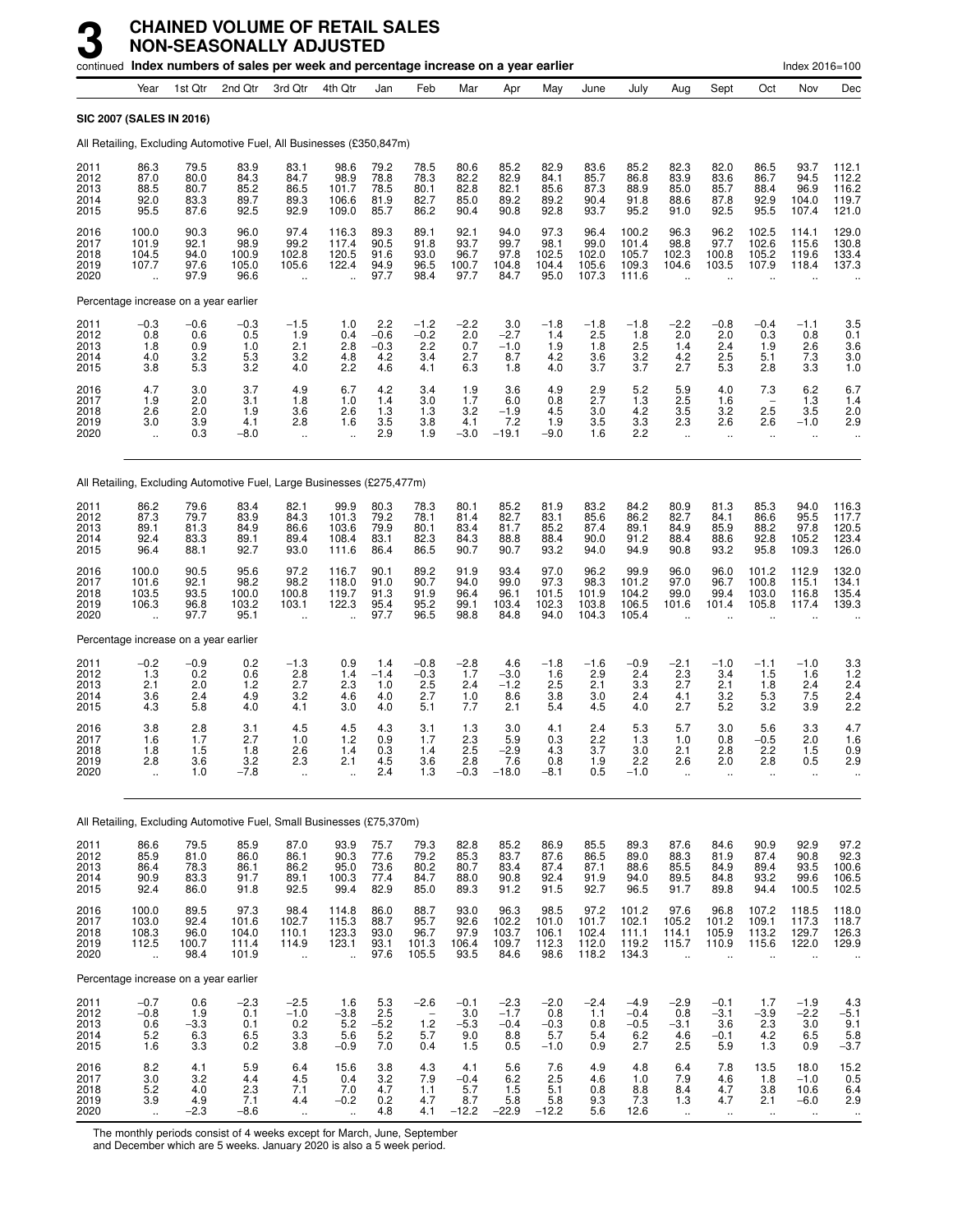# 3 CHAINED VOLUME OF RETAIL SALES NON-SEASONALLY ADJUSTED

continued **Index numbers of sales per week and percentage increase on a year earlier** Index 2016=100

| | Year | 1st Qtr | 2nd Qtr | 3rd Qtr | 4th Qtr | Jan | Feb | Mar | Apr | May | June | July | Aug | Sept | Oct | Nov | Dec |
|---|---|---|---|---|---|---|---|---|---|---|---|---|---|---|---|---|---|
| **SIC 2007 (SALES IN 2016)** | | | | | | | | | | | | | | | | | |
| All Retailing, Excluding Automotive Fuel, All Businesses (£350,847m) | | | | | | | | | | | | | | | | | |
| 2011 | 86.3 | 79.5 | 83.9 | 83.1 | 98.6 | 79.2 | 78.5 | 80.6 | 85.2 | 82.9 | 83.6 | 85.2 | 82.3 | 82.0 | 86.5 | 93.7 | 112.1 |
| 2012 | 87.0 | 80.0 | 84.3 | 84.7 | 98.9 | 78.8 | 78.3 | 82.2 | 82.9 | 84.1 | 85.7 | 86.8 | 83.9 | 83.6 | 86.7 | 94.5 | 112.2 |
| 2013 | 88.5 | 80.7 | 85.2 | 86.5 | 101.7 | 78.5 | 80.1 | 82.8 | 82.1 | 85.6 | 87.3 | 88.9 | 85.0 | 85.7 | 88.4 | 96.9 | 116.2 |
| 2014 | 92.0 | 83.3 | 89.7 | 89.3 | 106.6 | 81.9 | 82.7 | 85.0 | 89.2 | 89.2 | 90.4 | 91.8 | 88.6 | 87.8 | 92.9 | 104.0 | 119.7 |
| 2015 | 95.5 | 87.6 | 92.5 | 92.9 | 109.0 | 85.7 | 86.2 | 90.4 | 90.8 | 92.8 | 93.7 | 95.2 | 91.0 | 92.5 | 95.5 | 107.4 | 121.0 |
| 2016 | 100.0 | 90.3 | 96.0 | 97.4 | 116.3 | 89.3 | 89.1 | 92.1 | 94.0 | 97.3 | 96.4 | 100.2 | 96.3 | 96.2 | 102.5 | 114.1 | 129.0 |
| 2017 | 101.9 | 92.1 | 98.9 | 99.2 | 117.4 | 90.5 | 91.8 | 93.7 | 99.7 | 98.1 | 99.0 | 101.4 | 98.8 | 97.7 | 102.6 | 115.6 | 130.8 |
| 2018 | 104.5 | 94.0 | 100.9 | 102.8 | 120.5 | 91.6 | 93.0 | 96.7 | 97.8 | 102.5 | 102.0 | 105.7 | 102.3 | 100.8 | 105.2 | 119.6 | 133.4 |
| 2019 | 107.7 | 97.6 | 105.0 | 105.6 | 122.4 | 94.9 | 96.5 | 100.7 | 104.8 | 104.4 | 105.6 | 109.3 | 104.6 | 103.5 | 107.9 | 118.4 | 137.3 |
| 2020 | .. | 97.9 | 96.6 | .. | .. | 97.7 | 98.4 | 97.7 | 84.7 | 95.0 | 107.3 | 111.6 | .. | .. | .. | .. | .. |
| Percentage increase on a year earlier | | | | | | | | | | | | | | | | | |
| 2011 | −0.3 | −0.6 | −0.3 | −1.5 | 1.0 | 2.2 | −1.2 | −2.2 | 3.0 | −1.8 | −1.8 | −1.8 | −2.2 | −0.8 | −0.4 | −1.1 | 3.5 |
| 2012 | 0.8 | 0.6 | 0.5 | 1.9 | 0.4 | −0.6 | −0.2 | 2.0 | −2.7 | 1.4 | 2.5 | 1.8 | 2.0 | 2.0 | 0.3 | 0.8 | 0.1 |
| 2013 | 1.8 | 0.9 | 1.0 | 2.1 | 2.8 | −0.3 | 2.2 | 0.7 | −1.0 | 1.9 | 1.8 | 2.5 | 1.4 | 2.4 | 1.9 | 2.6 | 3.6 |
| 2014 | 4.0 | 3.2 | 5.3 | 3.2 | 4.8 | 4.2 | 3.4 | 2.7 | 8.7 | 4.2 | 3.6 | 3.2 | 4.2 | 2.5 | 5.1 | 7.3 | 3.0 |
| 2015 | 3.8 | 5.3 | 3.2 | 4.0 | 2.2 | 4.6 | 4.1 | 6.3 | 1.8 | 4.0 | 3.7 | 3.7 | 2.7 | 5.3 | 2.8 | 3.3 | 1.0 |
| 2016 | 4.7 | 3.0 | 3.7 | 4.9 | 6.7 | 4.2 | 3.4 | 1.9 | 3.6 | 4.9 | 2.9 | 5.2 | 5.9 | 4.0 | 7.3 | 6.2 | 6.7 |
| 2017 | 1.9 | 2.0 | 3.1 | 1.8 | 1.0 | 1.4 | 3.0 | 1.7 | 6.0 | 0.8 | 2.7 | 1.3 | 2.5 | 1.6 | − | 1.3 | 1.4 |
| 2018 | 2.6 | 2.0 | 1.9 | 3.6 | 2.6 | 1.3 | 1.3 | 3.2 | −1.9 | 4.5 | 3.0 | 4.2 | 3.5 | 3.2 | 2.5 | 3.5 | 2.0 |
| 2019 | 3.0 | 3.9 | 4.1 | 2.8 | 1.6 | 3.5 | 3.8 | 4.1 | 7.2 | 1.9 | 3.5 | 3.3 | 2.3 | 2.6 | 2.6 | −1.0 | 2.9 |
| 2020 | .. | 0.3 | −8.0 | .. | .. | 2.9 | 1.9 | −3.0 | −19.1 | −9.0 | 1.6 | 2.2 | .. | .. | .. | .. | .. |
| All Retailing, Excluding Automotive Fuel, Large Businesses (£275,477m) | | | | | | | | | | | | | | | | | |
| 2011 | 86.2 | 79.6 | 83.4 | 82.1 | 99.9 | 80.3 | 78.3 | 80.1 | 85.2 | 81.9 | 83.2 | 84.2 | 80.9 | 81.3 | 85.3 | 94.0 | 116.3 |
| 2012 | 87.3 | 79.7 | 83.9 | 84.3 | 101.3 | 79.2 | 78.1 | 81.4 | 82.7 | 83.1 | 85.6 | 86.2 | 82.7 | 84.1 | 86.6 | 95.5 | 117.7 |
| 2013 | 89.1 | 81.3 | 84.9 | 86.6 | 103.6 | 79.9 | 80.1 | 83.4 | 81.7 | 85.2 | 87.4 | 89.1 | 84.9 | 85.9 | 88.2 | 97.8 | 120.5 |
| 2014 | 92.4 | 83.3 | 89.1 | 89.4 | 108.4 | 83.1 | 82.3 | 84.3 | 88.8 | 88.4 | 90.0 | 91.2 | 88.4 | 88.6 | 92.8 | 105.2 | 123.4 |
| 2015 | 96.4 | 88.1 | 92.7 | 93.0 | 111.6 | 86.4 | 86.5 | 90.7 | 90.7 | 93.2 | 94.0 | 94.9 | 90.8 | 93.2 | 95.8 | 109.3 | 126.0 |
| 2016 | 100.0 | 90.5 | 95.6 | 97.2 | 116.7 | 90.1 | 89.2 | 91.9 | 93.4 | 97.0 | 96.2 | 99.9 | 96.0 | 96.0 | 101.2 | 112.9 | 132.0 |
| 2017 | 101.6 | 92.1 | 98.2 | 98.2 | 118.0 | 91.0 | 90.7 | 94.0 | 99.0 | 97.3 | 98.3 | 101.2 | 97.0 | 96.7 | 100.8 | 115.1 | 134.1 |
| 2018 | 103.5 | 93.5 | 100.0 | 100.8 | 119.7 | 91.3 | 91.9 | 96.4 | 96.1 | 101.5 | 101.9 | 104.2 | 99.0 | 99.4 | 103.0 | 116.8 | 135.4 |
| 2019 | 106.3 | 96.8 | 103.2 | 103.1 | 122.3 | 95.4 | 95.2 | 99.1 | 103.4 | 102.3 | 103.8 | 106.5 | 101.6 | 101.4 | 105.8 | 117.4 | 139.3 |
| 2020 | .. | 97.7 | 95.1 | .. | .. | 97.7 | 96.5 | 98.8 | 84.8 | 94.0 | 104.3 | 105.4 | .. | .. | .. | .. | .. |
| Percentage increase on a year earlier | | | | | | | | | | | | | | | | | |
| 2011 | −0.2 | −0.9 | 0.2 | −1.3 | 0.9 | 1.4 | −0.8 | −2.8 | 4.6 | −1.8 | −1.6 | −0.9 | −2.1 | −1.0 | −1.1 | −1.0 | 3.3 |
| 2012 | 1.3 | 0.2 | 0.6 | 2.8 | 1.4 | −1.4 | −0.3 | 1.7 | −3.0 | 1.6 | 2.9 | 2.4 | 2.3 | 3.4 | 1.5 | 1.6 | 1.2 |
| 2013 | 2.1 | 2.0 | 1.2 | 2.7 | 2.3 | 1.0 | 2.5 | 2.4 | −1.2 | 2.5 | 2.1 | 3.3 | 2.7 | 2.1 | 1.8 | 2.4 | 2.4 |
| 2014 | 3.6 | 2.4 | 4.9 | 3.2 | 4.6 | 4.0 | 2.7 | 1.0 | 8.6 | 3.8 | 3.0 | 2.4 | 4.1 | 3.2 | 5.3 | 7.5 | 2.4 |
| 2015 | 4.3 | 5.8 | 4.0 | 4.1 | 3.0 | 4.0 | 5.1 | 7.7 | 2.1 | 5.4 | 4.5 | 4.0 | 2.7 | 5.2 | 3.2 | 3.9 | 2.2 |
| 2016 | 3.8 | 2.8 | 3.1 | 4.5 | 4.5 | 4.3 | 3.1 | 1.3 | 3.0 | 4.1 | 2.4 | 5.3 | 5.7 | 3.0 | 5.6 | 3.3 | 4.7 |
| 2017 | 1.6 | 1.7 | 2.7 | 1.0 | 1.2 | 0.9 | 1.7 | 2.3 | 5.9 | 0.3 | 2.2 | 1.3 | 1.0 | 0.8 | −0.5 | 2.0 | 1.6 |
| 2018 | 1.8 | 1.5 | 1.8 | 2.6 | 1.4 | 0.3 | 1.4 | 2.5 | −2.9 | 4.3 | 3.7 | 3.0 | 2.1 | 2.8 | 2.2 | 1.5 | 0.9 |
| 2019 | 2.8 | 3.6 | 3.2 | 2.3 | 2.1 | 4.5 | 3.6 | 2.8 | 7.6 | 0.8 | 1.9 | 2.2 | 2.6 | 2.0 | 2.8 | 0.5 | 2.9 |
| 2020 | .. | 1.0 | −7.8 | .. | .. | 2.4 | 1.3 | −0.3 | −18.0 | −8.1 | 0.5 | −1.0 | .. | .. | .. | .. | .. |
| All Retailing, Excluding Automotive Fuel, Small Businesses (£75,370m) | | | | | | | | | | | | | | | | | |
| 2011 | 86.6 | 79.5 | 85.9 | 87.0 | 93.9 | 75.7 | 79.3 | 82.8 | 85.2 | 86.9 | 85.5 | 89.3 | 87.6 | 84.6 | 90.9 | 92.9 | 97.2 |
| 2012 | 85.9 | 81.0 | 86.0 | 86.1 | 90.3 | 77.6 | 79.2 | 85.3 | 83.7 | 87.6 | 86.5 | 89.0 | 88.3 | 81.9 | 87.4 | 90.8 | 92.3 |
| 2013 | 86.4 | 78.3 | 86.1 | 86.2 | 95.0 | 73.6 | 80.2 | 80.7 | 83.4 | 87.4 | 87.1 | 88.6 | 85.5 | 84.9 | 89.4 | 93.5 | 100.6 |
| 2014 | 90.9 | 83.3 | 91.7 | 89.1 | 100.3 | 77.4 | 84.7 | 88.0 | 90.8 | 92.4 | 91.9 | 94.0 | 89.5 | 84.8 | 93.2 | 99.6 | 106.5 |
| 2015 | 92.4 | 86.0 | 91.8 | 92.5 | 99.4 | 82.9 | 85.0 | 89.3 | 91.2 | 91.5 | 92.7 | 96.5 | 91.7 | 89.8 | 94.4 | 100.5 | 102.5 |
| 2016 | 100.0 | 89.5 | 97.3 | 98.4 | 114.8 | 86.0 | 88.7 | 93.0 | 96.3 | 98.5 | 97.2 | 101.2 | 97.6 | 96.8 | 107.2 | 118.5 | 118.0 |
| 2017 | 103.0 | 92.4 | 101.6 | 102.7 | 115.3 | 88.7 | 95.7 | 92.6 | 102.2 | 101.0 | 101.7 | 102.1 | 105.2 | 101.2 | 109.1 | 117.3 | 118.7 |
| 2018 | 108.3 | 96.0 | 104.0 | 110.1 | 123.3 | 93.0 | 96.7 | 97.9 | 103.7 | 106.1 | 102.4 | 111.1 | 114.1 | 105.9 | 113.2 | 129.7 | 126.3 |
| 2019 | 112.5 | 100.7 | 111.4 | 114.9 | 123.1 | 93.1 | 101.3 | 106.4 | 109.7 | 112.3 | 112.0 | 119.2 | 115.7 | 110.9 | 115.6 | 122.0 | 129.9 |
| 2020 | .. | 98.4 | 101.9 | .. | .. | 97.6 | 105.5 | 93.5 | 84.6 | 98.6 | 118.2 | 134.3 | .. | .. | .. | .. | .. |
| Percentage increase on a year earlier | | | | | | | | | | | | | | | | | |
| 2011 | −0.7 | 0.6 | −2.3 | −2.5 | 1.6 | 5.3 | −2.6 | −0.1 | −2.3 | −2.0 | −2.4 | −4.9 | −2.9 | −0.1 | 1.7 | −1.9 | 4.3 |
| 2012 | −0.8 | 1.9 | 0.1 | −1.0 | −3.8 | 2.5 | − | 3.0 | −1.7 | 0.8 | 1.1 | −0.4 | 0.8 | −3.1 | −3.9 | −2.2 | −5.1 |
| 2013 | 0.6 | −3.3 | 0.1 | 0.2 | 5.2 | −5.2 | 1.2 | −5.3 | −0.4 | −0.3 | 0.8 | −0.5 | −3.1 | 3.6 | 2.3 | 3.0 | 9.1 |
| 2014 | 5.2 | 6.3 | 6.5 | 3.3 | 5.6 | 5.2 | 5.7 | 9.0 | 8.8 | 5.7 | 5.4 | 6.2 | 4.6 | −0.1 | 4.2 | 6.5 | 5.8 |
| 2015 | 1.6 | 3.3 | 0.2 | 3.8 | −0.9 | 7.0 | 0.4 | 1.5 | 0.5 | −1.0 | 0.9 | 2.7 | 2.5 | 5.9 | 1.3 | 0.9 | −3.7 |
| 2016 | 8.2 | 4.1 | 5.9 | 6.4 | 15.6 | 3.8 | 4.3 | 4.1 | 5.6 | 7.6 | 4.9 | 4.8 | 6.4 | 7.8 | 13.5 | 18.0 | 15.2 |
| 2017 | 3.0 | 3.2 | 4.4 | 4.5 | 0.4 | 3.2 | 7.9 | −0.4 | 6.2 | 2.5 | 4.6 | 1.0 | 7.9 | 4.6 | 1.8 | −1.0 | 0.5 |
| 2018 | 5.2 | 4.0 | 2.3 | 7.1 | 7.0 | 4.7 | 1.1 | 5.7 | 1.5 | 5.1 | 0.8 | 8.8 | 8.4 | 4.7 | 3.8 | 10.6 | 6.4 |
| 2019 | 3.9 | 4.9 | 7.1 | 4.4 | −0.2 | 0.2 | 4.7 | 8.7 | 5.8 | 5.8 | 9.3 | 7.3 | 1.3 | 4.7 | 2.1 | −6.0 | 2.9 |
| 2020 | .. | −2.3 | −8.6 | .. | .. | 4.8 | 4.1 | −12.2 | −22.9 | −12.2 | 5.6 | 12.6 | .. | .. | .. | .. | .. |

The monthly periods consist of 4 weeks except for March, June, September and December which are 5 weeks. January 2020 is also a 5 week period.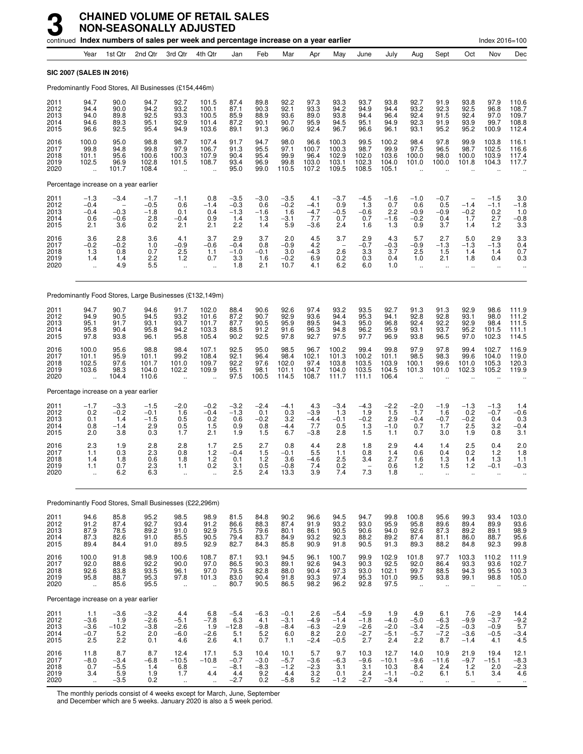# 3 CHAINED VOLUME OF RETAIL SALES NON-SEASONALLY ADJUSTED

continued **Index numbers of sales per week and percentage increase on a year earlier** Index 2016=100

| | Year | 1st Qtr | 2nd Qtr | 3rd Qtr | 4th Qtr | Jan | Feb | Mar | Apr | May | June | July | Aug | Sept | Oct | Nov | Dec |
|---|---|---|---|---|---|---|---|---|---|---|---|---|---|---|---|---|---|
| **SIC 2007 (SALES IN 2016)** | | | | | | | | | | | | | | | | | |
| Predominantly Food Stores, All Businesses (£154,446m) | | | | | | | | | | | | | | | | | |
| 2011 | 94.7 | 90.0 | 94.7 | 92.7 | 101.5 | 87.4 | 89.8 | 92.2 | 97.3 | 93.3 | 93.7 | 93.8 | 92.7 | 91.9 | 93.8 | 97.9 | 110.6 |
| 2012 | 94.4 | 90.0 | 94.2 | 93.2 | 100.1 | 87.1 | 90.3 | 92.1 | 93.3 | 94.2 | 94.9 | 94.4 | 93.2 | 92.3 | 92.5 | 96.8 | 108.7 |
| 2013 | 94.0 | 89.8 | 92.5 | 93.3 | 100.5 | 85.9 | 88.9 | 93.6 | 89.0 | 93.8 | 94.4 | 96.4 | 92.4 | 91.5 | 92.4 | 97.0 | 109.7 |
| 2014 | 94.6 | 89.3 | 95.1 | 92.9 | 101.4 | 87.2 | 90.1 | 90.7 | 95.9 | 94.5 | 95.1 | 94.9 | 92.3 | 91.9 | 93.9 | 99.7 | 108.8 |
| 2015 | 96.6 | 92.5 | 95.4 | 94.9 | 103.6 | 89.1 | 91.3 | 96.0 | 92.4 | 96.7 | 96.6 | 96.1 | 93.1 | 95.2 | 95.2 | 100.9 | 112.4 |
| 2016 | 100.0 | 95.0 | 98.8 | 98.7 | 107.4 | 91.7 | 94.7 | 98.0 | 96.6 | 100.3 | 99.5 | 100.2 | 98.4 | 97.8 | 99.9 | 103.8 | 116.1 |
| 2017 | 99.8 | 94.8 | 99.8 | 97.9 | 106.7 | 91.3 | 95.5 | 97.1 | 100.7 | 100.3 | 98.7 | 99.9 | 97.5 | 96.5 | 98.7 | 102.5 | 116.6 |
| 2018 | 101.1 | 95.6 | 100.6 | 100.3 | 107.9 | 90.4 | 95.4 | 99.9 | 96.4 | 102.9 | 102.0 | 103.6 | 100.0 | 98.0 | 100.0 | 103.9 | 117.4 |
| 2019 | 102.5 | 96.9 | 102.8 | 101.5 | 108.7 | 93.4 | 96.9 | 99.8 | 103.0 | 103.1 | 102.3 | 104.0 | 101.0 | 100.0 | 101.8 | 104.3 | 117.7 |
| 2020 | .. | 101.7 | 108.4 | .. | .. | 95.0 | 99.0 | 110.5 | 107.2 | 109.5 | 108.5 | 105.1 | .. | .. | .. | .. | .. |
| Percentage increase on a year earlier | | | | | | | | | | | | | | | | | |
| 2011 | −1.3 | −3.4 | −1.7 | −1.1 | 0.8 | −3.5 | −3.0 | −3.5 | 4.1 | −3.7 | −4.5 | −1.6 | −1.0 | −0.7 | – | −1.5 | 3.0 |
| 2012 | −0.4 | – | −0.5 | 0.6 | −1.4 | −0.3 | 0.6 | −0.2 | −4.1 | 0.9 | 1.3 | 0.7 | 0.6 | 0.5 | −1.4 | −1.1 | −1.8 |
| 2013 | −0.4 | −0.3 | −1.8 | 0.1 | 0.4 | −1.3 | −1.6 | 1.6 | −4.7 | −0.5 | −0.6 | 2.2 | −0.9 | −0.9 | −0.2 | 0.2 | 1.0 |
| 2014 | 0.6 | −0.6 | 2.8 | −0.4 | 0.9 | 1.4 | 1.3 | −3.1 | 7.7 | 0.7 | 0.7 | −1.6 | −0.2 | 0.4 | 1.7 | 2.7 | −0.8 |
| 2015 | 2.1 | 3.6 | 0.2 | 2.1 | 2.1 | 2.2 | 1.4 | 5.9 | −3.6 | 2.4 | 1.6 | 1.3 | 0.9 | 3.7 | 1.4 | 1.2 | 3.3 |
| 2016 | 3.6 | 2.8 | 3.6 | 4.1 | 3.7 | 2.9 | 3.7 | 2.0 | 4.5 | 3.7 | 2.9 | 4.3 | 5.7 | 2.7 | 5.0 | 2.9 | 3.3 |
| 2017 | −0.2 | −0.2 | 1.0 | −0.9 | −0.6 | −0.4 | 0.8 | −0.9 | 4.2 | – | −0.7 | −0.3 | −0.9 | −1.3 | −1.3 | −1.3 | 0.4 |
| 2018 | 1.3 | 0.8 | 0.7 | 2.5 | 1.1 | −1.0 | −0.1 | 3.0 | −4.3 | 2.6 | 3.3 | 3.7 | 2.5 | 1.5 | 1.4 | 1.4 | 0.7 |
| 2019 | 1.4 | 1.4 | 2.2 | 1.2 | 0.7 | 3.3 | 1.6 | −0.2 | 6.9 | 0.2 | 0.3 | 0.4 | 1.0 | 2.1 | 1.8 | 0.4 | 0.3 |
| 2020 | .. | 4.9 | 5.5 | .. | .. | 1.8 | 2.1 | 10.7 | 4.1 | 6.2 | 6.0 | 1.0 | .. | .. | .. | .. | .. |
| Predominantly Food Stores, Large Businesses (£132,149m) | | | | | | | | | | | | | | | | | |
| 2011 | 94.7 | 90.7 | 94.6 | 91.7 | 102.0 | 88.4 | 90.6 | 92.6 | 97.4 | 93.2 | 93.5 | 92.7 | 91.3 | 91.3 | 92.9 | 98.6 | 111.9 |
| 2012 | 94.9 | 90.5 | 94.5 | 93.2 | 101.6 | 87.2 | 90.7 | 92.9 | 93.6 | 94.4 | 95.3 | 94.1 | 92.8 | 92.8 | 93.1 | 98.0 | 111.2 |
| 2013 | 95.1 | 91.7 | 93.1 | 93.7 | 101.7 | 87.7 | 90.5 | 95.9 | 89.5 | 94.3 | 95.0 | 96.8 | 92.4 | 92.2 | 92.9 | 98.4 | 111.5 |
| 2014 | 95.8 | 90.4 | 95.8 | 94.2 | 103.3 | 88.5 | 91.2 | 91.6 | 96.3 | 94.8 | 96.2 | 95.9 | 93.1 | 93.7 | 95.2 | 101.5 | 111.1 |
| 2015 | 97.8 | 93.8 | 96.1 | 95.8 | 105.4 | 90.2 | 92.5 | 97.8 | 92.7 | 97.5 | 97.7 | 96.9 | 93.8 | 96.5 | 97.0 | 102.3 | 114.5 |
| 2016 | 100.0 | 95.6 | 98.8 | 98.4 | 107.1 | 92.5 | 95.0 | 98.5 | 96.7 | 100.2 | 99.4 | 99.8 | 97.9 | 97.8 | 99.4 | 102.7 | 116.9 |
| 2017 | 101.1 | 95.9 | 101.1 | 99.2 | 108.4 | 92.1 | 96.4 | 98.4 | 102.1 | 101.3 | 100.2 | 101.1 | 98.5 | 98.3 | 99.6 | 104.0 | 119.0 |
| 2018 | 102.5 | 97.6 | 101.7 | 101.0 | 109.7 | 92.2 | 97.6 | 102.0 | 97.4 | 103.8 | 103.5 | 103.9 | 100.1 | 99.6 | 101.0 | 105.3 | 120.3 |
| 2019 | 103.6 | 98.3 | 104.0 | 102.2 | 109.9 | 95.1 | 98.1 | 101.1 | 104.7 | 104.0 | 103.5 | 104.5 | 101.3 | 101.0 | 102.3 | 105.2 | 119.9 |
| 2020 | .. | 104.4 | 110.6 | .. | .. | 97.5 | 100.5 | 114.5 | 108.7 | 111.7 | 111.1 | 106.4 | .. | .. | .. | .. | .. |
| Percentage increase on a year earlier | | | | | | | | | | | | | | | | | |
| 2011 | −1.7 | −3.3 | −1.5 | −2.0 | −0.2 | −3.2 | −2.4 | −4.1 | 4.3 | −3.4 | −4.3 | −2.2 | −2.0 | −1.9 | −1.3 | −1.3 | 1.4 |
| 2012 | 0.2 | −0.2 | −0.1 | 1.6 | −0.4 | −1.3 | 0.1 | 0.3 | −3.9 | 1.3 | 1.9 | 1.5 | 1.7 | 1.6 | 0.2 | −0.7 | −0.6 |
| 2013 | 0.1 | 1.4 | −1.5 | 0.5 | 0.2 | 0.6 | −0.2 | 3.2 | −4.4 | −0.1 | −0.2 | 2.9 | −0.4 | −0.7 | −0.2 | 0.4 | 0.3 |
| 2014 | 0.8 | −1.4 | 2.9 | 0.5 | 1.5 | 0.9 | 0.8 | −4.4 | 7.7 | 0.5 | 1.3 | −1.0 | 0.7 | 1.7 | 2.5 | 3.2 | −0.4 |
| 2015 | 2.0 | 3.8 | 0.3 | 1.7 | 2.1 | 1.9 | 1.5 | 6.7 | −3.8 | 2.8 | 1.5 | 1.1 | 0.7 | 3.0 | 1.9 | 0.8 | 3.1 |
| 2016 | 2.3 | 1.9 | 2.8 | 2.8 | 1.7 | 2.5 | 2.7 | 0.8 | 4.4 | 2.8 | 1.8 | 2.9 | 4.4 | 1.4 | 2.5 | 0.4 | 2.0 |
| 2017 | 1.1 | 0.3 | 2.3 | 0.8 | 1.2 | −0.4 | 1.5 | −0.1 | 5.5 | 1.1 | 0.8 | 1.4 | 0.6 | 0.4 | 0.2 | 1.2 | 1.8 |
| 2018 | 1.4 | 1.8 | 0.6 | 1.8 | 1.2 | 0.1 | 1.2 | 3.6 | −4.6 | 2.5 | 3.4 | 2.7 | 1.6 | 1.3 | 1.4 | 1.3 | 1.1 |
| 2019 | 1.1 | 0.7 | 2.3 | 1.1 | 0.2 | 3.1 | 0.5 | −0.8 | 7.4 | 0.2 | – | 0.6 | 1.2 | 1.5 | 1.2 | −0.1 | −0.3 |
| 2020 | .. | 6.2 | 6.3 | .. | .. | 2.5 | 2.4 | 13.3 | 3.9 | 7.4 | 7.3 | 1.8 | .. | .. | .. | .. | .. |
| Predominantly Food Stores, Small Businesses (£22,296m) | | | | | | | | | | | | | | | | | |
| 2011 | 94.6 | 85.8 | 95.2 | 98.5 | 98.9 | 81.5 | 84.8 | 90.2 | 96.6 | 94.5 | 94.7 | 99.8 | 100.8 | 95.6 | 99.3 | 93.4 | 103.0 |
| 2012 | 91.2 | 87.4 | 92.7 | 93.4 | 91.2 | 86.6 | 88.3 | 87.4 | 91.9 | 93.2 | 93.0 | 95.9 | 95.8 | 89.6 | 89.4 | 89.9 | 93.6 |
| 2013 | 87.9 | 78.5 | 89.2 | 91.0 | 92.9 | 75.5 | 79.6 | 80.1 | 86.1 | 90.5 | 90.6 | 94.0 | 92.6 | 87.3 | 89.2 | 89.1 | 98.9 |
| 2014 | 87.3 | 82.6 | 91.0 | 85.5 | 90.5 | 79.4 | 83.7 | 84.9 | 93.2 | 92.3 | 88.2 | 89.2 | 87.4 | 81.1 | 86.0 | 88.7 | 95.6 |
| 2015 | 89.4 | 84.4 | 91.0 | 89.5 | 92.9 | 82.7 | 84.3 | 85.8 | 90.9 | 91.8 | 90.5 | 91.3 | 89.3 | 88.2 | 84.8 | 92.3 | 99.8 |
| 2016 | 100.0 | 91.8 | 98.9 | 100.6 | 108.7 | 87.1 | 93.1 | 94.5 | 96.1 | 100.7 | 99.9 | 102.9 | 101.8 | 97.7 | 103.3 | 110.2 | 111.9 |
| 2017 | 92.0 | 88.6 | 92.2 | 90.0 | 97.0 | 86.5 | 90.3 | 89.1 | 92.6 | 94.3 | 90.3 | 92.5 | 92.0 | 86.4 | 93.3 | 93.6 | 102.7 |
| 2018 | 92.6 | 83.8 | 93.5 | 96.1 | 97.0 | 79.5 | 82.8 | 88.0 | 90.4 | 97.3 | 93.0 | 102.1 | 99.7 | 88.5 | 94.3 | 95.5 | 100.3 |
| 2019 | 95.8 | 88.7 | 95.3 | 97.8 | 101.3 | 83.0 | 90.4 | 91.8 | 93.3 | 97.4 | 95.3 | 101.0 | 99.5 | 93.8 | 99.1 | 98.8 | 105.0 |
| 2020 | .. | 85.6 | 95.5 | .. | .. | 80.7 | 90.5 | 86.5 | 98.2 | 96.2 | 92.8 | 97.5 | .. | .. | .. | .. | .. |
| Percentage increase on a year earlier | | | | | | | | | | | | | | | | | |
| 2011 | 1.1 | −3.6 | −3.2 | 4.4 | 6.8 | −5.4 | −6.3 | −0.1 | 2.6 | −5.4 | −5.9 | 1.9 | 4.9 | 6.1 | 7.6 | −2.9 | 14.4 |
| 2012 | −3.6 | 1.9 | −2.6 | −5.1 | −7.8 | 6.3 | 4.1 | −3.1 | −4.9 | −1.4 | −1.8 | −4.0 | −5.0 | −6.3 | −9.9 | −3.7 | −9.2 |
| 2013 | −3.6 | −10.2 | −3.8 | −2.6 | 1.9 | −12.8 | −9.8 | −8.4 | −6.3 | −2.9 | −2.6 | −2.0 | −3.4 | −2.5 | −0.3 | −0.9 | 5.7 |
| 2014 | −0.7 | 5.2 | 2.0 | −6.0 | −2.6 | 5.1 | 5.2 | 6.0 | 8.2 | 2.0 | −2.7 | −5.1 | −5.7 | −7.2 | −3.6 | −0.5 | −3.4 |
| 2015 | 2.5 | 2.2 | 0.1 | 4.6 | 2.6 | 4.1 | 0.7 | 1.1 | −2.4 | −0.5 | 2.7 | 2.4 | 2.2 | 8.7 | −1.4 | 4.1 | 4.5 |
| 2016 | 11.8 | 8.7 | 8.7 | 12.4 | 17.1 | 5.3 | 10.4 | 10.1 | 5.7 | 9.7 | 10.3 | 12.7 | 14.0 | 10.9 | 21.9 | 19.4 | 12.1 |
| 2017 | −8.0 | −3.4 | −6.8 | −10.5 | −10.8 | −0.7 | −3.0 | −5.7 | −3.6 | −6.3 | −9.6 | −10.1 | −9.6 | −11.6 | −9.7 | −15.1 | −8.3 |
| 2018 | 0.7 | −5.5 | 1.4 | 6.8 | – | −8.1 | −8.3 | −1.2 | −2.3 | 3.1 | 3.1 | 10.3 | 8.4 | 2.4 | 1.2 | 2.0 | −2.3 |
| 2019 | 3.4 | 5.9 | 1.9 | 1.7 | 4.4 | 4.4 | 9.2 | 4.4 | 3.2 | 0.1 | 2.4 | −1.1 | −0.2 | 6.1 | 5.1 | 3.4 | 4.6 |
| 2020 | .. | −3.5 | 0.2 | .. | .. | −2.7 | 0.2 | −5.8 | 5.2 | −1.2 | −2.7 | −3.4 | .. | .. | .. | .. | .. |

The monthly periods consist of 4 weeks except for March, June, September and December which are 5 weeks. January 2020 is also a 5 week period.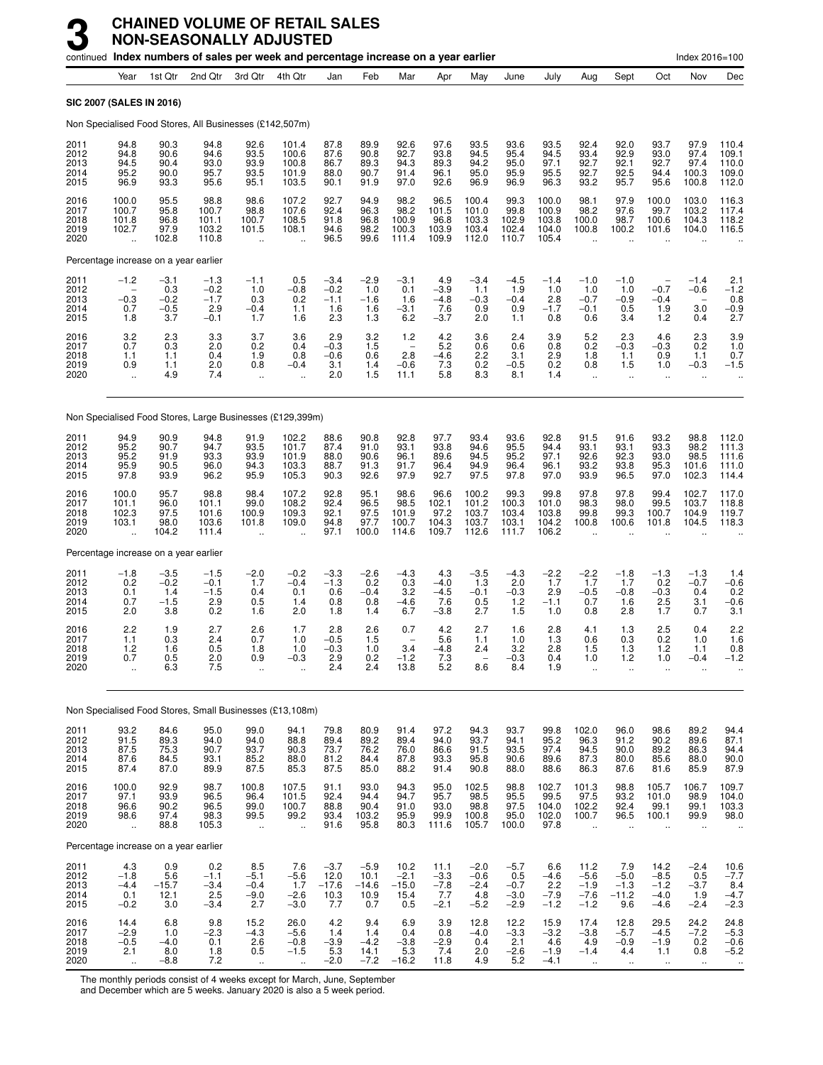# 3 CHAINED VOLUME OF RETAIL SALES NON-SEASONALLY ADJUSTED

continued **Index numbers of sales per week and percentage increase on a year earlier** Index 2016=100

| | Year | 1st Qtr | 2nd Qtr | 3rd Qtr | 4th Qtr | Jan | Feb | Mar | Apr | May | June | July | Aug | Sept | Oct | Nov | Dec |
|---|---|---|---|---|---|---|---|---|---|---|---|---|---|---|---|---|---|
| **SIC 2007 (SALES IN 2016)** | | | | | | | | | | | | | | | | | |
| Non Specialised Food Stores, All Businesses (£142,507m) | | | | | | | | | | | | | | | | | |
| 2011 | 94.8 | 90.3 | 94.8 | 92.6 | 101.4 | 87.8 | 89.9 | 92.6 | 97.6 | 93.5 | 93.6 | 93.5 | 92.4 | 92.0 | 93.7 | 97.9 | 110.4 |
| 2012 | 94.8 | 90.6 | 94.6 | 93.5 | 100.6 | 87.6 | 90.8 | 92.7 | 93.8 | 94.5 | 95.4 | 94.5 | 93.4 | 92.9 | 93.0 | 97.4 | 109.1 |
| 2013 | 94.5 | 90.4 | 93.0 | 93.9 | 100.8 | 86.7 | 89.3 | 94.3 | 89.3 | 94.2 | 95.0 | 97.1 | 92.7 | 92.1 | 92.7 | 97.4 | 110.0 |
| 2014 | 95.2 | 90.0 | 95.7 | 93.5 | 101.9 | 88.0 | 90.7 | 91.4 | 96.1 | 95.0 | 95.9 | 95.5 | 92.7 | 92.5 | 94.4 | 100.3 | 109.0 |
| 2015 | 96.9 | 93.3 | 95.6 | 95.1 | 103.5 | 90.1 | 91.9 | 97.0 | 92.6 | 96.9 | 96.9 | 96.3 | 93.2 | 95.7 | 95.6 | 100.8 | 112.0 |
| 2016 | 100.0 | 95.5 | 98.8 | 98.6 | 107.2 | 92.7 | 94.9 | 98.2 | 96.5 | 100.4 | 99.3 | 100.0 | 98.1 | 97.9 | 100.0 | 103.0 | 116.3 |
| 2017 | 100.7 | 95.8 | 100.7 | 98.8 | 107.6 | 92.4 | 96.3 | 98.2 | 101.5 | 101.0 | 99.8 | 100.9 | 98.2 | 97.6 | 99.7 | 103.2 | 117.4 |
| 2018 | 101.8 | 96.8 | 101.1 | 100.7 | 108.5 | 91.8 | 96.8 | 100.9 | 96.8 | 103.3 | 102.9 | 103.8 | 100.0 | 98.7 | 100.6 | 104.3 | 118.2 |
| 2019 | 102.7 | 97.9 | 103.2 | 101.5 | 108.1 | 94.6 | 98.2 | 100.3 | 103.9 | 103.4 | 102.4 | 104.0 | 100.8 | 100.2 | 101.6 | 104.0 | 116.5 |
| 2020 | .. | 102.8 | 110.8 | .. | .. | 96.5 | 99.6 | 111.4 | 109.9 | 112.0 | 110.7 | 105.4 | .. | .. | .. | .. | .. |
| Percentage increase on a year earlier | | | | | | | | | | | | | | | | | |
| 2011 | −1.2 | −3.1 | −1.3 | −1.1 | 0.5 | −3.4 | −2.9 | −3.1 | 4.9 | −3.4 | −4.5 | −1.4 | −1.0 | −1.0 | – | −1.4 | 2.1 |
| 2012 | – | 0.3 | −0.2 | 1.0 | −0.8 | −0.2 | 1.0 | 0.1 | −3.9 | 1.1 | 1.9 | 1.0 | 1.0 | 1.0 | −0.7 | −0.6 | −1.2 |
| 2013 | −0.3 | −0.2 | −1.7 | 0.3 | 0.2 | −1.1 | −1.6 | 1.6 | −4.8 | −0.3 | −0.4 | 2.8 | −0.7 | −0.9 | −0.4 | – | 0.8 |
| 2014 | 0.7 | −0.5 | 2.9 | −0.4 | 1.1 | 1.6 | 1.6 | −3.1 | 7.6 | 0.9 | 0.9 | −1.7 | −0.1 | 0.5 | 1.9 | 3.0 | −0.9 |
| 2015 | 1.8 | 3.7 | −0.1 | 1.7 | 1.6 | 2.3 | 1.3 | 6.2 | −3.7 | 2.0 | 1.1 | 0.8 | 0.6 | 3.4 | 1.2 | 0.4 | 2.7 |
| 2016 | 3.2 | 2.3 | 3.3 | 3.7 | 3.6 | 2.9 | 3.2 | 1.2 | 4.2 | 3.6 | 2.4 | 3.9 | 5.2 | 2.3 | 4.6 | 2.3 | 3.9 |
| 2017 | 0.7 | 0.3 | 2.0 | 0.2 | 0.4 | −0.3 | 1.5 | – | 5.2 | 0.6 | 0.6 | 0.8 | 0.2 | −0.3 | −0.3 | 0.2 | 1.0 |
| 2018 | 1.1 | 1.1 | 0.4 | 1.9 | 0.8 | −0.6 | 0.6 | 2.8 | −4.6 | 2.2 | 3.1 | 2.9 | 1.8 | 1.1 | 0.9 | 1.1 | 0.7 |
| 2019 | 0.9 | 1.1 | 2.0 | 0.8 | −0.4 | 3.1 | 1.4 | −0.6 | 7.3 | 0.2 | −0.5 | 0.2 | 0.8 | 1.5 | 1.0 | −0.3 | −1.5 |
| 2020 | .. | 4.9 | 7.4 | .. | .. | 2.0 | 1.5 | 11.1 | 5.8 | 8.3 | 8.1 | 1.4 | .. | .. | .. | .. | .. |
| Non Specialised Food Stores, Large Businesses (£129,399m) | | | | | | | | | | | | | | | | | |
| 2011 | 94.9 | 90.9 | 94.8 | 91.9 | 102.2 | 88.6 | 90.8 | 92.8 | 97.7 | 93.4 | 93.6 | 92.8 | 91.5 | 91.6 | 93.2 | 98.8 | 112.0 |
| 2012 | 95.2 | 90.7 | 94.7 | 93.5 | 101.7 | 87.4 | 91.0 | 93.1 | 93.8 | 94.6 | 95.5 | 94.4 | 93.1 | 93.1 | 93.3 | 98.2 | 111.3 |
| 2013 | 95.2 | 91.9 | 93.3 | 93.9 | 101.9 | 88.0 | 90.6 | 96.1 | 89.6 | 94.5 | 95.2 | 97.1 | 92.6 | 92.3 | 93.0 | 98.5 | 111.6 |
| 2014 | 95.9 | 90.5 | 96.0 | 94.3 | 103.3 | 88.7 | 91.3 | 91.7 | 96.4 | 94.9 | 96.4 | 96.1 | 93.2 | 93.8 | 95.3 | 101.6 | 111.0 |
| 2015 | 97.8 | 93.9 | 96.2 | 95.9 | 105.3 | 90.3 | 92.6 | 97.9 | 92.7 | 97.5 | 97.8 | 97.0 | 93.9 | 96.5 | 97.0 | 102.3 | 114.4 |
| 2016 | 100.0 | 95.7 | 98.8 | 98.4 | 107.2 | 92.8 | 95.1 | 98.6 | 96.6 | 100.2 | 99.3 | 99.8 | 97.8 | 97.8 | 99.4 | 102.7 | 117.0 |
| 2017 | 101.1 | 96.0 | 101.1 | 99.0 | 108.2 | 92.4 | 96.5 | 98.5 | 102.1 | 101.2 | 100.3 | 101.0 | 98.3 | 98.0 | 99.5 | 103.7 | 118.8 |
| 2018 | 102.3 | 97.5 | 101.6 | 100.9 | 109.3 | 92.1 | 97.5 | 101.9 | 97.2 | 103.7 | 103.4 | 103.8 | 99.8 | 99.3 | 100.7 | 104.9 | 119.7 |
| 2019 | 103.1 | 98.0 | 103.6 | 101.8 | 109.0 | 94.8 | 97.7 | 100.7 | 104.3 | 103.7 | 103.1 | 104.2 | 100.8 | 100.6 | 101.8 | 104.5 | 118.3 |
| 2020 | .. | 104.2 | 111.4 | .. | .. | 97.1 | 100.0 | 114.6 | 109.7 | 112.6 | 111.7 | 106.2 | .. | .. | .. | .. | .. |
| Percentage increase on a year earlier | | | | | | | | | | | | | | | | | |
| 2011 | −1.8 | −3.5 | −1.5 | −2.0 | −0.2 | −3.3 | −2.6 | −4.3 | 4.3 | −3.5 | −4.3 | −2.2 | −2.2 | −1.8 | −1.3 | −1.3 | 1.4 |
| 2012 | 0.2 | −0.2 | −0.1 | 1.7 | −0.4 | −1.3 | 0.2 | 0.3 | −4.0 | 1.3 | 2.0 | 1.7 | 1.7 | 1.7 | 0.2 | −0.7 | −0.6 |
| 2013 | 0.1 | 1.4 | −1.5 | 0.4 | 0.1 | 0.6 | −0.4 | 3.2 | −4.5 | −0.1 | −0.3 | 2.9 | −0.5 | −0.8 | −0.3 | 0.4 | 0.2 |
| 2014 | 0.7 | −1.5 | 2.9 | 0.5 | 1.4 | 0.8 | 0.8 | −4.6 | 7.6 | 0.5 | 1.2 | −1.1 | 0.7 | 1.6 | 2.5 | 3.1 | −0.6 |
| 2015 | 2.0 | 3.8 | 0.2 | 1.6 | 2.0 | 1.8 | 1.4 | 6.7 | −3.8 | 2.7 | 1.5 | 1.0 | 0.8 | 2.8 | 1.7 | 0.7 | 3.1 |
| 2016 | 2.2 | 1.9 | 2.7 | 2.6 | 1.7 | 2.8 | 2.6 | 0.7 | 4.2 | 2.7 | 1.6 | 2.8 | 4.1 | 1.3 | 2.5 | 0.4 | 2.2 |
| 2017 | 1.1 | 0.3 | 2.4 | 0.7 | 1.0 | −0.5 | 1.5 | – | 5.6 | 1.1 | 1.0 | 1.3 | 0.6 | 0.3 | 0.2 | 1.0 | 1.6 |
| 2018 | 1.2 | 1.6 | 0.5 | 1.8 | 1.0 | −0.3 | 1.0 | 3.4 | −4.8 | 2.4 | 3.2 | 2.8 | 1.5 | 1.3 | 1.2 | 1.1 | 0.8 |
| 2019 | 0.7 | 0.5 | 2.0 | 0.9 | −0.3 | 2.9 | 0.2 | −1.2 | 7.3 | – | −0.3 | 0.4 | 1.0 | 1.2 | 1.0 | −0.4 | −1.2 |
| 2020 | .. | 6.3 | 7.5 | .. | .. | 2.4 | 2.4 | 13.8 | 5.2 | 8.6 | 8.4 | 1.9 | .. | .. | .. | .. | .. |
| Non Specialised Food Stores, Small Businesses (£13,108m) | | | | | | | | | | | | | | | | | |
| 2011 | 93.2 | 84.6 | 95.0 | 99.0 | 94.1 | 79.8 | 80.9 | 91.4 | 97.2 | 94.3 | 93.7 | 99.8 | 102.0 | 96.0 | 98.6 | 89.2 | 94.4 |
| 2012 | 91.5 | 89.3 | 94.0 | 94.0 | 88.8 | 89.4 | 89.2 | 89.4 | 94.0 | 93.7 | 94.1 | 95.2 | 96.3 | 91.2 | 90.2 | 89.6 | 87.1 |
| 2013 | 87.5 | 75.3 | 90.7 | 93.7 | 90.3 | 73.7 | 76.2 | 76.0 | 86.6 | 91.5 | 93.5 | 97.4 | 94.5 | 90.0 | 89.2 | 86.3 | 94.4 |
| 2014 | 87.6 | 84.5 | 93.1 | 85.2 | 88.0 | 81.2 | 84.4 | 87.8 | 93.3 | 95.8 | 90.6 | 89.6 | 87.3 | 80.0 | 85.6 | 88.0 | 90.0 |
| 2015 | 87.4 | 87.0 | 89.9 | 87.5 | 85.3 | 87.5 | 85.0 | 88.2 | 91.4 | 90.8 | 88.0 | 88.6 | 86.3 | 87.6 | 81.6 | 85.9 | 87.9 |
| 2016 | 100.0 | 92.9 | 98.7 | 100.8 | 107.5 | 91.1 | 93.0 | 94.3 | 95.0 | 102.5 | 98.8 | 102.7 | 101.3 | 98.8 | 105.7 | 106.7 | 109.7 |
| 2017 | 97.1 | 93.9 | 96.5 | 96.4 | 101.5 | 92.4 | 94.4 | 94.7 | 95.7 | 98.5 | 95.5 | 99.5 | 97.5 | 93.2 | 101.0 | 98.9 | 104.0 |
| 2018 | 96.6 | 90.2 | 96.5 | 99.0 | 100.7 | 88.8 | 90.4 | 91.0 | 93.0 | 98.8 | 97.5 | 104.0 | 102.2 | 92.4 | 99.1 | 99.1 | 103.3 |
| 2019 | 98.6 | 97.4 | 98.3 | 99.5 | 99.2 | 93.4 | 103.2 | 95.9 | 99.9 | 100.8 | 95.0 | 102.0 | 100.7 | 96.5 | 100.1 | 99.9 | 98.0 |
| 2020 | .. | 88.8 | 105.3 | .. | .. | 91.6 | 95.8 | 80.3 | 111.6 | 105.7 | 100.0 | 97.8 | .. | .. | .. | .. | .. |
| Percentage increase on a year earlier | | | | | | | | | | | | | | | | | |
| 2011 | 4.3 | 0.9 | 0.2 | 8.5 | 7.6 | −3.7 | −5.9 | 10.2 | 11.1 | −2.0 | −5.7 | 6.6 | 11.2 | 7.9 | 14.2 | −2.4 | 10.6 |
| 2012 | −1.8 | 5.6 | −1.1 | −5.1 | −5.6 | 12.0 | 10.1 | −2.1 | −3.3 | −0.6 | 0.5 | −4.6 | −5.6 | −5.0 | −8.5 | 0.5 | −7.7 |
| 2013 | −4.4 | −15.7 | −3.4 | −0.4 | 1.7 | −17.6 | −14.6 | −15.0 | −7.8 | −2.4 | −0.7 | 2.2 | −1.9 | −1.3 | −1.2 | −3.7 | 8.4 |
| 2014 | 0.1 | 12.1 | 2.5 | −9.0 | −2.6 | 10.3 | 10.9 | 15.4 | 7.7 | 4.8 | −3.0 | −7.9 | −7.6 | −11.2 | −4.0 | 1.9 | −4.7 |
| 2015 | −0.2 | 3.0 | −3.4 | 2.7 | −3.0 | 7.7 | 0.7 | 0.5 | −2.1 | −5.2 | −2.9 | −1.2 | −1.2 | 9.6 | −4.6 | −2.4 | −2.3 |
| 2016 | 14.4 | 6.8 | 9.8 | 15.2 | 26.0 | 4.2 | 9.4 | 6.9 | 3.9 | 12.8 | 12.2 | 15.9 | 17.4 | 12.8 | 29.5 | 24.2 | 24.8 |
| 2017 | −2.9 | 1.0 | −2.3 | −4.3 | −5.6 | 1.4 | 1.4 | 0.4 | 0.8 | −4.0 | −3.3 | −3.2 | −3.8 | −5.7 | −4.5 | −7.2 | −5.3 |
| 2018 | −0.5 | −4.0 | 0.1 | 2.6 | −0.8 | −3.9 | −4.2 | −3.8 | −2.9 | 0.4 | 2.1 | 4.6 | 4.9 | −0.9 | −1.9 | 0.2 | −0.6 |
| 2019 | 2.1 | 8.0 | 1.8 | 0.5 | −1.5 | 5.3 | 14.1 | 5.3 | 7.4 | 2.0 | −2.6 | −1.9 | −1.4 | 4.4 | 1.1 | 0.8 | −5.2 |
| 2020 | .. | −8.8 | 7.2 | .. | .. | −2.0 | −7.2 | −16.2 | 11.8 | 4.9 | 5.2 | −4.1 | .. | .. | .. | .. | .. |

The monthly periods consist of 4 weeks except for March, June, September and December which are 5 weeks. January 2020 is also a 5 week period.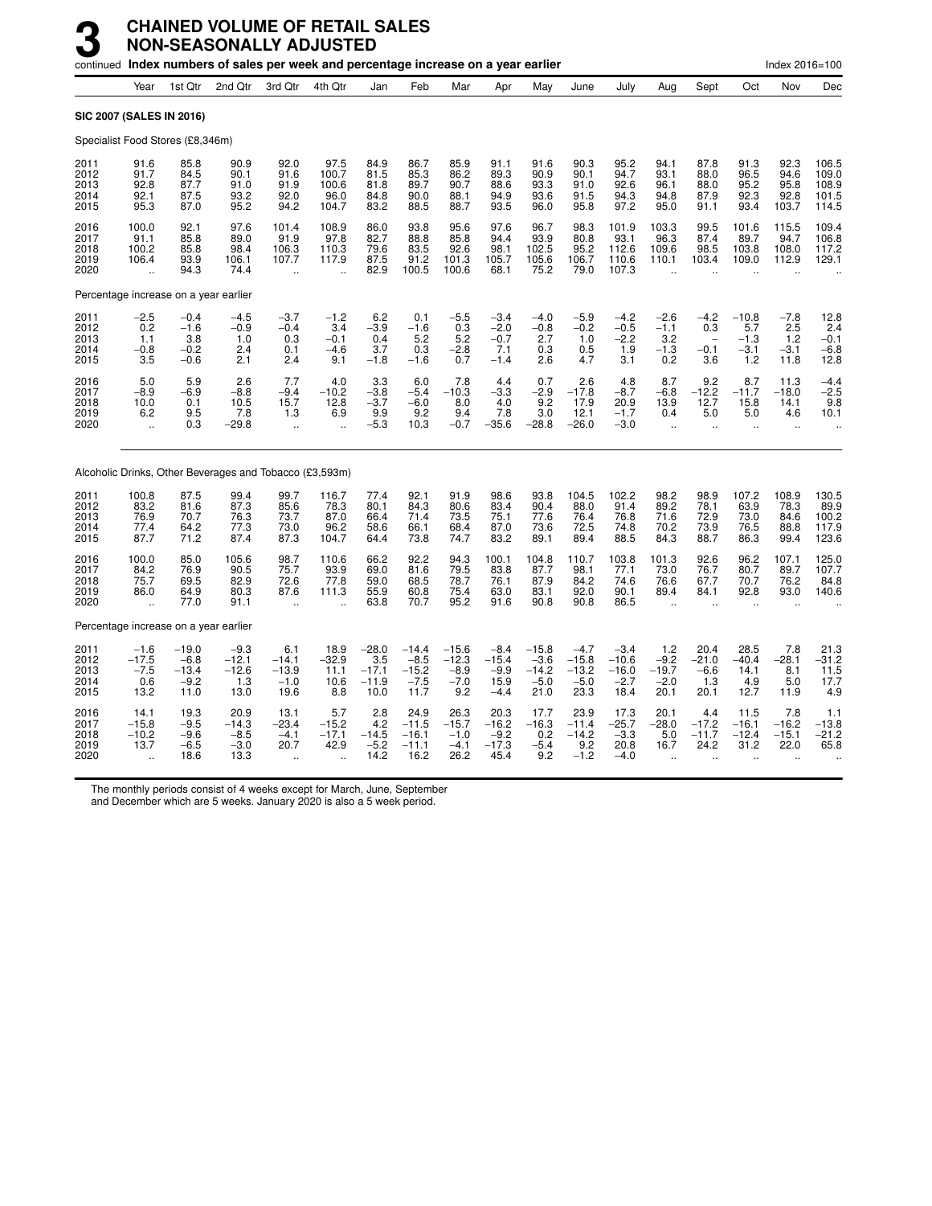# 3 CHAINED VOLUME OF RETAIL SALES NON-SEASONALLY ADJUSTED

continued **Index numbers of sales per week and percentage increase on a year earlier** Index 2016=100

| | Year | 1st Qtr | 2nd Qtr | 3rd Qtr | 4th Qtr | Jan | Feb | Mar | Apr | May | June | July | Aug | Sept | Oct | Nov | Dec |
|---|---|---|---|---|---|---|---|---|---|---|---|---|---|---|---|---|---|
| **SIC 2007 (SALES IN 2016)** | | | | | | | | | | | | | | | | | |
| Specialist Food Stores (£8,346m) | | | | | | | | | | | | | | | | | |
| 2011 | 91.6 | 85.8 | 90.9 | 92.0 | 97.5 | 84.9 | 86.7 | 85.9 | 91.1 | 91.6 | 90.3 | 95.2 | 94.1 | 87.8 | 91.3 | 92.3 | 106.5 |
| 2012 | 91.7 | 84.5 | 90.1 | 91.6 | 100.7 | 81.5 | 85.3 | 86.2 | 89.3 | 90.9 | 90.1 | 94.7 | 93.1 | 88.0 | 96.5 | 94.6 | 109.0 |
| 2013 | 92.8 | 87.7 | 91.0 | 91.9 | 100.6 | 81.8 | 89.7 | 90.7 | 88.6 | 93.3 | 91.0 | 92.6 | 96.1 | 88.0 | 95.2 | 95.8 | 108.9 |
| 2014 | 92.1 | 87.5 | 93.2 | 92.0 | 96.0 | 84.8 | 90.0 | 88.1 | 94.9 | 93.6 | 91.5 | 94.3 | 94.8 | 87.9 | 92.3 | 92.8 | 101.5 |
| 2015 | 95.3 | 87.0 | 95.2 | 94.2 | 104.7 | 83.2 | 88.5 | 88.7 | 93.5 | 96.0 | 95.8 | 97.2 | 95.0 | 91.1 | 93.4 | 103.7 | 114.5 |
| 2016 | 100.0 | 92.1 | 97.6 | 101.4 | 108.9 | 86.0 | 93.8 | 95.6 | 97.6 | 96.7 | 98.3 | 101.9 | 103.3 | 99.5 | 101.6 | 115.5 | 109.4 |
| 2017 | 91.1 | 85.8 | 89.0 | 91.9 | 97.8 | 82.7 | 88.8 | 85.8 | 94.4 | 93.9 | 80.8 | 93.1 | 96.3 | 87.4 | 89.7 | 94.7 | 106.8 |
| 2018 | 100.2 | 85.8 | 98.4 | 106.3 | 110.3 | 79.6 | 83.5 | 92.6 | 98.1 | 102.5 | 95.2 | 112.6 | 109.6 | 98.5 | 103.8 | 108.0 | 117.2 |
| 2019 | 106.4 | 93.9 | 106.1 | 107.7 | 117.9 | 87.5 | 91.2 | 101.3 | 105.7 | 105.6 | 106.7 | 110.6 | 110.1 | 103.4 | 109.0 | 112.9 | 129.1 |
| 2020 | .. | 94.3 | 74.4 | .. | .. | 82.9 | 100.5 | 100.6 | 68.1 | 75.2 | 79.0 | 107.3 | .. | .. | .. | .. | .. |
| Percentage increase on a year earlier | | | | | | | | | | | | | | | | | |
| 2011 | −2.5 | −0.4 | −4.5 | −3.7 | −1.2 | 6.2 | 0.1 | −5.5 | −3.4 | −4.0 | −5.9 | −4.2 | −2.6 | −4.2 | −10.8 | −7.8 | 12.8 |
| 2012 | 0.2 | −1.6 | −0.9 | −0.4 | 3.4 | −3.9 | −1.6 | 0.3 | −2.0 | −0.8 | −0.2 | −0.5 | −1.1 | 0.3 | 5.7 | 2.5 | 2.4 |
| 2013 | 1.1 | 3.8 | 1.0 | 0.3 | −0.1 | 0.4 | 5.2 | 5.2 | −0.7 | 2.7 | 1.0 | −2.2 | 3.2 | – | −1.3 | 1.2 | −0.1 |
| 2014 | −0.8 | −0.2 | 2.4 | 0.1 | −4.6 | 3.7 | 0.3 | −2.8 | 7.1 | 0.3 | 0.5 | 1.9 | −1.3 | −0.1 | −3.1 | −3.1 | −6.8 |
| 2015 | 3.5 | −0.6 | 2.1 | 2.4 | 9.1 | −1.8 | −1.6 | 0.7 | −1.4 | 2.6 | 4.7 | 3.1 | 0.2 | 3.6 | 1.2 | 11.8 | 12.8 |
| 2016 | 5.0 | 5.9 | 2.6 | 7.7 | 4.0 | 3.3 | 6.0 | 7.8 | 4.4 | 0.7 | 2.6 | 4.8 | 8.7 | 9.2 | 8.7 | 11.3 | −4.4 |
| 2017 | −8.9 | −6.9 | −8.8 | −9.4 | −10.2 | −3.8 | −5.4 | −10.3 | −3.3 | −2.9 | −17.8 | −8.7 | −6.8 | −12.2 | −11.7 | −18.0 | −2.5 |
| 2018 | 10.0 | 0.1 | 10.5 | 15.7 | 12.8 | −3.7 | −6.0 | 8.0 | 4.0 | 9.2 | 17.9 | 20.9 | 13.9 | 12.7 | 15.8 | 14.1 | 9.8 |
| 2019 | 6.2 | 9.5 | 7.8 | 1.3 | 6.9 | 9.9 | 9.2 | 9.4 | 7.8 | 3.0 | 12.1 | −1.7 | 0.4 | 5.0 | 5.0 | 4.6 | 10.1 |
| 2020 | .. | 0.3 | −29.8 | .. | .. | −5.3 | 10.3 | −0.7 | −35.6 | −28.8 | −26.0 | −3.0 | .. | .. | .. | .. | .. |
| Alcoholic Drinks, Other Beverages and Tobacco (£3,593m) | | | | | | | | | | | | | | | | | |
| 2011 | 100.8 | 87.5 | 99.4 | 99.7 | 116.7 | 77.4 | 92.1 | 91.9 | 98.6 | 93.8 | 104.5 | 102.2 | 98.2 | 98.9 | 107.2 | 108.9 | 130.5 |
| 2012 | 83.2 | 81.6 | 87.3 | 85.6 | 78.3 | 80.1 | 84.3 | 80.6 | 83.4 | 90.4 | 88.0 | 91.4 | 89.2 | 78.1 | 63.9 | 78.3 | 89.9 |
| 2013 | 76.9 | 70.7 | 76.3 | 73.7 | 87.0 | 66.4 | 71.4 | 73.5 | 75.1 | 77.6 | 76.4 | 76.8 | 71.6 | 72.9 | 73.0 | 84.6 | 100.2 |
| 2014 | 77.4 | 64.2 | 77.3 | 73.0 | 96.2 | 58.6 | 66.1 | 68.4 | 87.0 | 73.6 | 72.5 | 74.8 | 70.2 | 73.9 | 76.5 | 88.8 | 117.9 |
| 2015 | 87.7 | 71.2 | 87.4 | 87.3 | 104.7 | 64.4 | 73.8 | 74.7 | 83.2 | 89.1 | 89.4 | 88.5 | 84.3 | 88.7 | 86.3 | 99.4 | 123.6 |
| 2016 | 100.0 | 85.0 | 105.6 | 98.7 | 110.6 | 66.2 | 92.2 | 94.3 | 100.1 | 104.8 | 110.7 | 103.8 | 101.3 | 92.6 | 96.2 | 107.1 | 125.0 |
| 2017 | 84.2 | 76.9 | 90.5 | 75.7 | 93.9 | 69.0 | 81.6 | 79.5 | 83.8 | 87.7 | 98.1 | 77.1 | 73.0 | 76.7 | 80.7 | 89.7 | 107.7 |
| 2018 | 75.7 | 69.5 | 82.9 | 72.6 | 77.8 | 59.0 | 68.5 | 78.7 | 76.1 | 87.9 | 84.2 | 74.6 | 76.6 | 67.7 | 70.7 | 76.2 | 84.8 |
| 2019 | 86.0 | 64.9 | 80.3 | 87.6 | 111.3 | 55.9 | 60.8 | 75.4 | 63.0 | 83.1 | 92.0 | 90.1 | 89.4 | 84.1 | 92.8 | 93.0 | 140.6 |
| 2020 | .. | 77.0 | 91.1 | .. | .. | 63.8 | 70.7 | 95.2 | 91.6 | 90.8 | 90.8 | 86.5 | .. | .. | .. | .. | .. |
| Percentage increase on a year earlier | | | | | | | | | | | | | | | | | |
| 2011 | −1.6 | −19.0 | −9.3 | 6.1 | 18.9 | −28.0 | −14.4 | −15.6 | −8.4 | −15.8 | −4.7 | −3.4 | 1.2 | 20.4 | 28.5 | 7.8 | 21.3 |
| 2012 | −17.5 | −6.8 | −12.1 | −14.1 | −32.9 | 3.5 | −8.5 | −12.3 | −15.4 | −3.6 | −15.8 | −10.6 | −9.2 | −21.0 | −40.4 | −28.1 | −31.2 |
| 2013 | −7.5 | −13.4 | −12.6 | −13.9 | 11.1 | −17.1 | −15.2 | −8.9 | −9.9 | −14.2 | −13.2 | −16.0 | −19.7 | −6.6 | 14.1 | 8.1 | 11.5 |
| 2014 | 0.6 | −9.2 | 1.3 | −1.0 | 10.6 | −11.9 | −7.5 | −7.0 | 15.9 | −5.0 | −5.0 | −2.7 | −2.0 | 1.3 | 4.9 | 5.0 | 17.7 |
| 2015 | 13.2 | 11.0 | 13.0 | 19.6 | 8.8 | 10.0 | 11.7 | 9.2 | −4.4 | 21.0 | 23.3 | 18.4 | 20.1 | 20.1 | 12.7 | 11.9 | 4.9 |
| 2016 | 14.1 | 19.3 | 20.9 | 13.1 | 5.7 | 2.8 | 24.9 | 26.3 | 20.3 | 17.7 | 23.9 | 17.3 | 20.1 | 4.4 | 11.5 | 7.8 | 1.1 |
| 2017 | −15.8 | −9.5 | −14.3 | −23.4 | −15.2 | 4.2 | −11.5 | −15.7 | −16.2 | −16.3 | −11.4 | −25.7 | −28.0 | −17.2 | −16.1 | −16.2 | −13.8 |
| 2018 | −10.2 | −9.6 | −8.5 | −4.1 | −17.1 | −14.5 | −16.1 | −1.0 | −9.2 | 0.2 | −14.2 | −3.3 | 5.0 | −11.7 | −12.4 | −15.1 | −21.2 |
| 2019 | 13.7 | −6.5 | −3.0 | 20.7 | 42.9 | −5.2 | −11.1 | −4.1 | −17.3 | −5.4 | 9.2 | 20.8 | 16.7 | 24.2 | 31.2 | 22.0 | 65.8 |
| 2020 | .. | 18.6 | 13.3 | .. | .. | 14.2 | 16.2 | 26.2 | 45.4 | 9.2 | −1.2 | −4.0 | .. | .. | .. | .. | .. |

The monthly periods consist of 4 weeks except for March, June, September and December which are 5 weeks. January 2020 is also a 5 week period.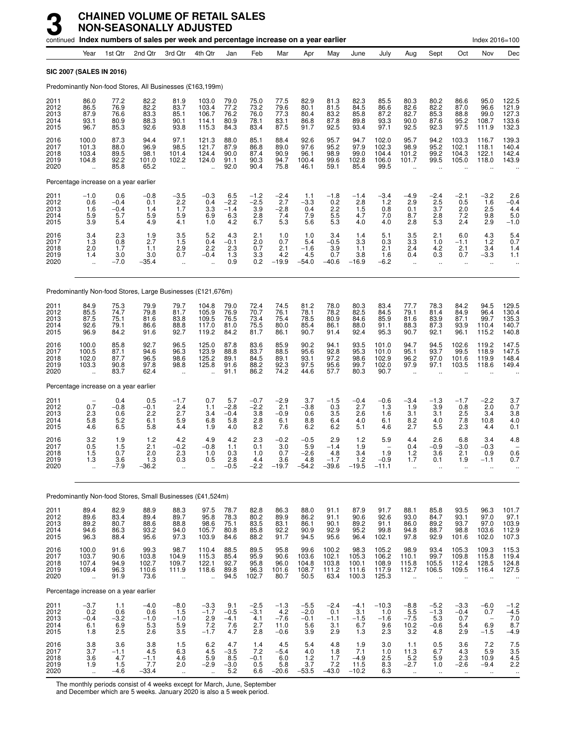# 3 CHAINED VOLUME OF RETAIL SALES NON-SEASONALLY ADJUSTED

continued **Index numbers of sales per week and percentage increase on a year earlier** Index 2016=100

| | Year | 1st Qtr | 2nd Qtr | 3rd Qtr | 4th Qtr | Jan | Feb | Mar | Apr | May | June | July | Aug | Sept | Oct | Nov | Dec |
|---|---|---|---|---|---|---|---|---|---|---|---|---|---|---|---|---|---|
| **SIC 2007 (SALES IN 2016)** | | | | | | | | | | | | | | | | | |
| Predominantly Non-food Stores, All Businesses (£163,199m) | | | | | | | | | | | | | | | | | |
| 2011 | 86.0 | 77.2 | 82.2 | 81.9 | 103.0 | 79.0 | 75.0 | 77.5 | 82.9 | 81.3 | 82.3 | 85.5 | 80.3 | 80.2 | 86.6 | 95.0 | 122.5 |
| 2012 | 86.5 | 76.9 | 82.2 | 83.7 | 103.4 | 77.2 | 73.2 | 79.6 | 80.1 | 81.5 | 84.5 | 86.6 | 82.6 | 82.2 | 87.0 | 96.6 | 121.9 |
| 2013 | 87.9 | 76.6 | 83.3 | 85.1 | 106.7 | 76.2 | 76.0 | 77.3 | 80.4 | 83.2 | 85.8 | 87.2 | 82.7 | 85.3 | 88.8 | 99.0 | 127.3 |
| 2014 | 93.1 | 80.9 | 88.3 | 90.1 | 114.1 | 80.9 | 78.1 | 83.1 | 86.8 | 87.8 | 89.8 | 93.3 | 90.0 | 87.6 | 95.2 | 108.7 | 133.6 |
| 2015 | 96.7 | 85.3 | 92.6 | 93.8 | 115.3 | 84.3 | 83.4 | 87.5 | 91.7 | 92.5 | 93.4 | 97.1 | 92.5 | 92.3 | 97.5 | 111.9 | 132.3 |
| 2016 | 100.0 | 87.3 | 94.4 | 97.1 | 121.3 | 88.0 | 85.1 | 88.4 | 92.6 | 95.7 | 94.7 | 102.0 | 95.7 | 94.2 | 103.3 | 116.7 | 139.3 |
| 2017 | 101.3 | 88.0 | 96.9 | 98.5 | 121.7 | 87.9 | 86.8 | 89.0 | 97.6 | 95.2 | 97.9 | 102.3 | 98.9 | 95.2 | 102.1 | 118.1 | 140.4 |
| 2018 | 103.4 | 89.5 | 98.1 | 101.4 | 124.4 | 90.0 | 87.4 | 90.9 | 96.1 | 98.9 | 99.0 | 104.4 | 101.2 | 99.2 | 104.3 | 122.1 | 142.4 |
| 2019 | 104.8 | 92.2 | 101.0 | 102.2 | 124.0 | 91.1 | 90.3 | 94.7 | 100.4 | 99.6 | 102.8 | 106.0 | 101.7 | 99.5 | 105.0 | 118.0 | 143.9 |
| 2020 | .. | 85.8 | 65.2 | .. | .. | 92.0 | 90.4 | 75.8 | 46.1 | 59.1 | 85.4 | 99.5 | .. | .. | .. | .. | .. |
| Percentage increase on a year earlier | | | | | | | | | | | | | | | | | |
| 2011 | −1.0 | 0.6 | −0.8 | −3.5 | −0.3 | 6.5 | −1.2 | −2.4 | 1.1 | −1.8 | −1.4 | −3.4 | −4.9 | −2.4 | −2.1 | −3.2 | 2.6 |
| 2012 | 0.6 | −0.4 | 0.1 | 2.2 | 0.4 | −2.2 | −2.5 | 2.7 | −3.3 | 0.2 | 2.8 | 1.2 | 2.9 | 2.5 | 0.5 | 1.6 | −0.4 |
| 2013 | 1.6 | −0.4 | 1.4 | 1.7 | 3.3 | −1.4 | 3.9 | −2.8 | 0.4 | 2.2 | 1.5 | 0.8 | 0.1 | 3.7 | 2.0 | 2.5 | 4.4 |
| 2014 | 5.9 | 5.7 | 5.9 | 5.9 | 6.9 | 6.3 | 2.8 | 7.4 | 7.9 | 5.5 | 4.7 | 7.0 | 8.7 | 2.8 | 7.2 | 9.8 | 5.0 |
| 2015 | 3.9 | 5.4 | 4.9 | 4.1 | 1.0 | 4.2 | 6.7 | 5.3 | 5.6 | 5.3 | 4.0 | 4.0 | 2.8 | 5.3 | 2.4 | 2.9 | −1.0 |
| 2016 | 3.4 | 2.3 | 1.9 | 3.5 | 5.2 | 4.3 | 2.1 | 1.0 | 1.0 | 3.4 | 1.4 | 5.1 | 3.5 | 2.1 | 6.0 | 4.3 | 5.4 |
| 2017 | 1.3 | 0.8 | 2.7 | 1.5 | 0.4 | −0.1 | 2.0 | 0.7 | 5.4 | −0.5 | 3.3 | 0.3 | 3.3 | 1.0 | −1.1 | 1.2 | 0.7 |
| 2018 | 2.0 | 1.7 | 1.1 | 2.9 | 2.2 | 2.3 | 0.7 | 2.1 | −1.6 | 3.9 | 1.1 | 2.1 | 2.4 | 4.2 | 2.1 | 3.4 | 1.4 |
| 2019 | 1.4 | 3.0 | 3.0 | 0.7 | −0.4 | 1.3 | 3.3 | 4.2 | 4.5 | 0.7 | 3.8 | 1.6 | 0.4 | 0.3 | 0.7 | −3.3 | 1.1 |
| 2020 | .. | −7.0 | −35.4 | .. | .. | 0.9 | 0.2 | −19.9 | −54.0 | −40.6 | −16.9 | −6.2 | .. | .. | .. | .. | .. |
| Predominantly Non-food Stores, Large Businesses (£121,676m) | | | | | | | | | | | | | | | | | |
| 2011 | 84.9 | 75.3 | 79.9 | 79.7 | 104.8 | 79.0 | 72.4 | 74.5 | 81.2 | 78.0 | 80.3 | 83.4 | 77.7 | 78.3 | 84.2 | 94.5 | 129.5 |
| 2012 | 85.5 | 74.7 | 79.8 | 81.7 | 105.9 | 76.9 | 70.7 | 76.1 | 78.1 | 78.2 | 82.5 | 84.5 | 79.1 | 81.4 | 84.9 | 96.4 | 130.4 |
| 2013 | 87.5 | 75.1 | 81.6 | 83.8 | 109.5 | 76.5 | 73.4 | 75.4 | 78.5 | 80.9 | 84.6 | 85.9 | 81.6 | 83.9 | 87.1 | 99.7 | 135.3 |
| 2014 | 92.6 | 79.1 | 86.6 | 88.8 | 117.0 | 81.0 | 75.5 | 80.0 | 85.4 | 86.1 | 88.0 | 91.1 | 88.3 | 87.3 | 93.9 | 110.4 | 140.7 |
| 2015 | 96.9 | 84.2 | 91.6 | 92.7 | 119.2 | 84.2 | 81.7 | 86.1 | 90.7 | 91.4 | 92.4 | 95.3 | 90.7 | 92.1 | 96.1 | 115.2 | 140.8 |
| 2016 | 100.0 | 85.8 | 92.7 | 96.5 | 125.0 | 87.8 | 83.6 | 85.9 | 90.2 | 94.1 | 93.5 | 101.0 | 94.7 | 94.5 | 102.6 | 119.2 | 147.5 |
| 2017 | 100.5 | 87.1 | 94.6 | 96.3 | 123.9 | 88.8 | 83.7 | 88.5 | 95.6 | 92.8 | 95.3 | 101.0 | 95.1 | 93.7 | 99.5 | 118.9 | 147.5 |
| 2018 | 102.0 | 87.7 | 96.5 | 98.6 | 125.2 | 89.1 | 84.5 | 89.1 | 93.1 | 97.2 | 98.6 | 102.9 | 96.2 | 97.0 | 101.6 | 119.9 | 148.4 |
| 2019 | 103.3 | 90.8 | 97.8 | 98.8 | 125.8 | 91.6 | 88.2 | 92.3 | 97.5 | 95.6 | 99.7 | 102.0 | 97.9 | 97.1 | 103.5 | 118.6 | 149.4 |
| 2020 | .. | 83.7 | 62.4 | .. | .. | 91.1 | 86.2 | 74.2 | 44.6 | 57.7 | 80.3 | 90.7 | .. | .. | .. | .. | .. |
| Percentage increase on a year earlier | | | | | | | | | | | | | | | | | |
| 2011 | − | 0.4 | 0.5 | −1.7 | 0.7 | 5.7 | −0.7 | −2.9 | 3.7 | −1.5 | −0.4 | −0.6 | −3.4 | −1.3 | −1.7 | −2.2 | 3.7 |
| 2012 | 0.7 | −0.8 | −0.1 | 2.4 | 1.1 | −2.8 | −2.2 | 2.1 | −3.8 | 0.3 | 2.7 | 1.3 | 1.9 | 3.9 | 0.8 | 2.0 | 0.7 |
| 2013 | 2.3 | 0.6 | 2.2 | 2.7 | 3.4 | −0.4 | 3.8 | −0.9 | 0.6 | 3.5 | 2.6 | 1.6 | 3.1 | 3.1 | 2.5 | 3.4 | 3.8 |
| 2014 | 5.8 | 5.2 | 6.1 | 5.9 | 6.8 | 5.8 | 2.8 | 6.1 | 8.8 | 6.4 | 4.0 | 6.1 | 8.2 | 4.0 | 7.8 | 10.8 | 4.0 |
| 2015 | 4.6 | 6.5 | 5.8 | 4.4 | 1.9 | 4.0 | 8.2 | 7.6 | 6.2 | 6.2 | 5.1 | 4.6 | 2.7 | 5.5 | 2.3 | 4.4 | 0.1 |
| 2016 | 3.2 | 1.9 | 1.2 | 4.2 | 4.9 | 4.2 | 2.3 | −0.2 | −0.5 | 2.9 | 1.2 | 5.9 | 4.4 | 2.6 | 6.8 | 3.4 | 4.8 |
| 2017 | 0.5 | 1.5 | 2.1 | −0.2 | −0.8 | 1.1 | 0.1 | 3.0 | 5.9 | −1.4 | 1.9 | − | 0.4 | −0.9 | −3.0 | −0.3 | − |
| 2018 | 1.5 | 0.7 | 2.0 | 2.3 | 1.0 | 0.3 | 1.0 | 0.7 | −2.6 | 4.8 | 3.4 | 1.9 | 1.2 | 3.6 | 2.1 | 0.9 | 0.6 |
| 2019 | 1.3 | 3.6 | 1.3 | 0.3 | 0.5 | 2.8 | 4.4 | 3.6 | 4.8 | −1.7 | 1.2 | −0.9 | 1.7 | 0.1 | 1.9 | −1.1 | 0.7 |
| 2020 | .. | −7.9 | −36.2 | .. | .. | −0.5 | −2.2 | −19.7 | −54.2 | −39.6 | −19.5 | −11.1 | .. | .. | .. | .. | .. |
| Predominantly Non-food Stores, Small Businesses (£41,524m) | | | | | | | | | | | | | | | | | |
| 2011 | 89.4 | 82.9 | 88.9 | 88.3 | 97.5 | 78.7 | 82.8 | 86.3 | 88.0 | 91.1 | 87.9 | 91.7 | 88.1 | 85.8 | 93.5 | 96.3 | 101.7 |
| 2012 | 89.6 | 83.4 | 89.4 | 89.7 | 95.8 | 78.3 | 80.2 | 89.9 | 86.2 | 91.1 | 90.6 | 92.6 | 93.0 | 84.7 | 93.1 | 97.0 | 97.1 |
| 2013 | 89.2 | 80.7 | 88.6 | 88.8 | 98.6 | 75.1 | 83.5 | 83.1 | 86.1 | 90.1 | 89.2 | 91.1 | 86.0 | 89.2 | 93.7 | 97.0 | 103.9 |
| 2014 | 94.6 | 86.3 | 93.2 | 94.0 | 105.7 | 80.8 | 85.8 | 92.2 | 90.9 | 92.9 | 95.2 | 99.8 | 94.8 | 88.7 | 98.8 | 103.6 | 112.9 |
| 2015 | 96.3 | 88.4 | 95.6 | 97.3 | 103.9 | 84.6 | 88.2 | 91.7 | 94.5 | 95.6 | 96.4 | 102.1 | 97.8 | 92.9 | 101.6 | 102.0 | 107.3 |
| 2016 | 100.0 | 91.6 | 99.3 | 98.7 | 110.4 | 88.5 | 89.5 | 95.8 | 99.6 | 100.2 | 98.3 | 105.2 | 98.9 | 93.4 | 105.3 | 109.3 | 115.3 |
| 2017 | 103.7 | 90.6 | 103.8 | 104.9 | 115.3 | 85.4 | 95.9 | 90.6 | 103.6 | 102.1 | 105.3 | 106.2 | 110.1 | 99.7 | 109.8 | 115.8 | 119.4 |
| 2018 | 107.4 | 94.9 | 102.7 | 109.7 | 122.1 | 92.7 | 95.8 | 96.0 | 104.8 | 103.8 | 100.1 | 108.9 | 115.8 | 105.5 | 112.4 | 128.5 | 124.8 |
| 2019 | 109.4 | 96.3 | 110.6 | 111.9 | 118.6 | 89.8 | 96.3 | 101.6 | 108.7 | 111.2 | 111.6 | 117.9 | 112.7 | 106.5 | 109.5 | 116.4 | 127.5 |
| 2020 | .. | 91.9 | 73.6 | .. | .. | 94.5 | 102.7 | 80.7 | 50.5 | 63.4 | 100.3 | 125.3 | .. | .. | .. | .. | .. |
| Percentage increase on a year earlier | | | | | | | | | | | | | | | | | |
| 2011 | −3.7 | 1.1 | −4.0 | −8.0 | −3.3 | 9.1 | −2.5 | −1.3 | −5.5 | −2.4 | −4.1 | −10.3 | −8.8 | −5.2 | −3.3 | −6.0 | −1.2 |
| 2012 | 0.2 | 0.6 | 0.6 | 1.5 | −1.7 | −0.5 | −3.1 | 4.2 | −2.0 | 0.1 | 3.1 | 1.0 | 5.5 | −1.3 | −0.4 | 0.7 | −4.5 |
| 2013 | −0.4 | −3.2 | −1.0 | −1.0 | 2.9 | −4.1 | 4.1 | −7.6 | −0.1 | −1.1 | −1.5 | −1.6 | −7.5 | 5.3 | 0.7 | − | 7.0 |
| 2014 | 6.1 | 6.9 | 5.3 | 5.9 | 7.2 | 7.6 | 2.7 | 11.0 | 5.6 | 3.1 | 6.7 | 9.6 | 10.2 | −0.6 | 5.4 | 6.9 | 8.7 |
| 2015 | 1.8 | 2.5 | 2.6 | 3.5 | −1.7 | 4.7 | 2.8 | −0.6 | 3.9 | 2.9 | 1.3 | 2.3 | 3.2 | 4.8 | 2.9 | −1.5 | −4.9 |
| 2016 | 3.8 | 3.6 | 3.8 | 1.5 | 6.2 | 4.7 | 1.4 | 4.5 | 5.4 | 4.8 | 1.9 | 3.0 | 1.1 | 0.5 | 3.6 | 7.2 | 7.5 |
| 2017 | 3.7 | −1.1 | 4.5 | 6.3 | 4.5 | −3.5 | 7.2 | −5.4 | 4.0 | 1.8 | 7.1 | 1.0 | 11.3 | 6.7 | 4.3 | 5.9 | 3.5 |
| 2018 | 3.6 | 4.7 | −1.1 | 4.6 | 5.9 | 8.5 | −0.1 | 6.0 | 1.2 | 1.7 | −4.9 | 2.5 | 5.2 | 5.9 | 2.3 | 10.9 | 4.5 |
| 2019 | 1.9 | 1.5 | 7.7 | 2.0 | −2.9 | −3.0 | 0.5 | 5.8 | 3.7 | 7.2 | 11.5 | 8.3 | −2.7 | 1.0 | −2.6 | −9.4 | 2.2 |
| 2020 | .. | −4.6 | −33.4 | .. | .. | 5.2 | 6.6 | −20.6 | −53.5 | −43.0 | −10.2 | 6.3 | .. | .. | .. | .. | .. |

The monthly periods consist of 4 weeks except for March, June, September and December which are 5 weeks. January 2020 is also a 5 week period.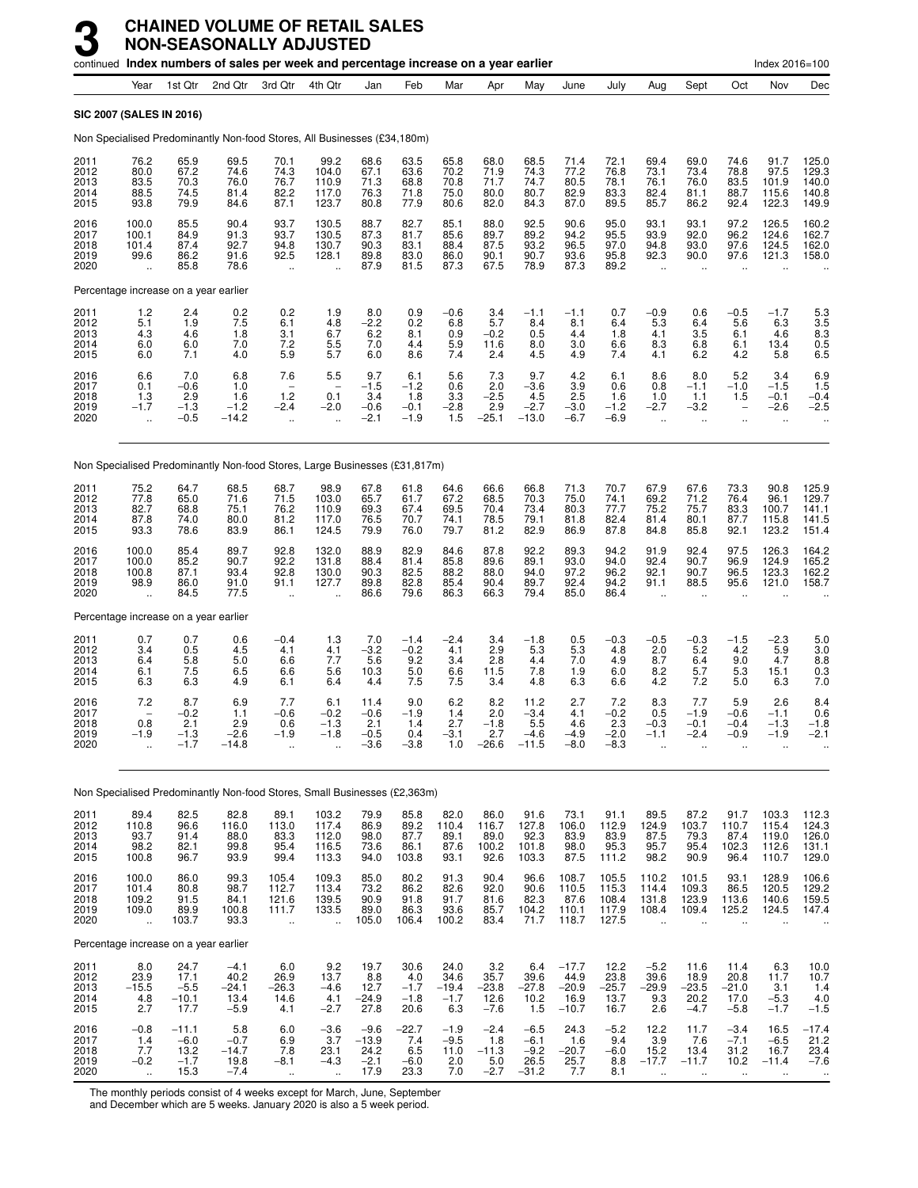# 3 CHAINED VOLUME OF RETAIL SALES NON-SEASONALLY ADJUSTED

continued **Index numbers of sales per week and percentage increase on a year earlier** Index 2016=100

| | Year | 1st Qtr | 2nd Qtr | 3rd Qtr | 4th Qtr | Jan | Feb | Mar | Apr | May | June | July | Aug | Sept | Oct | Nov | Dec |
|---|---|---|---|---|---|---|---|---|---|---|---|---|---|---|---|---|---|
| **SIC 2007 (SALES IN 2016)** | | | | | | | | | | | | | | | | | |
| Non Specialised Predominantly Non-food Stores, All Businesses (£34,180m) | | | | | | | | | | | | | | | | | |
| 2011 | 76.2 | 65.9 | 69.5 | 70.1 | 99.2 | 68.6 | 63.5 | 65.8 | 68.0 | 68.5 | 71.4 | 72.1 | 69.4 | 69.0 | 74.6 | 91.7 | 125.0 |
| 2012 | 80.0 | 67.2 | 74.6 | 74.3 | 104.0 | 67.1 | 63.6 | 70.2 | 71.9 | 74.3 | 77.2 | 76.8 | 73.1 | 73.4 | 78.8 | 97.5 | 129.3 |
| 2013 | 83.5 | 70.3 | 76.0 | 76.7 | 110.9 | 71.3 | 68.8 | 70.8 | 71.7 | 74.7 | 80.5 | 78.1 | 76.1 | 76.0 | 83.5 | 101.9 | 140.0 |
| 2014 | 88.5 | 74.5 | 81.4 | 82.2 | 117.0 | 76.3 | 71.8 | 75.0 | 80.0 | 80.7 | 82.9 | 83.3 | 82.4 | 81.1 | 88.7 | 115.6 | 140.8 |
| 2015 | 93.8 | 79.9 | 84.6 | 87.1 | 123.7 | 80.8 | 77.9 | 80.6 | 82.0 | 84.3 | 87.0 | 89.5 | 85.7 | 86.2 | 92.4 | 122.3 | 149.9 |
| 2016 | 100.0 | 85.5 | 90.4 | 93.7 | 130.5 | 88.7 | 82.7 | 85.1 | 88.0 | 92.5 | 90.6 | 95.0 | 93.1 | 93.1 | 97.2 | 126.5 | 160.2 |
| 2017 | 100.1 | 84.9 | 91.3 | 93.7 | 130.5 | 87.3 | 81.7 | 85.6 | 89.7 | 89.2 | 94.2 | 95.5 | 93.9 | 92.0 | 96.2 | 124.6 | 162.7 |
| 2018 | 101.4 | 87.4 | 92.7 | 94.8 | 130.7 | 90.3 | 83.1 | 88.4 | 87.5 | 93.2 | 96.5 | 97.0 | 94.8 | 93.0 | 97.6 | 124.5 | 162.0 |
| 2019 | 99.6 | 86.2 | 91.6 | 92.5 | 128.1 | 89.8 | 83.0 | 86.0 | 90.1 | 90.7 | 93.6 | 95.8 | 92.3 | 90.0 | 97.6 | 121.3 | 158.0 |
| 2020 | .. | 85.8 | 78.6 | .. | .. | 87.9 | 81.5 | 87.3 | 67.5 | 78.9 | 87.3 | 89.2 | .. | .. | .. | .. | .. |
| Percentage increase on a year earlier | | | | | | | | | | | | | | | | | |
| 2011 | 1.2 | 2.4 | 0.2 | 0.2 | 1.9 | 8.0 | 0.9 | −0.6 | 3.4 | −1.1 | −1.1 | 0.7 | −0.9 | 0.6 | −0.5 | −1.7 | 5.3 |
| 2012 | 5.1 | 1.9 | 7.5 | 6.1 | 4.8 | −2.2 | 0.2 | 6.8 | 5.7 | 8.4 | 8.1 | 6.4 | 5.3 | 6.4 | 5.6 | 6.3 | 3.5 |
| 2013 | 4.3 | 4.6 | 1.8 | 3.1 | 6.7 | 6.2 | 8.1 | 0.9 | −0.2 | 0.5 | 4.4 | 1.8 | 4.1 | 3.5 | 6.1 | 4.6 | 8.3 |
| 2014 | 6.0 | 6.0 | 7.0 | 7.2 | 5.5 | 7.0 | 4.4 | 5.9 | 11.6 | 8.0 | 3.0 | 6.6 | 8.3 | 6.8 | 6.1 | 13.4 | 0.5 |
| 2015 | 6.0 | 7.1 | 4.0 | 5.9 | 5.7 | 6.0 | 8.6 | 7.4 | 2.4 | 4.5 | 4.9 | 7.4 | 4.1 | 6.2 | 4.2 | 5.8 | 6.5 |
| 2016 | 6.6 | 7.0 | 6.8 | 7.6 | 5.5 | 9.7 | 6.1 | 5.6 | 7.3 | 9.7 | 4.2 | 6.1 | 8.6 | 8.0 | 5.2 | 3.4 | 6.9 |
| 2017 | 0.1 | −0.6 | 1.0 | – | – | −1.5 | −1.2 | 0.6 | 2.0 | −3.6 | 3.9 | 0.6 | 0.8 | −1.1 | −1.0 | −1.5 | 1.5 |
| 2018 | 1.3 | 2.9 | 1.6 | 1.2 | 0.1 | 3.4 | 1.8 | 3.3 | −2.5 | 4.5 | 2.5 | 1.6 | 1.0 | 1.1 | 1.5 | −0.1 | −0.4 |
| 2019 | −1.7 | −1.3 | −1.2 | −2.4 | −2.0 | −0.6 | −0.1 | −2.8 | 2.9 | −2.7 | −3.0 | −1.2 | −2.7 | −3.2 | – | −2.6 | −2.5 |
| 2020 | .. | −0.5 | −14.2 | .. | .. | −2.1 | −1.9 | 1.5 | −25.1 | −13.0 | −6.7 | −6.9 | .. | .. | .. | .. | .. |
| Non Specialised Predominantly Non-food Stores, Large Businesses (£31,817m) | | | | | | | | | | | | | | | | | |
| 2011 | 75.2 | 64.7 | 68.5 | 68.7 | 98.9 | 67.8 | 61.8 | 64.6 | 66.6 | 66.8 | 71.3 | 70.7 | 67.9 | 67.6 | 73.3 | 90.8 | 125.9 |
| 2012 | 77.8 | 65.0 | 71.6 | 71.5 | 103.0 | 65.7 | 61.7 | 67.2 | 68.5 | 70.3 | 75.0 | 74.1 | 69.2 | 71.2 | 76.4 | 96.1 | 129.7 |
| 2013 | 82.7 | 68.8 | 75.1 | 76.2 | 110.9 | 69.3 | 67.4 | 69.5 | 70.4 | 73.4 | 80.3 | 77.7 | 75.2 | 75.7 | 83.3 | 100.7 | 141.1 |
| 2014 | 87.8 | 74.0 | 80.0 | 81.2 | 117.0 | 76.5 | 70.7 | 74.1 | 78.5 | 79.1 | 81.8 | 82.4 | 81.4 | 80.1 | 87.7 | 115.8 | 141.5 |
| 2015 | 93.3 | 78.6 | 83.9 | 86.1 | 124.5 | 79.9 | 76.0 | 79.7 | 81.2 | 82.9 | 86.9 | 87.8 | 84.8 | 85.8 | 92.1 | 123.2 | 151.4 |
| 2016 | 100.0 | 85.4 | 89.7 | 92.8 | 132.0 | 88.9 | 82.9 | 84.6 | 87.8 | 92.2 | 89.3 | 94.2 | 91.9 | 92.4 | 97.5 | 126.3 | 164.2 |
| 2017 | 100.0 | 85.2 | 90.7 | 92.2 | 131.8 | 88.4 | 81.4 | 85.8 | 89.6 | 89.1 | 93.0 | 94.0 | 92.4 | 90.7 | 96.9 | 124.9 | 165.2 |
| 2018 | 100.8 | 87.1 | 93.4 | 92.8 | 130.0 | 90.3 | 82.5 | 88.2 | 88.0 | 94.0 | 97.2 | 96.2 | 92.1 | 90.7 | 96.5 | 123.3 | 162.2 |
| 2019 | 98.9 | 86.0 | 91.0 | 91.1 | 127.7 | 89.8 | 82.8 | 85.4 | 90.4 | 89.7 | 92.4 | 94.2 | 91.1 | 88.5 | 95.6 | 121.0 | 158.7 |
| 2020 | .. | 84.5 | 77.5 | .. | .. | 86.6 | 79.6 | 86.3 | 66.3 | 79.4 | 85.0 | 86.4 | .. | .. | .. | .. | .. |
| Percentage increase on a year earlier | | | | | | | | | | | | | | | | | |
| 2011 | 0.7 | 0.7 | 0.6 | −0.4 | 1.3 | 7.0 | −1.4 | −2.4 | 3.4 | −1.8 | 0.5 | −0.3 | −0.5 | −0.3 | −1.5 | −2.3 | 5.0 |
| 2012 | 3.4 | 0.5 | 4.5 | 4.1 | 4.1 | −3.2 | −0.2 | 4.1 | 2.9 | 5.3 | 5.3 | 4.8 | 2.0 | 5.2 | 4.2 | 5.9 | 3.0 |
| 2013 | 6.4 | 5.8 | 5.0 | 6.6 | 7.7 | 5.6 | 9.2 | 3.4 | 2.8 | 4.4 | 7.0 | 4.9 | 8.7 | 6.4 | 9.0 | 4.7 | 8.8 |
| 2014 | 6.1 | 7.5 | 6.5 | 6.6 | 5.6 | 10.3 | 5.0 | 6.6 | 11.5 | 7.8 | 1.9 | 6.0 | 8.2 | 5.7 | 5.3 | 15.1 | 0.3 |
| 2015 | 6.3 | 6.3 | 4.9 | 6.1 | 6.4 | 4.4 | 7.5 | 7.5 | 3.4 | 4.8 | 6.3 | 6.6 | 4.2 | 7.2 | 5.0 | 6.3 | 7.0 |
| 2016 | 7.2 | 8.7 | 6.9 | 7.7 | 6.1 | 11.4 | 9.0 | 6.2 | 8.2 | 11.2 | 2.7 | 7.2 | 8.3 | 7.7 | 5.9 | 2.6 | 8.4 |
| 2017 | – | −0.2 | 1.1 | −0.6 | −0.2 | −0.6 | −1.9 | 1.4 | 2.0 | −3.4 | 4.1 | −0.2 | 0.5 | −1.9 | −0.6 | −1.1 | 0.6 |
| 2018 | 0.8 | 2.1 | 2.9 | 0.6 | −1.3 | 2.1 | 1.4 | 2.7 | −1.8 | 5.5 | 4.6 | 2.3 | −0.3 | −0.1 | −0.4 | −1.3 | −1.8 |
| 2019 | −1.9 | −1.3 | −2.6 | −1.9 | −1.8 | −0.5 | 0.4 | −3.1 | 2.7 | −4.6 | −4.9 | −2.0 | −1.1 | −2.4 | −0.9 | −1.9 | −2.1 |
| 2020 | .. | −1.7 | −14.8 | .. | .. | −3.6 | −3.8 | 1.0 | −26.6 | −11.5 | −8.0 | −8.3 | .. | .. | .. | .. | .. |
| Non Specialised Predominantly Non-food Stores, Small Businesses (£2,363m) | | | | | | | | | | | | | | | | | |
| 2011 | 89.4 | 82.5 | 82.8 | 89.1 | 103.2 | 79.9 | 85.8 | 82.0 | 86.0 | 91.6 | 73.1 | 91.1 | 89.5 | 87.2 | 91.7 | 103.3 | 112.3 |
| 2012 | 110.8 | 96.6 | 116.0 | 113.0 | 117.4 | 86.9 | 89.2 | 110.4 | 116.7 | 127.8 | 106.0 | 112.9 | 124.9 | 103.7 | 110.7 | 115.4 | 124.3 |
| 2013 | 93.7 | 91.4 | 88.0 | 83.3 | 112.0 | 98.0 | 87.7 | 89.1 | 89.0 | 92.3 | 83.9 | 83.9 | 87.5 | 79.3 | 87.4 | 119.0 | 126.0 |
| 2014 | 98.2 | 82.1 | 99.8 | 95.4 | 116.5 | 73.6 | 86.1 | 87.6 | 100.2 | 101.8 | 98.0 | 95.3 | 95.7 | 95.4 | 102.3 | 112.6 | 131.1 |
| 2015 | 100.8 | 96.7 | 93.9 | 99.4 | 113.3 | 94.0 | 103.8 | 93.1 | 92.6 | 103.3 | 87.5 | 111.2 | 98.2 | 90.9 | 96.4 | 110.7 | 129.0 |
| 2016 | 100.0 | 86.0 | 99.3 | 105.4 | 109.3 | 85.0 | 80.2 | 91.3 | 90.4 | 96.6 | 108.7 | 105.5 | 110.2 | 101.5 | 93.1 | 128.9 | 106.6 |
| 2017 | 101.4 | 80.8 | 98.7 | 112.7 | 113.4 | 73.2 | 86.2 | 82.6 | 92.0 | 90.6 | 110.5 | 115.3 | 114.4 | 109.3 | 86.5 | 120.5 | 129.2 |
| 2018 | 109.2 | 91.5 | 84.1 | 121.6 | 139.5 | 90.9 | 91.8 | 91.7 | 81.6 | 82.3 | 87.6 | 108.4 | 131.8 | 123.9 | 113.6 | 140.6 | 159.5 |
| 2019 | 109.0 | 89.9 | 100.8 | 111.7 | 133.5 | 89.0 | 86.3 | 93.6 | 85.7 | 104.2 | 110.1 | 117.9 | 108.4 | 109.4 | 125.2 | 124.5 | 147.4 |
| 2020 | .. | 103.7 | 93.3 | .. | .. | 105.0 | 106.4 | 100.2 | 83.4 | 71.7 | 118.7 | 127.5 | .. | .. | .. | .. | .. |
| Percentage increase on a year earlier | | | | | | | | | | | | | | | | | |
| 2011 | 8.0 | 24.7 | −4.1 | 6.0 | 9.2 | 19.7 | 30.6 | 24.0 | 3.2 | 6.4 | −17.7 | 12.2 | −5.2 | 11.6 | 11.4 | 6.3 | 10.0 |
| 2012 | 23.9 | 17.1 | 40.2 | 26.9 | 13.7 | 8.8 | 4.0 | 34.6 | 35.7 | 39.6 | 44.9 | 23.8 | 39.6 | 18.9 | 20.8 | 11.7 | 10.7 |
| 2013 | −15.5 | −5.5 | −24.1 | −26.3 | −4.6 | 12.7 | −1.7 | −19.4 | −23.8 | −27.8 | −20.9 | −25.7 | −29.9 | −23.5 | −21.0 | 3.1 | 1.4 |
| 2014 | 4.8 | −10.1 | 13.4 | 14.6 | 4.1 | −24.9 | −1.8 | −1.7 | 12.6 | 10.2 | 16.9 | 13.7 | 9.3 | 20.2 | 17.0 | −5.3 | 4.0 |
| 2015 | 2.7 | 17.7 | −5.9 | 4.1 | −2.7 | 27.8 | 20.6 | 6.3 | −7.6 | 1.5 | −10.7 | 16.7 | 2.6 | −4.7 | −5.8 | −1.7 | −1.5 |
| 2016 | −0.8 | −11.1 | 5.8 | 6.0 | −3.6 | −9.6 | −22.7 | −1.9 | −2.4 | −6.5 | 24.3 | −5.2 | 12.2 | 11.7 | −3.4 | 16.5 | −17.4 |
| 2017 | 1.4 | −6.0 | −0.7 | 6.9 | 3.7 | −13.9 | 7.4 | −9.5 | 1.8 | −6.1 | 1.6 | 9.4 | 3.9 | 7.6 | −7.1 | −6.5 | 21.2 |
| 2018 | 7.7 | 13.2 | −14.7 | 7.8 | 23.1 | 24.2 | 6.5 | 11.0 | −11.3 | −9.2 | −20.7 | −6.0 | 15.2 | 13.4 | 31.2 | 16.7 | 23.4 |
| 2019 | −0.2 | −1.7 | 19.8 | −8.1 | −4.3 | −2.1 | −6.0 | 2.0 | 5.0 | 26.5 | 25.7 | 8.8 | −17.7 | −11.7 | 10.2 | −11.4 | −7.6 |
| 2020 | .. | 15.3 | −7.4 | .. | .. | 17.9 | 23.3 | 7.0 | −2.7 | −31.2 | 7.7 | 8.1 | .. | .. | .. | .. | .. |

The monthly periods consist of 4 weeks except for March, June, September and December which are 5 weeks. January 2020 is also a 5 week period.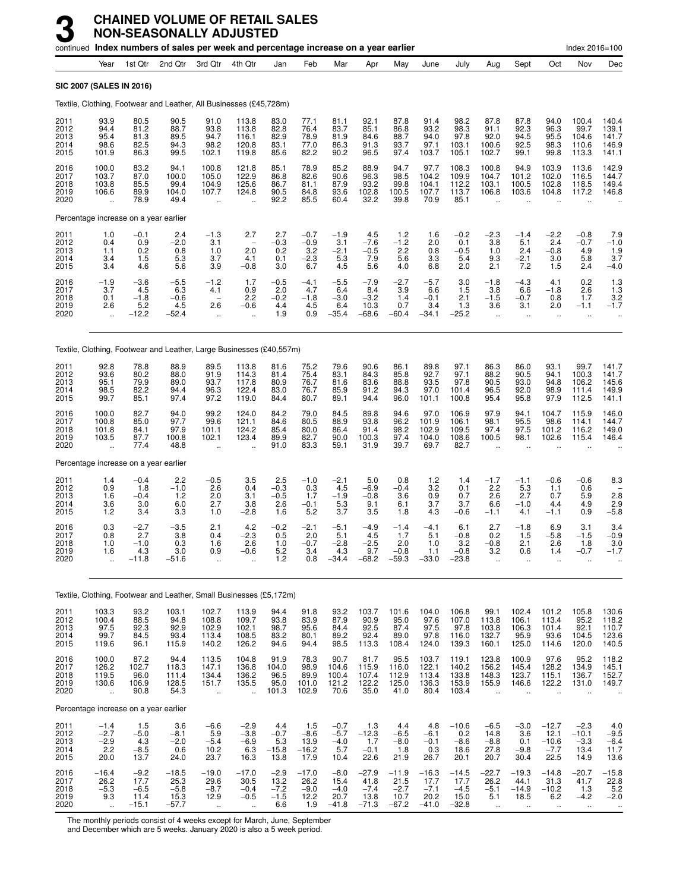# 3 CHAINED VOLUME OF RETAIL SALES NON-SEASONALLY ADJUSTED

continued **Index numbers of sales per week and percentage increase on a year earlier** Index 2016=100

| | Year | 1st Qtr | 2nd Qtr | 3rd Qtr | 4th Qtr | Jan | Feb | Mar | Apr | May | June | July | Aug | Sept | Oct | Nov | Dec |
|---|---|---|---|---|---|---|---|---|---|---|---|---|---|---|---|---|---|
| **SIC 2007 (SALES IN 2016)** | | | | | | | | | | | | | | | | | |
| Textile, Clothing, Footwear and Leather, All Businesses (£45,728m) | | | | | | | | | | | | | | | | | |
| 2011 | 93.9 | 80.5 | 90.5 | 91.0 | 113.8 | 83.0 | 77.1 | 81.1 | 92.1 | 87.8 | 91.4 | 98.2 | 87.8 | 87.8 | 94.0 | 100.4 | 140.4 |
| 2012 | 94.4 | 81.2 | 88.7 | 93.8 | 113.8 | 82.8 | 76.4 | 83.7 | 85.1 | 86.8 | 93.2 | 98.3 | 91.1 | 92.3 | 96.3 | 99.7 | 139.1 |
| 2013 | 95.4 | 81.3 | 89.5 | 94.7 | 116.1 | 82.9 | 78.9 | 81.9 | 84.6 | 88.7 | 94.0 | 97.8 | 92.0 | 94.5 | 95.5 | 104.6 | 141.7 |
| 2014 | 98.6 | 82.5 | 94.3 | 98.2 | 120.8 | 83.1 | 77.0 | 86.3 | 91.3 | 93.7 | 97.1 | 103.1 | 100.6 | 92.5 | 98.3 | 110.6 | 146.9 |
| 2015 | 101.9 | 86.3 | 99.5 | 102.1 | 119.8 | 85.6 | 82.2 | 90.2 | 96.5 | 97.4 | 103.7 | 105.1 | 102.7 | 99.1 | 99.8 | 113.3 | 141.1 |
| 2016 | 100.0 | 83.2 | 94.1 | 100.8 | 121.8 | 85.1 | 78.9 | 85.2 | 88.9 | 94.7 | 97.7 | 108.3 | 100.8 | 94.9 | 103.9 | 113.6 | 142.9 |
| 2017 | 103.7 | 87.0 | 100.0 | 105.0 | 122.9 | 86.8 | 82.6 | 90.6 | 96.3 | 98.5 | 104.2 | 109.9 | 104.7 | 101.2 | 102.0 | 116.5 | 144.7 |
| 2018 | 103.8 | 85.5 | 99.4 | 104.9 | 125.6 | 86.7 | 81.1 | 87.9 | 93.2 | 99.8 | 104.1 | 112.2 | 103.1 | 100.5 | 102.8 | 118.5 | 149.4 |
| 2019 | 106.6 | 89.9 | 104.0 | 107.7 | 124.8 | 90.5 | 84.8 | 93.6 | 102.8 | 100.5 | 107.7 | 113.7 | 106.8 | 103.6 | 104.8 | 117.2 | 146.8 |
| 2020 | .. | 78.9 | 49.4 | .. | .. | 92.2 | 85.5 | 60.4 | 32.2 | 39.8 | 70.9 | 85.1 | .. | .. | .. | .. | .. |
| Percentage increase on a year earlier | | | | | | | | | | | | | | | | | |
| 2011 | 1.0 | −0.1 | 2.4 | −1.3 | 2.7 | 2.7 | −0.7 | −1.9 | 4.5 | 1.2 | 1.6 | −0.2 | −2.3 | −1.4 | −2.2 | −0.8 | 7.9 |
| 2012 | 0.4 | 0.9 | −2.0 | 3.1 | − | −0.3 | −0.9 | 3.1 | −7.6 | −1.2 | 2.0 | 0.1 | 3.8 | 5.1 | 2.4 | −0.7 | −1.0 |
| 2013 | 1.1 | 0.2 | 0.8 | 1.0 | 2.0 | 0.2 | 3.2 | −2.1 | −0.5 | 2.2 | 0.8 | −0.5 | 1.0 | 2.4 | −0.8 | 4.9 | 1.9 |
| 2014 | 3.4 | 1.5 | 5.3 | 3.7 | 4.1 | 0.1 | −2.3 | 5.3 | 7.9 | 5.6 | 3.3 | 5.4 | 9.3 | −2.1 | 3.0 | 5.8 | 3.7 |
| 2015 | 3.4 | 4.6 | 5.6 | 3.9 | −0.8 | 3.0 | 6.7 | 4.5 | 5.6 | 4.0 | 6.8 | 2.0 | 2.1 | 7.2 | 1.5 | 2.4 | −4.0 |
| 2016 | −1.9 | −3.6 | −5.5 | −1.2 | 1.7 | −0.5 | −4.1 | −5.5 | −7.9 | −2.7 | −5.7 | 3.0 | −1.8 | −4.3 | 4.1 | 0.2 | 1.3 |
| 2017 | 3.7 | 4.5 | 6.3 | 4.1 | 0.9 | 2.0 | 4.7 | 6.4 | 8.4 | 3.9 | 6.6 | 1.5 | 3.8 | 6.6 | −1.8 | 2.6 | 1.3 |
| 2018 | 0.1 | −1.8 | −0.6 | − | 2.2 | −0.2 | −1.8 | −3.0 | −3.2 | 1.4 | −0.1 | 2.1 | −1.5 | −0.7 | 0.8 | 1.7 | 3.2 |
| 2019 | 2.6 | 5.2 | 4.5 | 2.6 | −0.6 | 4.4 | 4.5 | 6.4 | 10.3 | 0.7 | 3.4 | 1.3 | 3.6 | 3.1 | 2.0 | −1.1 | −1.7 |
| 2020 | .. | −12.2 | −52.4 | .. | .. | 1.9 | 0.9 | −35.4 | −68.6 | −60.4 | −34.1 | −25.2 | .. | .. | .. | .. | .. |
| Textile, Clothing, Footwear and Leather, Large Businesses (£40,557m) | | | | | | | | | | | | | | | | | |
| 2011 | 92.8 | 78.8 | 88.9 | 89.5 | 113.8 | 81.6 | 75.2 | 79.6 | 90.6 | 86.1 | 89.8 | 97.1 | 86.3 | 86.0 | 93.1 | 99.7 | 141.7 |
| 2012 | 93.6 | 80.2 | 88.0 | 91.9 | 114.3 | 81.4 | 75.4 | 83.1 | 84.3 | 85.8 | 92.7 | 97.1 | 88.2 | 90.5 | 94.1 | 100.3 | 141.7 |
| 2013 | 95.1 | 79.9 | 89.0 | 93.7 | 117.8 | 80.9 | 76.7 | 81.6 | 83.6 | 88.8 | 93.5 | 97.8 | 90.5 | 93.0 | 94.8 | 106.2 | 145.6 |
| 2014 | 98.5 | 82.2 | 94.4 | 96.3 | 122.4 | 83.0 | 76.7 | 85.9 | 91.2 | 94.3 | 97.0 | 101.4 | 96.5 | 92.0 | 98.9 | 111.4 | 149.9 |
| 2015 | 99.7 | 85.1 | 97.4 | 97.2 | 119.0 | 84.4 | 80.7 | 89.1 | 94.4 | 96.0 | 101.1 | 100.8 | 95.4 | 95.8 | 97.9 | 112.5 | 141.1 |
| 2016 | 100.0 | 82.7 | 94.0 | 99.2 | 124.0 | 84.2 | 79.0 | 84.5 | 89.8 | 94.6 | 97.0 | 106.9 | 97.9 | 94.1 | 104.7 | 115.9 | 146.0 |
| 2017 | 100.8 | 85.0 | 97.7 | 99.6 | 121.1 | 84.6 | 80.5 | 88.9 | 93.8 | 96.2 | 101.9 | 106.1 | 98.1 | 95.5 | 98.6 | 114.1 | 144.7 |
| 2018 | 101.8 | 84.1 | 97.9 | 101.1 | 124.2 | 85.4 | 80.0 | 86.4 | 91.4 | 98.2 | 102.9 | 109.5 | 97.4 | 97.5 | 101.2 | 116.2 | 149.0 |
| 2019 | 103.5 | 87.7 | 100.8 | 102.1 | 123.4 | 89.9 | 82.7 | 90.0 | 100.3 | 97.4 | 104.0 | 108.6 | 100.5 | 98.1 | 102.6 | 115.4 | 146.4 |
| 2020 | .. | 77.4 | 48.8 | .. | .. | 91.0 | 83.3 | 59.1 | 31.9 | 39.7 | 69.7 | 82.7 | .. | .. | .. | .. | .. |
| Percentage increase on a year earlier | | | | | | | | | | | | | | | | | |
| 2011 | 1.4 | −0.4 | 2.2 | −0.5 | 3.5 | 2.5 | −1.0 | −2.1 | 5.0 | 0.8 | 1.2 | 1.4 | −1.7 | −1.1 | −0.6 | −0.6 | 8.3 |
| 2012 | 0.9 | 1.8 | −1.0 | 2.6 | 0.4 | −0.3 | 0.3 | 4.5 | −6.9 | −0.4 | 3.2 | 0.1 | 2.2 | 5.3 | 1.1 | 0.6 | − |
| 2013 | 1.6 | −0.4 | 1.2 | 2.0 | 3.1 | −0.5 | 1.7 | −1.9 | −0.8 | 3.6 | 0.9 | 0.7 | 2.6 | 2.7 | 0.7 | 5.9 | 2.8 |
| 2014 | 3.6 | 3.0 | 6.0 | 2.7 | 3.8 | 2.6 | − | 5.3 | 9.1 | 6.1 | 3.7 | 3.7 | 6.6 | −1.0 | 4.4 | 4.9 | 2.9 |
| 2015 | 1.2 | 3.4 | 3.3 | 1.0 | −2.8 | 1.6 | 5.2 | 3.7 | 3.5 | 1.8 | 4.3 | −0.6 | −1.1 | 4.1 | −1.1 | 0.9 | −5.8 |
| 2016 | 0.3 | −2.7 | −3.5 | 2.1 | 4.2 | −0.2 | −2.1 | −5.1 | −4.9 | −1.4 | −4.1 | 6.1 | 2.7 | −1.8 | 6.9 | 3.1 | 3.4 |
| 2017 | 0.8 | 2.7 | 3.8 | 0.4 | −2.3 | 0.5 | 2.0 | 5.1 | 4.5 | 1.7 | 5.1 | −0.8 | 0.2 | 1.5 | −5.8 | −1.5 | −0.9 |
| 2018 | 1.0 | −1.0 | 0.3 | 1.6 | 2.6 | 1.0 | −0.7 | −2.8 | −2.5 | 2.0 | 1.0 | 3.2 | −0.8 | 2.1 | 2.6 | 1.8 | 3.0 |
| 2019 | 1.6 | 4.3 | 3.0 | 0.9 | −0.6 | 5.2 | 3.4 | 4.3 | 9.7 | −0.8 | 1.1 | −0.8 | 3.2 | 0.6 | 1.4 | −0.7 | −1.7 |
| 2020 | .. | −11.8 | −51.6 | .. | .. | 1.2 | 0.8 | −34.4 | −68.2 | −59.3 | −33.0 | −23.8 | .. | .. | .. | .. | .. |
| Textile, Clothing, Footwear and Leather, Small Businesses (£5,172m) | | | | | | | | | | | | | | | | | |
| 2011 | 103.3 | 93.2 | 103.1 | 102.7 | 113.9 | 94.4 | 91.8 | 93.2 | 103.7 | 101.6 | 104.0 | 106.8 | 99.1 | 102.4 | 101.2 | 105.8 | 130.6 |
| 2012 | 100.4 | 88.5 | 94.8 | 108.8 | 109.7 | 93.8 | 83.9 | 87.9 | 90.9 | 95.0 | 97.6 | 107.0 | 113.8 | 106.1 | 113.4 | 95.2 | 118.2 |
| 2013 | 97.5 | 92.3 | 92.9 | 102.9 | 102.1 | 98.7 | 95.6 | 84.4 | 92.5 | 87.4 | 97.5 | 97.8 | 103.8 | 106.3 | 101.4 | 92.1 | 110.7 |
| 2014 | 99.7 | 84.5 | 93.4 | 113.4 | 108.5 | 83.2 | 80.1 | 89.2 | 92.4 | 89.0 | 97.8 | 116.0 | 132.7 | 95.9 | 93.6 | 104.5 | 123.6 |
| 2015 | 119.6 | 96.1 | 115.9 | 140.2 | 126.2 | 94.6 | 94.4 | 98.5 | 113.3 | 108.4 | 124.0 | 139.3 | 160.1 | 125.0 | 114.6 | 120.0 | 140.5 |
| 2016 | 100.0 | 87.2 | 94.4 | 113.5 | 104.8 | 91.9 | 78.3 | 90.7 | 81.7 | 95.5 | 103.7 | 119.1 | 123.8 | 100.9 | 97.6 | 95.2 | 118.2 |
| 2017 | 126.2 | 102.7 | 118.3 | 147.1 | 136.8 | 104.0 | 98.9 | 104.6 | 115.9 | 116.0 | 122.1 | 140.2 | 156.2 | 145.4 | 128.2 | 134.9 | 145.1 |
| 2018 | 119.5 | 96.0 | 111.4 | 134.4 | 136.2 | 96.5 | 89.9 | 100.4 | 107.4 | 112.9 | 113.4 | 133.8 | 148.3 | 123.7 | 115.1 | 136.7 | 152.7 |
| 2019 | 130.6 | 106.9 | 128.5 | 151.7 | 135.5 | 95.0 | 101.0 | 121.2 | 122.2 | 125.0 | 136.3 | 153.9 | 155.9 | 146.6 | 122.2 | 131.0 | 149.7 |
| 2020 | .. | 90.8 | 54.3 | .. | .. | 101.3 | 102.9 | 70.6 | 35.0 | 41.0 | 80.4 | 103.4 | .. | .. | .. | .. | .. |
| Percentage increase on a year earlier | | | | | | | | | | | | | | | | | |
| 2011 | −1.4 | 1.5 | 3.6 | −6.6 | −2.9 | 4.4 | 1.5 | −0.7 | 1.3 | 4.4 | 4.8 | −10.6 | −6.5 | −3.0 | −12.7 | −2.3 | 4.0 |
| 2012 | −2.7 | −5.0 | −8.1 | 5.9 | −3.8 | −0.7 | −8.6 | −5.7 | −12.3 | −6.5 | −6.1 | 0.2 | 14.8 | 3.6 | 12.1 | −10.1 | −9.5 |
| 2013 | −2.9 | 4.3 | −2.0 | −5.4 | −6.9 | 5.3 | 13.9 | −4.0 | 1.7 | −8.0 | −0.1 | −8.6 | −8.8 | 0.1 | −10.6 | −3.3 | −6.4 |
| 2014 | 2.2 | −8.5 | 0.6 | 10.2 | 6.3 | −15.8 | −16.2 | 5.7 | −0.1 | 1.8 | 0.3 | 18.6 | 27.8 | −9.8 | −7.7 | 13.4 | 11.7 |
| 2015 | 20.0 | 13.7 | 24.0 | 23.7 | 16.3 | 13.8 | 17.9 | 10.4 | 22.6 | 21.9 | 26.7 | 20.1 | 20.7 | 30.4 | 22.5 | 14.9 | 13.6 |
| 2016 | −16.4 | −9.2 | −18.5 | −19.0 | −17.0 | −2.9 | −17.0 | −8.0 | −27.9 | −11.9 | −16.3 | −14.5 | −22.7 | −19.3 | −14.8 | −20.7 | −15.8 |
| 2017 | 26.2 | 17.7 | 25.3 | 29.6 | 30.5 | 13.2 | 26.2 | 15.4 | 41.8 | 21.5 | 17.7 | 17.7 | 26.2 | 44.1 | 31.3 | 41.7 | 22.8 |
| 2018 | −5.3 | −6.5 | −5.8 | −8.7 | −0.4 | −7.2 | −9.0 | −4.0 | −7.4 | −2.7 | −7.1 | −4.5 | −5.1 | −14.9 | −10.2 | 1.3 | 5.2 |
| 2019 | 9.3 | 11.4 | 15.3 | 12.9 | −0.5 | −1.5 | 12.2 | 20.7 | 13.8 | 10.7 | 20.2 | 15.0 | 5.1 | 18.5 | 6.2 | −4.2 | −2.0 |
| 2020 | .. | −15.1 | −57.7 | .. | .. | 6.6 | 1.9 | −41.8 | −71.3 | −67.2 | −41.0 | −32.8 | .. | .. | .. | .. | .. |

The monthly periods consist of 4 weeks except for March, June, September and December which are 5 weeks. January 2020 is also a 5 week period.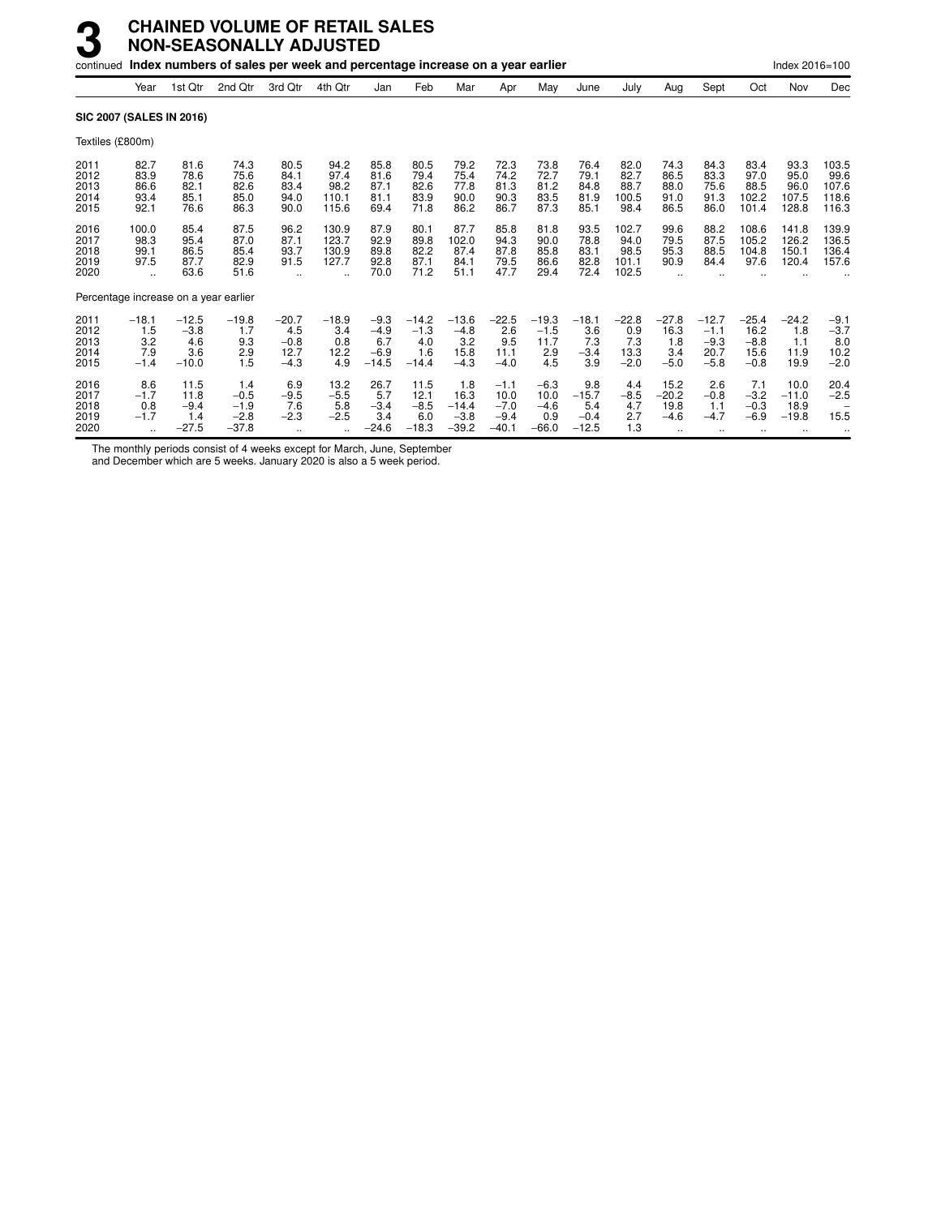# 3 CHAINED VOLUME OF RETAIL SALES NON-SEASONALLY ADJUSTED

continued **Index numbers of sales per week and percentage increase on a year earlier**

Index 2016=100

| | Year | 1st Qtr | 2nd Qtr | 3rd Qtr | 4th Qtr | Jan | Feb | Mar | Apr | May | June | July | Aug | Sept | Oct | Nov | Dec |
|---|---|---|---|---|---|---|---|---|---|---|---|---|---|---|---|---|---|
| **SIC 2007 (SALES IN 2016)** | | | | | | | | | | | | | | | | | |
| Textiles (£800m) | | | | | | | | | | | | | | | | | |
| 2011 | 82.7 | 81.6 | 74.3 | 80.5 | 94.2 | 85.8 | 80.5 | 79.2 | 72.3 | 73.8 | 76.4 | 82.0 | 74.3 | 84.3 | 83.4 | 93.3 | 103.5 |
| 2012 | 83.9 | 78.6 | 75.6 | 84.1 | 97.4 | 81.6 | 79.4 | 75.4 | 74.2 | 72.7 | 79.1 | 82.7 | 86.5 | 83.3 | 97.0 | 95.0 | 99.6 |
| 2013 | 86.6 | 82.1 | 82.6 | 83.4 | 98.2 | 87.1 | 82.6 | 77.8 | 81.3 | 81.2 | 84.8 | 88.7 | 88.0 | 75.6 | 88.5 | 96.0 | 107.6 |
| 2014 | 93.4 | 85.1 | 85.0 | 94.0 | 110.1 | 81.1 | 83.9 | 90.0 | 90.3 | 83.5 | 81.9 | 100.5 | 91.0 | 91.3 | 102.2 | 107.5 | 118.6 |
| 2015 | 92.1 | 76.6 | 86.3 | 90.0 | 115.6 | 69.4 | 71.8 | 86.2 | 86.7 | 87.3 | 85.1 | 98.4 | 86.5 | 86.0 | 101.4 | 128.8 | 116.3 |
| 2016 | 100.0 | 85.4 | 87.5 | 96.2 | 130.9 | 87.9 | 80.1 | 87.7 | 85.8 | 81.8 | 93.5 | 102.7 | 99.6 | 88.2 | 108.6 | 141.8 | 139.9 |
| 2017 | 98.3 | 95.4 | 87.0 | 87.1 | 123.7 | 92.9 | 89.8 | 102.0 | 94.3 | 90.0 | 78.8 | 94.0 | 79.5 | 87.5 | 105.2 | 126.2 | 136.5 |
| 2018 | 99.1 | 86.5 | 85.4 | 93.7 | 130.9 | 89.8 | 82.2 | 87.4 | 87.8 | 85.8 | 83.1 | 98.5 | 95.3 | 88.5 | 104.8 | 150.1 | 136.4 |
| 2019 | 97.5 | 87.7 | 82.9 | 91.5 | 127.7 | 92.8 | 87.1 | 84.1 | 79.5 | 86.6 | 82.8 | 101.1 | 90.9 | 84.4 | 97.6 | 120.4 | 157.6 |
| 2020 | .. | 63.6 | 51.6 | .. | .. | 70.0 | 71.2 | 51.1 | 47.7 | 29.4 | 72.4 | 102.5 | .. | .. | .. | .. | .. |
| Percentage increase on a year earlier | | | | | | | | | | | | | | | | | |
| 2011 | −18.1 | −12.5 | −19.8 | −20.7 | −18.9 | −9.3 | −14.2 | −13.6 | −22.5 | −19.3 | −18.1 | −22.8 | −27.8 | −12.7 | −25.4 | −24.2 | −9.1 |
| 2012 | 1.5 | −3.8 | 1.7 | 4.5 | 3.4 | −4.9 | −1.3 | −4.8 | 2.6 | −1.5 | 3.6 | 0.9 | 16.3 | −1.1 | 16.2 | 1.8 | −3.7 |
| 2013 | 3.2 | 4.6 | 9.3 | −0.8 | 0.8 | 6.7 | 4.0 | 3.2 | 9.5 | 11.7 | 7.3 | 7.3 | 1.8 | −9.3 | −8.8 | 1.1 | 8.0 |
| 2014 | 7.9 | 3.6 | 2.9 | 12.7 | 12.2 | −6.9 | 1.6 | 15.8 | 11.1 | 2.9 | −3.4 | 13.3 | 3.4 | 20.7 | 15.6 | 11.9 | 10.2 |
| 2015 | −1.4 | −10.0 | 1.5 | −4.3 | 4.9 | −14.5 | −14.4 | −4.3 | −4.0 | 4.5 | 3.9 | −2.0 | −5.0 | −5.8 | −0.8 | 19.9 | −2.0 |
| 2016 | 8.6 | 11.5 | 1.4 | 6.9 | 13.2 | 26.7 | 11.5 | 1.8 | −1.1 | −6.3 | 9.8 | 4.4 | 15.2 | 2.6 | 7.1 | 10.0 | 20.4 |
| 2017 | −1.7 | 11.8 | −0.5 | −9.5 | −5.5 | 5.7 | 12.1 | 16.3 | 10.0 | 10.0 | −15.7 | −8.5 | −20.2 | −0.8 | −3.2 | −11.0 | −2.5 |
| 2018 | 0.8 | −9.4 | −1.9 | 7.6 | 5.8 | −3.4 | −8.5 | −14.4 | −7.0 | −4.6 | 5.4 | 4.7 | 19.8 | 1.1 | −0.3 | 18.9 | – |
| 2019 | −1.7 | 1.4 | −2.8 | −2.3 | −2.5 | 3.4 | 6.0 | −3.8 | −9.4 | 0.9 | −0.4 | 2.7 | −4.6 | −4.7 | −6.9 | −19.8 | 15.5 |
| 2020 | .. | −27.5 | −37.8 | .. | .. | −24.6 | −18.3 | −39.2 | −40.1 | −66.0 | −12.5 | 1.3 | .. | .. | .. | .. | .. |

The monthly periods consist of 4 weeks except for March, June, September and December which are 5 weeks. January 2020 is also a 5 week period.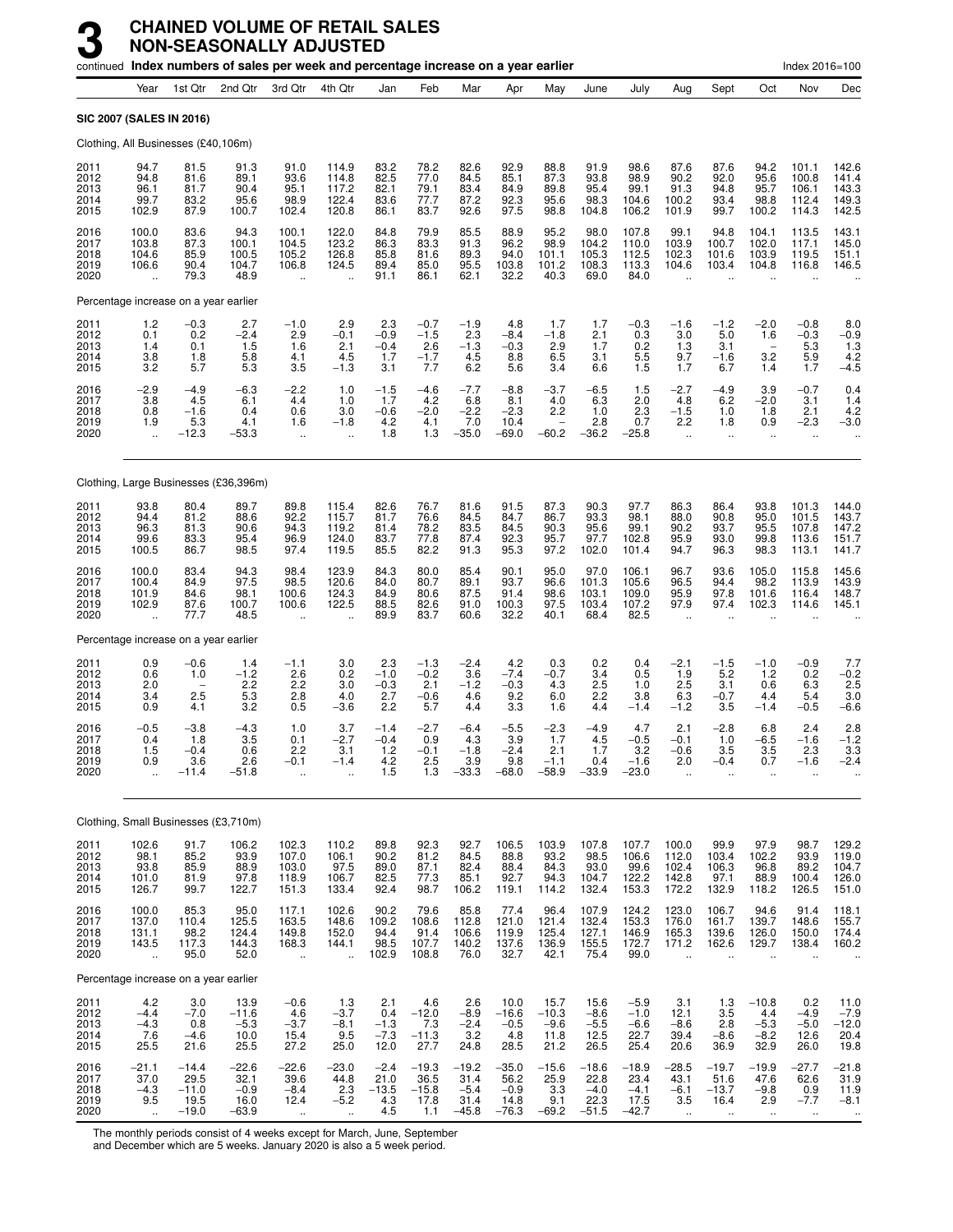# 3 CHAINED VOLUME OF RETAIL SALES NON-SEASONALLY ADJUSTED

continued **Index numbers of sales per week and percentage increase on a year earlier** Index 2016=100

| | Year | 1st Qtr | 2nd Qtr | 3rd Qtr | 4th Qtr | Jan | Feb | Mar | Apr | May | June | July | Aug | Sept | Oct | Nov | Dec |
|---|---|---|---|---|---|---|---|---|---|---|---|---|---|---|---|---|---|
| **SIC 2007 (SALES IN 2016)** | | | | | | | | | | | | | | | | | |
| Clothing, All Businesses (£40,106m) | | | | | | | | | | | | | | | | | |
| 2011 | 94.7 | 81.5 | 91.3 | 91.0 | 114.9 | 83.2 | 78.2 | 82.6 | 92.9 | 88.8 | 91.9 | 98.6 | 87.6 | 87.6 | 94.2 | 101.1 | 142.6 |
| 2012 | 94.8 | 81.6 | 89.1 | 93.6 | 114.8 | 82.5 | 77.0 | 84.5 | 85.1 | 87.3 | 93.8 | 98.9 | 90.2 | 92.0 | 95.6 | 100.8 | 141.4 |
| 2013 | 96.1 | 81.7 | 90.4 | 95.1 | 117.2 | 82.1 | 79.1 | 83.4 | 84.9 | 89.8 | 95.4 | 99.1 | 91.3 | 94.8 | 95.7 | 106.1 | 143.3 |
| 2014 | 99.7 | 83.2 | 95.6 | 98.9 | 122.4 | 83.6 | 77.7 | 87.2 | 92.3 | 95.6 | 98.3 | 104.6 | 100.2 | 93.4 | 98.8 | 112.4 | 149.3 |
| 2015 | 102.9 | 87.9 | 100.7 | 102.4 | 120.8 | 86.1 | 83.7 | 92.6 | 97.5 | 98.8 | 104.8 | 106.2 | 101.9 | 99.7 | 100.2 | 114.3 | 142.5 |
| 2016 | 100.0 | 83.6 | 94.3 | 100.1 | 122.0 | 84.8 | 79.9 | 85.5 | 88.9 | 95.2 | 98.0 | 107.8 | 99.1 | 94.8 | 104.1 | 113.5 | 143.1 |
| 2017 | 103.8 | 87.3 | 100.1 | 104.5 | 123.2 | 86.3 | 83.3 | 91.3 | 96.2 | 98.9 | 104.2 | 110.0 | 103.9 | 100.7 | 102.0 | 117.1 | 145.0 |
| 2018 | 104.6 | 85.9 | 100.5 | 105.2 | 126.8 | 85.8 | 81.6 | 89.3 | 94.0 | 101.1 | 105.3 | 112.5 | 102.3 | 101.6 | 103.9 | 119.5 | 151.1 |
| 2019 | 106.6 | 90.4 | 104.7 | 106.8 | 124.5 | 89.4 | 85.0 | 95.5 | 103.8 | 101.2 | 108.3 | 113.3 | 104.6 | 103.4 | 104.8 | 116.8 | 146.5 |
| 2020 | .. | 79.3 | 48.9 | .. | .. | 91.1 | 86.1 | 62.1 | 32.2 | 40.3 | 69.0 | 84.0 | .. | .. | .. | .. | .. |
| Percentage increase on a year earlier | | | | | | | | | | | | | | | | | |
| 2011 | 1.2 | −0.3 | 2.7 | −1.0 | 2.9 | 2.3 | −0.7 | −1.9 | 4.8 | 1.7 | 1.7 | −0.3 | −1.6 | −1.2 | −2.0 | −0.8 | 8.0 |
| 2012 | 0.1 | 0.2 | −2.4 | 2.9 | −0.1 | −0.9 | −1.5 | 2.3 | −8.4 | −1.8 | 2.1 | 0.3 | 3.0 | 5.0 | 1.6 | −0.3 | −0.9 |
| 2013 | 1.4 | 0.1 | 1.5 | 1.6 | 2.1 | −0.4 | 2.6 | −1.3 | −0.3 | 2.9 | 1.7 | 0.2 | 1.3 | 3.1 | − | 5.3 | 1.3 |
| 2014 | 3.8 | 1.8 | 5.8 | 4.1 | 4.5 | 1.7 | −1.7 | 4.5 | 8.8 | 6.5 | 3.1 | 5.5 | 9.7 | −1.6 | 3.2 | 5.9 | 4.2 |
| 2015 | 3.2 | 5.7 | 5.3 | 3.5 | −1.3 | 3.1 | 7.7 | 6.2 | 5.6 | 3.4 | 6.6 | 1.5 | 1.7 | 6.7 | 1.4 | 1.7 | −4.5 |
| 2016 | −2.9 | −4.9 | −6.3 | −2.2 | 1.0 | −1.5 | −4.6 | −7.7 | −8.8 | −3.7 | −6.5 | 1.5 | −2.7 | −4.9 | 3.9 | −0.7 | 0.4 |
| 2017 | 3.8 | 4.5 | 6.1 | 4.4 | 1.0 | 1.7 | 4.2 | 6.8 | 8.1 | 4.0 | 6.3 | 2.0 | 4.8 | 6.2 | −2.0 | 3.1 | 1.4 |
| 2018 | 0.8 | −1.6 | 0.4 | 0.6 | 3.0 | −0.6 | −2.0 | −2.2 | −2.3 | 2.2 | 1.0 | 2.3 | −1.5 | 1.0 | 1.8 | 2.1 | 4.2 |
| 2019 | 1.9 | 5.3 | 4.1 | 1.6 | −1.8 | 4.2 | 4.1 | 7.0 | 10.4 | − | 2.8 | 0.7 | 2.2 | 1.8 | 0.9 | −2.3 | −3.0 |
| 2020 | .. | −12.3 | −53.3 | .. | .. | 1.8 | 1.3 | −35.0 | −69.0 | −60.2 | −36.2 | −25.8 | .. | .. | .. | .. | .. |
| Clothing, Large Businesses (£36,396m) | | | | | | | | | | | | | | | | | |
| 2011 | 93.8 | 80.4 | 89.7 | 89.8 | 115.4 | 82.6 | 76.7 | 81.6 | 91.5 | 87.3 | 90.3 | 97.7 | 86.3 | 86.4 | 93.8 | 101.3 | 144.0 |
| 2012 | 94.4 | 81.2 | 88.6 | 92.2 | 115.7 | 81.7 | 76.6 | 84.5 | 84.7 | 86.7 | 93.3 | 98.1 | 88.0 | 90.8 | 95.0 | 101.5 | 143.7 |
| 2013 | 96.3 | 81.3 | 90.6 | 94.3 | 119.2 | 81.4 | 78.2 | 83.5 | 84.5 | 90.3 | 95.6 | 99.1 | 90.2 | 93.7 | 95.5 | 107.8 | 147.2 |
| 2014 | 99.6 | 83.3 | 95.4 | 96.9 | 124.0 | 83.7 | 77.8 | 87.4 | 92.3 | 95.7 | 97.7 | 102.8 | 95.9 | 93.0 | 99.8 | 113.6 | 151.7 |
| 2015 | 100.5 | 86.7 | 98.5 | 97.4 | 119.5 | 85.5 | 82.2 | 91.3 | 95.3 | 97.2 | 102.0 | 101.4 | 94.7 | 96.3 | 98.3 | 113.1 | 141.7 |
| 2016 | 100.0 | 83.4 | 94.3 | 98.4 | 123.9 | 84.3 | 80.0 | 85.4 | 90.1 | 95.0 | 97.0 | 106.1 | 96.7 | 93.6 | 105.0 | 115.8 | 145.6 |
| 2017 | 100.4 | 84.9 | 97.5 | 98.5 | 120.6 | 84.0 | 80.7 | 89.1 | 93.7 | 96.6 | 101.3 | 105.6 | 96.5 | 94.4 | 98.2 | 113.9 | 143.9 |
| 2018 | 101.9 | 84.6 | 98.1 | 100.6 | 124.3 | 84.9 | 80.6 | 87.5 | 91.4 | 98.6 | 103.1 | 109.0 | 95.9 | 97.8 | 101.6 | 116.4 | 148.7 |
| 2019 | 102.9 | 87.6 | 100.7 | 100.6 | 122.5 | 88.5 | 82.6 | 91.0 | 100.3 | 97.5 | 103.4 | 107.2 | 97.9 | 97.4 | 102.3 | 114.6 | 145.1 |
| 2020 | .. | 77.7 | 48.5 | .. | .. | 89.9 | 83.7 | 60.6 | 32.2 | 40.1 | 68.4 | 82.5 | .. | .. | .. | .. | .. |
| Percentage increase on a year earlier | | | | | | | | | | | | | | | | | |
| 2011 | 0.9 | −0.6 | 1.4 | −1.1 | 3.0 | 2.3 | −1.3 | −2.4 | 4.2 | 0.3 | 0.2 | 0.4 | −2.1 | −1.5 | −1.0 | −0.9 | 7.7 |
| 2012 | 0.6 | 1.0 | −1.2 | 2.6 | 0.2 | −1.0 | −0.2 | 3.6 | −7.4 | −0.7 | 3.4 | 0.5 | 1.9 | 5.2 | 1.2 | 0.2 | −0.2 |
| 2013 | 2.0 | − | 2.2 | 2.2 | 3.0 | −0.3 | 2.1 | −1.2 | −0.3 | 4.3 | 2.5 | 1.0 | 2.5 | 3.1 | 0.6 | 6.3 | 2.5 |
| 2014 | 3.4 | 2.5 | 5.3 | 2.8 | 4.0 | 2.7 | −0.6 | 4.6 | 9.2 | 6.0 | 2.2 | 3.8 | 6.3 | −0.7 | 4.4 | 5.4 | 3.0 |
| 2015 | 0.9 | 4.1 | 3.2 | 0.5 | −3.6 | 2.2 | 5.7 | 4.4 | 3.3 | 1.6 | 4.4 | −1.4 | −1.2 | 3.5 | −1.4 | −0.5 | −6.6 |
| 2016 | −0.5 | −3.8 | −4.3 | 1.0 | 3.7 | −1.4 | −2.7 | −6.4 | −5.5 | −2.3 | −4.9 | 4.7 | 2.1 | −2.8 | 6.8 | 2.4 | 2.8 |
| 2017 | 0.4 | 1.8 | 3.5 | 0.1 | −2.7 | −0.4 | 0.9 | 4.3 | 3.9 | 1.7 | 4.5 | −0.5 | −0.1 | 1.0 | −6.5 | −1.6 | −1.2 |
| 2018 | 1.5 | −0.4 | 0.6 | 2.2 | 3.1 | 1.2 | −0.1 | −1.8 | −2.4 | 2.1 | 1.7 | 3.2 | −0.6 | 3.5 | 3.5 | 2.3 | 3.3 |
| 2019 | 0.9 | 3.6 | 2.6 | −0.1 | −1.4 | 4.2 | 2.5 | 3.9 | 9.8 | −1.1 | 0.4 | −1.6 | 2.0 | −0.4 | 0.7 | −1.6 | −2.4 |
| 2020 | .. | −11.4 | −51.8 | .. | .. | 1.5 | 1.3 | −33.3 | −68.0 | −58.9 | −33.9 | −23.0 | .. | .. | .. | .. | .. |
| Clothing, Small Businesses (£3,710m) | | | | | | | | | | | | | | | | | |
| 2011 | 102.6 | 91.7 | 106.2 | 102.3 | 110.2 | 89.8 | 92.3 | 92.7 | 106.5 | 103.9 | 107.8 | 107.7 | 100.0 | 99.9 | 97.9 | 98.7 | 129.2 |
| 2012 | 98.1 | 85.2 | 93.9 | 107.0 | 106.1 | 90.2 | 81.2 | 84.5 | 88.8 | 93.2 | 98.5 | 106.6 | 112.0 | 103.4 | 102.2 | 93.9 | 119.0 |
| 2013 | 93.8 | 85.9 | 88.9 | 103.0 | 97.5 | 89.0 | 87.1 | 82.4 | 88.4 | 84.3 | 93.0 | 99.6 | 102.4 | 106.3 | 96.8 | 89.2 | 104.7 |
| 2014 | 101.0 | 81.9 | 97.8 | 118.9 | 106.7 | 82.5 | 77.3 | 85.1 | 92.7 | 94.3 | 104.7 | 122.2 | 142.8 | 97.1 | 88.9 | 100.4 | 126.0 |
| 2015 | 126.7 | 99.7 | 122.7 | 151.3 | 133.4 | 92.4 | 98.7 | 106.2 | 119.1 | 114.2 | 132.4 | 153.3 | 172.2 | 132.9 | 118.2 | 126.5 | 151.0 |
| 2016 | 100.0 | 85.3 | 95.0 | 117.1 | 102.6 | 90.2 | 79.6 | 85.8 | 77.4 | 96.4 | 107.9 | 124.2 | 123.0 | 106.7 | 94.6 | 91.4 | 118.1 |
| 2017 | 137.0 | 110.4 | 125.5 | 163.5 | 148.6 | 109.2 | 108.6 | 112.8 | 121.0 | 121.4 | 132.4 | 153.3 | 176.0 | 161.7 | 139.7 | 148.6 | 155.7 |
| 2018 | 131.1 | 98.2 | 124.4 | 149.8 | 152.0 | 94.4 | 91.4 | 106.6 | 119.9 | 125.4 | 127.1 | 146.9 | 165.3 | 139.6 | 126.0 | 150.0 | 174.4 |
| 2019 | 143.5 | 117.3 | 144.3 | 168.3 | 144.1 | 98.5 | 107.7 | 140.2 | 137.6 | 136.9 | 155.5 | 172.7 | 171.2 | 162.6 | 129.7 | 138.4 | 160.2 |
| 2020 | .. | 95.0 | 52.0 | .. | .. | 102.9 | 108.8 | 76.0 | 32.7 | 42.1 | 75.4 | 99.0 | .. | .. | .. | .. | .. |
| Percentage increase on a year earlier | | | | | | | | | | | | | | | | | |
| 2011 | 4.2 | 3.0 | 13.9 | −0.6 | 1.3 | 2.1 | 4.6 | 2.6 | 10.0 | 15.7 | 15.6 | −5.9 | 3.1 | 1.3 | −10.8 | 0.2 | 11.0 |
| 2012 | −4.4 | −7.0 | −11.6 | 4.6 | −3.7 | 0.4 | −12.0 | −8.9 | −16.6 | −10.3 | −8.6 | −1.0 | 12.1 | 3.5 | 4.4 | −4.9 | −7.9 |
| 2013 | −4.3 | 0.8 | −5.3 | −3.7 | −8.1 | −1.3 | 7.3 | −2.4 | −0.5 | −9.6 | −5.5 | −6.6 | −8.6 | 2.8 | −5.3 | −5.0 | −12.0 |
| 2014 | 7.6 | −4.6 | 10.0 | 15.4 | 9.5 | −7.3 | −11.3 | 3.2 | 4.8 | 11.8 | 12.5 | 22.7 | 39.4 | −8.6 | −8.2 | 12.6 | 20.4 |
| 2015 | 25.5 | 21.6 | 25.5 | 27.2 | 25.0 | 12.0 | 27.7 | 24.8 | 28.5 | 21.2 | 26.5 | 25.4 | 20.6 | 36.9 | 32.9 | 26.0 | 19.8 |
| 2016 | −21.1 | −14.4 | −22.6 | −22.6 | −23.0 | −2.4 | −19.3 | −19.2 | −35.0 | −15.6 | −18.6 | −18.9 | −28.5 | −19.7 | −19.9 | −27.7 | −21.8 |
| 2017 | 37.0 | 29.5 | 32.1 | 39.6 | 44.8 | 21.0 | 36.5 | 31.4 | 56.2 | 25.9 | 22.8 | 23.4 | 43.1 | 51.6 | 47.6 | 62.6 | 31.9 |
| 2018 | −4.3 | −11.0 | −0.9 | −8.4 | 2.3 | −13.5 | −15.8 | −5.4 | −0.9 | 3.3 | −4.0 | −4.1 | −6.1 | −13.7 | −9.8 | 0.9 | 11.9 |
| 2019 | 9.5 | 19.5 | 16.0 | 12.4 | −5.2 | 4.3 | 17.8 | 31.4 | 14.8 | 9.1 | 22.3 | 17.5 | 3.5 | 16.4 | 2.9 | −7.7 | −8.1 |
| 2020 | .. | −19.0 | −63.9 | .. | .. | 4.5 | 1.1 | −45.8 | −76.3 | −69.2 | −51.5 | −42.7 | .. | .. | .. | .. | .. |

The monthly periods consist of 4 weeks except for March, June, September and December which are 5 weeks. January 2020 is also a 5 week period.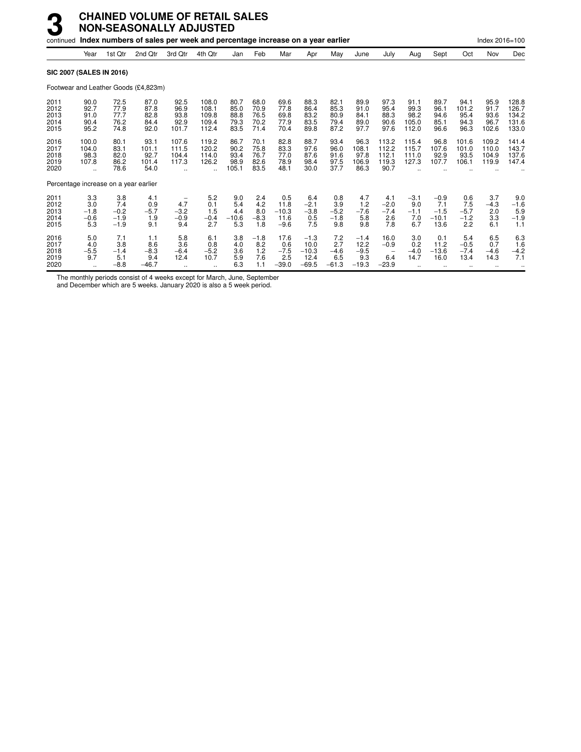# 3 CHAINED VOLUME OF RETAIL SALES NON-SEASONALLY ADJUSTED

continued **Index numbers of sales per week and percentage increase on a year earlier**

Index 2016=100

| | Year | 1st Qtr | 2nd Qtr | 3rd Qtr | 4th Qtr | Jan | Feb | Mar | Apr | May | June | July | Aug | Sept | Oct | Nov | Dec |
|---|---|---|---|---|---|---|---|---|---|---|---|---|---|---|---|---|---|
| **SIC 2007 (SALES IN 2016)** | | | | | | | | | | | | | | | | | |
| Footwear and Leather Goods (£4,823m) | | | | | | | | | | | | | | | | | |
| 2011 | 90.0 | 72.5 | 87.0 | 92.5 | 108.0 | 80.7 | 68.0 | 69.6 | 88.3 | 82.1 | 89.9 | 97.3 | 91.1 | 89.7 | 94.1 | 95.9 | 128.8 |
| 2012 | 92.7 | 77.9 | 87.8 | 96.9 | 108.1 | 85.0 | 70.9 | 77.8 | 86.4 | 85.3 | 91.0 | 95.4 | 99.3 | 96.1 | 101.2 | 91.7 | 126.7 |
| 2013 | 91.0 | 77.7 | 82.8 | 93.8 | 109.8 | 88.8 | 76.5 | 69.8 | 83.2 | 80.9 | 84.1 | 88.3 | 98.2 | 94.6 | 95.4 | 93.6 | 134.2 |
| 2014 | 90.4 | 76.2 | 84.4 | 92.9 | 109.4 | 79.3 | 70.2 | 77.9 | 83.5 | 79.4 | 89.0 | 90.6 | 105.0 | 85.1 | 94.3 | 96.7 | 131.6 |
| 2015 | 95.2 | 74.8 | 92.0 | 101.7 | 112.4 | 83.5 | 71.4 | 70.4 | 89.8 | 87.2 | 97.7 | 97.6 | 112.0 | 96.6 | 96.3 | 102.6 | 133.0 |
| 2016 | 100.0 | 80.1 | 93.1 | 107.6 | 119.2 | 86.7 | 70.1 | 82.8 | 88.7 | 93.4 | 96.3 | 113.2 | 115.4 | 96.8 | 101.6 | 109.2 | 141.4 |
| 2017 | 104.0 | 83.1 | 101.1 | 111.5 | 120.2 | 90.2 | 75.8 | 83.3 | 97.6 | 96.0 | 108.1 | 112.2 | 115.7 | 107.6 | 101.0 | 110.0 | 143.7 |
| 2018 | 98.3 | 82.0 | 92.7 | 104.4 | 114.0 | 93.4 | 76.7 | 77.0 | 87.6 | 91.6 | 97.8 | 112.1 | 111.0 | 92.9 | 93.5 | 104.9 | 137.6 |
| 2019 | 107.8 | 86.2 | 101.4 | 117.3 | 126.2 | 98.9 | 82.6 | 78.9 | 98.4 | 97.5 | 106.9 | 119.3 | 127.3 | 107.7 | 106.1 | 119.9 | 147.4 |
| 2020 | .. | 78.6 | 54.0 | .. | .. | 105.1 | 83.5 | 48.1 | 30.0 | 37.7 | 86.3 | 90.7 | .. | .. | .. | .. | .. |
| Percentage increase on a year earlier | | | | | | | | | | | | | | | | | |
| 2011 | 3.3 | 3.8 | 4.1 | – | 5.2 | 9.0 | 2.4 | 0.5 | 6.4 | 0.8 | 4.7 | 4.1 | −3.1 | −0.9 | 0.6 | 3.7 | 9.0 |
| 2012 | 3.0 | 7.4 | 0.9 | 4.7 | 0.1 | 5.4 | 4.2 | 11.8 | −2.1 | 3.9 | 1.2 | −2.0 | 9.0 | 7.1 | 7.5 | −4.3 | −1.6 |
| 2013 | −1.8 | −0.2 | −5.7 | −3.2 | 1.5 | 4.4 | 8.0 | −10.3 | −3.8 | −5.2 | −7.6 | −7.4 | −1.1 | −1.5 | −5.7 | 2.0 | 5.9 |
| 2014 | −0.6 | −1.9 | 1.9 | −0.9 | −0.4 | −10.6 | −8.3 | 11.6 | 0.5 | −1.8 | 5.8 | 2.6 | 7.0 | −10.1 | −1.2 | 3.3 | −1.9 |
| 2015 | 5.3 | −1.9 | 9.1 | 9.4 | 2.7 | 5.3 | 1.8 | −9.6 | 7.5 | 9.8 | 9.8 | 7.8 | 6.7 | 13.6 | 2.2 | 6.1 | 1.1 |
| 2016 | 5.0 | 7.1 | 1.1 | 5.8 | 6.1 | 3.8 | −1.8 | 17.6 | −1.3 | 7.2 | −1.4 | 16.0 | 3.0 | 0.1 | 5.4 | 6.5 | 6.3 |
| 2017 | 4.0 | 3.8 | 8.6 | 3.6 | 0.8 | 4.0 | 8.2 | 0.6 | 10.0 | 2.7 | 12.2 | −0.9 | 0.2 | 11.2 | −0.5 | 0.7 | 1.6 |
| 2018 | −5.5 | −1.4 | −8.3 | −6.4 | −5.2 | 3.6 | 1.2 | −7.5 | −10.3 | −4.6 | −9.5 | – | −4.0 | −13.6 | −7.4 | −4.6 | −4.2 |
| 2019 | 9.7 | 5.1 | 9.4 | 12.4 | 10.7 | 5.9 | 7.6 | 2.5 | 12.4 | 6.5 | 9.3 | 6.4 | 14.7 | 16.0 | 13.4 | 14.3 | 7.1 |
| 2020 | .. | −8.8 | −46.7 | .. | .. | 6.3 | 1.1 | −39.0 | −69.5 | −61.3 | −19.3 | −23.9 | .. | .. | .. | .. | .. |

The monthly periods consist of 4 weeks except for March, June, September and December which are 5 weeks. January 2020 is also a 5 week period.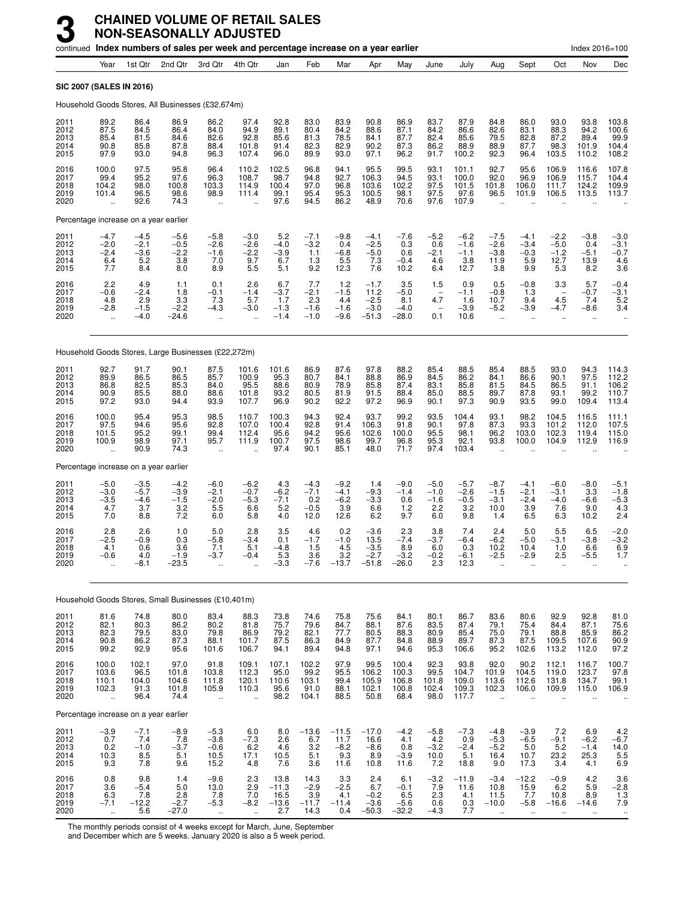# 3 CHAINED VOLUME OF RETAIL SALES NON-SEASONALLY ADJUSTED

continued **Index numbers of sales per week and percentage increase on a year earlier** Index 2016=100

| | Year | 1st Qtr | 2nd Qtr | 3rd Qtr | 4th Qtr | Jan | Feb | Mar | Apr | May | June | July | Aug | Sept | Oct | Nov | Dec |
|---|---|---|---|---|---|---|---|---|---|---|---|---|---|---|---|---|---|
| **SIC 2007 (SALES IN 2016)** | | | | | | | | | | | | | | | | | |
| Household Goods Stores, All Businesses (£32,674m) | | | | | | | | | | | | | | | | | |
| 2011 | 89.2 | 86.4 | 86.9 | 86.2 | 97.4 | 92.8 | 83.0 | 83.9 | 90.8 | 86.9 | 83.7 | 87.9 | 84.8 | 86.0 | 93.0 | 93.8 | 103.8 |
| 2012 | 87.5 | 84.5 | 86.4 | 84.0 | 94.9 | 89.1 | 80.4 | 84.2 | 88.6 | 87.1 | 84.2 | 86.6 | 82.6 | 83.1 | 88.3 | 94.2 | 100.6 |
| 2013 | 85.4 | 81.5 | 84.6 | 82.6 | 92.8 | 85.6 | 81.3 | 78.5 | 84.1 | 87.7 | 82.4 | 85.6 | 79.5 | 82.8 | 87.2 | 89.4 | 99.9 |
| 2014 | 90.8 | 85.8 | 87.8 | 88.4 | 101.8 | 91.4 | 82.3 | 82.9 | 90.2 | 87.3 | 86.2 | 88.9 | 88.9 | 87.7 | 98.3 | 101.9 | 104.4 |
| 2015 | 97.9 | 93.0 | 94.8 | 96.3 | 107.4 | 96.0 | 89.9 | 93.0 | 97.1 | 96.2 | 91.7 | 100.2 | 92.3 | 96.4 | 103.5 | 110.2 | 108.2 |
| 2016 | 100.0 | 97.5 | 95.8 | 96.4 | 110.2 | 102.5 | 96.8 | 94.1 | 95.5 | 99.5 | 93.1 | 101.1 | 92.7 | 95.6 | 106.9 | 116.6 | 107.8 |
| 2017 | 99.4 | 95.2 | 97.6 | 96.3 | 108.7 | 98.7 | 94.8 | 92.7 | 106.3 | 94.5 | 93.1 | 100.0 | 92.0 | 96.9 | 106.9 | 115.7 | 104.4 |
| 2018 | 104.2 | 98.0 | 100.8 | 103.3 | 114.9 | 100.4 | 97.0 | 96.8 | 103.6 | 102.2 | 97.5 | 101.5 | 101.8 | 106.0 | 111.7 | 124.2 | 109.9 |
| 2019 | 101.4 | 96.5 | 98.6 | 98.9 | 111.4 | 99.1 | 95.4 | 95.3 | 100.5 | 98.1 | 97.5 | 97.6 | 96.5 | 101.9 | 106.5 | 113.5 | 113.7 |
| 2020 | .. | 92.6 | 74.3 | .. | .. | 97.6 | 94.5 | 86.2 | 48.9 | 70.6 | 97.6 | 107.9 | .. | .. | .. | .. | .. |
| Percentage increase on a year earlier | | | | | | | | | | | | | | | | | |
| 2011 | −4.7 | −4.5 | −5.6 | −5.8 | −3.0 | 5.2 | −7.1 | −9.8 | −4.1 | −7.6 | −5.2 | −6.2 | −7.5 | −4.1 | −2.2 | −3.8 | −3.0 |
| 2012 | −2.0 | −2.1 | −0.5 | −2.6 | −2.6 | −4.0 | −3.2 | 0.4 | −2.5 | 0.3 | 0.6 | −1.6 | −2.6 | −3.4 | −5.0 | 0.4 | −3.1 |
| 2013 | −2.4 | −3.6 | −2.2 | −1.6 | −2.2 | −3.9 | 1.1 | −6.8 | −5.0 | 0.6 | −2.1 | −1.1 | −3.8 | −0.3 | −1.2 | −5.1 | −0.7 |
| 2014 | 6.4 | 5.2 | 3.8 | 7.0 | 9.7 | 6.7 | 1.3 | 5.5 | 7.3 | −0.4 | 4.6 | 3.8 | 11.9 | 5.9 | 12.7 | 13.9 | 4.6 |
| 2015 | 7.7 | 8.4 | 8.0 | 8.9 | 5.5 | 5.1 | 9.2 | 12.3 | 7.6 | 10.2 | 6.4 | 12.7 | 3.8 | 9.9 | 5.3 | 8.2 | 3.6 |
| 2016 | 2.2 | 4.9 | 1.1 | 0.1 | 2.6 | 6.7 | 7.7 | 1.2 | −1.7 | 3.5 | 1.5 | 0.9 | 0.5 | −0.8 | 3.3 | 5.7 | −0.4 |
| 2017 | −0.6 | −2.4 | 1.8 | −0.1 | −1.4 | −3.7 | −2.1 | −1.5 | 11.2 | −5.0 | – | −1.1 | −0.8 | 1.3 | – | −0.7 | −3.1 |
| 2018 | 4.8 | 2.9 | 3.3 | 7.3 | 5.7 | 1.7 | 2.3 | 4.4 | −2.5 | 8.1 | 4.7 | 1.6 | 10.7 | 9.4 | 4.5 | 7.4 | 5.2 |
| 2019 | −2.8 | −1.5 | −2.2 | −4.3 | −3.0 | −1.3 | −1.6 | −1.6 | −3.0 | −4.0 | – | −3.9 | −5.2 | −3.9 | −4.7 | −8.6 | 3.4 |
| 2020 | .. | −4.0 | −24.6 | .. | .. | −1.4 | −1.0 | −9.6 | −51.3 | −28.0 | 0.1 | 10.6 | .. | .. | .. | .. | .. |
| Household Goods Stores, Large Businesses (£22,272m) | | | | | | | | | | | | | | | | | |
| 2011 | 92.7 | 91.7 | 90.1 | 87.5 | 101.6 | 101.6 | 86.9 | 87.6 | 97.8 | 88.2 | 85.4 | 88.5 | 85.4 | 88.5 | 93.0 | 94.3 | 114.3 |
| 2012 | 89.9 | 86.5 | 86.5 | 85.7 | 100.9 | 95.3 | 80.7 | 84.1 | 88.8 | 86.9 | 84.5 | 86.2 | 84.1 | 86.6 | 90.1 | 97.5 | 112.2 |
| 2013 | 86.8 | 82.5 | 85.3 | 84.0 | 95.5 | 88.6 | 80.9 | 78.9 | 85.8 | 87.4 | 83.1 | 85.8 | 81.5 | 84.5 | 86.5 | 91.1 | 106.2 |
| 2014 | 90.9 | 85.5 | 88.0 | 88.6 | 101.8 | 93.2 | 80.5 | 81.9 | 91.5 | 88.4 | 85.0 | 88.5 | 89.7 | 87.8 | 93.1 | 99.2 | 110.7 |
| 2015 | 97.2 | 93.0 | 94.4 | 93.9 | 107.7 | 96.9 | 90.2 | 92.2 | 97.2 | 96.9 | 90.1 | 97.3 | 90.9 | 93.5 | 99.0 | 109.4 | 113.4 |
| 2016 | 100.0 | 95.4 | 95.3 | 98.5 | 110.7 | 100.3 | 94.3 | 92.4 | 93.7 | 99.2 | 93.5 | 104.4 | 93.1 | 98.2 | 104.5 | 116.5 | 111.1 |
| 2017 | 97.5 | 94.6 | 95.6 | 92.8 | 107.0 | 100.4 | 92.8 | 91.4 | 106.3 | 91.8 | 90.1 | 97.8 | 87.3 | 93.3 | 101.2 | 112.0 | 107.5 |
| 2018 | 101.5 | 95.2 | 99.1 | 99.4 | 112.4 | 95.6 | 94.2 | 95.6 | 102.6 | 100.0 | 95.5 | 98.1 | 96.2 | 103.0 | 102.3 | 119.4 | 115.0 |
| 2019 | 100.9 | 98.9 | 97.1 | 95.7 | 111.9 | 100.7 | 97.5 | 98.6 | 99.7 | 96.8 | 95.3 | 92.1 | 93.8 | 100.0 | 104.9 | 112.9 | 116.9 |
| 2020 | .. | 90.9 | 74.3 | .. | .. | 97.4 | 90.1 | 85.1 | 48.0 | 71.7 | 97.4 | 103.4 | .. | .. | .. | .. | .. |
| Percentage increase on a year earlier | | | | | | | | | | | | | | | | | |
| 2011 | −5.0 | −3.5 | −4.2 | −6.0 | −6.2 | 4.3 | −4.3 | −9.2 | 1.4 | −9.0 | −5.0 | −5.7 | −8.7 | −4.1 | −6.0 | −8.0 | −5.1 |
| 2012 | −3.0 | −5.7 | −3.9 | −2.1 | −0.7 | −6.2 | −7.1 | −4.1 | −9.3 | −1.4 | −1.0 | −2.6 | −1.5 | −2.1 | −3.1 | 3.3 | −1.8 |
| 2013 | −3.5 | −4.6 | −1.5 | −2.0 | −5.3 | −7.1 | 0.2 | −6.2 | −3.3 | 0.6 | −1.6 | −0.5 | −3.1 | −2.4 | −4.0 | −6.6 | −5.3 |
| 2014 | 4.7 | 3.7 | 3.2 | 5.5 | 6.6 | 5.2 | −0.5 | 3.9 | 6.6 | 1.2 | 2.2 | 3.2 | 10.0 | 3.9 | 7.6 | 9.0 | 4.3 |
| 2015 | 7.0 | 8.8 | 7.2 | 6.0 | 5.8 | 4.0 | 12.0 | 12.6 | 6.2 | 9.7 | 6.0 | 9.8 | 1.4 | 6.5 | 6.3 | 10.2 | 2.4 |
| 2016 | 2.8 | 2.6 | 1.0 | 5.0 | 2.8 | 3.5 | 4.6 | 0.2 | −3.6 | 2.3 | 3.8 | 7.4 | 2.4 | 5.0 | 5.5 | 6.5 | −2.0 |
| 2017 | −2.5 | −0.9 | 0.3 | −5.8 | −3.4 | 0.1 | −1.7 | −1.0 | 13.5 | −7.4 | −3.7 | −6.4 | −6.2 | −5.0 | −3.1 | −3.8 | −3.2 |
| 2018 | 4.1 | 0.6 | 3.6 | 7.1 | 5.1 | −4.8 | 1.5 | 4.5 | −3.5 | 8.9 | 6.0 | 0.3 | 10.2 | 10.4 | 1.0 | 6.6 | 6.9 |
| 2019 | −0.6 | 4.0 | −1.9 | −3.7 | −0.4 | 5.3 | 3.6 | 3.2 | −2.7 | −3.2 | −0.2 | −6.1 | −2.5 | −2.9 | 2.5 | −5.5 | 1.7 |
| 2020 | .. | −8.1 | −23.5 | .. | .. | −3.3 | −7.6 | −13.7 | −51.8 | −26.0 | 2.3 | 12.3 | .. | .. | .. | .. | .. |
| Household Goods Stores, Small Businesses (£10,401m) | | | | | | | | | | | | | | | | | |
| 2011 | 81.6 | 74.8 | 80.0 | 83.4 | 88.3 | 73.8 | 74.6 | 75.8 | 75.6 | 84.1 | 80.1 | 86.7 | 83.6 | 80.6 | 92.9 | 92.8 | 81.0 |
| 2012 | 82.1 | 80.3 | 86.2 | 80.2 | 81.8 | 75.7 | 79.6 | 84.7 | 88.1 | 87.6 | 83.5 | 87.4 | 79.1 | 75.4 | 84.4 | 87.1 | 75.6 |
| 2013 | 82.3 | 79.5 | 83.0 | 79.8 | 86.9 | 79.2 | 82.1 | 77.7 | 80.5 | 88.3 | 80.9 | 85.4 | 75.0 | 79.1 | 88.8 | 85.9 | 86.2 |
| 2014 | 90.8 | 86.2 | 87.3 | 88.1 | 101.7 | 87.5 | 86.3 | 84.9 | 87.7 | 84.8 | 88.9 | 89.7 | 87.3 | 87.5 | 109.5 | 107.6 | 90.9 |
| 2015 | 99.2 | 92.9 | 95.6 | 101.6 | 106.7 | 94.1 | 89.4 | 94.8 | 97.1 | 94.6 | 95.3 | 106.6 | 95.2 | 102.6 | 113.2 | 112.0 | 97.2 |
| 2016 | 100.0 | 102.1 | 97.0 | 91.8 | 109.1 | 107.1 | 102.2 | 97.9 | 99.5 | 100.4 | 92.3 | 93.8 | 92.0 | 90.2 | 112.1 | 116.7 | 100.7 |
| 2017 | 103.6 | 96.5 | 101.8 | 103.8 | 112.3 | 95.0 | 99.2 | 95.5 | 106.2 | 100.3 | 99.5 | 104.7 | 101.9 | 104.5 | 119.0 | 123.7 | 97.8 |
| 2018 | 110.1 | 104.0 | 104.6 | 111.8 | 120.1 | 110.6 | 103.1 | 99.4 | 105.9 | 106.8 | 101.8 | 109.0 | 113.6 | 112.6 | 131.8 | 134.7 | 99.1 |
| 2019 | 102.3 | 91.3 | 101.8 | 105.9 | 110.3 | 95.6 | 91.0 | 88.1 | 102.1 | 100.8 | 102.4 | 109.3 | 102.3 | 106.0 | 109.9 | 115.0 | 106.9 |
| 2020 | .. | 96.4 | 74.4 | .. | .. | 98.2 | 104.1 | 88.5 | 50.8 | 68.4 | 98.0 | 117.7 | .. | .. | .. | .. | .. |
| Percentage increase on a year earlier | | | | | | | | | | | | | | | | | |
| 2011 | −3.9 | −7.1 | −8.9 | −5.3 | 6.0 | 8.0 | −13.6 | −11.5 | −17.0 | −4.2 | −5.8 | −7.3 | −4.8 | −3.9 | 7.2 | 6.9 | 4.2 |
| 2012 | 0.7 | 7.4 | 7.8 | −3.8 | −7.3 | 2.6 | 6.7 | 11.7 | 16.6 | 4.1 | 4.2 | 0.9 | −5.3 | −6.5 | −9.1 | −6.2 | −6.7 |
| 2013 | 0.2 | −1.0 | −3.7 | −0.6 | 6.2 | 4.6 | 3.2 | −8.2 | −8.6 | 0.8 | −3.2 | −2.4 | −5.2 | 5.0 | 5.2 | −1.4 | 14.0 |
| 2014 | 10.3 | 8.5 | 5.1 | 10.5 | 17.1 | 10.5 | 5.1 | 9.3 | 8.9 | −3.9 | 10.0 | 5.1 | 16.4 | 10.7 | 23.2 | 25.3 | 5.5 |
| 2015 | 9.3 | 7.8 | 9.6 | 15.2 | 4.8 | 7.6 | 3.6 | 11.6 | 10.8 | 11.6 | 7.2 | 18.8 | 9.0 | 17.3 | 3.4 | 4.1 | 6.9 |
| 2016 | 0.8 | 9.8 | 1.4 | −9.6 | 2.3 | 13.8 | 14.3 | 3.3 | 2.4 | 6.1 | −3.2 | −11.9 | −3.4 | −12.2 | −0.9 | 4.2 | 3.6 |
| 2017 | 3.6 | −5.4 | 5.0 | 13.0 | 2.9 | −11.3 | −2.9 | −2.5 | 6.7 | −0.1 | 7.9 | 11.6 | 10.8 | 15.9 | 6.2 | 5.9 | −2.8 |
| 2018 | 6.3 | 7.8 | 2.8 | 7.8 | 7.0 | 16.5 | 3.9 | 4.1 | −0.2 | 6.5 | 2.3 | 4.1 | 11.5 | 7.7 | 10.8 | 8.9 | 1.3 |
| 2019 | −7.1 | −12.2 | −2.7 | −5.3 | −8.2 | −13.6 | −11.7 | −11.4 | −3.6 | −5.6 | 0.6 | 0.3 | −10.0 | −5.8 | −16.6 | −14.6 | 7.9 |
| 2020 | .. | 5.6 | −27.0 | .. | .. | 2.7 | 14.3 | 0.4 | −50.3 | −32.2 | −4.3 | 7.7 | .. | .. | .. | .. | .. |

The monthly periods consist of 4 weeks except for March, June, September and December which are 5 weeks. January 2020 is also a 5 week period.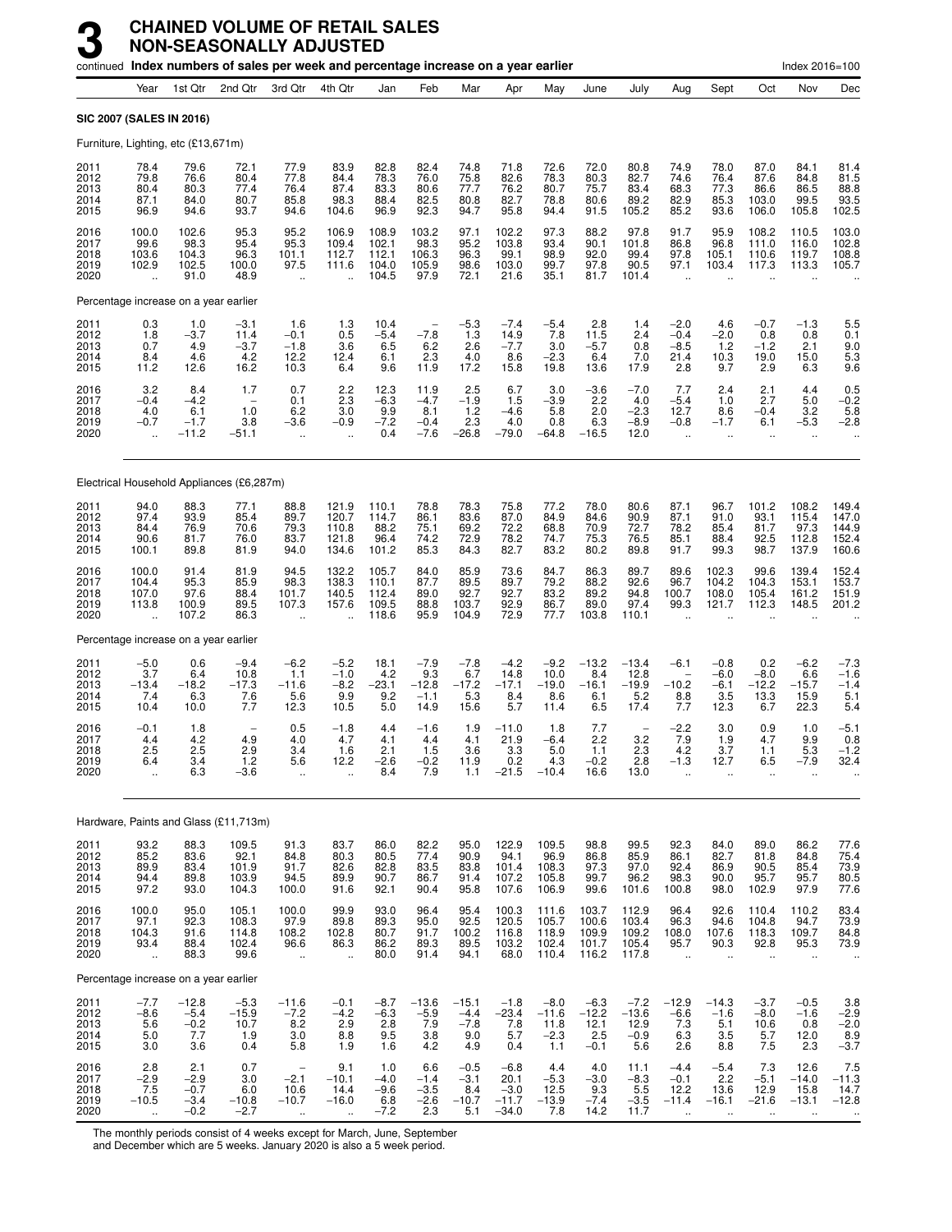# 3 CHAINED VOLUME OF RETAIL SALES NON-SEASONALLY ADJUSTED

continued **Index numbers of sales per week and percentage increase on a year earlier** Index 2016=100

| | Year | 1st Qtr | 2nd Qtr | 3rd Qtr | 4th Qtr | Jan | Feb | Mar | Apr | May | June | July | Aug | Sept | Oct | Nov | Dec |
|---|---|---|---|---|---|---|---|---|---|---|---|---|---|---|---|---|---|
| **SIC 2007 (SALES IN 2016)** | | | | | | | | | | | | | | | | | |
| Furniture, Lighting, etc (£13,671m) | | | | | | | | | | | | | | | | | |
| 2011 | 78.4 | 79.6 | 72.1 | 77.9 | 83.9 | 82.8 | 82.4 | 74.8 | 71.8 | 72.6 | 72.0 | 80.8 | 74.9 | 78.0 | 87.0 | 84.1 | 81.4 |
| 2012 | 79.8 | 76.6 | 80.4 | 77.8 | 84.4 | 78.3 | 76.0 | 75.8 | 82.6 | 78.3 | 80.3 | 82.7 | 74.6 | 76.4 | 87.6 | 84.8 | 81.5 |
| 2013 | 80.4 | 80.3 | 77.4 | 76.4 | 87.4 | 83.3 | 80.6 | 77.7 | 76.2 | 80.7 | 75.7 | 83.4 | 68.3 | 77.3 | 86.6 | 86.5 | 88.8 |
| 2014 | 87.1 | 84.0 | 80.7 | 85.8 | 98.3 | 88.4 | 82.5 | 80.8 | 82.7 | 78.8 | 80.6 | 89.2 | 82.9 | 85.3 | 103.0 | 99.5 | 93.5 |
| 2015 | 96.9 | 94.6 | 93.7 | 94.6 | 104.6 | 96.9 | 92.3 | 94.7 | 95.8 | 94.4 | 91.5 | 105.2 | 85.2 | 93.6 | 106.0 | 105.8 | 102.5 |
| 2016 | 100.0 | 102.6 | 95.3 | 95.2 | 106.9 | 108.9 | 103.2 | 97.1 | 102.2 | 97.3 | 88.2 | 97.8 | 91.7 | 95.9 | 108.2 | 110.5 | 103.0 |
| 2017 | 99.6 | 98.3 | 95.4 | 95.3 | 109.4 | 102.1 | 98.3 | 95.2 | 103.8 | 93.4 | 90.1 | 101.8 | 86.8 | 96.8 | 111.0 | 116.0 | 102.8 |
| 2018 | 103.6 | 104.3 | 96.3 | 101.1 | 112.7 | 112.1 | 106.3 | 96.3 | 99.1 | 98.9 | 92.0 | 99.4 | 97.8 | 105.1 | 110.6 | 119.7 | 108.8 |
| 2019 | 102.9 | 102.5 | 100.0 | 97.5 | 111.6 | 104.0 | 105.9 | 98.6 | 103.0 | 99.7 | 97.8 | 90.5 | 97.1 | 103.4 | 117.3 | 113.3 | 105.7 |
| 2020 | .. | 91.0 | 48.9 | .. | .. | 104.5 | 97.9 | 72.1 | 21.6 | 35.1 | 81.7 | 101.4 | .. | .. | .. | .. | .. |
| Percentage increase on a year earlier | | | | | | | | | | | | | | | | | |
| 2011 | 0.3 | 1.0 | −3.1 | 1.6 | 1.3 | 10.4 | – | −5.3 | −7.4 | −5.4 | 2.8 | 1.4 | −2.0 | 4.6 | −0.7 | −1.3 | 5.5 |
| 2012 | 1.8 | −3.7 | 11.4 | −0.1 | 0.5 | −5.4 | −7.8 | 1.3 | 14.9 | 7.8 | 11.5 | 2.4 | −0.4 | −2.0 | 0.8 | 0.8 | 0.1 |
| 2013 | 0.7 | 4.9 | −3.7 | −1.8 | 3.6 | 6.5 | 6.2 | 2.6 | −7.7 | 3.0 | −5.7 | 0.8 | −8.5 | 1.2 | −1.2 | 2.1 | 9.0 |
| 2014 | 8.4 | 4.6 | 4.2 | 12.2 | 12.4 | 6.1 | 2.3 | 4.0 | 8.6 | −2.3 | 6.4 | 7.0 | 21.4 | 10.3 | 19.0 | 15.0 | 5.3 |
| 2015 | 11.2 | 12.6 | 16.2 | 10.3 | 6.4 | 9.6 | 11.9 | 17.2 | 15.8 | 19.8 | 13.6 | 17.9 | 2.8 | 9.7 | 2.9 | 6.3 | 9.6 |
| 2016 | 3.2 | 8.4 | 1.7 | 0.7 | 2.2 | 12.3 | 11.9 | 2.5 | 6.7 | 3.0 | −3.6 | −7.0 | 7.7 | 2.4 | 2.1 | 4.4 | 0.5 |
| 2017 | −0.4 | −4.2 | – | 0.1 | 2.3 | −6.3 | −4.7 | −1.9 | 1.5 | −3.9 | 2.2 | 4.0 | −5.4 | 1.0 | 2.7 | 5.0 | −0.2 |
| 2018 | 4.0 | 6.1 | 1.0 | 6.2 | 3.0 | 9.9 | 8.1 | 1.2 | −4.6 | 5.8 | 2.0 | −2.3 | 12.7 | 8.6 | −0.4 | 3.2 | 5.8 |
| 2019 | −0.7 | −1.7 | 3.8 | −3.6 | −0.9 | −7.2 | −0.4 | 2.3 | 4.0 | 0.8 | 6.3 | −8.9 | −0.8 | −1.7 | 6.1 | −5.3 | −2.8 |
| 2020 | .. | −11.2 | −51.1 | .. | .. | 0.4 | −7.6 | −26.8 | −79.0 | −64.8 | −16.5 | 12.0 | .. | .. | .. | .. | .. |
| Electrical Household Appliances (£6,287m) | | | | | | | | | | | | | | | | | |
| 2011 | 94.0 | 88.3 | 77.1 | 88.8 | 121.9 | 110.1 | 78.8 | 78.3 | 75.8 | 77.2 | 78.0 | 80.6 | 87.1 | 96.7 | 101.2 | 108.2 | 149.4 |
| 2012 | 97.4 | 93.9 | 85.4 | 89.7 | 120.7 | 114.7 | 86.1 | 83.6 | 87.0 | 84.9 | 84.6 | 90.9 | 87.1 | 91.0 | 93.1 | 115.4 | 147.0 |
| 2013 | 84.4 | 76.9 | 70.6 | 79.3 | 110.8 | 88.2 | 75.1 | 69.2 | 72.2 | 68.8 | 70.9 | 72.7 | 78.2 | 85.4 | 81.7 | 97.3 | 144.9 |
| 2014 | 90.6 | 81.7 | 76.0 | 83.7 | 121.8 | 96.4 | 74.2 | 72.9 | 78.2 | 74.7 | 75.3 | 76.5 | 85.1 | 88.4 | 92.5 | 112.8 | 152.4 |
| 2015 | 100.1 | 89.8 | 81.9 | 94.0 | 134.6 | 101.2 | 85.3 | 84.3 | 82.7 | 83.2 | 80.2 | 89.8 | 91.7 | 99.3 | 98.7 | 137.9 | 160.6 |
| 2016 | 100.0 | 91.4 | 81.9 | 94.5 | 132.2 | 105.7 | 84.0 | 85.9 | 73.6 | 84.7 | 86.3 | 89.7 | 89.6 | 102.3 | 99.6 | 139.4 | 152.4 |
| 2017 | 104.4 | 95.3 | 85.9 | 98.3 | 138.3 | 110.1 | 87.7 | 89.5 | 89.7 | 79.2 | 88.2 | 92.6 | 96.7 | 104.2 | 104.3 | 153.1 | 153.7 |
| 2018 | 107.0 | 97.6 | 88.4 | 101.7 | 140.5 | 112.4 | 89.0 | 92.7 | 92.7 | 83.2 | 89.2 | 94.8 | 100.7 | 108.0 | 105.4 | 161.2 | 151.9 |
| 2019 | 113.8 | 100.9 | 89.5 | 107.3 | 157.6 | 109.5 | 88.8 | 103.7 | 92.9 | 86.7 | 89.0 | 97.4 | 99.3 | 121.7 | 112.3 | 148.5 | 201.2 |
| 2020 | .. | 107.2 | 86.3 | .. | .. | 118.6 | 95.9 | 104.9 | 72.9 | 77.7 | 103.8 | 110.1 | .. | .. | .. | .. | .. |
| Percentage increase on a year earlier | | | | | | | | | | | | | | | | | |
| 2011 | −5.0 | 0.6 | −9.4 | −6.2 | −5.2 | 18.1 | −7.9 | −7.8 | −4.2 | −9.2 | −13.2 | −13.4 | −6.1 | −0.8 | 0.2 | −6.2 | −7.3 |
| 2012 | 3.7 | 6.4 | 10.8 | 1.1 | −1.0 | 4.2 | 9.3 | 6.7 | 14.8 | 10.0 | 8.4 | 12.8 | – | −6.0 | −8.0 | 6.6 | −1.6 |
| 2013 | −13.4 | −18.2 | −17.3 | −11.6 | −8.2 | −23.1 | −12.8 | −17.2 | −17.1 | −19.0 | −16.1 | −19.9 | −10.2 | −6.1 | −12.2 | −15.7 | −1.4 |
| 2014 | 7.4 | 6.3 | 7.6 | 5.6 | 9.9 | 9.2 | −1.1 | 5.3 | 8.4 | 8.6 | 6.1 | 5.2 | 8.8 | 3.5 | 13.3 | 15.9 | 5.1 |
| 2015 | 10.4 | 10.0 | 7.7 | 12.3 | 10.5 | 5.0 | 14.9 | 15.6 | 5.7 | 11.4 | 6.5 | 17.4 | 7.7 | 12.3 | 6.7 | 22.3 | 5.4 |
| 2016 | −0.1 | 1.8 | – | 0.5 | −1.8 | 4.4 | −1.6 | 1.9 | −11.0 | 1.8 | 7.7 | – | −2.2 | 3.0 | 0.9 | 1.0 | −5.1 |
| 2017 | 4.4 | 4.2 | 4.9 | 4.0 | 4.7 | 4.1 | 4.4 | 4.1 | 21.9 | −6.4 | 2.2 | 3.2 | 7.9 | 1.9 | 4.7 | 9.9 | 0.8 |
| 2018 | 2.5 | 2.5 | 2.9 | 3.4 | 1.6 | 2.1 | 1.5 | 3.6 | 3.3 | 5.0 | 1.1 | 2.3 | 4.2 | 3.7 | 1.1 | 5.3 | −1.2 |
| 2019 | 6.4 | 3.4 | 1.2 | 5.6 | 12.2 | −2.6 | −0.2 | 11.9 | 0.2 | 4.3 | −0.2 | 2.8 | −1.3 | 12.7 | 6.5 | −7.9 | 32.4 |
| 2020 | .. | 6.3 | −3.6 | .. | .. | 8.4 | 7.9 | 1.1 | −21.5 | −10.4 | 16.6 | 13.0 | .. | .. | .. | .. | .. |
| Hardware, Paints and Glass (£11,713m) | | | | | | | | | | | | | | | | | |
| 2011 | 93.2 | 88.3 | 109.5 | 91.3 | 83.7 | 86.0 | 82.2 | 95.0 | 122.9 | 109.5 | 98.8 | 99.5 | 92.3 | 84.0 | 89.0 | 86.2 | 77.6 |
| 2012 | 85.2 | 83.6 | 92.1 | 84.8 | 80.3 | 80.5 | 77.4 | 90.9 | 94.1 | 96.9 | 86.8 | 85.9 | 86.1 | 82.7 | 81.8 | 84.8 | 75.4 |
| 2013 | 89.9 | 83.4 | 101.9 | 91.7 | 82.6 | 82.8 | 83.5 | 83.8 | 101.4 | 108.3 | 97.3 | 97.0 | 92.4 | 86.9 | 90.5 | 85.4 | 73.9 |
| 2014 | 94.4 | 89.8 | 103.9 | 94.5 | 89.9 | 90.7 | 86.7 | 91.4 | 107.2 | 105.8 | 99.7 | 96.2 | 98.3 | 90.0 | 95.7 | 95.7 | 80.5 |
| 2015 | 97.2 | 93.0 | 104.3 | 100.0 | 91.6 | 92.1 | 90.4 | 95.8 | 107.6 | 106.9 | 99.6 | 101.6 | 100.8 | 98.0 | 102.9 | 97.9 | 77.6 |
| 2016 | 100.0 | 95.0 | 105.1 | 100.0 | 99.9 | 93.0 | 96.4 | 95.4 | 100.3 | 111.6 | 103.7 | 112.9 | 96.4 | 92.6 | 110.4 | 110.2 | 83.4 |
| 2017 | 97.1 | 92.3 | 108.3 | 97.9 | 89.8 | 89.3 | 95.0 | 92.5 | 120.5 | 105.7 | 100.6 | 103.4 | 96.3 | 94.6 | 104.8 | 94.7 | 73.9 |
| 2018 | 104.3 | 91.6 | 114.8 | 108.2 | 102.8 | 80.7 | 91.7 | 100.2 | 116.8 | 118.9 | 109.9 | 109.2 | 108.0 | 107.6 | 118.3 | 109.7 | 84.8 |
| 2019 | 93.4 | 88.4 | 102.4 | 96.6 | 86.3 | 86.2 | 89.3 | 89.5 | 103.2 | 102.4 | 101.7 | 105.4 | 95.7 | 90.3 | 92.8 | 95.3 | 73.9 |
| 2020 | .. | 88.3 | 99.6 | .. | .. | 80.0 | 91.4 | 94.1 | 68.0 | 110.4 | 116.2 | 117.8 | .. | .. | .. | .. | .. |
| Percentage increase on a year earlier | | | | | | | | | | | | | | | | | |
| 2011 | −7.7 | −12.8 | −5.3 | −11.6 | −0.1 | −8.7 | −13.6 | −15.1 | −1.8 | −8.0 | −6.3 | −7.2 | −12.9 | −14.3 | −3.7 | −0.5 | 3.8 |
| 2012 | −8.6 | −5.4 | −15.9 | −7.2 | −4.2 | −6.3 | −5.9 | −4.4 | −23.4 | −11.6 | −12.2 | −13.6 | −6.6 | −1.6 | −8.0 | −1.6 | −2.9 |
| 2013 | 5.6 | −0.2 | 10.7 | 8.2 | 2.9 | 2.8 | 7.9 | −7.8 | 7.8 | 11.8 | 12.1 | 12.9 | 7.3 | 5.1 | 10.6 | 0.8 | −2.0 |
| 2014 | 5.0 | 7.7 | 1.9 | 3.0 | 8.8 | 9.5 | 3.8 | 9.0 | 5.7 | −2.3 | 2.5 | −0.9 | 6.3 | 3.5 | 5.7 | 12.0 | 8.9 |
| 2015 | 3.0 | 3.6 | 0.4 | 5.8 | 1.9 | 1.6 | 4.2 | 4.9 | 0.4 | 1.1 | −0.1 | 5.6 | 2.6 | 8.8 | 7.5 | 2.3 | −3.7 |
| 2016 | 2.8 | 2.1 | 0.7 | – | 9.1 | 1.0 | 6.6 | −0.5 | −6.8 | 4.4 | 4.0 | 11.1 | −4.4 | −5.4 | 7.3 | 12.6 | 7.5 |
| 2017 | −2.9 | −2.9 | 3.0 | −2.1 | −10.1 | −4.0 | −1.4 | −3.1 | 20.1 | −5.3 | −3.0 | −8.3 | −0.1 | 2.2 | −5.1 | −14.0 | −11.3 |
| 2018 | 7.5 | −0.7 | 6.0 | 10.6 | 14.4 | −9.6 | −3.5 | 8.4 | −3.0 | 12.5 | 9.3 | 5.5 | 12.2 | 13.6 | 12.9 | 15.8 | 14.7 |
| 2019 | −10.5 | −3.4 | −10.8 | −10.7 | −16.0 | 6.8 | −2.6 | −10.7 | −11.7 | −13.9 | −7.4 | −3.5 | −11.4 | −16.1 | −21.6 | −13.1 | −12.8 |
| 2020 | .. | −0.2 | −2.7 | .. | .. | −7.2 | 2.3 | 5.1 | −34.0 | 7.8 | 14.2 | 11.7 | .. | .. | .. | .. | .. |

The monthly periods consist of 4 weeks except for March, June, September and December which are 5 weeks. January 2020 is also a 5 week period.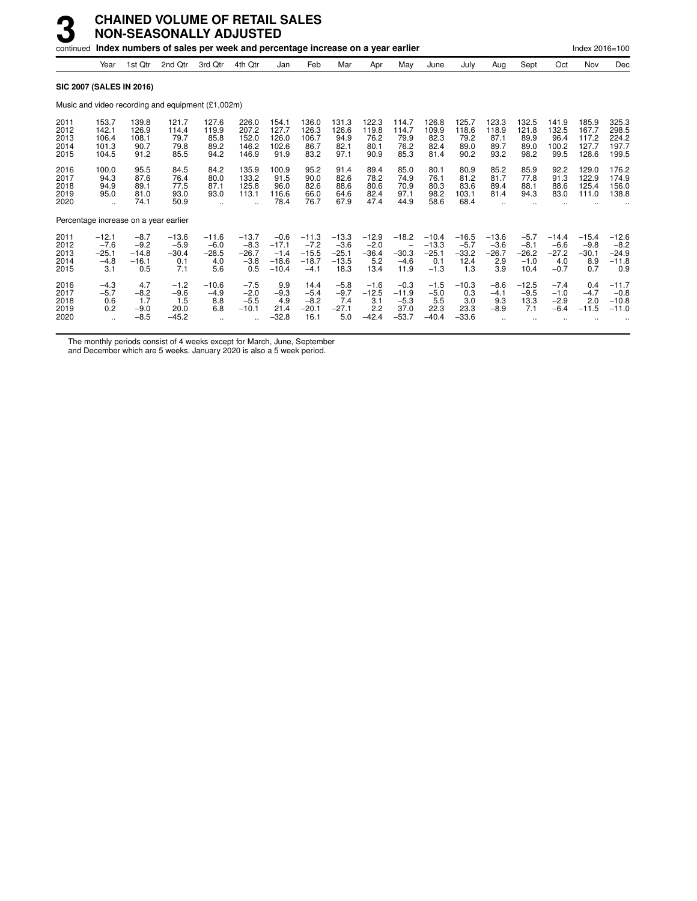# 3 CHAINED VOLUME OF RETAIL SALES NON-SEASONALLY ADJUSTED

continued **Index numbers of sales per week and percentage increase on a year earlier** Index 2016=100

| | Year | 1st Qtr | 2nd Qtr | 3rd Qtr | 4th Qtr | Jan | Feb | Mar | Apr | May | June | July | Aug | Sept | Oct | Nov | Dec |
|---|---|---|---|---|---|---|---|---|---|---|---|---|---|---|---|---|---|
| **SIC 2007 (SALES IN 2016)** | | | | | | | | | | | | | | | | | |
| Music and video recording and equipment (£1,002m) | | | | | | | | | | | | | | | | | |
| 2011 | 153.7 | 139.8 | 121.7 | 127.6 | 226.0 | 154.1 | 136.0 | 131.3 | 122.3 | 114.7 | 126.8 | 125.7 | 123.3 | 132.5 | 141.9 | 185.9 | 325.3 |
| 2012 | 142.1 | 126.9 | 114.4 | 119.9 | 207.2 | 127.7 | 126.3 | 126.6 | 119.8 | 114.7 | 109.9 | 118.6 | 118.9 | 121.8 | 132.5 | 167.7 | 298.5 |
| 2013 | 106.4 | 108.1 | 79.7 | 85.8 | 152.0 | 126.0 | 106.7 | 94.9 | 76.2 | 79.9 | 82.3 | 79.2 | 87.1 | 89.9 | 96.4 | 117.2 | 224.2 |
| 2014 | 101.3 | 90.7 | 79.8 | 89.2 | 146.2 | 102.6 | 86.7 | 82.1 | 80.1 | 76.2 | 82.4 | 89.0 | 89.7 | 89.0 | 100.2 | 127.7 | 197.7 |
| 2015 | 104.5 | 91.2 | 85.5 | 94.2 | 146.9 | 91.9 | 83.2 | 97.1 | 90.9 | 85.3 | 81.4 | 90.2 | 93.2 | 98.2 | 99.5 | 128.6 | 199.5 |
| 2016 | 100.0 | 95.5 | 84.5 | 84.2 | 135.9 | 100.9 | 95.2 | 91.4 | 89.4 | 85.0 | 80.1 | 80.9 | 85.2 | 85.9 | 92.2 | 129.0 | 176.2 |
| 2017 | 94.3 | 87.6 | 76.4 | 80.0 | 133.2 | 91.5 | 90.0 | 82.6 | 78.2 | 74.9 | 76.1 | 81.2 | 81.7 | 77.8 | 91.3 | 122.9 | 174.9 |
| 2018 | 94.9 | 89.1 | 77.5 | 87.1 | 125.8 | 96.0 | 82.6 | 88.6 | 80.6 | 70.9 | 80.3 | 83.6 | 89.4 | 88.1 | 88.6 | 125.4 | 156.0 |
| 2019 | 95.0 | 81.0 | 93.0 | 93.0 | 113.1 | 116.6 | 66.0 | 64.6 | 82.4 | 97.1 | 98.2 | 103.1 | 81.4 | 94.3 | 83.0 | 111.0 | 138.8 |
| 2020 | .. | 74.1 | 50.9 | .. | .. | 78.4 | 76.7 | 67.9 | 47.4 | 44.9 | 58.6 | 68.4 | .. | .. | .. | .. | .. |
| Percentage increase on a year earlier | | | | | | | | | | | | | | | | | |
| 2011 | −12.1 | −8.7 | −13.6 | −11.6 | −13.7 | −0.6 | −11.3 | −13.3 | −12.9 | −18.2 | −10.4 | −16.5 | −13.6 | −5.7 | −14.4 | −15.4 | −12.6 |
| 2012 | −7.6 | −9.2 | −5.9 | −6.0 | −8.3 | −17.1 | −7.2 | −3.6 | −2.0 | – | −13.3 | −5.7 | −3.6 | −8.1 | −6.6 | −9.8 | −8.2 |
| 2013 | −25.1 | −14.8 | −30.4 | −28.5 | −26.7 | −1.4 | −15.5 | −25.1 | −36.4 | −30.3 | −25.1 | −33.2 | −26.7 | −26.2 | −27.2 | −30.1 | −24.9 |
| 2014 | −4.8 | −16.1 | 0.1 | 4.0 | −3.8 | −18.6 | −18.7 | −13.5 | 5.2 | −4.6 | 0.1 | 12.4 | 2.9 | −1.0 | 4.0 | 8.9 | −11.8 |
| 2015 | 3.1 | 0.5 | 7.1 | 5.6 | 0.5 | −10.4 | −4.1 | 18.3 | 13.4 | 11.9 | −1.3 | 1.3 | 3.9 | 10.4 | −0.7 | 0.7 | 0.9 |
| 2016 | −4.3 | 4.7 | −1.2 | −10.6 | −7.5 | 9.9 | 14.4 | −5.8 | −1.6 | −0.3 | −1.5 | −10.3 | −8.6 | −12.5 | −7.4 | 0.4 | −11.7 |
| 2017 | −5.7 | −8.2 | −9.6 | −4.9 | −2.0 | −9.3 | −5.4 | −9.7 | −12.5 | −11.9 | −5.0 | 0.3 | −4.1 | −9.5 | −1.0 | −4.7 | −0.8 |
| 2018 | 0.6 | 1.7 | 1.5 | 8.8 | −5.5 | 4.9 | −8.2 | 7.4 | 3.1 | −5.3 | 5.5 | 3.0 | 9.3 | 13.3 | −2.9 | 2.0 | −10.8 |
| 2019 | 0.2 | −9.0 | 20.0 | 6.8 | −10.1 | 21.4 | −20.1 | −27.1 | 2.2 | 37.0 | 22.3 | 23.3 | −8.9 | 7.1 | −6.4 | −11.5 | −11.0 |
| 2020 | .. | −8.5 | −45.2 | .. | .. | −32.8 | 16.1 | 5.0 | −42.4 | −53.7 | −40.4 | −33.6 | .. | .. | .. | .. | .. |

The monthly periods consist of 4 weeks except for March, June, September and December which are 5 weeks. January 2020 is also a 5 week period.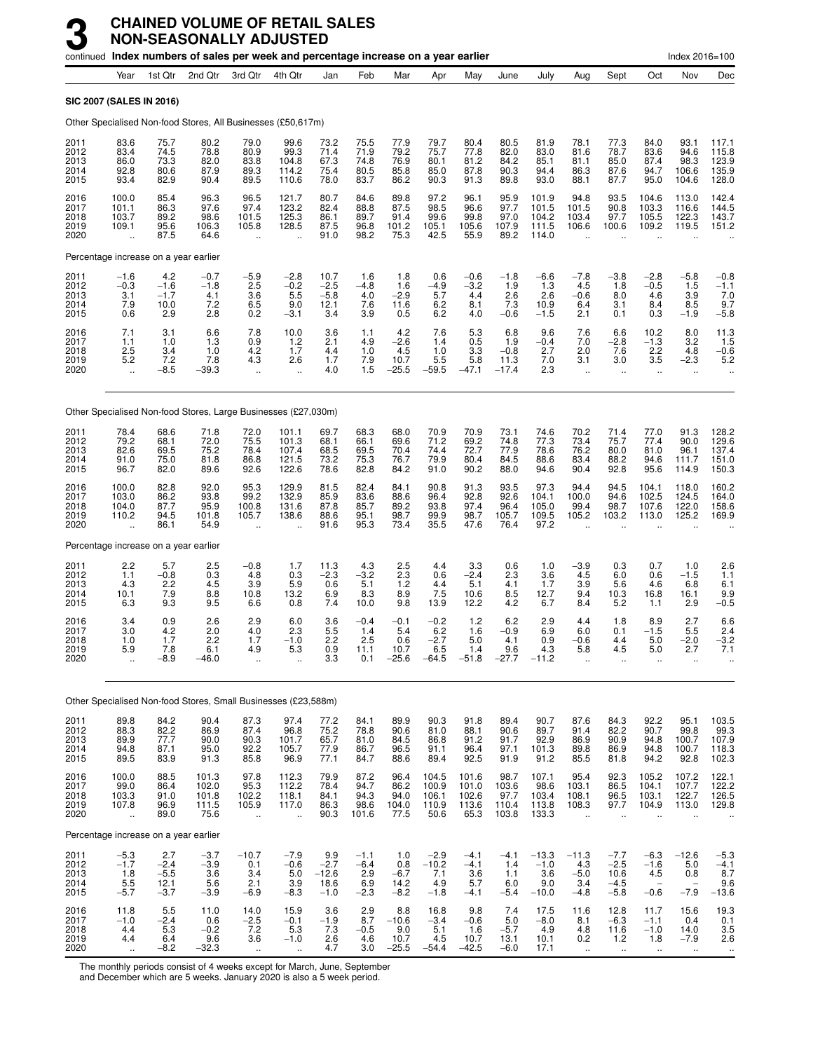# 3 CHAINED VOLUME OF RETAIL SALES NON-SEASONALLY ADJUSTED

continued **Index numbers of sales per week and percentage increase on a year earlier** Index 2016=100

**SIC 2007 (SALES IN 2016)**

Other Specialised Non-food Stores, All Businesses (£50,617m)

| | Year | 1st Qtr | 2nd Qtr | 3rd Qtr | 4th Qtr | Jan | Feb | Mar | Apr | May | June | July | Aug | Sept | Oct | Nov | Dec |
|---|---|---|---|---|---|---|---|---|---|---|---|---|---|---|---|---|---|
| 2011 | 83.6 | 75.7 | 80.2 | 79.0 | 99.6 | 73.2 | 75.5 | 77.9 | 79.7 | 80.4 | 80.5 | 81.9 | 78.1 | 77.3 | 84.0 | 93.1 | 117.1 |
| 2012 | 83.4 | 74.5 | 78.8 | 80.9 | 99.3 | 71.4 | 71.9 | 79.2 | 75.7 | 77.8 | 82.0 | 83.0 | 81.6 | 78.7 | 83.6 | 94.6 | 115.8 |
| 2013 | 86.0 | 73.3 | 82.0 | 83.8 | 104.8 | 67.3 | 74.8 | 76.9 | 80.1 | 81.2 | 84.2 | 85.1 | 81.1 | 85.0 | 87.4 | 98.3 | 123.9 |
| 2014 | 92.8 | 80.6 | 87.9 | 89.3 | 114.2 | 75.4 | 80.5 | 85.8 | 85.0 | 87.8 | 90.3 | 94.4 | 86.3 | 87.6 | 94.7 | 106.6 | 135.9 |
| 2015 | 93.4 | 82.9 | 90.4 | 89.5 | 110.6 | 78.0 | 83.7 | 86.2 | 90.3 | 91.3 | 89.8 | 93.0 | 88.1 | 87.7 | 95.0 | 104.6 | 128.0 |
| 2016 | 100.0 | 85.4 | 96.3 | 96.5 | 121.7 | 80.7 | 84.6 | 89.8 | 97.2 | 96.1 | 95.9 | 101.9 | 94.8 | 93.5 | 104.6 | 113.0 | 142.4 |
| 2017 | 101.1 | 86.3 | 97.6 | 97.4 | 123.2 | 82.4 | 88.8 | 87.5 | 98.5 | 96.6 | 97.7 | 101.5 | 101.5 | 90.8 | 103.3 | 116.6 | 144.5 |
| 2018 | 103.7 | 89.2 | 98.6 | 101.5 | 125.3 | 86.1 | 89.7 | 91.4 | 99.6 | 99.8 | 97.0 | 104.2 | 103.4 | 97.7 | 105.5 | 122.3 | 143.7 |
| 2019 | 109.1 | 95.6 | 106.3 | 105.8 | 128.5 | 87.5 | 96.8 | 101.2 | 105.1 | 105.6 | 107.9 | 111.5 | 106.6 | 100.6 | 109.2 | 119.5 | 151.2 |
| 2020 | .. | 87.5 | 64.6 | .. | .. | 91.0 | 98.2 | 75.3 | 42.5 | 55.9 | 89.2 | 114.0 | .. | .. | .. | .. | .. |

Percentage increase on a year earlier

| | Year | 1st Qtr | 2nd Qtr | 3rd Qtr | 4th Qtr | Jan | Feb | Mar | Apr | May | June | July | Aug | Sept | Oct | Nov | Dec |
|---|---|---|---|---|---|---|---|---|---|---|---|---|---|---|---|---|---|
| 2011 | −1.6 | 4.2 | −0.7 | −5.9 | −2.8 | 10.7 | 1.6 | 1.8 | 0.6 | −0.6 | −1.8 | −6.6 | −7.8 | −3.8 | −2.8 | −5.8 | −0.8 |
| 2012 | −0.3 | −1.6 | −1.8 | 2.5 | −0.2 | −2.5 | −4.8 | 1.6 | −4.9 | −3.2 | 1.9 | 1.3 | 4.5 | 1.8 | −0.5 | 1.5 | −1.1 |
| 2013 | 3.1 | −1.7 | 4.1 | 3.6 | 5.5 | −5.8 | 4.0 | −2.9 | 5.7 | 4.4 | 2.6 | 2.6 | −0.6 | 8.0 | 4.6 | 3.9 | 7.0 |
| 2014 | 7.9 | 10.0 | 7.2 | 6.5 | 9.0 | 12.1 | 7.6 | 11.6 | 6.2 | 8.1 | 7.3 | 10.9 | 6.4 | 3.1 | 8.4 | 8.5 | 9.7 |
| 2015 | 0.6 | 2.9 | 2.8 | 0.2 | −3.1 | 3.4 | 3.9 | 0.5 | 6.2 | 4.0 | −0.6 | −1.5 | 2.1 | 0.1 | 0.3 | −1.9 | −5.8 |
| 2016 | 7.1 | 3.1 | 6.6 | 7.8 | 10.0 | 3.6 | 1.1 | 4.2 | 7.6 | 5.3 | 6.8 | 9.6 | 7.6 | 6.6 | 10.2 | 8.0 | 11.3 |
| 2017 | 1.1 | 1.0 | 1.3 | 0.9 | 1.2 | 2.1 | 4.9 | −2.6 | 1.4 | 0.5 | 1.9 | −0.4 | 7.0 | −2.8 | −1.3 | 3.2 | 1.5 |
| 2018 | 2.5 | 3.4 | 1.0 | 4.2 | 1.7 | 4.4 | 1.0 | 4.5 | 1.0 | 3.3 | −0.8 | 2.7 | 2.0 | 7.6 | 2.2 | 4.8 | −0.6 |
| 2019 | 5.2 | 7.2 | 7.8 | 4.3 | 2.6 | 1.7 | 7.9 | 10.7 | 5.5 | 5.8 | 11.3 | 7.0 | 3.1 | 3.0 | 3.5 | −2.3 | 5.2 |
| 2020 | .. | −8.5 | −39.3 | .. | .. | 4.0 | 1.5 | −25.5 | −59.5 | −47.1 | −17.4 | 2.3 | .. | .. | .. | .. | .. |

Other Specialised Non-food Stores, Large Businesses (£27,030m)

| | Year | 1st Qtr | 2nd Qtr | 3rd Qtr | 4th Qtr | Jan | Feb | Mar | Apr | May | June | July | Aug | Sept | Oct | Nov | Dec |
|---|---|---|---|---|---|---|---|---|---|---|---|---|---|---|---|---|---|
| 2011 | 78.4 | 68.6 | 71.8 | 72.0 | 101.1 | 69.7 | 68.3 | 68.0 | 70.9 | 70.9 | 73.1 | 74.6 | 70.2 | 71.4 | 77.0 | 91.3 | 128.2 |
| 2012 | 79.2 | 68.1 | 72.0 | 75.5 | 101.3 | 68.1 | 66.1 | 69.6 | 71.2 | 69.2 | 74.8 | 77.3 | 73.4 | 75.7 | 77.4 | 90.0 | 129.6 |
| 2013 | 82.6 | 69.5 | 75.2 | 78.4 | 107.4 | 68.5 | 69.5 | 70.4 | 74.4 | 72.7 | 77.9 | 78.6 | 76.2 | 80.0 | 81.0 | 96.1 | 137.4 |
| 2014 | 91.0 | 75.0 | 81.8 | 86.8 | 121.5 | 73.2 | 75.3 | 76.7 | 79.9 | 80.4 | 84.5 | 88.6 | 83.4 | 88.2 | 94.6 | 111.7 | 151.0 |
| 2015 | 96.7 | 82.0 | 89.6 | 92.6 | 122.6 | 78.6 | 82.8 | 84.2 | 91.0 | 90.2 | 88.0 | 94.6 | 90.4 | 92.8 | 95.6 | 114.9 | 150.3 |
| 2016 | 100.0 | 82.8 | 92.0 | 95.3 | 129.9 | 81.5 | 82.4 | 84.1 | 90.8 | 91.3 | 93.5 | 97.3 | 94.4 | 94.5 | 104.1 | 118.0 | 160.2 |
| 2017 | 103.0 | 86.2 | 93.8 | 99.2 | 132.9 | 85.9 | 83.6 | 88.6 | 96.4 | 92.8 | 92.6 | 104.1 | 100.0 | 94.6 | 102.5 | 124.5 | 164.0 |
| 2018 | 104.0 | 87.7 | 95.9 | 100.8 | 131.6 | 87.8 | 85.7 | 89.2 | 93.8 | 97.4 | 96.4 | 105.0 | 99.4 | 98.7 | 107.6 | 122.0 | 158.6 |
| 2019 | 110.2 | 94.5 | 101.8 | 105.7 | 138.6 | 88.6 | 95.1 | 98.7 | 99.9 | 98.7 | 105.7 | 109.5 | 105.2 | 103.2 | 113.0 | 125.2 | 169.9 |
| 2020 | .. | 86.1 | 54.9 | .. | .. | 91.6 | 95.3 | 73.4 | 35.5 | 47.6 | 76.4 | 97.2 | .. | .. | .. | .. | .. |

Percentage increase on a year earlier

| | Year | 1st Qtr | 2nd Qtr | 3rd Qtr | 4th Qtr | Jan | Feb | Mar | Apr | May | June | July | Aug | Sept | Oct | Nov | Dec |
|---|---|---|---|---|---|---|---|---|---|---|---|---|---|---|---|---|---|
| 2011 | 2.2 | 5.7 | 2.5 | −0.8 | 1.7 | 11.3 | 4.3 | 2.5 | 4.4 | 3.3 | 0.6 | 1.0 | −3.9 | 0.3 | 0.7 | 1.0 | 2.6 |
| 2012 | 1.1 | −0.8 | 0.3 | 4.8 | 0.3 | −2.3 | −3.2 | 2.3 | 0.6 | −2.4 | 2.3 | 3.6 | 4.5 | 6.0 | 0.6 | −1.5 | 1.1 |
| 2013 | 4.3 | 2.2 | 4.5 | 3.9 | 5.9 | 0.6 | 5.1 | 1.2 | 4.4 | 5.1 | 4.1 | 1.7 | 3.9 | 5.6 | 4.6 | 6.8 | 6.1 |
| 2014 | 10.1 | 7.9 | 8.8 | 10.8 | 13.2 | 6.9 | 8.3 | 8.9 | 7.5 | 10.6 | 8.5 | 12.7 | 9.4 | 10.3 | 16.8 | 16.1 | 9.9 |
| 2015 | 6.3 | 9.3 | 9.5 | 6.6 | 0.8 | 7.4 | 10.0 | 9.8 | 13.9 | 12.2 | 4.2 | 6.7 | 8.4 | 5.2 | 1.1 | 2.9 | −0.5 |
| 2016 | 3.4 | 0.9 | 2.6 | 2.9 | 6.0 | 3.6 | −0.4 | −0.1 | −0.2 | 1.2 | 6.2 | 2.9 | 4.4 | 1.8 | 8.9 | 2.7 | 6.6 |
| 2017 | 3.0 | 4.2 | 2.0 | 4.0 | 2.3 | 5.5 | 1.4 | 5.4 | 6.2 | 1.6 | −0.9 | 6.9 | 6.0 | 0.1 | −1.5 | 5.5 | 2.4 |
| 2018 | 1.0 | 1.7 | 2.2 | 1.7 | −1.0 | 2.2 | 2.5 | 0.6 | −2.7 | 5.0 | 4.1 | 0.9 | −0.6 | 4.4 | 5.0 | −2.0 | −3.2 |
| 2019 | 5.9 | 7.8 | 6.1 | 4.9 | 5.3 | 0.9 | 11.1 | 10.7 | 6.5 | 1.4 | 9.6 | 4.3 | 5.8 | 4.5 | 5.0 | 2.7 | 7.1 |
| 2020 | .. | −8.9 | −46.0 | .. | .. | 3.3 | 0.1 | −25.6 | −64.5 | −51.8 | −27.7 | −11.2 | .. | .. | .. | .. | .. |

Other Specialised Non-food Stores, Small Businesses (£23,588m)

| | Year | 1st Qtr | 2nd Qtr | 3rd Qtr | 4th Qtr | Jan | Feb | Mar | Apr | May | June | July | Aug | Sept | Oct | Nov | Dec |
|---|---|---|---|---|---|---|---|---|---|---|---|---|---|---|---|---|---|
| 2011 | 89.8 | 84.2 | 90.4 | 87.3 | 97.4 | 77.2 | 84.1 | 89.9 | 90.3 | 91.8 | 89.4 | 90.7 | 87.6 | 84.3 | 92.2 | 95.1 | 103.5 |
| 2012 | 88.3 | 82.2 | 86.9 | 87.4 | 96.8 | 75.2 | 78.8 | 90.6 | 81.0 | 88.1 | 90.6 | 89.7 | 91.4 | 82.2 | 90.7 | 99.8 | 99.3 |
| 2013 | 89.9 | 77.7 | 90.0 | 90.3 | 101.7 | 65.7 | 81.0 | 84.5 | 86.8 | 91.2 | 91.7 | 92.9 | 86.9 | 90.9 | 94.8 | 100.7 | 107.9 |
| 2014 | 94.8 | 87.1 | 95.0 | 92.2 | 105.7 | 77.9 | 86.7 | 96.5 | 91.1 | 96.4 | 97.1 | 101.3 | 89.8 | 86.9 | 94.8 | 100.7 | 118.3 |
| 2015 | 89.5 | 83.9 | 91.3 | 85.8 | 96.9 | 77.1 | 84.7 | 88.6 | 89.4 | 92.5 | 91.9 | 91.2 | 85.5 | 81.8 | 94.2 | 92.8 | 102.3 |
| 2016 | 100.0 | 88.5 | 101.3 | 97.8 | 112.3 | 79.9 | 87.2 | 96.4 | 104.5 | 101.6 | 98.7 | 107.1 | 95.4 | 92.3 | 105.2 | 107.2 | 122.1 |
| 2017 | 99.0 | 86.4 | 102.0 | 95.3 | 112.2 | 78.4 | 94.7 | 86.2 | 100.9 | 101.0 | 103.6 | 98.6 | 103.1 | 86.5 | 104.1 | 107.7 | 122.2 |
| 2018 | 103.3 | 91.0 | 101.8 | 102.2 | 118.1 | 84.1 | 94.3 | 94.0 | 106.1 | 102.6 | 97.7 | 103.4 | 108.1 | 96.5 | 103.1 | 122.7 | 126.5 |
| 2019 | 107.8 | 96.9 | 111.5 | 105.9 | 117.0 | 86.3 | 98.6 | 104.0 | 110.9 | 113.6 | 110.4 | 113.8 | 108.3 | 97.7 | 104.9 | 113.0 | 129.8 |
| 2020 | .. | 89.0 | 75.6 | .. | .. | 90.3 | 101.6 | 77.5 | 50.6 | 65.3 | 103.8 | 133.3 | .. | .. | .. | .. | .. |

Percentage increase on a year earlier

| | Year | 1st Qtr | 2nd Qtr | 3rd Qtr | 4th Qtr | Jan | Feb | Mar | Apr | May | June | July | Aug | Sept | Oct | Nov | Dec |
|---|---|---|---|---|---|---|---|---|---|---|---|---|---|---|---|---|---|
| 2011 | −5.3 | 2.7 | −3.7 | −10.7 | −7.9 | 9.9 | −1.1 | 1.0 | −2.9 | −4.1 | −4.1 | −13.3 | −11.3 | −7.7 | −6.3 | −12.6 | −5.3 |
| 2012 | −1.7 | −2.4 | −3.9 | 0.1 | −0.6 | −2.7 | −6.4 | 0.8 | −10.2 | −4.1 | 1.4 | −1.0 | 4.3 | −2.5 | −1.6 | 5.0 | −4.1 |
| 2013 | 1.8 | −5.5 | 3.6 | 3.4 | 5.0 | −12.6 | 2.9 | −6.7 | 7.1 | 3.6 | 1.1 | 3.6 | −5.0 | 10.6 | 4.5 | 0.8 | 8.7 |
| 2014 | 5.5 | 12.1 | 5.6 | 2.1 | 3.9 | 18.6 | 6.9 | 14.2 | 4.9 | 5.7 | 6.0 | 9.0 | 3.4 | −4.5 | – | – | 9.6 |
| 2015 | −5.7 | −3.7 | −3.9 | −6.9 | −8.3 | −1.0 | −2.3 | −8.2 | −1.8 | −4.1 | −5.4 | −10.0 | −4.8 | −5.8 | −0.6 | −7.9 | −13.6 |
| 2016 | 11.8 | 5.5 | 11.0 | 14.0 | 15.9 | 3.6 | 2.9 | 8.8 | 16.8 | 9.8 | 7.4 | 17.5 | 11.6 | 12.8 | 11.7 | 15.6 | 19.3 |
| 2017 | −1.0 | −2.4 | 0.6 | −2.5 | −0.1 | −1.9 | 8.7 | −10.6 | −3.4 | −0.6 | 5.0 | −8.0 | 8.1 | −6.3 | −1.1 | 0.4 | 0.1 |
| 2018 | 4.4 | 5.3 | −0.2 | 7.2 | 5.3 | 7.3 | −0.5 | 9.0 | 5.1 | 1.6 | −5.7 | 4.9 | 4.8 | 11.6 | −1.0 | 14.0 | 3.5 |
| 2019 | 4.4 | 6.4 | 9.6 | 3.6 | −1.0 | 2.6 | 4.6 | 10.7 | 4.5 | 10.7 | 13.1 | 10.1 | 0.2 | 1.2 | 1.8 | −7.9 | 2.6 |
| 2020 | .. | −8.2 | −32.3 | .. | .. | 4.7 | 3.0 | −25.5 | −54.4 | −42.5 | −6.0 | 17.1 | .. | .. | .. | .. | .. |

The monthly periods consist of 4 weeks except for March, June, September and December which are 5 weeks. January 2020 is also a 5 week period.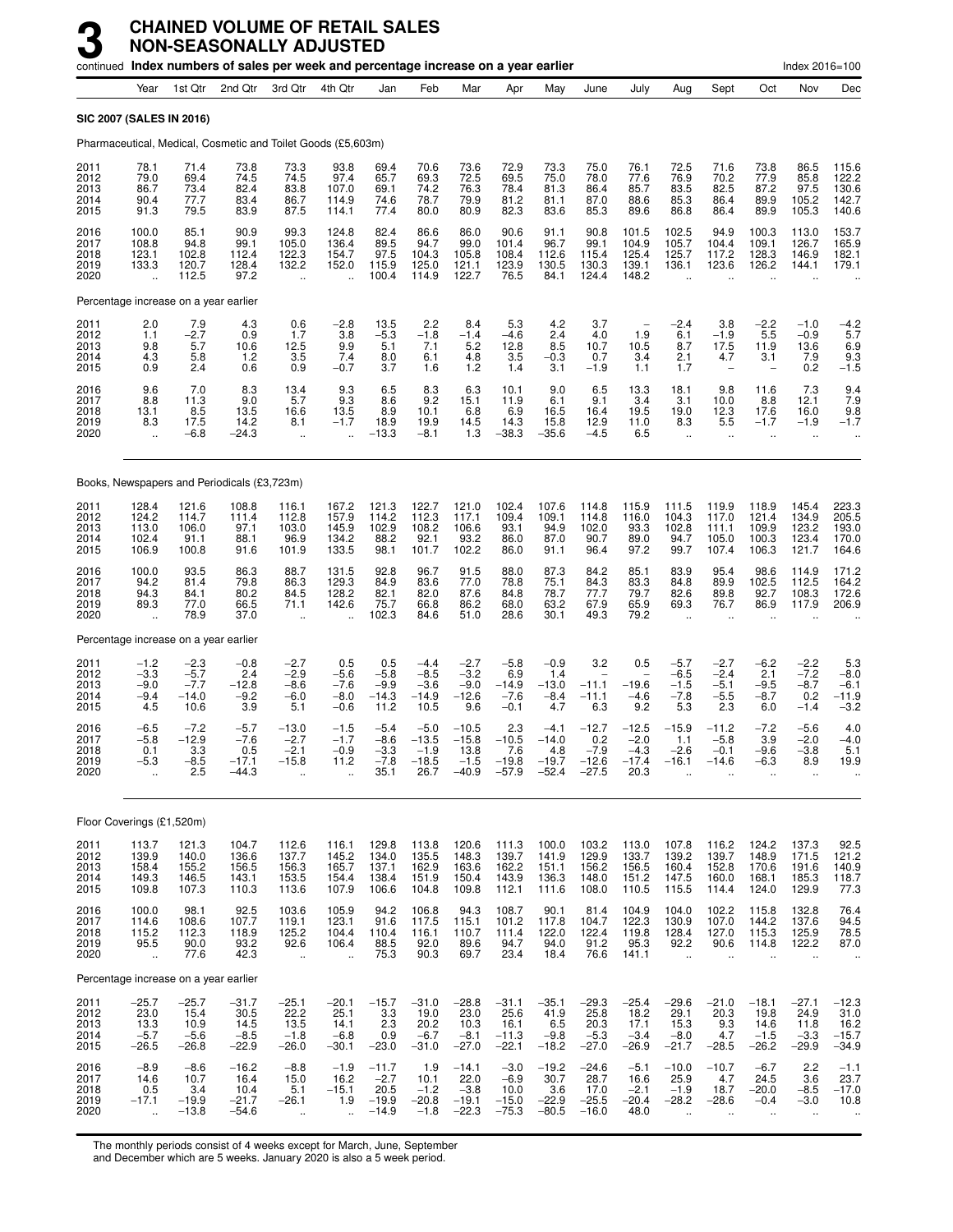# 3 CHAINED VOLUME OF RETAIL SALES NON-SEASONALLY ADJUSTED

continued **Index numbers of sales per week and percentage increase on a year earlier** Index 2016=100

| | Year | 1st Qtr | 2nd Qtr | 3rd Qtr | 4th Qtr | Jan | Feb | Mar | Apr | May | June | July | Aug | Sept | Oct | Nov | Dec |
|---|---|---|---|---|---|---|---|---|---|---|---|---|---|---|---|---|---|
| **SIC 2007 (SALES IN 2016)** | | | | | | | | | | | | | | | | | |
| Pharmaceutical, Medical, Cosmetic and Toilet Goods (£5,603m) | | | | | | | | | | | | | | | | | |
| 2011 | 78.1 | 71.4 | 73.8 | 73.3 | 93.8 | 69.4 | 70.6 | 73.6 | 72.9 | 73.3 | 75.0 | 76.1 | 72.5 | 71.6 | 73.8 | 86.5 | 115.6 |
| 2012 | 79.0 | 69.4 | 74.5 | 74.5 | 97.4 | 65.7 | 69.3 | 72.5 | 69.5 | 75.0 | 78.0 | 77.6 | 76.9 | 70.2 | 77.9 | 85.8 | 122.2 |
| 2013 | 86.7 | 73.4 | 82.4 | 83.8 | 107.0 | 69.1 | 74.2 | 76.3 | 78.4 | 81.3 | 86.4 | 85.7 | 83.5 | 82.5 | 87.2 | 97.5 | 130.6 |
| 2014 | 90.4 | 77.7 | 83.4 | 86.7 | 114.9 | 74.6 | 78.7 | 79.9 | 81.2 | 81.1 | 87.0 | 88.6 | 85.3 | 86.4 | 89.9 | 105.2 | 142.7 |
| 2015 | 91.3 | 79.5 | 83.9 | 87.5 | 114.1 | 77.4 | 80.0 | 80.9 | 82.3 | 83.6 | 85.3 | 89.6 | 86.8 | 86.4 | 89.9 | 105.3 | 140.6 |
| 2016 | 100.0 | 85.1 | 90.9 | 99.3 | 124.8 | 82.4 | 86.6 | 86.0 | 90.6 | 91.1 | 90.8 | 101.5 | 102.5 | 94.9 | 100.3 | 113.0 | 153.7 |
| 2017 | 108.8 | 94.8 | 99.1 | 105.0 | 136.4 | 89.5 | 94.7 | 99.0 | 101.4 | 96.7 | 99.1 | 104.9 | 105.7 | 104.4 | 109.1 | 126.7 | 165.9 |
| 2018 | 123.1 | 102.8 | 112.4 | 122.3 | 154.7 | 97.5 | 104.3 | 105.8 | 108.4 | 112.6 | 115.4 | 125.4 | 125.7 | 117.2 | 128.3 | 146.9 | 182.1 |
| 2019 | 133.3 | 120.7 | 128.4 | 132.2 | 152.0 | 115.9 | 125.0 | 121.1 | 123.9 | 130.5 | 130.3 | 139.1 | 136.1 | 123.6 | 126.2 | 144.1 | 179.1 |
| 2020 | .. | 112.5 | 97.2 | .. | .. | 100.4 | 114.9 | 122.7 | 76.5 | 84.1 | 124.4 | 148.2 | .. | .. | .. | .. | .. |
| Percentage increase on a year earlier | | | | | | | | | | | | | | | | | |
| 2011 | 2.0 | 7.9 | 4.3 | 0.6 | −2.8 | 13.5 | 2.2 | 8.4 | 5.3 | 4.2 | 3.7 | – | −2.4 | 3.8 | −2.2 | −1.0 | −4.2 |
| 2012 | 1.1 | −2.7 | 0.9 | 1.7 | 3.8 | −5.3 | −1.8 | −1.4 | −4.6 | 2.4 | 4.0 | 1.9 | 6.1 | −1.9 | 5.5 | −0.9 | 5.7 |
| 2013 | 9.8 | 5.7 | 10.6 | 12.5 | 9.9 | 5.1 | 7.1 | 5.2 | 12.8 | 8.5 | 10.7 | 10.5 | 8.7 | 17.5 | 11.9 | 13.6 | 6.9 |
| 2014 | 4.3 | 5.8 | 1.2 | 3.5 | 7.4 | 8.0 | 6.1 | 4.8 | 3.5 | −0.3 | 0.7 | 3.4 | 2.1 | 4.7 | 3.1 | 7.9 | 9.3 |
| 2015 | 0.9 | 2.4 | 0.6 | 0.9 | −0.7 | 3.7 | 1.6 | 1.2 | 1.4 | 3.1 | −1.9 | 1.1 | 1.7 | – | – | 0.2 | −1.5 |
| 2016 | 9.6 | 7.0 | 8.3 | 13.4 | 9.3 | 6.5 | 8.3 | 6.3 | 10.1 | 9.0 | 6.5 | 13.3 | 18.1 | 9.8 | 11.6 | 7.3 | 9.4 |
| 2017 | 8.8 | 11.3 | 9.0 | 5.7 | 9.3 | 8.6 | 9.2 | 15.1 | 11.9 | 6.1 | 9.1 | 3.4 | 3.1 | 10.0 | 8.8 | 12.1 | 7.9 |
| 2018 | 13.1 | 8.5 | 13.5 | 16.6 | 13.5 | 8.9 | 10.1 | 6.8 | 6.9 | 16.5 | 16.4 | 19.5 | 19.0 | 12.3 | 17.6 | 16.0 | 9.8 |
| 2019 | 8.3 | 17.5 | 14.2 | 8.1 | −1.7 | 18.9 | 19.9 | 14.5 | 14.3 | 15.8 | 12.9 | 11.0 | 8.3 | 5.5 | −1.7 | −1.9 | −1.7 |
| 2020 | .. | −6.8 | −24.3 | .. | .. | −13.3 | −8.1 | 1.3 | −38.3 | −35.6 | −4.5 | 6.5 | .. | .. | .. | .. | .. |
| Books, Newspapers and Periodicals (£3,723m) | | | | | | | | | | | | | | | | | |
| 2011 | 128.4 | 121.6 | 108.8 | 116.1 | 167.2 | 121.3 | 122.7 | 121.0 | 102.4 | 107.6 | 114.8 | 115.9 | 111.5 | 119.9 | 118.9 | 145.4 | 223.3 |
| 2012 | 124.2 | 114.7 | 111.4 | 112.8 | 157.9 | 114.2 | 112.3 | 117.1 | 109.4 | 109.1 | 114.8 | 116.0 | 104.3 | 117.0 | 121.4 | 134.9 | 205.5 |
| 2013 | 113.0 | 106.0 | 97.1 | 103.0 | 145.9 | 102.9 | 108.2 | 106.6 | 93.1 | 94.9 | 102.0 | 93.3 | 102.8 | 111.1 | 109.9 | 123.2 | 193.0 |
| 2014 | 102.4 | 91.1 | 88.1 | 96.9 | 134.2 | 88.2 | 92.1 | 93.2 | 86.0 | 87.0 | 90.7 | 89.0 | 94.7 | 105.0 | 100.3 | 123.4 | 170.0 |
| 2015 | 106.9 | 100.8 | 91.6 | 101.9 | 133.5 | 98.1 | 101.7 | 102.2 | 86.0 | 91.1 | 96.4 | 97.2 | 99.7 | 107.4 | 106.3 | 121.7 | 164.6 |
| 2016 | 100.0 | 93.5 | 86.3 | 88.7 | 131.5 | 92.8 | 96.7 | 91.5 | 88.0 | 87.3 | 84.2 | 85.1 | 83.9 | 95.4 | 98.6 | 114.9 | 171.2 |
| 2017 | 94.2 | 81.4 | 79.8 | 86.3 | 129.3 | 84.9 | 83.6 | 77.0 | 78.8 | 75.1 | 84.3 | 83.3 | 84.8 | 89.9 | 102.5 | 112.5 | 164.2 |
| 2018 | 94.3 | 84.1 | 80.2 | 84.5 | 128.2 | 82.1 | 82.0 | 87.6 | 84.8 | 78.7 | 77.7 | 79.7 | 82.6 | 89.8 | 92.7 | 108.3 | 172.6 |
| 2019 | 89.3 | 77.0 | 66.5 | 71.1 | 142.6 | 75.7 | 66.8 | 86.2 | 68.0 | 63.2 | 67.9 | 65.9 | 69.3 | 76.7 | 86.9 | 117.9 | 206.9 |
| 2020 | .. | 78.9 | 37.0 | .. | .. | 102.3 | 84.6 | 51.0 | 28.6 | 30.1 | 49.3 | 79.2 | .. | .. | .. | .. | .. |
| Percentage increase on a year earlier | | | | | | | | | | | | | | | | | |
| 2011 | −1.2 | −2.3 | −0.8 | −2.7 | 0.5 | 0.5 | −4.4 | −2.7 | −5.8 | −0.9 | 3.2 | 0.5 | −5.7 | −2.7 | −6.2 | −2.2 | 5.3 |
| 2012 | −3.3 | −5.7 | 2.4 | −2.9 | −5.6 | −5.8 | −8.5 | −3.2 | 6.9 | 1.4 | – | – | −6.5 | −2.4 | 2.1 | −7.2 | −8.0 |
| 2013 | −9.0 | −7.7 | −12.8 | −8.6 | −7.6 | −9.9 | −3.6 | −9.0 | −14.9 | −13.0 | −11.1 | −19.6 | −1.5 | −5.1 | −9.5 | −8.7 | −6.1 |
| 2014 | −9.4 | −14.0 | −9.2 | −6.0 | −8.0 | −14.3 | −14.9 | −12.6 | −7.6 | −8.4 | −11.1 | −4.6 | −7.8 | −5.5 | −8.7 | 0.2 | −11.9 |
| 2015 | 4.5 | 10.6 | 3.9 | 5.1 | −0.6 | 11.2 | 10.5 | 9.6 | −0.1 | 4.7 | 6.3 | 9.2 | 5.3 | 2.3 | 6.0 | −1.4 | −3.2 |
| 2016 | −6.5 | −7.2 | −5.7 | −13.0 | −1.5 | −5.4 | −5.0 | −10.5 | 2.3 | −4.1 | −12.7 | −12.5 | −15.9 | −11.2 | −7.2 | −5.6 | 4.0 |
| 2017 | −5.8 | −12.9 | −7.6 | −2.7 | −1.7 | −8.6 | −13.5 | −15.8 | −10.5 | −14.0 | 0.2 | −2.0 | 1.1 | −5.8 | 3.9 | −2.0 | −4.0 |
| 2018 | 0.1 | 3.3 | 0.5 | −2.1 | −0.9 | −3.3 | −1.9 | 13.8 | 7.6 | 4.8 | −7.9 | −4.3 | −2.6 | −0.1 | −9.6 | −3.8 | 5.1 |
| 2019 | −5.3 | −8.5 | −17.1 | −15.8 | 11.2 | −7.8 | −18.5 | −1.5 | −19.8 | −19.7 | −12.6 | −17.4 | −16.1 | −14.6 | −6.3 | 8.9 | 19.9 |
| 2020 | .. | 2.5 | −44.3 | .. | .. | 35.1 | 26.7 | −40.9 | −57.9 | −52.4 | −27.5 | 20.3 | .. | .. | .. | .. | .. |
| Floor Coverings (£1,520m) | | | | | | | | | | | | | | | | | |
| 2011 | 113.7 | 121.3 | 104.7 | 112.6 | 116.1 | 129.8 | 113.8 | 120.6 | 111.3 | 100.0 | 103.2 | 113.0 | 107.8 | 116.2 | 124.2 | 137.3 | 92.5 |
| 2012 | 139.9 | 140.0 | 136.6 | 137.7 | 145.2 | 134.0 | 135.5 | 148.3 | 139.7 | 141.9 | 129.9 | 133.7 | 139.2 | 139.7 | 148.9 | 171.5 | 121.2 |
| 2013 | 158.4 | 155.2 | 156.5 | 156.3 | 165.7 | 137.1 | 162.9 | 163.6 | 162.2 | 151.1 | 156.2 | 156.5 | 160.4 | 152.8 | 170.6 | 191.6 | 140.9 |
| 2014 | 149.3 | 146.5 | 143.1 | 153.5 | 154.4 | 138.4 | 151.9 | 150.4 | 143.9 | 136.3 | 148.0 | 151.2 | 147.5 | 160.0 | 168.1 | 185.3 | 118.7 |
| 2015 | 109.8 | 107.3 | 110.3 | 113.6 | 107.9 | 106.6 | 104.8 | 109.8 | 112.1 | 111.6 | 108.0 | 110.5 | 115.5 | 114.4 | 124.0 | 129.9 | 77.3 |
| 2016 | 100.0 | 98.1 | 92.5 | 103.6 | 105.9 | 94.2 | 106.8 | 94.3 | 108.7 | 90.1 | 81.4 | 104.9 | 104.0 | 102.2 | 115.8 | 132.8 | 76.4 |
| 2017 | 114.6 | 108.6 | 107.7 | 119.1 | 123.1 | 91.6 | 117.5 | 115.1 | 101.2 | 117.8 | 104.7 | 122.3 | 130.9 | 107.0 | 144.2 | 137.6 | 94.5 |
| 2018 | 115.2 | 112.3 | 118.9 | 125.2 | 104.4 | 110.4 | 116.1 | 110.7 | 111.4 | 122.0 | 122.4 | 119.8 | 128.4 | 127.0 | 115.3 | 125.9 | 78.5 |
| 2019 | 95.5 | 90.0 | 93.2 | 92.6 | 106.4 | 88.5 | 92.0 | 89.6 | 94.7 | 94.0 | 91.2 | 95.3 | 92.2 | 90.6 | 114.8 | 122.2 | 87.0 |
| 2020 | .. | 77.6 | 42.3 | .. | .. | 75.3 | 90.3 | 69.7 | 23.4 | 18.4 | 76.6 | 141.1 | .. | .. | .. | .. | .. |
| Percentage increase on a year earlier | | | | | | | | | | | | | | | | | |
| 2011 | −25.7 | −25.7 | −31.7 | −25.1 | −20.1 | −15.7 | −31.0 | −28.8 | −31.1 | −35.1 | −29.3 | −25.4 | −29.6 | −21.0 | −18.1 | −27.1 | −12.3 |
| 2012 | 23.0 | 15.4 | 30.5 | 22.2 | 25.1 | 3.3 | 19.0 | 23.0 | 25.6 | 41.9 | 25.8 | 18.2 | 29.1 | 20.3 | 19.8 | 24.9 | 31.0 |
| 2013 | 13.3 | 10.9 | 14.5 | 13.5 | 14.1 | 2.3 | 20.2 | 10.3 | 16.1 | 6.5 | 20.3 | 17.1 | 15.3 | 9.3 | 14.6 | 11.8 | 16.2 |
| 2014 | −5.7 | −5.6 | −8.5 | −1.8 | −6.8 | 0.9 | −6.7 | −8.1 | −11.3 | −9.8 | −5.3 | −3.4 | −8.0 | 4.7 | −1.5 | −3.3 | −15.7 |
| 2015 | −26.5 | −26.8 | −22.9 | −26.0 | −30.1 | −23.0 | −31.0 | −27.0 | −22.1 | −18.2 | −27.0 | −26.9 | −21.7 | −28.5 | −26.2 | −29.9 | −34.9 |
| 2016 | −8.9 | −8.6 | −16.2 | −8.8 | −1.9 | −11.7 | 1.9 | −14.1 | −3.0 | −19.2 | −24.6 | −5.1 | −10.0 | −10.7 | −6.7 | 2.2 | −1.1 |
| 2017 | 14.6 | 10.7 | 16.4 | 15.0 | 16.2 | −2.7 | 10.1 | 22.0 | −6.9 | 30.7 | 28.7 | 16.6 | 25.9 | 4.7 | 24.5 | 3.6 | 23.7 |
| 2018 | 0.5 | 3.4 | 10.4 | 5.1 | −15.1 | 20.5 | −1.2 | −3.8 | 10.0 | 3.6 | 17.0 | −2.1 | −1.9 | 18.7 | −20.0 | −8.5 | −17.0 |
| 2019 | −17.1 | −19.9 | −21.7 | −26.1 | 1.9 | −19.9 | −20.8 | −19.1 | −15.0 | −22.9 | −25.5 | −20.4 | −28.2 | −28.6 | −0.4 | −3.0 | 10.8 |
| 2020 | .. | −13.8 | −54.6 | .. | .. | −14.9 | −1.8 | −22.3 | −75.3 | −80.5 | −16.0 | 48.0 | .. | .. | .. | .. | .. |

The monthly periods consist of 4 weeks except for March, June, September and December which are 5 weeks. January 2020 is also a 5 week period.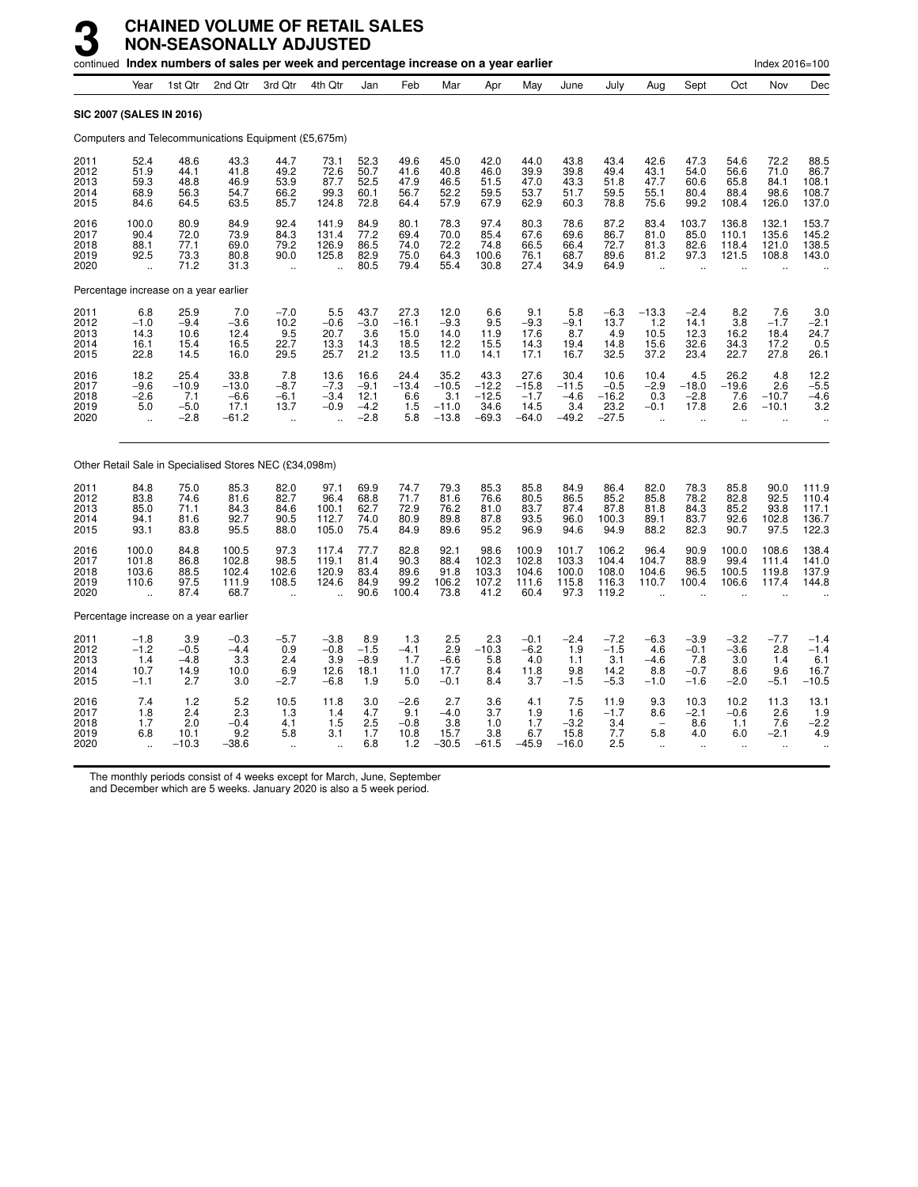# 3 CHAINED VOLUME OF RETAIL SALES NON-SEASONALLY ADJUSTED

continued **Index numbers of sales per week and percentage increase on a year earlier** — Index 2016=100

| | Year | 1st Qtr | 2nd Qtr | 3rd Qtr | 4th Qtr | Jan | Feb | Mar | Apr | May | June | July | Aug | Sept | Oct | Nov | Dec |
|---|---|---|---|---|---|---|---|---|---|---|---|---|---|---|---|---|---|
| **SIC 2007 (SALES IN 2016)** | | | | | | | | | | | | | | | | | |
| Computers and Telecommunications Equipment (£5,675m) | | | | | | | | | | | | | | | | | |
| 2011 | 52.4 | 48.6 | 43.3 | 44.7 | 73.1 | 52.3 | 49.6 | 45.0 | 42.0 | 44.0 | 43.8 | 43.4 | 42.6 | 47.3 | 54.6 | 72.2 | 88.5 |
| 2012 | 51.9 | 44.1 | 41.8 | 49.2 | 72.6 | 50.7 | 41.6 | 40.8 | 46.0 | 39.9 | 39.8 | 49.4 | 43.1 | 54.0 | 56.6 | 71.0 | 86.7 |
| 2013 | 59.3 | 48.8 | 46.9 | 53.9 | 87.7 | 52.5 | 47.9 | 46.5 | 51.5 | 47.0 | 43.3 | 51.8 | 47.7 | 60.6 | 65.8 | 84.1 | 108.1 |
| 2014 | 68.9 | 56.3 | 54.7 | 66.2 | 99.3 | 60.1 | 56.7 | 52.2 | 59.5 | 53.7 | 51.7 | 59.5 | 55.1 | 80.4 | 88.4 | 98.6 | 108.7 |
| 2015 | 84.6 | 64.5 | 63.5 | 85.7 | 124.8 | 72.8 | 64.4 | 57.9 | 67.9 | 62.9 | 60.3 | 78.8 | 75.6 | 99.2 | 108.4 | 126.0 | 137.0 |
| 2016 | 100.0 | 80.9 | 84.9 | 92.4 | 141.9 | 84.9 | 80.1 | 78.3 | 97.4 | 80.3 | 78.6 | 87.2 | 83.4 | 103.7 | 136.8 | 132.1 | 153.7 |
| 2017 | 90.4 | 72.0 | 73.9 | 84.3 | 131.4 | 77.2 | 69.4 | 70.0 | 85.4 | 67.6 | 69.6 | 86.7 | 81.0 | 85.0 | 110.1 | 135.6 | 145.2 |
| 2018 | 88.1 | 77.1 | 69.0 | 79.2 | 126.9 | 86.5 | 74.0 | 72.2 | 74.8 | 66.5 | 66.4 | 72.7 | 81.3 | 82.6 | 118.4 | 121.0 | 138.5 |
| 2019 | 92.5 | 73.3 | 80.8 | 90.0 | 125.8 | 82.9 | 75.0 | 64.3 | 100.6 | 76.1 | 68.7 | 89.6 | 81.2 | 97.3 | 121.5 | 108.8 | 143.0 |
| 2020 | .. | 71.2 | 31.3 | .. | .. | 80.5 | 79.4 | 55.4 | 30.8 | 27.4 | 34.9 | 64.9 | .. | .. | .. | .. | .. |
| Percentage increase on a year earlier | | | | | | | | | | | | | | | | | |
| 2011 | 6.8 | 25.9 | 7.0 | −7.0 | 5.5 | 43.7 | 27.3 | 12.0 | 6.6 | 9.1 | 5.8 | −6.3 | −13.3 | −2.4 | 8.2 | 7.6 | 3.0 |
| 2012 | −1.0 | −9.4 | −3.6 | 10.2 | −0.6 | −3.0 | −16.1 | −9.3 | 9.5 | −9.3 | −9.1 | 13.7 | 1.2 | 14.1 | 3.8 | −1.7 | −2.1 |
| 2013 | 14.3 | 10.6 | 12.4 | 9.5 | 20.7 | 3.6 | 15.0 | 14.0 | 11.9 | 17.6 | 8.7 | 4.9 | 10.5 | 12.3 | 16.2 | 18.4 | 24.7 |
| 2014 | 16.1 | 15.4 | 16.5 | 22.7 | 13.3 | 14.3 | 18.5 | 12.2 | 15.5 | 14.3 | 19.4 | 14.8 | 15.6 | 32.6 | 34.3 | 17.2 | 0.5 |
| 2015 | 22.8 | 14.5 | 16.0 | 29.5 | 25.7 | 21.2 | 13.5 | 11.0 | 14.1 | 17.1 | 16.7 | 32.5 | 37.2 | 23.4 | 22.7 | 27.8 | 26.1 |
| 2016 | 18.2 | 25.4 | 33.8 | 7.8 | 13.6 | 16.6 | 24.4 | 35.2 | 43.3 | 27.6 | 30.4 | 10.6 | 10.4 | 4.5 | 26.2 | 4.8 | 12.2 |
| 2017 | −9.6 | −10.9 | −13.0 | −8.7 | −7.3 | −9.1 | −13.4 | −10.5 | −12.2 | −15.8 | −11.5 | −0.5 | −2.9 | −18.0 | −19.6 | 2.6 | −5.5 |
| 2018 | −2.6 | 7.1 | −6.6 | −6.1 | −3.4 | 12.1 | 6.6 | 3.1 | −12.5 | −1.7 | −4.6 | −16.2 | 0.3 | −2.8 | 7.6 | −10.7 | −4.6 |
| 2019 | 5.0 | −5.0 | 17.1 | 13.7 | −0.9 | −4.2 | 1.5 | −11.0 | 34.6 | 14.5 | 3.4 | 23.2 | −0.1 | 17.8 | 2.6 | −10.1 | 3.2 |
| 2020 | .. | −2.8 | −61.2 | .. | .. | −2.8 | 5.8 | −13.8 | −69.3 | −64.0 | −49.2 | −27.5 | .. | .. | .. | .. | .. |
| Other Retail Sale in Specialised Stores NEC (£34,098m) | | | | | | | | | | | | | | | | | |
| 2011 | 84.8 | 75.0 | 85.3 | 82.0 | 97.1 | 69.9 | 74.7 | 79.3 | 85.3 | 85.8 | 84.9 | 86.4 | 82.0 | 78.3 | 85.8 | 90.0 | 111.9 |
| 2012 | 83.8 | 74.6 | 81.6 | 82.7 | 96.4 | 68.8 | 71.7 | 81.6 | 76.6 | 80.5 | 86.5 | 85.2 | 85.8 | 78.2 | 82.8 | 92.5 | 110.4 |
| 2013 | 85.0 | 71.1 | 84.3 | 84.6 | 100.1 | 62.7 | 72.9 | 76.2 | 81.0 | 83.7 | 87.4 | 87.8 | 81.8 | 84.3 | 85.2 | 93.8 | 117.1 |
| 2014 | 94.1 | 81.6 | 92.7 | 90.5 | 112.7 | 74.0 | 80.9 | 89.8 | 87.8 | 93.5 | 96.0 | 100.3 | 89.1 | 83.7 | 92.6 | 102.8 | 136.7 |
| 2015 | 93.1 | 83.8 | 95.5 | 88.0 | 105.0 | 75.4 | 84.9 | 89.6 | 95.2 | 96.9 | 94.6 | 94.9 | 88.2 | 82.3 | 90.7 | 97.5 | 122.3 |
| 2016 | 100.0 | 84.8 | 100.5 | 97.3 | 117.4 | 77.7 | 82.8 | 92.1 | 98.6 | 100.9 | 101.7 | 106.2 | 96.4 | 90.9 | 100.0 | 108.6 | 138.4 |
| 2017 | 101.8 | 86.8 | 102.8 | 98.5 | 119.1 | 81.4 | 90.3 | 88.4 | 102.3 | 102.8 | 103.3 | 104.4 | 104.7 | 88.9 | 99.4 | 111.4 | 141.0 |
| 2018 | 103.6 | 88.5 | 102.4 | 102.6 | 120.9 | 83.4 | 89.6 | 91.8 | 103.3 | 104.6 | 100.0 | 108.0 | 104.6 | 96.5 | 100.5 | 119.8 | 137.9 |
| 2019 | 110.6 | 97.5 | 111.9 | 108.5 | 124.6 | 84.9 | 99.2 | 106.2 | 107.2 | 111.6 | 115.8 | 116.3 | 110.7 | 100.4 | 106.6 | 117.4 | 144.8 |
| 2020 | .. | 87.4 | 68.7 | .. | .. | 90.6 | 100.4 | 73.8 | 41.2 | 60.4 | 97.3 | 119.2 | .. | .. | .. | .. | .. |
| Percentage increase on a year earlier | | | | | | | | | | | | | | | | | |
| 2011 | −1.8 | 3.9 | −0.3 | −5.7 | −3.8 | 8.9 | 1.3 | 2.5 | 2.3 | −0.1 | −2.4 | −7.2 | −6.3 | −3.9 | −3.2 | −7.7 | −1.4 |
| 2012 | −1.2 | −0.5 | −4.4 | 0.9 | −0.8 | −1.5 | −4.1 | 2.9 | −10.3 | −6.2 | 1.9 | −1.5 | 4.6 | −0.1 | −3.6 | 2.8 | −1.4 |
| 2013 | 1.4 | −4.8 | 3.3 | 2.4 | 3.9 | −8.9 | 1.7 | −6.6 | 5.8 | 4.0 | 1.1 | 3.1 | −4.6 | 7.8 | 3.0 | 1.4 | 6.1 |
| 2014 | 10.7 | 14.9 | 10.0 | 6.9 | 12.6 | 18.1 | 11.0 | 17.7 | 8.4 | 11.8 | 9.8 | 14.2 | 8.8 | −0.7 | 8.6 | 9.6 | 16.7 |
| 2015 | −1.1 | 2.7 | 3.0 | −2.7 | −6.8 | 1.9 | 5.0 | −0.1 | 8.4 | 3.7 | −1.5 | −5.3 | −1.0 | −1.6 | −2.0 | −5.1 | −10.5 |
| 2016 | 7.4 | 1.2 | 5.2 | 10.5 | 11.8 | 3.0 | −2.6 | 2.7 | 3.6 | 4.1 | 7.5 | 11.9 | 9.3 | 10.3 | 10.2 | 11.3 | 13.1 |
| 2017 | 1.8 | 2.4 | 2.3 | 1.3 | 1.4 | 4.7 | 9.1 | −4.0 | 3.7 | 1.9 | 1.6 | −1.7 | 8.6 | −2.1 | −0.6 | 2.6 | 1.9 |
| 2018 | 1.7 | 2.0 | −0.4 | 4.1 | 1.5 | 2.5 | −0.8 | 3.8 | 1.0 | 1.7 | −3.2 | 3.4 | − | 8.6 | 1.1 | 7.6 | −2.2 |
| 2019 | 6.8 | 10.1 | 9.2 | 5.8 | 3.1 | 1.7 | 10.8 | 15.7 | 3.8 | 6.7 | 15.8 | 7.7 | 5.8 | 4.0 | 6.0 | −2.1 | 4.9 |
| 2020 | .. | −10.3 | −38.6 | .. | .. | 6.8 | 1.2 | −30.5 | −61.5 | −45.9 | −16.0 | 2.5 | .. | .. | .. | .. | .. |

The monthly periods consist of 4 weeks except for March, June, September and December which are 5 weeks. January 2020 is also a 5 week period.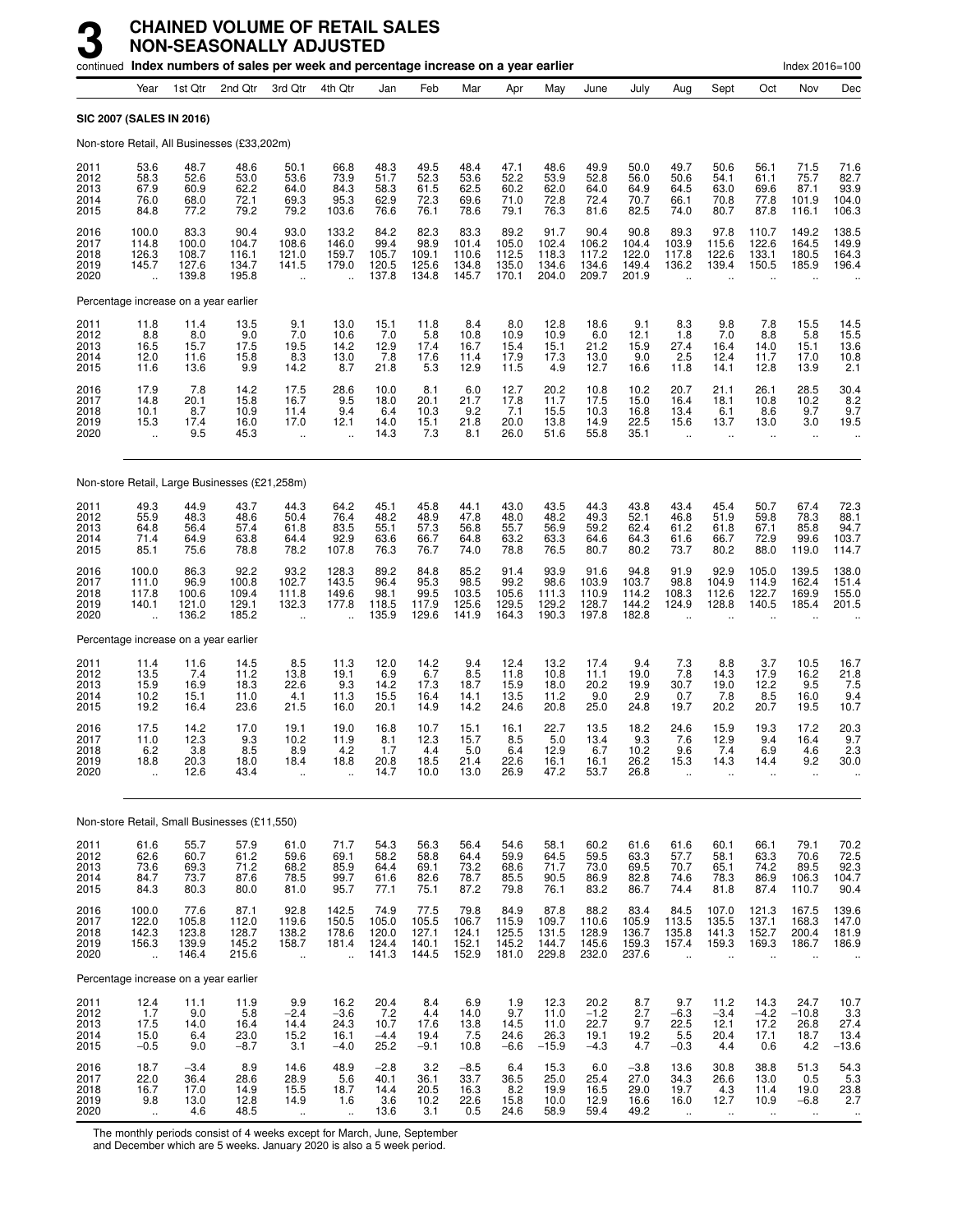# 3 CHAINED VOLUME OF RETAIL SALES NON-SEASONALLY ADJUSTED

continued **Index numbers of sales per week and percentage increase on a year earlier** Index 2016=100

| | Year | 1st Qtr | 2nd Qtr | 3rd Qtr | 4th Qtr | Jan | Feb | Mar | Apr | May | June | July | Aug | Sept | Oct | Nov | Dec |
|---|---|---|---|---|---|---|---|---|---|---|---|---|---|---|---|---|---|
| **SIC 2007 (SALES IN 2016)** | | | | | | | | | | | | | | | | | |
| Non-store Retail, All Businesses (£33,202m) | | | | | | | | | | | | | | | | | |
| 2011 | 53.6 | 48.7 | 48.6 | 50.1 | 66.8 | 48.3 | 49.5 | 48.4 | 47.1 | 48.6 | 49.9 | 50.0 | 49.7 | 50.6 | 56.1 | 71.5 | 71.6 |
| 2012 | 58.3 | 52.6 | 53.0 | 53.6 | 73.9 | 51.7 | 52.3 | 53.6 | 52.2 | 53.9 | 52.8 | 56.0 | 50.6 | 54.1 | 61.1 | 75.7 | 82.7 |
| 2013 | 67.9 | 60.9 | 62.2 | 64.0 | 84.3 | 58.3 | 61.5 | 62.5 | 60.2 | 62.0 | 64.0 | 64.9 | 64.5 | 63.0 | 69.6 | 87.1 | 93.9 |
| 2014 | 76.0 | 68.0 | 72.1 | 69.3 | 95.3 | 62.9 | 72.3 | 69.6 | 71.0 | 72.8 | 72.4 | 70.7 | 66.1 | 70.8 | 77.8 | 101.9 | 104.0 |
| 2015 | 84.8 | 77.2 | 79.2 | 79.2 | 103.6 | 76.6 | 76.1 | 78.6 | 79.1 | 76.3 | 81.6 | 82.5 | 74.0 | 80.7 | 87.8 | 116.1 | 106.3 |
| 2016 | 100.0 | 83.3 | 90.4 | 93.0 | 133.2 | 84.2 | 82.3 | 83.3 | 89.2 | 91.7 | 90.4 | 90.8 | 89.3 | 97.8 | 110.7 | 149.2 | 138.5 |
| 2017 | 114.8 | 100.0 | 104.7 | 108.6 | 146.0 | 99.4 | 98.9 | 101.4 | 105.0 | 102.4 | 106.2 | 104.4 | 103.9 | 115.6 | 122.6 | 164.5 | 149.9 |
| 2018 | 126.3 | 108.7 | 116.1 | 121.0 | 159.7 | 105.7 | 109.1 | 110.6 | 112.5 | 118.3 | 117.2 | 122.0 | 117.8 | 122.6 | 133.1 | 180.5 | 164.3 |
| 2019 | 145.7 | 127.6 | 134.7 | 141.5 | 179.0 | 120.5 | 125.6 | 134.8 | 135.0 | 134.6 | 134.6 | 149.4 | 136.2 | 139.4 | 150.5 | 185.9 | 196.4 |
| 2020 | .. | 139.8 | 195.8 | .. | .. | 137.8 | 134.8 | 145.7 | 170.1 | 204.0 | 209.7 | 201.9 | .. | .. | .. | .. | .. |
| Percentage increase on a year earlier | | | | | | | | | | | | | | | | | |
| 2011 | 11.8 | 11.4 | 13.5 | 9.1 | 13.0 | 15.1 | 11.8 | 8.4 | 8.0 | 12.8 | 18.6 | 9.1 | 8.3 | 9.8 | 7.8 | 15.5 | 14.5 |
| 2012 | 8.8 | 8.0 | 9.0 | 7.0 | 10.6 | 7.0 | 5.8 | 10.8 | 10.9 | 10.9 | 6.0 | 12.1 | 1.8 | 7.0 | 8.8 | 5.8 | 15.5 |
| 2013 | 16.5 | 15.7 | 17.5 | 19.5 | 14.2 | 12.9 | 17.4 | 16.7 | 15.4 | 15.1 | 21.2 | 15.9 | 27.4 | 16.4 | 14.0 | 15.1 | 13.6 |
| 2014 | 12.0 | 11.6 | 15.8 | 8.3 | 13.0 | 7.8 | 17.6 | 11.4 | 17.9 | 17.3 | 13.0 | 9.0 | 2.5 | 12.4 | 11.7 | 17.0 | 10.8 |
| 2015 | 11.6 | 13.6 | 9.9 | 14.2 | 8.7 | 21.8 | 5.3 | 12.9 | 11.5 | 4.9 | 12.7 | 16.6 | 11.8 | 14.1 | 12.8 | 13.9 | 2.1 |
| 2016 | 17.9 | 7.8 | 14.2 | 17.5 | 28.6 | 10.0 | 8.1 | 6.0 | 12.7 | 20.2 | 10.8 | 10.2 | 20.7 | 21.1 | 26.1 | 28.5 | 30.4 |
| 2017 | 14.8 | 20.1 | 15.8 | 16.7 | 9.5 | 18.0 | 20.1 | 21.7 | 17.8 | 11.7 | 17.5 | 15.0 | 16.4 | 18.1 | 10.8 | 10.2 | 8.2 |
| 2018 | 10.1 | 8.7 | 10.9 | 11.4 | 9.4 | 6.4 | 10.3 | 9.2 | 7.1 | 15.5 | 10.3 | 16.8 | 13.4 | 6.1 | 8.6 | 9.7 | 9.7 |
| 2019 | 15.3 | 17.4 | 16.0 | 17.0 | 12.1 | 14.0 | 15.1 | 21.8 | 20.0 | 13.8 | 14.9 | 22.5 | 15.6 | 13.7 | 13.0 | 3.0 | 19.5 |
| 2020 | .. | 9.5 | 45.3 | .. | .. | 14.3 | 7.3 | 8.1 | 26.0 | 51.6 | 55.8 | 35.1 | .. | .. | .. | .. | .. |
| Non-store Retail, Large Businesses (£21,258m) | | | | | | | | | | | | | | | | | |
| 2011 | 49.3 | 44.9 | 43.7 | 44.3 | 64.2 | 45.1 | 45.8 | 44.1 | 43.0 | 43.5 | 44.3 | 43.8 | 43.4 | 45.4 | 50.7 | 67.4 | 72.3 |
| 2012 | 55.9 | 48.3 | 48.6 | 50.4 | 76.4 | 48.2 | 48.9 | 47.8 | 48.0 | 48.2 | 49.3 | 52.1 | 46.8 | 51.9 | 59.8 | 78.3 | 88.1 |
| 2013 | 64.8 | 56.4 | 57.4 | 61.8 | 83.5 | 55.1 | 57.3 | 56.8 | 55.7 | 56.9 | 59.2 | 62.4 | 61.2 | 61.8 | 67.1 | 85.8 | 94.7 |
| 2014 | 71.4 | 64.9 | 63.8 | 64.4 | 92.9 | 63.6 | 66.7 | 64.8 | 63.2 | 63.3 | 64.6 | 64.3 | 61.6 | 66.7 | 72.9 | 99.6 | 103.7 |
| 2015 | 85.1 | 75.6 | 78.8 | 78.2 | 107.8 | 76.3 | 76.7 | 74.0 | 78.8 | 76.5 | 80.7 | 80.2 | 73.7 | 80.2 | 88.0 | 119.0 | 114.7 |
| 2016 | 100.0 | 86.3 | 92.2 | 93.2 | 128.3 | 89.2 | 84.8 | 85.2 | 91.4 | 93.9 | 91.6 | 94.8 | 91.9 | 92.9 | 105.0 | 139.5 | 138.0 |
| 2017 | 111.0 | 96.9 | 100.8 | 102.7 | 143.5 | 96.4 | 95.3 | 98.5 | 99.2 | 98.6 | 103.9 | 103.7 | 98.8 | 104.9 | 114.9 | 162.4 | 151.4 |
| 2018 | 117.8 | 100.6 | 109.4 | 111.8 | 149.6 | 98.1 | 99.5 | 103.5 | 105.6 | 111.3 | 110.9 | 114.2 | 108.3 | 112.6 | 122.7 | 169.9 | 155.0 |
| 2019 | 140.1 | 121.0 | 129.1 | 132.3 | 177.8 | 118.5 | 117.9 | 125.6 | 129.5 | 129.2 | 128.7 | 144.2 | 124.9 | 128.8 | 140.5 | 185.4 | 201.5 |
| 2020 | .. | 136.2 | 185.2 | .. | .. | 135.9 | 129.6 | 141.9 | 164.3 | 190.3 | 197.8 | 182.8 | .. | .. | .. | .. | .. |
| Percentage increase on a year earlier | | | | | | | | | | | | | | | | | |
| 2011 | 11.4 | 11.6 | 14.5 | 8.5 | 11.3 | 12.0 | 14.2 | 9.4 | 12.4 | 13.2 | 17.4 | 9.4 | 7.3 | 8.8 | 3.7 | 10.5 | 16.7 |
| 2012 | 13.5 | 7.4 | 11.2 | 13.8 | 19.1 | 6.9 | 6.7 | 8.5 | 11.8 | 10.8 | 11.1 | 19.0 | 7.8 | 14.3 | 17.9 | 16.2 | 21.8 |
| 2013 | 15.9 | 16.9 | 18.3 | 22.6 | 9.3 | 14.2 | 17.3 | 18.7 | 15.9 | 18.0 | 20.2 | 19.9 | 30.7 | 19.0 | 12.2 | 9.5 | 7.5 |
| 2014 | 10.2 | 15.1 | 11.0 | 4.1 | 11.3 | 15.5 | 16.4 | 14.1 | 13.5 | 11.2 | 9.0 | 2.9 | 0.7 | 7.8 | 8.5 | 16.0 | 9.4 |
| 2015 | 19.2 | 16.4 | 23.6 | 21.5 | 16.0 | 20.1 | 14.9 | 14.2 | 24.6 | 20.8 | 25.0 | 24.8 | 19.7 | 20.2 | 20.7 | 19.5 | 10.7 |
| 2016 | 17.5 | 14.2 | 17.0 | 19.1 | 19.0 | 16.8 | 10.7 | 15.1 | 16.1 | 22.7 | 13.5 | 18.2 | 24.6 | 15.9 | 19.3 | 17.2 | 20.3 |
| 2017 | 11.0 | 12.3 | 9.3 | 10.2 | 11.9 | 8.1 | 12.3 | 15.7 | 8.5 | 5.0 | 13.4 | 9.3 | 7.6 | 12.9 | 9.4 | 16.4 | 9.7 |
| 2018 | 6.2 | 3.8 | 8.5 | 8.9 | 4.2 | 1.7 | 4.4 | 5.0 | 6.4 | 12.9 | 6.7 | 10.2 | 9.6 | 7.4 | 6.9 | 4.6 | 2.3 |
| 2019 | 18.8 | 20.3 | 18.0 | 18.4 | 18.8 | 20.8 | 18.5 | 21.4 | 22.6 | 16.1 | 16.1 | 26.2 | 15.3 | 14.3 | 14.4 | 9.2 | 30.0 |
| 2020 | .. | 12.6 | 43.4 | .. | .. | 14.7 | 10.0 | 13.0 | 26.9 | 47.2 | 53.7 | 26.8 | .. | .. | .. | .. | .. |
| Non-store Retail, Small Businesses (£11,550) | | | | | | | | | | | | | | | | | |
| 2011 | 61.6 | 55.7 | 57.9 | 61.0 | 71.7 | 54.3 | 56.3 | 56.4 | 54.6 | 58.1 | 60.2 | 61.6 | 61.6 | 60.1 | 66.1 | 79.1 | 70.2 |
| 2012 | 62.6 | 60.7 | 61.2 | 59.6 | 69.1 | 58.2 | 58.8 | 64.4 | 59.9 | 64.5 | 59.5 | 63.3 | 57.7 | 58.1 | 63.3 | 70.6 | 72.5 |
| 2013 | 73.6 | 69.3 | 71.2 | 68.2 | 85.9 | 64.4 | 69.1 | 73.2 | 68.6 | 71.7 | 73.0 | 69.5 | 70.7 | 65.1 | 74.2 | 89.5 | 92.3 |
| 2014 | 84.7 | 73.7 | 87.6 | 78.5 | 99.7 | 61.6 | 82.6 | 78.7 | 85.5 | 90.5 | 86.9 | 82.8 | 74.6 | 78.3 | 86.9 | 106.3 | 104.7 |
| 2015 | 84.3 | 80.3 | 80.0 | 81.0 | 95.7 | 77.1 | 75.1 | 87.2 | 79.8 | 76.1 | 83.2 | 86.7 | 74.4 | 81.8 | 87.4 | 110.7 | 90.4 |
| 2016 | 100.0 | 77.6 | 87.1 | 92.8 | 142.5 | 74.9 | 77.5 | 79.8 | 84.9 | 87.8 | 88.2 | 83.4 | 84.5 | 107.0 | 121.3 | 167.5 | 139.6 |
| 2017 | 122.0 | 105.8 | 112.0 | 119.6 | 150.5 | 105.0 | 105.5 | 106.7 | 115.9 | 109.7 | 110.6 | 105.9 | 113.5 | 135.5 | 137.1 | 168.3 | 147.0 |
| 2018 | 142.3 | 123.8 | 128.7 | 138.2 | 178.6 | 120.0 | 127.1 | 124.1 | 125.5 | 131.5 | 128.9 | 136.7 | 135.8 | 141.3 | 152.7 | 200.4 | 181.9 |
| 2019 | 156.3 | 139.9 | 145.2 | 158.7 | 181.4 | 124.4 | 140.1 | 152.1 | 145.2 | 144.7 | 145.6 | 159.3 | 157.4 | 159.3 | 169.3 | 186.7 | 186.9 |
| 2020 | .. | 146.4 | 215.6 | .. | .. | 141.3 | 144.5 | 152.9 | 181.0 | 229.8 | 232.0 | 237.6 | .. | .. | .. | .. | .. |
| Percentage increase on a year earlier | | | | | | | | | | | | | | | | | |
| 2011 | 12.4 | 11.1 | 11.9 | 9.9 | 16.2 | 20.4 | 8.4 | 6.9 | 1.9 | 12.3 | 20.2 | 8.7 | 9.7 | 11.2 | 14.3 | 24.7 | 10.7 |
| 2012 | 1.7 | 9.0 | 5.8 | −2.4 | −3.6 | 7.2 | 4.4 | 14.0 | 9.7 | 11.0 | −1.2 | 2.7 | −6.3 | −3.4 | −4.2 | −10.8 | 3.3 |
| 2013 | 17.5 | 14.0 | 16.4 | 14.4 | 24.3 | 10.7 | 17.6 | 13.8 | 14.5 | 11.0 | 22.7 | 9.7 | 22.5 | 12.1 | 17.2 | 26.8 | 27.4 |
| 2014 | 15.0 | 6.4 | 23.0 | 15.2 | 16.1 | −4.4 | 19.4 | 7.5 | 24.6 | 26.3 | 19.1 | 19.2 | 5.5 | 20.4 | 17.1 | 18.7 | 13.4 |
| 2015 | −0.5 | 9.0 | −8.7 | 3.1 | −4.0 | 25.2 | −9.1 | 10.8 | −6.6 | −15.9 | −4.3 | 4.7 | −0.3 | 4.4 | 0.6 | 4.2 | −13.6 |
| 2016 | 18.7 | −3.4 | 8.9 | 14.6 | 48.9 | −2.8 | 3.2 | −8.5 | 6.4 | 15.3 | 6.0 | −3.8 | 13.6 | 30.8 | 38.8 | 51.3 | 54.3 |
| 2017 | 22.0 | 36.4 | 28.6 | 28.9 | 5.6 | 40.1 | 36.1 | 33.7 | 36.5 | 25.0 | 25.4 | 27.0 | 34.3 | 26.6 | 13.0 | 0.5 | 5.3 |
| 2018 | 16.7 | 17.0 | 14.9 | 15.5 | 18.7 | 14.4 | 20.5 | 16.3 | 8.2 | 19.9 | 16.5 | 29.0 | 19.7 | 4.3 | 11.4 | 19.0 | 23.8 |
| 2019 | 9.8 | 13.0 | 12.8 | 14.9 | 1.6 | 3.6 | 10.2 | 22.6 | 15.8 | 10.0 | 12.9 | 16.6 | 16.0 | 12.7 | 10.9 | −6.8 | 2.7 |
| 2020 | .. | 4.6 | 48.5 | .. | .. | 13.6 | 3.1 | 0.5 | 24.6 | 58.9 | 59.4 | 49.2 | .. | .. | .. | .. | .. |

The monthly periods consist of 4 weeks except for March, June, September and December which are 5 weeks. January 2020 is also a 5 week period.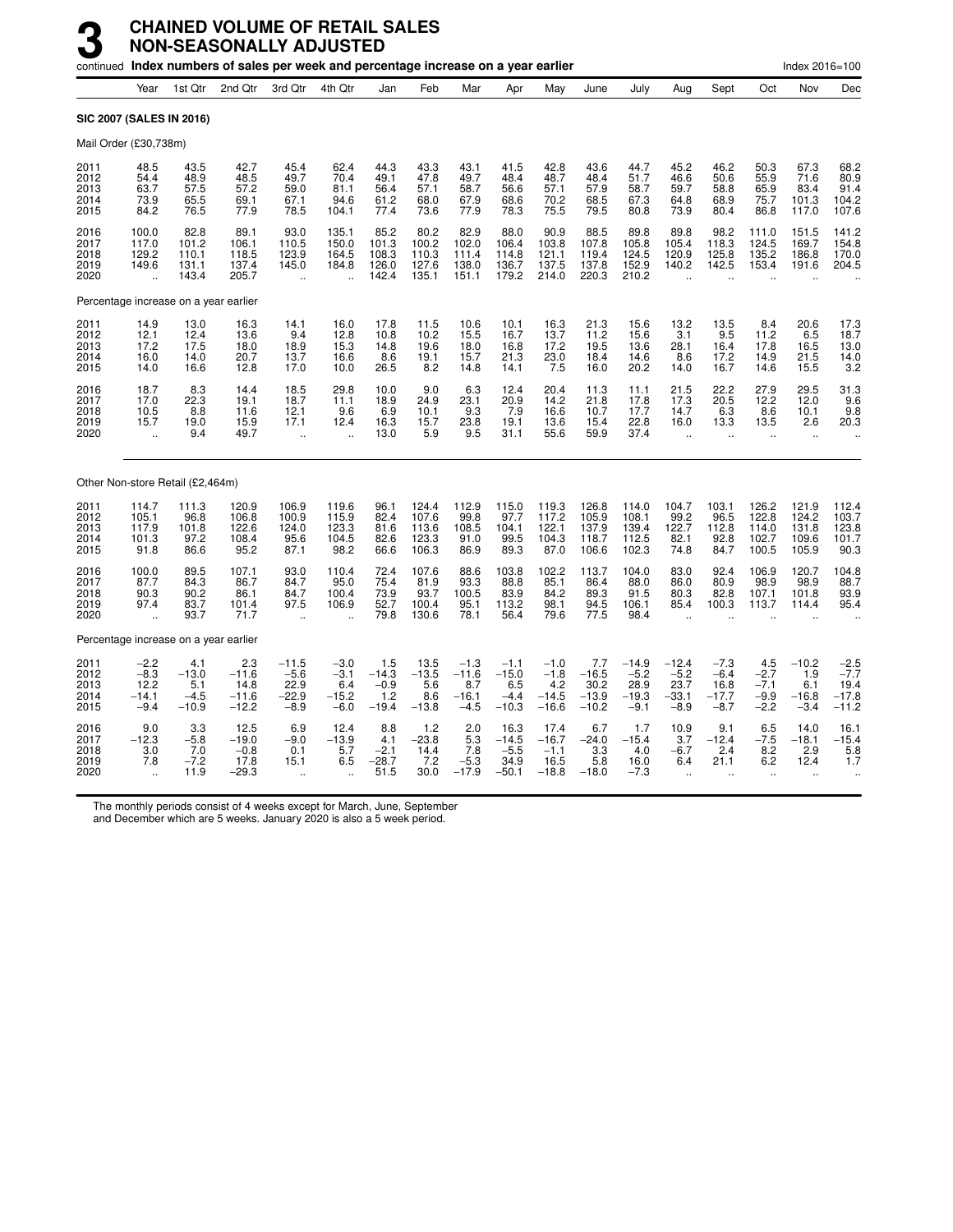# 3 CHAINED VOLUME OF RETAIL SALES NON-SEASONALLY ADJUSTED

continued **Index numbers of sales per week and percentage increase on a year earlier** Index 2016=100

| | Year | 1st Qtr | 2nd Qtr | 3rd Qtr | 4th Qtr | Jan | Feb | Mar | Apr | May | June | July | Aug | Sept | Oct | Nov | Dec |
|---|---|---|---|---|---|---|---|---|---|---|---|---|---|---|---|---|---|
| **SIC 2007 (SALES IN 2016)** | | | | | | | | | | | | | | | | | |
| Mail Order (£30,738m) | | | | | | | | | | | | | | | | | |
| 2011 | 48.5 | 43.5 | 42.7 | 45.4 | 62.4 | 44.3 | 43.3 | 43.1 | 41.5 | 42.8 | 43.6 | 44.7 | 45.2 | 46.2 | 50.3 | 67.3 | 68.2 |
| 2012 | 54.4 | 48.9 | 48.5 | 49.7 | 70.4 | 49.1 | 47.8 | 49.7 | 48.4 | 48.7 | 48.4 | 51.7 | 46.6 | 50.6 | 55.9 | 71.6 | 80.9 |
| 2013 | 63.7 | 57.5 | 57.2 | 59.0 | 81.1 | 56.4 | 57.1 | 58.7 | 56.6 | 57.1 | 57.9 | 58.7 | 59.7 | 58.8 | 65.9 | 83.4 | 91.4 |
| 2014 | 73.9 | 65.5 | 69.1 | 67.1 | 94.6 | 61.2 | 68.0 | 67.9 | 68.6 | 70.2 | 68.5 | 67.3 | 64.8 | 68.9 | 75.7 | 101.3 | 104.2 |
| 2015 | 84.2 | 76.5 | 77.9 | 78.5 | 104.1 | 77.4 | 73.6 | 77.9 | 78.3 | 75.5 | 79.5 | 80.8 | 73.9 | 80.4 | 86.8 | 117.0 | 107.6 |
| 2016 | 100.0 | 82.8 | 89.1 | 93.0 | 135.1 | 85.2 | 80.2 | 82.9 | 88.0 | 90.9 | 88.5 | 89.8 | 89.8 | 98.2 | 111.0 | 151.5 | 141.2 |
| 2017 | 117.0 | 101.2 | 106.1 | 110.5 | 150.0 | 101.3 | 100.2 | 102.0 | 106.4 | 103.8 | 107.8 | 105.8 | 105.4 | 118.3 | 124.5 | 169.7 | 154.8 |
| 2018 | 129.2 | 110.1 | 118.5 | 123.9 | 164.5 | 108.3 | 110.3 | 111.4 | 114.8 | 121.1 | 119.4 | 124.5 | 120.9 | 125.8 | 135.2 | 186.8 | 170.0 |
| 2019 | 149.6 | 131.1 | 137.4 | 145.0 | 184.8 | 126.0 | 127.6 | 138.0 | 136.7 | 137.5 | 137.8 | 152.9 | 140.2 | 142.5 | 153.4 | 191.6 | 204.5 |
| 2020 | .. | 143.4 | 205.7 | .. | .. | 142.4 | 135.1 | 151.1 | 179.2 | 214.0 | 220.3 | 210.2 | .. | .. | .. | .. | .. |
| Percentage increase on a year earlier | | | | | | | | | | | | | | | | | |
| 2011 | 14.9 | 13.0 | 16.3 | 14.1 | 16.0 | 17.8 | 11.5 | 10.6 | 10.1 | 16.3 | 21.3 | 15.6 | 13.2 | 13.5 | 8.4 | 20.6 | 17.3 |
| 2012 | 12.1 | 12.4 | 13.6 | 9.4 | 12.8 | 10.8 | 10.2 | 15.5 | 16.7 | 13.7 | 11.2 | 15.6 | 3.1 | 9.5 | 11.2 | 6.5 | 18.7 |
| 2013 | 17.2 | 17.5 | 18.0 | 18.9 | 15.3 | 14.8 | 19.6 | 18.0 | 16.8 | 17.2 | 19.5 | 13.6 | 28.1 | 16.4 | 17.8 | 16.5 | 13.0 |
| 2014 | 16.0 | 14.0 | 20.7 | 13.7 | 16.6 | 8.6 | 19.1 | 15.7 | 21.3 | 23.0 | 18.4 | 14.6 | 8.6 | 17.2 | 14.9 | 21.5 | 14.0 |
| 2015 | 14.0 | 16.6 | 12.8 | 17.0 | 10.0 | 26.5 | 8.2 | 14.8 | 14.1 | 7.5 | 16.0 | 20.2 | 14.0 | 16.7 | 14.6 | 15.5 | 3.2 |
| 2016 | 18.7 | 8.3 | 14.4 | 18.5 | 29.8 | 10.0 | 9.0 | 6.3 | 12.4 | 20.4 | 11.3 | 11.1 | 21.5 | 22.2 | 27.9 | 29.5 | 31.3 |
| 2017 | 17.0 | 22.3 | 19.1 | 18.7 | 11.1 | 18.9 | 24.9 | 23.1 | 20.9 | 14.2 | 21.8 | 17.8 | 17.3 | 20.5 | 12.2 | 12.0 | 9.6 |
| 2018 | 10.5 | 8.8 | 11.6 | 12.1 | 9.6 | 6.9 | 10.1 | 9.3 | 7.9 | 16.6 | 10.7 | 17.7 | 14.7 | 6.3 | 8.6 | 10.1 | 9.8 |
| 2019 | 15.7 | 19.0 | 15.9 | 17.1 | 12.4 | 16.3 | 15.7 | 23.8 | 19.1 | 13.6 | 15.4 | 22.8 | 16.0 | 13.3 | 13.5 | 2.6 | 20.3 |
| 2020 | .. | 9.4 | 49.7 | .. | .. | 13.0 | 5.9 | 9.5 | 31.1 | 55.6 | 59.9 | 37.4 | .. | .. | .. | .. | .. |
| Other Non-store Retail (£2,464m) | | | | | | | | | | | | | | | | | |
| 2011 | 114.7 | 111.3 | 120.9 | 106.9 | 119.6 | 96.1 | 124.4 | 112.9 | 115.0 | 119.3 | 126.8 | 114.0 | 104.7 | 103.1 | 126.2 | 121.9 | 112.4 |
| 2012 | 105.1 | 96.8 | 106.8 | 100.9 | 115.9 | 82.4 | 107.6 | 99.8 | 97.7 | 117.2 | 105.9 | 108.1 | 99.2 | 96.5 | 122.8 | 124.2 | 103.7 |
| 2013 | 117.9 | 101.8 | 122.6 | 124.0 | 123.3 | 81.6 | 113.6 | 108.5 | 104.1 | 122.1 | 137.9 | 139.4 | 122.7 | 112.8 | 114.0 | 131.8 | 123.8 |
| 2014 | 101.3 | 97.2 | 108.4 | 95.6 | 104.5 | 82.6 | 123.3 | 91.0 | 99.5 | 104.3 | 118.7 | 112.5 | 82.1 | 92.8 | 102.7 | 109.6 | 101.7 |
| 2015 | 91.8 | 86.6 | 95.2 | 87.1 | 98.2 | 66.6 | 106.3 | 86.9 | 89.3 | 87.0 | 106.6 | 102.3 | 74.8 | 84.7 | 100.5 | 105.9 | 90.3 |
| 2016 | 100.0 | 89.5 | 107.1 | 93.0 | 110.4 | 72.4 | 107.6 | 88.6 | 103.8 | 102.2 | 113.7 | 104.0 | 83.0 | 92.4 | 106.9 | 120.7 | 104.8 |
| 2017 | 87.7 | 84.3 | 86.7 | 84.7 | 95.0 | 75.4 | 81.9 | 93.3 | 88.8 | 85.1 | 86.4 | 88.0 | 86.0 | 80.9 | 98.9 | 98.9 | 88.7 |
| 2018 | 90.3 | 90.2 | 86.1 | 84.7 | 100.4 | 73.9 | 93.7 | 100.5 | 83.9 | 84.2 | 89.3 | 91.5 | 80.3 | 82.8 | 107.1 | 101.8 | 93.9 |
| 2019 | 97.4 | 83.7 | 101.4 | 97.5 | 106.9 | 52.7 | 100.4 | 95.1 | 113.2 | 98.1 | 94.5 | 106.1 | 85.4 | 100.3 | 113.7 | 114.4 | 95.4 |
| 2020 | .. | 93.7 | 71.7 | .. | .. | 79.8 | 130.6 | 78.1 | 56.4 | 79.6 | 77.5 | 98.4 | .. | .. | .. | .. | .. |
| Percentage increase on a year earlier | | | | | | | | | | | | | | | | | |
| 2011 | −2.2 | 4.1 | 2.3 | −11.5 | −3.0 | 1.5 | 13.5 | −1.3 | −1.1 | −1.0 | 7.7 | −14.9 | −12.4 | −7.3 | 4.5 | −10.2 | −2.5 |
| 2012 | −8.3 | −13.0 | −11.6 | −5.6 | −3.1 | −14.3 | −13.5 | −11.6 | −15.0 | −1.8 | −16.5 | −5.2 | −5.2 | −6.4 | −2.7 | 1.9 | −7.7 |
| 2013 | 12.2 | 5.1 | 14.8 | 22.9 | 6.4 | −0.9 | 5.6 | 8.7 | 6.5 | 4.2 | 30.2 | 28.9 | 23.7 | 16.8 | −7.1 | 6.1 | 19.4 |
| 2014 | −14.1 | −4.5 | −11.6 | −22.9 | −15.2 | 1.2 | 8.6 | −16.1 | −4.4 | −14.5 | −13.9 | −19.3 | −33.1 | −17.7 | −9.9 | −16.8 | −17.8 |
| 2015 | −9.4 | −10.9 | −12.2 | −8.9 | −6.0 | −19.4 | −13.8 | −4.5 | −10.3 | −16.6 | −10.2 | −9.1 | −8.9 | −8.7 | −2.2 | −3.4 | −11.2 |
| 2016 | 9.0 | 3.3 | 12.5 | 6.9 | 12.4 | 8.8 | 1.2 | 2.0 | 16.3 | 17.4 | 6.7 | 1.7 | 10.9 | 9.1 | 6.5 | 14.0 | 16.1 |
| 2017 | −12.3 | −5.8 | −19.0 | −9.0 | −13.9 | 4.1 | −23.8 | 5.3 | −14.5 | −16.7 | −24.0 | −15.4 | 3.7 | −12.4 | −7.5 | −18.1 | −15.4 |
| 2018 | 3.0 | 7.0 | −0.8 | 0.1 | 5.7 | −2.1 | 14.4 | 7.8 | −5.5 | −1.1 | 3.3 | 4.0 | −6.7 | 2.4 | 8.2 | 2.9 | 5.8 |
| 2019 | 7.8 | −7.2 | 17.8 | 15.1 | 6.5 | −28.7 | 7.2 | −5.3 | 34.9 | 16.5 | 5.8 | 16.0 | 6.4 | 21.1 | 6.2 | 12.4 | 1.7 |
| 2020 | .. | 11.9 | −29.3 | .. | .. | 51.5 | 30.0 | −17.9 | −50.1 | −18.8 | −18.0 | −7.3 | .. | .. | .. | .. | .. |

The monthly periods consist of 4 weeks except for March, June, September and December which are 5 weeks. January 2020 is also a 5 week period.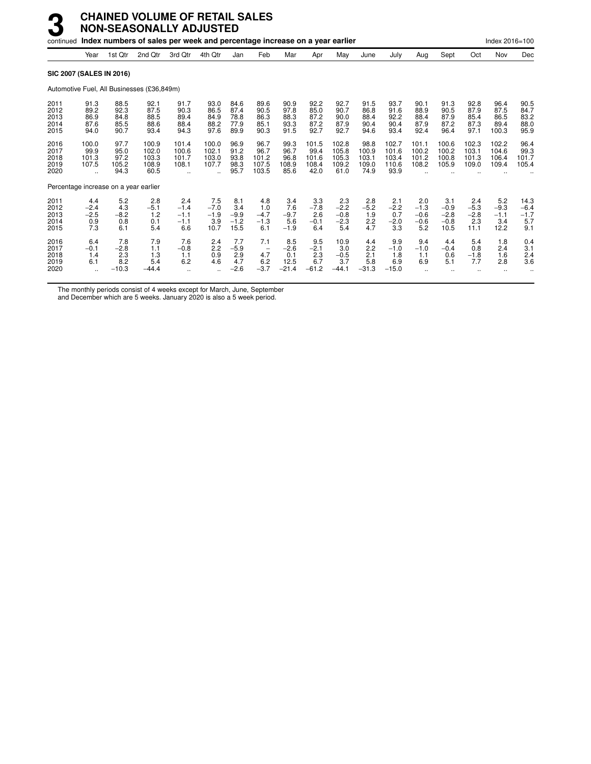# 3 CHAINED VOLUME OF RETAIL SALES NON-SEASONALLY ADJUSTED

continued **Index numbers of sales per week and percentage increase on a year earlier** Index 2016=100

| | Year | 1st Qtr | 2nd Qtr | 3rd Qtr | 4th Qtr | Jan | Feb | Mar | Apr | May | June | July | Aug | Sept | Oct | Nov | Dec |
|---|---|---|---|---|---|---|---|---|---|---|---|---|---|---|---|---|---|
| **SIC 2007 (SALES IN 2016)** | | | | | | | | | | | | | | | | | |
| Automotive Fuel, All Businesses (£36,849m) | | | | | | | | | | | | | | | | | |
| 2011 | 91.3 | 88.5 | 92.1 | 91.7 | 93.0 | 84.6 | 89.6 | 90.9 | 92.2 | 92.7 | 91.5 | 93.7 | 90.1 | 91.3 | 92.8 | 96.4 | 90.5 |
| 2012 | 89.2 | 92.3 | 87.5 | 90.3 | 86.5 | 87.4 | 90.5 | 97.8 | 85.0 | 90.7 | 86.8 | 91.6 | 88.9 | 90.5 | 87.9 | 87.5 | 84.7 |
| 2013 | 86.9 | 84.8 | 88.5 | 89.4 | 84.9 | 78.8 | 86.3 | 88.3 | 87.2 | 90.0 | 88.4 | 92.2 | 88.4 | 87.9 | 85.4 | 86.5 | 83.2 |
| 2014 | 87.6 | 85.5 | 88.6 | 88.4 | 88.2 | 77.9 | 85.1 | 93.3 | 87.2 | 87.9 | 90.4 | 90.4 | 87.9 | 87.2 | 87.3 | 89.4 | 88.0 |
| 2015 | 94.0 | 90.7 | 93.4 | 94.3 | 97.6 | 89.9 | 90.3 | 91.5 | 92.7 | 92.7 | 94.6 | 93.4 | 92.4 | 96.4 | 97.1 | 100.3 | 95.9 |
| 2016 | 100.0 | 97.7 | 100.9 | 101.4 | 100.0 | 96.9 | 96.7 | 99.3 | 101.5 | 102.8 | 98.8 | 102.7 | 101.1 | 100.6 | 102.3 | 102.2 | 96.4 |
| 2017 | 99.9 | 95.0 | 102.0 | 100.6 | 102.1 | 91.2 | 96.7 | 96.7 | 99.4 | 105.8 | 100.9 | 101.6 | 100.2 | 100.2 | 103.1 | 104.6 | 99.3 |
| 2018 | 101.3 | 97.2 | 103.3 | 101.7 | 103.0 | 93.8 | 101.2 | 96.8 | 101.6 | 105.3 | 103.1 | 103.4 | 101.2 | 100.8 | 101.3 | 106.4 | 101.7 |
| 2019 | 107.5 | 105.2 | 108.9 | 108.1 | 107.7 | 98.3 | 107.5 | 108.9 | 108.4 | 109.2 | 109.0 | 110.6 | 108.2 | 105.9 | 109.0 | 109.4 | 105.4 |
| 2020 | .. | 94.3 | 60.5 | .. | .. | 95.7 | 103.5 | 85.6 | 42.0 | 61.0 | 74.9 | 93.9 | .. | .. | .. | .. | .. |
| Percentage increase on a year earlier | | | | | | | | | | | | | | | | | |
| 2011 | 4.4 | 5.2 | 2.8 | 2.4 | 7.5 | 8.1 | 4.8 | 3.4 | 3.3 | 2.3 | 2.8 | 2.1 | 2.0 | 3.1 | 2.4 | 5.2 | 14.3 |
| 2012 | −2.4 | 4.3 | −5.1 | −1.4 | −7.0 | 3.4 | 1.0 | 7.6 | −7.8 | −2.2 | −5.2 | −2.2 | −1.3 | −0.9 | −5.3 | −9.3 | −6.4 |
| 2013 | −2.5 | −8.2 | 1.2 | −1.1 | −1.9 | −9.9 | −4.7 | −9.7 | 2.6 | −0.8 | 1.9 | 0.7 | −0.6 | −2.8 | −2.8 | −1.1 | −1.7 |
| 2014 | 0.9 | 0.8 | 0.1 | −1.1 | 3.9 | −1.2 | −1.3 | 5.6 | −0.1 | −2.3 | 2.2 | −2.0 | −0.6 | −0.8 | 2.3 | 3.4 | 5.7 |
| 2015 | 7.3 | 6.1 | 5.4 | 6.6 | 10.7 | 15.5 | 6.1 | −1.9 | 6.4 | 5.4 | 4.7 | 3.3 | 5.2 | 10.5 | 11.1 | 12.2 | 9.1 |
| 2016 | 6.4 | 7.8 | 7.9 | 7.6 | 2.4 | 7.7 | 7.1 | 8.5 | 9.5 | 10.9 | 4.4 | 9.9 | 9.4 | 4.4 | 5.4 | 1.8 | 0.4 |
| 2017 | −0.1 | −2.8 | 1.1 | −0.8 | 2.2 | −5.9 | − | −2.6 | −2.1 | 3.0 | 2.2 | −1.0 | −1.0 | −0.4 | 0.8 | 2.4 | 3.1 |
| 2018 | 1.4 | 2.3 | 1.3 | 1.1 | 0.9 | 2.9 | 4.7 | 0.1 | 2.3 | −0.5 | 2.1 | 1.8 | 1.1 | 0.6 | −1.8 | 1.6 | 2.4 |
| 2019 | 6.1 | 8.2 | 5.4 | 6.2 | 4.6 | 4.7 | 6.2 | 12.5 | 6.7 | 3.7 | 5.8 | 6.9 | 6.9 | 5.1 | 7.7 | 2.8 | 3.6 |
| 2020 | .. | −10.3 | −44.4 | .. | .. | −2.6 | −3.7 | −21.4 | −61.2 | −44.1 | −31.3 | −15.0 | .. | .. | .. | .. | .. |

The monthly periods consist of 4 weeks except for March, June, September and December which are 5 weeks. January 2020 is also a 5 week period.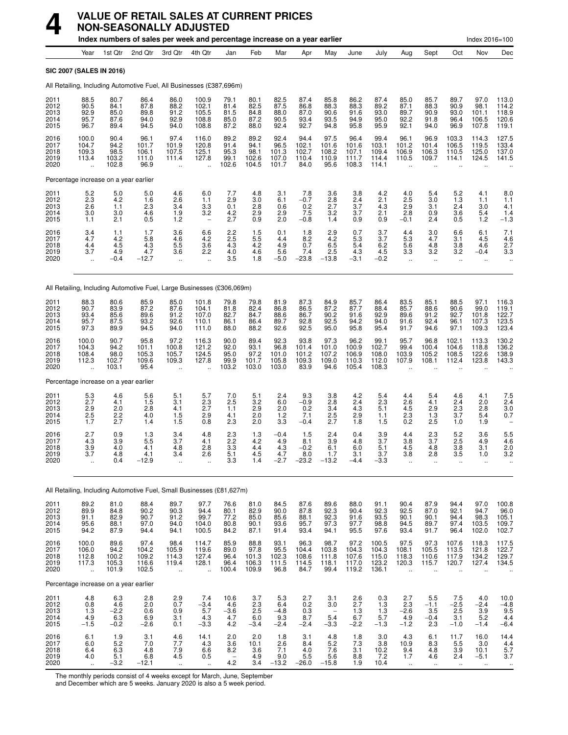# 4 VALUE OF RETAIL SALES AT CURRENT PRICES NON-SEASONALLY ADJUSTED

**Index numbers of sales per week and percentage increase on a year earlier** Index 2016=100

| | Year | 1st Qtr | 2nd Qtr | 3rd Qtr | 4th Qtr | Jan | Feb | Mar | Apr | May | June | July | Aug | Sept | Oct | Nov | Dec |
|---|---|---|---|---|---|---|---|---|---|---|---|---|---|---|---|---|---|
| **SIC 2007 (SALES IN 2016)** | | | | | | | | | | | | | | | | | |
| All Retailing, Including Automotive Fuel, All Businesses (£387,696m) | | | | | | | | | | | | | | | | | |
| 2011 | 88.5 | 80.7 | 86.4 | 86.0 | 100.9 | 79.1 | 80.1 | 82.5 | 87.4 | 85.8 | 86.2 | 87.4 | 85.0 | 85.7 | 89.7 | 97.0 | 113.0 |
| 2012 | 90.5 | 84.1 | 87.8 | 88.2 | 102.1 | 81.4 | 82.5 | 87.5 | 86.8 | 88.3 | 88.3 | 89.2 | 87.1 | 88.3 | 90.9 | 98.1 | 114.2 |
| 2013 | 92.9 | 85.0 | 89.8 | 91.2 | 105.5 | 81.5 | 84.8 | 88.0 | 87.0 | 90.6 | 91.6 | 93.0 | 89.7 | 90.9 | 93.0 | 101.1 | 118.9 |
| 2014 | 95.7 | 87.6 | 94.0 | 92.9 | 108.8 | 85.0 | 87.2 | 90.5 | 93.4 | 93.5 | 94.9 | 95.0 | 92.2 | 91.8 | 96.4 | 106.5 | 120.6 |
| 2015 | 96.7 | 89.4 | 94.5 | 94.0 | 108.8 | 87.2 | 88.0 | 92.4 | 92.7 | 94.8 | 95.8 | 95.9 | 92.1 | 94.0 | 96.9 | 107.8 | 119.1 |
| 2016 | 100.0 | 90.4 | 96.1 | 97.4 | 116.0 | 89.2 | 89.2 | 92.4 | 94.4 | 97.5 | 96.4 | 99.4 | 96.1 | 96.9 | 103.3 | 114.3 | 127.5 |
| 2017 | 104.7 | 94.2 | 101.7 | 101.9 | 120.8 | 91.4 | 94.1 | 96.5 | 102.1 | 101.6 | 101.6 | 103.1 | 101.2 | 101.4 | 106.5 | 119.5 | 133.4 |
| 2018 | 109.3 | 98.5 | 106.1 | 107.5 | 125.1 | 95.3 | 98.1 | 101.3 | 102.7 | 108.2 | 107.1 | 109.4 | 106.9 | 106.3 | 110.5 | 125.0 | 137.0 |
| 2019 | 113.4 | 103.2 | 111.0 | 111.4 | 127.8 | 99.1 | 102.6 | 107.0 | 110.4 | 110.9 | 111.7 | 114.4 | 110.5 | 109.7 | 114.1 | 124.5 | 141.5 |
| 2020 | .. | 102.8 | 96.9 | .. | .. | 102.6 | 104.5 | 101.7 | 84.0 | 95.6 | 108.3 | 114.1 | .. | .. | .. | .. | .. |
| Percentage increase on a year earlier | | | | | | | | | | | | | | | | | |
| 2011 | 5.2 | 5.0 | 5.0 | 4.6 | 6.0 | 7.7 | 4.8 | 3.1 | 7.8 | 3.6 | 3.8 | 4.2 | 4.0 | 5.4 | 5.2 | 4.1 | 8.0 |
| 2012 | 2.3 | 4.2 | 1.6 | 2.6 | 1.1 | 2.9 | 3.0 | 6.1 | −0.7 | 2.8 | 2.4 | 2.1 | 2.5 | 3.0 | 1.3 | 1.1 | 1.1 |
| 2013 | 2.6 | 1.1 | 2.3 | 3.4 | 3.3 | 0.1 | 2.8 | 0.6 | 0.2 | 2.7 | 3.7 | 4.3 | 2.9 | 3.1 | 2.4 | 3.0 | 4.1 |
| 2014 | 3.0 | 3.0 | 4.6 | 1.9 | 3.2 | 4.2 | 2.9 | 2.9 | 7.5 | 3.2 | 3.7 | 2.1 | 2.8 | 0.9 | 3.6 | 5.4 | 1.4 |
| 2015 | 1.1 | 2.1 | 0.5 | 1.2 | – | 2.7 | 0.9 | 2.0 | −0.8 | 1.4 | 0.9 | 0.9 | −0.1 | 2.4 | 0.5 | 1.2 | −1.3 |
| 2016 | 3.4 | 1.1 | 1.7 | 3.6 | 6.6 | 2.2 | 1.5 | 0.1 | 1.8 | 2.9 | 0.7 | 3.7 | 4.4 | 3.0 | 6.6 | 6.1 | 7.1 |
| 2017 | 4.7 | 4.2 | 5.8 | 4.6 | 4.2 | 2.5 | 5.5 | 4.4 | 8.2 | 4.2 | 5.3 | 3.7 | 5.3 | 4.7 | 3.1 | 4.5 | 4.6 |
| 2018 | 4.4 | 4.5 | 4.3 | 5.5 | 3.6 | 4.3 | 4.2 | 4.9 | 0.7 | 6.5 | 5.4 | 6.2 | 5.6 | 4.8 | 3.8 | 4.6 | 2.7 |
| 2019 | 3.7 | 4.9 | 4.7 | 3.6 | 2.2 | 4.0 | 4.6 | 5.6 | 7.4 | 2.5 | 4.3 | 4.5 | 3.3 | 3.2 | 3.2 | −0.4 | 3.3 |
| 2020 | .. | −0.4 | −12.7 | .. | .. | 3.5 | 1.8 | −5.0 | −23.8 | −13.8 | −3.1 | −0.2 | .. | .. | .. | .. | .. |
| All Retailing, Including Automotive Fuel, Large Businesses (£306,069m) | | | | | | | | | | | | | | | | | |
| 2011 | 88.3 | 80.6 | 85.9 | 85.0 | 101.8 | 79.8 | 79.8 | 81.9 | 87.3 | 84.9 | 85.7 | 86.4 | 83.5 | 85.1 | 88.5 | 97.1 | 116.3 |
| 2012 | 90.7 | 83.9 | 87.2 | 87.6 | 104.1 | 81.8 | 82.4 | 86.8 | 86.5 | 87.2 | 87.7 | 88.4 | 85.7 | 88.6 | 90.6 | 99.0 | 119.1 |
| 2013 | 93.4 | 85.6 | 89.6 | 91.2 | 107.0 | 82.7 | 84.7 | 88.6 | 86.7 | 90.2 | 91.6 | 92.9 | 89.6 | 91.2 | 92.7 | 101.8 | 122.7 |
| 2014 | 95.7 | 87.5 | 93.2 | 92.6 | 110.1 | 86.1 | 86.4 | 89.7 | 92.8 | 92.5 | 94.2 | 94.0 | 91.6 | 92.4 | 96.1 | 107.3 | 123.5 |
| 2015 | 97.3 | 89.9 | 94.5 | 94.0 | 111.0 | 88.0 | 88.2 | 92.6 | 92.5 | 95.0 | 95.8 | 95.4 | 91.7 | 94.6 | 97.1 | 109.3 | 123.4 |
| 2016 | 100.0 | 90.7 | 95.8 | 97.2 | 116.3 | 90.0 | 89.4 | 92.3 | 93.8 | 97.3 | 96.2 | 99.1 | 95.7 | 96.8 | 102.1 | 113.3 | 130.2 |
| 2017 | 104.3 | 94.2 | 101.1 | 100.8 | 121.2 | 92.0 | 93.1 | 96.8 | 101.4 | 101.0 | 100.9 | 102.7 | 99.4 | 100.4 | 104.6 | 118.8 | 136.2 |
| 2018 | 108.4 | 98.0 | 105.3 | 105.7 | 124.5 | 95.0 | 97.2 | 101.0 | 101.2 | 107.2 | 106.9 | 108.0 | 103.9 | 105.2 | 108.5 | 122.6 | 138.9 |
| 2019 | 112.3 | 102.7 | 109.6 | 109.3 | 127.8 | 99.9 | 101.7 | 105.8 | 109.3 | 109.0 | 110.3 | 112.0 | 107.9 | 108.1 | 112.4 | 123.8 | 143.3 |
| 2020 | .. | 103.1 | 95.4 | .. | .. | 103.2 | 103.0 | 103.0 | 83.9 | 94.6 | 105.4 | 108.3 | .. | .. | .. | .. | .. |
| Percentage increase on a year earlier | | | | | | | | | | | | | | | | | |
| 2011 | 5.3 | 4.6 | 5.6 | 5.1 | 5.7 | 7.0 | 5.1 | 2.4 | 9.3 | 3.8 | 4.2 | 5.4 | 4.4 | 5.4 | 4.6 | 4.1 | 7.5 |
| 2012 | 2.7 | 4.1 | 1.5 | 3.1 | 2.3 | 2.5 | 3.2 | 6.0 | −0.9 | 2.8 | 2.4 | 2.3 | 2.6 | 4.1 | 2.4 | 2.0 | 2.4 |
| 2013 | 2.9 | 2.0 | 2.8 | 4.1 | 2.7 | 1.1 | 2.9 | 2.0 | 0.2 | 3.4 | 4.3 | 5.1 | 4.5 | 2.9 | 2.3 | 2.8 | 3.0 |
| 2014 | 2.5 | 2.2 | 4.0 | 1.5 | 2.9 | 4.1 | 2.0 | 1.2 | 7.1 | 2.5 | 2.9 | 1.1 | 2.3 | 1.3 | 3.7 | 5.4 | 0.7 |
| 2015 | 1.7 | 2.7 | 1.4 | 1.5 | 0.8 | 2.3 | 2.0 | 3.3 | −0.4 | 2.7 | 1.8 | 1.5 | 0.2 | 2.5 | 1.0 | 1.9 | – |
| 2016 | 2.7 | 0.9 | 1.3 | 3.4 | 4.8 | 2.3 | 1.3 | −0.4 | 1.5 | 2.4 | 0.4 | 3.9 | 4.4 | 2.3 | 5.2 | 3.6 | 5.5 |
| 2017 | 4.3 | 3.9 | 5.5 | 3.7 | 4.1 | 2.2 | 4.2 | 4.9 | 8.1 | 3.9 | 4.8 | 3.7 | 3.8 | 3.7 | 2.5 | 4.9 | 4.6 |
| 2018 | 3.9 | 4.0 | 4.1 | 4.8 | 2.8 | 3.3 | 4.4 | 4.3 | −0.2 | 6.1 | 6.0 | 5.1 | 4.5 | 4.8 | 3.8 | 3.1 | 2.0 |
| 2019 | 3.7 | 4.8 | 4.1 | 3.4 | 2.6 | 5.1 | 4.5 | 4.7 | 8.0 | 1.7 | 3.1 | 3.7 | 3.8 | 2.8 | 3.5 | 1.0 | 3.2 |
| 2020 | .. | 0.4 | −12.9 | .. | .. | 3.3 | 1.4 | −2.7 | −23.2 | −13.2 | −4.4 | −3.3 | .. | .. | .. | .. | .. |
| All Retailing, Including Automotive Fuel, Small Businesses (£81,627m) | | | | | | | | | | | | | | | | | |
| 2011 | 89.2 | 81.0 | 88.4 | 89.7 | 97.7 | 76.6 | 81.0 | 84.5 | 87.6 | 89.6 | 88.0 | 91.1 | 90.4 | 87.9 | 94.4 | 97.0 | 100.8 |
| 2012 | 89.9 | 84.8 | 90.2 | 90.3 | 94.4 | 80.1 | 82.9 | 90.0 | 87.8 | 92.3 | 90.4 | 92.3 | 92.5 | 87.0 | 92.1 | 94.7 | 96.0 |
| 2013 | 91.1 | 82.9 | 90.7 | 91.2 | 99.7 | 77.2 | 85.0 | 85.6 | 88.1 | 92.3 | 91.6 | 93.5 | 90.1 | 90.1 | 94.4 | 98.3 | 105.1 |
| 2014 | 95.6 | 88.1 | 97.0 | 94.0 | 104.0 | 80.8 | 90.1 | 93.6 | 95.7 | 97.3 | 97.7 | 98.8 | 94.5 | 89.7 | 97.4 | 103.5 | 109.7 |
| 2015 | 94.2 | 87.9 | 94.4 | 94.1 | 100.5 | 84.2 | 87.1 | 91.4 | 93.4 | 94.1 | 95.5 | 97.6 | 93.4 | 91.7 | 96.4 | 102.0 | 102.7 |
| 2016 | 100.0 | 89.6 | 97.4 | 98.4 | 114.7 | 85.9 | 88.8 | 93.1 | 96.3 | 98.7 | 97.2 | 100.5 | 97.5 | 97.3 | 107.6 | 118.3 | 117.5 |
| 2017 | 106.0 | 94.2 | 104.2 | 105.9 | 119.6 | 89.0 | 97.8 | 95.5 | 104.4 | 103.8 | 104.3 | 104.3 | 108.1 | 105.5 | 113.5 | 121.8 | 122.7 |
| 2018 | 112.8 | 100.2 | 109.2 | 114.3 | 127.4 | 96.4 | 101.3 | 102.3 | 108.6 | 111.8 | 107.6 | 115.0 | 118.3 | 110.6 | 117.9 | 134.2 | 129.7 |
| 2019 | 117.3 | 105.3 | 116.6 | 119.4 | 128.1 | 96.4 | 106.3 | 111.5 | 114.5 | 118.1 | 117.0 | 123.2 | 120.3 | 115.7 | 120.7 | 127.4 | 134.5 |
| 2020 | .. | 101.9 | 102.5 | .. | .. | 100.4 | 109.9 | 96.8 | 84.7 | 99.4 | 119.2 | 136.1 | .. | .. | .. | .. | .. |
| Percentage increase on a year earlier | | | | | | | | | | | | | | | | | |
| 2011 | 4.8 | 6.3 | 2.8 | 2.9 | 7.4 | 10.6 | 3.7 | 5.3 | 2.7 | 3.1 | 2.6 | 0.3 | 2.7 | 5.5 | 7.5 | 4.0 | 10.0 |
| 2012 | 0.8 | 4.6 | 2.0 | 0.7 | −3.4 | 4.6 | 2.3 | 6.4 | 0.2 | 3.0 | 2.7 | 1.3 | 2.3 | −1.1 | −2.5 | −2.4 | −4.8 |
| 2013 | 1.3 | −2.2 | 0.6 | 0.9 | 5.7 | −3.6 | 2.5 | −4.8 | 0.3 | – | 1.3 | 1.3 | −2.6 | 3.5 | 2.5 | 3.9 | 9.5 |
| 2014 | 4.9 | 6.3 | 6.9 | 3.1 | 4.3 | 4.7 | 6.0 | 9.3 | 8.7 | 5.4 | 6.7 | 5.7 | 4.9 | −0.4 | 3.1 | 5.2 | 4.4 |
| 2015 | −1.5 | −0.2 | −2.6 | 0.1 | −3.3 | 4.2 | −3.4 | −2.4 | −2.4 | −3.3 | −2.2 | −1.3 | −1.2 | 2.3 | −1.0 | −1.4 | −6.4 |
| 2016 | 6.1 | 1.9 | 3.1 | 4.6 | 14.1 | 2.0 | 2.0 | 1.8 | 3.1 | 4.8 | 1.8 | 3.0 | 4.3 | 6.1 | 11.7 | 16.0 | 14.4 |
| 2017 | 6.0 | 5.2 | 7.0 | 7.7 | 4.3 | 3.6 | 10.1 | 2.6 | 8.4 | 5.2 | 7.3 | 3.8 | 10.9 | 8.3 | 5.5 | 3.0 | 4.4 |
| 2018 | 6.4 | 6.3 | 4.8 | 7.9 | 6.6 | 8.2 | 3.6 | 7.1 | 4.0 | 7.6 | 3.1 | 10.2 | 9.4 | 4.8 | 3.9 | 10.1 | 5.7 |
| 2019 | 4.0 | 5.1 | 6.8 | 4.5 | 0.5 | – | 4.9 | 9.0 | 5.5 | 5.6 | 8.8 | 7.2 | 1.7 | 4.6 | 2.4 | −5.1 | 3.7 |
| 2020 | .. | −3.2 | −12.1 | .. | .. | 4.2 | 3.4 | −13.2 | −26.0 | −15.8 | 1.9 | 10.4 | .. | .. | .. | .. | .. |

The monthly periods consist of 4 weeks except for March, June, September and December which are 5 weeks. January 2020 is also a 5 week period.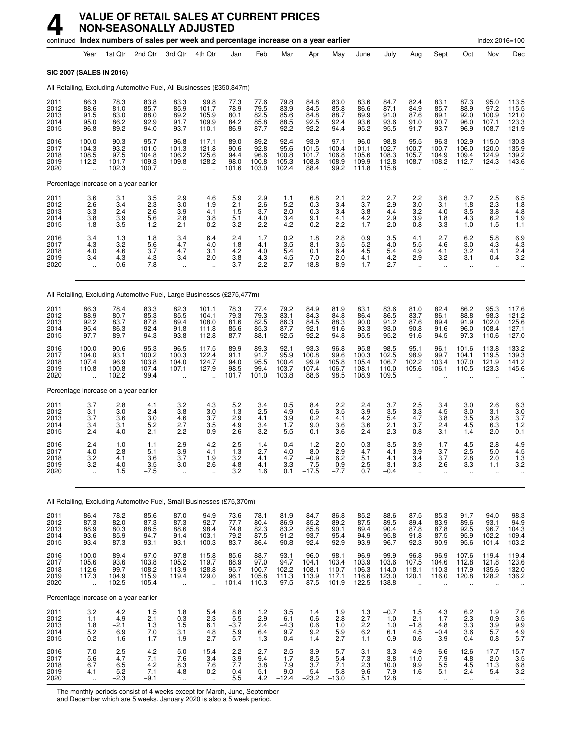# 4 VALUE OF RETAIL SALES AT CURRENT PRICES NON-SEASONALLY ADJUSTED

continued **Index numbers of sales per week and percentage increase on a year earlier** Index 2016=100

| | Year | 1st Qtr | 2nd Qtr | 3rd Qtr | 4th Qtr | Jan | Feb | Mar | Apr | May | June | July | Aug | Sept | Oct | Nov | Dec |
|---|---|---|---|---|---|---|---|---|---|---|---|---|---|---|---|---|---|
| **SIC 2007 (SALES IN 2016)** | | | | | | | | | | | | | | | | | |
| All Retailing, Excluding Automotive Fuel, All Businesses (£350,847m) | | | | | | | | | | | | | | | | | |
| 2011 | 86.3 | 78.3 | 83.8 | 83.3 | 99.8 | 77.3 | 77.6 | 79.8 | 84.8 | 83.0 | 83.6 | 84.7 | 82.4 | 83.1 | 87.3 | 95.0 | 113.5 |
| 2012 | 88.6 | 81.0 | 85.7 | 85.9 | 101.7 | 78.9 | 79.5 | 83.9 | 84.5 | 85.8 | 86.6 | 87.1 | 84.9 | 85.7 | 88.9 | 97.2 | 115.5 |
| 2013 | 91.5 | 83.0 | 88.0 | 89.2 | 105.9 | 80.1 | 82.5 | 85.6 | 84.8 | 88.7 | 89.9 | 91.0 | 87.6 | 89.1 | 92.0 | 100.9 | 121.0 |
| 2014 | 95.0 | 86.2 | 92.9 | 91.7 | 109.9 | 84.2 | 85.8 | 88.5 | 92.5 | 92.4 | 93.6 | 93.6 | 91.0 | 90.7 | 96.0 | 107.1 | 123.3 |
| 2015 | 96.8 | 89.2 | 94.0 | 93.7 | 110.1 | 86.9 | 87.7 | 92.2 | 92.2 | 94.4 | 95.2 | 95.5 | 91.7 | 93.7 | 96.9 | 108.7 | 121.9 |
| 2016 | 100.0 | 90.3 | 95.7 | 96.8 | 117.1 | 89.0 | 89.2 | 92.4 | 93.9 | 97.1 | 96.0 | 98.8 | 95.5 | 96.3 | 102.9 | 115.0 | 130.3 |
| 2017 | 104.3 | 93.2 | 101.0 | 101.3 | 121.8 | 90.6 | 92.8 | 95.6 | 101.5 | 100.4 | 101.1 | 102.7 | 100.7 | 100.7 | 106.0 | 120.0 | 135.9 |
| 2018 | 108.5 | 97.5 | 104.8 | 106.2 | 125.6 | 94.4 | 96.6 | 100.8 | 101.7 | 106.8 | 105.6 | 108.3 | 105.7 | 104.9 | 109.4 | 124.9 | 139.2 |
| 2019 | 112.2 | 101.7 | 109.3 | 109.8 | 128.2 | 98.0 | 100.8 | 105.3 | 108.8 | 108.9 | 109.9 | 112.8 | 108.7 | 108.2 | 112.7 | 124.3 | 143.6 |
| 2020 | .. | 102.3 | 100.7 | .. | .. | 101.6 | 103.0 | 102.4 | 88.4 | 99.2 | 111.8 | 115.8 | .. | .. | .. | .. | .. |
| Percentage increase on a year earlier | | | | | | | | | | | | | | | | | |
| 2011 | 3.6 | 3.1 | 3.5 | 2.9 | 4.6 | 5.9 | 2.9 | 1.1 | 6.8 | 2.1 | 2.2 | 2.7 | 2.2 | 3.6 | 3.7 | 2.5 | 6.5 |
| 2012 | 2.6 | 3.4 | 2.3 | 3.0 | 1.9 | 2.1 | 2.6 | 5.2 | −0.3 | 3.4 | 3.7 | 2.9 | 3.0 | 3.1 | 1.8 | 2.3 | 1.8 |
| 2013 | 3.3 | 2.4 | 2.6 | 3.9 | 4.1 | 1.5 | 3.7 | 2.0 | 0.3 | 3.4 | 3.8 | 4.4 | 3.2 | 4.0 | 3.5 | 3.8 | 4.8 |
| 2014 | 3.8 | 3.9 | 5.6 | 2.8 | 3.8 | 5.1 | 4.0 | 3.4 | 9.1 | 4.1 | 4.2 | 2.9 | 3.9 | 1.8 | 4.3 | 6.2 | 1.9 |
| 2015 | 1.8 | 3.5 | 1.2 | 2.1 | 0.2 | 3.2 | 2.2 | 4.2 | −0.2 | 2.2 | 1.7 | 2.0 | 0.8 | 3.3 | 1.0 | 1.5 | −1.1 |
| 2016 | 3.4 | 1.3 | 1.8 | 3.4 | 6.4 | 2.4 | 1.7 | 0.2 | 1.8 | 2.8 | 0.9 | 3.5 | 4.1 | 2.7 | 6.2 | 5.8 | 6.9 |
| 2017 | 4.3 | 3.2 | 5.6 | 4.7 | 4.0 | 1.8 | 4.1 | 3.5 | 8.1 | 3.5 | 5.2 | 4.0 | 5.5 | 4.6 | 3.0 | 4.3 | 4.3 |
| 2018 | 4.0 | 4.6 | 3.7 | 4.7 | 3.1 | 4.2 | 4.0 | 5.4 | 0.1 | 6.4 | 4.5 | 5.4 | 4.9 | 4.1 | 3.2 | 4.1 | 2.4 |
| 2019 | 3.4 | 4.3 | 4.3 | 3.4 | 2.0 | 3.8 | 4.3 | 4.5 | 7.0 | 2.0 | 4.1 | 4.2 | 2.9 | 3.2 | 3.1 | −0.4 | 3.2 |
| 2020 | .. | 0.6 | −7.8 | .. | .. | 3.7 | 2.2 | −2.7 | −18.8 | −8.9 | 1.7 | 2.7 | .. | .. | .. | .. | .. |
| All Retailing, Excluding Automotive Fuel, Large Businesses (£275,477m) | | | | | | | | | | | | | | | | | |
| 2011 | 86.3 | 78.4 | 83.3 | 82.3 | 101.1 | 78.3 | 77.4 | 79.2 | 84.9 | 81.9 | 83.1 | 83.6 | 81.0 | 82.4 | 86.2 | 95.3 | 117.6 |
| 2012 | 88.9 | 80.7 | 85.3 | 85.5 | 104.1 | 79.3 | 79.3 | 83.1 | 84.3 | 84.8 | 86.4 | 86.5 | 83.7 | 86.1 | 88.8 | 98.3 | 121.2 |
| 2013 | 92.2 | 83.7 | 87.8 | 89.4 | 108.0 | 81.6 | 82.5 | 86.3 | 84.5 | 88.3 | 90.0 | 91.2 | 87.6 | 89.4 | 91.9 | 102.0 | 125.6 |
| 2014 | 95.4 | 86.3 | 92.4 | 91.8 | 111.8 | 85.6 | 85.3 | 87.7 | 92.1 | 91.6 | 93.3 | 93.0 | 90.8 | 91.6 | 96.0 | 108.4 | 127.1 |
| 2015 | 97.7 | 89.7 | 94.3 | 93.8 | 112.8 | 87.7 | 88.1 | 92.5 | 92.2 | 94.8 | 95.5 | 95.2 | 91.6 | 94.5 | 97.3 | 110.6 | 127.0 |
| 2016 | 100.0 | 90.6 | 95.3 | 96.5 | 117.5 | 89.9 | 89.3 | 92.1 | 93.3 | 96.8 | 95.8 | 98.5 | 95.1 | 96.1 | 101.6 | 113.8 | 133.2 |
| 2017 | 104.0 | 93.1 | 100.2 | 100.3 | 122.4 | 91.1 | 91.7 | 95.9 | 100.8 | 99.6 | 100.3 | 102.5 | 98.9 | 99.7 | 104.1 | 119.5 | 139.3 |
| 2018 | 107.4 | 96.9 | 103.8 | 104.0 | 124.7 | 94.0 | 95.5 | 100.4 | 99.9 | 105.8 | 105.4 | 106.7 | 102.2 | 103.4 | 107.0 | 121.9 | 141.2 |
| 2019 | 110.8 | 100.8 | 107.4 | 107.1 | 127.9 | 98.5 | 99.4 | 103.7 | 107.4 | 106.7 | 108.1 | 110.0 | 105.6 | 106.1 | 110.5 | 123.3 | 145.6 |
| 2020 | .. | 102.2 | 99.4 | .. | .. | 101.7 | 101.0 | 103.8 | 88.6 | 98.5 | 108.9 | 109.5 | .. | .. | .. | .. | .. |
| Percentage increase on a year earlier | | | | | | | | | | | | | | | | | |
| 2011 | 3.7 | 2.8 | 4.1 | 3.2 | 4.3 | 5.2 | 3.4 | 0.5 | 8.4 | 2.2 | 2.4 | 3.7 | 2.5 | 3.4 | 3.0 | 2.6 | 6.3 |
| 2012 | 3.1 | 3.0 | 2.4 | 3.8 | 3.0 | 1.3 | 2.5 | 4.9 | −0.6 | 3.5 | 3.9 | 3.5 | 3.3 | 4.5 | 3.0 | 3.1 | 3.0 |
| 2013 | 3.7 | 3.6 | 3.0 | 4.6 | 3.7 | 2.9 | 4.1 | 3.9 | 0.2 | 4.1 | 4.2 | 5.4 | 4.7 | 3.8 | 3.5 | 3.8 | 3.7 |
| 2014 | 3.4 | 3.1 | 5.2 | 2.7 | 3.5 | 4.9 | 3.4 | 1.7 | 9.0 | 3.6 | 3.6 | 2.1 | 3.7 | 2.4 | 4.5 | 6.3 | 1.2 |
| 2015 | 2.4 | 4.0 | 2.1 | 2.2 | 0.9 | 2.6 | 3.2 | 5.5 | 0.1 | 3.6 | 2.4 | 2.3 | 0.8 | 3.1 | 1.4 | 2.0 | −0.1 |
| 2016 | 2.4 | 1.0 | 1.1 | 2.9 | 4.2 | 2.5 | 1.4 | −0.4 | 1.2 | 2.0 | 0.3 | 3.5 | 3.9 | 1.7 | 4.5 | 2.8 | 4.9 |
| 2017 | 4.0 | 2.8 | 5.1 | 3.9 | 4.1 | 1.3 | 2.7 | 4.0 | 8.0 | 2.9 | 4.7 | 4.1 | 3.9 | 3.7 | 2.5 | 5.0 | 4.5 |
| 2018 | 3.2 | 4.1 | 3.6 | 3.7 | 1.9 | 3.2 | 4.1 | 4.7 | −0.9 | 6.2 | 5.1 | 4.1 | 3.4 | 3.7 | 2.8 | 2.0 | 1.3 |
| 2019 | 3.2 | 4.0 | 3.5 | 3.0 | 2.6 | 4.8 | 4.1 | 3.3 | 7.5 | 0.9 | 2.5 | 3.1 | 3.3 | 2.6 | 3.3 | 1.1 | 3.2 |
| 2020 | .. | 1.5 | −7.5 | .. | .. | 3.2 | 1.6 | 0.1 | −17.5 | −7.7 | 0.7 | −0.4 | .. | .. | .. | .. | .. |
| All Retailing, Excluding Automotive Fuel, Small Businesses (£75,370m) | | | | | | | | | | | | | | | | | |
| 2011 | 86.4 | 78.2 | 85.6 | 87.0 | 94.9 | 73.6 | 78.1 | 81.9 | 84.7 | 86.8 | 85.2 | 88.6 | 87.5 | 85.3 | 91.7 | 94.0 | 98.3 |
| 2012 | 87.3 | 82.0 | 87.3 | 87.3 | 92.7 | 77.7 | 80.4 | 86.9 | 85.2 | 89.2 | 87.5 | 89.5 | 89.4 | 83.9 | 89.6 | 93.1 | 94.9 |
| 2013 | 88.9 | 80.3 | 88.5 | 88.6 | 98.4 | 74.8 | 82.3 | 83.2 | 85.8 | 90.1 | 89.4 | 90.4 | 87.8 | 87.8 | 92.5 | 96.7 | 104.3 |
| 2014 | 93.6 | 85.9 | 94.7 | 91.4 | 103.1 | 79.2 | 87.5 | 91.2 | 93.7 | 95.4 | 94.9 | 95.8 | 91.8 | 87.5 | 95.9 | 102.2 | 109.4 |
| 2015 | 93.4 | 87.3 | 93.1 | 93.1 | 100.3 | 83.7 | 86.4 | 90.8 | 92.4 | 92.9 | 93.9 | 96.7 | 92.3 | 90.9 | 95.6 | 101.4 | 103.2 |
| 2016 | 100.0 | 89.4 | 97.0 | 97.8 | 115.8 | 85.6 | 88.7 | 93.1 | 96.0 | 98.1 | 96.9 | 99.9 | 96.8 | 96.9 | 107.6 | 119.4 | 119.4 |
| 2017 | 105.6 | 93.6 | 103.8 | 105.2 | 119.7 | 88.9 | 97.0 | 94.7 | 104.1 | 103.4 | 103.9 | 103.6 | 107.5 | 104.6 | 112.8 | 121.8 | 123.6 |
| 2018 | 112.6 | 99.7 | 108.2 | 113.9 | 128.8 | 95.7 | 100.7 | 102.2 | 108.1 | 110.7 | 106.3 | 114.0 | 118.1 | 110.3 | 117.9 | 135.6 | 132.0 |
| 2019 | 117.3 | 104.9 | 115.9 | 119.4 | 129.0 | 96.1 | 105.8 | 111.3 | 113.9 | 117.1 | 116.6 | 123.0 | 120.1 | 116.0 | 120.8 | 128.2 | 136.2 |
| 2020 | .. | 102.5 | 105.4 | .. | .. | 101.4 | 110.3 | 97.5 | 87.5 | 101.9 | 122.5 | 138.8 | .. | .. | .. | .. | .. |
| Percentage increase on a year earlier | | | | | | | | | | | | | | | | | |
| 2011 | 3.2 | 4.2 | 1.5 | 1.8 | 5.4 | 8.8 | 1.2 | 3.5 | 1.4 | 1.9 | 1.3 | −0.7 | 1.5 | 4.3 | 6.2 | 1.9 | 7.6 |
| 2012 | 1.1 | 4.9 | 2.1 | 0.3 | −2.3 | 5.5 | 2.9 | 6.1 | 0.6 | 2.8 | 2.7 | 1.0 | 2.1 | −1.7 | −2.3 | −0.9 | −3.5 |
| 2013 | 1.8 | −2.1 | 1.3 | 1.5 | 6.1 | −3.7 | 2.4 | −4.3 | 0.6 | 1.0 | 2.2 | 1.0 | −1.8 | 4.8 | 3.3 | 3.9 | 9.9 |
| 2014 | 5.2 | 6.9 | 7.0 | 3.1 | 4.8 | 5.9 | 6.4 | 9.7 | 9.2 | 5.9 | 6.2 | 6.1 | 4.5 | −0.4 | 3.6 | 5.7 | 4.9 |
| 2015 | −0.2 | 1.6 | −1.7 | 1.9 | −2.7 | 5.7 | −1.3 | −0.4 | −1.4 | −2.7 | −1.1 | 0.9 | 0.6 | 3.9 | −0.4 | −0.8 | −5.7 |
| 2016 | 7.0 | 2.5 | 4.2 | 5.0 | 15.4 | 2.2 | 2.7 | 2.5 | 3.9 | 5.7 | 3.1 | 3.3 | 4.9 | 6.6 | 12.6 | 17.7 | 15.7 |
| 2017 | 5.6 | 4.7 | 7.1 | 7.6 | 3.4 | 3.9 | 9.4 | 1.7 | 8.5 | 5.4 | 7.3 | 3.8 | 11.0 | 7.9 | 4.8 | 2.0 | 3.5 |
| 2018 | 6.7 | 6.5 | 4.2 | 8.3 | 7.6 | 7.7 | 3.8 | 7.9 | 3.7 | 7.1 | 2.3 | 10.0 | 9.9 | 5.5 | 4.5 | 11.3 | 6.8 |
| 2019 | 4.1 | 5.2 | 7.1 | 4.8 | 0.2 | 0.4 | 5.1 | 9.0 | 5.4 | 5.8 | 9.6 | 7.9 | 1.6 | 5.1 | 2.4 | −5.4 | 3.2 |
| 2020 | .. | −2.3 | −9.1 | .. | .. | 5.5 | 4.2 | −12.4 | −23.2 | −13.0 | 5.1 | 12.8 | .. | .. | .. | .. | .. |

The monthly periods consist of 4 weeks except for March, June, September and December which are 5 weeks. January 2020 is also a 5 week period.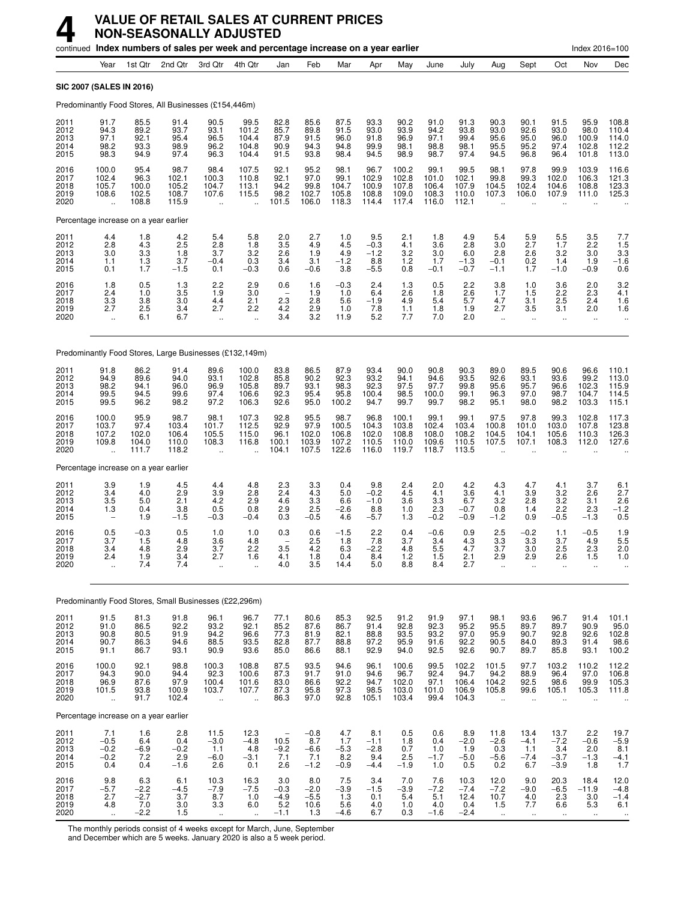# 4 VALUE OF RETAIL SALES AT CURRENT PRICES NON-SEASONALLY ADJUSTED

continued **Index numbers of sales per week and percentage increase on a year earlier** Index 2016=100

| | Year | 1st Qtr | 2nd Qtr | 3rd Qtr | 4th Qtr | Jan | Feb | Mar | Apr | May | June | July | Aug | Sept | Oct | Nov | Dec |
|---|---|---|---|---|---|---|---|---|---|---|---|---|---|---|---|---|---|
| **SIC 2007 (SALES IN 2016)** | | | | | | | | | | | | | | | | | |
| Predominantly Food Stores, All Businesses (£154,446m) | | | | | | | | | | | | | | | | | |
| 2011 | 91.7 | 85.5 | 91.4 | 90.5 | 99.5 | 82.8 | 85.6 | 87.5 | 93.3 | 90.2 | 91.0 | 91.3 | 90.3 | 90.1 | 91.5 | 95.9 | 108.8 |
| 2012 | 94.3 | 89.2 | 93.7 | 93.1 | 101.2 | 85.7 | 89.8 | 91.5 | 93.0 | 93.9 | 94.2 | 93.8 | 93.0 | 92.6 | 93.0 | 98.0 | 110.4 |
| 2013 | 97.1 | 92.1 | 95.4 | 96.5 | 104.4 | 87.9 | 91.5 | 96.0 | 91.8 | 96.9 | 97.1 | 99.4 | 95.6 | 95.0 | 96.0 | 100.9 | 114.0 |
| 2014 | 98.2 | 93.3 | 98.9 | 96.2 | 104.8 | 90.9 | 94.3 | 94.8 | 99.9 | 98.1 | 98.8 | 98.1 | 95.5 | 95.2 | 97.4 | 102.8 | 112.2 |
| 2015 | 98.3 | 94.9 | 97.4 | 96.3 | 104.4 | 91.5 | 93.8 | 98.4 | 94.5 | 98.9 | 98.7 | 97.4 | 94.5 | 96.8 | 96.4 | 101.8 | 113.0 |
| 2016 | 100.0 | 95.4 | 98.7 | 98.4 | 107.5 | 92.1 | 95.2 | 98.1 | 96.7 | 100.2 | 99.1 | 99.5 | 98.1 | 97.8 | 99.9 | 103.9 | 116.6 |
| 2017 | 102.4 | 96.3 | 102.1 | 100.3 | 110.8 | 92.1 | 97.0 | 99.1 | 102.9 | 102.8 | 101.0 | 102.1 | 99.8 | 99.3 | 102.0 | 106.3 | 121.3 |
| 2018 | 105.7 | 100.0 | 105.2 | 104.7 | 113.1 | 94.2 | 99.8 | 104.7 | 100.9 | 107.8 | 106.4 | 107.9 | 104.5 | 102.4 | 104.6 | 108.8 | 123.3 |
| 2019 | 108.6 | 102.5 | 108.7 | 107.6 | 115.5 | 98.2 | 102.7 | 105.8 | 108.8 | 109.0 | 108.3 | 110.0 | 107.3 | 106.0 | 107.9 | 111.0 | 125.3 |
| 2020 | .. | 108.8 | 115.9 | .. | .. | 101.5 | 106.0 | 118.3 | 114.4 | 117.4 | 116.0 | 112.1 | .. | .. | .. | .. | .. |
| Percentage increase on a year earlier | | | | | | | | | | | | | | | | | |
| 2011 | 4.4 | 1.8 | 4.2 | 5.4 | 5.8 | 2.0 | 2.7 | 1.0 | 9.5 | 2.1 | 1.8 | 4.9 | 5.4 | 5.9 | 5.5 | 3.5 | 7.7 |
| 2012 | 2.8 | 4.3 | 2.5 | 2.8 | 1.8 | 3.5 | 4.9 | 4.5 | −0.3 | 4.1 | 3.6 | 2.8 | 3.0 | 2.7 | 1.7 | 2.2 | 1.5 |
| 2013 | 3.0 | 3.3 | 1.8 | 3.7 | 3.2 | 2.6 | 1.9 | 4.9 | −1.2 | 3.2 | 3.0 | 6.0 | 2.8 | 2.6 | 3.2 | 3.0 | 3.3 |
| 2014 | 1.1 | 1.3 | 3.7 | −0.4 | 0.3 | 3.4 | 3.1 | −1.2 | 8.8 | 1.2 | 1.7 | −1.3 | −0.1 | 0.2 | 1.4 | 1.9 | −1.6 |
| 2015 | 0.1 | 1.7 | −1.5 | 0.1 | −0.3 | 0.6 | −0.6 | 3.8 | −5.5 | 0.8 | −0.1 | −0.7 | −1.1 | 1.7 | −1.0 | −0.9 | 0.6 |
| 2016 | 1.8 | 0.5 | 1.3 | 2.2 | 2.9 | 0.6 | 1.6 | −0.3 | 2.4 | 1.3 | 0.5 | 2.2 | 3.8 | 1.0 | 3.6 | 2.0 | 3.2 |
| 2017 | 2.4 | 1.0 | 3.5 | 1.9 | 3.0 | – | 1.9 | 1.0 | 6.4 | 2.6 | 1.8 | 2.6 | 1.7 | 1.5 | 2.2 | 2.3 | 4.1 |
| 2018 | 3.3 | 3.8 | 3.0 | 4.4 | 2.1 | 2.3 | 2.8 | 5.6 | −1.9 | 4.9 | 5.4 | 5.7 | 4.7 | 3.1 | 2.5 | 2.4 | 1.6 |
| 2019 | 2.7 | 2.5 | 3.4 | 2.7 | 2.2 | 4.2 | 2.9 | 1.0 | 7.8 | 1.1 | 1.8 | 1.9 | 2.7 | 3.5 | 3.1 | 2.0 | 1.6 |
| 2020 | .. | 6.1 | 6.7 | .. | .. | 3.4 | 3.2 | 11.9 | 5.2 | 7.7 | 7.0 | 2.0 | .. | .. | .. | .. | .. |
| Predominantly Food Stores, Large Businesses (£132,149m) | | | | | | | | | | | | | | | | | |
| 2011 | 91.8 | 86.2 | 91.4 | 89.6 | 100.0 | 83.8 | 86.5 | 87.9 | 93.4 | 90.0 | 90.8 | 90.3 | 89.0 | 89.5 | 90.6 | 96.6 | 110.1 |
| 2012 | 94.9 | 89.6 | 94.0 | 93.1 | 102.8 | 85.8 | 90.2 | 92.3 | 93.2 | 94.1 | 94.6 | 93.5 | 92.6 | 93.1 | 93.6 | 99.2 | 113.0 |
| 2013 | 98.2 | 94.1 | 96.0 | 96.9 | 105.8 | 89.7 | 93.1 | 98.3 | 92.3 | 97.5 | 97.7 | 99.8 | 95.6 | 95.7 | 96.6 | 102.3 | 115.9 |
| 2014 | 99.5 | 94.5 | 99.6 | 97.4 | 106.6 | 92.3 | 95.4 | 95.8 | 100.4 | 98.5 | 100.0 | 99.1 | 96.3 | 97.0 | 98.7 | 104.7 | 114.5 |
| 2015 | 99.5 | 96.2 | 98.2 | 97.2 | 106.3 | 92.6 | 95.0 | 100.2 | 94.7 | 99.7 | 99.7 | 98.2 | 95.1 | 98.0 | 98.2 | 103.3 | 115.1 |
| 2016 | 100.0 | 95.9 | 98.7 | 98.1 | 107.3 | 92.8 | 95.5 | 98.7 | 96.8 | 100.1 | 99.1 | 99.1 | 97.5 | 97.8 | 99.3 | 102.8 | 117.3 |
| 2017 | 103.7 | 97.4 | 103.4 | 101.7 | 112.5 | 92.9 | 97.9 | 100.5 | 104.3 | 103.8 | 102.4 | 103.4 | 100.8 | 101.0 | 103.0 | 107.8 | 123.8 |
| 2018 | 107.2 | 102.0 | 106.4 | 105.5 | 115.0 | 96.1 | 102.0 | 106.8 | 102.0 | 108.8 | 108.0 | 108.2 | 104.5 | 104.1 | 105.6 | 110.3 | 126.3 |
| 2019 | 109.8 | 104.0 | 110.0 | 108.3 | 116.8 | 100.1 | 103.9 | 107.2 | 110.5 | 110.0 | 109.6 | 110.5 | 107.5 | 107.1 | 108.3 | 112.0 | 127.6 |
| 2020 | .. | 111.7 | 118.2 | .. | .. | 104.1 | 107.5 | 122.6 | 116.0 | 119.7 | 118.7 | 113.5 | .. | .. | .. | .. | .. |
| Percentage increase on a year earlier | | | | | | | | | | | | | | | | | |
| 2011 | 3.9 | 1.9 | 4.5 | 4.4 | 4.8 | 2.3 | 3.3 | 0.4 | 9.8 | 2.4 | 2.0 | 4.2 | 4.3 | 4.7 | 4.1 | 3.7 | 6.1 |
| 2012 | 3.4 | 4.0 | 2.9 | 3.9 | 2.8 | 2.4 | 4.3 | 5.0 | −0.2 | 4.5 | 4.1 | 3.6 | 4.1 | 3.9 | 3.2 | 2.6 | 2.7 |
| 2013 | 3.5 | 5.0 | 2.1 | 4.2 | 2.9 | 4.6 | 3.3 | 6.6 | −1.0 | 3.6 | 3.3 | 6.7 | 3.2 | 2.8 | 3.2 | 3.1 | 2.6 |
| 2014 | 1.3 | 0.4 | 3.8 | 0.5 | 0.8 | 2.9 | 2.5 | −2.6 | 8.8 | 1.0 | 2.3 | −0.7 | 0.8 | 1.4 | 2.2 | 2.3 | −1.2 |
| 2015 | – | 1.9 | −1.5 | −0.3 | −0.4 | 0.3 | −0.5 | 4.6 | −5.7 | 1.3 | −0.2 | −0.9 | −1.2 | 0.9 | −0.5 | −1.3 | 0.5 |
| 2016 | 0.5 | −0.3 | 0.5 | 1.0 | 1.0 | 0.3 | 0.6 | −1.5 | 2.2 | 0.4 | −0.6 | 0.9 | 2.5 | −0.2 | 1.1 | −0.5 | 1.9 |
| 2017 | 3.7 | 1.5 | 4.8 | 3.6 | 4.8 | – | 2.5 | 1.8 | 7.8 | 3.7 | 3.4 | 4.3 | 3.3 | 3.3 | 3.7 | 4.9 | 5.5 |
| 2018 | 3.4 | 4.8 | 2.9 | 3.7 | 2.2 | 3.5 | 4.2 | 6.3 | −2.2 | 4.8 | 5.5 | 4.7 | 3.7 | 3.0 | 2.5 | 2.3 | 2.0 |
| 2019 | 2.4 | 1.9 | 3.4 | 2.7 | 1.6 | 4.1 | 1.8 | 0.4 | 8.4 | 1.2 | 1.5 | 2.1 | 2.9 | 2.9 | 2.6 | 1.5 | 1.0 |
| 2020 | .. | 7.4 | 7.4 | .. | .. | 4.0 | 3.5 | 14.4 | 5.0 | 8.8 | 8.4 | 2.7 | .. | .. | .. | .. | .. |
| Predominantly Food Stores, Small Businesses (£22,296m) | | | | | | | | | | | | | | | | | |
| 2011 | 91.5 | 81.3 | 91.8 | 96.1 | 96.7 | 77.1 | 80.6 | 85.3 | 92.5 | 91.2 | 91.9 | 97.1 | 98.1 | 93.6 | 96.7 | 91.4 | 101.1 |
| 2012 | 91.0 | 86.5 | 92.2 | 93.2 | 92.1 | 85.2 | 87.6 | 86.7 | 91.4 | 92.8 | 92.3 | 95.2 | 95.5 | 89.7 | 89.7 | 90.9 | 95.0 |
| 2013 | 90.8 | 80.5 | 91.9 | 94.2 | 96.6 | 77.3 | 81.9 | 82.1 | 88.8 | 93.5 | 93.2 | 97.0 | 95.9 | 90.7 | 92.8 | 92.6 | 102.8 |
| 2014 | 90.7 | 86.3 | 94.6 | 88.5 | 93.5 | 82.8 | 87.7 | 88.8 | 97.2 | 95.9 | 91.6 | 92.2 | 90.5 | 84.0 | 89.3 | 91.4 | 98.6 |
| 2015 | 91.1 | 86.7 | 93.1 | 90.9 | 93.6 | 85.0 | 86.6 | 88.1 | 92.9 | 94.0 | 92.5 | 92.6 | 90.7 | 89.7 | 85.8 | 93.1 | 100.2 |
| 2016 | 100.0 | 92.1 | 98.8 | 100.3 | 108.8 | 87.5 | 93.5 | 94.6 | 96.1 | 100.6 | 99.5 | 102.2 | 101.5 | 97.7 | 103.2 | 110.2 | 112.2 |
| 2017 | 94.3 | 90.0 | 94.4 | 92.3 | 100.6 | 87.3 | 91.7 | 91.0 | 94.6 | 96.7 | 92.4 | 94.7 | 94.2 | 88.9 | 96.4 | 97.0 | 106.8 |
| 2018 | 96.9 | 87.6 | 97.9 | 100.4 | 101.6 | 83.0 | 86.6 | 92.2 | 94.7 | 102.0 | 97.1 | 106.4 | 104.2 | 92.5 | 98.6 | 99.9 | 105.3 |
| 2019 | 101.5 | 93.8 | 100.9 | 103.7 | 107.7 | 87.3 | 95.8 | 97.3 | 98.5 | 103.0 | 101.0 | 106.9 | 105.8 | 99.6 | 105.1 | 105.3 | 111.8 |
| 2020 | .. | 91.7 | 102.4 | .. | .. | 86.3 | 97.0 | 92.8 | 105.1 | 103.4 | 99.4 | 104.3 | .. | .. | .. | .. | .. |
| Percentage increase on a year earlier | | | | | | | | | | | | | | | | | |
| 2011 | 7.1 | 1.6 | 2.8 | 11.5 | 12.3 | – | −0.8 | 4.7 | 8.1 | 0.5 | 0.6 | 8.9 | 11.8 | 13.4 | 13.7 | 2.2 | 19.7 |
| 2012 | −0.5 | 6.4 | 0.4 | −3.0 | −4.8 | 10.5 | 8.7 | 1.7 | −1.1 | 1.8 | 0.4 | −2.0 | −2.6 | −4.1 | −7.2 | −0.6 | −5.9 |
| 2013 | −0.2 | −6.9 | −0.2 | 1.1 | 4.8 | −9.2 | −6.6 | −5.3 | −2.8 | 0.7 | 1.0 | 1.9 | 0.3 | 1.1 | 3.4 | 2.0 | 8.1 |
| 2014 | −0.2 | 7.2 | 2.9 | −6.0 | −3.1 | 7.1 | 7.1 | 8.2 | 9.4 | 2.5 | −1.7 | −5.0 | −5.6 | −7.4 | −3.7 | −1.3 | −4.1 |
| 2015 | 0.4 | 0.4 | −1.6 | 2.6 | 0.1 | 2.6 | −1.2 | −0.9 | −4.4 | −1.9 | 1.0 | 0.5 | 0.2 | 6.7 | −3.9 | 1.8 | 1.7 |
| 2016 | 9.8 | 6.3 | 6.1 | 10.3 | 16.3 | 3.0 | 8.0 | 7.5 | 3.4 | 7.0 | 7.6 | 10.3 | 12.0 | 9.0 | 20.3 | 18.4 | 12.0 |
| 2017 | −5.7 | −2.2 | −4.5 | −7.9 | −7.5 | −0.3 | −2.0 | −3.9 | −1.5 | −3.9 | −7.2 | −7.4 | −7.2 | −9.0 | −6.5 | −11.9 | −4.8 |
| 2018 | 2.7 | −2.7 | 3.7 | 8.7 | 1.0 | −4.9 | −5.5 | 1.3 | 0.1 | 5.4 | 5.1 | 12.4 | 10.7 | 4.0 | 2.3 | 3.0 | −1.4 |
| 2019 | 4.8 | 7.0 | 3.0 | 3.3 | 6.0 | 5.2 | 10.6 | 5.6 | 4.0 | 1.0 | 4.0 | 0.4 | 1.5 | 7.7 | 6.6 | 5.3 | 6.1 |
| 2020 | .. | −2.2 | 1.5 | .. | .. | −1.1 | 1.3 | −4.6 | 6.7 | 0.3 | −1.6 | −2.4 | .. | .. | .. | .. | .. |

The monthly periods consist of 4 weeks except for March, June, September and December which are 5 weeks. January 2020 is also a 5 week period.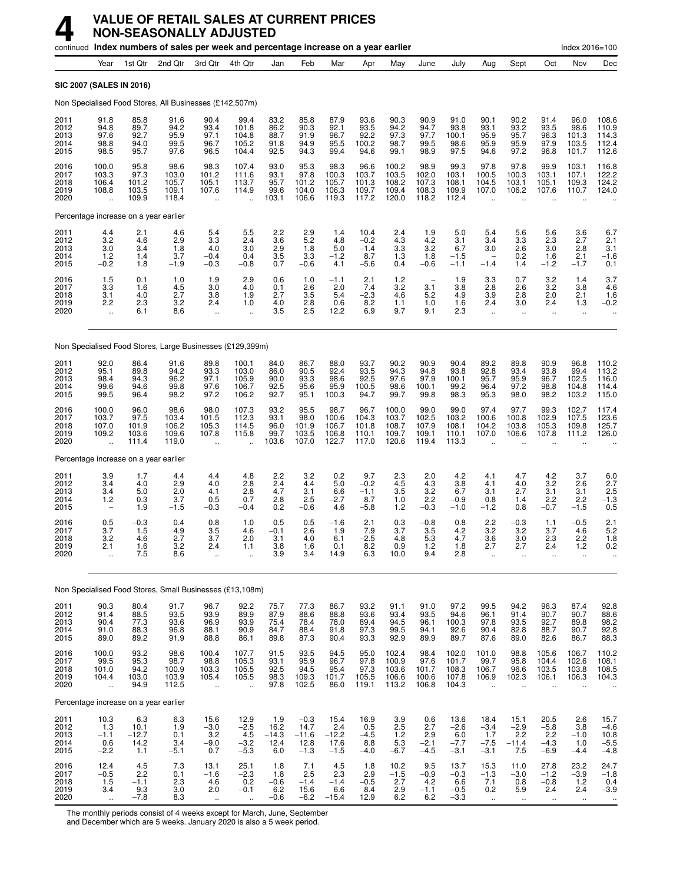# 4 VALUE OF RETAIL SALES AT CURRENT PRICES NON-SEASONALLY ADJUSTED

continued **Index numbers of sales per week and percentage increase on a year earlier** Index 2016=100

| | Year | 1st Qtr | 2nd Qtr | 3rd Qtr | 4th Qtr | Jan | Feb | Mar | Apr | May | June | July | Aug | Sept | Oct | Nov | Dec |
|---|---|---|---|---|---|---|---|---|---|---|---|---|---|---|---|---|---|
| **SIC 2007 (SALES IN 2016)** | | | | | | | | | | | | | | | | | |
| Non Specialised Food Stores, All Businesses (£142,507m) | | | | | | | | | | | | | | | | | |
| 2011 | 91.8 | 85.8 | 91.6 | 90.4 | 99.4 | 83.2 | 85.8 | 87.9 | 93.6 | 90.3 | 90.9 | 91.0 | 90.1 | 90.2 | 91.4 | 96.0 | 108.6 |
| 2012 | 94.8 | 89.7 | 94.2 | 93.4 | 101.8 | 86.2 | 90.3 | 92.1 | 93.5 | 94.2 | 94.7 | 93.8 | 93.1 | 93.2 | 93.5 | 98.6 | 110.9 |
| 2013 | 97.6 | 92.7 | 95.9 | 97.1 | 104.8 | 88.7 | 91.9 | 96.7 | 92.2 | 97.3 | 97.7 | 100.1 | 95.9 | 95.7 | 96.3 | 101.3 | 114.3 |
| 2014 | 98.8 | 94.0 | 99.5 | 96.7 | 105.2 | 91.8 | 94.9 | 95.5 | 100.2 | 98.7 | 99.5 | 98.6 | 95.9 | 95.9 | 97.9 | 103.5 | 112.4 |
| 2015 | 98.5 | 95.7 | 97.6 | 96.5 | 104.4 | 92.5 | 94.3 | 99.4 | 94.6 | 99.1 | 98.9 | 97.5 | 94.6 | 97.2 | 96.8 | 101.7 | 112.6 |
| 2016 | 100.0 | 95.8 | 98.6 | 98.3 | 107.4 | 93.0 | 95.3 | 98.3 | 96.6 | 100.2 | 98.9 | 99.3 | 97.8 | 97.8 | 99.9 | 103.1 | 116.8 |
| 2017 | 103.3 | 97.3 | 103.0 | 101.2 | 111.6 | 93.1 | 97.8 | 100.3 | 103.7 | 103.5 | 102.0 | 103.1 | 100.5 | 100.3 | 103.1 | 107.1 | 122.2 |
| 2018 | 106.4 | 101.2 | 105.7 | 105.1 | 113.7 | 95.7 | 101.2 | 105.7 | 101.3 | 108.2 | 107.3 | 108.1 | 104.5 | 103.1 | 105.1 | 109.3 | 124.2 |
| 2019 | 108.8 | 103.5 | 109.1 | 107.6 | 114.9 | 99.6 | 104.0 | 106.3 | 109.7 | 109.4 | 108.3 | 109.9 | 107.0 | 106.2 | 107.6 | 110.7 | 124.0 |
| 2020 | .. | 109.9 | 118.4 | .. | .. | 103.1 | 106.6 | 119.3 | 117.2 | 120.0 | 118.2 | 112.4 | .. | .. | .. | .. | .. |
| Percentage increase on a year earlier | | | | | | | | | | | | | | | | | |
| 2011 | 4.4 | 2.1 | 4.6 | 5.4 | 5.5 | 2.2 | 2.9 | 1.4 | 10.4 | 2.4 | 1.9 | 5.0 | 5.4 | 5.6 | 5.6 | 3.6 | 6.7 |
| 2012 | 3.2 | 4.6 | 2.9 | 3.3 | 2.4 | 3.6 | 5.2 | 4.8 | −0.2 | 4.3 | 4.2 | 3.1 | 3.4 | 3.3 | 2.3 | 2.7 | 2.1 |
| 2013 | 3.0 | 3.4 | 1.8 | 4.0 | 3.0 | 2.9 | 1.8 | 5.0 | −1.4 | 3.3 | 3.2 | 6.7 | 3.0 | 2.6 | 3.0 | 2.8 | 3.1 |
| 2014 | 1.2 | 1.4 | 3.7 | −0.4 | 0.4 | 3.5 | 3.3 | −1.2 | 8.7 | 1.3 | 1.8 | −1.5 | – | 0.2 | 1.6 | 2.1 | −1.6 |
| 2015 | −0.2 | 1.8 | −1.9 | −0.3 | −0.8 | 0.7 | −0.6 | 4.1 | −5.6 | 0.4 | −0.6 | −1.1 | −1.4 | 1.4 | −1.2 | −1.7 | 0.1 |
| 2016 | 1.5 | 0.1 | 1.0 | 1.9 | 2.9 | 0.6 | 1.0 | −1.1 | 2.1 | 1.2 | – | 1.9 | 3.3 | 0.7 | 3.2 | 1.4 | 3.7 |
| 2017 | 3.3 | 1.6 | 4.5 | 3.0 | 4.0 | 0.1 | 2.6 | 2.0 | 7.4 | 3.2 | 3.1 | 3.8 | 2.8 | 2.6 | 3.2 | 3.8 | 4.6 |
| 2018 | 3.1 | 4.0 | 2.7 | 3.8 | 1.9 | 2.7 | 3.5 | 5.4 | −2.3 | 4.6 | 5.2 | 4.9 | 3.9 | 2.8 | 2.0 | 2.1 | 1.6 |
| 2019 | 2.2 | 2.3 | 3.2 | 2.4 | 1.0 | 4.0 | 2.8 | 0.6 | 8.2 | 1.1 | 1.0 | 1.6 | 2.4 | 3.0 | 2.4 | 1.3 | −0.2 |
| 2020 | .. | 6.1 | 8.6 | .. | .. | 3.5 | 2.5 | 12.2 | 6.9 | 9.7 | 9.1 | 2.3 | .. | .. | .. | .. | .. |
| Non Specialised Food Stores, Large Businesses (£129,399m) | | | | | | | | | | | | | | | | | |
| 2011 | 92.0 | 86.4 | 91.6 | 89.8 | 100.1 | 84.0 | 86.7 | 88.0 | 93.7 | 90.2 | 90.9 | 90.4 | 89.2 | 89.8 | 90.9 | 96.8 | 110.2 |
| 2012 | 95.1 | 89.8 | 94.2 | 93.3 | 103.0 | 86.0 | 90.5 | 92.4 | 93.5 | 94.3 | 94.8 | 93.8 | 92.8 | 93.4 | 93.8 | 99.4 | 113.2 |
| 2013 | 98.4 | 94.3 | 96.2 | 97.1 | 105.9 | 90.0 | 93.3 | 98.6 | 92.5 | 97.6 | 97.9 | 100.1 | 95.7 | 95.9 | 96.7 | 102.5 | 116.0 |
| 2014 | 99.6 | 94.6 | 99.8 | 97.6 | 106.7 | 92.5 | 95.6 | 95.9 | 100.5 | 98.6 | 100.1 | 99.2 | 96.4 | 97.2 | 98.8 | 104.8 | 114.4 |
| 2015 | 99.5 | 96.4 | 98.2 | 97.2 | 106.2 | 92.7 | 95.1 | 100.3 | 94.7 | 99.7 | 99.8 | 98.3 | 95.3 | 98.0 | 98.2 | 103.2 | 115.0 |
| 2016 | 100.0 | 96.0 | 98.6 | 98.0 | 107.3 | 93.2 | 95.5 | 98.7 | 96.7 | 100.0 | 99.0 | 99.0 | 97.4 | 97.7 | 99.3 | 102.7 | 117.4 |
| 2017 | 103.7 | 97.5 | 103.4 | 101.5 | 112.3 | 93.1 | 98.0 | 100.6 | 104.3 | 103.7 | 102.5 | 103.2 | 100.6 | 100.8 | 102.9 | 107.5 | 123.6 |
| 2018 | 107.0 | 101.9 | 106.2 | 105.3 | 114.5 | 96.0 | 101.9 | 106.7 | 101.8 | 108.7 | 107.9 | 108.1 | 104.2 | 103.8 | 105.3 | 109.8 | 125.7 |
| 2019 | 109.2 | 103.6 | 109.6 | 107.8 | 115.8 | 99.7 | 103.5 | 106.8 | 110.1 | 109.7 | 109.1 | 110.1 | 107.0 | 106.6 | 107.8 | 111.2 | 126.0 |
| 2020 | .. | 111.4 | 119.0 | .. | .. | 103.6 | 107.0 | 122.7 | 117.0 | 120.6 | 119.4 | 113.3 | .. | .. | .. | .. | .. |
| Percentage increase on a year earlier | | | | | | | | | | | | | | | | | |
| 2011 | 3.9 | 1.7 | 4.4 | 4.4 | 4.8 | 2.2 | 3.2 | 0.2 | 9.7 | 2.3 | 2.0 | 4.2 | 4.1 | 4.7 | 4.2 | 3.7 | 6.0 |
| 2012 | 3.4 | 4.0 | 2.9 | 4.0 | 2.8 | 2.4 | 4.4 | 5.0 | −0.2 | 4.5 | 4.3 | 3.8 | 4.1 | 4.0 | 3.2 | 2.6 | 2.7 |
| 2013 | 3.4 | 5.0 | 2.0 | 4.1 | 2.8 | 4.7 | 3.1 | 6.6 | −1.1 | 3.5 | 3.2 | 6.7 | 3.1 | 2.7 | 3.1 | 3.1 | 2.5 |
| 2014 | 1.2 | 0.3 | 3.7 | 0.5 | 0.7 | 2.8 | 2.5 | −2.7 | 8.7 | 1.0 | 2.2 | −0.9 | 0.8 | 1.4 | 2.2 | 2.2 | −1.3 |
| 2015 | – | 1.9 | −1.5 | −0.3 | −0.4 | 0.2 | −0.6 | 4.6 | −5.8 | 1.2 | −0.3 | −1.0 | −1.2 | 0.8 | −0.7 | −1.5 | 0.5 |
| 2016 | 0.5 | −0.3 | 0.4 | 0.8 | 1.0 | 0.5 | 0.5 | −1.6 | 2.1 | 0.3 | −0.8 | 0.8 | 2.2 | −0.3 | 1.1 | −0.5 | 2.1 |
| 2017 | 3.7 | 1.5 | 4.9 | 3.5 | 4.6 | −0.1 | 2.6 | 1.9 | 7.9 | 3.7 | 3.5 | 4.2 | 3.2 | 3.2 | 3.7 | 4.6 | 5.2 |
| 2018 | 3.2 | 4.6 | 2.7 | 3.7 | 2.0 | 3.1 | 4.0 | 6.1 | −2.5 | 4.8 | 5.3 | 4.7 | 3.6 | 3.0 | 2.3 | 2.2 | 1.8 |
| 2019 | 2.1 | 1.6 | 3.2 | 2.4 | 1.1 | 3.8 | 1.6 | 0.1 | 8.2 | 0.9 | 1.2 | 1.8 | 2.7 | 2.7 | 2.4 | 1.2 | 0.2 |
| 2020 | .. | 7.5 | 8.6 | .. | .. | 3.9 | 3.4 | 14.9 | 6.3 | 10.0 | 9.4 | 2.8 | .. | .. | .. | .. | .. |
| Non Specialised Food Stores, Small Businesses (£13,108m) | | | | | | | | | | | | | | | | | |
| 2011 | 90.3 | 80.4 | 91.7 | 96.7 | 92.2 | 75.7 | 77.3 | 86.7 | 93.2 | 91.1 | 91.0 | 97.2 | 99.5 | 94.2 | 96.3 | 87.4 | 92.8 |
| 2012 | 91.4 | 88.5 | 93.5 | 93.9 | 89.9 | 87.9 | 88.6 | 88.8 | 93.6 | 93.4 | 93.5 | 94.6 | 96.1 | 91.4 | 90.7 | 90.7 | 88.6 |
| 2013 | 90.4 | 77.3 | 93.6 | 96.9 | 93.9 | 75.4 | 78.4 | 78.0 | 89.4 | 94.5 | 96.1 | 100.3 | 97.8 | 93.5 | 92.7 | 89.8 | 98.2 |
| 2014 | 91.0 | 88.3 | 96.8 | 88.1 | 90.9 | 84.7 | 88.4 | 91.8 | 97.3 | 99.5 | 94.1 | 92.6 | 90.4 | 82.8 | 88.7 | 90.7 | 92.8 |
| 2015 | 89.0 | 89.2 | 91.9 | 88.8 | 86.1 | 89.8 | 87.3 | 90.4 | 93.3 | 92.9 | 89.9 | 89.7 | 87.6 | 89.0 | 82.6 | 86.7 | 88.3 |
| 2016 | 100.0 | 93.2 | 98.6 | 100.4 | 107.7 | 91.5 | 93.5 | 94.5 | 95.0 | 102.4 | 98.4 | 102.0 | 101.0 | 98.8 | 105.6 | 106.7 | 110.2 |
| 2017 | 99.5 | 95.3 | 98.7 | 98.8 | 105.3 | 93.1 | 95.9 | 96.7 | 97.8 | 100.9 | 97.6 | 101.7 | 99.7 | 95.8 | 104.4 | 102.6 | 108.1 |
| 2018 | 101.0 | 94.2 | 100.9 | 103.3 | 105.5 | 92.5 | 94.5 | 95.4 | 97.3 | 103.6 | 101.7 | 108.3 | 106.7 | 96.6 | 103.5 | 103.8 | 108.5 |
| 2019 | 104.4 | 103.0 | 103.9 | 105.4 | 105.5 | 98.3 | 109.3 | 101.7 | 105.5 | 106.6 | 100.6 | 107.8 | 106.9 | 102.3 | 106.1 | 106.3 | 104.3 |
| 2020 | .. | 94.9 | 112.5 | .. | .. | 97.8 | 102.5 | 86.0 | 119.1 | 113.2 | 106.8 | 104.3 | .. | .. | .. | .. | .. |
| Percentage increase on a year earlier | | | | | | | | | | | | | | | | | |
| 2011 | 10.3 | 6.3 | 6.3 | 15.6 | 12.9 | 1.9 | −0.3 | 15.4 | 16.9 | 3.9 | 0.6 | 13.6 | 18.4 | 15.1 | 20.5 | 2.6 | 15.7 |
| 2012 | 1.3 | 10.1 | 1.9 | −3.0 | −2.5 | 16.2 | 14.7 | 2.4 | 0.5 | 2.5 | 2.7 | −2.6 | −3.4 | −2.9 | −5.8 | 3.8 | −4.6 |
| 2013 | −1.1 | −12.7 | 0.1 | 3.2 | 4.5 | −14.3 | −11.6 | −12.2 | −4.5 | 1.2 | 2.9 | 6.0 | 1.7 | 2.2 | 2.2 | −1.0 | 10.8 |
| 2014 | 0.6 | 14.2 | 3.4 | −9.0 | −3.2 | 12.4 | 12.8 | 17.6 | 8.8 | 5.3 | −2.1 | −7.7 | −7.5 | −11.4 | −4.3 | 1.0 | −5.5 |
| 2015 | −2.2 | 1.1 | −5.1 | 0.7 | −5.3 | 6.0 | −1.3 | −1.5 | −4.0 | −6.7 | −4.5 | −3.1 | −3.1 | 7.5 | −6.9 | −4.4 | −4.8 |
| 2016 | 12.4 | 4.5 | 7.3 | 13.1 | 25.1 | 1.8 | 7.1 | 4.5 | 1.8 | 10.2 | 9.5 | 13.7 | 15.3 | 11.0 | 27.8 | 23.2 | 24.7 |
| 2017 | −0.5 | 2.2 | 0.1 | −1.6 | −2.3 | 1.8 | 2.5 | 2.3 | 2.9 | −1.5 | −0.9 | −0.3 | −1.3 | −3.0 | −1.2 | −3.9 | −1.8 |
| 2018 | 1.5 | −1.1 | 2.3 | 4.6 | 0.2 | −0.6 | −1.4 | −1.4 | −0.5 | 2.7 | 4.2 | 6.6 | 7.1 | 0.8 | −0.8 | 1.2 | 0.4 |
| 2019 | 3.4 | 9.3 | 3.0 | 2.0 | −0.1 | 6.2 | 15.6 | 6.6 | 8.4 | 2.9 | −1.1 | −0.5 | 0.2 | 5.9 | 2.4 | 2.4 | −3.9 |
| 2020 | .. | −7.8 | 8.3 | .. | .. | −0.6 | −6.2 | −15.4 | 12.9 | 6.2 | 6.2 | −3.3 | .. | .. | .. | .. | .. |

The monthly periods consist of 4 weeks except for March, June, September and December which are 5 weeks. January 2020 is also a 5 week period.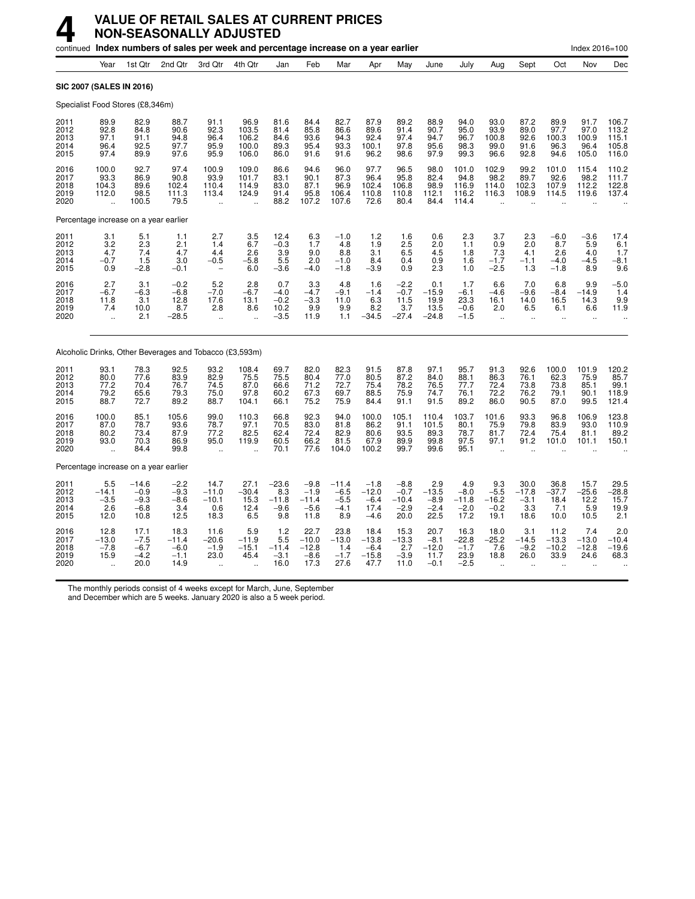# 4 VALUE OF RETAIL SALES AT CURRENT PRICES NON-SEASONALLY ADJUSTED

continued **Index numbers of sales per week and percentage increase on a year earlier** — Index 2016=100

| | Year | 1st Qtr | 2nd Qtr | 3rd Qtr | 4th Qtr | Jan | Feb | Mar | Apr | May | June | July | Aug | Sept | Oct | Nov | Dec |
|---|---|---|---|---|---|---|---|---|---|---|---|---|---|---|---|---|---|
| **SIC 2007 (SALES IN 2016)** | | | | | | | | | | | | | | | | | |
| Specialist Food Stores (£8,346m) | | | | | | | | | | | | | | | | | |
| 2011 | 89.9 | 82.9 | 88.7 | 91.1 | 96.9 | 81.6 | 84.4 | 82.7 | 87.9 | 89.2 | 88.9 | 94.0 | 93.0 | 87.2 | 89.9 | 91.7 | 106.7 |
| 2012 | 92.8 | 84.8 | 90.6 | 92.3 | 103.5 | 81.4 | 85.8 | 86.6 | 89.6 | 91.4 | 90.7 | 95.0 | 93.9 | 89.0 | 97.7 | 97.0 | 113.2 |
| 2013 | 97.1 | 91.1 | 94.8 | 96.4 | 106.2 | 84.6 | 93.6 | 94.3 | 92.4 | 97.4 | 94.7 | 96.7 | 100.8 | 92.6 | 100.3 | 100.9 | 115.1 |
| 2014 | 96.4 | 92.5 | 97.7 | 95.9 | 100.0 | 89.3 | 95.4 | 93.3 | 100.1 | 97.8 | 95.6 | 98.3 | 99.0 | 91.6 | 96.3 | 96.4 | 105.8 |
| 2015 | 97.4 | 89.9 | 97.6 | 95.9 | 106.0 | 86.0 | 91.6 | 91.6 | 96.2 | 98.6 | 97.9 | 99.3 | 96.6 | 92.8 | 94.6 | 105.0 | 116.0 |
| 2016 | 100.0 | 92.7 | 97.4 | 100.9 | 109.0 | 86.6 | 94.6 | 96.0 | 97.7 | 96.5 | 98.0 | 101.0 | 102.9 | 99.2 | 101.0 | 115.4 | 110.2 |
| 2017 | 93.3 | 86.9 | 90.8 | 93.9 | 101.7 | 83.1 | 90.1 | 87.3 | 96.4 | 95.8 | 82.4 | 94.8 | 98.2 | 89.7 | 92.6 | 98.2 | 111.7 |
| 2018 | 104.3 | 89.6 | 102.4 | 110.4 | 114.9 | 83.0 | 87.1 | 96.9 | 102.4 | 106.8 | 98.9 | 116.9 | 114.0 | 102.3 | 107.9 | 112.2 | 122.8 |
| 2019 | 112.0 | 98.5 | 111.3 | 113.4 | 124.9 | 91.4 | 95.8 | 106.4 | 110.8 | 110.8 | 112.1 | 116.2 | 116.3 | 108.9 | 114.5 | 119.6 | 137.4 |
| 2020 | .. | 100.5 | 79.5 | .. | .. | 88.2 | 107.2 | 107.6 | 72.6 | 80.4 | 84.4 | 114.4 | .. | .. | .. | .. | .. |
| Percentage increase on a year earlier | | | | | | | | | | | | | | | | | |
| 2011 | 3.1 | 5.1 | 1.1 | 2.7 | 3.5 | 12.4 | 6.3 | −1.0 | 1.2 | 1.6 | 0.6 | 2.3 | 3.7 | 2.3 | −6.0 | −3.6 | 17.4 |
| 2012 | 3.2 | 2.3 | 2.1 | 1.4 | 6.7 | −0.3 | 1.7 | 4.8 | 1.9 | 2.5 | 2.0 | 1.1 | 0.9 | 2.0 | 8.7 | 5.9 | 6.1 |
| 2013 | 4.7 | 7.4 | 4.7 | 4.4 | 2.6 | 3.9 | 9.0 | 8.8 | 3.1 | 6.5 | 4.5 | 1.8 | 7.3 | 4.1 | 2.6 | 4.0 | 1.7 |
| 2014 | −0.7 | 1.5 | 3.0 | −0.5 | −5.8 | 5.5 | 2.0 | −1.0 | 8.4 | 0.4 | 0.9 | 1.6 | −1.7 | −1.1 | −4.0 | −4.5 | −8.1 |
| 2015 | 0.9 | −2.8 | −0.1 | – | 6.0 | −3.6 | −4.0 | −1.8 | −3.9 | 0.9 | 2.3 | 1.0 | −2.5 | 1.3 | −1.8 | 8.9 | 9.6 |
| 2016 | 2.7 | 3.1 | −0.2 | 5.2 | 2.8 | 0.7 | 3.3 | 4.8 | 1.6 | −2.2 | 0.1 | 1.7 | 6.6 | 7.0 | 6.8 | 9.9 | −5.0 |
| 2017 | −6.7 | −6.3 | −6.8 | −7.0 | −6.7 | −4.0 | −4.7 | −9.1 | −1.4 | −0.7 | −15.9 | −6.1 | −4.6 | −9.6 | −8.4 | −14.9 | 1.4 |
| 2018 | 11.8 | 3.1 | 12.8 | 17.6 | 13.1 | −0.2 | −3.3 | 11.0 | 6.3 | 11.5 | 19.9 | 23.3 | 16.1 | 14.0 | 16.5 | 14.3 | 9.9 |
| 2019 | 7.4 | 10.0 | 8.7 | 2.8 | 8.6 | 10.2 | 9.9 | 9.9 | 8.2 | 3.7 | 13.5 | −0.6 | 2.0 | 6.5 | 6.1 | 6.6 | 11.9 |
| 2020 | .. | 2.1 | −28.5 | .. | .. | −3.5 | 11.9 | 1.1 | −34.5 | −27.4 | −24.8 | −1.5 | .. | .. | .. | .. | .. |
| Alcoholic Drinks, Other Beverages and Tobacco (£3,593m) | | | | | | | | | | | | | | | | | |
| 2011 | 93.1 | 78.3 | 92.5 | 93.2 | 108.4 | 69.7 | 82.0 | 82.3 | 91.5 | 87.8 | 97.1 | 95.7 | 91.3 | 92.6 | 100.0 | 101.9 | 120.2 |
| 2012 | 80.0 | 77.6 | 83.9 | 82.9 | 75.5 | 75.5 | 80.4 | 77.0 | 80.5 | 87.2 | 84.0 | 88.1 | 86.3 | 76.1 | 62.3 | 75.9 | 85.7 |
| 2013 | 77.2 | 70.4 | 76.7 | 74.5 | 87.0 | 66.6 | 71.2 | 72.7 | 75.4 | 78.2 | 76.5 | 77.7 | 72.4 | 73.8 | 73.8 | 85.1 | 99.1 |
| 2014 | 79.2 | 65.6 | 79.3 | 75.0 | 97.8 | 60.2 | 67.3 | 69.7 | 88.5 | 75.9 | 74.7 | 76.1 | 72.2 | 76.2 | 79.1 | 90.1 | 118.9 |
| 2015 | 88.7 | 72.7 | 89.2 | 88.7 | 104.1 | 66.1 | 75.2 | 75.9 | 84.4 | 91.1 | 91.5 | 89.2 | 86.0 | 90.5 | 87.0 | 99.5 | 121.4 |
| 2016 | 100.0 | 85.1 | 105.6 | 99.0 | 110.3 | 66.8 | 92.3 | 94.0 | 100.0 | 105.1 | 110.4 | 103.7 | 101.6 | 93.3 | 96.8 | 106.9 | 123.8 |
| 2017 | 87.0 | 78.7 | 93.6 | 78.7 | 97.1 | 70.5 | 83.0 | 81.8 | 86.2 | 91.1 | 101.5 | 80.1 | 75.9 | 79.8 | 83.9 | 93.0 | 110.9 |
| 2018 | 80.2 | 73.4 | 87.9 | 77.2 | 82.5 | 62.4 | 72.4 | 82.9 | 80.6 | 93.5 | 89.3 | 78.7 | 81.7 | 72.4 | 75.4 | 81.1 | 89.2 |
| 2019 | 93.0 | 70.3 | 86.9 | 95.0 | 119.9 | 60.5 | 66.2 | 81.5 | 67.9 | 89.9 | 99.8 | 97.5 | 97.1 | 91.2 | 101.0 | 101.1 | 150.1 |
| 2020 | .. | 84.4 | 99.8 | .. | .. | 70.1 | 77.6 | 104.0 | 100.2 | 99.7 | 99.6 | 95.1 | .. | .. | .. | .. | .. |
| Percentage increase on a year earlier | | | | | | | | | | | | | | | | | |
| 2011 | 5.5 | −14.6 | −2.2 | 14.7 | 27.1 | −23.6 | −9.8 | −11.4 | −1.8 | −8.8 | 2.9 | 4.9 | 9.3 | 30.0 | 36.8 | 15.7 | 29.5 |
| 2012 | −14.1 | −0.9 | −9.3 | −11.0 | −30.4 | 8.3 | −1.9 | −6.5 | −12.0 | −0.7 | −13.5 | −8.0 | −5.5 | −17.8 | −37.7 | −25.6 | −28.8 |
| 2013 | −3.5 | −9.3 | −8.6 | −10.1 | 15.3 | −11.8 | −11.4 | −5.5 | −6.4 | −10.4 | −8.9 | −11.8 | −16.2 | −3.1 | 18.4 | 12.2 | 15.7 |
| 2014 | 2.6 | −6.8 | 3.4 | 0.6 | 12.4 | −9.6 | −5.6 | −4.1 | 17.4 | −2.9 | −2.4 | −2.0 | −0.2 | 3.3 | 7.1 | 5.9 | 19.9 |
| 2015 | 12.0 | 10.8 | 12.5 | 18.3 | 6.5 | 9.8 | 11.8 | 8.9 | −4.6 | 20.0 | 22.5 | 17.2 | 19.1 | 18.6 | 10.0 | 10.5 | 2.1 |
| 2016 | 12.8 | 17.1 | 18.3 | 11.6 | 5.9 | 1.2 | 22.7 | 23.8 | 18.4 | 15.3 | 20.7 | 16.3 | 18.0 | 3.1 | 11.2 | 7.4 | 2.0 |
| 2017 | −13.0 | −7.5 | −11.4 | −20.6 | −11.9 | 5.5 | −10.0 | −13.0 | −13.8 | −13.3 | −8.1 | −22.8 | −25.2 | −14.5 | −13.3 | −13.0 | −10.4 |
| 2018 | −7.8 | −6.7 | −6.0 | −1.9 | −15.1 | −11.4 | −12.8 | 1.4 | −6.4 | 2.7 | −12.0 | −1.7 | 7.6 | −9.2 | −10.2 | −12.8 | −19.6 |
| 2019 | 15.9 | −4.2 | −1.1 | 23.0 | 45.4 | −3.1 | −8.6 | −1.7 | −15.8 | −3.9 | 11.7 | 23.9 | 18.8 | 26.0 | 33.9 | 24.6 | 68.3 |
| 2020 | .. | 20.0 | 14.9 | .. | .. | 16.0 | 17.3 | 27.6 | 47.7 | 11.0 | −0.1 | −2.5 | .. | .. | .. | .. | .. |

The monthly periods consist of 4 weeks except for March, June, September and December which are 5 weeks. January 2020 is also a 5 week period.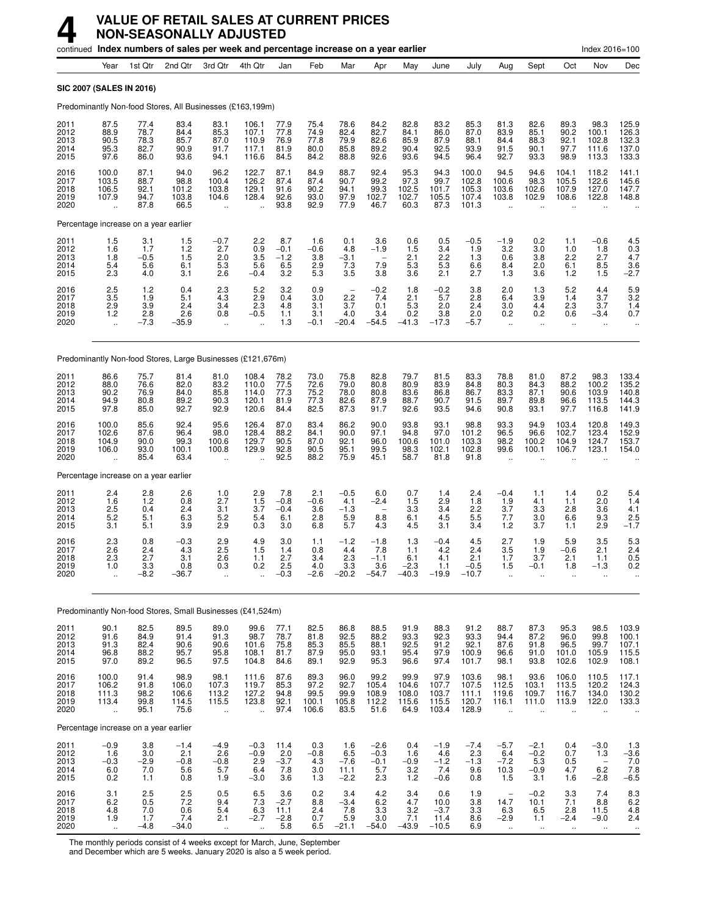# 4 VALUE OF RETAIL SALES AT CURRENT PRICES NON-SEASONALLY ADJUSTED

continued **Index numbers of sales per week and percentage increase on a year earlier** Index 2016=100

| | Year | 1st Qtr | 2nd Qtr | 3rd Qtr | 4th Qtr | Jan | Feb | Mar | Apr | May | June | July | Aug | Sept | Oct | Nov | Dec |
|---|---|---|---|---|---|---|---|---|---|---|---|---|---|---|---|---|---|
| **SIC 2007 (SALES IN 2016)** | | | | | | | | | | | | | | | | | |
| Predominantly Non-food Stores, All Businesses (£163,199m) | | | | | | | | | | | | | | | | | |
| 2011 | 87.5 | 77.4 | 83.4 | 83.1 | 106.1 | 77.9 | 75.4 | 78.6 | 84.2 | 82.8 | 83.2 | 85.3 | 81.3 | 82.6 | 89.3 | 98.3 | 125.9 |
| 2012 | 88.9 | 78.7 | 84.4 | 85.3 | 107.1 | 77.8 | 74.9 | 82.4 | 82.7 | 84.1 | 86.0 | 87.0 | 83.9 | 85.1 | 90.2 | 100.1 | 126.3 |
| 2013 | 90.5 | 78.3 | 85.7 | 87.0 | 110.9 | 76.9 | 77.8 | 79.9 | 82.6 | 85.9 | 87.9 | 88.1 | 84.4 | 88.3 | 92.1 | 102.8 | 132.3 |
| 2014 | 95.3 | 82.7 | 90.9 | 91.7 | 117.1 | 81.9 | 80.0 | 85.8 | 89.2 | 90.4 | 92.5 | 93.9 | 91.5 | 90.1 | 97.7 | 111.6 | 137.0 |
| 2015 | 97.6 | 86.0 | 93.6 | 94.1 | 116.6 | 84.5 | 84.2 | 88.8 | 92.6 | 93.6 | 94.5 | 96.4 | 92.7 | 93.3 | 98.9 | 113.3 | 133.3 |
| 2016 | 100.0 | 87.1 | 94.0 | 96.2 | 122.7 | 87.1 | 84.9 | 88.7 | 92.4 | 95.3 | 94.3 | 100.0 | 94.5 | 94.6 | 104.1 | 118.2 | 141.1 |
| 2017 | 103.5 | 88.7 | 98.8 | 100.4 | 126.2 | 87.4 | 87.4 | 90.7 | 99.2 | 97.3 | 99.7 | 102.8 | 100.6 | 98.3 | 105.5 | 122.6 | 145.6 |
| 2018 | 106.5 | 92.1 | 101.2 | 103.8 | 129.1 | 91.6 | 90.2 | 94.1 | 99.3 | 102.5 | 101.7 | 105.3 | 103.6 | 102.6 | 107.9 | 127.0 | 147.7 |
| 2019 | 107.9 | 94.7 | 103.8 | 104.6 | 128.4 | 92.6 | 93.0 | 97.9 | 102.7 | 102.7 | 105.5 | 107.4 | 103.8 | 102.9 | 108.6 | 122.8 | 148.8 |
| 2020 | .. | 87.8 | 66.5 | .. | .. | 93.8 | 92.9 | 77.9 | 46.7 | 60.3 | 87.3 | 101.3 | .. | .. | .. | .. | .. |
| Percentage increase on a year earlier | | | | | | | | | | | | | | | | | |
| 2011 | 1.5 | 3.1 | 1.5 | −0.7 | 2.2 | 8.7 | 1.6 | 0.1 | 3.6 | 0.6 | 0.5 | −0.5 | −1.9 | 0.2 | 1.1 | −0.6 | 4.5 |
| 2012 | 1.6 | 1.7 | 1.2 | 2.7 | 0.9 | −0.1 | −0.6 | 4.8 | −1.9 | 1.5 | 3.4 | 1.9 | 3.2 | 3.0 | 1.0 | 1.8 | 0.3 |
| 2013 | 1.8 | −0.5 | 1.5 | 2.0 | 3.5 | −1.2 | 3.8 | −3.1 | − | 2.1 | 2.2 | 1.3 | 0.6 | 3.8 | 2.2 | 2.7 | 4.7 |
| 2014 | 5.4 | 5.6 | 6.1 | 5.3 | 5.6 | 6.5 | 2.9 | 7.3 | 7.9 | 5.3 | 5.3 | 6.6 | 8.4 | 2.0 | 6.1 | 8.5 | 3.6 |
| 2015 | 2.3 | 4.0 | 3.1 | 2.6 | −0.4 | 3.2 | 5.3 | 3.5 | 3.8 | 3.6 | 2.1 | 2.7 | 1.3 | 3.6 | 1.2 | 1.5 | −2.7 |
| 2016 | 2.5 | 1.2 | 0.4 | 2.3 | 5.2 | 3.2 | 0.9 | − | −0.2 | 1.8 | −0.2 | 3.8 | 2.0 | 1.3 | 5.2 | 4.4 | 5.9 |
| 2017 | 3.5 | 1.9 | 5.1 | 4.3 | 2.9 | 0.4 | 3.0 | 2.2 | 7.4 | 2.1 | 5.7 | 2.8 | 6.4 | 3.9 | 1.4 | 3.7 | 3.2 |
| 2018 | 2.9 | 3.9 | 2.4 | 3.4 | 2.3 | 4.8 | 3.1 | 3.7 | 0.1 | 5.3 | 2.0 | 2.4 | 3.0 | 4.4 | 2.3 | 3.7 | 1.4 |
| 2019 | 1.2 | 2.8 | 2.6 | 0.8 | −0.5 | 1.1 | 3.1 | 4.0 | 3.4 | 0.2 | 3.8 | 2.0 | 0.2 | 0.2 | 0.6 | −3.4 | 0.7 |
| 2020 | .. | −7.3 | −35.9 | .. | .. | 1.3 | −0.1 | −20.4 | −54.5 | −41.3 | −17.3 | −5.7 | .. | .. | .. | .. | .. |
| Predominantly Non-food Stores, Large Businesses (£121,676m) | | | | | | | | | | | | | | | | | |
| 2011 | 86.6 | 75.7 | 81.4 | 81.0 | 108.4 | 78.2 | 73.0 | 75.8 | 82.8 | 79.7 | 81.5 | 83.3 | 78.8 | 81.0 | 87.2 | 98.3 | 133.4 |
| 2012 | 88.0 | 76.6 | 82.0 | 83.2 | 110.0 | 77.5 | 72.6 | 79.0 | 80.8 | 80.9 | 83.9 | 84.8 | 80.3 | 84.3 | 88.2 | 100.2 | 135.2 |
| 2013 | 90.2 | 76.9 | 84.0 | 85.8 | 114.0 | 77.3 | 75.2 | 78.0 | 80.8 | 83.6 | 86.8 | 86.7 | 83.3 | 87.1 | 90.6 | 103.9 | 140.8 |
| 2014 | 94.9 | 80.8 | 89.2 | 90.3 | 120.1 | 81.9 | 77.3 | 82.6 | 87.9 | 88.7 | 90.7 | 91.5 | 89.7 | 89.8 | 96.6 | 113.5 | 144.3 |
| 2015 | 97.8 | 85.0 | 92.7 | 92.9 | 120.6 | 84.4 | 82.5 | 87.3 | 91.7 | 92.6 | 93.5 | 94.6 | 90.8 | 93.1 | 97.7 | 116.8 | 141.9 |
| 2016 | 100.0 | 85.6 | 92.4 | 95.6 | 126.4 | 87.0 | 83.4 | 86.2 | 90.0 | 93.8 | 93.1 | 98.8 | 93.3 | 94.9 | 103.4 | 120.8 | 149.3 |
| 2017 | 102.6 | 87.6 | 96.4 | 98.0 | 128.4 | 88.2 | 84.1 | 90.0 | 97.1 | 94.8 | 97.0 | 101.2 | 96.5 | 96.6 | 102.7 | 123.4 | 152.9 |
| 2018 | 104.9 | 90.0 | 99.3 | 100.6 | 129.7 | 90.5 | 87.0 | 92.1 | 96.0 | 100.6 | 101.0 | 103.3 | 98.2 | 100.2 | 104.9 | 124.7 | 153.7 |
| 2019 | 106.0 | 93.0 | 100.1 | 100.8 | 129.9 | 92.8 | 90.5 | 95.1 | 99.5 | 98.3 | 102.1 | 102.8 | 99.6 | 100.1 | 106.7 | 123.1 | 154.0 |
| 2020 | .. | 85.4 | 63.4 | .. | .. | 92.5 | 88.2 | 75.9 | 45.1 | 58.7 | 81.8 | 91.8 | .. | .. | .. | .. | .. |
| Percentage increase on a year earlier | | | | | | | | | | | | | | | | | |
| 2011 | 2.4 | 2.8 | 2.6 | 1.0 | 2.9 | 7.8 | 2.1 | −0.5 | 6.0 | 0.7 | 1.4 | 2.4 | −0.4 | 1.1 | 1.4 | 0.2 | 5.4 |
| 2012 | 1.6 | 1.2 | 0.8 | 2.7 | 1.5 | −0.8 | −0.6 | 4.1 | −2.4 | 1.5 | 2.9 | 1.8 | 1.9 | 4.1 | 1.1 | 2.0 | 1.4 |
| 2013 | 2.5 | 0.4 | 2.4 | 3.1 | 3.7 | −0.4 | 3.6 | −1.3 | − | 3.3 | 3.4 | 2.2 | 3.7 | 3.3 | 2.8 | 3.6 | 4.1 |
| 2014 | 5.2 | 5.1 | 6.3 | 5.2 | 5.4 | 6.1 | 2.8 | 5.9 | 8.8 | 6.1 | 4.5 | 5.5 | 7.7 | 3.0 | 6.6 | 9.3 | 2.5 |
| 2015 | 3.1 | 5.1 | 3.9 | 2.9 | 0.3 | 3.0 | 6.8 | 5.7 | 4.3 | 4.5 | 3.1 | 3.4 | 1.2 | 3.7 | 1.1 | 2.9 | −1.7 |
| 2016 | 2.3 | 0.8 | −0.3 | 2.9 | 4.9 | 3.0 | 1.1 | −1.2 | −1.8 | 1.3 | −0.4 | 4.5 | 2.7 | 1.9 | 5.9 | 3.5 | 5.3 |
| 2017 | 2.6 | 2.4 | 4.3 | 2.5 | 1.5 | 1.4 | 0.8 | 4.4 | 7.8 | 1.1 | 4.2 | 2.4 | 3.5 | 1.9 | −0.6 | 2.1 | 2.4 |
| 2018 | 2.3 | 2.7 | 3.1 | 2.6 | 1.1 | 2.7 | 3.4 | 2.3 | −1.1 | 6.1 | 4.1 | 2.1 | 1.7 | 3.7 | 2.1 | 1.1 | 0.5 |
| 2019 | 1.0 | 3.3 | 0.8 | 0.3 | 0.2 | 2.5 | 4.0 | 3.3 | 3.6 | −2.3 | 1.1 | −0.5 | 1.5 | −0.1 | 1.8 | −1.3 | 0.2 |
| 2020 | .. | −8.2 | −36.7 | .. | .. | −0.3 | −2.6 | −20.2 | −54.7 | −40.3 | −19.9 | −10.7 | .. | .. | .. | .. | .. |
| Predominantly Non-food Stores, Small Businesses (£41,524m) | | | | | | | | | | | | | | | | | |
| 2011 | 90.1 | 82.5 | 89.5 | 89.0 | 99.6 | 77.1 | 82.5 | 86.8 | 88.5 | 91.9 | 88.3 | 91.2 | 88.7 | 87.3 | 95.3 | 98.5 | 103.9 |
| 2012 | 91.6 | 84.9 | 91.4 | 91.3 | 98.7 | 78.7 | 81.8 | 92.5 | 88.2 | 93.3 | 92.3 | 93.3 | 94.4 | 87.2 | 96.0 | 99.8 | 100.1 |
| 2013 | 91.3 | 82.4 | 90.6 | 90.6 | 101.6 | 75.8 | 85.3 | 85.5 | 88.1 | 92.5 | 91.2 | 92.1 | 87.6 | 91.8 | 96.5 | 99.7 | 107.1 |
| 2014 | 96.8 | 88.2 | 95.7 | 95.8 | 108.1 | 81.7 | 87.9 | 95.0 | 93.1 | 95.4 | 97.9 | 100.9 | 96.6 | 91.0 | 101.0 | 105.9 | 115.5 |
| 2015 | 97.0 | 89.2 | 96.5 | 97.5 | 104.8 | 84.6 | 89.1 | 92.9 | 95.3 | 96.6 | 97.4 | 101.7 | 98.1 | 93.8 | 102.6 | 102.9 | 108.1 |
| 2016 | 100.0 | 91.4 | 98.9 | 98.1 | 111.6 | 87.6 | 89.3 | 96.0 | 99.2 | 99.9 | 97.9 | 103.6 | 98.1 | 93.6 | 106.0 | 110.5 | 117.1 |
| 2017 | 106.2 | 91.8 | 106.0 | 107.3 | 119.7 | 85.3 | 97.2 | 92.7 | 105.4 | 104.6 | 107.7 | 107.5 | 112.5 | 103.1 | 113.5 | 120.2 | 124.3 |
| 2018 | 111.3 | 98.2 | 106.6 | 113.2 | 127.2 | 94.8 | 99.5 | 99.9 | 108.9 | 108.0 | 103.7 | 111.1 | 119.6 | 109.7 | 116.7 | 134.0 | 130.2 |
| 2019 | 113.4 | 99.8 | 114.5 | 115.5 | 123.8 | 92.1 | 100.1 | 105.8 | 112.2 | 115.6 | 115.5 | 120.7 | 116.1 | 111.0 | 113.9 | 122.0 | 133.3 |
| 2020 | .. | 95.1 | 75.6 | .. | .. | 97.4 | 106.6 | 83.5 | 51.6 | 64.9 | 103.4 | 128.9 | .. | .. | .. | .. | .. |
| Percentage increase on a year earlier | | | | | | | | | | | | | | | | | |
| 2011 | −0.9 | 3.8 | −1.4 | −4.9 | −0.3 | 11.4 | 0.3 | 1.6 | −2.6 | 0.4 | −1.9 | −7.4 | −5.7 | −2.1 | 0.4 | −3.0 | 1.3 |
| 2012 | 1.6 | 3.0 | 2.1 | 2.6 | −0.9 | 2.0 | −0.8 | 6.5 | −0.3 | 1.6 | 4.6 | 2.3 | 6.4 | −0.2 | 0.7 | 1.3 | −3.6 |
| 2013 | −0.3 | −2.9 | −0.8 | −0.8 | 2.9 | −3.7 | 4.3 | −7.6 | −0.1 | −0.9 | −1.2 | −1.3 | −7.2 | 5.3 | 0.5 | − | 7.0 |
| 2014 | 6.0 | 7.0 | 5.6 | 5.7 | 6.4 | 7.8 | 3.0 | 11.1 | 5.7 | 3.2 | 7.4 | 9.6 | 10.3 | −0.9 | 4.7 | 6.2 | 7.8 |
| 2015 | 0.2 | 1.1 | 0.8 | 1.9 | −3.0 | 3.6 | 1.3 | −2.2 | 2.3 | 1.2 | −0.6 | 0.8 | 1.5 | 3.1 | 1.6 | −2.8 | −6.5 |
| 2016 | 3.1 | 2.5 | 2.5 | 0.5 | 6.5 | 3.6 | 0.2 | 3.4 | 4.2 | 3.4 | 0.6 | 1.9 | − | −0.2 | 3.3 | 7.4 | 8.3 |
| 2017 | 6.2 | 0.5 | 7.2 | 9.4 | 7.3 | −2.7 | 8.8 | −3.4 | 6.2 | 4.7 | 10.0 | 3.8 | 14.7 | 10.1 | 7.1 | 8.8 | 6.2 |
| 2018 | 4.8 | 7.0 | 0.6 | 5.4 | 6.3 | 11.1 | 2.4 | 7.8 | 3.3 | 3.2 | −3.7 | 3.3 | 6.3 | 6.5 | 2.8 | 11.5 | 4.8 |
| 2019 | 1.9 | 1.7 | 7.4 | 2.1 | −2.7 | −2.8 | 0.7 | 5.9 | 3.0 | 7.1 | 11.4 | 8.6 | −2.9 | 1.1 | −2.4 | −9.0 | 2.4 |
| 2020 | .. | −4.8 | −34.0 | .. | .. | 5.8 | 6.5 | −21.1 | −54.0 | −43.9 | −10.5 | 6.9 | .. | .. | .. | .. | .. |

The monthly periods consist of 4 weeks except for March, June, September and December which are 5 weeks. January 2020 is also a 5 week period.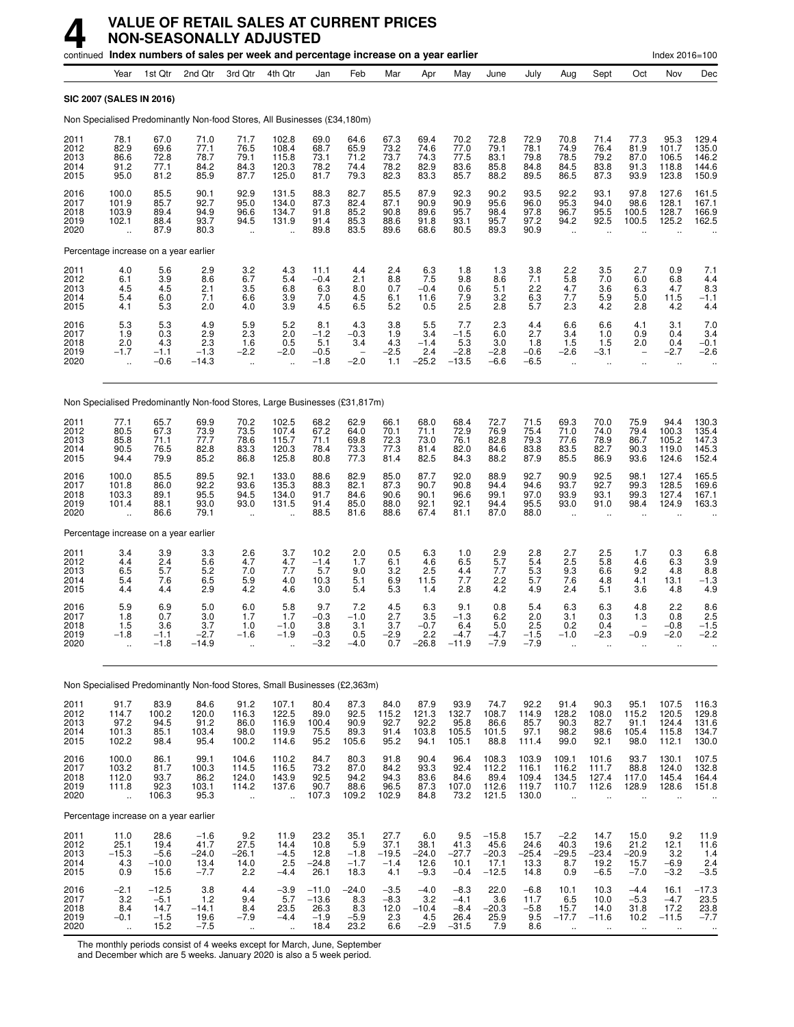# 4 VALUE OF RETAIL SALES AT CURRENT PRICES NON-SEASONALLY ADJUSTED

continued **Index numbers of sales per week and percentage increase on a year earlier** Index 2016=100

| | Year | 1st Qtr | 2nd Qtr | 3rd Qtr | 4th Qtr | Jan | Feb | Mar | Apr | May | June | July | Aug | Sept | Oct | Nov | Dec |
|---|---|---|---|---|---|---|---|---|---|---|---|---|---|---|---|---|---|
| **SIC 2007 (SALES IN 2016)** | | | | | | | | | | | | | | | | | |
| Non Specialised Predominantly Non-food Stores, All Businesses (£34,180m) | | | | | | | | | | | | | | | | | |
| 2011 | 78.1 | 67.0 | 71.0 | 71.7 | 102.8 | 69.0 | 64.6 | 67.3 | 69.4 | 70.2 | 72.8 | 72.9 | 70.8 | 71.4 | 77.3 | 95.3 | 129.4 |
| 2012 | 82.9 | 69.6 | 77.1 | 76.5 | 108.4 | 68.7 | 65.9 | 73.2 | 74.6 | 77.0 | 79.1 | 78.1 | 74.9 | 76.4 | 81.9 | 101.7 | 135.0 |
| 2013 | 86.6 | 72.8 | 78.7 | 79.1 | 115.8 | 73.1 | 71.2 | 73.7 | 74.3 | 77.5 | 83.1 | 79.8 | 78.5 | 79.2 | 87.0 | 106.5 | 146.2 |
| 2014 | 91.2 | 77.1 | 84.2 | 84.3 | 120.3 | 78.2 | 74.4 | 78.2 | 82.9 | 83.6 | 85.8 | 84.8 | 84.5 | 83.8 | 91.3 | 118.8 | 144.6 |
| 2015 | 95.0 | 81.2 | 85.9 | 87.7 | 125.0 | 81.7 | 79.3 | 82.3 | 83.3 | 85.7 | 88.2 | 89.5 | 86.5 | 87.3 | 93.9 | 123.8 | 150.9 |
| 2016 | 100.0 | 85.5 | 90.1 | 92.9 | 131.5 | 88.3 | 82.7 | 85.5 | 87.9 | 92.3 | 90.2 | 93.5 | 92.2 | 93.1 | 97.8 | 127.6 | 161.5 |
| 2017 | 101.9 | 85.7 | 92.7 | 95.0 | 134.0 | 87.3 | 82.4 | 87.1 | 90.9 | 90.9 | 95.6 | 96.0 | 95.3 | 94.0 | 98.6 | 128.1 | 167.1 |
| 2018 | 103.9 | 89.4 | 94.9 | 96.6 | 134.7 | 91.8 | 85.2 | 90.8 | 89.6 | 95.7 | 98.4 | 97.8 | 96.7 | 95.5 | 100.5 | 128.7 | 166.9 |
| 2019 | 102.1 | 88.4 | 93.7 | 94.5 | 131.9 | 91.4 | 85.3 | 88.6 | 91.8 | 93.1 | 95.7 | 97.2 | 94.2 | 92.5 | 100.5 | 125.2 | 162.5 |
| 2020 | .. | 87.9 | 80.3 | .. | .. | 89.8 | 83.5 | 89.6 | 68.6 | 80.5 | 89.3 | 90.9 | .. | .. | .. | .. | .. |
| Percentage increase on a year earlier | | | | | | | | | | | | | | | | | |
| 2011 | 4.0 | 5.6 | 2.9 | 3.2 | 4.3 | 11.1 | 4.4 | 2.4 | 6.3 | 1.8 | 1.3 | 3.8 | 2.2 | 3.5 | 2.7 | 0.9 | 7.1 |
| 2012 | 6.1 | 3.9 | 8.6 | 6.7 | 5.4 | −0.4 | 2.1 | 8.8 | 7.5 | 9.8 | 8.6 | 7.1 | 5.8 | 7.0 | 6.0 | 6.8 | 4.4 |
| 2013 | 4.5 | 4.5 | 2.1 | 3.5 | 6.8 | 6.3 | 8.0 | 0.7 | −0.4 | 0.6 | 5.1 | 2.2 | 4.7 | 3.6 | 6.3 | 4.7 | 8.3 |
| 2014 | 5.4 | 6.0 | 7.1 | 6.6 | 3.9 | 7.0 | 4.5 | 6.1 | 11.6 | 7.9 | 3.2 | 6.3 | 7.7 | 5.9 | 5.0 | 11.5 | −1.1 |
| 2015 | 4.1 | 5.3 | 2.0 | 4.0 | 3.9 | 4.5 | 6.5 | 5.2 | 0.5 | 2.5 | 2.8 | 5.7 | 2.3 | 4.2 | 2.8 | 4.2 | 4.4 |
| 2016 | 5.3 | 5.3 | 4.9 | 5.9 | 5.2 | 8.1 | 4.3 | 3.8 | 5.5 | 7.7 | 2.3 | 4.4 | 6.6 | 6.6 | 4.1 | 3.1 | 7.0 |
| 2017 | 1.9 | 0.3 | 2.9 | 2.3 | 2.0 | −1.2 | −0.3 | 1.9 | 3.4 | −1.5 | 6.0 | 2.7 | 3.4 | 1.0 | 0.9 | 0.4 | 3.4 |
| 2018 | 2.0 | 4.3 | 2.3 | 1.6 | 0.5 | 5.1 | 3.4 | 4.3 | −1.4 | 5.3 | 3.0 | 1.8 | 1.5 | 1.5 | 2.0 | 0.4 | −0.1 |
| 2019 | −1.7 | −1.1 | −1.3 | −2.2 | −2.0 | −0.5 | – | −2.5 | 2.4 | −2.8 | −2.8 | −0.6 | −2.6 | −3.1 | – | −2.7 | −2.6 |
| 2020 | .. | −0.6 | −14.3 | .. | .. | −1.8 | −2.0 | 1.1 | −25.2 | −13.5 | −6.6 | −6.5 | .. | .. | .. | .. | .. |
| Non Specialised Predominantly Non-food Stores, Large Businesses (£31,817m) | | | | | | | | | | | | | | | | | |
| 2011 | 77.1 | 65.7 | 69.9 | 70.2 | 102.5 | 68.2 | 62.9 | 66.1 | 68.0 | 68.4 | 72.7 | 71.5 | 69.3 | 70.0 | 75.9 | 94.4 | 130.3 |
| 2012 | 80.5 | 67.3 | 73.9 | 73.5 | 107.4 | 67.2 | 64.0 | 70.1 | 71.1 | 72.9 | 76.9 | 75.4 | 71.0 | 74.0 | 79.4 | 100.3 | 135.4 |
| 2013 | 85.8 | 71.1 | 77.7 | 78.6 | 115.7 | 71.1 | 69.8 | 72.3 | 73.0 | 76.1 | 82.8 | 79.3 | 77.6 | 78.9 | 86.7 | 105.2 | 147.3 |
| 2014 | 90.5 | 76.5 | 82.8 | 83.3 | 120.3 | 78.4 | 73.3 | 77.3 | 81.4 | 82.0 | 84.6 | 83.8 | 83.5 | 82.7 | 90.3 | 119.0 | 145.3 |
| 2015 | 94.4 | 79.9 | 85.2 | 86.8 | 125.8 | 80.8 | 77.3 | 81.4 | 82.5 | 84.3 | 88.2 | 87.9 | 85.5 | 86.9 | 93.6 | 124.6 | 152.4 |
| 2016 | 100.0 | 85.5 | 89.5 | 92.1 | 133.0 | 88.6 | 82.9 | 85.0 | 87.7 | 92.0 | 88.9 | 92.7 | 90.9 | 92.5 | 98.1 | 127.4 | 165.5 |
| 2017 | 101.8 | 86.0 | 92.2 | 93.6 | 135.3 | 88.3 | 82.1 | 87.3 | 90.7 | 90.8 | 94.4 | 94.6 | 93.7 | 92.7 | 99.3 | 128.5 | 169.6 |
| 2018 | 103.3 | 89.1 | 95.5 | 94.5 | 134.0 | 91.7 | 84.6 | 90.6 | 90.1 | 96.6 | 99.1 | 97.0 | 93.9 | 93.1 | 99.3 | 127.4 | 167.1 |
| 2019 | 101.4 | 88.1 | 93.0 | 93.0 | 131.5 | 91.4 | 85.0 | 88.0 | 92.1 | 92.1 | 94.4 | 95.5 | 93.0 | 91.0 | 98.4 | 124.9 | 163.3 |
| 2020 | .. | 86.6 | 79.1 | .. | .. | 88.5 | 81.6 | 88.6 | 67.4 | 81.1 | 87.0 | 88.0 | .. | .. | .. | .. | .. |
| Percentage increase on a year earlier | | | | | | | | | | | | | | | | | |
| 2011 | 3.4 | 3.9 | 3.3 | 2.6 | 3.7 | 10.2 | 2.0 | 0.5 | 6.3 | 1.0 | 2.9 | 2.8 | 2.7 | 2.5 | 1.7 | 0.3 | 6.8 |
| 2012 | 4.4 | 2.4 | 5.6 | 4.7 | 4.7 | −1.4 | 1.7 | 6.1 | 4.6 | 6.5 | 5.7 | 5.4 | 2.5 | 5.8 | 4.6 | 6.3 | 3.9 |
| 2013 | 6.5 | 5.7 | 5.2 | 7.0 | 7.7 | 5.7 | 9.0 | 3.2 | 2.5 | 4.4 | 7.7 | 5.3 | 9.3 | 6.6 | 9.2 | 4.8 | 8.8 |
| 2014 | 5.4 | 7.6 | 6.5 | 5.9 | 4.0 | 10.3 | 5.1 | 6.9 | 11.5 | 7.7 | 2.2 | 5.7 | 7.6 | 4.8 | 4.1 | 13.1 | −1.3 |
| 2015 | 4.4 | 4.4 | 2.9 | 4.2 | 4.6 | 3.0 | 5.4 | 5.3 | 1.4 | 2.8 | 4.2 | 4.9 | 2.4 | 5.1 | 3.6 | 4.8 | 4.9 |
| 2016 | 5.9 | 6.9 | 5.0 | 6.0 | 5.8 | 9.7 | 7.2 | 4.5 | 6.3 | 9.1 | 0.8 | 5.4 | 6.3 | 6.3 | 4.8 | 2.2 | 8.6 |
| 2017 | 1.8 | 0.7 | 3.0 | 1.7 | 1.7 | −0.3 | −1.0 | 2.7 | 3.5 | −1.3 | 6.2 | 2.0 | 3.1 | 0.3 | 1.3 | 0.8 | 2.5 |
| 2018 | 1.5 | 3.6 | 3.7 | 1.0 | −1.0 | 3.8 | 3.1 | 3.7 | −0.7 | 6.4 | 5.0 | 2.5 | 0.2 | 0.4 | – | −0.8 | −1.5 |
| 2019 | −1.8 | −1.1 | −2.7 | −1.6 | −1.9 | −0.3 | 0.5 | −2.9 | 2.2 | −4.7 | −4.7 | −1.5 | −1.0 | −2.3 | −0.9 | −2.0 | −2.2 |
| 2020 | .. | −1.8 | −14.9 | .. | .. | −3.2 | −4.0 | 0.7 | −26.8 | −11.9 | −7.9 | −7.9 | .. | .. | .. | .. | .. |
| Non Specialised Predominantly Non-food Stores, Small Businesses (£2,363m) | | | | | | | | | | | | | | | | | |
| 2011 | 91.7 | 83.9 | 84.6 | 91.2 | 107.1 | 80.4 | 87.3 | 84.0 | 87.9 | 93.9 | 74.7 | 92.2 | 91.4 | 90.3 | 95.1 | 107.5 | 116.3 |
| 2012 | 114.7 | 100.2 | 120.0 | 116.3 | 122.5 | 89.0 | 92.5 | 115.2 | 121.3 | 132.7 | 108.7 | 114.9 | 128.2 | 108.0 | 115.2 | 120.5 | 129.8 |
| 2013 | 97.2 | 94.5 | 91.2 | 86.0 | 116.9 | 100.4 | 90.9 | 92.7 | 92.2 | 95.8 | 86.6 | 85.7 | 90.3 | 82.7 | 91.1 | 124.4 | 131.6 |
| 2014 | 101.3 | 85.1 | 103.4 | 98.0 | 119.9 | 75.5 | 89.3 | 91.4 | 103.8 | 105.5 | 101.5 | 97.1 | 98.2 | 98.6 | 105.4 | 115.8 | 134.7 |
| 2015 | 102.2 | 98.4 | 95.4 | 100.2 | 114.6 | 95.2 | 105.6 | 95.2 | 94.1 | 105.1 | 88.8 | 111.4 | 99.0 | 92.1 | 98.0 | 112.1 | 130.0 |
| 2016 | 100.0 | 86.1 | 99.1 | 104.6 | 110.2 | 84.7 | 80.3 | 91.8 | 90.4 | 96.4 | 108.3 | 103.9 | 109.1 | 101.6 | 93.7 | 130.1 | 107.5 |
| 2017 | 103.2 | 81.7 | 100.3 | 114.5 | 116.5 | 73.2 | 87.0 | 84.2 | 93.3 | 92.4 | 112.2 | 116.1 | 116.2 | 111.7 | 88.8 | 124.0 | 132.8 |
| 2018 | 112.0 | 93.7 | 86.2 | 124.0 | 143.9 | 92.5 | 94.2 | 94.3 | 83.6 | 84.6 | 89.4 | 109.4 | 134.5 | 127.4 | 117.0 | 145.4 | 164.4 |
| 2019 | 111.8 | 92.3 | 103.1 | 114.2 | 137.6 | 90.7 | 88.6 | 96.5 | 87.3 | 107.0 | 112.6 | 119.7 | 110.7 | 112.6 | 128.9 | 128.6 | 151.8 |
| 2020 | .. | 106.3 | 95.3 | .. | .. | 107.3 | 109.2 | 102.9 | 84.8 | 73.2 | 121.5 | 130.0 | .. | .. | .. | .. | .. |
| Percentage increase on a year earlier | | | | | | | | | | | | | | | | | |
| 2011 | 11.0 | 28.6 | −1.6 | 9.2 | 11.9 | 23.2 | 35.1 | 27.7 | 6.0 | 9.5 | −15.8 | 15.7 | −2.2 | 14.7 | 15.0 | 9.2 | 11.9 |
| 2012 | 25.1 | 19.4 | 41.7 | 27.5 | 14.4 | 10.8 | 5.9 | 37.1 | 38.1 | 41.3 | 45.6 | 24.6 | 40.3 | 19.6 | 21.2 | 12.1 | 11.6 |
| 2013 | −15.3 | −5.6 | −24.0 | −26.1 | −4.5 | 12.8 | −1.8 | −19.5 | −24.0 | −27.7 | −20.3 | −25.4 | −29.5 | −23.4 | −20.9 | 3.2 | 1.4 |
| 2014 | 4.3 | −10.0 | 13.4 | 14.0 | 2.5 | −24.8 | −1.7 | −1.4 | 12.6 | 10.1 | 17.1 | 13.3 | 8.7 | 19.2 | 15.7 | −6.9 | 2.4 |
| 2015 | 0.9 | 15.6 | −7.7 | 2.2 | −4.4 | 26.1 | 18.3 | 4.1 | −9.3 | −0.4 | −12.5 | 14.8 | 0.9 | −6.5 | −7.0 | −3.2 | −3.5 |
| 2016 | −2.1 | −12.5 | 3.8 | 4.4 | −3.9 | −11.0 | −24.0 | −3.5 | −4.0 | −8.3 | 22.0 | −6.8 | 10.1 | 10.3 | −4.4 | 16.1 | −17.3 |
| 2017 | 3.2 | −5.1 | 1.2 | 9.4 | 5.7 | −13.6 | 8.3 | −8.3 | 3.2 | −4.1 | 3.6 | 11.7 | 6.5 | 10.0 | −5.3 | −4.7 | 23.5 |
| 2018 | 8.4 | 14.7 | −14.1 | 8.4 | 23.5 | 26.3 | 8.3 | 12.0 | −10.4 | −8.4 | −20.3 | −5.8 | 15.7 | 14.0 | 31.8 | 17.2 | 23.8 |
| 2019 | −0.1 | −1.5 | 19.6 | −7.9 | −4.4 | −1.9 | −5.9 | 2.3 | 4.5 | 26.4 | 25.9 | 9.5 | −17.7 | −11.6 | 10.2 | −11.5 | −7.7 |
| 2020 | .. | 15.2 | −7.5 | .. | .. | 18.4 | 23.2 | 6.6 | −2.9 | −31.5 | 7.9 | 8.6 | .. | .. | .. | .. | .. |

The monthly periods consist of 4 weeks except for March, June, September and December which are 5 weeks. January 2020 is also a 5 week period.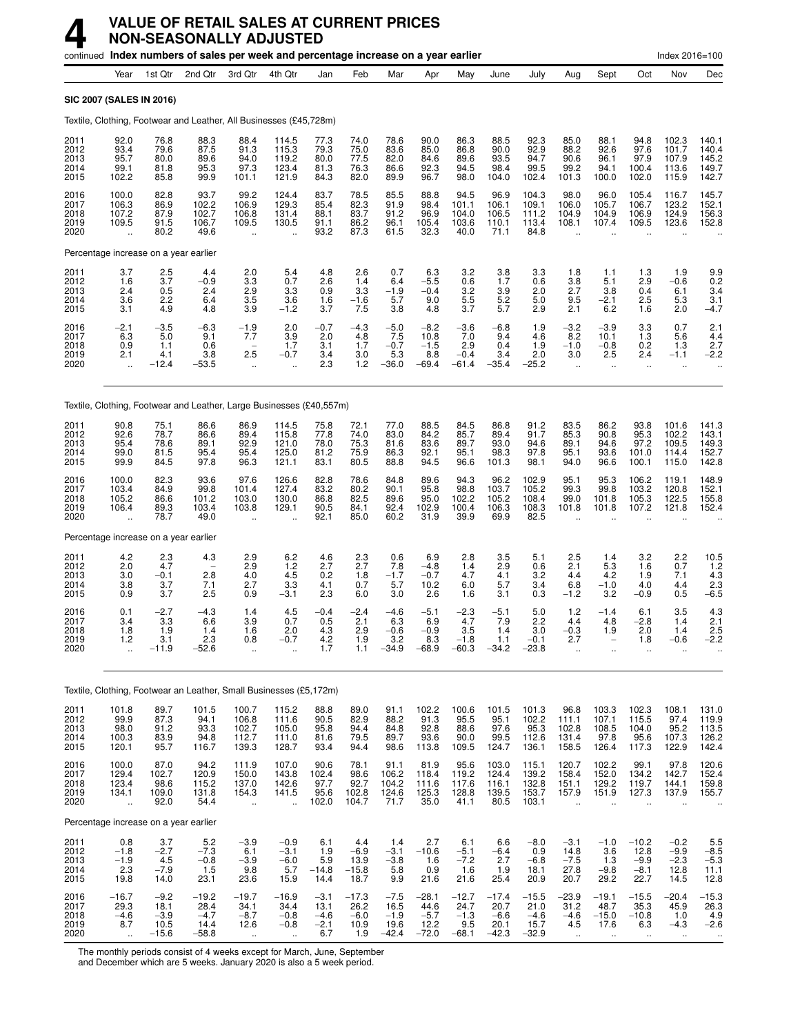# 4 VALUE OF RETAIL SALES AT CURRENT PRICES NON-SEASONALLY ADJUSTED

continued **Index numbers of sales per week and percentage increase on a year earlier** — Index 2016=100

| | Year | 1st Qtr | 2nd Qtr | 3rd Qtr | 4th Qtr | Jan | Feb | Mar | Apr | May | June | July | Aug | Sept | Oct | Nov | Dec |
|---|---|---|---|---|---|---|---|---|---|---|---|---|---|---|---|---|---|
| **SIC 2007 (SALES IN 2016)** | | | | | | | | | | | | | | | | | |
| Textile, Clothing, Footwear and Leather, All Businesses (£45,728m) | | | | | | | | | | | | | | | | | |
| 2011 | 92.0 | 76.8 | 88.3 | 88.4 | 114.5 | 77.3 | 74.0 | 78.6 | 90.0 | 86.3 | 88.5 | 92.3 | 85.0 | 88.1 | 94.8 | 102.3 | 140.1 |
| 2012 | 93.4 | 79.6 | 87.5 | 91.3 | 115.3 | 79.3 | 75.0 | 83.6 | 85.0 | 86.8 | 90.0 | 92.9 | 88.2 | 92.6 | 97.6 | 101.7 | 140.4 |
| 2013 | 95.7 | 80.0 | 89.6 | 94.0 | 119.2 | 80.0 | 77.5 | 82.0 | 84.6 | 89.6 | 93.5 | 94.7 | 90.6 | 96.1 | 97.9 | 107.9 | 145.2 |
| 2014 | 99.1 | 81.8 | 95.3 | 97.3 | 123.4 | 81.3 | 76.3 | 86.6 | 92.3 | 94.5 | 98.4 | 99.5 | 99.2 | 94.1 | 100.4 | 113.6 | 149.7 |
| 2015 | 102.2 | 85.8 | 99.9 | 101.1 | 121.9 | 84.3 | 82.0 | 89.9 | 96.7 | 98.0 | 104.0 | 102.4 | 101.3 | 100.0 | 102.0 | 115.9 | 142.7 |
| 2016 | 100.0 | 82.8 | 93.7 | 99.2 | 124.4 | 83.7 | 78.5 | 85.5 | 88.8 | 94.5 | 96.9 | 104.3 | 98.0 | 96.0 | 105.4 | 116.7 | 145.7 |
| 2017 | 106.3 | 86.9 | 102.2 | 106.9 | 129.3 | 85.4 | 82.3 | 91.9 | 98.4 | 101.1 | 106.1 | 109.1 | 106.0 | 105.7 | 106.7 | 123.2 | 152.1 |
| 2018 | 107.2 | 87.9 | 102.7 | 106.8 | 131.4 | 88.1 | 83.7 | 91.2 | 96.9 | 104.0 | 106.5 | 111.2 | 104.9 | 104.9 | 106.9 | 124.9 | 156.3 |
| 2019 | 109.5 | 91.5 | 106.7 | 109.5 | 130.5 | 91.1 | 86.2 | 96.1 | 105.4 | 103.6 | 110.1 | 113.4 | 108.1 | 107.4 | 109.5 | 123.6 | 152.8 |
| 2020 | .. | 80.2 | 49.6 | .. | .. | 93.2 | 87.3 | 61.5 | 32.3 | 40.0 | 71.1 | 84.8 | .. | .. | .. | .. | .. |
| Percentage increase on a year earlier | | | | | | | | | | | | | | | | | |
| 2011 | 3.7 | 2.5 | 4.4 | 2.0 | 5.4 | 4.8 | 2.6 | 0.7 | 6.3 | 3.2 | 3.8 | 3.3 | 1.8 | 1.1 | 1.3 | 1.9 | 9.9 |
| 2012 | 1.6 | 3.7 | −0.9 | 3.3 | 0.7 | 2.6 | 1.4 | 6.4 | −5.5 | 0.6 | 1.7 | 0.6 | 3.8 | 5.1 | 2.9 | −0.6 | 0.2 |
| 2013 | 2.4 | 0.5 | 2.4 | 2.9 | 3.3 | 0.9 | 3.3 | −1.9 | −0.4 | 3.2 | 3.9 | 2.0 | 2.7 | 3.8 | 0.4 | 6.1 | 3.4 |
| 2014 | 3.6 | 2.2 | 6.4 | 3.5 | 3.6 | 1.6 | −1.6 | 5.7 | 9.0 | 5.5 | 5.2 | 5.0 | 9.5 | −2.1 | 2.5 | 5.3 | 3.1 |
| 2015 | 3.1 | 4.9 | 4.8 | 3.9 | −1.2 | 3.7 | 7.5 | 3.8 | 4.8 | 3.7 | 5.7 | 2.9 | 2.1 | 6.2 | 1.6 | 2.0 | −4.7 |
| 2016 | −2.1 | −3.5 | −6.3 | −1.9 | 2.0 | −0.7 | −4.3 | −5.0 | −8.2 | −3.6 | −6.8 | 1.9 | −3.2 | −3.9 | 3.3 | 0.7 | 2.1 |
| 2017 | 6.3 | 5.0 | 9.1 | 7.7 | 3.9 | 2.0 | 4.8 | 7.5 | 10.8 | 7.0 | 9.4 | 4.6 | 8.2 | 10.1 | 1.3 | 5.6 | 4.4 |
| 2018 | 0.9 | 1.1 | 0.6 | − | 1.7 | 3.1 | 1.7 | −0.7 | −1.5 | 2.9 | 0.4 | 1.9 | −1.0 | −0.8 | 0.2 | 1.3 | 2.7 |
| 2019 | 2.1 | 4.1 | 3.8 | 2.5 | −0.7 | 3.4 | 3.0 | 5.3 | 8.8 | −0.4 | 3.4 | 2.0 | 3.0 | 2.5 | 2.4 | −1.1 | −2.2 |
| 2020 | .. | −12.4 | −53.5 | .. | .. | 2.3 | 1.2 | −36.0 | −69.4 | −61.4 | −35.4 | −25.2 | .. | .. | .. | .. | .. |
| Textile, Clothing, Footwear and Leather, Large Businesses (£40,557m) | | | | | | | | | | | | | | | | | |
| 2011 | 90.8 | 75.1 | 86.6 | 86.9 | 114.5 | 75.8 | 72.1 | 77.0 | 88.5 | 84.5 | 86.8 | 91.2 | 83.5 | 86.2 | 93.8 | 101.6 | 141.3 |
| 2012 | 92.6 | 78.7 | 86.6 | 89.4 | 115.8 | 77.8 | 74.0 | 83.0 | 84.2 | 85.7 | 89.4 | 91.7 | 85.3 | 90.8 | 95.3 | 102.2 | 143.1 |
| 2013 | 95.4 | 78.6 | 89.1 | 92.9 | 121.0 | 78.0 | 75.3 | 81.6 | 83.6 | 89.7 | 93.0 | 94.6 | 89.1 | 94.6 | 97.2 | 109.5 | 149.3 |
| 2014 | 99.0 | 81.5 | 95.4 | 95.4 | 125.0 | 81.2 | 75.9 | 86.3 | 92.1 | 95.1 | 98.3 | 97.8 | 95.1 | 93.6 | 101.0 | 114.4 | 152.7 |
| 2015 | 99.9 | 84.5 | 97.8 | 96.3 | 121.1 | 83.1 | 80.5 | 88.8 | 94.5 | 96.6 | 101.3 | 98.1 | 94.0 | 96.6 | 100.1 | 115.0 | 142.8 |
| 2016 | 100.0 | 82.3 | 93.6 | 97.6 | 126.6 | 82.8 | 78.6 | 84.8 | 89.6 | 94.3 | 96.2 | 102.9 | 95.1 | 95.3 | 106.2 | 119.1 | 148.9 |
| 2017 | 103.4 | 84.9 | 99.8 | 101.4 | 127.4 | 83.2 | 80.2 | 90.1 | 95.8 | 98.8 | 103.7 | 105.2 | 99.3 | 99.8 | 103.2 | 120.8 | 152.1 |
| 2018 | 105.2 | 86.6 | 101.2 | 103.0 | 130.0 | 86.8 | 82.5 | 89.6 | 95.0 | 102.2 | 105.2 | 108.4 | 99.0 | 101.8 | 105.3 | 122.5 | 155.8 |
| 2019 | 106.4 | 89.3 | 103.4 | 103.8 | 129.1 | 90.5 | 84.1 | 92.4 | 102.9 | 100.4 | 106.3 | 108.3 | 101.8 | 101.8 | 107.2 | 121.8 | 152.4 |
| 2020 | .. | 78.7 | 49.0 | .. | .. | 92.1 | 85.0 | 60.2 | 31.9 | 39.9 | 69.9 | 82.5 | .. | .. | .. | .. | .. |
| Percentage increase on a year earlier | | | | | | | | | | | | | | | | | |
| 2011 | 4.2 | 2.3 | 4.3 | 2.9 | 6.2 | 4.6 | 2.3 | 0.6 | 6.9 | 2.8 | 3.5 | 5.1 | 2.5 | 1.4 | 3.2 | 2.2 | 10.5 |
| 2012 | 2.0 | 4.7 | − | 2.9 | 1.2 | 2.7 | 2.7 | 7.8 | −4.8 | 1.4 | 2.9 | 0.6 | 2.1 | 5.3 | 1.6 | 0.7 | 1.2 |
| 2013 | 3.0 | −0.1 | 2.8 | 4.0 | 4.5 | 0.2 | 1.8 | −1.7 | −0.7 | 4.7 | 4.1 | 3.2 | 4.4 | 4.2 | 1.9 | 7.1 | 4.3 |
| 2014 | 3.8 | 3.7 | 7.1 | 2.7 | 3.3 | 4.1 | 0.7 | 5.7 | 10.2 | 6.0 | 5.7 | 3.4 | 6.8 | −1.0 | 4.0 | 4.4 | 2.3 |
| 2015 | 0.9 | 3.7 | 2.5 | 0.9 | −3.1 | 2.3 | 6.0 | 3.0 | 2.6 | 1.6 | 3.1 | 0.3 | −1.2 | 3.2 | −0.9 | 0.5 | −6.5 |
| 2016 | 0.1 | −2.7 | −4.3 | 1.4 | 4.5 | −0.4 | −2.4 | −4.6 | −5.1 | −2.3 | −5.1 | 5.0 | 1.2 | −1.4 | 6.1 | 3.5 | 4.3 |
| 2017 | 3.4 | 3.3 | 6.6 | 3.9 | 0.7 | 0.5 | 2.1 | 6.3 | 6.9 | 4.7 | 7.9 | 2.2 | 4.4 | 4.8 | −2.8 | 1.4 | 2.1 |
| 2018 | 1.8 | 1.9 | 1.4 | 1.6 | 2.0 | 4.3 | 2.9 | −0.6 | −0.9 | 3.5 | 1.4 | 3.0 | −0.3 | 1.9 | 2.0 | 1.4 | 2.5 |
| 2019 | 1.2 | 3.1 | 2.3 | 0.8 | −0.7 | 4.2 | 1.9 | 3.2 | 8.3 | −1.8 | 1.1 | −0.1 | 2.7 | − | 1.8 | −0.6 | −2.2 |
| 2020 | .. | −11.9 | −52.6 | .. | .. | 1.7 | 1.1 | −34.9 | −68.9 | −60.3 | −34.2 | −23.8 | .. | .. | .. | .. | .. |
| Textile, Clothing, Footwear an Leather, Small Businesses (£5,172m) | | | | | | | | | | | | | | | | | |
| 2011 | 101.8 | 89.7 | 101.5 | 100.7 | 115.2 | 88.8 | 89.0 | 91.1 | 102.2 | 100.6 | 101.5 | 101.3 | 96.8 | 103.3 | 102.3 | 108.1 | 131.0 |
| 2012 | 99.9 | 87.3 | 94.1 | 106.8 | 111.6 | 90.5 | 82.9 | 88.2 | 91.3 | 95.5 | 95.1 | 102.2 | 111.1 | 107.1 | 115.5 | 97.4 | 119.9 |
| 2013 | 98.0 | 91.2 | 93.3 | 102.7 | 105.0 | 95.8 | 94.4 | 84.8 | 92.8 | 88.6 | 97.6 | 95.3 | 102.8 | 108.5 | 104.0 | 95.2 | 113.5 |
| 2014 | 100.3 | 83.9 | 94.8 | 112.7 | 111.0 | 81.6 | 79.5 | 89.7 | 93.6 | 90.0 | 99.5 | 112.6 | 131.4 | 97.8 | 95.6 | 107.3 | 126.2 |
| 2015 | 120.1 | 95.7 | 116.7 | 139.3 | 128.7 | 93.4 | 94.4 | 98.6 | 113.8 | 109.5 | 124.7 | 136.1 | 158.5 | 126.4 | 117.3 | 122.9 | 142.4 |
| 2016 | 100.0 | 87.0 | 94.2 | 111.9 | 107.0 | 90.6 | 78.1 | 91.1 | 81.9 | 95.6 | 103.0 | 115.1 | 120.7 | 102.2 | 99.1 | 97.8 | 120.6 |
| 2017 | 129.4 | 102.7 | 120.9 | 150.0 | 143.8 | 102.4 | 98.6 | 106.2 | 118.4 | 119.2 | 124.4 | 139.2 | 158.4 | 152.0 | 134.2 | 142.7 | 152.4 |
| 2018 | 123.4 | 98.6 | 115.2 | 137.0 | 142.6 | 97.7 | 92.7 | 104.2 | 111.6 | 117.6 | 116.1 | 132.8 | 151.1 | 129.2 | 119.7 | 144.1 | 159.8 |
| 2019 | 134.1 | 109.0 | 131.8 | 154.3 | 141.5 | 95.6 | 102.8 | 124.6 | 125.3 | 128.8 | 139.5 | 153.7 | 157.9 | 151.9 | 127.3 | 137.9 | 155.7 |
| 2020 | .. | 92.0 | 54.4 | .. | .. | 102.0 | 104.7 | 71.7 | 35.0 | 41.1 | 80.5 | 103.1 | .. | .. | .. | .. | .. |
| Percentage increase on a year earlier | | | | | | | | | | | | | | | | | |
| 2011 | 0.8 | 3.7 | 5.2 | −3.9 | −0.9 | 6.1 | 4.4 | 1.4 | 2.7 | 6.1 | 6.6 | −8.0 | −3.1 | −1.0 | −10.2 | −0.2 | 5.5 |
| 2012 | −1.8 | −2.7 | −7.3 | 6.1 | −3.1 | 1.9 | −6.9 | −3.1 | −10.6 | −5.1 | −6.4 | 0.9 | 14.8 | 3.6 | 12.8 | −9.9 | −8.5 |
| 2013 | −1.9 | 4.5 | −0.8 | −3.9 | −6.0 | 5.9 | 13.9 | −3.8 | 1.6 | −7.2 | 2.7 | −6.8 | −7.5 | 1.3 | −9.9 | −2.3 | −5.3 |
| 2014 | 2.3 | −7.9 | 1.5 | 9.8 | 5.7 | −14.8 | −15.8 | 5.8 | 0.9 | 1.6 | 1.9 | 18.1 | 27.8 | −9.8 | −8.1 | 12.8 | 11.1 |
| 2015 | 19.8 | 14.0 | 23.1 | 23.6 | 15.9 | 14.4 | 18.7 | 9.9 | 21.6 | 21.6 | 25.4 | 20.9 | 20.7 | 29.2 | 22.7 | 14.5 | 12.8 |
| 2016 | −16.7 | −9.2 | −19.2 | −19.7 | −16.9 | −3.1 | −17.3 | −7.5 | −28.1 | −12.7 | −17.4 | −15.5 | −23.9 | −19.1 | −15.5 | −20.4 | −15.3 |
| 2017 | 29.3 | 18.1 | 28.4 | 34.1 | 34.4 | 13.1 | 26.2 | 16.5 | 44.6 | 24.7 | 20.7 | 21.0 | 31.2 | 48.7 | 35.3 | 45.9 | 26.3 |
| 2018 | −4.6 | −3.9 | −4.7 | −8.7 | −0.8 | −4.6 | −6.0 | −1.9 | −5.7 | −1.3 | −6.6 | −4.6 | −4.6 | −15.0 | −10.8 | 1.0 | 4.9 |
| 2019 | 8.7 | 10.5 | 14.4 | 12.6 | −0.8 | −2.1 | 10.9 | 19.6 | 12.2 | 9.5 | 20.1 | 15.7 | 4.5 | 17.6 | 6.3 | −4.3 | −2.6 |
| 2020 | .. | −15.6 | −58.8 | .. | .. | 6.7 | 1.9 | −42.4 | −72.0 | −68.1 | −42.3 | −32.9 | .. | .. | .. | .. | .. |

The monthly periods consist of 4 weeks except for March, June, September and December which are 5 weeks. January 2020 is also a 5 week period.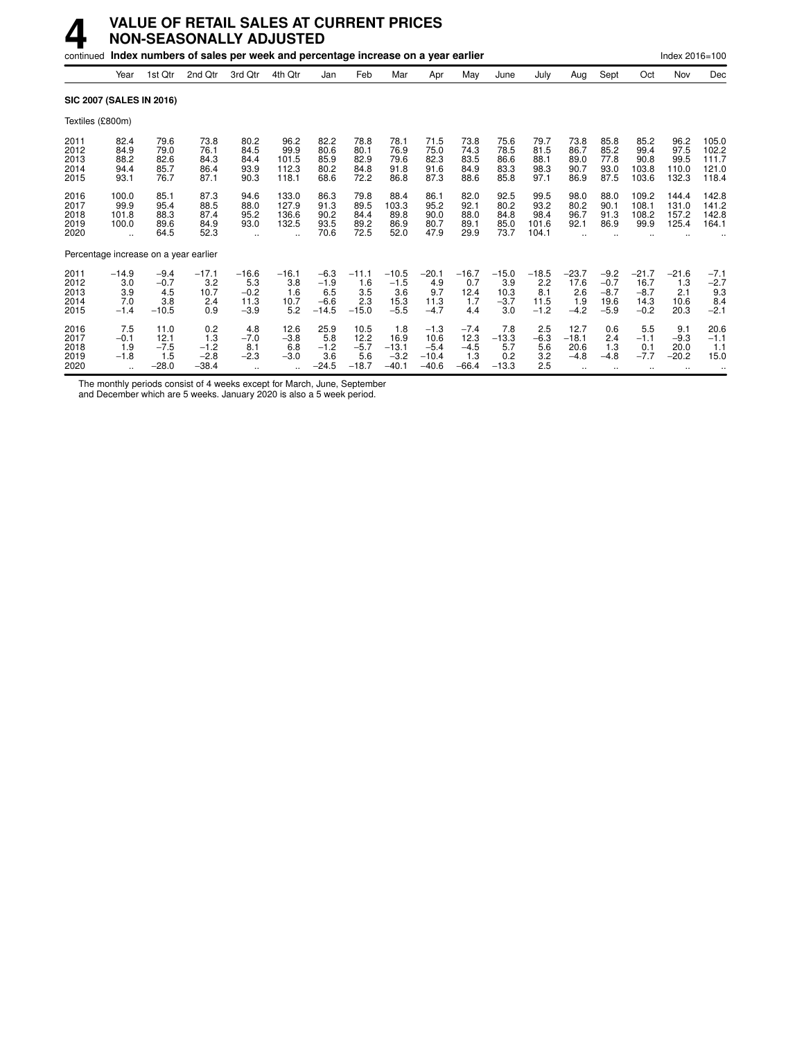# 4 VALUE OF RETAIL SALES AT CURRENT PRICES NON-SEASONALLY ADJUSTED

continued **Index numbers of sales per week and percentage increase on a year earlier** Index 2016=100

| | Year | 1st Qtr | 2nd Qtr | 3rd Qtr | 4th Qtr | Jan | Feb | Mar | Apr | May | June | July | Aug | Sept | Oct | Nov | Dec |
|---|---|---|---|---|---|---|---|---|---|---|---|---|---|---|---|---|---|
| **SIC 2007 (SALES IN 2016)** | | | | | | | | | | | | | | | | | |
| Textiles (£800m) | | | | | | | | | | | | | | | | | |
| 2011 | 82.4 | 79.6 | 73.8 | 80.2 | 96.2 | 82.2 | 78.8 | 78.1 | 71.5 | 73.8 | 75.6 | 79.7 | 73.8 | 85.8 | 85.2 | 96.2 | 105.0 |
| 2012 | 84.9 | 79.0 | 76.1 | 84.5 | 99.9 | 80.6 | 80.1 | 76.9 | 75.0 | 74.3 | 78.5 | 81.5 | 86.7 | 85.2 | 99.4 | 97.5 | 102.2 |
| 2013 | 88.2 | 82.6 | 84.3 | 84.4 | 101.5 | 85.9 | 82.9 | 79.6 | 82.3 | 83.5 | 86.6 | 88.1 | 89.0 | 77.8 | 90.8 | 99.5 | 111.7 |
| 2014 | 94.4 | 85.7 | 86.4 | 93.9 | 112.3 | 80.2 | 84.8 | 91.8 | 91.6 | 84.9 | 83.3 | 98.3 | 90.7 | 93.0 | 103.8 | 110.0 | 121.0 |
| 2015 | 93.1 | 76.7 | 87.1 | 90.3 | 118.1 | 68.6 | 72.2 | 86.8 | 87.3 | 88.6 | 85.8 | 97.1 | 86.9 | 87.5 | 103.6 | 132.3 | 118.4 |
| 2016 | 100.0 | 85.1 | 87.3 | 94.6 | 133.0 | 86.3 | 79.8 | 88.4 | 86.1 | 82.0 | 92.5 | 99.5 | 98.0 | 88.0 | 109.2 | 144.4 | 142.8 |
| 2017 | 99.9 | 95.4 | 88.5 | 88.0 | 127.9 | 91.3 | 89.5 | 103.3 | 95.2 | 92.1 | 80.2 | 93.2 | 80.2 | 90.1 | 108.1 | 131.0 | 141.2 |
| 2018 | 101.8 | 88.3 | 87.4 | 95.2 | 136.6 | 90.2 | 84.4 | 89.8 | 90.0 | 88.0 | 84.8 | 98.4 | 96.7 | 91.3 | 108.2 | 157.2 | 142.8 |
| 2019 | 100.0 | 89.6 | 84.9 | 93.0 | 132.5 | 93.5 | 89.2 | 86.9 | 80.7 | 89.1 | 85.0 | 101.6 | 92.1 | 86.9 | 99.9 | 125.4 | 164.1 |
| 2020 | .. | 64.5 | 52.3 | .. | .. | 70.6 | 72.5 | 52.0 | 47.9 | 29.9 | 73.7 | 104.1 | .. | .. | .. | .. | .. |
| Percentage increase on a year earlier | | | | | | | | | | | | | | | | | |
| 2011 | −14.9 | −9.4 | −17.1 | −16.6 | −16.1 | −6.3 | −11.1 | −10.5 | −20.1 | −16.7 | −15.0 | −18.5 | −23.7 | −9.2 | −21.7 | −21.6 | −7.1 |
| 2012 | 3.0 | −0.7 | 3.2 | 5.3 | 3.8 | −1.9 | 1.6 | −1.5 | 4.9 | 0.7 | 3.9 | 2.2 | 17.6 | −0.7 | 16.7 | 1.3 | −2.7 |
| 2013 | 3.9 | 4.5 | 10.7 | −0.2 | 1.6 | 6.5 | 3.5 | 3.6 | 9.7 | 12.4 | 10.3 | 8.1 | 2.6 | −8.7 | −8.7 | 2.1 | 9.3 |
| 2014 | 7.0 | 3.8 | 2.4 | 11.3 | 10.7 | −6.6 | 2.3 | 15.3 | 11.3 | 1.7 | −3.7 | 11.5 | 1.9 | 19.6 | 14.3 | 10.6 | 8.4 |
| 2015 | −1.4 | −10.5 | 0.9 | −3.9 | 5.2 | −14.5 | −15.0 | −5.5 | −4.7 | 4.4 | 3.0 | −1.2 | −4.2 | −5.9 | −0.2 | 20.3 | −2.1 |
| 2016 | 7.5 | 11.0 | 0.2 | 4.8 | 12.6 | 25.9 | 10.5 | 1.8 | −1.3 | −7.4 | 7.8 | 2.5 | 12.7 | 0.6 | 5.5 | 9.1 | 20.6 |
| 2017 | −0.1 | 12.1 | 1.3 | −7.0 | −3.8 | 5.8 | 12.2 | 16.9 | 10.6 | 12.3 | −13.3 | −6.3 | −18.1 | 2.4 | −1.1 | −9.3 | −1.1 |
| 2018 | 1.9 | −7.5 | −1.2 | 8.1 | 6.8 | −1.2 | −5.7 | −13.1 | −5.4 | −4.5 | 5.7 | 5.6 | 20.6 | 1.3 | 0.1 | 20.0 | 1.1 |
| 2019 | −1.8 | 1.5 | −2.8 | −2.3 | −3.0 | 3.6 | 5.6 | −3.2 | −10.4 | 1.3 | 0.2 | 3.2 | −4.8 | −4.8 | −7.7 | −20.2 | 15.0 |
| 2020 | .. | −28.0 | −38.4 | .. | .. | −24.5 | −18.7 | −40.1 | −40.6 | −66.4 | −13.3 | 2.5 | .. | .. | .. | .. | .. |

The monthly periods consist of 4 weeks except for March, June, September and December which are 5 weeks. January 2020 is also a 5 week period.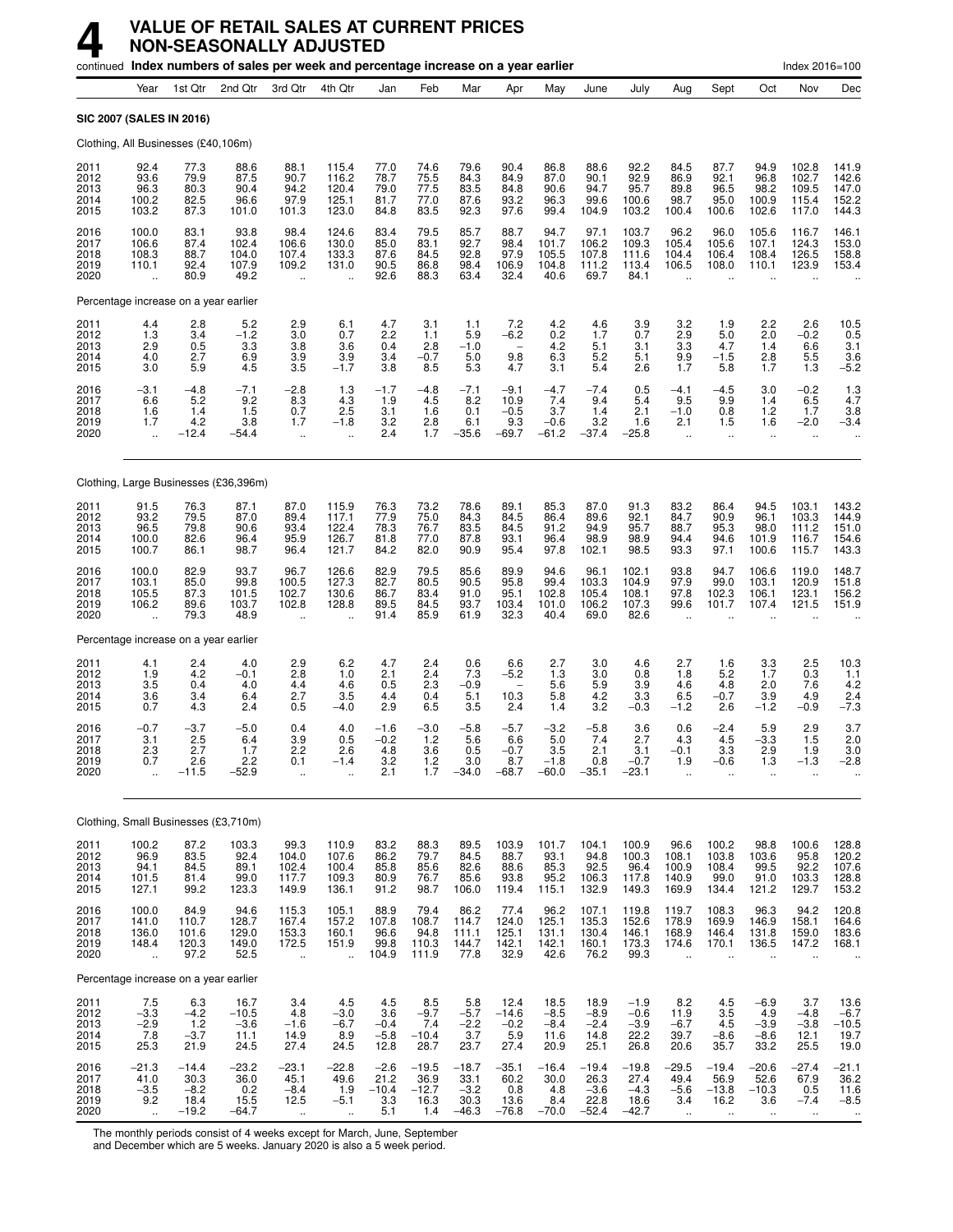# 4 VALUE OF RETAIL SALES AT CURRENT PRICES NON-SEASONALLY ADJUSTED

continued **Index numbers of sales per week and percentage increase on a year earlier** Index 2016=100

| | Year | 1st Qtr | 2nd Qtr | 3rd Qtr | 4th Qtr | Jan | Feb | Mar | Apr | May | June | July | Aug | Sept | Oct | Nov | Dec |
|---|---|---|---|---|---|---|---|---|---|---|---|---|---|---|---|---|---|
| **SIC 2007 (SALES IN 2016)** | | | | | | | | | | | | | | | | | |
| Clothing, All Businesses (£40,106m) | | | | | | | | | | | | | | | | | |
| 2011 | 92.4 | 77.3 | 88.6 | 88.1 | 115.4 | 77.0 | 74.6 | 79.6 | 90.4 | 86.8 | 88.6 | 92.2 | 84.5 | 87.7 | 94.9 | 102.8 | 141.9 |
| 2012 | 93.6 | 79.9 | 87.5 | 90.7 | 116.2 | 78.7 | 75.5 | 84.3 | 84.9 | 87.0 | 90.1 | 92.9 | 86.9 | 92.1 | 96.8 | 102.7 | 142.6 |
| 2013 | 96.3 | 80.3 | 90.4 | 94.2 | 120.4 | 79.0 | 77.5 | 83.5 | 84.8 | 90.6 | 94.7 | 95.7 | 89.8 | 96.5 | 98.2 | 109.5 | 147.0 |
| 2014 | 100.2 | 82.5 | 96.6 | 97.9 | 125.1 | 81.7 | 77.0 | 87.6 | 93.2 | 96.3 | 99.6 | 100.6 | 98.7 | 95.0 | 100.9 | 115.4 | 152.2 |
| 2015 | 103.2 | 87.3 | 101.0 | 101.3 | 123.0 | 84.8 | 83.5 | 92.3 | 97.6 | 99.4 | 104.9 | 103.2 | 100.4 | 100.6 | 102.6 | 117.0 | 144.3 |
| 2016 | 100.0 | 83.1 | 93.8 | 98.4 | 124.6 | 83.4 | 79.5 | 85.7 | 88.7 | 94.7 | 97.1 | 103.7 | 96.2 | 96.0 | 105.6 | 116.7 | 146.1 |
| 2017 | 106.6 | 87.4 | 102.4 | 106.6 | 130.0 | 85.0 | 83.1 | 92.7 | 98.4 | 101.7 | 106.2 | 109.3 | 105.4 | 105.6 | 107.1 | 124.3 | 153.0 |
| 2018 | 108.3 | 88.7 | 104.0 | 107.4 | 133.3 | 87.6 | 84.5 | 92.8 | 97.9 | 105.5 | 107.8 | 111.6 | 104.4 | 106.4 | 108.4 | 126.5 | 158.8 |
| 2019 | 110.1 | 92.4 | 107.9 | 109.2 | 131.0 | 90.5 | 86.8 | 98.4 | 106.9 | 104.8 | 111.2 | 113.4 | 106.5 | 108.0 | 110.1 | 123.9 | 153.4 |
| 2020 | .. | 80.9 | 49.2 | .. | .. | 92.6 | 88.3 | 63.4 | 32.4 | 40.6 | 69.7 | 84.1 | .. | .. | .. | .. | .. |
| Percentage increase on a year earlier | | | | | | | | | | | | | | | | | |
| 2011 | 4.4 | 2.8 | 5.2 | 2.9 | 6.1 | 4.7 | 3.1 | 1.1 | 7.2 | 4.2 | 4.6 | 3.9 | 3.2 | 1.9 | 2.2 | 2.6 | 10.5 |
| 2012 | 1.3 | 3.4 | −1.2 | 3.0 | 0.7 | 2.2 | 1.1 | 5.9 | −6.2 | 0.2 | 1.7 | 0.7 | 2.9 | 5.0 | 2.0 | −0.2 | 0.5 |
| 2013 | 2.9 | 0.5 | 3.3 | 3.8 | 3.6 | 0.4 | 2.8 | −1.0 | − | 4.2 | 5.1 | 3.1 | 3.3 | 4.7 | 1.4 | 6.6 | 3.1 |
| 2014 | 4.0 | 2.7 | 6.9 | 3.9 | 3.9 | 3.4 | −0.7 | 5.0 | 9.8 | 6.3 | 5.2 | 5.1 | 9.9 | −1.5 | 2.8 | 5.5 | 3.6 |
| 2015 | 3.0 | 5.9 | 4.5 | 3.5 | −1.7 | 3.8 | 8.5 | 5.3 | 4.7 | 3.1 | 5.4 | 2.6 | 1.7 | 5.8 | 1.7 | 1.3 | −5.2 |
| 2016 | −3.1 | −4.8 | −7.1 | −2.8 | 1.3 | −1.7 | −4.8 | −7.1 | −9.1 | −4.7 | −7.4 | 0.5 | −4.1 | −4.5 | 3.0 | −0.2 | 1.3 |
| 2017 | 6.6 | 5.2 | 9.2 | 8.3 | 4.3 | 1.9 | 4.5 | 8.2 | 10.9 | 7.4 | 9.4 | 5.4 | 9.5 | 9.9 | 1.4 | 6.5 | 4.7 |
| 2018 | 1.6 | 1.4 | 1.5 | 0.7 | 2.5 | 3.1 | 1.6 | 0.1 | −0.5 | 3.7 | 1.4 | 2.1 | −1.0 | 0.8 | 1.2 | 1.7 | 3.8 |
| 2019 | 1.7 | 4.2 | 3.8 | 1.7 | −1.8 | 3.2 | 2.8 | 6.1 | 9.3 | −0.6 | 3.2 | 1.6 | 2.1 | 1.5 | 1.6 | −2.0 | −3.4 |
| 2020 | .. | −12.4 | −54.4 | .. | .. | 2.4 | 1.7 | −35.6 | −69.7 | −61.2 | −37.4 | −25.8 | .. | .. | .. | .. | .. |
| Clothing, Large Businesses (£36,396m) | | | | | | | | | | | | | | | | | |
| 2011 | 91.5 | 76.3 | 87.1 | 87.0 | 115.9 | 76.3 | 73.2 | 78.6 | 89.1 | 85.3 | 87.0 | 91.3 | 83.2 | 86.4 | 94.5 | 103.1 | 143.2 |
| 2012 | 93.2 | 79.5 | 87.0 | 89.4 | 117.1 | 77.9 | 75.0 | 84.3 | 84.5 | 86.4 | 89.6 | 92.1 | 84.7 | 90.9 | 96.1 | 103.3 | 144.9 |
| 2013 | 96.5 | 79.8 | 90.6 | 93.4 | 122.4 | 78.3 | 76.7 | 83.5 | 84.5 | 91.2 | 94.9 | 95.7 | 88.7 | 95.3 | 98.0 | 111.2 | 151.0 |
| 2014 | 100.0 | 82.6 | 96.4 | 95.9 | 126.7 | 81.8 | 77.0 | 87.8 | 93.1 | 96.4 | 98.9 | 98.9 | 94.4 | 94.6 | 101.9 | 116.7 | 154.6 |
| 2015 | 100.7 | 86.1 | 98.7 | 96.4 | 121.7 | 84.2 | 82.0 | 90.9 | 95.4 | 97.8 | 102.1 | 98.5 | 93.3 | 97.1 | 100.6 | 115.7 | 143.3 |
| 2016 | 100.0 | 82.9 | 93.7 | 96.7 | 126.6 | 82.9 | 79.5 | 85.6 | 89.9 | 94.6 | 96.1 | 102.1 | 93.8 | 94.7 | 106.6 | 119.0 | 148.7 |
| 2017 | 103.1 | 85.0 | 99.8 | 100.5 | 127.3 | 82.7 | 80.5 | 90.5 | 95.8 | 99.4 | 103.3 | 104.9 | 97.9 | 99.0 | 103.1 | 120.9 | 151.8 |
| 2018 | 105.5 | 87.3 | 101.5 | 102.7 | 130.6 | 86.7 | 83.4 | 91.0 | 95.1 | 102.8 | 105.4 | 108.1 | 97.8 | 102.3 | 106.1 | 123.1 | 156.2 |
| 2019 | 106.2 | 89.6 | 103.7 | 102.8 | 128.8 | 89.5 | 84.5 | 93.7 | 103.4 | 101.0 | 106.2 | 107.3 | 99.6 | 101.7 | 107.4 | 121.5 | 151.9 |
| 2020 | .. | 79.3 | 48.9 | .. | .. | 91.4 | 85.9 | 61.9 | 32.3 | 40.4 | 69.0 | 82.6 | .. | .. | .. | .. | .. |
| Percentage increase on a year earlier | | | | | | | | | | | | | | | | | |
| 2011 | 4.1 | 2.4 | 4.0 | 2.9 | 6.2 | 4.7 | 2.4 | 0.6 | 6.6 | 2.7 | 3.0 | 4.6 | 2.7 | 1.6 | 3.3 | 2.5 | 10.3 |
| 2012 | 1.9 | 4.2 | −0.1 | 2.8 | 1.0 | 2.1 | 2.4 | 7.3 | −5.2 | 1.3 | 3.0 | 0.8 | 1.8 | 5.2 | 1.7 | 0.3 | 1.1 |
| 2013 | 3.5 | 0.4 | 4.0 | 4.4 | 4.6 | 0.5 | 2.3 | −0.9 | − | 5.6 | 5.9 | 3.9 | 4.6 | 4.8 | 2.0 | 7.6 | 4.2 |
| 2014 | 3.6 | 3.4 | 6.4 | 2.7 | 3.5 | 4.4 | 0.4 | 5.1 | 10.3 | 5.8 | 4.2 | 3.3 | 6.5 | −0.7 | 3.9 | 4.9 | 2.4 |
| 2015 | 0.7 | 4.3 | 2.4 | 0.5 | −4.0 | 2.9 | 6.5 | 3.5 | 2.4 | 1.4 | 3.2 | −0.3 | −1.2 | 2.6 | −1.2 | −0.9 | −7.3 |
| 2016 | −0.7 | −3.7 | −5.0 | 0.4 | 4.0 | −1.6 | −3.0 | −5.8 | −5.7 | −3.2 | −5.8 | 3.6 | 0.6 | −2.4 | 5.9 | 2.9 | 3.7 |
| 2017 | 3.1 | 2.5 | 6.4 | 3.9 | 0.5 | −0.2 | 1.2 | 5.6 | 6.6 | 5.0 | 7.4 | 2.7 | 4.3 | 4.5 | −3.3 | 1.5 | 2.0 |
| 2018 | 2.3 | 2.7 | 1.7 | 2.2 | 2.6 | 4.8 | 3.6 | 0.5 | −0.7 | 3.5 | 2.1 | 3.1 | −0.1 | 3.3 | 2.9 | 1.9 | 3.0 |
| 2019 | 0.7 | 2.6 | 2.2 | 0.1 | −1.4 | 3.2 | 1.2 | 3.0 | 8.7 | −1.8 | 0.8 | −0.7 | 1.9 | −0.6 | 1.3 | −1.3 | −2.8 |
| 2020 | .. | −11.5 | −52.9 | .. | .. | 2.1 | 1.7 | −34.0 | −68.7 | −60.0 | −35.1 | −23.1 | .. | .. | .. | .. | .. |
| Clothing, Small Businesses (£3,710m) | | | | | | | | | | | | | | | | | |
| 2011 | 100.2 | 87.2 | 103.3 | 99.3 | 110.9 | 83.2 | 88.3 | 89.5 | 103.9 | 101.7 | 104.1 | 100.9 | 96.6 | 100.2 | 98.8 | 100.6 | 128.8 |
| 2012 | 96.9 | 83.5 | 92.4 | 104.0 | 107.6 | 86.2 | 79.7 | 84.5 | 88.7 | 93.1 | 94.8 | 100.3 | 108.1 | 103.8 | 103.6 | 95.8 | 120.2 |
| 2013 | 94.1 | 84.5 | 89.1 | 102.4 | 100.4 | 85.8 | 85.6 | 82.6 | 88.6 | 85.3 | 92.5 | 96.4 | 100.9 | 108.4 | 99.5 | 92.2 | 107.6 |
| 2014 | 101.5 | 81.4 | 99.0 | 117.7 | 109.3 | 80.9 | 76.7 | 85.6 | 93.8 | 95.2 | 106.3 | 117.8 | 140.9 | 99.0 | 91.0 | 103.3 | 128.8 |
| 2015 | 127.1 | 99.2 | 123.3 | 149.9 | 136.1 | 91.2 | 98.7 | 106.0 | 119.4 | 115.1 | 132.9 | 149.3 | 169.9 | 134.4 | 121.2 | 129.7 | 153.2 |
| 2016 | 100.0 | 84.9 | 94.6 | 115.3 | 105.1 | 88.9 | 79.4 | 86.2 | 77.4 | 96.2 | 107.1 | 119.8 | 119.7 | 108.3 | 96.3 | 94.2 | 120.8 |
| 2017 | 141.0 | 110.7 | 128.7 | 167.4 | 157.2 | 107.8 | 108.7 | 114.7 | 124.0 | 125.1 | 135.3 | 152.6 | 178.9 | 169.9 | 146.9 | 158.1 | 164.6 |
| 2018 | 136.0 | 101.6 | 129.0 | 153.3 | 160.1 | 96.6 | 94.8 | 111.1 | 125.1 | 131.1 | 130.4 | 146.1 | 168.9 | 146.4 | 131.8 | 159.0 | 183.6 |
| 2019 | 148.4 | 120.3 | 149.0 | 172.5 | 151.9 | 99.8 | 110.3 | 144.7 | 142.1 | 142.1 | 160.1 | 173.3 | 174.6 | 170.1 | 136.5 | 147.2 | 168.1 |
| 2020 | .. | 97.2 | 52.5 | .. | .. | 104.9 | 111.9 | 77.8 | 32.9 | 42.6 | 76.2 | 99.3 | .. | .. | .. | .. | .. |
| Percentage increase on a year earlier | | | | | | | | | | | | | | | | | |
| 2011 | 7.5 | 6.3 | 16.7 | 3.4 | 4.5 | 4.5 | 8.5 | 5.8 | 12.4 | 18.5 | 18.9 | −1.9 | 8.2 | 4.5 | −6.9 | 3.7 | 13.6 |
| 2012 | −3.3 | −4.2 | −10.5 | 4.8 | −3.0 | 3.6 | −9.7 | −5.7 | −14.6 | −8.5 | −8.9 | −0.6 | 11.9 | 3.5 | 4.9 | −4.8 | −6.7 |
| 2013 | −2.9 | 1.2 | −3.6 | −1.6 | −6.7 | −0.4 | 7.4 | −2.2 | −0.2 | −8.4 | −2.4 | −3.9 | −6.7 | 4.5 | −3.9 | −3.8 | −10.5 |
| 2014 | 7.8 | −3.7 | 11.1 | 14.9 | 8.9 | −5.8 | −10.4 | 3.7 | 5.9 | 11.6 | 14.8 | 22.2 | 39.7 | −8.6 | −8.6 | 12.1 | 19.7 |
| 2015 | 25.3 | 21.9 | 24.5 | 27.4 | 24.5 | 12.8 | 28.7 | 23.7 | 27.4 | 20.9 | 25.1 | 26.8 | 20.6 | 35.7 | 33.2 | 25.5 | 19.0 |
| 2016 | −21.3 | −14.4 | −23.2 | −23.1 | −22.8 | −2.6 | −19.5 | −18.7 | −35.1 | −16.4 | −19.4 | −19.8 | −29.5 | −19.4 | −20.6 | −27.4 | −21.1 |
| 2017 | 41.0 | 30.3 | 36.0 | 45.1 | 49.6 | 21.2 | 36.9 | 33.1 | 60.2 | 30.0 | 26.3 | 27.4 | 49.4 | 56.9 | 52.6 | 67.9 | 36.2 |
| 2018 | −3.5 | −8.2 | 0.2 | −8.4 | 1.9 | −10.4 | −12.7 | −3.2 | 0.8 | 4.8 | −3.6 | −4.3 | −5.6 | −13.8 | −10.3 | 0.5 | 11.6 |
| 2019 | 9.2 | 18.4 | 15.5 | 12.5 | −5.1 | 3.3 | 16.3 | 30.3 | 13.6 | 8.4 | 22.8 | 18.6 | 3.4 | 16.2 | 3.6 | −7.4 | −8.5 |
| 2020 | .. | −19.2 | −64.7 | .. | .. | 5.1 | 1.4 | −46.3 | −76.8 | −70.0 | −52.4 | −42.7 | .. | .. | .. | .. | .. |

The monthly periods consist of 4 weeks except for March, June, September and December which are 5 weeks. January 2020 is also a 5 week period.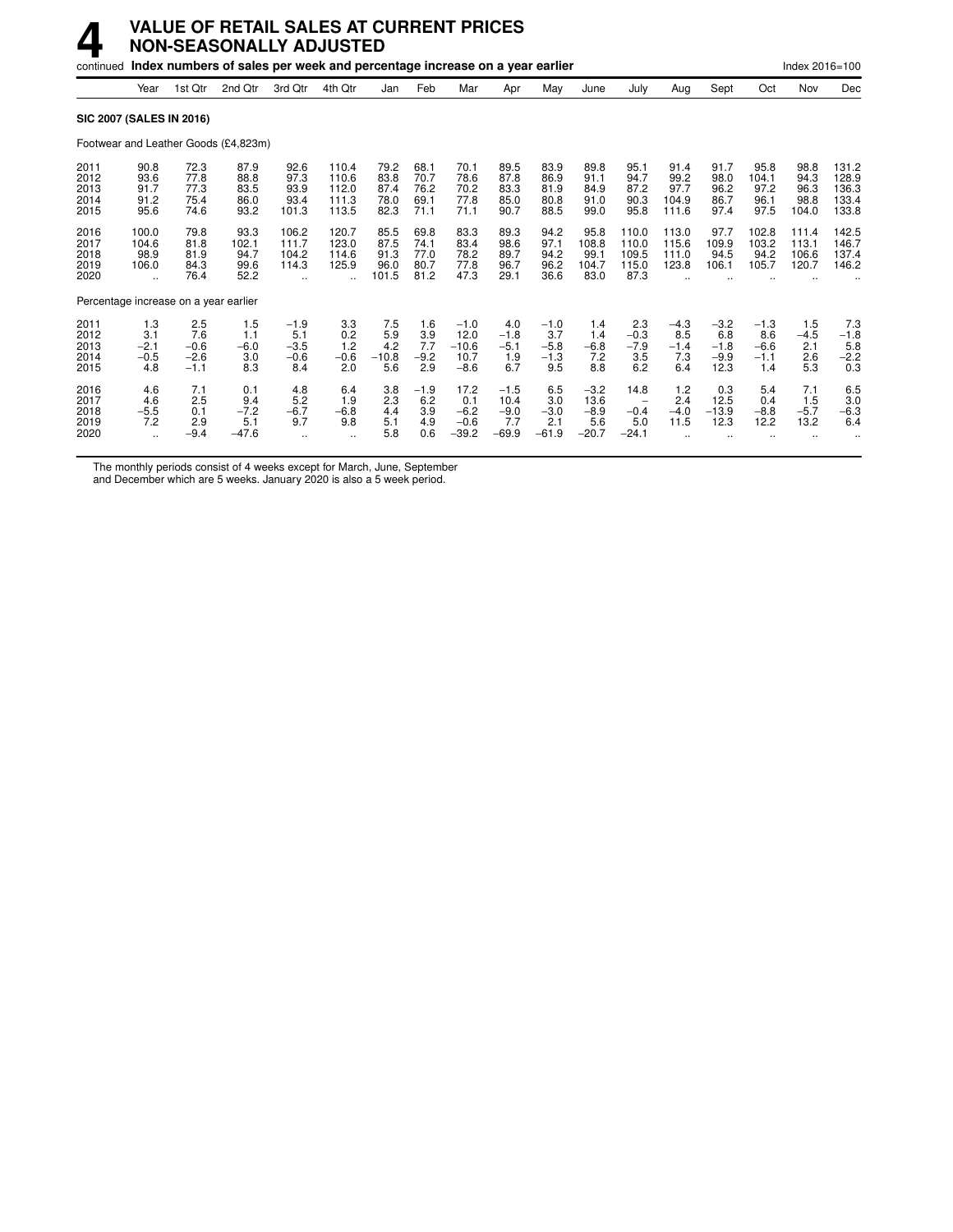# 4 VALUE OF RETAIL SALES AT CURRENT PRICES NON-SEASONALLY ADJUSTED

continued **Index numbers of sales per week and percentage increase on a year earlier** Index 2016=100

| | Year | 1st Qtr | 2nd Qtr | 3rd Qtr | 4th Qtr | Jan | Feb | Mar | Apr | May | June | July | Aug | Sept | Oct | Nov | Dec |
|---|---|---|---|---|---|---|---|---|---|---|---|---|---|---|---|---|---|
| **SIC 2007 (SALES IN 2016)** | | | | | | | | | | | | | | | | | |
| Footwear and Leather Goods (£4,823m) | | | | | | | | | | | | | | | | | |
| 2011 | 90.8 | 72.3 | 87.9 | 92.6 | 110.4 | 79.2 | 68.1 | 70.1 | 89.5 | 83.9 | 89.8 | 95.1 | 91.4 | 91.7 | 95.8 | 98.8 | 131.2 |
| 2012 | 93.6 | 77.8 | 88.8 | 97.3 | 110.6 | 83.8 | 70.7 | 78.6 | 87.8 | 86.9 | 91.1 | 94.7 | 99.2 | 98.0 | 104.1 | 94.3 | 128.9 |
| 2013 | 91.7 | 77.3 | 83.5 | 93.9 | 112.0 | 87.4 | 76.2 | 70.2 | 83.3 | 81.9 | 84.9 | 87.2 | 97.7 | 96.2 | 97.2 | 96.3 | 136.3 |
| 2014 | 91.2 | 75.4 | 86.0 | 93.4 | 111.3 | 78.0 | 69.1 | 77.8 | 85.0 | 80.8 | 91.0 | 90.3 | 104.9 | 86.7 | 96.1 | 98.8 | 133.4 |
| 2015 | 95.6 | 74.6 | 93.2 | 101.3 | 113.5 | 82.3 | 71.1 | 71.1 | 90.7 | 88.5 | 99.0 | 95.8 | 111.6 | 97.4 | 97.5 | 104.0 | 133.8 |
| 2016 | 100.0 | 79.8 | 93.3 | 106.2 | 120.7 | 85.5 | 69.8 | 83.3 | 89.3 | 94.2 | 95.8 | 110.0 | 113.0 | 97.7 | 102.8 | 111.4 | 142.5 |
| 2017 | 104.6 | 81.8 | 102.1 | 111.7 | 123.0 | 87.5 | 74.1 | 83.4 | 98.6 | 97.1 | 108.8 | 110.0 | 115.6 | 109.9 | 103.2 | 113.1 | 146.7 |
| 2018 | 98.9 | 81.9 | 94.7 | 104.2 | 114.6 | 91.3 | 77.0 | 78.2 | 89.7 | 94.2 | 99.1 | 109.5 | 111.0 | 94.5 | 94.2 | 106.6 | 137.4 |
| 2019 | 106.0 | 84.3 | 99.6 | 114.3 | 125.9 | 96.0 | 80.7 | 77.8 | 96.7 | 96.2 | 104.7 | 115.0 | 123.8 | 106.1 | 105.7 | 120.7 | 146.2 |
| 2020 | .. | 76.4 | 52.2 | .. | .. | 101.5 | 81.2 | 47.3 | 29.1 | 36.6 | 83.0 | 87.3 | .. | .. | .. | .. | .. |
| Percentage increase on a year earlier | | | | | | | | | | | | | | | | | |
| 2011 | 1.3 | 2.5 | 1.5 | −1.9 | 3.3 | 7.5 | 1.6 | −1.0 | 4.0 | −1.0 | 1.4 | 2.3 | −4.3 | −3.2 | −1.3 | 1.5 | 7.3 |
| 2012 | 3.1 | 7.6 | 1.1 | 5.1 | 0.2 | 5.9 | 3.9 | 12.0 | −1.8 | 3.7 | 1.4 | −0.3 | 8.5 | 6.8 | 8.6 | −4.5 | −1.8 |
| 2013 | −2.1 | −0.6 | −6.0 | −3.5 | 1.2 | 4.2 | 7.7 | −10.6 | −5.1 | −5.8 | −6.8 | −7.9 | −1.4 | −1.8 | −6.6 | 2.1 | 5.8 |
| 2014 | −0.5 | −2.6 | 3.0 | −0.6 | −0.6 | −10.8 | −9.2 | 10.7 | 1.9 | −1.3 | 7.2 | 3.5 | 7.3 | −9.9 | −1.1 | 2.6 | −2.2 |
| 2015 | 4.8 | −1.1 | 8.3 | 8.4 | 2.0 | 5.6 | 2.9 | −8.6 | 6.7 | 9.5 | 8.8 | 6.2 | 6.4 | 12.3 | 1.4 | 5.3 | 0.3 |
| 2016 | 4.6 | 7.1 | 0.1 | 4.8 | 6.4 | 3.8 | −1.9 | 17.2 | −1.5 | 6.5 | −3.2 | 14.8 | 1.2 | 0.3 | 5.4 | 7.1 | 6.5 |
| 2017 | 4.6 | 2.5 | 9.4 | 5.2 | 1.9 | 2.3 | 6.2 | 0.1 | 10.4 | 3.0 | 13.6 | – | 2.4 | 12.5 | 0.4 | 1.5 | 3.0 |
| 2018 | −5.5 | 0.1 | −7.2 | −6.7 | −6.8 | 4.4 | 3.9 | −6.2 | −9.0 | −3.0 | −8.9 | −0.4 | −4.0 | −13.9 | −8.8 | −5.7 | −6.3 |
| 2019 | 7.2 | 2.9 | 5.1 | 9.7 | 9.8 | 5.1 | 4.9 | −0.6 | 7.7 | 2.1 | 5.6 | 5.0 | 11.5 | 12.3 | 12.2 | 13.2 | 6.4 |
| 2020 | .. | −9.4 | −47.6 | .. | .. | 5.8 | 0.6 | −39.2 | −69.9 | −61.9 | −20.7 | −24.1 | .. | .. | .. | .. | .. |

The monthly periods consist of 4 weeks except for March, June, September and December which are 5 weeks. January 2020 is also a 5 week period.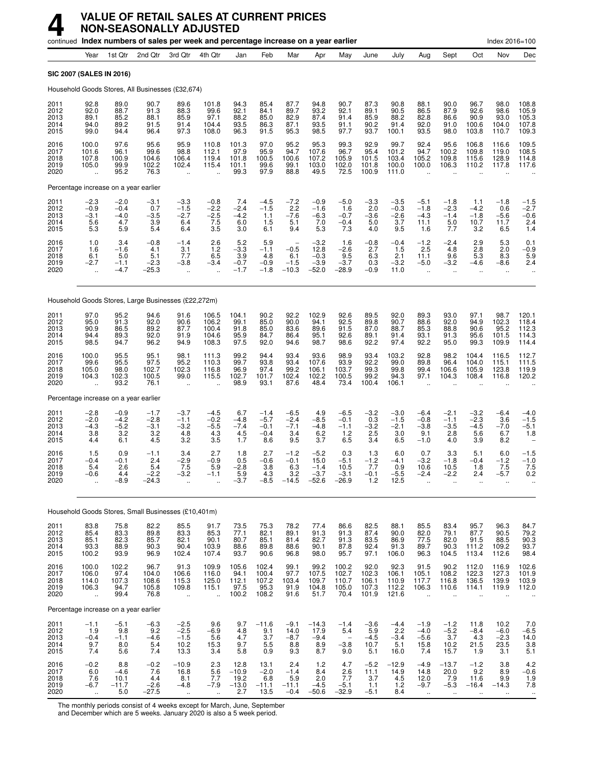# 4 VALUE OF RETAIL SALES AT CURRENT PRICES NON-SEASONALLY ADJUSTED

continued **Index numbers of sales per week and percentage increase on a year earlier** Index 2016=100

| | Year | 1st Qtr | 2nd Qtr | 3rd Qtr | 4th Qtr | Jan | Feb | Mar | Apr | May | June | July | Aug | Sept | Oct | Nov | Dec |
|---|---|---|---|---|---|---|---|---|---|---|---|---|---|---|---|---|---|
| **SIC 2007 (SALES IN 2016)** | | | | | | | | | | | | | | | | | |
| Household Goods Stores, All Businesses (£32,674) | | | | | | | | | | | | | | | | | |
| 2011 | 92.8 | 89.0 | 90.7 | 89.6 | 101.8 | 94.3 | 85.4 | 87.7 | 94.8 | 90.7 | 87.3 | 90.8 | 88.1 | 90.0 | 96.7 | 98.0 | 108.8 |
| 2012 | 92.0 | 88.7 | 91.3 | 88.3 | 99.6 | 92.1 | 84.1 | 89.7 | 93.2 | 92.1 | 89.1 | 90.5 | 86.5 | 87.9 | 92.6 | 98.6 | 105.9 |
| 2013 | 89.1 | 85.2 | 88.1 | 85.9 | 97.1 | 88.2 | 85.0 | 82.9 | 87.4 | 91.4 | 85.9 | 88.2 | 82.8 | 86.6 | 90.9 | 93.0 | 105.3 |
| 2014 | 94.0 | 89.2 | 91.5 | 91.4 | 104.4 | 93.5 | 86.3 | 87.1 | 93.5 | 91.1 | 90.2 | 91.4 | 92.0 | 91.0 | 100.6 | 104.0 | 107.8 |
| 2015 | 99.0 | 94.4 | 96.4 | 97.3 | 108.0 | 96.3 | 91.5 | 95.3 | 98.5 | 97.7 | 93.7 | 100.1 | 93.5 | 98.0 | 103.8 | 110.7 | 109.3 |
| 2016 | 100.0 | 97.6 | 95.6 | 95.9 | 110.8 | 101.3 | 97.0 | 95.2 | 95.3 | 99.3 | 92.9 | 99.7 | 92.4 | 95.6 | 106.8 | 116.6 | 109.5 |
| 2017 | 101.6 | 96.1 | 99.6 | 98.8 | 112.1 | 97.9 | 95.9 | 94.7 | 107.6 | 96.7 | 95.4 | 101.2 | 94.7 | 100.2 | 109.8 | 119.0 | 108.5 |
| 2018 | 107.8 | 100.9 | 104.6 | 106.4 | 119.4 | 101.8 | 100.5 | 100.6 | 107.2 | 105.9 | 101.5 | 103.4 | 105.2 | 109.8 | 115.6 | 128.9 | 114.8 |
| 2019 | 105.0 | 99.9 | 102.2 | 102.4 | 115.4 | 101.1 | 99.6 | 99.1 | 103.0 | 102.0 | 101.8 | 100.0 | 100.0 | 106.3 | 110.2 | 117.8 | 117.6 |
| 2020 | .. | 95.2 | 76.3 | .. | .. | 99.3 | 97.9 | 88.8 | 49.5 | 72.5 | 100.9 | 111.0 | .. | .. | .. | .. | .. |
| Percentage increase on a year earlier | | | | | | | | | | | | | | | | | |
| 2011 | −2.3 | −2.0 | −3.1 | −3.3 | −0.8 | 7.4 | −4.5 | −7.2 | −0.9 | −5.0 | −3.3 | −3.5 | −5.1 | −1.8 | 1.1 | −1.8 | −1.5 |
| 2012 | −0.9 | −0.4 | 0.7 | −1.5 | −2.2 | −2.4 | −1.5 | 2.2 | −1.6 | 1.6 | 2.0 | −0.3 | −1.8 | −2.3 | −4.2 | 0.6 | −2.7 |
| 2013 | −3.1 | −4.0 | −3.5 | −2.7 | −2.5 | −4.2 | 1.1 | −7.6 | −6.3 | −0.7 | −3.6 | −2.6 | −4.3 | −1.4 | −1.8 | −5.6 | −0.6 |
| 2014 | 5.6 | 4.7 | 3.9 | 6.4 | 7.5 | 6.0 | 1.5 | 5.1 | 7.0 | −0.4 | 5.0 | 3.7 | 11.1 | 5.0 | 10.7 | 11.7 | 2.4 |
| 2015 | 5.3 | 5.9 | 5.4 | 6.4 | 3.5 | 3.0 | 6.1 | 9.4 | 5.3 | 7.3 | 4.0 | 9.5 | 1.6 | 7.7 | 3.2 | 6.5 | 1.4 |
| 2016 | 1.0 | 3.4 | −0.8 | −1.4 | 2.6 | 5.2 | 5.9 | – | −3.2 | 1.6 | −0.8 | −0.4 | −1.2 | −2.4 | 2.9 | 5.3 | 0.1 |
| 2017 | 1.6 | −1.6 | 4.1 | 3.1 | 1.2 | −3.3 | −1.1 | −0.5 | 12.8 | −2.6 | 2.7 | 1.5 | 2.5 | 4.8 | 2.8 | 2.0 | −0.9 |
| 2018 | 6.1 | 5.0 | 5.1 | 7.7 | 6.5 | 3.9 | 4.8 | 6.1 | −0.3 | 9.5 | 6.3 | 2.1 | 11.1 | 9.6 | 5.3 | 8.3 | 5.9 |
| 2019 | −2.7 | −1.1 | −2.3 | −3.8 | −3.4 | −0.7 | −0.9 | −1.5 | −3.9 | −3.7 | 0.3 | −3.2 | −5.0 | −3.2 | −4.6 | −8.6 | 2.4 |
| 2020 | .. | −4.7 | −25.3 | .. | .. | −1.7 | −1.8 | −10.3 | −52.0 | −28.9 | −0.9 | 11.0 | .. | .. | .. | .. | .. |
| Household Goods Stores, Large Businesses (£22,272m) | | | | | | | | | | | | | | | | | |
| 2011 | 97.0 | 95.2 | 94.6 | 91.6 | 106.5 | 104.1 | 90.2 | 92.2 | 102.9 | 92.6 | 89.5 | 92.0 | 89.3 | 93.0 | 97.1 | 98.7 | 120.1 |
| 2012 | 95.0 | 91.3 | 92.0 | 90.6 | 106.2 | 99.1 | 85.0 | 90.0 | 94.1 | 92.5 | 89.8 | 90.7 | 88.6 | 92.0 | 94.9 | 102.3 | 118.4 |
| 2013 | 90.9 | 86.5 | 89.2 | 87.7 | 100.4 | 91.8 | 85.0 | 83.6 | 89.6 | 91.5 | 87.0 | 88.7 | 85.3 | 88.8 | 90.6 | 95.2 | 112.3 |
| 2014 | 94.4 | 89.3 | 92.0 | 91.9 | 104.6 | 95.9 | 84.7 | 86.4 | 95.1 | 92.6 | 89.1 | 91.4 | 93.1 | 91.3 | 95.6 | 101.5 | 114.3 |
| 2015 | 98.5 | 94.7 | 96.2 | 94.9 | 108.3 | 97.5 | 92.0 | 94.6 | 98.7 | 98.6 | 92.2 | 97.4 | 92.2 | 95.0 | 99.3 | 109.9 | 114.4 |
| 2016 | 100.0 | 95.5 | 95.1 | 98.1 | 111.3 | 99.2 | 94.4 | 93.4 | 93.6 | 98.9 | 93.4 | 103.2 | 92.8 | 98.2 | 104.4 | 116.5 | 112.7 |
| 2017 | 99.6 | 95.5 | 97.5 | 95.2 | 110.3 | 99.7 | 93.8 | 93.4 | 107.6 | 93.9 | 92.2 | 99.0 | 89.8 | 96.4 | 104.0 | 115.1 | 111.5 |
| 2018 | 105.0 | 98.0 | 102.7 | 102.3 | 116.8 | 96.9 | 97.4 | 99.2 | 106.1 | 103.7 | 99.3 | 99.8 | 99.4 | 106.6 | 105.9 | 123.8 | 119.9 |
| 2019 | 104.3 | 102.3 | 100.5 | 99.0 | 115.5 | 102.7 | 101.7 | 102.4 | 102.2 | 100.5 | 99.2 | 94.3 | 97.1 | 104.3 | 108.4 | 116.8 | 120.2 |
| 2020 | .. | 93.2 | 76.1 | .. | .. | 98.9 | 93.1 | 87.6 | 48.4 | 73.4 | 100.4 | 106.1 | .. | .. | .. | .. | .. |
| Percentage increase on a year earlier | | | | | | | | | | | | | | | | | |
| 2011 | −2.8 | −0.9 | −1.7 | −3.7 | −4.5 | 6.7 | −1.4 | −6.5 | 4.9 | −6.5 | −3.2 | −3.0 | −6.4 | −2.1 | −3.2 | −6.4 | −4.0 |
| 2012 | −2.0 | −4.2 | −2.8 | −1.1 | −0.2 | −4.8 | −5.7 | −2.4 | −8.5 | −0.1 | 0.3 | −1.5 | −0.8 | −1.1 | −2.3 | 3.6 | −1.5 |
| 2013 | −4.3 | −5.2 | −3.1 | −3.2 | −5.5 | −7.4 | −0.1 | −7.1 | −4.8 | −1.1 | −3.2 | −2.1 | −3.8 | −3.5 | −4.5 | −7.0 | −5.1 |
| 2014 | 3.8 | 3.2 | 3.2 | 4.8 | 4.3 | 4.5 | −0.4 | 3.4 | 6.2 | 1.2 | 2.5 | 3.0 | 9.1 | 2.8 | 5.6 | 6.7 | 1.8 |
| 2015 | 4.4 | 6.1 | 4.5 | 3.2 | 3.5 | 1.7 | 8.6 | 9.5 | 3.7 | 6.5 | 3.4 | 6.5 | −1.0 | 4.0 | 3.9 | 8.2 | – |
| 2016 | 1.5 | 0.9 | −1.1 | 3.4 | 2.7 | 1.8 | 2.7 | −1.2 | −5.2 | 0.3 | 1.3 | 6.0 | 0.7 | 3.3 | 5.1 | 6.0 | −1.5 |
| 2017 | −0.4 | −0.1 | 2.4 | −2.9 | −0.9 | 0.5 | −0.6 | −0.1 | 15.0 | −5.1 | −1.2 | −4.1 | −3.2 | −1.8 | −0.4 | −1.2 | −1.0 |
| 2018 | 5.4 | 2.6 | 5.4 | 7.5 | 5.9 | −2.8 | 3.8 | 6.3 | −1.4 | 10.5 | 7.7 | 0.9 | 10.6 | 10.5 | 1.8 | 7.5 | 7.5 |
| 2019 | −0.6 | 4.4 | −2.2 | −3.2 | −1.1 | 5.9 | 4.3 | 3.2 | −3.7 | −3.1 | −0.1 | −5.5 | −2.4 | −2.2 | 2.4 | −5.7 | 0.2 |
| 2020 | .. | −8.9 | −24.3 | .. | .. | −3.7 | −8.5 | −14.5 | −52.6 | −26.9 | 1.2 | 12.5 | .. | .. | .. | .. | .. |
| Household Goods Stores, Small Businesses (£10,401m) | | | | | | | | | | | | | | | | | |
| 2011 | 83.8 | 75.8 | 82.2 | 85.5 | 91.7 | 73.5 | 75.3 | 78.2 | 77.4 | 86.6 | 82.5 | 88.1 | 85.5 | 83.4 | 95.7 | 96.3 | 84.7 |
| 2012 | 85.4 | 83.3 | 89.8 | 83.3 | 85.3 | 77.1 | 82.1 | 89.1 | 91.3 | 91.3 | 87.4 | 90.0 | 82.0 | 79.1 | 87.7 | 90.5 | 79.2 |
| 2013 | 85.1 | 82.3 | 85.7 | 82.1 | 90.1 | 80.7 | 85.1 | 81.4 | 82.7 | 91.3 | 83.5 | 86.9 | 77.5 | 82.0 | 91.5 | 88.5 | 90.3 |
| 2014 | 93.3 | 88.9 | 90.3 | 90.4 | 103.9 | 88.6 | 89.8 | 88.6 | 90.1 | 87.8 | 92.4 | 91.3 | 89.7 | 90.3 | 111.2 | 109.2 | 93.7 |
| 2015 | 100.2 | 93.9 | 96.9 | 102.4 | 107.4 | 93.7 | 90.6 | 96.8 | 98.0 | 95.7 | 97.1 | 106.0 | 96.3 | 104.5 | 113.4 | 112.6 | 98.4 |
| 2016 | 100.0 | 102.2 | 96.7 | 91.3 | 109.9 | 105.6 | 102.4 | 99.1 | 99.2 | 100.2 | 92.0 | 92.3 | 91.5 | 90.2 | 112.0 | 116.9 | 102.6 |
| 2017 | 106.0 | 97.4 | 104.0 | 106.6 | 116.0 | 94.1 | 100.4 | 97.7 | 107.5 | 102.7 | 102.3 | 106.1 | 105.1 | 108.2 | 122.3 | 127.3 | 101.9 |
| 2018 | 114.0 | 107.3 | 108.6 | 115.3 | 125.0 | 112.1 | 107.2 | 103.4 | 109.7 | 110.7 | 106.1 | 110.9 | 117.7 | 116.8 | 136.5 | 139.9 | 103.9 |
| 2019 | 106.3 | 94.7 | 105.8 | 109.8 | 115.1 | 97.5 | 95.3 | 91.9 | 104.8 | 105.0 | 107.3 | 112.2 | 106.3 | 110.6 | 114.1 | 119.9 | 112.0 |
| 2020 | .. | 99.4 | 76.8 | .. | .. | 100.2 | 108.2 | 91.6 | 51.7 | 70.4 | 101.9 | 121.6 | .. | .. | .. | .. | .. |
| Percentage increase on a year earlier | | | | | | | | | | | | | | | | | |
| 2011 | −1.1 | −5.1 | −6.3 | −2.5 | 9.6 | 9.7 | −11.6 | −9.1 | −14.3 | −1.4 | −3.6 | −4.4 | −1.9 | −1.2 | 11.8 | 10.2 | 7.0 |
| 2012 | 1.9 | 9.8 | 9.2 | −2.5 | −6.9 | 4.8 | 9.1 | 14.0 | 17.9 | 5.4 | 5.9 | 2.2 | −4.0 | −5.2 | −8.4 | −6.0 | −6.5 |
| 2013 | −0.4 | −1.1 | −4.6 | −1.5 | 5.6 | 4.7 | 3.7 | −8.7 | −9.4 | – | −4.5 | −3.4 | −5.6 | 3.7 | 4.3 | −2.3 | 14.0 |
| 2014 | 9.7 | 8.0 | 5.4 | 10.2 | 15.3 | 9.7 | 5.5 | 8.8 | 8.9 | −3.8 | 10.7 | 5.1 | 15.8 | 10.2 | 21.5 | 23.5 | 3.8 |
| 2015 | 7.4 | 5.6 | 7.4 | 13.3 | 3.4 | 5.8 | 0.9 | 9.3 | 8.7 | 9.0 | 5.1 | 16.0 | 7.4 | 15.7 | 1.9 | 3.1 | 5.1 |
| 2016 | −0.2 | 8.8 | −0.2 | −10.9 | 2.3 | 12.8 | 13.1 | 2.4 | 1.2 | 4.7 | −5.2 | −12.9 | −4.9 | −13.7 | −1.2 | 3.8 | 4.2 |
| 2017 | 6.0 | −4.6 | 7.6 | 16.8 | 5.6 | −10.9 | −2.0 | −1.4 | 8.4 | 2.6 | 11.1 | 14.9 | 14.8 | 20.0 | 9.2 | 8.9 | −0.6 |
| 2018 | 7.6 | 10.1 | 4.4 | 8.1 | 7.7 | 19.2 | 6.8 | 5.9 | 2.0 | 7.7 | 3.7 | 4.5 | 12.0 | 7.9 | 11.6 | 9.9 | 1.9 |
| 2019 | −6.7 | −11.7 | −2.6 | −4.8 | −7.9 | −13.0 | −11.1 | −11.1 | −4.5 | −5.1 | 1.1 | 1.2 | −9.7 | −5.3 | −16.4 | −14.3 | 7.8 |
| 2020 | .. | 5.0 | −27.5 | .. | .. | 2.7 | 13.5 | −0.4 | −50.6 | −32.9 | −5.1 | 8.4 | .. | .. | .. | .. | .. |

The monthly periods consist of 4 weeks except for March, June, September and December which are 5 weeks. January 2020 is also a 5 week period.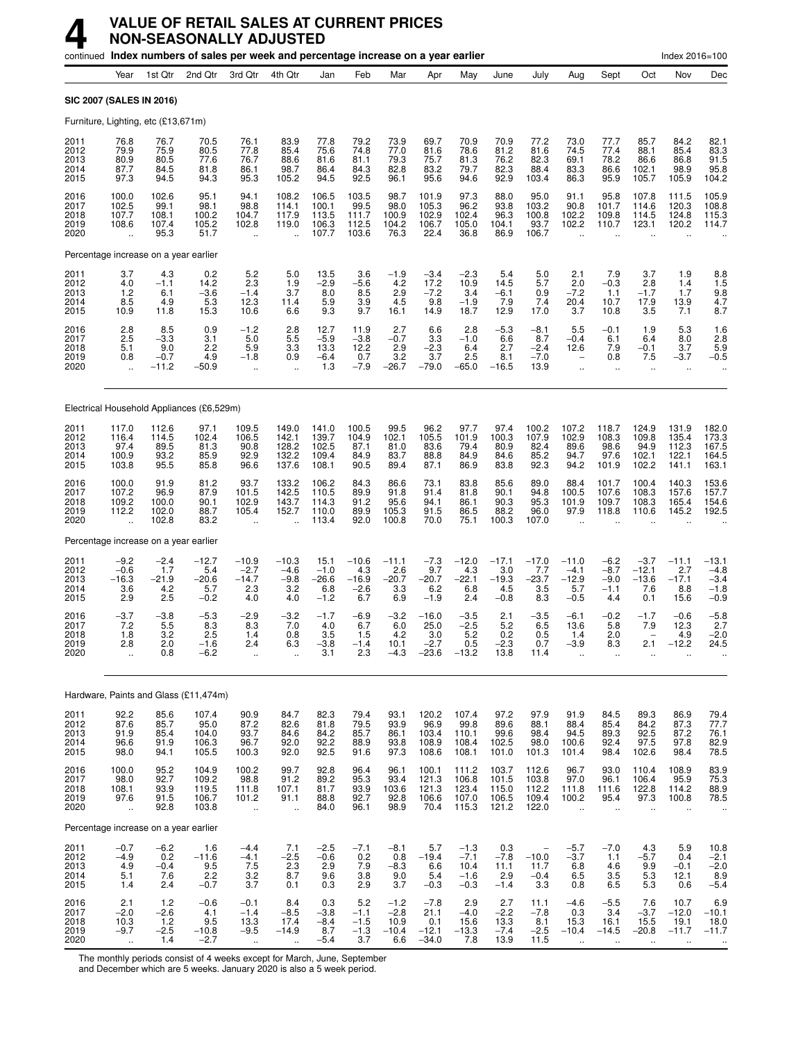# 4 VALUE OF RETAIL SALES AT CURRENT PRICES NON-SEASONALLY ADJUSTED

continued **Index numbers of sales per week and percentage increase on a year earlier** Index 2016=100

| | Year | 1st Qtr | 2nd Qtr | 3rd Qtr | 4th Qtr | Jan | Feb | Mar | Apr | May | June | July | Aug | Sept | Oct | Nov | Dec |
|---|---|---|---|---|---|---|---|---|---|---|---|---|---|---|---|---|---|
| **SIC 2007 (SALES IN 2016)** | | | | | | | | | | | | | | | | | |
| Furniture, Lighting, etc (£13,671m) | | | | | | | | | | | | | | | | | |
| 2011 | 76.8 | 76.7 | 70.5 | 76.1 | 83.9 | 77.8 | 79.2 | 73.9 | 69.7 | 70.9 | 70.9 | 77.2 | 73.0 | 77.7 | 85.7 | 84.2 | 82.1 |
| 2012 | 79.9 | 75.9 | 80.5 | 77.8 | 85.4 | 75.6 | 74.8 | 77.0 | 81.6 | 78.6 | 81.2 | 81.6 | 74.5 | 77.4 | 88.1 | 85.4 | 83.3 |
| 2013 | 80.9 | 80.5 | 77.6 | 76.7 | 88.6 | 81.6 | 81.1 | 79.3 | 75.7 | 81.3 | 76.2 | 82.3 | 69.1 | 78.2 | 86.6 | 86.8 | 91.5 |
| 2014 | 87.7 | 84.5 | 81.8 | 86.1 | 98.7 | 86.4 | 84.3 | 82.8 | 83.2 | 79.7 | 82.3 | 88.4 | 83.3 | 86.6 | 102.1 | 98.9 | 95.8 |
| 2015 | 97.3 | 94.5 | 94.3 | 95.3 | 105.2 | 94.5 | 92.5 | 96.1 | 95.6 | 94.6 | 92.9 | 103.4 | 86.3 | 95.9 | 105.7 | 105.9 | 104.2 |
| 2016 | 100.0 | 102.6 | 95.1 | 94.1 | 108.2 | 106.5 | 103.5 | 98.7 | 101.9 | 97.3 | 88.0 | 95.0 | 91.1 | 95.8 | 107.8 | 111.5 | 105.9 |
| 2017 | 102.5 | 99.1 | 98.1 | 98.8 | 114.1 | 100.1 | 99.5 | 98.0 | 105.3 | 96.2 | 93.8 | 103.2 | 90.8 | 101.7 | 114.6 | 120.3 | 108.8 |
| 2018 | 107.7 | 108.1 | 100.2 | 104.7 | 117.9 | 113.5 | 111.7 | 100.9 | 102.9 | 102.4 | 96.3 | 100.8 | 102.2 | 109.8 | 114.5 | 124.8 | 115.3 |
| 2019 | 108.6 | 107.4 | 105.2 | 102.8 | 119.0 | 106.3 | 112.5 | 104.2 | 106.7 | 105.0 | 104.1 | 93.7 | 102.2 | 110.7 | 123.1 | 120.2 | 114.7 |
| 2020 | .. | 95.3 | 51.7 | .. | .. | 107.7 | 103.6 | 76.3 | 22.4 | 36.8 | 86.9 | 106.7 | .. | .. | .. | .. | .. |
| Percentage increase on a year earlier | | | | | | | | | | | | | | | | | |
| 2011 | 3.7 | 4.3 | 0.2 | 5.2 | 5.0 | 13.5 | 3.6 | −1.9 | −3.4 | −2.3 | 5.4 | 5.0 | 2.1 | 7.9 | 3.7 | 1.9 | 8.8 |
| 2012 | 4.0 | −1.1 | 14.2 | 2.3 | 1.9 | −2.9 | −5.6 | 4.2 | 17.2 | 10.9 | 14.5 | 5.7 | 2.0 | −0.3 | 2.8 | 1.4 | 1.5 |
| 2013 | 1.2 | 6.1 | −3.6 | −1.4 | 3.7 | 8.0 | 8.5 | 2.9 | −7.2 | 3.4 | −6.1 | 0.9 | −7.2 | 1.1 | −1.7 | 1.7 | 9.8 |
| 2014 | 8.5 | 4.9 | 5.3 | 12.3 | 11.4 | 5.9 | 3.9 | 4.5 | 9.8 | −1.9 | 7.9 | 7.4 | 20.4 | 10.7 | 17.9 | 13.9 | 4.7 |
| 2015 | 10.9 | 11.8 | 15.3 | 10.6 | 6.6 | 9.3 | 9.7 | 16.1 | 14.9 | 18.7 | 12.9 | 17.0 | 3.7 | 10.8 | 3.5 | 7.1 | 8.7 |
| 2016 | 2.8 | 8.5 | 0.9 | −1.2 | 2.8 | 12.7 | 11.9 | 2.7 | 6.6 | 2.8 | −5.3 | −8.1 | 5.5 | −0.1 | 1.9 | 5.3 | 1.6 |
| 2017 | 2.5 | −3.3 | 3.1 | 5.0 | 5.5 | −5.9 | −3.8 | −0.7 | 3.3 | −1.0 | 6.6 | 8.7 | −0.4 | 6.1 | 6.4 | 8.0 | 2.8 |
| 2018 | 5.1 | 9.0 | 2.2 | 5.9 | 3.3 | 13.3 | 12.2 | 2.9 | −2.3 | 6.4 | 2.7 | −2.4 | 12.6 | 7.9 | −0.1 | 3.7 | 5.9 |
| 2019 | 0.8 | −0.7 | 4.9 | −1.8 | 0.9 | −6.4 | 0.7 | 3.2 | 3.7 | 2.5 | 8.1 | −7.0 | − | 0.8 | 7.5 | −3.7 | −0.5 |
| 2020 | .. | −11.2 | −50.9 | .. | .. | 1.3 | −7.9 | −26.7 | −79.0 | −65.0 | −16.5 | 13.9 | .. | .. | .. | .. | .. |
| Electrical Household Appliances (£6,529m) | | | | | | | | | | | | | | | | | |
| 2011 | 117.0 | 112.6 | 97.1 | 109.5 | 149.0 | 141.0 | 100.5 | 99.5 | 96.2 | 97.7 | 97.4 | 100.2 | 107.2 | 118.7 | 124.9 | 131.9 | 182.0 |
| 2012 | 116.4 | 114.5 | 102.4 | 106.5 | 142.1 | 139.7 | 104.9 | 102.1 | 105.5 | 101.9 | 100.3 | 107.9 | 102.9 | 108.3 | 109.8 | 135.4 | 173.3 |
| 2013 | 97.4 | 89.5 | 81.3 | 90.8 | 128.2 | 102.5 | 87.1 | 81.0 | 83.6 | 79.4 | 80.9 | 82.4 | 89.6 | 98.6 | 94.9 | 112.3 | 167.5 |
| 2014 | 100.9 | 93.2 | 85.9 | 92.9 | 132.2 | 109.4 | 84.9 | 83.7 | 88.8 | 84.9 | 84.6 | 85.2 | 94.7 | 97.6 | 102.1 | 122.1 | 164.5 |
| 2015 | 103.8 | 95.5 | 85.8 | 96.6 | 137.6 | 108.1 | 90.5 | 89.4 | 87.1 | 86.9 | 83.8 | 92.3 | 94.2 | 101.9 | 102.2 | 141.1 | 163.1 |
| 2016 | 100.0 | 91.9 | 81.2 | 93.7 | 133.2 | 106.2 | 84.3 | 86.6 | 73.1 | 83.8 | 85.6 | 89.0 | 88.4 | 101.7 | 100.4 | 140.3 | 153.6 |
| 2017 | 107.2 | 96.9 | 87.9 | 101.5 | 142.5 | 110.5 | 89.9 | 91.8 | 91.4 | 81.8 | 90.1 | 94.8 | 100.5 | 107.6 | 108.3 | 157.6 | 157.7 |
| 2018 | 109.2 | 100.0 | 90.1 | 102.9 | 143.7 | 114.3 | 91.2 | 95.6 | 94.1 | 86.1 | 90.3 | 95.3 | 101.9 | 109.7 | 108.3 | 165.4 | 154.6 |
| 2019 | 112.2 | 102.0 | 88.7 | 105.4 | 152.7 | 110.0 | 89.9 | 105.3 | 91.5 | 86.5 | 88.2 | 96.0 | 97.9 | 118.8 | 110.6 | 145.2 | 192.5 |
| 2020 | .. | 102.8 | 83.2 | .. | .. | 113.4 | 92.0 | 100.8 | 70.0 | 75.1 | 100.3 | 107.0 | .. | .. | .. | .. | .. |
| Percentage increase on a year earlier | | | | | | | | | | | | | | | | | |
| 2011 | −9.2 | −2.4 | −12.7 | −10.9 | −10.3 | 15.1 | −10.6 | −11.1 | −7.3 | −12.0 | −17.1 | −17.0 | −11.0 | −6.2 | −3.7 | −11.1 | −13.1 |
| 2012 | −0.6 | 1.7 | 5.4 | −2.7 | −4.6 | −1.0 | 4.3 | 2.6 | 9.7 | 4.3 | 3.0 | 7.7 | −4.1 | −8.7 | −12.1 | 2.7 | −4.8 |
| 2013 | −16.3 | −21.9 | −20.6 | −14.7 | −9.8 | −26.6 | −16.9 | −20.7 | −20.7 | −22.1 | −19.3 | −23.7 | −12.9 | −9.0 | −13.6 | −17.1 | −3.4 |
| 2014 | 3.6 | 4.2 | 5.7 | 2.3 | 3.2 | 6.8 | −2.6 | 3.3 | 6.2 | 6.8 | 4.5 | 3.5 | 5.7 | −1.1 | 7.6 | 8.8 | −1.8 |
| 2015 | 2.9 | 2.5 | −0.2 | 4.0 | 4.0 | −1.2 | 6.7 | 6.9 | −1.9 | 2.4 | −0.8 | 8.3 | −0.5 | 4.4 | 0.1 | 15.6 | −0.9 |
| 2016 | −3.7 | −3.8 | −5.3 | −2.9 | −3.2 | −1.7 | −6.9 | −3.2 | −16.0 | −3.5 | 2.1 | −3.5 | −6.1 | −0.2 | −1.7 | −0.6 | −5.8 |
| 2017 | 7.2 | 5.5 | 8.3 | 8.3 | 7.0 | 4.0 | 6.7 | 6.0 | 25.0 | −2.5 | 5.2 | 6.5 | 13.6 | 5.8 | 7.9 | 12.3 | 2.7 |
| 2018 | 1.8 | 3.2 | 2.5 | 1.4 | 0.8 | 3.5 | 1.5 | 4.2 | 3.0 | 5.2 | 0.2 | 0.5 | 1.4 | 2.0 | − | 4.9 | −2.0 |
| 2019 | 2.8 | 2.0 | −1.6 | 2.4 | 6.3 | −3.8 | −1.4 | 10.1 | −2.7 | 0.5 | −2.3 | 0.7 | −3.9 | 8.3 | 2.1 | −12.2 | 24.5 |
| 2020 | .. | 0.8 | −6.2 | .. | .. | 3.1 | 2.3 | −4.3 | −23.6 | −13.2 | 13.8 | 11.4 | .. | .. | .. | .. | .. |
| Hardware, Paints and Glass (£11,474m) | | | | | | | | | | | | | | | | | |
| 2011 | 92.2 | 85.6 | 107.4 | 90.9 | 84.7 | 82.3 | 79.4 | 93.1 | 120.2 | 107.4 | 97.2 | 97.9 | 91.9 | 84.5 | 89.3 | 86.9 | 79.4 |
| 2012 | 87.6 | 85.7 | 95.0 | 87.2 | 82.6 | 81.8 | 79.5 | 93.9 | 96.9 | 99.8 | 89.6 | 88.1 | 88.4 | 85.4 | 84.2 | 87.3 | 77.7 |
| 2013 | 91.9 | 85.4 | 104.0 | 93.7 | 84.6 | 84.2 | 85.7 | 86.1 | 103.4 | 110.1 | 99.6 | 98.4 | 94.5 | 89.3 | 92.5 | 87.2 | 76.1 |
| 2014 | 96.6 | 91.9 | 106.3 | 96.7 | 92.0 | 92.2 | 88.9 | 93.8 | 108.9 | 108.4 | 102.5 | 98.0 | 100.6 | 92.4 | 97.5 | 97.8 | 82.9 |
| 2015 | 98.0 | 94.1 | 105.5 | 100.3 | 92.0 | 92.5 | 91.6 | 97.3 | 108.6 | 108.1 | 101.0 | 101.3 | 101.4 | 98.4 | 102.6 | 98.4 | 78.5 |
| 2016 | 100.0 | 95.2 | 104.9 | 100.2 | 99.7 | 92.8 | 96.4 | 96.1 | 100.1 | 111.2 | 103.7 | 112.6 | 96.7 | 93.0 | 110.4 | 108.9 | 83.9 |
| 2017 | 98.0 | 92.7 | 109.2 | 98.8 | 91.2 | 89.2 | 95.3 | 93.4 | 121.3 | 106.8 | 101.5 | 103.8 | 97.0 | 96.1 | 106.4 | 95.9 | 75.3 |
| 2018 | 108.1 | 93.9 | 119.5 | 111.8 | 107.1 | 81.7 | 93.9 | 103.6 | 121.3 | 123.4 | 115.0 | 112.2 | 111.8 | 111.6 | 122.8 | 114.2 | 88.9 |
| 2019 | 97.6 | 91.5 | 106.7 | 101.2 | 91.1 | 88.8 | 92.7 | 92.8 | 106.6 | 107.0 | 106.5 | 109.4 | 100.2 | 95.4 | 97.3 | 100.8 | 78.5 |
| 2020 | .. | 92.8 | 103.8 | .. | .. | 84.0 | 96.1 | 98.9 | 70.4 | 115.3 | 121.2 | 122.0 | .. | .. | .. | .. | .. |
| Percentage increase on a year earlier | | | | | | | | | | | | | | | | | |
| 2011 | −0.7 | −6.2 | 1.6 | −4.4 | 7.1 | −2.5 | −7.1 | −8.1 | 5.7 | −1.3 | 0.3 | − | −5.7 | −7.0 | 4.3 | 5.9 | 10.8 |
| 2012 | −4.9 | 0.2 | −11.6 | −4.1 | −2.5 | −0.6 | 0.2 | 0.8 | −19.4 | −7.1 | −7.8 | −10.0 | −3.7 | 1.1 | −5.7 | 0.4 | −2.1 |
| 2013 | 4.9 | −0.4 | 9.5 | 7.5 | 2.3 | 2.9 | 7.9 | −8.3 | 6.6 | 10.4 | 11.1 | 11.7 | 6.8 | 4.6 | 9.9 | −0.1 | −2.0 |
| 2014 | 5.1 | 7.6 | 2.2 | 3.2 | 8.7 | 9.6 | 3.8 | 9.0 | 5.4 | −1.6 | 2.9 | −0.4 | 6.5 | 3.5 | 5.3 | 12.1 | 8.9 |
| 2015 | 1.4 | 2.4 | −0.7 | 3.7 | 0.1 | 0.3 | 2.9 | 3.7 | −0.3 | −0.3 | −1.4 | 3.3 | 0.8 | 6.5 | 5.3 | 0.6 | −5.4 |
| 2016 | 2.1 | 1.2 | −0.6 | −0.1 | 8.4 | 0.3 | 5.2 | −1.2 | −7.8 | 2.9 | 2.7 | 11.1 | −4.6 | −5.5 | 7.6 | 10.7 | 6.9 |
| 2017 | −2.0 | −2.6 | 4.1 | −1.4 | −8.5 | −3.8 | −1.1 | −2.8 | 21.1 | −4.0 | −2.2 | −7.8 | 0.3 | 3.4 | −3.7 | −12.0 | −10.1 |
| 2018 | 10.3 | 1.2 | 9.5 | 13.3 | 17.4 | −8.4 | −1.5 | 10.9 | 0.1 | 15.6 | 13.3 | 8.1 | 15.3 | 16.1 | 15.5 | 19.1 | 18.0 |
| 2019 | −9.7 | −2.5 | −10.8 | −9.5 | −14.9 | 8.7 | −1.3 | −10.4 | −12.1 | −13.3 | −7.4 | −2.5 | −10.4 | −14.5 | −20.8 | −11.7 | −11.7 |
| 2020 | .. | 1.4 | −2.7 | .. | .. | −5.4 | 3.7 | 6.6 | −34.0 | 7.8 | 13.9 | 11.5 | .. | .. | .. | .. | .. |

The monthly periods consist of 4 weeks except for March, June, September and December which are 5 weeks. January 2020 is also a 5 week period.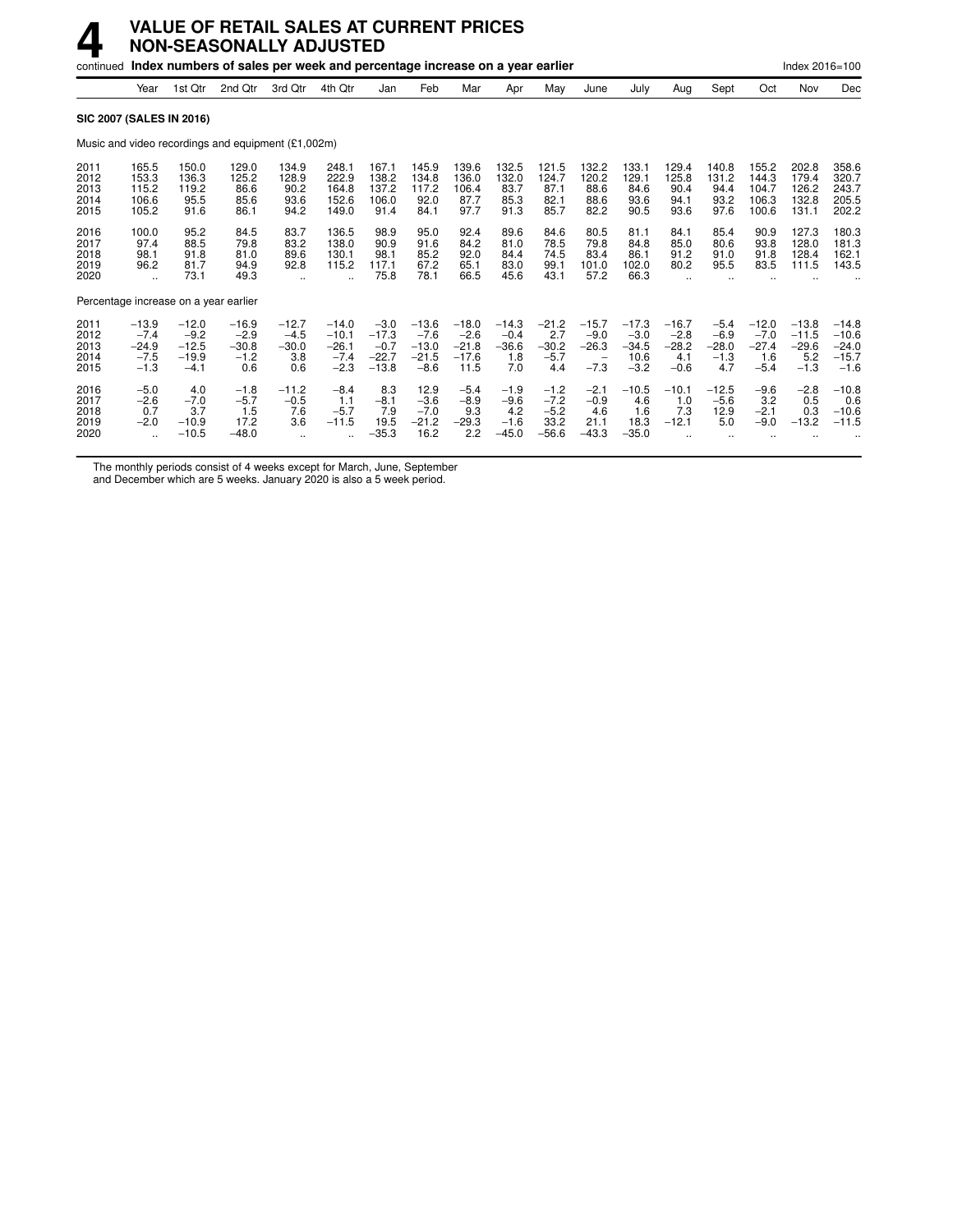# 4 VALUE OF RETAIL SALES AT CURRENT PRICES NON-SEASONALLY ADJUSTED

continued **Index numbers of sales per week and percentage increase on a year earlier** Index 2016=100

| | Year | 1st Qtr | 2nd Qtr | 3rd Qtr | 4th Qtr | Jan | Feb | Mar | Apr | May | June | July | Aug | Sept | Oct | Nov | Dec |
|---|---|---|---|---|---|---|---|---|---|---|---|---|---|---|---|---|---|
| **SIC 2007 (SALES IN 2016)** | | | | | | | | | | | | | | | | | |
| Music and video recordings and equipment (£1,002m) | | | | | | | | | | | | | | | | | |
| 2011 | 165.5 | 150.0 | 129.0 | 134.9 | 248.1 | 167.1 | 145.9 | 139.6 | 132.5 | 121.5 | 132.2 | 133.1 | 129.4 | 140.8 | 155.2 | 202.8 | 358.6 |
| 2012 | 153.3 | 136.3 | 125.2 | 128.9 | 222.9 | 138.2 | 134.8 | 136.0 | 132.0 | 124.7 | 120.2 | 129.1 | 125.8 | 131.2 | 144.3 | 179.4 | 320.7 |
| 2013 | 115.2 | 119.2 | 86.6 | 90.2 | 164.8 | 137.2 | 117.2 | 106.4 | 83.7 | 87.1 | 88.6 | 84.6 | 90.4 | 94.4 | 104.7 | 126.2 | 243.7 |
| 2014 | 106.6 | 95.5 | 85.6 | 93.6 | 152.6 | 106.0 | 92.0 | 87.7 | 85.3 | 82.1 | 88.6 | 93.6 | 94.1 | 93.2 | 106.3 | 132.8 | 205.5 |
| 2015 | 105.2 | 91.6 | 86.1 | 94.2 | 149.0 | 91.4 | 84.1 | 97.7 | 91.3 | 85.7 | 82.2 | 90.5 | 93.6 | 97.6 | 100.6 | 131.1 | 202.2 |
| 2016 | 100.0 | 95.2 | 84.5 | 83.7 | 136.5 | 98.9 | 95.0 | 92.4 | 89.6 | 84.6 | 80.5 | 81.1 | 84.1 | 85.4 | 90.9 | 127.3 | 180.3 |
| 2017 | 97.4 | 88.5 | 79.8 | 83.2 | 138.0 | 90.9 | 91.6 | 84.2 | 81.0 | 78.5 | 79.8 | 84.8 | 85.0 | 80.6 | 93.8 | 128.0 | 181.3 |
| 2018 | 98.1 | 91.8 | 81.0 | 89.6 | 130.1 | 98.1 | 85.2 | 92.0 | 84.4 | 74.5 | 83.4 | 86.1 | 91.2 | 91.0 | 91.8 | 128.4 | 162.1 |
| 2019 | 96.2 | 81.7 | 94.9 | 92.8 | 115.2 | 117.1 | 67.2 | 65.1 | 83.0 | 99.1 | 101.0 | 102.0 | 80.2 | 95.5 | 83.5 | 111.5 | 143.5 |
| 2020 | .. | 73.1 | 49.3 | .. | .. | 75.8 | 78.1 | 66.5 | 45.6 | 43.1 | 57.2 | 66.3 | .. | .. | .. | .. | .. |
| Percentage increase on a year earlier | | | | | | | | | | | | | | | | | |
| 2011 | −13.9 | −12.0 | −16.9 | −12.7 | −14.0 | −3.0 | −13.6 | −18.0 | −14.3 | −21.2 | −15.7 | −17.3 | −16.7 | −5.4 | −12.0 | −13.8 | −14.8 |
| 2012 | −7.4 | −9.2 | −2.9 | −4.5 | −10.1 | −17.3 | −7.6 | −2.6 | −0.4 | 2.7 | −9.0 | −3.0 | −2.8 | −6.9 | −7.0 | −11.5 | −10.6 |
| 2013 | −24.9 | −12.5 | −30.8 | −30.0 | −26.1 | −0.7 | −13.0 | −21.8 | −36.6 | −30.2 | −26.3 | −34.5 | −28.2 | −28.0 | −27.4 | −29.6 | −24.0 |
| 2014 | −7.5 | −19.9 | −1.2 | 3.8 | −7.4 | −22.7 | −21.5 | −17.6 | 1.8 | −5.7 | – | 10.6 | 4.1 | −1.3 | 1.6 | 5.2 | −15.7 |
| 2015 | −1.3 | −4.1 | 0.6 | 0.6 | −2.3 | −13.8 | −8.6 | 11.5 | 7.0 | 4.4 | −7.3 | −3.2 | −0.6 | 4.7 | −5.4 | −1.3 | −1.6 |
| 2016 | −5.0 | 4.0 | −1.8 | −11.2 | −8.4 | 8.3 | 12.9 | −5.4 | −1.9 | −1.2 | −2.1 | −10.5 | −10.1 | −12.5 | −9.6 | −2.8 | −10.8 |
| 2017 | −2.6 | −7.0 | −5.7 | −0.5 | 1.1 | −8.1 | −3.6 | −8.9 | −9.6 | −7.2 | −0.9 | 4.6 | 1.0 | −5.6 | 3.2 | 0.5 | 0.6 |
| 2018 | 0.7 | 3.7 | 1.5 | 7.6 | −5.7 | 7.9 | −7.0 | 9.3 | 4.2 | −5.2 | 4.6 | 1.6 | 7.3 | 12.9 | −2.1 | 0.3 | −10.6 |
| 2019 | −2.0 | −10.9 | 17.2 | 3.6 | −11.5 | 19.5 | −21.2 | −29.3 | −1.6 | 33.2 | 21.1 | 18.3 | −12.1 | 5.0 | −9.0 | −13.2 | −11.5 |
| 2020 | .. | −10.5 | −48.0 | .. | .. | −35.3 | 16.2 | 2.2 | −45.0 | −56.6 | −43.3 | −35.0 | .. | .. | .. | .. | .. |

The monthly periods consist of 4 weeks except for March, June, September and December which are 5 weeks. January 2020 is also a 5 week period.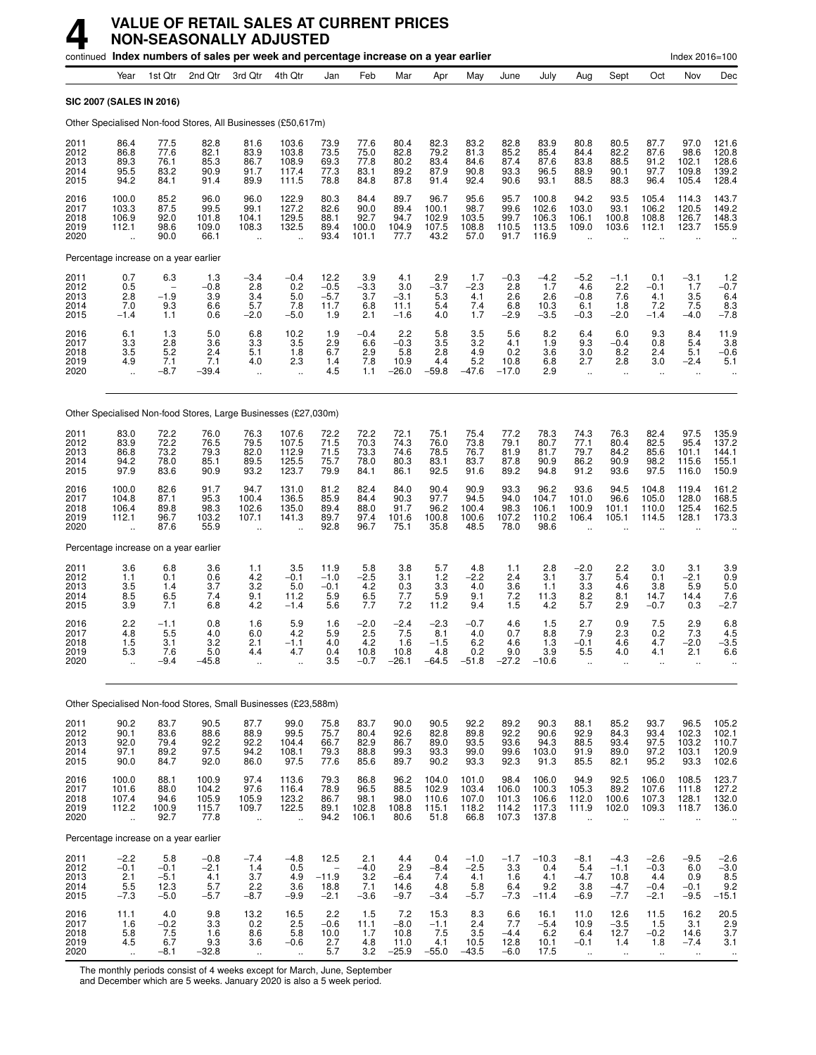# 4 VALUE OF RETAIL SALES AT CURRENT PRICES NON-SEASONALLY ADJUSTED

continued **Index numbers of sales per week and percentage increase on a year earlier** Index 2016=100

| | Year | 1st Qtr | 2nd Qtr | 3rd Qtr | 4th Qtr | Jan | Feb | Mar | Apr | May | June | July | Aug | Sept | Oct | Nov | Dec |
|---|---|---|---|---|---|---|---|---|---|---|---|---|---|---|---|---|---|
| **SIC 2007 (SALES IN 2016)** | | | | | | | | | | | | | | | | | |
| Other Specialised Non-food Stores, All Businesses (£50,617m) | | | | | | | | | | | | | | | | | |
| 2011 | 86.4 | 77.5 | 82.8 | 81.6 | 103.6 | 73.9 | 77.6 | 80.4 | 82.3 | 83.2 | 82.8 | 83.9 | 80.8 | 80.5 | 87.7 | 97.0 | 121.6 |
| 2012 | 86.8 | 77.6 | 82.1 | 83.9 | 103.8 | 73.5 | 75.0 | 82.8 | 79.2 | 81.3 | 85.2 | 85.4 | 84.4 | 82.2 | 87.6 | 98.6 | 120.8 |
| 2013 | 89.3 | 76.1 | 85.3 | 86.7 | 108.9 | 69.3 | 77.8 | 80.2 | 83.4 | 84.6 | 87.4 | 87.6 | 83.8 | 88.5 | 91.2 | 102.1 | 128.6 |
| 2014 | 95.5 | 83.2 | 90.9 | 91.7 | 117.4 | 77.3 | 83.1 | 89.2 | 87.9 | 90.8 | 93.3 | 96.5 | 88.9 | 90.1 | 97.7 | 109.8 | 139.2 |
| 2015 | 94.2 | 84.1 | 91.4 | 89.9 | 111.5 | 78.8 | 84.8 | 87.8 | 91.4 | 92.4 | 90.6 | 93.1 | 88.5 | 88.3 | 96.4 | 105.4 | 128.4 |
| 2016 | 100.0 | 85.2 | 96.0 | 96.0 | 122.9 | 80.3 | 84.4 | 89.7 | 96.7 | 95.6 | 95.7 | 100.8 | 94.2 | 93.5 | 105.4 | 114.3 | 143.7 |
| 2017 | 103.3 | 87.5 | 99.5 | 99.1 | 127.2 | 82.6 | 90.0 | 89.4 | 100.1 | 98.7 | 99.6 | 102.6 | 103.0 | 93.1 | 106.2 | 120.5 | 149.2 |
| 2018 | 106.9 | 92.0 | 101.8 | 104.1 | 129.5 | 88.1 | 92.7 | 94.7 | 102.9 | 103.5 | 99.7 | 106.3 | 106.1 | 100.8 | 108.8 | 126.7 | 148.3 |
| 2019 | 112.1 | 98.6 | 109.0 | 108.3 | 132.5 | 89.4 | 100.0 | 104.9 | 107.5 | 108.8 | 110.5 | 113.5 | 109.0 | 103.6 | 112.1 | 123.7 | 155.9 |
| 2020 | .. | 90.0 | 66.1 | .. | .. | 93.4 | 101.1 | 77.7 | 43.2 | 57.0 | 91.7 | 116.9 | .. | .. | .. | .. | .. |
| Percentage increase on a year earlier | | | | | | | | | | | | | | | | | |
| 2011 | 0.7 | 6.3 | 1.3 | −3.4 | −0.4 | 12.2 | 3.9 | 4.1 | 2.9 | 1.7 | −0.3 | −4.2 | −5.2 | −1.1 | 0.1 | −3.1 | 1.2 |
| 2012 | 0.5 | − | −0.8 | 2.8 | 0.2 | −0.5 | −3.3 | 3.0 | −3.7 | −2.3 | 2.8 | 1.7 | 4.6 | 2.2 | −0.1 | 1.7 | −0.7 |
| 2013 | 2.8 | −1.9 | 3.9 | 3.4 | 5.0 | −5.7 | 3.7 | −3.1 | 5.3 | 4.1 | 2.6 | 2.6 | −0.8 | 7.6 | 4.1 | 3.5 | 6.4 |
| 2014 | 7.0 | 9.3 | 6.6 | 5.7 | 7.8 | 11.7 | 6.8 | 11.1 | 5.4 | 7.4 | 6.8 | 10.3 | 6.1 | 1.8 | 7.2 | 7.5 | 8.3 |
| 2015 | −1.4 | 1.1 | 0.6 | −2.0 | −5.0 | 1.9 | 2.1 | −1.6 | 4.0 | 1.7 | −2.9 | −3.5 | −0.3 | −2.0 | −1.4 | −4.0 | −7.8 |
| 2016 | 6.1 | 1.3 | 5.0 | 6.8 | 10.2 | 1.9 | −0.4 | 2.2 | 5.8 | 3.5 | 5.6 | 8.2 | 6.4 | 6.0 | 9.3 | 8.4 | 11.9 |
| 2017 | 3.3 | 2.8 | 3.6 | 3.3 | 3.5 | 2.9 | 6.6 | −0.3 | 3.5 | 3.2 | 4.1 | 1.9 | 9.3 | −0.4 | 0.8 | 5.4 | 3.8 |
| 2018 | 3.5 | 5.2 | 2.4 | 5.1 | 1.8 | 6.7 | 2.9 | 5.8 | 2.8 | 4.9 | 0.2 | 3.6 | 3.0 | 8.2 | 2.4 | 5.1 | −0.6 |
| 2019 | 4.9 | 7.1 | 7.1 | 4.0 | 2.3 | 1.4 | 7.8 | 10.9 | 4.4 | 5.2 | 10.8 | 6.8 | 2.7 | 2.8 | 3.0 | −2.4 | 5.1 |
| 2020 | .. | −8.7 | −39.4 | .. | .. | 4.5 | 1.1 | −26.0 | −59.8 | −47.6 | −17.0 | 2.9 | .. | .. | .. | .. | .. |
| Other Specialised Non-food Stores, Large Businesses (£27,030m) | | | | | | | | | | | | | | | | | |
| 2011 | 83.0 | 72.2 | 76.0 | 76.3 | 107.6 | 72.2 | 72.2 | 72.1 | 75.1 | 75.4 | 77.2 | 78.3 | 74.3 | 76.3 | 82.4 | 97.5 | 135.9 |
| 2012 | 83.9 | 72.2 | 76.5 | 79.5 | 107.5 | 71.5 | 70.3 | 74.3 | 76.0 | 73.8 | 79.1 | 80.7 | 77.1 | 80.4 | 82.5 | 95.4 | 137.2 |
| 2013 | 86.8 | 73.2 | 79.3 | 82.0 | 112.9 | 71.5 | 73.3 | 74.6 | 78.5 | 76.7 | 81.9 | 81.7 | 79.7 | 84.2 | 85.6 | 101.1 | 144.1 |
| 2014 | 94.2 | 78.0 | 85.1 | 89.5 | 125.5 | 75.7 | 78.0 | 80.3 | 83.1 | 83.7 | 87.8 | 90.9 | 86.2 | 90.9 | 98.2 | 115.6 | 155.1 |
| 2015 | 97.9 | 83.6 | 90.9 | 93.2 | 123.7 | 79.9 | 84.1 | 86.1 | 92.5 | 91.6 | 89.2 | 94.8 | 91.2 | 93.6 | 97.5 | 116.0 | 150.9 |
| 2016 | 100.0 | 82.6 | 91.7 | 94.7 | 131.0 | 81.2 | 82.4 | 84.0 | 90.4 | 90.9 | 93.3 | 96.2 | 93.6 | 94.5 | 104.8 | 119.4 | 161.2 |
| 2017 | 104.8 | 87.1 | 95.3 | 100.4 | 136.5 | 85.9 | 84.4 | 90.3 | 97.7 | 94.5 | 94.0 | 104.7 | 101.0 | 96.6 | 105.0 | 128.0 | 168.5 |
| 2018 | 106.4 | 89.8 | 98.3 | 102.6 | 135.0 | 89.4 | 88.0 | 91.7 | 96.2 | 100.4 | 98.3 | 106.1 | 100.9 | 101.1 | 110.0 | 125.4 | 162.5 |
| 2019 | 112.1 | 96.7 | 103.2 | 107.1 | 141.3 | 89.7 | 97.4 | 101.6 | 100.8 | 100.6 | 107.2 | 110.2 | 106.4 | 105.1 | 114.5 | 128.1 | 173.3 |
| 2020 | .. | 87.6 | 55.9 | .. | .. | 92.8 | 96.7 | 75.1 | 35.8 | 48.5 | 78.0 | 98.6 | .. | .. | .. | .. | .. |
| Percentage increase on a year earlier | | | | | | | | | | | | | | | | | |
| 2011 | 3.6 | 6.8 | 3.6 | 1.1 | 3.5 | 11.9 | 5.8 | 3.8 | 5.7 | 4.8 | 1.1 | 2.8 | −2.0 | 2.2 | 3.0 | 3.1 | 3.9 |
| 2012 | 1.1 | 0.1 | 0.6 | 4.2 | −0.1 | −1.0 | −2.5 | 3.1 | 1.2 | −2.2 | 2.4 | 3.1 | 3.7 | 5.4 | 0.1 | −2.1 | 0.9 |
| 2013 | 3.5 | 1.4 | 3.7 | 3.2 | 5.0 | −0.1 | 4.2 | 0.3 | 3.3 | 4.0 | 3.6 | 1.1 | 3.3 | 4.6 | 3.8 | 5.9 | 5.0 |
| 2014 | 8.5 | 6.5 | 7.4 | 9.1 | 11.2 | 5.9 | 6.5 | 7.7 | 5.9 | 9.1 | 7.2 | 11.3 | 8.2 | 8.1 | 14.7 | 14.4 | 7.6 |
| 2015 | 3.9 | 7.1 | 6.8 | 4.2 | −1.4 | 5.6 | 7.7 | 7.2 | 11.2 | 9.4 | 1.5 | 4.2 | 5.7 | 2.9 | −0.7 | 0.3 | −2.7 |
| 2016 | 2.2 | −1.1 | 0.8 | 1.6 | 5.9 | 1.6 | −2.0 | −2.4 | −2.3 | −0.7 | 4.6 | 1.5 | 2.7 | 0.9 | 7.5 | 2.9 | 6.8 |
| 2017 | 4.8 | 5.5 | 4.0 | 6.0 | 4.2 | 5.9 | 2.5 | 7.5 | 8.1 | 4.0 | 0.7 | 8.8 | 7.9 | 2.3 | 0.2 | 7.3 | 4.5 |
| 2018 | 1.5 | 3.1 | 3.2 | 2.1 | −1.1 | 4.0 | 4.2 | 1.6 | −1.5 | 6.2 | 4.6 | 1.3 | −0.1 | 4.6 | 4.7 | −2.0 | −3.5 |
| 2019 | 5.3 | 7.6 | 5.0 | 4.4 | 4.7 | 0.4 | 10.8 | 10.8 | 4.8 | 0.2 | 9.0 | 3.9 | 5.5 | 4.0 | 4.1 | 2.1 | 6.6 |
| 2020 | .. | −9.4 | −45.8 | .. | .. | 3.5 | −0.7 | −26.1 | −64.5 | −51.8 | −27.2 | −10.6 | .. | .. | .. | .. | .. |
| Other Specialised Non-food Stores, Small Businesses (£23,588m) | | | | | | | | | | | | | | | | | |
| 2011 | 90.2 | 83.7 | 90.5 | 87.7 | 99.0 | 75.8 | 83.7 | 90.0 | 90.5 | 92.2 | 89.2 | 90.3 | 88.1 | 85.2 | 93.7 | 96.5 | 105.2 |
| 2012 | 90.1 | 83.6 | 88.6 | 88.9 | 99.5 | 75.7 | 80.4 | 92.6 | 82.8 | 89.8 | 92.2 | 90.6 | 92.9 | 84.3 | 93.4 | 102.3 | 102.1 |
| 2013 | 92.0 | 79.4 | 92.2 | 92.2 | 104.4 | 66.7 | 82.9 | 86.7 | 89.0 | 93.5 | 93.6 | 94.3 | 88.5 | 93.4 | 97.5 | 103.2 | 110.7 |
| 2014 | 97.1 | 89.2 | 97.5 | 94.2 | 108.1 | 79.3 | 88.8 | 99.3 | 93.3 | 99.0 | 99.6 | 103.0 | 91.9 | 89.0 | 97.2 | 103.1 | 120.9 |
| 2015 | 90.0 | 84.7 | 92.0 | 86.0 | 97.5 | 77.6 | 85.6 | 89.7 | 90.2 | 93.3 | 92.3 | 91.3 | 85.5 | 82.1 | 95.2 | 93.3 | 102.6 |
| 2016 | 100.0 | 88.1 | 100.9 | 97.4 | 113.6 | 79.3 | 86.8 | 96.2 | 104.0 | 101.0 | 98.4 | 106.0 | 94.9 | 92.5 | 106.0 | 108.5 | 123.7 |
| 2017 | 101.6 | 88.0 | 104.2 | 97.6 | 116.4 | 78.9 | 96.5 | 88.5 | 102.9 | 103.4 | 106.0 | 100.3 | 105.3 | 89.2 | 107.6 | 111.8 | 127.2 |
| 2018 | 107.4 | 94.6 | 105.9 | 105.9 | 123.2 | 86.7 | 98.1 | 98.0 | 110.6 | 107.0 | 101.3 | 106.6 | 112.0 | 100.6 | 107.3 | 128.1 | 132.0 |
| 2019 | 112.2 | 100.9 | 115.7 | 109.7 | 122.5 | 89.1 | 102.8 | 108.8 | 115.1 | 118.2 | 114.2 | 117.3 | 111.9 | 102.0 | 109.3 | 118.7 | 136.0 |
| 2020 | .. | 92.7 | 77.8 | .. | .. | 94.2 | 106.1 | 80.6 | 51.8 | 66.8 | 107.3 | 137.8 | .. | .. | .. | .. | .. |
| Percentage increase on a year earlier | | | | | | | | | | | | | | | | | |
| 2011 | −2.2 | 5.8 | −0.8 | −7.4 | −4.8 | 12.5 | 2.1 | 4.4 | 0.4 | −1.0 | −1.7 | −10.3 | −8.1 | −4.3 | −2.6 | −9.5 | −2.6 |
| 2012 | −0.1 | −0.1 | −2.1 | 1.4 | 0.5 | − | −4.0 | 2.9 | −8.4 | −2.5 | 3.3 | 0.4 | 5.4 | −1.1 | −0.3 | 6.0 | −3.0 |
| 2013 | 2.1 | −5.1 | 4.1 | 3.7 | 4.9 | −11.9 | 3.2 | −6.4 | 7.4 | 4.1 | 1.6 | 4.1 | −4.7 | 10.8 | 4.4 | 0.9 | 8.5 |
| 2014 | 5.5 | 12.3 | 5.7 | 2.2 | 3.6 | 18.8 | 7.1 | 14.6 | 4.8 | 5.8 | 6.4 | 9.2 | 3.8 | −4.7 | −0.4 | −0.1 | 9.2 |
| 2015 | −7.3 | −5.0 | −5.7 | −8.7 | −9.9 | −2.1 | −3.6 | −9.7 | −3.4 | −5.7 | −7.3 | −11.4 | −6.9 | −7.7 | −2.1 | −9.5 | −15.1 |
| 2016 | 11.1 | 4.0 | 9.8 | 13.2 | 16.5 | 2.2 | 1.5 | 7.2 | 15.3 | 8.3 | 6.6 | 16.1 | 11.0 | 12.6 | 11.5 | 16.2 | 20.5 |
| 2017 | 1.6 | −0.2 | 3.3 | 0.2 | 2.5 | −0.6 | 11.1 | −8.0 | −1.1 | 2.4 | 7.7 | −5.4 | 10.9 | −3.5 | 1.5 | 3.1 | 2.9 |
| 2018 | 5.8 | 7.5 | 1.6 | 8.6 | 5.8 | 10.0 | 1.7 | 10.8 | 7.5 | 3.5 | −4.4 | 6.2 | 6.4 | 12.7 | −0.2 | 14.6 | 3.7 |
| 2019 | 4.5 | 6.7 | 9.3 | 3.6 | −0.6 | 2.7 | 4.8 | 11.0 | 4.1 | 10.5 | 12.8 | 10.1 | −0.1 | 1.4 | 1.8 | −7.4 | 3.1 |
| 2020 | .. | −8.1 | −32.8 | .. | .. | 5.7 | 3.2 | −25.9 | −55.0 | −43.5 | −6.0 | 17.5 | .. | .. | .. | .. | .. |

The monthly periods consist of 4 weeks except for March, June, September and December which are 5 weeks. January 2020 is also a 5 week period.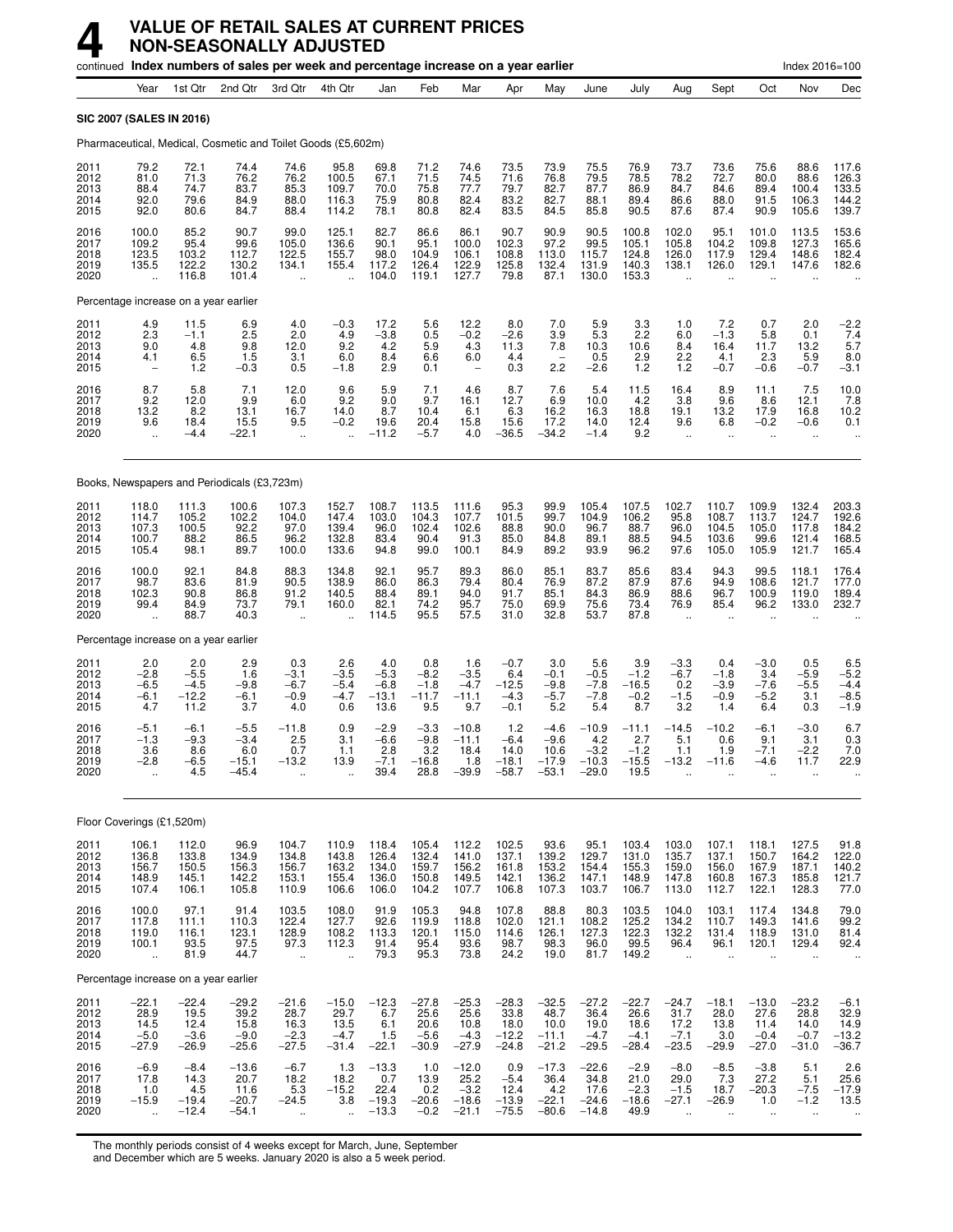# 4 VALUE OF RETAIL SALES AT CURRENT PRICES NON-SEASONALLY ADJUSTED

continued **Index numbers of sales per week and percentage increase on a year earlier** Index 2016=100

| | Year | 1st Qtr | 2nd Qtr | 3rd Qtr | 4th Qtr | Jan | Feb | Mar | Apr | May | June | July | Aug | Sept | Oct | Nov | Dec |
|---|---|---|---|---|---|---|---|---|---|---|---|---|---|---|---|---|---|
| **SIC 2007 (SALES IN 2016)** | | | | | | | | | | | | | | | | | |
| Pharmaceutical, Medical, Cosmetic and Toilet Goods (£5,602m) | | | | | | | | | | | | | | | | | |
| 2011 | 79.2 | 72.1 | 74.4 | 74.6 | 95.8 | 69.8 | 71.2 | 74.6 | 73.5 | 73.9 | 75.5 | 76.9 | 73.7 | 73.6 | 75.6 | 88.6 | 117.6 |
| 2012 | 81.0 | 71.3 | 76.2 | 76.2 | 100.5 | 67.1 | 71.5 | 74.5 | 71.6 | 76.8 | 79.5 | 78.5 | 78.2 | 72.7 | 80.0 | 88.6 | 126.3 |
| 2013 | 88.4 | 74.7 | 83.7 | 85.3 | 109.7 | 70.0 | 75.8 | 77.7 | 79.7 | 82.7 | 87.7 | 86.9 | 84.7 | 84.6 | 89.4 | 100.4 | 133.5 |
| 2014 | 92.0 | 79.6 | 84.9 | 88.0 | 116.3 | 75.9 | 80.8 | 82.4 | 83.2 | 82.7 | 88.1 | 89.4 | 86.6 | 88.0 | 91.5 | 106.3 | 144.2 |
| 2015 | 92.0 | 80.6 | 84.7 | 88.4 | 114.2 | 78.1 | 80.8 | 82.4 | 83.5 | 84.5 | 85.8 | 90.5 | 87.6 | 87.4 | 90.9 | 105.6 | 139.7 |
| 2016 | 100.0 | 85.2 | 90.7 | 99.0 | 125.1 | 82.7 | 86.6 | 86.1 | 90.7 | 90.9 | 90.5 | 100.8 | 102.0 | 95.1 | 101.0 | 113.5 | 153.6 |
| 2017 | 109.2 | 95.4 | 99.6 | 105.0 | 136.6 | 90.1 | 95.1 | 100.0 | 102.3 | 97.2 | 99.5 | 105.1 | 105.8 | 104.2 | 109.8 | 127.3 | 165.6 |
| 2018 | 123.5 | 103.2 | 112.7 | 122.5 | 155.7 | 98.0 | 104.9 | 106.1 | 108.8 | 113.0 | 115.7 | 124.8 | 126.0 | 117.9 | 129.4 | 148.6 | 182.4 |
| 2019 | 135.5 | 122.2 | 130.2 | 134.1 | 155.4 | 117.2 | 126.4 | 122.9 | 125.8 | 132.4 | 131.9 | 140.3 | 138.1 | 126.0 | 129.1 | 147.6 | 182.6 |
| 2020 | .. | 116.8 | 101.4 | .. | .. | 104.0 | 119.1 | 127.7 | 79.8 | 87.1 | 130.0 | 153.3 | .. | .. | .. | .. | .. |
| Percentage increase on a year earlier | | | | | | | | | | | | | | | | | |
| 2011 | 4.9 | 11.5 | 6.9 | 4.0 | −0.3 | 17.2 | 5.6 | 12.2 | 8.0 | 7.0 | 5.9 | 3.3 | 1.0 | 7.2 | 0.7 | 2.0 | −2.2 |
| 2012 | 2.3 | −1.1 | 2.5 | 2.0 | 4.9 | −3.8 | 0.5 | −0.2 | −2.6 | 3.9 | 5.3 | 2.2 | 6.0 | −1.3 | 5.8 | 0.1 | 7.4 |
| 2013 | 9.0 | 4.8 | 9.8 | 12.0 | 9.2 | 4.2 | 5.9 | 4.3 | 11.3 | 7.8 | 10.3 | 10.6 | 8.4 | 16.4 | 11.7 | 13.2 | 5.7 |
| 2014 | 4.1 | 6.5 | 1.5 | 3.1 | 6.0 | 8.4 | 6.6 | 6.0 | 4.4 | – | 0.5 | 2.9 | 2.2 | 4.1 | 2.3 | 5.9 | 8.0 |
| 2015 | – | 1.2 | −0.3 | 0.5 | −1.8 | 2.9 | 0.1 | – | 0.3 | 2.2 | −2.6 | 1.2 | 1.2 | −0.7 | −0.6 | −0.7 | −3.1 |
| 2016 | 8.7 | 5.8 | 7.1 | 12.0 | 9.6 | 5.9 | 7.1 | 4.6 | 8.7 | 7.6 | 5.4 | 11.5 | 16.4 | 8.9 | 11.1 | 7.5 | 10.0 |
| 2017 | 9.2 | 12.0 | 9.9 | 6.0 | 9.2 | 9.0 | 9.7 | 16.1 | 12.7 | 6.9 | 10.0 | 4.2 | 3.8 | 9.6 | 8.6 | 12.1 | 7.8 |
| 2018 | 13.2 | 8.2 | 13.1 | 16.7 | 14.0 | 8.7 | 10.4 | 6.1 | 6.3 | 16.2 | 16.3 | 18.8 | 19.1 | 13.2 | 17.9 | 16.8 | 10.2 |
| 2019 | 9.6 | 18.4 | 15.5 | 9.5 | −0.2 | 19.6 | 20.4 | 15.8 | 15.6 | 17.2 | 14.0 | 12.4 | 9.6 | 6.8 | −0.2 | −0.6 | 0.1 |
| 2020 | .. | −4.4 | −22.1 | .. | .. | −11.2 | −5.7 | 4.0 | −36.5 | −34.2 | −1.4 | 9.2 | .. | .. | .. | .. | .. |
| Books, Newspapers and Periodicals (£3,723m) | | | | | | | | | | | | | | | | | |
| 2011 | 118.0 | 111.3 | 100.6 | 107.3 | 152.7 | 108.7 | 113.5 | 111.6 | 95.3 | 99.9 | 105.4 | 107.5 | 102.7 | 110.7 | 109.9 | 132.4 | 203.3 |
| 2012 | 114.7 | 105.2 | 102.2 | 104.0 | 147.4 | 103.0 | 104.3 | 107.7 | 101.5 | 99.7 | 104.9 | 106.2 | 95.8 | 108.7 | 113.7 | 124.7 | 192.6 |
| 2013 | 107.3 | 100.5 | 92.2 | 97.0 | 139.4 | 96.0 | 102.4 | 102.6 | 88.8 | 90.0 | 96.7 | 88.7 | 96.0 | 104.5 | 105.0 | 117.8 | 184.2 |
| 2014 | 100.7 | 88.2 | 86.5 | 96.2 | 132.8 | 83.4 | 90.4 | 91.3 | 85.0 | 84.8 | 89.1 | 88.5 | 94.5 | 103.6 | 99.6 | 121.4 | 168.5 |
| 2015 | 105.4 | 98.1 | 89.7 | 100.0 | 133.6 | 94.8 | 99.0 | 100.1 | 84.9 | 89.2 | 93.9 | 96.2 | 97.6 | 105.0 | 105.9 | 121.7 | 165.4 |
| 2016 | 100.0 | 92.1 | 84.8 | 88.3 | 134.8 | 92.1 | 95.7 | 89.3 | 86.0 | 85.1 | 83.7 | 85.6 | 83.4 | 94.3 | 99.5 | 118.1 | 176.4 |
| 2017 | 98.7 | 83.6 | 81.9 | 90.5 | 138.9 | 86.0 | 86.3 | 79.4 | 80.4 | 76.9 | 87.2 | 87.9 | 87.6 | 94.9 | 108.6 | 121.7 | 177.0 |
| 2018 | 102.3 | 90.8 | 86.8 | 91.2 | 140.5 | 88.4 | 89.1 | 94.0 | 91.7 | 85.1 | 84.3 | 86.9 | 88.6 | 96.7 | 100.9 | 119.0 | 189.4 |
| 2019 | 99.4 | 84.9 | 73.7 | 79.1 | 160.0 | 82.1 | 74.2 | 95.7 | 75.0 | 69.9 | 75.6 | 73.4 | 76.9 | 85.4 | 96.2 | 133.0 | 232.7 |
| 2020 | .. | 88.7 | 40.3 | .. | .. | 114.5 | 95.5 | 57.5 | 31.0 | 32.8 | 53.7 | 87.8 | .. | .. | .. | .. | .. |
| Percentage increase on a year earlier | | | | | | | | | | | | | | | | | |
| 2011 | 2.0 | 2.0 | 2.9 | 0.3 | 2.6 | 4.0 | 0.8 | 1.6 | −0.7 | 3.0 | 5.6 | 3.9 | −3.3 | 0.4 | −3.0 | 0.5 | 6.5 |
| 2012 | −2.8 | −5.5 | 1.6 | −3.1 | −3.5 | −5.3 | −8.2 | −3.5 | 6.4 | −0.1 | −0.5 | −1.2 | −6.7 | −1.8 | 3.4 | −5.9 | −5.2 |
| 2013 | −6.5 | −4.5 | −9.8 | −6.7 | −5.4 | −6.8 | −1.8 | −4.7 | −12.5 | −9.8 | −7.8 | −16.5 | 0.2 | −3.9 | −7.6 | −5.5 | −4.4 |
| 2014 | −6.1 | −12.2 | −6.1 | −0.9 | −4.7 | −13.1 | −11.7 | −11.1 | −4.3 | −5.7 | −7.8 | −0.2 | −1.5 | −0.9 | −5.2 | 3.1 | −8.5 |
| 2015 | 4.7 | 11.2 | 3.7 | 4.0 | 0.6 | 13.6 | 9.5 | 9.7 | −0.1 | 5.2 | 5.4 | 8.7 | 3.2 | 1.4 | 6.4 | 0.3 | −1.9 |
| 2016 | −5.1 | −6.1 | −5.5 | −11.8 | 0.9 | −2.9 | −3.3 | −10.8 | 1.2 | −4.6 | −10.9 | −11.1 | −14.5 | −10.2 | −6.1 | −3.0 | 6.7 |
| 2017 | −1.3 | −9.3 | −3.4 | 2.5 | 3.1 | −6.6 | −9.8 | −11.1 | −6.4 | −9.6 | 4.2 | 2.7 | 5.1 | 0.6 | 9.1 | 3.1 | 0.3 |
| 2018 | 3.6 | 8.6 | 6.0 | 0.7 | 1.1 | 2.8 | 3.2 | 18.4 | 14.0 | 10.6 | −3.2 | −1.2 | 1.1 | 1.9 | −7.1 | −2.2 | 7.0 |
| 2019 | −2.8 | −6.5 | −15.1 | −13.2 | 13.9 | −7.1 | −16.8 | 1.8 | −18.1 | −17.9 | −10.3 | −15.5 | −13.2 | −11.6 | −4.6 | 11.7 | 22.9 |
| 2020 | .. | 4.5 | −45.4 | .. | .. | 39.4 | 28.8 | −39.9 | −58.7 | −53.1 | −29.0 | 19.5 | .. | .. | .. | .. | .. |
| Floor Coverings (£1,520m) | | | | | | | | | | | | | | | | | |
| 2011 | 106.1 | 112.0 | 96.9 | 104.7 | 110.9 | 118.4 | 105.4 | 112.2 | 102.5 | 93.6 | 95.1 | 103.4 | 103.0 | 107.1 | 118.1 | 127.5 | 91.8 |
| 2012 | 136.8 | 133.8 | 134.9 | 134.8 | 143.8 | 126.4 | 132.4 | 141.0 | 137.1 | 139.2 | 129.7 | 131.0 | 135.7 | 137.1 | 150.7 | 164.2 | 122.0 |
| 2013 | 156.7 | 150.5 | 156.3 | 156.7 | 163.2 | 134.0 | 159.7 | 156.2 | 161.8 | 153.2 | 154.4 | 155.3 | 159.0 | 156.0 | 167.9 | 187.1 | 140.2 |
| 2014 | 148.9 | 145.1 | 142.2 | 153.1 | 155.4 | 136.0 | 150.8 | 149.5 | 142.1 | 136.2 | 147.1 | 148.9 | 147.8 | 160.8 | 167.3 | 185.8 | 121.7 |
| 2015 | 107.4 | 106.1 | 105.8 | 110.9 | 106.6 | 106.0 | 104.2 | 107.7 | 106.8 | 107.3 | 103.7 | 106.7 | 113.0 | 112.7 | 122.1 | 128.3 | 77.0 |
| 2016 | 100.0 | 97.1 | 91.4 | 103.5 | 108.0 | 91.9 | 105.3 | 94.8 | 107.8 | 88.8 | 80.3 | 103.5 | 104.0 | 103.1 | 117.4 | 134.8 | 79.0 |
| 2017 | 117.8 | 111.1 | 110.3 | 122.4 | 127.7 | 92.6 | 119.9 | 118.8 | 102.0 | 121.1 | 108.2 | 125.2 | 134.2 | 110.7 | 149.3 | 141.6 | 99.2 |
| 2018 | 119.0 | 116.1 | 123.1 | 128.9 | 108.2 | 113.3 | 120.1 | 115.0 | 114.6 | 126.1 | 127.3 | 122.3 | 132.2 | 131.4 | 118.9 | 131.0 | 81.4 |
| 2019 | 100.1 | 93.5 | 97.5 | 97.3 | 112.3 | 91.4 | 95.4 | 93.6 | 98.7 | 98.3 | 96.0 | 99.5 | 96.4 | 96.1 | 120.1 | 129.4 | 92.4 |
| 2020 | .. | 81.9 | 44.7 | .. | .. | 79.3 | 95.3 | 73.8 | 24.2 | 19.0 | 81.7 | 149.2 | .. | .. | .. | .. | .. |
| Percentage increase on a year earlier | | | | | | | | | | | | | | | | | |
| 2011 | −22.1 | −22.4 | −29.2 | −21.6 | −15.0 | −12.3 | −27.8 | −25.3 | −28.3 | −32.5 | −27.2 | −22.7 | −24.7 | −18.1 | −13.0 | −23.2 | −6.1 |
| 2012 | 28.9 | 19.5 | 39.2 | 28.7 | 29.7 | 6.7 | 25.6 | 25.6 | 33.8 | 48.7 | 36.4 | 26.6 | 31.7 | 28.0 | 27.6 | 28.8 | 32.9 |
| 2013 | 14.5 | 12.4 | 15.8 | 16.3 | 13.5 | 6.1 | 20.6 | 10.8 | 18.0 | 10.0 | 19.0 | 18.6 | 17.2 | 13.8 | 11.4 | 14.0 | 14.9 |
| 2014 | −5.0 | −3.6 | −9.0 | −2.3 | −4.7 | 1.5 | −5.6 | −4.3 | −12.2 | −11.1 | −4.7 | −4.1 | −7.1 | 3.0 | −0.4 | −0.7 | −13.2 |
| 2015 | −27.9 | −26.9 | −25.6 | −27.5 | −31.4 | −22.1 | −30.9 | −27.9 | −24.8 | −21.2 | −29.5 | −28.4 | −23.5 | −29.9 | −27.0 | −31.0 | −36.7 |
| 2016 | −6.9 | −8.4 | −13.6 | −6.7 | 1.3 | −13.3 | 1.0 | −12.0 | 0.9 | −17.3 | −22.6 | −2.9 | −8.0 | −8.5 | −3.8 | 5.1 | 2.6 |
| 2017 | 17.8 | 14.3 | 20.7 | 18.2 | 18.2 | 0.7 | 13.9 | 25.2 | −5.4 | 36.4 | 34.8 | 21.0 | 29.0 | 7.3 | 27.2 | 5.1 | 25.6 |
| 2018 | 1.0 | 4.5 | 11.6 | 5.3 | −15.2 | 22.4 | 0.2 | −3.2 | 12.4 | 4.2 | 17.6 | −2.3 | −1.5 | 18.7 | −20.3 | −7.5 | −17.9 |
| 2019 | −15.9 | −19.4 | −20.7 | −24.5 | 3.8 | −19.3 | −20.6 | −18.6 | −13.9 | −22.1 | −24.6 | −18.6 | −27.1 | −26.9 | 1.0 | −1.2 | 13.5 |
| 2020 | .. | −12.4 | −54.1 | .. | .. | −13.3 | −0.2 | −21.1 | −75.5 | −80.6 | −14.8 | 49.9 | .. | .. | .. | .. | .. |

The monthly periods consist of 4 weeks except for March, June, September and December which are 5 weeks. January 2020 is also a 5 week period.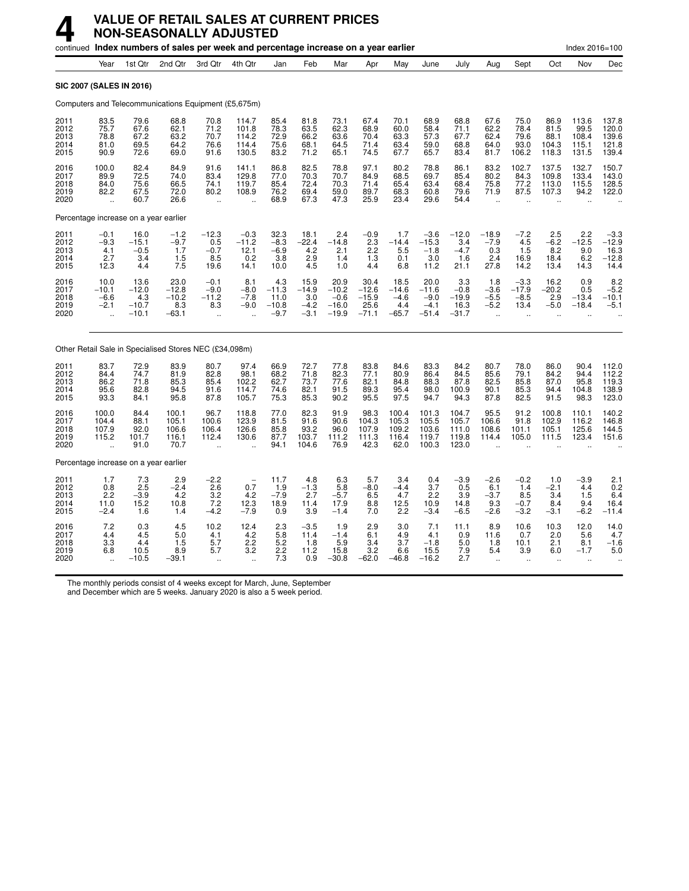# 4 VALUE OF RETAIL SALES AT CURRENT PRICES NON-SEASONALLY ADJUSTED

continued **Index numbers of sales per week and percentage increase on a year earlier** Index 2016=100

| | Year | 1st Qtr | 2nd Qtr | 3rd Qtr | 4th Qtr | Jan | Feb | Mar | Apr | May | June | July | Aug | Sept | Oct | Nov | Dec |
|---|---|---|---|---|---|---|---|---|---|---|---|---|---|---|---|---|---|
| **SIC 2007 (SALES IN 2016)** | | | | | | | | | | | | | | | | | |
| Computers and Telecommunications Equipment (£5,675m) | | | | | | | | | | | | | | | | | |
| 2011 | 83.5 | 79.6 | 68.8 | 70.8 | 114.7 | 85.4 | 81.8 | 73.1 | 67.4 | 70.1 | 68.9 | 68.8 | 67.6 | 75.0 | 86.9 | 113.6 | 137.8 |
| 2012 | 75.7 | 67.6 | 62.1 | 71.2 | 101.8 | 78.3 | 63.5 | 62.3 | 68.9 | 60.0 | 58.4 | 71.1 | 62.2 | 78.4 | 81.5 | 99.5 | 120.0 |
| 2013 | 78.8 | 67.2 | 63.2 | 70.7 | 114.2 | 72.9 | 66.2 | 63.6 | 70.4 | 63.3 | 57.3 | 67.7 | 62.4 | 79.6 | 88.1 | 108.4 | 139.6 |
| 2014 | 81.0 | 69.5 | 64.2 | 76.6 | 114.4 | 75.6 | 68.1 | 64.5 | 71.4 | 63.4 | 59.0 | 68.8 | 64.0 | 93.0 | 104.3 | 115.1 | 121.8 |
| 2015 | 90.9 | 72.6 | 69.0 | 91.6 | 130.5 | 83.2 | 71.2 | 65.1 | 74.5 | 67.7 | 65.7 | 83.4 | 81.7 | 106.2 | 118.3 | 131.5 | 139.4 |
| 2016 | 100.0 | 82.4 | 84.9 | 91.6 | 141.1 | 86.8 | 82.5 | 78.8 | 97.1 | 80.2 | 78.8 | 86.1 | 83.2 | 102.7 | 137.5 | 132.7 | 150.7 |
| 2017 | 89.9 | 72.5 | 74.0 | 83.4 | 129.8 | 77.0 | 70.3 | 70.7 | 84.9 | 68.5 | 69.7 | 85.4 | 80.2 | 84.3 | 109.8 | 133.4 | 143.0 |
| 2018 | 84.0 | 75.6 | 66.5 | 74.1 | 119.7 | 85.4 | 72.4 | 70.3 | 71.4 | 65.4 | 63.4 | 68.4 | 75.8 | 77.2 | 113.0 | 115.5 | 128.5 |
| 2019 | 82.2 | 67.5 | 72.0 | 80.2 | 108.9 | 76.2 | 69.4 | 59.0 | 89.7 | 68.3 | 60.8 | 79.6 | 71.9 | 87.5 | 107.3 | 94.2 | 122.0 |
| 2020 | .. | 60.7 | 26.6 | .. | .. | 68.9 | 67.3 | 47.3 | 25.9 | 23.4 | 29.6 | 54.4 | .. | .. | .. | .. | .. |
| Percentage increase on a year earlier | | | | | | | | | | | | | | | | | |
| 2011 | −0.1 | 16.0 | −1.2 | −12.3 | −0.3 | 32.3 | 18.1 | 2.4 | −0.9 | 1.7 | −3.6 | −12.0 | −18.9 | −7.2 | 2.5 | 2.2 | −3.3 |
| 2012 | −9.3 | −15.1 | −9.7 | 0.5 | −11.2 | −8.3 | −22.4 | −14.8 | 2.3 | −14.4 | −15.3 | 3.4 | −7.9 | 4.5 | −6.2 | −12.5 | −12.9 |
| 2013 | 4.1 | −0.5 | 1.7 | −0.7 | 12.1 | −6.9 | 4.2 | 2.1 | 2.2 | 5.5 | −1.8 | −4.7 | 0.3 | 1.5 | 8.2 | 9.0 | 16.3 |
| 2014 | 2.7 | 3.4 | 1.5 | 8.5 | 0.2 | 3.8 | 2.9 | 1.4 | 1.3 | 0.1 | 3.0 | 1.6 | 2.4 | 16.9 | 18.4 | 6.2 | −12.8 |
| 2015 | 12.3 | 4.4 | 7.5 | 19.6 | 14.1 | 10.0 | 4.5 | 1.0 | 4.4 | 6.8 | 11.2 | 21.1 | 27.8 | 14.2 | 13.4 | 14.3 | 14.4 |
| 2016 | 10.0 | 13.6 | 23.0 | −0.1 | 8.1 | 4.3 | 15.9 | 20.9 | 30.4 | 18.5 | 20.0 | 3.3 | 1.8 | −3.3 | 16.2 | 0.9 | 8.2 |
| 2017 | −10.1 | −12.0 | −12.8 | −9.0 | −8.0 | −11.3 | −14.9 | −10.2 | −12.6 | −14.6 | −11.6 | −0.8 | −3.6 | −17.9 | −20.2 | 0.5 | −5.2 |
| 2018 | −6.6 | 4.3 | −10.2 | −11.2 | −7.8 | 11.0 | 3.0 | −0.6 | −15.9 | −4.6 | −9.0 | −19.9 | −5.5 | −8.5 | 2.9 | −13.4 | −10.1 |
| 2019 | −2.1 | −10.7 | 8.3 | 8.3 | −9.0 | −10.8 | −4.2 | −16.0 | 25.6 | 4.4 | −4.1 | 16.3 | −5.2 | 13.4 | −5.0 | −18.4 | −5.1 |
| 2020 | .. | −10.1 | −63.1 | .. | .. | −9.7 | −3.1 | −19.9 | −71.1 | −65.7 | −51.4 | −31.7 | .. | .. | .. | .. | .. |
| Other Retail Sale in Specialised Stores NEC (£34,098m) | | | | | | | | | | | | | | | | | |
| 2011 | 83.7 | 72.9 | 83.9 | 80.7 | 97.4 | 66.9 | 72.7 | 77.8 | 83.8 | 84.6 | 83.3 | 84.2 | 80.7 | 78.0 | 86.0 | 90.4 | 112.0 |
| 2012 | 84.4 | 74.7 | 81.9 | 82.8 | 98.1 | 68.2 | 71.8 | 82.3 | 77.1 | 80.9 | 86.4 | 84.5 | 85.6 | 79.1 | 84.2 | 94.4 | 112.2 |
| 2013 | 86.2 | 71.8 | 85.3 | 85.4 | 102.2 | 62.7 | 73.7 | 77.6 | 82.1 | 84.8 | 88.3 | 87.8 | 82.5 | 85.8 | 87.0 | 95.8 | 119.3 |
| 2014 | 95.6 | 82.8 | 94.5 | 91.6 | 114.7 | 74.6 | 82.1 | 91.5 | 89.3 | 95.4 | 98.0 | 100.9 | 90.1 | 85.3 | 94.4 | 104.8 | 138.9 |
| 2015 | 93.3 | 84.1 | 95.8 | 87.8 | 105.7 | 75.3 | 85.3 | 90.2 | 95.5 | 97.5 | 94.7 | 94.3 | 87.8 | 82.5 | 91.5 | 98.3 | 123.0 |
| 2016 | 100.0 | 84.4 | 100.1 | 96.7 | 118.8 | 77.0 | 82.3 | 91.9 | 98.3 | 100.4 | 101.3 | 104.7 | 95.5 | 91.2 | 100.8 | 110.1 | 140.2 |
| 2017 | 104.4 | 88.1 | 105.1 | 100.6 | 123.9 | 81.5 | 91.6 | 90.6 | 104.3 | 105.3 | 105.5 | 105.7 | 106.6 | 91.8 | 102.9 | 116.2 | 146.8 |
| 2018 | 107.9 | 92.0 | 106.6 | 106.4 | 126.6 | 85.8 | 93.2 | 96.0 | 107.9 | 109.2 | 103.6 | 111.0 | 108.6 | 101.1 | 105.1 | 125.6 | 144.5 |
| 2019 | 115.2 | 101.7 | 116.1 | 112.4 | 130.6 | 87.7 | 103.7 | 111.2 | 111.3 | 116.4 | 119.7 | 119.8 | 114.4 | 105.0 | 111.5 | 123.4 | 151.6 |
| 2020 | .. | 91.0 | 70.7 | .. | .. | 94.1 | 104.6 | 76.9 | 42.3 | 62.0 | 100.3 | 123.0 | .. | .. | .. | .. | .. |
| Percentage increase on a year earlier | | | | | | | | | | | | | | | | | |
| 2011 | 1.7 | 7.3 | 2.9 | −2.2 | − | 11.7 | 4.8 | 6.3 | 5.7 | 3.4 | 0.4 | −3.9 | −2.6 | −0.2 | 1.0 | −3.9 | 2.1 |
| 2012 | 0.8 | 2.5 | −2.4 | 2.6 | 0.7 | 1.9 | −1.3 | 5.8 | −8.0 | −4.4 | 3.7 | 0.5 | 6.1 | 1.4 | −2.1 | 4.4 | 0.2 |
| 2013 | 2.2 | −3.9 | 4.2 | 3.2 | 4.2 | −7.9 | 2.7 | −5.7 | 6.5 | 4.7 | 2.2 | 3.9 | −3.7 | 8.5 | 3.4 | 1.5 | 6.4 |
| 2014 | 11.0 | 15.2 | 10.8 | 7.2 | 12.3 | 18.9 | 11.4 | 17.9 | 8.8 | 12.5 | 10.9 | 14.8 | 9.3 | −0.7 | 8.4 | 9.4 | 16.4 |
| 2015 | −2.4 | 1.6 | 1.4 | −4.2 | −7.9 | 0.9 | 3.9 | −1.4 | 7.0 | 2.2 | −3.4 | −6.5 | −2.6 | −3.2 | −3.1 | −6.2 | −11.4 |
| 2016 | 7.2 | 0.3 | 4.5 | 10.2 | 12.4 | 2.3 | −3.5 | 1.9 | 2.9 | 3.0 | 7.1 | 11.1 | 8.9 | 10.6 | 10.3 | 12.0 | 14.0 |
| 2017 | 4.4 | 4.5 | 5.0 | 4.1 | 4.2 | 5.8 | 11.4 | −1.4 | 6.1 | 4.9 | 4.1 | 0.9 | 11.6 | 0.7 | 2.0 | 5.6 | 4.7 |
| 2018 | 3.3 | 4.4 | 1.5 | 5.7 | 2.2 | 5.2 | 1.8 | 5.9 | 3.4 | 3.7 | −1.8 | 5.0 | 1.8 | 10.1 | 2.1 | 8.1 | −1.6 |
| 2019 | 6.8 | 10.5 | 8.9 | 5.7 | 3.2 | 2.2 | 11.2 | 15.8 | 3.2 | 6.6 | 15.5 | 7.9 | 5.4 | 3.9 | 6.0 | −1.7 | 5.0 |
| 2020 | .. | −10.5 | −39.1 | .. | .. | 7.3 | 0.9 | −30.8 | −62.0 | −46.8 | −16.2 | 2.7 | .. | .. | .. | .. | .. |

The monthly periods consist of 4 weeks except for March, June, September and December which are 5 weeks. January 2020 is also a 5 week period.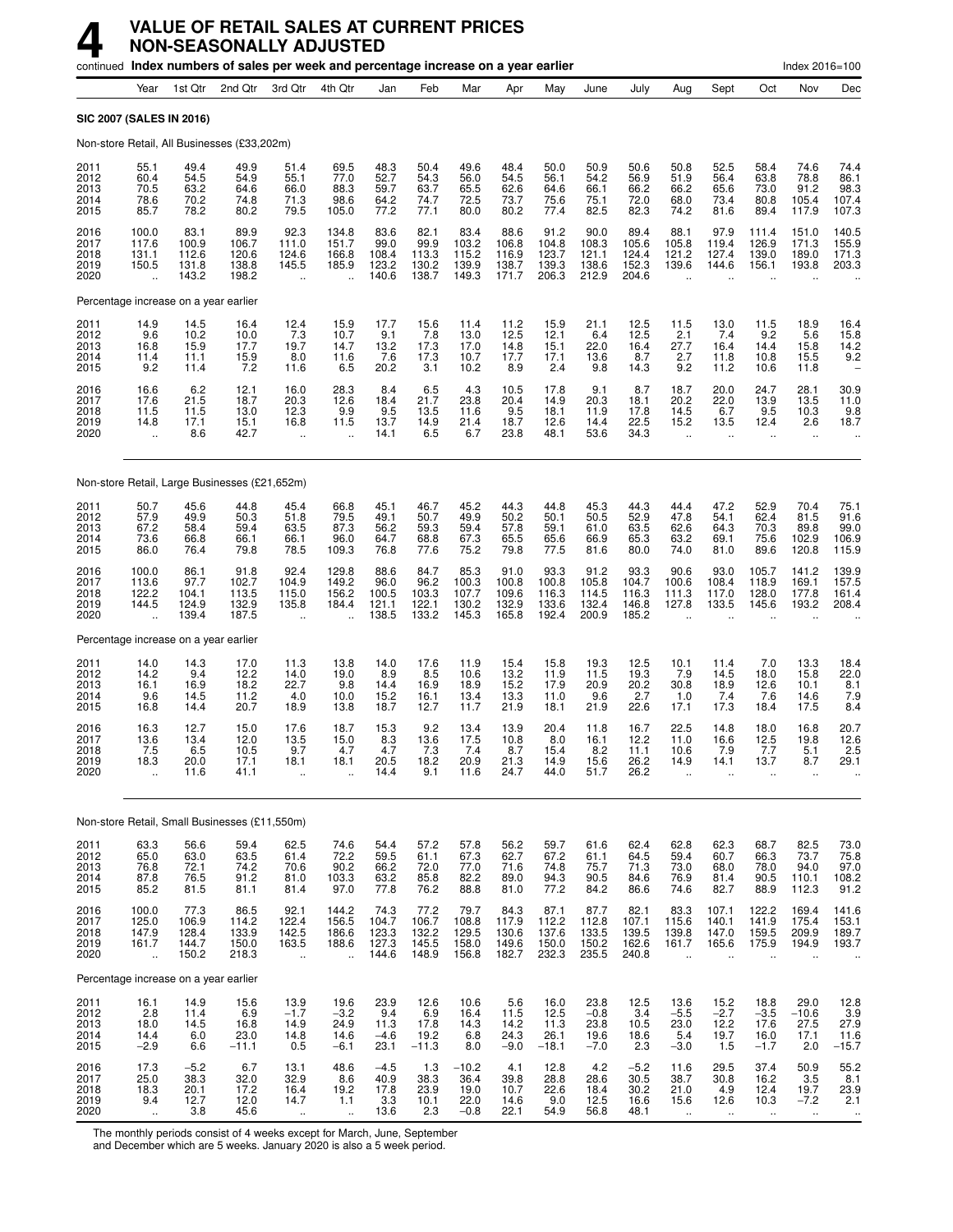# 4 VALUE OF RETAIL SALES AT CURRENT PRICES NON-SEASONALLY ADJUSTED

continued **Index numbers of sales per week and percentage increase on a year earlier** Index 2016=100

| | Year | 1st Qtr | 2nd Qtr | 3rd Qtr | 4th Qtr | Jan | Feb | Mar | Apr | May | June | July | Aug | Sept | Oct | Nov | Dec |
|---|---|---|---|---|---|---|---|---|---|---|---|---|---|---|---|---|---|
| **SIC 2007 (SALES IN 2016)** | | | | | | | | | | | | | | | | | |
| Non-store Retail, All Businesses (£33,202m) | | | | | | | | | | | | | | | | | |
| 2011 | 55.1 | 49.4 | 49.9 | 51.4 | 69.5 | 48.3 | 50.4 | 49.6 | 48.4 | 50.0 | 50.9 | 50.6 | 50.8 | 52.5 | 58.4 | 74.6 | 74.4 |
| 2012 | 60.4 | 54.5 | 54.9 | 55.1 | 77.0 | 52.7 | 54.3 | 56.0 | 54.5 | 56.1 | 54.2 | 56.9 | 51.9 | 56.4 | 63.8 | 78.8 | 86.1 |
| 2013 | 70.5 | 63.2 | 64.6 | 66.0 | 88.3 | 59.7 | 63.7 | 65.5 | 62.6 | 64.6 | 66.1 | 66.2 | 66.2 | 65.6 | 73.0 | 91.2 | 98.3 |
| 2014 | 78.6 | 70.2 | 74.8 | 71.3 | 98.6 | 64.2 | 74.7 | 72.5 | 73.7 | 75.6 | 75.1 | 72.0 | 68.0 | 73.4 | 80.8 | 105.4 | 107.4 |
| 2015 | 85.7 | 78.2 | 80.2 | 79.5 | 105.0 | 77.2 | 77.1 | 80.0 | 80.2 | 77.4 | 82.5 | 82.3 | 74.2 | 81.6 | 89.4 | 117.9 | 107.3 |
| 2016 | 100.0 | 83.1 | 89.9 | 92.3 | 134.8 | 83.6 | 82.1 | 83.4 | 88.6 | 91.2 | 90.0 | 89.4 | 88.1 | 97.9 | 111.4 | 151.0 | 140.5 |
| 2017 | 117.6 | 100.9 | 106.7 | 111.0 | 151.7 | 99.0 | 99.9 | 103.2 | 106.8 | 104.8 | 108.3 | 105.6 | 105.8 | 119.4 | 126.9 | 171.3 | 155.9 |
| 2018 | 131.1 | 112.6 | 120.6 | 124.6 | 166.8 | 108.4 | 113.3 | 115.2 | 116.9 | 123.7 | 121.1 | 124.4 | 121.2 | 127.4 | 139.0 | 189.0 | 171.3 |
| 2019 | 150.5 | 131.8 | 138.8 | 145.5 | 185.9 | 123.2 | 130.2 | 139.9 | 138.7 | 139.3 | 138.6 | 152.3 | 139.6 | 144.6 | 156.1 | 193.8 | 203.3 |
| 2020 | .. | 143.2 | 198.2 | .. | .. | 140.6 | 138.7 | 149.3 | 171.7 | 206.3 | 212.9 | 204.6 | .. | .. | .. | .. | .. |
| Percentage increase on a year earlier | | | | | | | | | | | | | | | | | |
| 2011 | 14.9 | 14.5 | 16.4 | 12.4 | 15.9 | 17.7 | 15.6 | 11.4 | 11.2 | 15.9 | 21.1 | 12.5 | 11.5 | 13.0 | 11.5 | 18.9 | 16.4 |
| 2012 | 9.6 | 10.2 | 10.0 | 7.3 | 10.7 | 9.1 | 7.8 | 13.0 | 12.5 | 12.1 | 6.4 | 12.5 | 2.1 | 7.4 | 9.2 | 5.6 | 15.8 |
| 2013 | 16.8 | 15.9 | 17.7 | 19.7 | 14.7 | 13.2 | 17.3 | 17.0 | 14.8 | 15.1 | 22.0 | 16.4 | 27.7 | 16.4 | 14.4 | 15.8 | 14.2 |
| 2014 | 11.4 | 11.1 | 15.9 | 8.0 | 11.6 | 7.6 | 17.3 | 10.7 | 17.7 | 17.1 | 13.6 | 8.7 | 2.7 | 11.8 | 10.8 | 15.5 | 9.2 |
| 2015 | 9.2 | 11.4 | 7.2 | 11.6 | 6.5 | 20.2 | 3.1 | 10.2 | 8.9 | 2.4 | 9.8 | 14.3 | 9.2 | 11.2 | 10.6 | 11.8 | – |
| 2016 | 16.6 | 6.2 | 12.1 | 16.0 | 28.3 | 8.4 | 6.5 | 4.3 | 10.5 | 17.8 | 9.1 | 8.7 | 18.7 | 20.0 | 24.7 | 28.1 | 30.9 |
| 2017 | 17.6 | 21.5 | 18.7 | 20.3 | 12.6 | 18.4 | 21.7 | 23.8 | 20.4 | 14.9 | 20.3 | 18.1 | 20.2 | 22.0 | 13.9 | 13.5 | 11.0 |
| 2018 | 11.5 | 11.5 | 13.0 | 12.3 | 9.9 | 9.5 | 13.5 | 11.6 | 9.5 | 18.1 | 11.9 | 17.8 | 14.5 | 6.7 | 9.5 | 10.3 | 9.8 |
| 2019 | 14.8 | 17.1 | 15.1 | 16.8 | 11.5 | 13.7 | 14.9 | 21.4 | 18.7 | 12.6 | 14.4 | 22.5 | 15.2 | 13.5 | 12.4 | 2.6 | 18.7 |
| 2020 | .. | 8.6 | 42.7 | .. | .. | 14.1 | 6.5 | 6.7 | 23.8 | 48.1 | 53.6 | 34.3 | .. | .. | .. | .. | .. |
| Non-store Retail, Large Businesses (£21,652m) | | | | | | | | | | | | | | | | | |
| 2011 | 50.7 | 45.6 | 44.8 | 45.4 | 66.8 | 45.1 | 46.7 | 45.2 | 44.3 | 44.8 | 45.3 | 44.3 | 44.4 | 47.2 | 52.9 | 70.4 | 75.1 |
| 2012 | 57.9 | 49.9 | 50.3 | 51.8 | 79.5 | 49.1 | 50.7 | 49.9 | 50.2 | 50.1 | 50.5 | 52.9 | 47.8 | 54.1 | 62.4 | 81.5 | 91.6 |
| 2013 | 67.2 | 58.4 | 59.4 | 63.5 | 87.3 | 56.2 | 59.3 | 59.4 | 57.8 | 59.1 | 61.0 | 63.5 | 62.6 | 64.3 | 70.3 | 89.8 | 99.0 |
| 2014 | 73.6 | 66.8 | 66.1 | 66.1 | 96.0 | 64.7 | 68.8 | 67.3 | 65.5 | 65.6 | 66.9 | 65.3 | 63.2 | 69.1 | 75.6 | 102.9 | 106.9 |
| 2015 | 86.0 | 76.4 | 79.8 | 78.5 | 109.3 | 76.8 | 77.6 | 75.2 | 79.8 | 77.5 | 81.6 | 80.0 | 74.0 | 81.0 | 89.6 | 120.8 | 115.9 |
| 2016 | 100.0 | 86.1 | 91.8 | 92.4 | 129.8 | 88.6 | 84.7 | 85.3 | 91.0 | 93.3 | 91.2 | 93.3 | 90.6 | 93.0 | 105.7 | 141.2 | 139.9 |
| 2017 | 113.6 | 97.7 | 102.7 | 104.9 | 149.2 | 96.0 | 96.2 | 100.3 | 100.8 | 100.8 | 105.8 | 104.7 | 100.6 | 108.4 | 118.9 | 169.1 | 157.5 |
| 2018 | 122.2 | 104.1 | 113.5 | 115.0 | 156.2 | 100.5 | 103.3 | 107.7 | 109.6 | 116.3 | 114.5 | 116.3 | 111.3 | 117.0 | 128.0 | 177.8 | 161.4 |
| 2019 | 144.5 | 124.9 | 132.9 | 135.8 | 184.4 | 121.1 | 122.1 | 130.2 | 132.9 | 133.6 | 132.4 | 146.8 | 127.8 | 133.5 | 145.6 | 193.2 | 208.4 |
| 2020 | .. | 139.4 | 187.5 | .. | .. | 138.5 | 133.2 | 145.3 | 165.8 | 192.4 | 200.9 | 185.2 | .. | .. | .. | .. | .. |
| Percentage increase on a year earlier | | | | | | | | | | | | | | | | | |
| 2011 | 14.0 | 14.3 | 17.0 | 11.3 | 13.8 | 14.0 | 17.6 | 11.9 | 15.4 | 15.8 | 19.3 | 12.5 | 10.1 | 11.4 | 7.0 | 13.3 | 18.4 |
| 2012 | 14.2 | 9.4 | 12.2 | 14.0 | 19.0 | 8.9 | 8.5 | 10.6 | 13.2 | 11.9 | 11.5 | 19.3 | 7.9 | 14.5 | 18.0 | 15.8 | 22.0 |
| 2013 | 16.1 | 16.9 | 18.2 | 22.7 | 9.8 | 14.4 | 16.9 | 18.9 | 15.2 | 17.9 | 20.9 | 20.2 | 30.8 | 18.9 | 12.6 | 10.1 | 8.1 |
| 2014 | 9.6 | 14.5 | 11.2 | 4.0 | 10.0 | 15.2 | 16.1 | 13.4 | 13.3 | 11.0 | 9.6 | 2.7 | 1.0 | 7.4 | 7.6 | 14.6 | 7.9 |
| 2015 | 16.8 | 14.4 | 20.7 | 18.9 | 13.8 | 18.7 | 12.7 | 11.7 | 21.9 | 18.1 | 21.9 | 22.6 | 17.1 | 17.3 | 18.4 | 17.5 | 8.4 |
| 2016 | 16.3 | 12.7 | 15.0 | 17.6 | 18.7 | 15.3 | 9.2 | 13.4 | 13.9 | 20.4 | 11.8 | 16.7 | 22.5 | 14.8 | 18.0 | 16.8 | 20.7 |
| 2017 | 13.6 | 13.4 | 12.0 | 13.5 | 15.0 | 8.3 | 13.6 | 17.5 | 10.8 | 8.0 | 16.1 | 12.2 | 11.0 | 16.6 | 12.5 | 19.8 | 12.6 |
| 2018 | 7.5 | 6.5 | 10.5 | 9.7 | 4.7 | 4.7 | 7.3 | 7.4 | 8.7 | 15.4 | 8.2 | 11.1 | 10.6 | 7.9 | 7.7 | 5.1 | 2.5 |
| 2019 | 18.3 | 20.0 | 17.1 | 18.1 | 18.1 | 20.5 | 18.2 | 20.9 | 21.3 | 14.9 | 15.6 | 26.2 | 14.9 | 14.1 | 13.7 | 8.7 | 29.1 |
| 2020 | .. | 11.6 | 41.1 | .. | .. | 14.4 | 9.1 | 11.6 | 24.7 | 44.0 | 51.7 | 26.2 | .. | .. | .. | .. | .. |
| Non-store Retail, Small Businesses (£11,550m) | | | | | | | | | | | | | | | | | |
| 2011 | 63.3 | 56.6 | 59.4 | 62.5 | 74.6 | 54.4 | 57.2 | 57.8 | 56.2 | 59.7 | 61.6 | 62.4 | 62.8 | 62.3 | 68.7 | 82.5 | 73.0 |
| 2012 | 65.0 | 63.0 | 63.5 | 61.4 | 72.2 | 59.5 | 61.1 | 67.3 | 62.7 | 67.2 | 61.1 | 64.5 | 59.4 | 60.7 | 66.3 | 73.7 | 75.8 |
| 2013 | 76.8 | 72.1 | 74.2 | 70.6 | 90.2 | 66.2 | 72.0 | 77.0 | 71.6 | 74.8 | 75.7 | 71.3 | 73.0 | 68.0 | 78.0 | 94.0 | 97.0 |
| 2014 | 87.8 | 76.5 | 91.2 | 81.0 | 103.3 | 63.2 | 85.8 | 82.2 | 89.0 | 94.3 | 90.5 | 84.6 | 76.9 | 81.4 | 90.5 | 110.1 | 108.2 |
| 2015 | 85.2 | 81.5 | 81.1 | 81.4 | 97.0 | 77.8 | 76.2 | 88.8 | 81.0 | 77.2 | 84.2 | 86.6 | 74.6 | 82.7 | 88.9 | 112.3 | 91.2 |
| 2016 | 100.0 | 77.3 | 86.5 | 92.1 | 144.2 | 74.3 | 77.2 | 79.7 | 84.3 | 87.1 | 87.7 | 82.1 | 83.3 | 107.1 | 122.2 | 169.4 | 141.6 |
| 2017 | 125.0 | 106.9 | 114.2 | 122.4 | 156.5 | 104.7 | 106.7 | 108.8 | 117.9 | 112.2 | 112.8 | 107.1 | 115.6 | 140.1 | 141.9 | 175.4 | 153.1 |
| 2018 | 147.9 | 128.4 | 133.9 | 142.5 | 186.6 | 123.3 | 132.2 | 129.5 | 130.6 | 137.6 | 133.5 | 139.5 | 139.8 | 147.0 | 159.5 | 209.9 | 189.7 |
| 2019 | 161.7 | 144.7 | 150.0 | 163.5 | 188.6 | 127.3 | 145.5 | 158.0 | 149.6 | 150.0 | 150.2 | 162.6 | 161.7 | 165.6 | 175.9 | 194.9 | 193.7 |
| 2020 | .. | 150.2 | 218.3 | .. | .. | 144.6 | 148.9 | 156.8 | 182.7 | 232.3 | 235.5 | 240.8 | .. | .. | .. | .. | .. |
| Percentage increase on a year earlier | | | | | | | | | | | | | | | | | |
| 2011 | 16.1 | 14.9 | 15.6 | 13.9 | 19.6 | 23.9 | 12.6 | 10.6 | 5.6 | 16.0 | 23.8 | 12.5 | 13.6 | 15.2 | 18.8 | 29.0 | 12.8 |
| 2012 | 2.8 | 11.4 | 6.9 | −1.7 | −3.2 | 9.4 | 6.9 | 16.4 | 11.5 | 12.5 | −0.8 | 3.4 | −5.5 | −2.7 | −3.5 | −10.6 | 3.9 |
| 2013 | 18.0 | 14.5 | 16.8 | 14.9 | 24.9 | 11.3 | 17.8 | 14.3 | 14.2 | 11.3 | 23.8 | 10.5 | 23.0 | 12.2 | 17.6 | 27.5 | 27.9 |
| 2014 | 14.4 | 6.0 | 23.0 | 14.8 | 14.6 | −4.6 | 19.2 | 6.8 | 24.3 | 26.1 | 19.6 | 18.6 | 5.4 | 19.7 | 16.0 | 17.1 | 11.6 |
| 2015 | −2.9 | 6.6 | −11.1 | 0.5 | −6.1 | 23.1 | −11.3 | 8.0 | −9.0 | −18.1 | −7.0 | 2.3 | −3.0 | 1.5 | −1.7 | 2.0 | −15.7 |
| 2016 | 17.3 | −5.2 | 6.7 | 13.1 | 48.6 | −4.5 | 1.3 | −10.2 | 4.1 | 12.8 | 4.2 | −5.2 | 11.6 | 29.5 | 37.4 | 50.9 | 55.2 |
| 2017 | 25.0 | 38.3 | 32.0 | 32.9 | 8.6 | 40.9 | 38.3 | 36.4 | 39.8 | 28.8 | 28.6 | 30.5 | 38.7 | 30.8 | 16.2 | 3.5 | 8.1 |
| 2018 | 18.3 | 20.1 | 17.2 | 16.4 | 19.2 | 17.8 | 23.9 | 19.0 | 10.7 | 22.6 | 18.4 | 30.2 | 21.0 | 4.9 | 12.4 | 19.7 | 23.9 |
| 2019 | 9.4 | 12.7 | 12.0 | 14.7 | 1.1 | 3.3 | 10.1 | 22.0 | 14.6 | 9.0 | 12.5 | 16.6 | 15.6 | 12.6 | 10.3 | −7.2 | 2.1 |
| 2020 | .. | 3.8 | 45.6 | .. | .. | 13.6 | 2.3 | −0.8 | 22.1 | 54.9 | 56.8 | 48.1 | .. | .. | .. | .. | .. |

The monthly periods consist of 4 weeks except for March, June, September and December which are 5 weeks. January 2020 is also a 5 week period.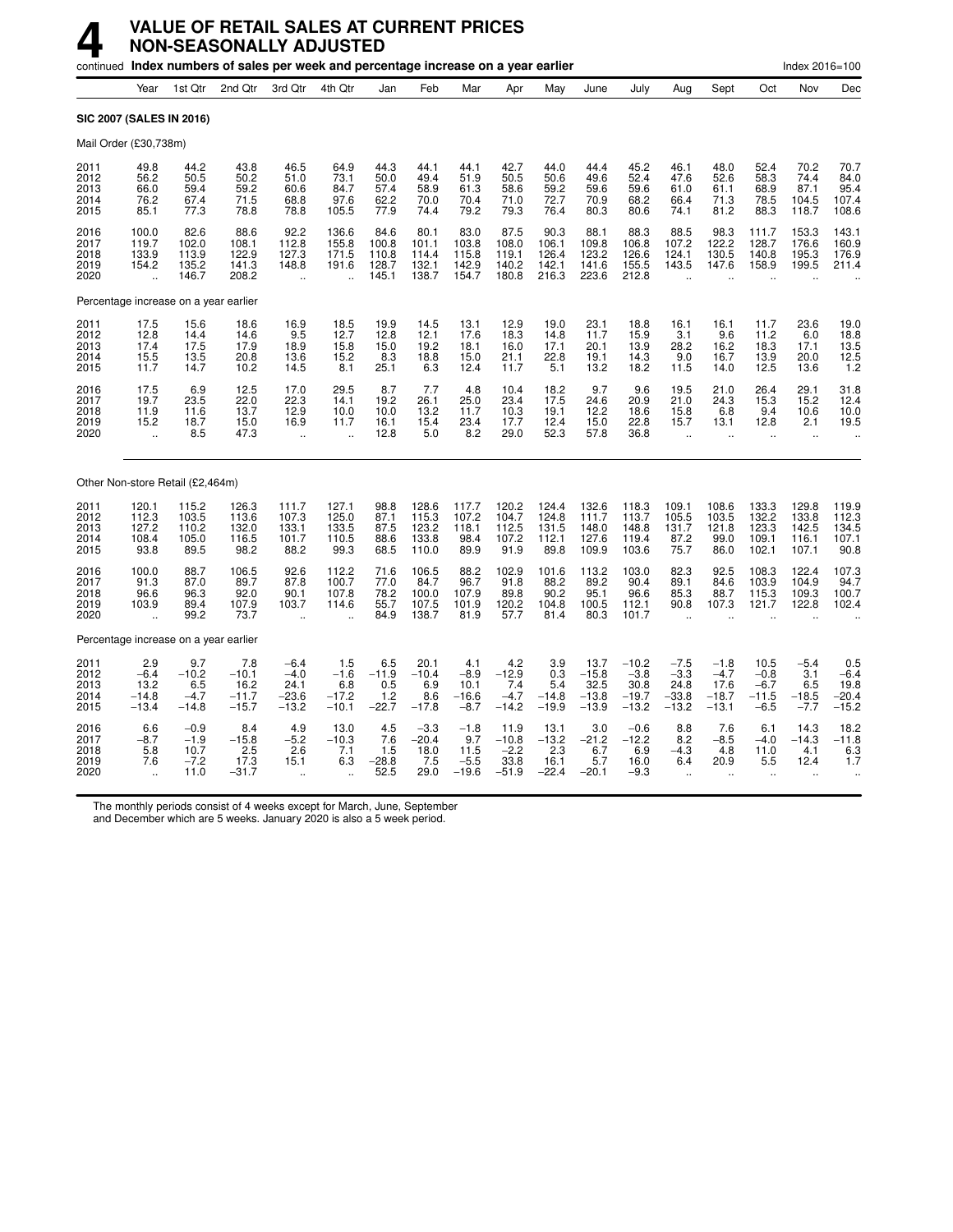# 4 VALUE OF RETAIL SALES AT CURRENT PRICES NON-SEASONALLY ADJUSTED

continued **Index numbers of sales per week and percentage increase on a year earlier** Index 2016=100

| | Year | 1st Qtr | 2nd Qtr | 3rd Qtr | 4th Qtr | Jan | Feb | Mar | Apr | May | June | July | Aug | Sept | Oct | Nov | Dec |
|---|---|---|---|---|---|---|---|---|---|---|---|---|---|---|---|---|---|
| **SIC 2007 (SALES IN 2016)** | | | | | | | | | | | | | | | | | |
| Mail Order (£30,738m) | | | | | | | | | | | | | | | | | |
| 2011 | 49.8 | 44.2 | 43.8 | 46.5 | 64.9 | 44.3 | 44.1 | 44.1 | 42.7 | 44.0 | 44.4 | 45.2 | 46.1 | 48.0 | 52.4 | 70.2 | 70.7 |
| 2012 | 56.2 | 50.5 | 50.2 | 51.0 | 73.1 | 50.0 | 49.4 | 51.9 | 50.5 | 50.6 | 49.6 | 52.4 | 47.6 | 52.6 | 58.3 | 74.4 | 84.0 |
| 2013 | 66.0 | 59.4 | 59.2 | 60.6 | 84.7 | 57.4 | 58.9 | 61.3 | 58.6 | 59.2 | 59.6 | 59.6 | 61.0 | 61.1 | 68.9 | 87.1 | 95.4 |
| 2014 | 76.2 | 67.4 | 71.5 | 68.8 | 97.6 | 62.2 | 70.0 | 70.4 | 71.0 | 72.7 | 70.9 | 68.2 | 66.4 | 71.3 | 78.5 | 104.5 | 107.4 |
| 2015 | 85.1 | 77.3 | 78.8 | 78.8 | 105.5 | 77.9 | 74.4 | 79.2 | 79.3 | 76.4 | 80.3 | 80.6 | 74.1 | 81.2 | 88.3 | 118.7 | 108.6 |
| 2016 | 100.0 | 82.6 | 88.6 | 92.2 | 136.6 | 84.6 | 80.1 | 83.0 | 87.5 | 90.3 | 88.1 | 88.3 | 88.5 | 98.3 | 111.7 | 153.3 | 143.1 |
| 2017 | 119.7 | 102.0 | 108.1 | 112.8 | 155.8 | 100.8 | 101.1 | 103.8 | 108.0 | 106.1 | 109.8 | 106.8 | 107.2 | 122.2 | 128.7 | 176.6 | 160.9 |
| 2018 | 133.9 | 113.9 | 122.9 | 127.3 | 171.5 | 110.8 | 114.4 | 115.8 | 119.1 | 126.4 | 123.2 | 126.6 | 124.1 | 130.5 | 140.8 | 195.3 | 176.9 |
| 2019 | 154.2 | 135.2 | 141.3 | 148.8 | 191.6 | 128.7 | 132.1 | 142.9 | 140.2 | 142.1 | 141.6 | 155.5 | 143.5 | 147.6 | 158.9 | 199.5 | 211.4 |
| 2020 | .. | 146.7 | 208.2 | .. | .. | 145.1 | 138.7 | 154.7 | 180.8 | 216.3 | 223.6 | 212.8 | .. | .. | .. | .. | .. |
| Percentage increase on a year earlier | | | | | | | | | | | | | | | | | |
| 2011 | 17.5 | 15.6 | 18.6 | 16.9 | 18.5 | 19.9 | 14.5 | 13.1 | 12.9 | 19.0 | 23.1 | 18.8 | 16.1 | 16.1 | 11.7 | 23.6 | 19.0 |
| 2012 | 12.8 | 14.4 | 14.6 | 9.5 | 12.7 | 12.8 | 12.1 | 17.6 | 18.3 | 14.8 | 11.7 | 15.9 | 3.1 | 9.6 | 11.2 | 6.0 | 18.8 |
| 2013 | 17.4 | 17.5 | 17.9 | 18.9 | 15.8 | 15.0 | 19.2 | 18.1 | 16.0 | 17.1 | 20.1 | 13.9 | 28.2 | 16.2 | 18.3 | 17.1 | 13.5 |
| 2014 | 15.5 | 13.5 | 20.8 | 13.6 | 15.2 | 8.3 | 18.8 | 15.0 | 21.1 | 22.8 | 19.1 | 14.3 | 9.0 | 16.7 | 13.9 | 20.0 | 12.5 |
| 2015 | 11.7 | 14.7 | 10.2 | 14.5 | 8.1 | 25.1 | 6.3 | 12.4 | 11.7 | 5.1 | 13.2 | 18.2 | 11.5 | 14.0 | 12.5 | 13.6 | 1.2 |
| 2016 | 17.5 | 6.9 | 12.5 | 17.0 | 29.5 | 8.7 | 7.7 | 4.8 | 10.4 | 18.2 | 9.7 | 9.6 | 19.5 | 21.0 | 26.4 | 29.1 | 31.8 |
| 2017 | 19.7 | 23.5 | 22.0 | 22.3 | 14.1 | 19.2 | 26.1 | 25.0 | 23.4 | 17.5 | 24.6 | 20.9 | 21.0 | 24.3 | 15.3 | 15.2 | 12.4 |
| 2018 | 11.9 | 11.6 | 13.7 | 12.9 | 10.0 | 10.0 | 13.2 | 11.7 | 10.3 | 19.1 | 12.2 | 18.6 | 15.8 | 6.8 | 9.4 | 10.6 | 10.0 |
| 2019 | 15.2 | 18.7 | 15.0 | 16.9 | 11.7 | 16.1 | 15.4 | 23.4 | 17.7 | 12.4 | 15.0 | 22.8 | 15.7 | 13.1 | 12.8 | 2.1 | 19.5 |
| 2020 | .. | 8.5 | 47.3 | .. | .. | 12.8 | 5.0 | 8.2 | 29.0 | 52.3 | 57.8 | 36.8 | .. | .. | .. | .. | .. |
| Other Non-store Retail (£2,464m) | | | | | | | | | | | | | | | | | |
| 2011 | 120.1 | 115.2 | 126.3 | 111.7 | 127.1 | 98.8 | 128.6 | 117.7 | 120.2 | 124.4 | 132.6 | 118.3 | 109.1 | 108.6 | 133.3 | 129.8 | 119.9 |
| 2012 | 112.3 | 103.5 | 113.6 | 107.3 | 125.0 | 87.1 | 115.3 | 107.2 | 104.7 | 124.8 | 111.7 | 113.7 | 105.5 | 103.5 | 132.2 | 133.8 | 112.3 |
| 2013 | 127.2 | 110.2 | 132.0 | 133.1 | 133.5 | 87.5 | 123.2 | 118.1 | 112.5 | 131.5 | 148.0 | 148.8 | 131.7 | 121.8 | 123.3 | 142.5 | 134.5 |
| 2014 | 108.4 | 105.0 | 116.5 | 101.7 | 110.5 | 88.6 | 133.8 | 98.4 | 107.2 | 112.1 | 127.6 | 119.4 | 87.2 | 99.0 | 109.1 | 116.1 | 107.1 |
| 2015 | 93.8 | 89.5 | 98.2 | 88.2 | 99.3 | 68.5 | 110.0 | 89.9 | 91.9 | 89.8 | 109.9 | 103.6 | 75.7 | 86.0 | 102.1 | 107.1 | 90.8 |
| 2016 | 100.0 | 88.7 | 106.5 | 92.6 | 112.2 | 71.6 | 106.5 | 88.2 | 102.9 | 101.6 | 113.2 | 103.0 | 82.3 | 92.5 | 108.3 | 122.4 | 107.3 |
| 2017 | 91.3 | 87.0 | 89.7 | 87.8 | 100.7 | 77.0 | 84.7 | 96.7 | 91.8 | 88.2 | 89.2 | 90.4 | 89.1 | 84.6 | 103.9 | 104.9 | 94.7 |
| 2018 | 96.6 | 96.3 | 92.0 | 90.1 | 107.8 | 78.2 | 100.0 | 107.9 | 89.8 | 90.2 | 95.1 | 96.6 | 85.3 | 88.7 | 115.3 | 109.3 | 100.7 |
| 2019 | 103.9 | 89.4 | 107.9 | 103.7 | 114.6 | 55.7 | 107.5 | 101.9 | 120.2 | 104.8 | 100.5 | 112.1 | 90.8 | 107.3 | 121.7 | 122.8 | 102.4 |
| 2020 | .. | 99.2 | 73.7 | .. | .. | 84.9 | 138.7 | 81.9 | 57.7 | 81.4 | 80.3 | 101.7 | .. | .. | .. | .. | .. |
| Percentage increase on a year earlier | | | | | | | | | | | | | | | | | |
| 2011 | 2.9 | 9.7 | 7.8 | −6.4 | 1.5 | 6.5 | 20.1 | 4.1 | 4.2 | 3.9 | 13.7 | −10.2 | −7.5 | −1.8 | 10.5 | −5.4 | 0.5 |
| 2012 | −6.4 | −10.2 | −10.1 | −4.0 | −1.6 | −11.9 | −10.4 | −8.9 | −12.9 | 0.3 | −15.8 | −3.8 | −3.3 | −4.7 | −0.8 | 3.1 | −6.4 |
| 2013 | 13.2 | 6.5 | 16.2 | 24.1 | 6.8 | 0.5 | 6.9 | 10.1 | 7.4 | 5.4 | 32.5 | 30.8 | 24.8 | 17.6 | −6.7 | 6.5 | 19.8 |
| 2014 | −14.8 | −4.7 | −11.7 | −23.6 | −17.2 | 1.2 | 8.6 | −16.6 | −4.7 | −14.8 | −13.8 | −19.7 | −33.8 | −18.7 | −11.5 | −18.5 | −20.4 |
| 2015 | −13.4 | −14.8 | −15.7 | −13.2 | −10.1 | −22.7 | −17.8 | −8.7 | −14.2 | −19.9 | −13.9 | −13.2 | −13.2 | −13.1 | −6.5 | −7.7 | −15.2 |
| 2016 | 6.6 | −0.9 | 8.4 | 4.9 | 13.0 | 4.5 | −3.3 | −1.8 | 11.9 | 13.1 | 3.0 | −0.6 | 8.8 | 7.6 | 6.1 | 14.3 | 18.2 |
| 2017 | −8.7 | −1.9 | −15.8 | −5.2 | −10.3 | 7.6 | −20.4 | 9.7 | −10.8 | −13.2 | −21.2 | −12.2 | 8.2 | −8.5 | −4.0 | −14.3 | −11.8 |
| 2018 | 5.8 | 10.7 | 2.5 | 2.6 | 7.1 | 1.5 | 18.0 | 11.5 | −2.2 | 2.3 | 6.7 | 6.9 | −4.3 | 4.8 | 11.0 | 4.1 | 6.3 |
| 2019 | 7.6 | −7.2 | 17.3 | 15.1 | 6.3 | −28.8 | 7.5 | −5.5 | 33.8 | 16.1 | 5.7 | 16.0 | 6.4 | 20.9 | 5.5 | 12.4 | 1.7 |
| 2020 | .. | 11.0 | −31.7 | .. | .. | 52.5 | 29.0 | −19.6 | −51.9 | −22.4 | −20.1 | −9.3 | .. | .. | .. | .. | .. |

The monthly periods consist of 4 weeks except for March, June, September and December which are 5 weeks. January 2020 is also a 5 week period.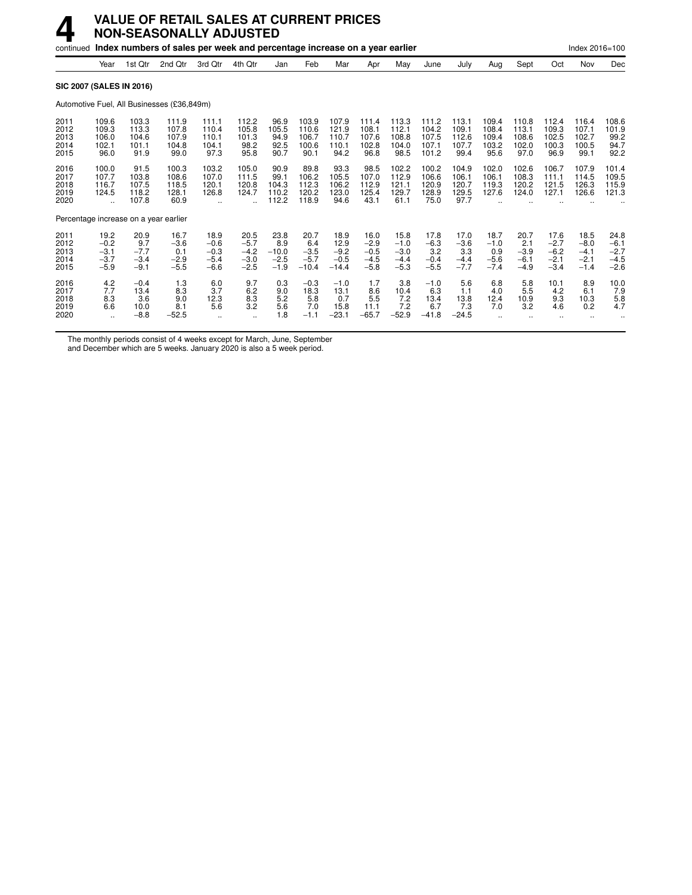# 4 VALUE OF RETAIL SALES AT CURRENT PRICES NON-SEASONALLY ADJUSTED

continued **Index numbers of sales per week and percentage increase on a year earlier** Index 2016=100

| | Year | 1st Qtr | 2nd Qtr | 3rd Qtr | 4th Qtr | Jan | Feb | Mar | Apr | May | June | July | Aug | Sept | Oct | Nov | Dec |
|---|---|---|---|---|---|---|---|---|---|---|---|---|---|---|---|---|---|
| **SIC 2007 (SALES IN 2016)** | | | | | | | | | | | | | | | | | |
| Automotive Fuel, All Businesses (£36,849m) | | | | | | | | | | | | | | | | | |
| 2011 | 109.6 | 103.3 | 111.9 | 111.1 | 112.2 | 96.9 | 103.9 | 107.9 | 111.4 | 113.3 | 111.2 | 113.1 | 109.4 | 110.8 | 112.4 | 116.4 | 108.6 |
| 2012 | 109.3 | 113.3 | 107.8 | 110.4 | 105.8 | 105.5 | 110.6 | 121.9 | 108.1 | 112.1 | 104.2 | 109.1 | 108.4 | 113.1 | 109.3 | 107.1 | 101.9 |
| 2013 | 106.0 | 104.6 | 107.9 | 110.1 | 101.3 | 94.9 | 106.7 | 110.7 | 107.6 | 108.8 | 107.5 | 112.6 | 109.4 | 108.6 | 102.5 | 102.7 | 99.2 |
| 2014 | 102.1 | 101.1 | 104.8 | 104.1 | 98.2 | 92.5 | 100.6 | 110.1 | 102.8 | 104.0 | 107.1 | 107.7 | 103.2 | 102.0 | 100.3 | 100.5 | 94.7 |
| 2015 | 96.0 | 91.9 | 99.0 | 97.3 | 95.8 | 90.7 | 90.1 | 94.2 | 96.8 | 98.5 | 101.2 | 99.4 | 95.6 | 97.0 | 96.9 | 99.1 | 92.2 |
| 2016 | 100.0 | 91.5 | 100.3 | 103.2 | 105.0 | 90.9 | 89.8 | 93.3 | 98.5 | 102.2 | 100.2 | 104.9 | 102.0 | 102.6 | 106.7 | 107.9 | 101.4 |
| 2017 | 107.7 | 103.8 | 108.6 | 107.0 | 111.5 | 99.1 | 106.2 | 105.5 | 107.0 | 112.9 | 106.6 | 106.1 | 106.1 | 108.3 | 111.1 | 114.5 | 109.5 |
| 2018 | 116.7 | 107.5 | 118.5 | 120.1 | 120.8 | 104.3 | 112.3 | 106.2 | 112.9 | 121.1 | 120.9 | 120.7 | 119.3 | 120.2 | 121.5 | 126.3 | 115.9 |
| 2019 | 124.5 | 118.2 | 128.1 | 126.8 | 124.7 | 110.2 | 120.2 | 123.0 | 125.4 | 129.7 | 128.9 | 129.5 | 127.6 | 124.0 | 127.1 | 126.6 | 121.3 |
| 2020 | .. | 107.8 | 60.9 | .. | .. | 112.2 | 118.9 | 94.6 | 43.1 | 61.1 | 75.0 | 97.7 | .. | .. | .. | .. | .. |
| Percentage increase on a year earlier | | | | | | | | | | | | | | | | | |
| 2011 | 19.2 | 20.9 | 16.7 | 18.9 | 20.5 | 23.8 | 20.7 | 18.9 | 16.0 | 15.8 | 17.8 | 17.0 | 18.7 | 20.7 | 17.6 | 18.5 | 24.8 |
| 2012 | −0.2 | 9.7 | −3.6 | −0.6 | −5.7 | 8.9 | 6.4 | 12.9 | −2.9 | −1.0 | −6.3 | −3.6 | −1.0 | 2.1 | −2.7 | −8.0 | −6.1 |
| 2013 | −3.1 | −7.7 | 0.1 | −0.3 | −4.2 | −10.0 | −3.5 | −9.2 | −0.5 | −3.0 | 3.2 | 3.3 | 0.9 | −3.9 | −6.2 | −4.1 | −2.7 |
| 2014 | −3.7 | −3.4 | −2.9 | −5.4 | −3.0 | −2.5 | −5.7 | −0.5 | −4.5 | −4.4 | −0.4 | −4.4 | −5.6 | −6.1 | −2.1 | −2.1 | −4.5 |
| 2015 | −5.9 | −9.1 | −5.5 | −6.6 | −2.5 | −1.9 | −10.4 | −14.4 | −5.8 | −5.3 | −5.5 | −7.7 | −7.4 | −4.9 | −3.4 | −1.4 | −2.6 |
| 2016 | 4.2 | −0.4 | 1.3 | 6.0 | 9.7 | 0.3 | −0.3 | −1.0 | 1.7 | 3.8 | −1.0 | 5.6 | 6.8 | 5.8 | 10.1 | 8.9 | 10.0 |
| 2017 | 7.7 | 13.4 | 8.3 | 3.7 | 6.2 | 9.0 | 18.3 | 13.1 | 8.6 | 10.4 | 6.3 | 1.1 | 4.0 | 5.5 | 4.2 | 6.1 | 7.9 |
| 2018 | 8.3 | 3.6 | 9.0 | 12.3 | 8.3 | 5.2 | 5.8 | 0.7 | 5.5 | 7.2 | 13.4 | 13.8 | 12.4 | 10.9 | 9.3 | 10.3 | 5.8 |
| 2019 | 6.6 | 10.0 | 8.1 | 5.6 | 3.2 | 5.6 | 7.0 | 15.8 | 11.1 | 7.2 | 6.7 | 7.3 | 7.0 | 3.2 | 4.6 | 0.2 | 4.7 |
| 2020 | .. | −8.8 | −52.5 | .. | .. | 1.8 | −1.1 | −23.1 | −65.7 | −52.9 | −41.8 | −24.5 | .. | .. | .. | .. | .. |

The monthly periods consist of 4 weeks except for March, June, September and December which are 5 weeks. January 2020 is also a 5 week period.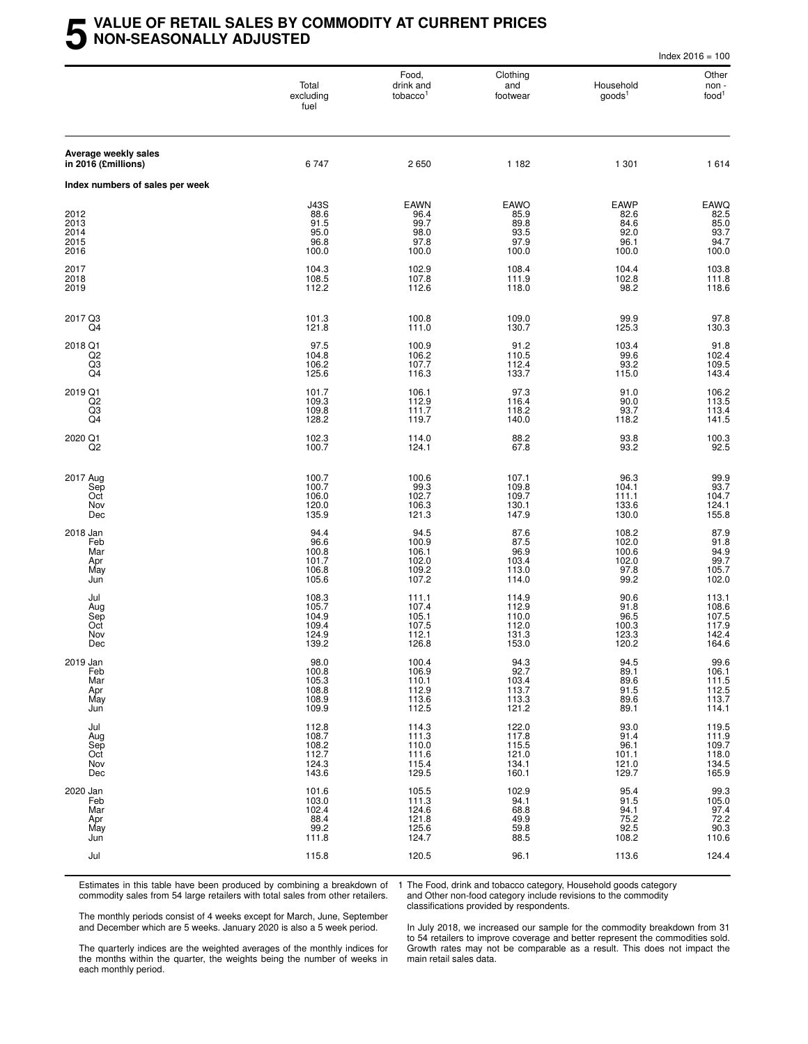# 5 VALUE OF RETAIL SALES BY COMMODITY AT CURRENT PRICES NON-SEASONALLY ADJUSTED

Index 2016 = 100

| | Total excluding fuel | Food, drink and tobacco[1] | Clothing and footwear | Household goods[1] | Other non - food[1] |
|---|---|---|---|---|---|
| **Average weekly sales in 2016 (£millions)** | 6 747 | 2 650 | 1 182 | 1 301 | 1 614 |
| **Index numbers of sales per week** | | | | | |
| | J43S | EAWN | EAWO | EAWP | EAWQ |
| 2012 | 88.6 | 96.4 | 85.9 | 82.6 | 82.5 |
| 2013 | 91.5 | 99.7 | 89.8 | 84.6 | 85.0 |
| 2014 | 95.0 | 98.0 | 93.5 | 92.0 | 93.7 |
| 2015 | 96.8 | 97.8 | 97.9 | 96.1 | 94.7 |
| 2016 | 100.0 | 100.0 | 100.0 | 100.0 | 100.0 |
| 2017 | 104.3 | 102.9 | 108.4 | 104.4 | 103.8 |
| 2018 | 108.5 | 107.8 | 111.9 | 102.8 | 111.8 |
| 2019 | 112.2 | 112.6 | 118.0 | 98.2 | 118.6 |
| 2017 Q3 | 101.3 | 100.8 | 109.0 | 99.9 | 97.8 |
| Q4 | 121.8 | 111.0 | 130.7 | 125.3 | 130.3 |
| 2018 Q1 | 97.5 | 100.9 | 91.2 | 103.4 | 91.8 |
| Q2 | 104.8 | 106.2 | 110.5 | 99.6 | 102.4 |
| Q3 | 106.2 | 107.7 | 112.4 | 93.2 | 109.5 |
| Q4 | 125.6 | 116.3 | 133.7 | 115.0 | 143.4 |
| 2019 Q1 | 101.7 | 106.1 | 97.3 | 91.0 | 106.2 |
| Q2 | 109.3 | 112.9 | 116.4 | 90.0 | 113.5 |
| Q3 | 109.8 | 111.7 | 118.2 | 93.7 | 113.4 |
| Q4 | 128.2 | 119.7 | 140.0 | 118.2 | 141.5 |
| 2020 Q1 | 102.3 | 114.0 | 88.2 | 93.8 | 100.3 |
| Q2 | 100.7 | 124.1 | 67.8 | 93.2 | 92.5 |
| 2017 Aug | 100.7 | 100.6 | 107.1 | 96.3 | 99.9 |
| Sep | 100.7 | 99.3 | 109.8 | 104.1 | 93.7 |
| Oct | 106.0 | 102.7 | 109.7 | 111.1 | 104.7 |
| Nov | 120.0 | 106.3 | 130.1 | 133.6 | 124.1 |
| Dec | 135.9 | 121.3 | 147.9 | 130.0 | 155.8 |
| 2018 Jan | 94.4 | 94.5 | 87.6 | 108.2 | 87.9 |
| Feb | 96.6 | 100.9 | 87.5 | 102.0 | 91.8 |
| Mar | 100.8 | 106.1 | 96.9 | 100.6 | 94.9 |
| Apr | 101.7 | 102.0 | 103.4 | 102.0 | 99.7 |
| May | 106.8 | 109.2 | 113.0 | 97.8 | 105.7 |
| Jun | 105.6 | 107.2 | 114.0 | 99.2 | 102.0 |
| Jul | 108.3 | 111.1 | 114.9 | 90.6 | 113.1 |
| Aug | 105.7 | 107.4 | 112.9 | 91.8 | 108.6 |
| Sep | 104.9 | 105.1 | 110.0 | 96.5 | 107.5 |
| Oct | 109.4 | 107.5 | 112.0 | 100.3 | 117.9 |
| Nov | 124.9 | 112.1 | 131.3 | 123.3 | 142.4 |
| Dec | 139.2 | 126.8 | 153.0 | 120.2 | 164.6 |
| 2019 Jan | 98.0 | 100.4 | 94.3 | 94.5 | 99.6 |
| Feb | 100.8 | 106.9 | 92.7 | 89.1 | 106.1 |
| Mar | 105.3 | 110.1 | 103.4 | 89.6 | 111.5 |
| Apr | 108.8 | 112.9 | 113.7 | 91.5 | 112.5 |
| May | 108.9 | 113.6 | 113.3 | 89.6 | 113.7 |
| Jun | 109.9 | 112.5 | 121.2 | 89.1 | 114.1 |
| Jul | 112.8 | 114.3 | 122.0 | 93.0 | 119.5 |
| Aug | 108.7 | 111.3 | 117.8 | 91.4 | 111.9 |
| Sep | 108.2 | 110.0 | 115.5 | 96.1 | 109.7 |
| Oct | 112.7 | 111.6 | 121.0 | 101.1 | 118.0 |
| Nov | 124.3 | 115.4 | 134.1 | 121.0 | 134.5 |
| Dec | 143.6 | 129.5 | 160.1 | 129.7 | 165.9 |
| 2020 Jan | 101.6 | 105.5 | 102.9 | 95.4 | 99.3 |
| Feb | 103.0 | 111.3 | 94.1 | 91.5 | 105.0 |
| Mar | 102.4 | 124.6 | 68.8 | 94.1 | 97.4 |
| Apr | 88.4 | 121.8 | 49.9 | 75.2 | 72.2 |
| May | 99.2 | 125.6 | 59.8 | 92.5 | 90.3 |
| Jun | 111.8 | 124.7 | 88.5 | 108.2 | 110.6 |
| Jul | 115.8 | 120.5 | 96.1 | 113.6 | 124.4 |

Estimates in this table have been produced by combining a breakdown of commodity sales from 54 large retailers with total sales from other retailers.

The monthly periods consist of 4 weeks except for March, June, September and December which are 5 weeks. January 2020 is also a 5 week period.

The quarterly indices are the weighted averages of the monthly indices for the months within the quarter, the weights being the number of weeks in each monthly period.

1 The Food, drink and tobacco category, Household goods category and Other non-food category include revisions to the commodity classifications provided by respondents.

In July 2018, we increased our sample for the commodity breakdown from 31 to 54 retailers to improve coverage and better represent the commodities sold. Growth rates may not be comparable as a result. This does not impact the main retail sales data.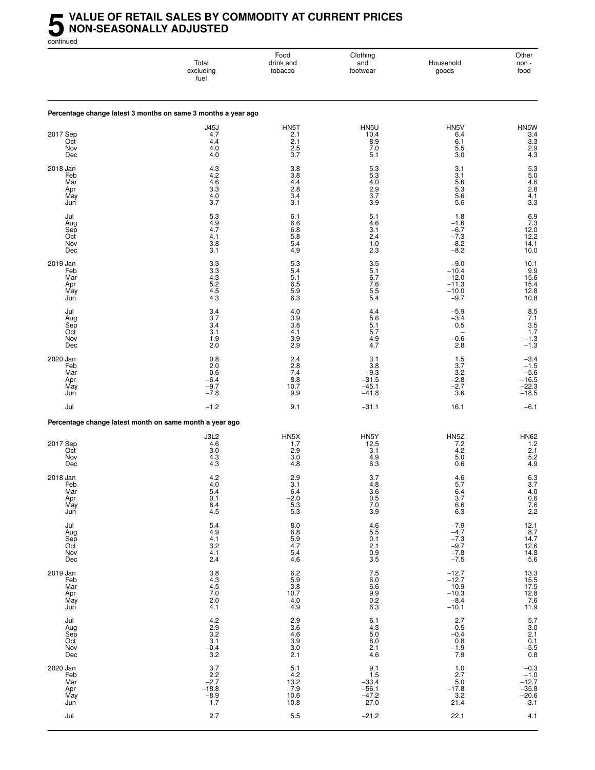# 5 VALUE OF RETAIL SALES BY COMMODITY AT CURRENT PRICES NON-SEASONALLY ADJUSTED

continued

| | Total excluding fuel | Food drink and tobacco | Clothing and footwear | Household goods | Other non - food |
|---|---|---|---|---|---|
| **Percentage change latest 3 months on same 3 months a year ago** | | | | | |
| | J45J | HN5T | HN5U | HN5V | HN5W |
| 2017 Sep | 4.7 | 2.1 | 10.4 | 6.4 | 3.4 |
| Oct | 4.4 | 2.1 | 8.9 | 6.1 | 3.3 |
| Nov | 4.0 | 2.5 | 7.0 | 5.5 | 2.9 |
| Dec | 4.0 | 3.7 | 5.1 | 3.0 | 4.3 |
| 2018 Jan | 4.3 | 3.8 | 5.3 | 3.1 | 5.3 |
| Feb | 4.2 | 3.8 | 5.3 | 3.1 | 5.0 |
| Mar | 4.6 | 4.4 | 4.0 | 5.6 | 4.6 |
| Apr | 3.3 | 2.8 | 2.9 | 5.3 | 2.8 |
| May | 4.0 | 3.4 | 3.7 | 5.6 | 4.1 |
| Jun | 3.7 | 3.1 | 3.9 | 5.6 | 3.3 |
| Jul | 5.3 | 6.1 | 5.1 | 1.8 | 6.9 |
| Aug | 4.9 | 6.6 | 4.6 | −1.6 | 7.3 |
| Sep | 4.7 | 6.8 | 3.1 | −6.7 | 12.0 |
| Oct | 4.1 | 5.8 | 2.4 | −7.3 | 12.2 |
| Nov | 3.8 | 5.4 | 1.0 | −8.2 | 14.1 |
| Dec | 3.1 | 4.9 | 2.3 | −8.2 | 10.0 |
| 2019 Jan | 3.3 | 5.3 | 3.5 | −9.0 | 10.1 |
| Feb | 3.3 | 5.4 | 5.1 | −10.4 | 9.9 |
| Mar | 4.3 | 5.1 | 6.7 | −12.0 | 15.6 |
| Apr | 5.2 | 6.5 | 7.6 | −11.3 | 15.4 |
| May | 4.5 | 5.9 | 5.5 | −10.0 | 12.8 |
| Jun | 4.3 | 6.3 | 5.4 | −9.7 | 10.8 |
| Jul | 3.4 | 4.0 | 4.4 | −5.9 | 8.5 |
| Aug | 3.7 | 3.9 | 5.6 | −3.4 | 7.1 |
| Sep | 3.4 | 3.8 | 5.1 | 0.5 | 3.5 |
| Oct | 3.1 | 4.1 | 5.7 | – | 1.7 |
| Nov | 1.9 | 3.9 | 4.9 | −0.6 | −1.3 |
| Dec | 2.0 | 2.9 | 4.7 | 2.8 | −1.3 |
| 2020 Jan | 0.8 | 2.4 | 3.1 | 1.5 | −3.4 |
| Feb | 2.0 | 2.8 | 3.8 | 3.7 | −1.5 |
| Mar | 0.6 | 7.4 | −9.3 | 3.2 | −5.6 |
| Apr | −6.4 | 8.8 | −31.5 | −2.8 | −16.5 |
| May | −9.7 | 10.7 | −45.1 | −2.7 | −22.3 |
| Jun | −7.8 | 9.9 | −41.8 | 3.6 | −18.5 |
| Jul | −1.2 | 9.1 | −31.1 | 16.1 | −6.1 |
| **Percentage change latest month on same month a year ago** | | | | | |
| | J3L2 | HN5X | HN5Y | HN5Z | HN62 |
| 2017 Sep | 4.6 | 1.7 | 12.5 | 7.2 | 1.2 |
| Oct | 3.0 | 2.9 | 3.1 | 4.2 | 2.1 |
| Nov | 4.3 | 3.0 | 4.9 | 5.0 | 5.2 |
| Dec | 4.3 | 4.8 | 6.3 | 0.6 | 4.9 |
| 2018 Jan | 4.2 | 2.9 | 3.7 | 4.6 | 6.3 |
| Feb | 4.0 | 3.1 | 4.8 | 5.7 | 3.7 |
| Mar | 5.4 | 6.4 | 3.6 | 6.4 | 4.0 |
| Apr | 0.1 | −2.0 | 0.5 | 3.7 | 0.6 |
| May | 6.4 | 5.3 | 7.0 | 6.6 | 7.6 |
| Jun | 4.5 | 5.3 | 3.9 | 6.3 | 2.2 |
| Jul | 5.4 | 8.0 | 4.6 | −7.9 | 12.1 |
| Aug | 4.9 | 6.8 | 5.5 | −4.7 | 8.7 |
| Sep | 4.1 | 5.9 | 0.1 | −7.3 | 14.7 |
| Oct | 3.2 | 4.7 | 2.1 | −9.7 | 12.6 |
| Nov | 4.1 | 5.4 | 0.9 | −7.8 | 14.8 |
| Dec | 2.4 | 4.6 | 3.5 | −7.5 | 5.6 |
| 2019 Jan | 3.8 | 6.2 | 7.5 | −12.7 | 13.3 |
| Feb | 4.3 | 5.9 | 6.0 | −12.7 | 15.5 |
| Mar | 4.5 | 3.8 | 6.6 | −10.9 | 17.5 |
| Apr | 7.0 | 10.7 | 9.9 | −10.3 | 12.8 |
| May | 2.0 | 4.0 | 0.2 | −8.4 | 7.6 |
| Jun | 4.1 | 4.9 | 6.3 | −10.1 | 11.9 |
| Jul | 4.2 | 2.9 | 6.1 | 2.7 | 5.7 |
| Aug | 2.9 | 3.6 | 4.3 | −0.5 | 3.0 |
| Sep | 3.2 | 4.6 | 5.0 | −0.4 | 2.1 |
| Oct | 3.1 | 3.9 | 8.0 | 0.8 | 0.1 |
| Nov | −0.4 | 3.0 | 2.1 | −1.9 | −5.5 |
| Dec | 3.2 | 2.1 | 4.6 | 7.9 | 0.8 |
| 2020 Jan | 3.7 | 5.1 | 9.1 | 1.0 | −0.3 |
| Feb | 2.2 | 4.2 | 1.5 | 2.7 | −1.0 |
| Mar | −2.7 | 13.2 | −33.4 | 5.0 | −12.7 |
| Apr | −18.8 | 7.9 | −56.1 | −17.8 | −35.8 |
| May | −8.9 | 10.6 | −47.2 | 3.2 | −20.6 |
| Jun | 1.7 | 10.8 | −27.0 | 21.4 | −3.1 |
| Jul | 2.7 | 5.5 | −21.2 | 22.1 | 4.1 |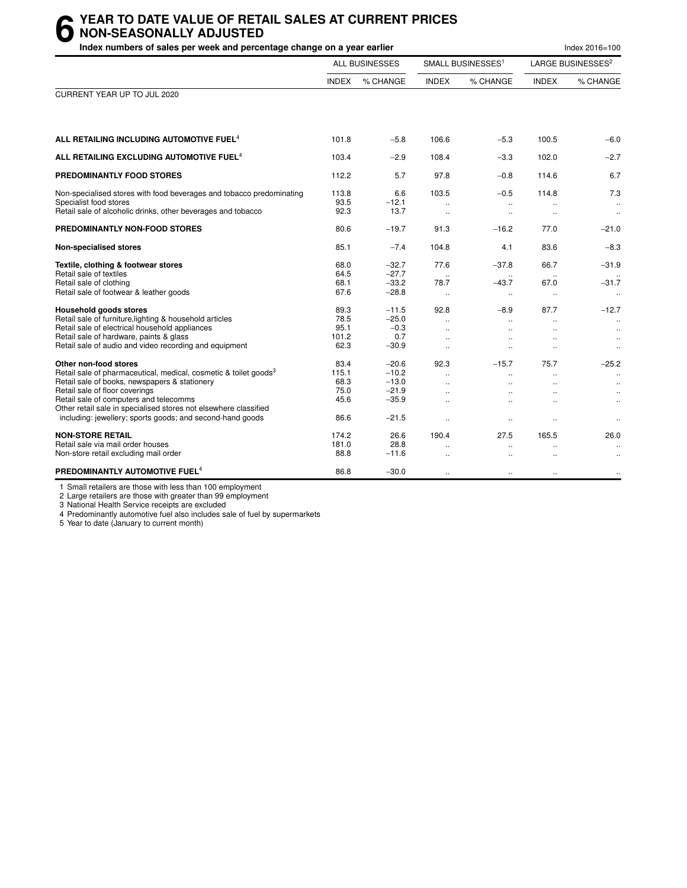# 6 YEAR TO DATE VALUE OF RETAIL SALES AT CURRENT PRICES NON-SEASONALLY ADJUSTED

**Index numbers of sales per week and percentage change on a year earlier**

Index 2016=100

| | ALL BUSINESSES | | SMALL BUSINESSES[1] | | LARGE BUSINESSES[2] | |
|---|---|---|---|---|---|---|
| | INDEX | % CHANGE | INDEX | % CHANGE | INDEX | % CHANGE |
| CURRENT YEAR UP TO JUL 2020 | | | | | | |
| **ALL RETAILING INCLUDING AUTOMOTIVE FUEL**[4] | 101.8 | −5.8 | 106.6 | −5.3 | 100.5 | −6.0 |
| **ALL RETAILING EXCLUDING AUTOMOTIVE FUEL**[4] | 103.4 | −2.9 | 108.4 | −3.3 | 102.0 | −2.7 |
| **PREDOMINANTLY FOOD STORES** | 112.2 | 5.7 | 97.8 | −0.8 | 114.6 | 6.7 |
| Non-specialised stores with food beverages and tobacco predominating | 113.8 | 6.6 | 103.5 | −0.5 | 114.8 | 7.3 |
| Specialist food stores | 93.5 | −12.1 | .. | .. | .. | .. |
| Retail sale of alcoholic drinks, other beverages and tobacco | 92.3 | 13.7 | .. | .. | .. | .. |
| **PREDOMINANTLY NON-FOOD STORES** | 80.6 | −19.7 | 91.3 | −16.2 | 77.0 | −21.0 |
| **Non-specialised stores** | 85.1 | −7.4 | 104.8 | 4.1 | 83.6 | −8.3 |
| **Textile, clothing & footwear stores** | 68.0 | −32.7 | 77.6 | −37.8 | 66.7 | −31.9 |
| Retail sale of textiles | 64.5 | −27.7 | .. | .. | .. | .. |
| Retail sale of clothing | 68.1 | −33.2 | 78.7 | −43.7 | 67.0 | −31.7 |
| Retail sale of footwear & leather goods | 67.6 | −28.8 | .. | .. | .. | .. |
| **Household goods stores** | 89.3 | −11.5 | 92.8 | −8.9 | 87.7 | −12.7 |
| Retail sale of furniture,lighting & household articles | 78.5 | −25.0 | .. | .. | .. | .. |
| Retail sale of electrical household appliances | 95.1 | −0.3 | .. | .. | .. | .. |
| Retail sale of hardware, paints & glass | 101.2 | 0.7 | .. | .. | .. | .. |
| Retail sale of audio and video recording and equipment | 62.3 | −30.9 | .. | .. | .. | .. |
| **Other non-food stores** | 83.4 | −20.6 | 92.3 | −15.7 | 75.7 | −25.2 |
| Retail sale of pharmaceutical, medical, cosmetic & toilet goods[3] | 115.1 | −10.2 | .. | .. | .. | .. |
| Retail sale of books, newspapers & stationery | 68.3 | −13.0 | .. | .. | .. | .. |
| Retail sale of floor coverings | 75.0 | −21.9 | .. | .. | .. | .. |
| Retail sale of computers and telecomms | 45.6 | −35.9 | .. | .. | .. | .. |
| Other retail sale in specialised stores not elsewhere classified including: jewellery; sports goods; and second-hand goods | 86.6 | −21.5 | .. | .. | .. | .. |
| **NON-STORE RETAIL** | 174.2 | 26.6 | 190.4 | 27.5 | 165.5 | 26.0 |
| Retail sale via mail order houses | 181.0 | 28.8 | .. | .. | .. | .. |
| Non-store retail excluding mail order | 88.8 | −11.6 | .. | .. | .. | .. |
| **PREDOMINANTLY AUTOMOTIVE FUEL**[4] | 86.8 | −30.0 | .. | .. | .. | .. |

1 Small retailers are those with less than 100 employment
2 Large retailers are those with greater than 99 employment
3 National Health Service receipts are excluded
4 Predominantly automotive fuel also includes sale of fuel by supermarkets
5 Year to date (January to current month)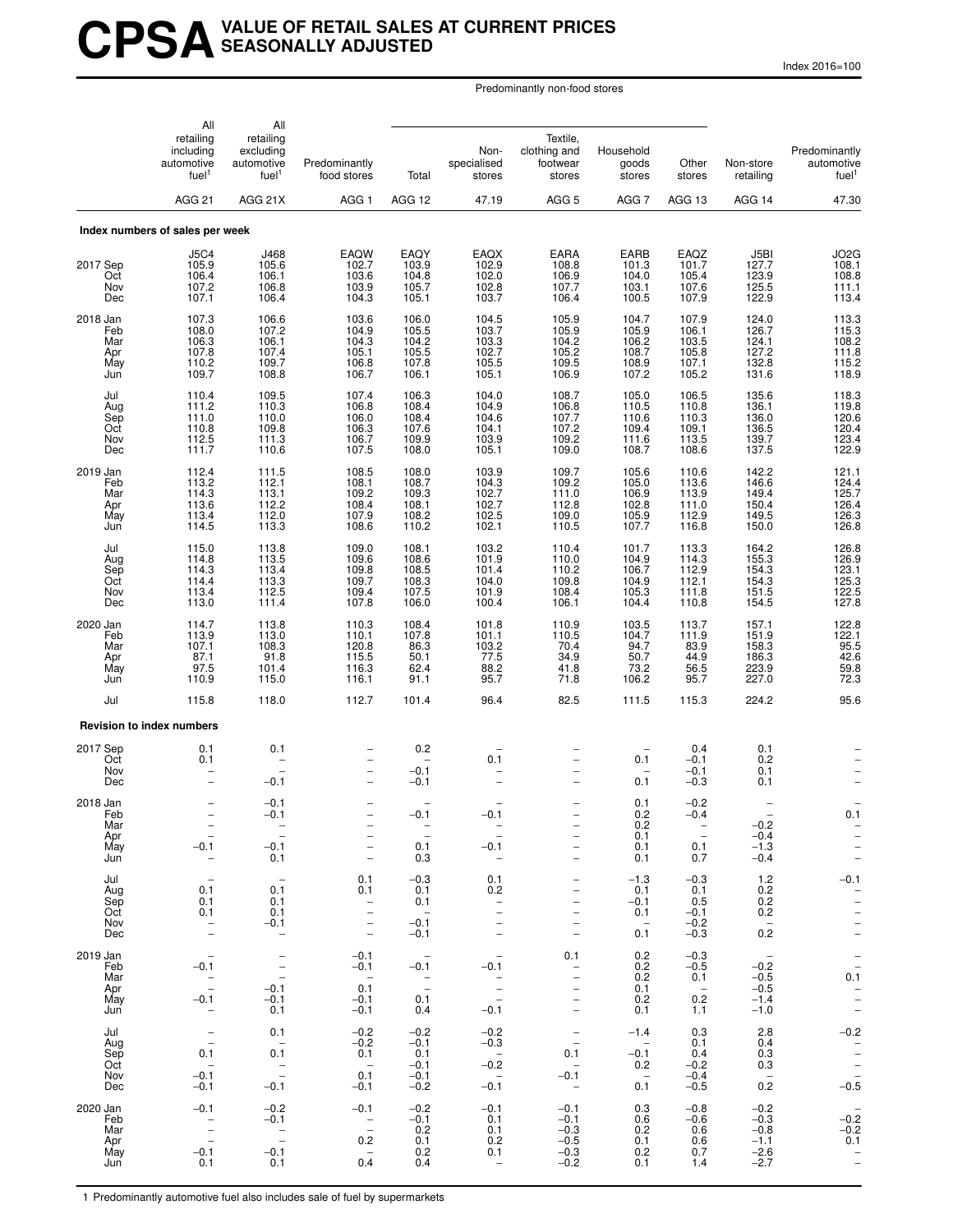# CPSA VALUE OF RETAIL SALES AT CURRENT PRICES SEASONALLY ADJUSTED

Index 2016=100

| | All retailing including automotive fuel[1] | All retailing excluding automotive fuel[1] | Predominantly food stores | Predominantly non-food stores | | | | | Non-store retailing | Predominantly automotive fuel[1] |
|---|---|---|---|---|---|---|---|---|---|---|
| | | | | Total | Non-specialised stores | Textile, clothing and footwear stores | Household goods stores | Other stores | | |
| | AGG 21 | AGG 21X | AGG 1 | AGG 12 | 47.19 | AGG 5 | AGG 7 | AGG 13 | AGG 14 | 47.30 |
| **Index numbers of sales per week** | | | | | | | | | | |
| | J5C4 | J468 | EAQW | EAQY | EAQX | EARA | EARB | EAQZ | J5BI | JO2G |
| 2017 Sep | 105.9 | 105.6 | 102.7 | 103.9 | 102.9 | 108.8 | 101.3 | 101.7 | 127.7 | 108.1 |
| Oct | 106.4 | 106.1 | 103.6 | 104.8 | 102.0 | 106.9 | 104.0 | 105.4 | 123.9 | 108.8 |
| Nov | 107.2 | 106.8 | 103.9 | 105.7 | 102.8 | 107.7 | 103.1 | 107.6 | 125.5 | 111.1 |
| Dec | 107.1 | 106.4 | 104.3 | 105.1 | 103.7 | 106.4 | 100.5 | 107.9 | 122.9 | 113.4 |
| 2018 Jan | 107.3 | 106.6 | 103.6 | 106.0 | 104.5 | 105.9 | 104.7 | 107.9 | 124.0 | 113.3 |
| Feb | 108.0 | 107.2 | 104.9 | 105.5 | 103.7 | 105.9 | 105.9 | 106.1 | 126.7 | 115.3 |
| Mar | 106.3 | 106.1 | 104.3 | 104.2 | 103.3 | 104.2 | 106.2 | 103.5 | 124.1 | 108.2 |
| Apr | 107.8 | 107.4 | 105.1 | 105.5 | 102.7 | 105.2 | 108.7 | 105.8 | 127.2 | 111.8 |
| May | 110.2 | 109.7 | 106.8 | 107.8 | 105.5 | 109.5 | 108.9 | 107.1 | 132.8 | 115.2 |
| Jun | 109.7 | 108.8 | 106.7 | 106.1 | 105.1 | 106.9 | 107.2 | 105.2 | 131.6 | 118.9 |
| Jul | 110.4 | 109.5 | 107.4 | 106.3 | 104.0 | 108.7 | 105.0 | 106.5 | 135.6 | 118.3 |
| Aug | 111.2 | 110.3 | 106.8 | 108.4 | 104.9 | 106.8 | 110.5 | 110.8 | 136.1 | 119.8 |
| Sep | 111.0 | 110.0 | 106.0 | 108.4 | 104.6 | 107.7 | 110.6 | 110.3 | 136.0 | 120.6 |
| Oct | 110.8 | 109.8 | 106.3 | 107.6 | 104.1 | 107.2 | 109.4 | 109.1 | 136.5 | 120.4 |
| Nov | 112.5 | 111.3 | 106.7 | 109.9 | 103.9 | 109.2 | 111.6 | 113.5 | 139.7 | 123.4 |
| Dec | 111.7 | 110.6 | 107.5 | 108.0 | 105.1 | 109.0 | 108.7 | 108.6 | 137.5 | 122.9 |
| 2019 Jan | 112.4 | 111.5 | 108.5 | 108.0 | 103.9 | 109.7 | 105.6 | 110.6 | 142.2 | 121.1 |
| Feb | 113.2 | 112.1 | 108.1 | 108.7 | 104.3 | 109.2 | 105.0 | 113.6 | 146.6 | 124.4 |
| Mar | 114.3 | 113.1 | 109.2 | 109.3 | 102.7 | 111.0 | 106.9 | 113.9 | 149.4 | 125.7 |
| Apr | 113.6 | 112.2 | 108.4 | 108.1 | 102.7 | 112.8 | 102.8 | 111.0 | 150.4 | 126.4 |
| May | 113.4 | 112.0 | 107.9 | 108.2 | 102.5 | 109.0 | 105.9 | 112.9 | 149.5 | 126.3 |
| Jun | 114.5 | 113.3 | 108.6 | 110.2 | 102.1 | 110.5 | 107.7 | 116.8 | 150.0 | 126.8 |
| Jul | 115.0 | 113.8 | 109.0 | 108.1 | 103.2 | 110.4 | 101.7 | 113.3 | 164.2 | 126.8 |
| Aug | 114.8 | 113.5 | 109.6 | 108.6 | 101.9 | 110.0 | 104.9 | 114.3 | 155.3 | 126.9 |
| Sep | 114.3 | 113.4 | 109.8 | 108.5 | 101.4 | 110.2 | 106.7 | 112.9 | 154.3 | 123.1 |
| Oct | 114.4 | 113.3 | 109.7 | 108.3 | 104.0 | 109.8 | 104.9 | 112.1 | 154.3 | 125.3 |
| Nov | 113.4 | 112.5 | 109.4 | 107.5 | 101.9 | 108.4 | 105.3 | 111.8 | 151.5 | 122.5 |
| Dec | 113.0 | 111.4 | 107.8 | 106.0 | 100.4 | 106.1 | 104.4 | 110.8 | 154.5 | 127.8 |
| 2020 Jan | 114.7 | 113.8 | 110.3 | 108.4 | 101.8 | 110.9 | 103.5 | 113.7 | 157.1 | 122.8 |
| Feb | 113.9 | 113.0 | 110.1 | 107.8 | 101.1 | 110.5 | 104.7 | 111.9 | 151.9 | 122.1 |
| Mar | 107.1 | 108.3 | 120.8 | 86.3 | 103.2 | 70.4 | 94.7 | 83.9 | 158.3 | 95.5 |
| Apr | 87.1 | 91.8 | 115.5 | 50.1 | 77.5 | 34.9 | 50.7 | 44.9 | 186.3 | 42.6 |
| May | 97.5 | 101.4 | 116.3 | 62.4 | 88.2 | 41.8 | 73.2 | 56.5 | 223.9 | 59.8 |
| Jun | 110.9 | 115.0 | 116.1 | 91.1 | 95.7 | 71.8 | 106.2 | 95.7 | 227.0 | 72.3 |
| Jul | 115.8 | 118.0 | 112.7 | 101.4 | 96.4 | 82.5 | 111.5 | 115.3 | 224.2 | 95.6 |
| **Revision to index numbers** | | | | | | | | | | |
| 2017 Sep | 0.1 | 0.1 | – | 0.2 | – | – | – | 0.4 | 0.1 | – |
| Oct | 0.1 | – | – | – | 0.1 | – | 0.1 | −0.1 | 0.2 | – |
| Nov | – | – | – | −0.1 | – | – | – | −0.1 | 0.1 | – |
| Dec | – | −0.1 | – | −0.1 | – | – | 0.1 | −0.3 | 0.1 | – |
| 2018 Jan | – | −0.1 | – | – | – | – | 0.1 | −0.2 | – | – |
| Feb | – | −0.1 | – | −0.1 | −0.1 | – | 0.2 | −0.4 | – | 0.1 |
| Mar | – | – | – | – | – | – | 0.2 | – | −0.2 | – |
| Apr | – | – | – | – | – | – | 0.1 | – | −0.4 | – |
| May | −0.1 | −0.1 | – | 0.1 | −0.1 | – | 0.1 | 0.1 | −1.3 | – |
| Jun | – | 0.1 | – | 0.3 | – | – | 0.1 | 0.7 | −0.4 | – |
| Jul | – | – | 0.1 | −0.3 | 0.1 | – | −1.3 | −0.3 | 1.2 | −0.1 |
| Aug | 0.1 | 0.1 | 0.1 | 0.1 | 0.2 | – | 0.1 | 0.1 | 0.2 | – |
| Sep | 0.1 | 0.1 | – | 0.1 | – | – | −0.1 | 0.5 | 0.2 | – |
| Oct | 0.1 | 0.1 | – | – | – | – | 0.1 | −0.1 | 0.2 | – |
| Nov | – | −0.1 | – | −0.1 | – | – | – | −0.2 | – | – |
| Dec | – | – | – | −0.1 | – | – | 0.1 | −0.3 | 0.2 | – |
| 2019 Jan | – | – | −0.1 | – | – | 0.1 | 0.2 | −0.3 | – | – |
| Feb | −0.1 | – | −0.1 | −0.1 | −0.1 | – | 0.2 | −0.5 | −0.2 | – |
| Mar | – | – | – | – | – | – | 0.2 | 0.1 | −0.5 | 0.1 |
| Apr | – | −0.1 | 0.1 | – | – | – | 0.1 | – | −0.5 | – |
| May | −0.1 | −0.1 | −0.1 | 0.1 | – | – | 0.2 | 0.2 | −1.4 | – |
| Jun | – | 0.1 | −0.1 | 0.4 | −0.1 | – | 0.1 | 1.1 | −1.0 | – |
| Jul | – | 0.1 | −0.2 | −0.2 | −0.2 | – | −1.4 | 0.3 | 2.8 | −0.2 |
| Aug | – | – | −0.2 | −0.1 | −0.3 | – | – | 0.1 | 0.4 | – |
| Sep | 0.1 | 0.1 | 0.1 | 0.1 | – | 0.1 | −0.1 | 0.4 | 0.3 | – |
| Oct | – | – | – | −0.1 | −0.2 | – | 0.2 | −0.2 | 0.3 | – |
| Nov | −0.1 | – | 0.1 | −0.1 | – | −0.1 | – | −0.4 | – | – |
| Dec | −0.1 | −0.1 | −0.1 | −0.2 | −0.1 | – | 0.1 | −0.5 | 0.2 | −0.5 |
| 2020 Jan | −0.1 | −0.2 | −0.1 | −0.2 | −0.1 | −0.1 | 0.3 | −0.8 | −0.2 | – |
| Feb | – | −0.1 | – | −0.1 | 0.1 | −0.1 | 0.6 | −0.6 | −0.3 | −0.2 |
| Mar | – | – | – | 0.2 | 0.1 | −0.3 | 0.2 | 0.6 | −0.8 | −0.2 |
| Apr | – | – | 0.2 | 0.1 | 0.2 | −0.5 | 0.1 | 0.6 | −1.1 | 0.1 |
| May | −0.1 | −0.1 | – | 0.2 | 0.1 | −0.3 | 0.2 | 0.7 | −2.6 | – |
| Jun | 0.1 | 0.1 | 0.4 | 0.4 | – | −0.2 | 0.1 | 1.4 | −2.7 | – |

1 Predominantly automotive fuel also includes sale of fuel by supermarkets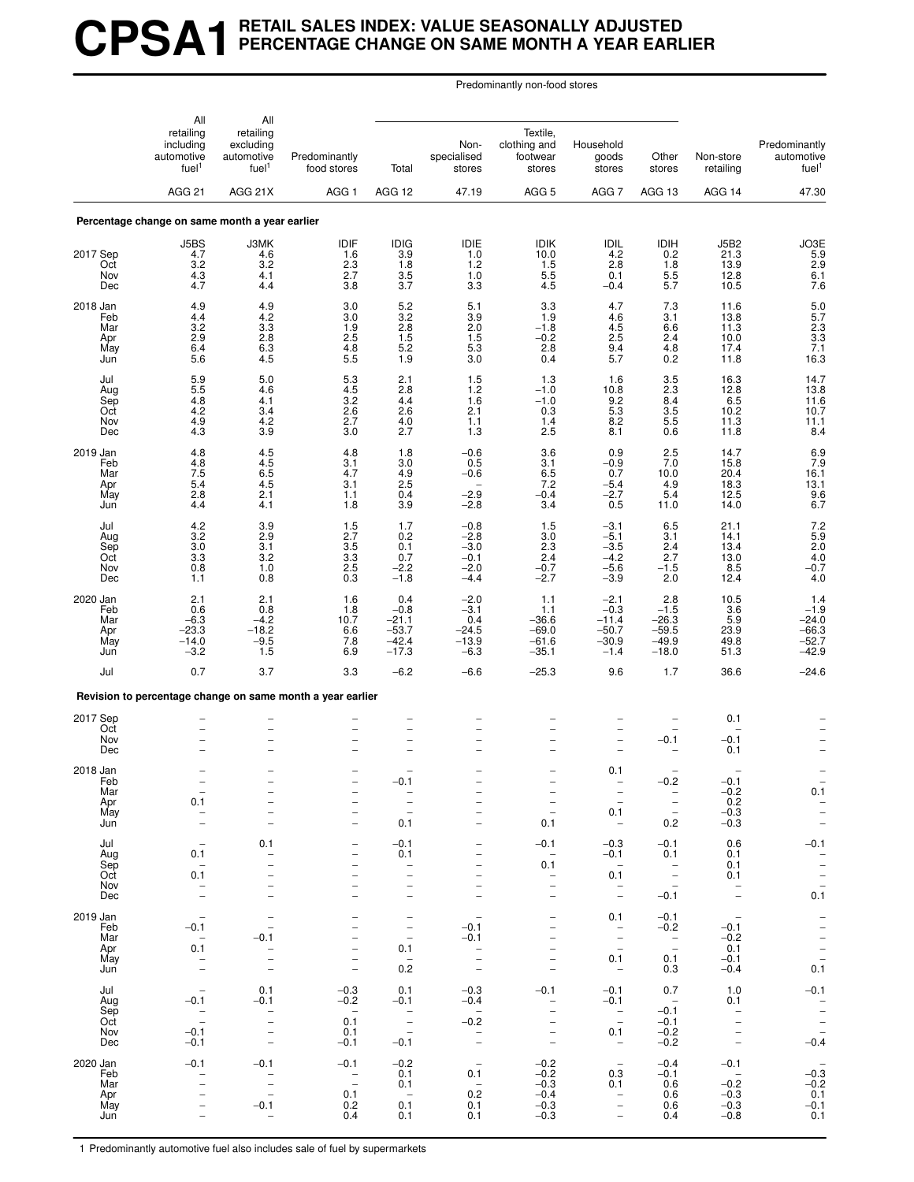# CPSA1 RETAIL SALES INDEX: VALUE SEASONALLY ADJUSTED PERCENTAGE CHANGE ON SAME MONTH A YEAR EARLIER

| | All retailing including automotive fuel[1] | All retailing excluding automotive fuel[1] | Predominantly food stores | Predominantly non-food stores: Total | Non-specialised stores | Textile, clothing and footwear stores | Household goods stores | Other stores | Non-store retailing | Predominantly automotive fuel[1] |
|---|---|---|---|---|---|---|---|---|---|---|
| | AGG 21 | AGG 21X | AGG 1 | AGG 12 | 47.19 | AGG 5 | AGG 7 | AGG 13 | AGG 14 | 47.30 |
| **Percentage change on same month a year earlier** | | | | | | | | | | |
| | J5BS | J3MK | IDIF | IDIG | IDIE | IDIK | IDIL | IDIH | J5B2 | JO3E |
| 2017 Sep | 4.7 | 4.6 | 1.6 | 3.9 | 1.0 | 10.0 | 4.2 | 0.2 | 21.3 | 5.9 |
| Oct | 3.2 | 3.2 | 2.3 | 1.8 | 1.2 | 1.5 | 2.8 | 1.8 | 13.9 | 2.9 |
| Nov | 4.3 | 4.1 | 2.7 | 3.5 | 1.0 | 5.5 | 0.1 | 5.5 | 12.8 | 6.1 |
| Dec | 4.7 | 4.4 | 3.8 | 3.7 | 3.3 | 4.5 | −0.4 | 5.7 | 10.5 | 7.6 |
| 2018 Jan | 4.9 | 4.9 | 3.0 | 5.2 | 5.1 | 3.3 | 4.7 | 7.3 | 11.6 | 5.0 |
| Feb | 4.4 | 4.2 | 3.0 | 3.2 | 3.9 | 1.9 | 4.6 | 3.1 | 13.8 | 5.7 |
| Mar | 3.2 | 3.3 | 1.9 | 2.8 | 2.0 | −1.8 | 4.5 | 6.6 | 11.3 | 2.3 |
| Apr | 2.9 | 2.8 | 2.5 | 1.5 | 1.5 | −0.2 | 2.5 | 2.4 | 10.0 | 3.3 |
| May | 6.4 | 6.3 | 4.8 | 5.2 | 5.3 | 2.8 | 9.4 | 4.8 | 17.4 | 7.1 |
| Jun | 5.6 | 4.5 | 5.5 | 1.9 | 3.0 | 0.4 | 5.7 | 0.2 | 11.8 | 16.3 |
| Jul | 5.9 | 5.0 | 5.3 | 2.1 | 1.5 | 1.3 | 1.6 | 3.5 | 16.3 | 14.7 |
| Aug | 5.5 | 4.6 | 4.5 | 2.8 | 1.2 | −1.0 | 10.8 | 2.3 | 12.8 | 13.8 |
| Sep | 4.8 | 4.1 | 3.2 | 4.4 | 1.6 | −1.0 | 9.2 | 8.4 | 6.5 | 11.6 |
| Oct | 4.2 | 3.4 | 2.6 | 2.6 | 2.1 | 0.3 | 5.3 | 3.5 | 10.2 | 10.7 |
| Nov | 4.9 | 4.2 | 2.7 | 4.0 | 1.1 | 1.4 | 8.2 | 5.5 | 11.3 | 11.1 |
| Dec | 4.3 | 3.9 | 3.0 | 2.7 | 1.3 | 2.5 | 8.1 | 0.6 | 11.8 | 8.4 |
| 2019 Jan | 4.8 | 4.5 | 4.8 | 1.8 | −0.6 | 3.6 | 0.9 | 2.5 | 14.7 | 6.9 |
| Feb | 4.8 | 4.5 | 3.1 | 3.0 | 0.5 | 3.1 | −0.9 | 7.0 | 15.8 | 7.9 |
| Mar | 7.5 | 6.5 | 4.7 | 4.9 | −0.6 | 6.5 | 0.7 | 10.0 | 20.4 | 16.1 |
| Apr | 5.4 | 4.5 | 3.1 | 2.5 | – | 7.2 | −5.4 | 4.9 | 18.3 | 13.1 |
| May | 2.8 | 2.1 | 1.1 | 0.4 | −2.9 | −0.4 | −2.7 | 5.4 | 12.5 | 9.6 |
| Jun | 4.4 | 4.1 | 1.8 | 3.9 | −2.8 | 3.4 | 0.5 | 11.0 | 14.0 | 6.7 |
| Jul | 4.2 | 3.9 | 1.5 | 1.7 | −0.8 | 1.5 | −3.1 | 6.5 | 21.1 | 7.2 |
| Aug | 3.2 | 2.9 | 2.7 | 0.2 | −2.8 | 3.0 | −5.1 | 3.1 | 14.1 | 5.9 |
| Sep | 3.0 | 3.1 | 3.5 | 0.1 | −3.0 | 2.3 | −3.5 | 2.4 | 13.4 | 2.0 |
| Oct | 3.3 | 3.2 | 3.3 | 0.7 | −0.1 | 2.4 | −4.2 | 2.7 | 13.0 | 4.0 |
| Nov | 0.8 | 1.0 | 2.5 | −2.2 | −2.0 | −0.7 | −5.6 | −1.5 | 8.5 | −0.7 |
| Dec | 1.1 | 0.8 | 0.3 | −1.8 | −4.4 | −2.7 | −3.9 | 2.0 | 12.4 | 4.0 |
| 2020 Jan | 2.1 | 2.1 | 1.6 | 0.4 | −2.0 | 1.1 | −2.1 | 2.8 | 10.5 | 1.4 |
| Feb | 0.6 | 0.8 | 1.8 | −0.8 | −3.1 | 1.1 | −0.3 | −1.5 | 3.6 | −1.9 |
| Mar | −6.3 | −4.2 | 10.7 | −21.1 | 0.4 | −36.6 | −11.4 | −26.3 | 5.9 | −24.0 |
| Apr | −23.3 | −18.2 | 6.6 | −53.7 | −24.5 | −69.0 | −50.7 | −59.5 | 23.9 | −66.3 |
| May | −14.0 | −9.5 | 7.8 | −42.4 | −13.9 | −61.6 | −30.9 | −49.9 | 49.8 | −52.7 |
| Jun | −3.2 | 1.5 | 6.9 | −17.3 | −6.3 | −35.1 | −1.4 | −18.0 | 51.3 | −42.9 |
| Jul | 0.7 | 3.7 | 3.3 | −6.2 | −6.6 | −25.3 | 9.6 | 1.7 | 36.6 | −24.6 |
| **Revision to percentage change on same month a year earlier** | | | | | | | | | | |
| 2017 Sep | – | – | – | – | – | – | – | – | 0.1 | – |
| Oct | – | – | – | – | – | – | – | – | – | – |
| Nov | – | – | – | – | – | – | – | −0.1 | −0.1 | – |
| Dec | – | – | – | – | – | – | – | – | 0.1 | – |
| 2018 Jan | – | – | – | – | – | – | 0.1 | – | – | – |
| Feb | – | – | – | −0.1 | – | – | – | −0.2 | −0.1 | – |
| Mar | – | – | – | – | – | – | – | – | −0.2 | 0.1 |
| Apr | 0.1 | – | – | – | – | – | – | – | 0.2 | – |
| May | – | – | – | – | – | – | 0.1 | – | −0.3 | – |
| Jun | – | – | – | 0.1 | – | 0.1 | – | 0.2 | −0.3 | – |
| Jul | – | 0.1 | – | −0.1 | – | −0.1 | −0.3 | −0.1 | 0.6 | −0.1 |
| Aug | 0.1 | – | – | 0.1 | – | – | −0.1 | 0.1 | 0.1 | – |
| Sep | – | – | – | – | – | 0.1 | – | – | 0.1 | – |
| Oct | 0.1 | – | – | – | – | – | 0.1 | – | 0.1 | – |
| Nov | – | – | – | – | – | – | – | – | – | – |
| Dec | – | – | – | – | – | – | – | −0.1 | – | 0.1 |
| 2019 Jan | – | – | – | – | – | – | 0.1 | −0.1 | – | – |
| Feb | −0.1 | – | – | – | −0.1 | – | – | −0.2 | −0.1 | – |
| Mar | – | −0.1 | – | – | −0.1 | – | – | – | −0.2 | – |
| Apr | 0.1 | – | – | 0.1 | – | – | – | – | 0.1 | – |
| May | – | – | – | – | – | – | 0.1 | 0.1 | −0.1 | – |
| Jun | – | – | – | 0.2 | – | – | – | 0.3 | −0.4 | 0.1 |
| Jul | – | 0.1 | −0.3 | 0.1 | −0.3 | −0.1 | −0.1 | 0.7 | 1.0 | −0.1 |
| Aug | −0.1 | −0.1 | −0.2 | −0.1 | −0.4 | – | −0.1 | – | 0.1 | – |
| Sep | – | – | – | – | – | – | – | −0.1 | – | – |
| Oct | – | – | 0.1 | – | −0.2 | – | – | −0.1 | – | – |
| Nov | −0.1 | – | 0.1 | – | – | – | 0.1 | −0.2 | – | – |
| Dec | −0.1 | – | −0.1 | −0.1 | – | – | – | −0.2 | – | −0.4 |
| 2020 Jan | −0.1 | −0.1 | −0.1 | −0.2 | – | −0.2 | – | −0.4 | −0.1 | – |
| Feb | – | – | – | 0.1 | 0.1 | −0.2 | 0.3 | −0.1 | – | −0.3 |
| Mar | – | – | – | 0.1 | – | −0.3 | 0.1 | 0.6 | −0.2 | −0.2 |
| Apr | – | – | 0.1 | – | 0.2 | −0.4 | – | 0.6 | −0.3 | 0.1 |
| May | – | −0.1 | 0.2 | 0.1 | 0.1 | −0.3 | – | 0.6 | −0.3 | −0.1 |
| Jun | – | – | 0.4 | 0.1 | 0.1 | −0.3 | – | 0.4 | −0.8 | 0.1 |

1 Predominantly automotive fuel also includes sale of fuel by supermarkets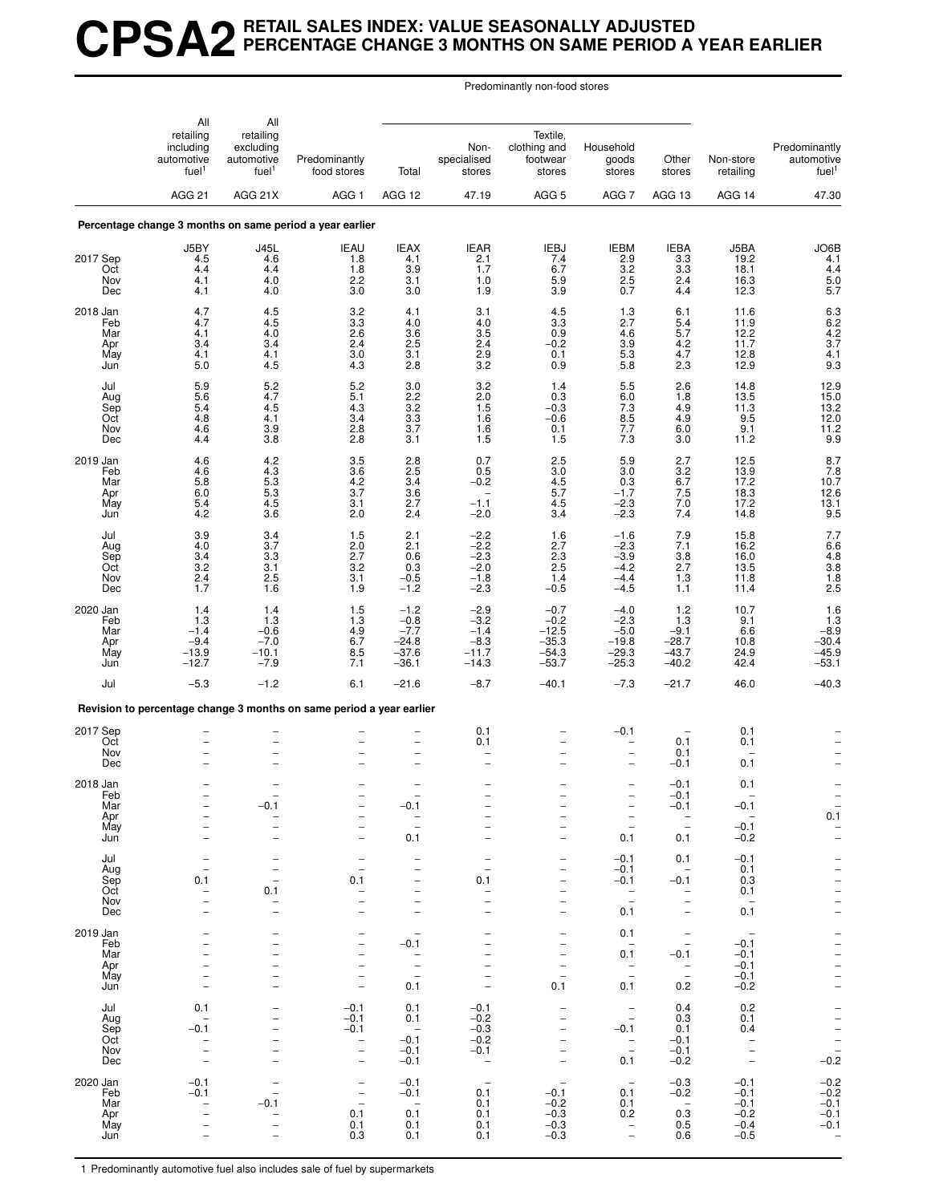# CPSA2 RETAIL SALES INDEX: VALUE SEASONALLY ADJUSTED PERCENTAGE CHANGE 3 MONTHS ON SAME PERIOD A YEAR EARLIER

| | All retailing including automotive fuel[1] | All retailing excluding automotive fuel[1] | Predominantly food stores | Predominantly non-food stores: Total | Non-specialised stores | Textile, clothing and footwear stores | Household goods stores | Other stores | Non-store retailing | Predominantly automotive fuel[1] |
|---|---|---|---|---|---|---|---|---|---|---|
| | AGG 21 | AGG 21X | AGG 1 | AGG 12 | 47.19 | AGG 5 | AGG 7 | AGG 13 | AGG 14 | 47.30 |
| **Percentage change 3 months on same period a year earlier** | | | | | | | | | | |
| | J5BY | J45L | IEAU | IEAX | IEAR | IEBJ | IEBM | IEBA | J5BA | JO6B |
| 2017 Sep | 4.5 | 4.6 | 1.8 | 4.1 | 2.1 | 7.4 | 2.9 | 3.3 | 19.2 | 4.1 |
| Oct | 4.4 | 4.4 | 1.8 | 3.9 | 1.7 | 6.7 | 3.2 | 3.3 | 18.1 | 4.4 |
| Nov | 4.1 | 4.0 | 2.2 | 3.1 | 1.0 | 5.9 | 2.5 | 2.4 | 16.3 | 5.0 |
| Dec | 4.1 | 4.0 | 3.0 | 3.0 | 1.9 | 3.9 | 0.7 | 4.4 | 12.3 | 5.7 |
| 2018 Jan | 4.7 | 4.5 | 3.2 | 4.1 | 3.1 | 4.5 | 1.3 | 6.1 | 11.6 | 6.3 |
| Feb | 4.7 | 4.5 | 3.3 | 4.0 | 4.0 | 3.3 | 2.7 | 5.4 | 11.9 | 6.2 |
| Mar | 4.1 | 4.0 | 2.6 | 3.6 | 3.5 | 0.9 | 4.6 | 5.7 | 12.2 | 4.2 |
| Apr | 3.4 | 3.4 | 2.4 | 2.5 | 2.4 | −0.2 | 3.9 | 4.2 | 11.7 | 3.7 |
| May | 4.1 | 4.1 | 3.0 | 3.1 | 2.9 | 0.1 | 5.3 | 4.7 | 12.8 | 4.1 |
| Jun | 5.0 | 4.5 | 4.3 | 2.8 | 3.2 | 0.9 | 5.8 | 2.3 | 12.9 | 9.3 |
| Jul | 5.9 | 5.2 | 5.2 | 3.0 | 3.2 | 1.4 | 5.5 | 2.6 | 14.8 | 12.9 |
| Aug | 5.6 | 4.7 | 5.1 | 2.2 | 2.0 | 0.3 | 6.0 | 1.8 | 13.5 | 15.0 |
| Sep | 5.4 | 4.5 | 4.3 | 3.2 | 1.5 | −0.3 | 7.3 | 4.9 | 11.3 | 13.2 |
| Oct | 4.8 | 4.1 | 3.4 | 3.3 | 1.6 | −0.6 | 8.5 | 4.9 | 9.5 | 12.0 |
| Nov | 4.6 | 3.9 | 2.8 | 3.7 | 1.6 | 0.1 | 7.7 | 6.0 | 9.1 | 11.2 |
| Dec | 4.4 | 3.8 | 2.8 | 3.1 | 1.5 | 1.5 | 7.3 | 3.0 | 11.2 | 9.9 |
| 2019 Jan | 4.6 | 4.2 | 3.5 | 2.8 | 0.7 | 2.5 | 5.9 | 2.7 | 12.5 | 8.7 |
| Feb | 4.6 | 4.3 | 3.6 | 2.5 | 0.5 | 3.0 | 3.0 | 3.2 | 13.9 | 7.8 |
| Mar | 5.8 | 5.3 | 4.2 | 3.4 | −0.2 | 4.5 | 0.3 | 6.7 | 17.2 | 10.7 |
| Apr | 6.0 | 5.3 | 3.7 | 3.6 | – | 5.7 | −1.7 | 7.5 | 18.3 | 12.6 |
| May | 5.4 | 4.5 | 3.1 | 2.7 | −1.1 | 4.5 | −2.3 | 7.0 | 17.2 | 13.1 |
| Jun | 4.2 | 3.6 | 2.0 | 2.4 | −2.0 | 3.4 | −2.3 | 7.4 | 14.8 | 9.5 |
| Jul | 3.9 | 3.4 | 1.5 | 2.1 | −2.2 | 1.6 | −1.6 | 7.9 | 15.8 | 7.7 |
| Aug | 4.0 | 3.7 | 2.0 | 2.1 | −2.2 | 2.7 | −2.3 | 7.1 | 16.2 | 6.6 |
| Sep | 3.4 | 3.3 | 2.7 | 0.6 | −2.3 | 2.3 | −3.9 | 3.8 | 16.0 | 4.8 |
| Oct | 3.2 | 3.1 | 3.2 | 0.3 | −2.0 | 2.5 | −4.2 | 2.7 | 13.5 | 3.8 |
| Nov | 2.4 | 2.5 | 3.1 | −0.5 | −1.8 | 1.4 | −4.4 | 1.3 | 11.8 | 1.8 |
| Dec | 1.7 | 1.6 | 1.9 | −1.2 | −2.3 | −0.5 | −4.5 | 1.1 | 11.4 | 2.5 |
| 2020 Jan | 1.4 | 1.4 | 1.5 | −1.2 | −2.9 | −0.7 | −4.0 | 1.2 | 10.7 | 1.6 |
| Feb | 1.3 | 1.3 | 1.3 | −0.8 | −3.2 | −0.2 | −2.3 | 1.3 | 9.1 | 1.3 |
| Mar | −1.4 | −0.6 | 4.9 | −7.7 | −1.4 | −12.5 | −5.0 | −9.1 | 6.6 | −8.9 |
| Apr | −9.4 | −7.0 | 6.7 | −24.8 | −8.3 | −35.3 | −19.8 | −28.7 | 10.8 | −30.4 |
| May | −13.9 | −10.1 | 8.5 | −37.6 | −11.7 | −54.3 | −29.3 | −43.7 | 24.9 | −45.9 |
| Jun | −12.7 | −7.9 | 7.1 | −36.1 | −14.3 | −53.7 | −25.3 | −40.2 | 42.4 | −53.1 |
| Jul | −5.3 | −1.2 | 6.1 | −21.6 | −8.7 | −40.1 | −7.3 | −21.7 | 46.0 | −40.3 |
| **Revision to percentage change 3 months on same period a year earlier** | | | | | | | | | | |
| 2017 Sep | – | – | – | – | 0.1 | – | −0.1 | – | 0.1 | – |
| Oct | – | – | – | – | 0.1 | – | – | 0.1 | 0.1 | – |
| Nov | – | – | – | – | – | – | – | 0.1 | – | – |
| Dec | – | – | – | – | – | – | – | −0.1 | 0.1 | – |
| 2018 Jan | – | – | – | – | – | – | – | −0.1 | 0.1 | – |
| Feb | – | – | – | – | – | – | – | −0.1 | – | – |
| Mar | – | −0.1 | – | −0.1 | – | – | – | −0.1 | −0.1 | – |
| Apr | – | – | – | – | – | – | – | – | – | 0.1 |
| May | – | – | – | – | – | – | – | – | −0.1 | – |
| Jun | – | – | – | 0.1 | – | – | 0.1 | 0.1 | −0.2 | – |
| Jul | – | – | – | – | – | – | −0.1 | 0.1 | −0.1 | – |
| Aug | – | – | – | – | – | – | −0.1 | – | 0.1 | – |
| Sep | 0.1 | – | 0.1 | – | 0.1 | – | −0.1 | −0.1 | 0.3 | – |
| Oct | – | 0.1 | – | – | – | – | – | – | 0.1 | – |
| Nov | – | – | – | – | – | – | – | – | – | – |
| Dec | – | – | – | – | – | – | 0.1 | – | 0.1 | – |
| 2019 Jan | – | – | – | – | – | – | 0.1 | – | – | – |
| Feb | – | – | – | −0.1 | – | – | – | – | −0.1 | – |
| Mar | – | – | – | – | – | – | 0.1 | −0.1 | −0.1 | – |
| Apr | – | – | – | – | – | – | – | – | −0.1 | – |
| May | – | – | – | – | – | – | – | – | −0.1 | – |
| Jun | – | – | – | 0.1 | – | 0.1 | 0.1 | 0.2 | −0.2 | – |
| Jul | 0.1 | – | −0.1 | 0.1 | −0.1 | – | – | 0.4 | 0.2 | – |
| Aug | – | – | −0.1 | 0.1 | −0.2 | – | – | 0.3 | 0.1 | – |
| Sep | −0.1 | – | −0.1 | – | −0.3 | – | −0.1 | 0.1 | 0.4 | – |
| Oct | – | – | – | −0.1 | −0.2 | – | – | −0.1 | – | – |
| Nov | – | – | – | −0.1 | −0.1 | – | – | −0.1 | – | – |
| Dec | – | – | – | −0.1 | – | – | 0.1 | −0.2 | – | −0.2 |
| 2020 Jan | −0.1 | – | – | −0.1 | – | – | – | −0.3 | −0.1 | −0.2 |
| Feb | −0.1 | – | – | −0.1 | 0.1 | −0.1 | 0.1 | −0.2 | −0.1 | −0.2 |
| Mar | – | −0.1 | – | – | 0.1 | −0.2 | 0.1 | – | −0.1 | −0.1 |
| Apr | – | – | 0.1 | 0.1 | 0.1 | −0.3 | 0.2 | 0.3 | −0.2 | −0.1 |
| May | – | – | 0.1 | 0.1 | 0.1 | −0.3 | – | 0.5 | −0.4 | −0.1 |
| Jun | – | – | 0.3 | 0.1 | 0.1 | −0.3 | – | 0.6 | −0.5 | – |

1 Predominantly automotive fuel also includes sale of fuel by supermarkets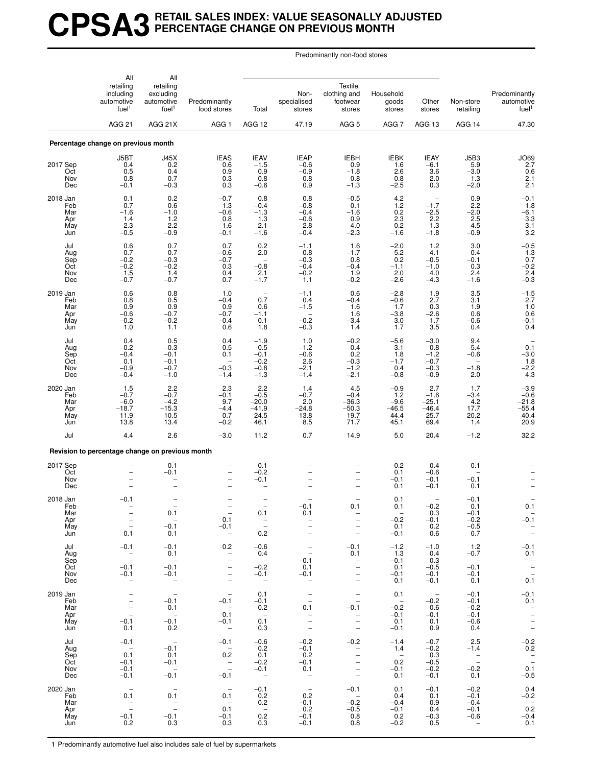# CPSA3 RETAIL SALES INDEX: VALUE SEASONALLY ADJUSTED PERCENTAGE CHANGE ON PREVIOUS MONTH

| | All retailing including automotive fuel[1] | All retailing excluding automotive fuel[1] | Predominantly food stores | Predominantly non-food stores: Total | Predominantly non-food stores: Non-specialised stores | Predominantly non-food stores: Textile, clothing and footwear stores | Predominantly non-food stores: Household goods stores | Predominantly non-food stores: Other stores | Non-store retailing | Predominantly automotive fuel[1] |
|---|---|---|---|---|---|---|---|---|---|---|
| | AGG 21 | AGG 21X | AGG 1 | AGG 12 | 47.19 | AGG 5 | AGG 7 | AGG 13 | AGG 14 | 47.30 |
| **Percentage change on previous month** | | | | | | | | | | |
| | J5BT | J45X | IEAS | IEAV | IEAP | IEBH | IEBK | IEAY | J5B3 | JO69 |
| 2017 Sep | 0.4 | 0.2 | 0.6 | −1.5 | −0.6 | 0.9 | 1.6 | −6.1 | 5.9 | 2.7 |
| Oct | 0.5 | 0.4 | 0.9 | 0.9 | −0.9 | −1.8 | 2.6 | 3.6 | −3.0 | 0.6 |
| Nov | 0.8 | 0.7 | 0.3 | 0.8 | 0.8 | 0.8 | −0.8 | 2.0 | 1.3 | 2.1 |
| Dec | −0.1 | −0.3 | 0.3 | −0.6 | 0.9 | −1.3 | −2.5 | 0.3 | −2.0 | 2.1 |
| 2018 Jan | 0.1 | 0.2 | −0.7 | 0.8 | 0.8 | −0.5 | 4.2 | – | 0.9 | −0.1 |
| Feb | 0.7 | 0.6 | 1.3 | −0.4 | −0.8 | 0.1 | 1.2 | −1.7 | 2.2 | 1.8 |
| Mar | −1.6 | −1.0 | −0.6 | −1.3 | −0.4 | −1.6 | 0.2 | −2.5 | −2.0 | −6.1 |
| Apr | 1.4 | 1.2 | 0.8 | 1.3 | −0.6 | 0.9 | 2.3 | 2.2 | 2.5 | 3.3 |
| May | 2.3 | 2.2 | 1.6 | 2.1 | 2.8 | 4.0 | 0.2 | 1.3 | 4.5 | 3.1 |
| Jun | −0.5 | −0.9 | −0.1 | −1.6 | −0.4 | −2.3 | −1.6 | −1.8 | −0.9 | 3.2 |
| Jul | 0.6 | 0.7 | 0.7 | 0.2 | −1.1 | 1.6 | −2.0 | 1.2 | 3.0 | −0.5 |
| Aug | 0.7 | 0.7 | −0.6 | 2.0 | 0.8 | −1.7 | 5.2 | 4.1 | 0.4 | 1.3 |
| Sep | −0.2 | −0.3 | −0.7 | – | −0.3 | 0.8 | 0.2 | −0.5 | −0.1 | 0.7 |
| Oct | −0.2 | −0.2 | 0.3 | −0.8 | −0.4 | −0.4 | −1.1 | −1.0 | 0.3 | −0.2 |
| Nov | 1.5 | 1.4 | 0.4 | 2.1 | −0.2 | 1.9 | 2.0 | 4.0 | 2.4 | 2.4 |
| Dec | −0.7 | −0.7 | 0.7 | −1.7 | 1.1 | −0.2 | −2.6 | −4.3 | −1.6 | −0.3 |
| 2019 Jan | 0.6 | 0.8 | 1.0 | – | −1.1 | 0.6 | −2.8 | 1.9 | 3.5 | −1.5 |
| Feb | 0.8 | 0.5 | −0.4 | 0.7 | 0.4 | −0.4 | −0.6 | 2.7 | 3.1 | 2.7 |
| Mar | 0.9 | 0.9 | 0.9 | 0.6 | −1.5 | 1.6 | 1.7 | 0.3 | 1.9 | 1.0 |
| Apr | −0.6 | −0.7 | −0.7 | −1.1 | – | 1.6 | −3.8 | −2.6 | 0.6 | 0.6 |
| May | −0.2 | −0.2 | −0.4 | 0.1 | −0.2 | −3.4 | 3.0 | 1.7 | −0.6 | −0.1 |
| Jun | 1.0 | 1.1 | 0.6 | 1.8 | −0.3 | 1.4 | 1.7 | 3.5 | 0.4 | 0.4 |
| Jul | 0.4 | 0.5 | 0.4 | −1.9 | 1.0 | −0.2 | −5.6 | −3.0 | 9.4 | – |
| Aug | −0.2 | −0.3 | 0.5 | 0.5 | −1.2 | −0.4 | 3.1 | 0.8 | −5.4 | 0.1 |
| Sep | −0.4 | −0.1 | 0.1 | −0.1 | −0.6 | 0.2 | 1.8 | −1.2 | −0.6 | −3.0 |
| Oct | 0.1 | −0.1 | – | −0.2 | 2.6 | −0.3 | −1.7 | −0.7 | – | 1.8 |
| Nov | −0.9 | −0.7 | −0.3 | −0.8 | −2.1 | −1.2 | 0.4 | −0.3 | −1.8 | −2.2 |
| Dec | −0.4 | −1.0 | −1.4 | −1.3 | −1.4 | −2.1 | −0.8 | −0.9 | 2.0 | 4.3 |
| 2020 Jan | 1.5 | 2.2 | 2.3 | 2.2 | 1.4 | 4.5 | −0.9 | 2.7 | 1.7 | −3.9 |
| Feb | −0.7 | −0.7 | −0.1 | −0.5 | −0.7 | −0.4 | 1.2 | −1.6 | −3.4 | −0.6 |
| Mar | −6.0 | −4.2 | 9.7 | −20.0 | 2.0 | −36.3 | −9.6 | −25.1 | 4.2 | −21.8 |
| Apr | −18.7 | −15.3 | −4.4 | −41.9 | −24.8 | −50.3 | −46.5 | −46.4 | 17.7 | −55.4 |
| May | 11.9 | 10.5 | 0.7 | 24.5 | 13.8 | 19.7 | 44.4 | 25.7 | 20.2 | 40.4 |
| Jun | 13.8 | 13.4 | −0.2 | 46.1 | 8.5 | 71.7 | 45.1 | 69.4 | 1.4 | 20.9 |
| Jul | 4.4 | 2.6 | −3.0 | 11.2 | 0.7 | 14.9 | 5.0 | 20.4 | −1.2 | 32.2 |
| **Revision to percentage change on previous month** | | | | | | | | | | |
| 2017 Sep | – | 0.1 | – | 0.1 | – | – | −0.2 | 0.4 | 0.1 | – |
| Oct | – | −0.1 | – | −0.2 | – | – | 0.1 | −0.6 | – | – |
| Nov | – | – | – | −0.1 | – | – | −0.1 | −0.1 | −0.1 | – |
| Dec | – | – | – | – | – | – | 0.1 | −0.1 | 0.1 | – |
| 2018 Jan | −0.1 | – | – | – | – | – | 0.1 | – | −0.1 | – |
| Feb | – | – | – | – | −0.1 | 0.1 | 0.1 | −0.2 | 0.1 | 0.1 |
| Mar | – | 0.1 | – | 0.1 | 0.1 | – | – | 0.3 | −0.1 | – |
| Apr | – | – | 0.1 | – | – | – | −0.2 | −0.1 | −0.2 | −0.1 |
| May | – | −0.1 | −0.1 | – | – | – | 0.1 | 0.2 | −0.5 | – |
| Jun | 0.1 | 0.1 | – | 0.2 | – | – | −0.1 | 0.6 | 0.7 | – |
| Jul | −0.1 | −0.1 | 0.2 | −0.6 | – | −0.1 | −1.2 | −1.0 | 1.2 | −0.1 |
| Aug | – | 0.1 | – | 0.4 | – | 0.1 | 1.3 | 0.4 | −0.7 | 0.1 |
| Sep | – | – | – | – | −0.1 | – | −0.1 | 0.3 | – | – |
| Oct | −0.1 | −0.1 | – | −0.2 | 0.1 | – | 0.1 | −0.5 | −0.1 | – |
| Nov | −0.1 | −0.1 | – | −0.1 | −0.1 | – | −0.1 | −0.1 | −0.1 | – |
| Dec | – | – | – | – | – | – | 0.1 | −0.1 | 0.1 | 0.1 |
| 2019 Jan | – | – | – | 0.1 | – | – | 0.1 | – | −0.1 | −0.1 |
| Feb | – | −0.1 | −0.1 | −0.1 | – | – | – | −0.2 | −0.1 | 0.1 |
| Mar | – | 0.1 | – | 0.2 | 0.1 | −0.1 | −0.2 | 0.6 | −0.2 | – |
| Apr | – | – | 0.1 | – | – | – | −0.1 | −0.1 | −0.1 | – |
| May | −0.1 | −0.1 | −0.1 | 0.1 | – | – | 0.1 | 0.1 | −0.6 | – |
| Jun | 0.1 | 0.2 | – | 0.3 | – | – | −0.1 | 0.9 | 0.4 | – |
| Jul | −0.1 | – | −0.1 | −0.6 | −0.2 | −0.2 | −1.4 | −0.7 | 2.5 | −0.2 |
| Aug | – | −0.1 | – | 0.2 | −0.1 | – | 1.4 | −0.2 | −1.4 | 0.2 |
| Sep | 0.1 | 0.1 | 0.2 | 0.1 | 0.2 | – | – | 0.3 | – | – |
| Oct | −0.1 | −0.1 | – | −0.2 | −0.1 | – | 0.2 | −0.5 | – | – |
| Nov | −0.1 | – | – | −0.1 | 0.1 | – | −0.1 | −0.2 | −0.2 | 0.1 |
| Dec | −0.1 | −0.1 | −0.1 | – | – | – | 0.1 | −0.1 | 0.1 | −0.5 |
| 2020 Jan | – | – | – | −0.1 | – | −0.1 | 0.1 | −0.1 | −0.2 | 0.4 |
| Feb | 0.1 | 0.1 | 0.1 | 0.2 | 0.2 | – | 0.4 | 0.1 | −0.1 | −0.2 |
| Mar | – | – | – | 0.2 | −0.1 | −0.2 | −0.4 | 0.9 | −0.4 | – |
| Apr | – | – | 0.1 | – | 0.2 | −0.5 | −0.1 | 0.4 | −0.1 | 0.2 |
| May | −0.1 | −0.1 | −0.1 | 0.2 | −0.1 | 0.8 | 0.2 | −0.3 | −0.6 | −0.4 |
| Jun | 0.2 | 0.3 | 0.3 | 0.3 | −0.1 | 0.8 | −0.2 | 0.5 | – | 0.1 |

1 Predominantly automotive fuel also includes sale of fuel by supermarkets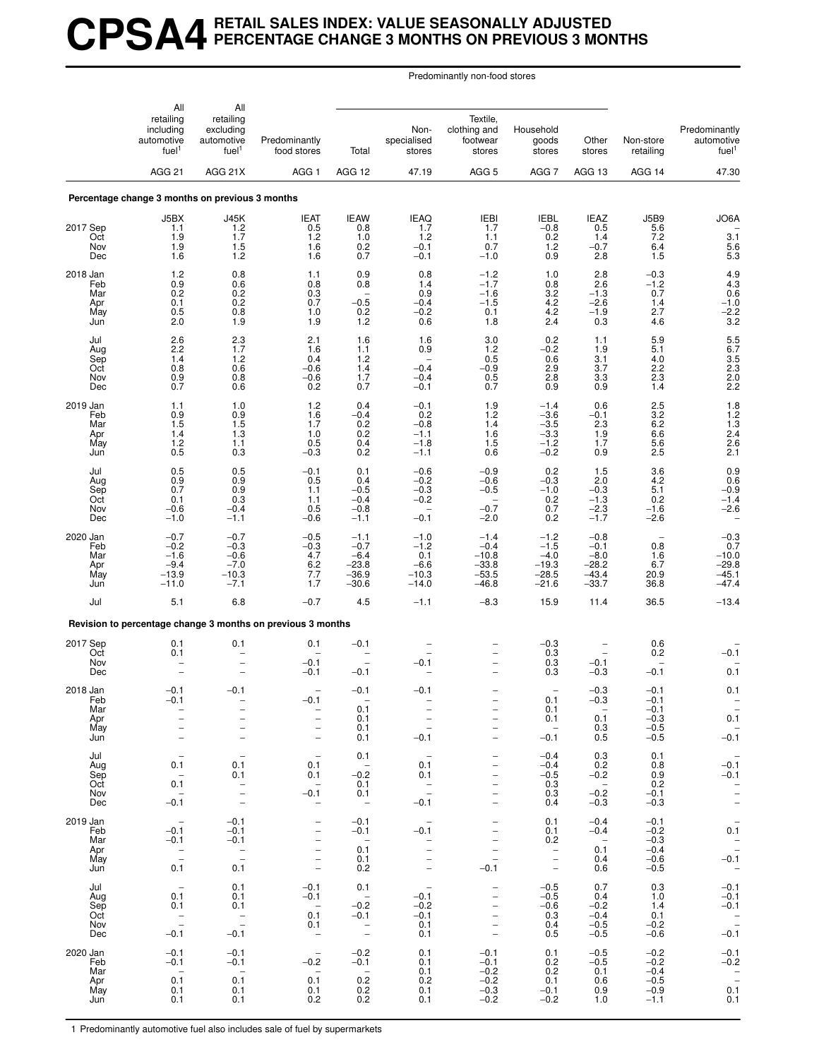# CPSA4 RETAIL SALES INDEX: VALUE SEASONALLY ADJUSTED PERCENTAGE CHANGE 3 MONTHS ON PREVIOUS 3 MONTHS

| | All retailing including automotive fuel[1] | All retailing excluding automotive fuel[1] | Predominantly food stores | Predominantly non-food stores: Total | Predominantly non-food stores: Non-specialised stores | Predominantly non-food stores: Textile, clothing and footwear stores | Predominantly non-food stores: Household goods stores | Predominantly non-food stores: Other stores | Non-store retailing | Predominantly automotive fuel[1] |
|---|---|---|---|---|---|---|---|---|---|---|
| | AGG 21 | AGG 21X | AGG 1 | AGG 12 | 47.19 | AGG 5 | AGG 7 | AGG 13 | AGG 14 | 47.30 |
| **Percentage change 3 months on previous 3 months** | | | | | | | | | | |
| | J5BX | J45K | IEAT | IEAW | IEAQ | IEBI | IEBL | IEAZ | J5B9 | JO6A |
| 2017 Sep | 1.1 | 1.2 | 0.5 | 0.8 | 1.7 | 1.7 | −0.8 | 0.5 | 5.6 | – |
| Oct | 1.9 | 1.7 | 1.2 | 1.0 | 1.2 | 1.1 | 0.2 | 1.4 | 7.2 | 3.1 |
| Nov | 1.9 | 1.5 | 1.6 | 0.2 | −0.1 | 0.7 | 1.2 | −0.7 | 6.4 | 5.6 |
| Dec | 1.6 | 1.2 | 1.6 | 0.7 | −0.1 | −1.0 | 0.9 | 2.8 | 1.5 | 5.3 |
| 2018 Jan | 1.2 | 0.8 | 1.1 | 0.9 | 0.8 | −1.2 | 1.0 | 2.8 | −0.3 | 4.9 |
| Feb | 0.9 | 0.6 | 0.8 | 0.8 | 1.4 | −1.7 | 0.8 | 2.6 | −1.2 | 4.3 |
| Mar | 0.2 | 0.2 | 0.3 | – | 0.9 | −1.6 | 3.2 | −1.3 | 0.7 | 0.6 |
| Apr | 0.1 | 0.2 | 0.7 | −0.5 | −0.4 | −1.5 | 4.2 | −2.6 | 1.4 | −1.0 |
| May | 0.5 | 0.8 | 1.0 | 0.2 | −0.2 | 0.1 | 4.2 | −1.9 | 2.7 | −2.2 |
| Jun | 2.0 | 1.9 | 1.9 | 1.2 | 0.6 | 1.8 | 2.4 | 0.3 | 4.6 | 3.2 |
| Jul | 2.6 | 2.3 | 2.1 | 1.6 | 1.6 | 3.0 | 0.2 | 1.1 | 5.9 | 5.5 |
| Aug | 2.2 | 1.7 | 1.6 | 1.1 | 0.9 | 1.2 | −0.2 | 1.9 | 5.1 | 6.7 |
| Sep | 1.4 | 1.2 | 0.4 | 1.2 | – | 0.5 | 0.6 | 3.1 | 4.0 | 3.5 |
| Oct | 0.8 | 0.6 | −0.6 | 1.4 | −0.4 | −0.9 | 2.9 | 3.7 | 2.2 | 2.3 |
| Nov | 0.9 | 0.8 | −0.6 | 1.7 | −0.4 | 0.5 | 2.8 | 3.3 | 2.3 | 2.0 |
| Dec | 0.7 | 0.6 | 0.2 | 0.7 | −0.1 | 0.7 | 0.9 | 0.9 | 1.4 | 2.2 |
| 2019 Jan | 1.1 | 1.0 | 1.2 | 0.4 | −0.1 | 1.9 | −1.4 | 0.6 | 2.5 | 1.8 |
| Feb | 0.9 | 0.9 | 1.6 | −0.4 | 0.2 | 1.2 | −3.6 | −0.1 | 3.2 | 1.2 |
| Mar | 1.5 | 1.5 | 1.7 | 0.2 | −0.8 | 1.4 | −3.5 | 2.3 | 6.2 | 1.3 |
| Apr | 1.4 | 1.3 | 1.0 | 0.2 | −1.1 | 1.6 | −3.3 | 1.9 | 6.6 | 2.4 |
| May | 1.2 | 1.1 | 0.5 | 0.4 | −1.8 | 1.5 | −1.2 | 1.7 | 5.6 | 2.6 |
| Jun | 0.5 | 0.3 | −0.3 | 0.2 | −1.1 | 0.6 | −0.2 | 0.9 | 2.5 | 2.1 |
| Jul | 0.5 | 0.5 | −0.1 | 0.1 | −0.6 | −0.9 | 0.2 | 1.5 | 3.6 | 0.9 |
| Aug | 0.9 | 0.9 | 0.5 | 0.4 | −0.2 | −0.6 | −0.3 | 2.0 | 4.2 | 0.6 |
| Sep | 0.7 | 0.9 | 1.1 | −0.5 | −0.3 | −0.5 | −1.0 | −0.3 | 5.1 | −0.9 |
| Oct | 0.1 | 0.3 | 1.1 | −0.4 | −0.2 | – | 0.2 | −1.3 | 0.2 | −1.4 |
| Nov | −0.6 | −0.4 | 0.5 | −0.8 | – | −0.7 | 0.7 | −2.3 | −1.6 | −2.6 |
| Dec | −1.0 | −1.1 | −0.6 | −1.1 | −0.1 | −2.0 | 0.2 | −1.7 | −2.6 | – |
| 2020 Jan | −0.7 | −0.7 | −0.5 | −1.1 | −1.0 | −1.4 | −1.2 | −0.8 | – | −0.3 |
| Feb | −0.2 | −0.3 | −0.3 | −0.7 | −1.2 | −0.4 | −1.5 | −0.1 | 0.8 | 0.7 |
| Mar | −1.6 | −0.6 | 4.7 | −6.4 | 0.1 | −10.8 | −4.0 | −8.0 | 1.6 | −10.0 |
| Apr | −9.4 | −7.0 | 6.2 | −23.8 | −6.6 | −33.8 | −19.3 | −28.2 | 6.7 | −29.8 |
| May | −13.9 | −10.3 | 7.7 | −36.9 | −10.3 | −53.5 | −28.5 | −43.4 | 20.9 | −45.1 |
| Jun | −11.0 | −7.1 | 1.7 | −30.6 | −14.0 | −46.8 | −21.6 | −33.7 | 36.8 | −47.4 |
| Jul | 5.1 | 6.8 | −0.7 | 4.5 | −1.1 | −8.3 | 15.9 | 11.4 | 36.5 | −13.4 |
| **Revision to percentage change 3 months on previous 3 months** | | | | | | | | | | |
| 2017 Sep | 0.1 | 0.1 | 0.1 | −0.1 | – | – | −0.3 | – | 0.6 | – |
| Oct | 0.1 | – | – | – | – | – | 0.3 | – | 0.2 | −0.1 |
| Nov | – | – | −0.1 | – | −0.1 | – | 0.3 | −0.1 | – | – |
| Dec | – | – | −0.1 | −0.1 | – | – | 0.3 | −0.3 | −0.1 | 0.1 |
| 2018 Jan | −0.1 | −0.1 | – | −0.1 | −0.1 | – | – | −0.3 | −0.1 | 0.1 |
| Feb | −0.1 | – | −0.1 | – | – | – | 0.1 | −0.3 | −0.1 | – |
| Mar | – | – | – | 0.1 | – | – | 0.1 | – | −0.1 | – |
| Apr | – | – | – | 0.1 | – | – | 0.1 | 0.1 | −0.3 | 0.1 |
| May | – | – | – | 0.1 | – | – | – | 0.3 | −0.5 | – |
| Jun | – | – | – | 0.1 | −0.1 | – | −0.1 | 0.5 | −0.5 | −0.1 |
| Jul | – | – | – | 0.1 | – | – | −0.4 | 0.3 | 0.1 | – |
| Aug | 0.1 | 0.1 | 0.1 | – | 0.1 | – | −0.4 | 0.2 | 0.8 | −0.1 |
| Sep | – | 0.1 | 0.1 | −0.2 | 0.1 | – | −0.5 | −0.2 | 0.9 | −0.1 |
| Oct | 0.1 | – | – | 0.1 | – | – | 0.3 | – | 0.2 | – |
| Nov | – | – | −0.1 | 0.1 | – | – | 0.3 | −0.2 | −0.1 | – |
| Dec | −0.1 | – | – | – | −0.1 | – | 0.4 | −0.3 | −0.3 | – |
| 2019 Jan | – | −0.1 | – | −0.1 | – | – | 0.1 | −0.4 | −0.1 | – |
| Feb | −0.1 | −0.1 | – | −0.1 | −0.1 | – | 0.1 | −0.4 | −0.2 | 0.1 |
| Mar | −0.1 | −0.1 | – | – | – | – | 0.2 | – | −0.3 | – |
| Apr | – | – | – | 0.1 | – | – | – | 0.1 | −0.4 | – |
| May | – | – | – | 0.1 | – | – | – | 0.4 | −0.6 | −0.1 |
| Jun | 0.1 | 0.1 | – | 0.2 | – | −0.1 | – | 0.6 | −0.5 | – |
| Jul | – | 0.1 | −0.1 | 0.1 | – | – | −0.5 | 0.7 | 0.3 | −0.1 |
| Aug | 0.1 | 0.1 | −0.1 | – | −0.1 | – | −0.5 | 0.4 | 1.0 | −0.1 |
| Sep | 0.1 | 0.1 | – | −0.2 | −0.2 | – | −0.6 | −0.2 | 1.4 | −0.1 |
| Oct | – | – | 0.1 | −0.1 | −0.1 | – | 0.3 | −0.4 | 0.1 | – |
| Nov | – | – | 0.1 | – | 0.1 | – | 0.4 | −0.5 | −0.2 | – |
| Dec | −0.1 | −0.1 | – | – | 0.1 | – | 0.5 | −0.5 | −0.6 | −0.1 |
| 2020 Jan | −0.1 | −0.1 | – | −0.2 | 0.1 | −0.1 | 0.1 | −0.5 | −0.2 | −0.1 |
| Feb | −0.1 | −0.1 | −0.2 | −0.1 | 0.1 | −0.1 | 0.2 | −0.5 | −0.2 | −0.2 |
| Mar | – | – | – | – | 0.1 | −0.2 | 0.2 | 0.1 | −0.4 | – |
| Apr | 0.1 | 0.1 | 0.1 | 0.2 | 0.2 | −0.2 | 0.1 | 0.6 | −0.5 | – |
| May | 0.1 | 0.1 | 0.1 | 0.2 | 0.1 | −0.3 | −0.1 | 0.9 | −0.9 | 0.1 |
| Jun | 0.1 | 0.1 | 0.2 | 0.2 | 0.1 | −0.2 | −0.2 | 1.0 | −1.1 | 0.1 |

1 Predominantly automotive fuel also includes sale of fuel by supermarkets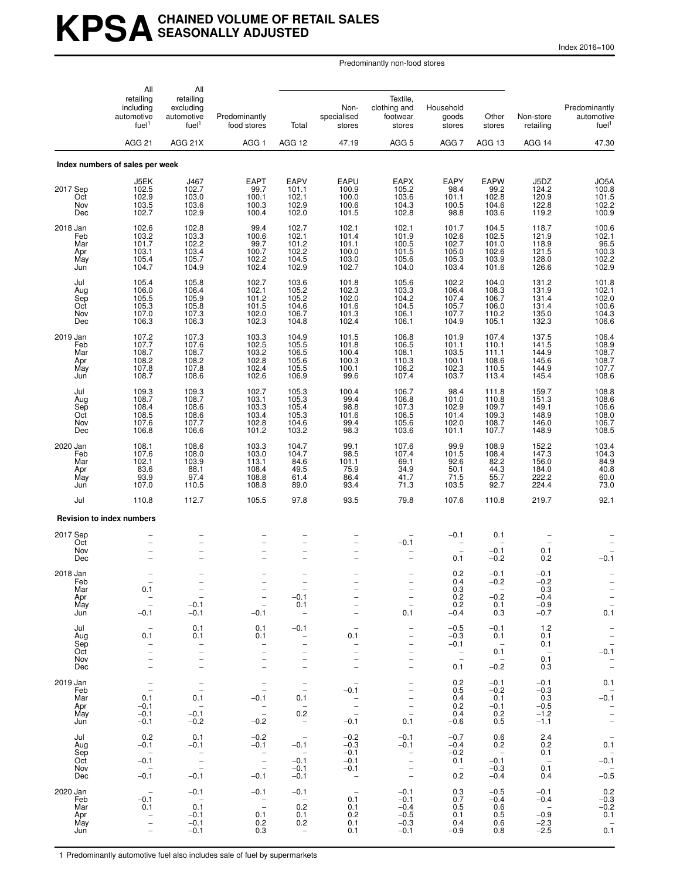# KPSA CHAINED VOLUME OF RETAIL SALES SEASONALLY ADJUSTED

Index 2016=100

| | All retailing including automotive fuel[1] | All retailing excluding automotive fuel[1] | Predominantly food stores | Predominantly non-food stores: Total | Predominantly non-food stores: Non-specialised stores | Predominantly non-food stores: Textile, clothing and footwear stores | Predominantly non-food stores: Household goods stores | Predominantly non-food stores: Other stores | Non-store retailing | Predominantly automotive fuel[1] |
|---|---|---|---|---|---|---|---|---|---|---|
| | AGG 21 | AGG 21X | AGG 1 | AGG 12 | 47.19 | AGG 5 | AGG 7 | AGG 13 | AGG 14 | 47.30 |
| **Index numbers of sales per week** | | | | | | | | | | |
| | J5EK | J467 | EAPT | EAPV | EAPU | EAPX | EAPY | EAPW | J5DZ | JO5A |
| 2017 Sep | 102.5 | 102.7 | 99.7 | 101.1 | 100.9 | 105.2 | 98.4 | 99.2 | 124.2 | 100.8 |
| Oct | 102.9 | 103.0 | 100.1 | 102.1 | 100.0 | 103.6 | 101.1 | 102.8 | 120.9 | 101.5 |
| Nov | 103.5 | 103.6 | 100.3 | 102.9 | 100.6 | 104.3 | 100.5 | 104.6 | 122.8 | 102.2 |
| Dec | 102.7 | 102.9 | 100.4 | 102.0 | 101.5 | 102.8 | 98.8 | 103.6 | 119.2 | 100.9 |
| 2018 Jan | 102.6 | 102.8 | 99.4 | 102.7 | 102.1 | 102.1 | 101.7 | 104.5 | 118.7 | 100.6 |
| Feb | 103.2 | 103.3 | 100.6 | 102.1 | 101.4 | 101.9 | 102.6 | 102.5 | 121.9 | 102.1 |
| Mar | 101.7 | 102.2 | 99.7 | 101.2 | 101.1 | 100.5 | 102.7 | 101.0 | 118.9 | 96.5 |
| Apr | 103.1 | 103.4 | 100.7 | 102.2 | 100.0 | 101.5 | 105.0 | 102.6 | 121.5 | 100.3 |
| May | 105.4 | 105.7 | 102.2 | 104.5 | 103.0 | 105.6 | 105.3 | 103.9 | 128.0 | 102.2 |
| Jun | 104.7 | 104.9 | 102.4 | 102.9 | 102.7 | 104.0 | 103.4 | 101.6 | 126.6 | 102.9 |
| Jul | 105.4 | 105.8 | 102.7 | 103.6 | 101.8 | 105.6 | 102.2 | 104.0 | 131.2 | 101.8 |
| Aug | 106.0 | 106.4 | 102.1 | 105.2 | 102.3 | 103.3 | 106.4 | 108.3 | 131.9 | 102.1 |
| Sep | 105.5 | 105.9 | 101.2 | 105.2 | 102.0 | 104.2 | 107.4 | 106.7 | 131.4 | 102.0 |
| Oct | 105.3 | 105.8 | 101.5 | 104.6 | 101.6 | 104.5 | 105.7 | 106.0 | 131.4 | 100.6 |
| Nov | 107.0 | 107.3 | 102.0 | 106.7 | 101.3 | 106.1 | 107.7 | 110.2 | 135.0 | 104.3 |
| Dec | 106.3 | 106.3 | 102.3 | 104.8 | 102.4 | 106.1 | 104.9 | 105.1 | 132.3 | 106.6 |
| 2019 Jan | 107.2 | 107.3 | 103.3 | 104.9 | 101.5 | 106.8 | 101.9 | 107.4 | 137.5 | 106.4 |
| Feb | 107.7 | 107.6 | 102.5 | 105.5 | 101.8 | 106.5 | 101.1 | 110.1 | 141.5 | 108.9 |
| Mar | 108.7 | 108.7 | 103.2 | 106.5 | 100.4 | 108.1 | 103.5 | 111.1 | 144.9 | 108.7 |
| Apr | 108.2 | 108.2 | 102.8 | 105.6 | 100.3 | 110.3 | 100.1 | 108.6 | 145.6 | 108.7 |
| May | 107.8 | 107.8 | 102.4 | 105.5 | 100.1 | 106.2 | 102.3 | 110.5 | 144.9 | 107.7 |
| Jun | 108.7 | 108.6 | 102.6 | 106.9 | 99.6 | 107.4 | 103.7 | 113.4 | 145.4 | 108.6 |
| Jul | 109.3 | 109.3 | 102.7 | 105.3 | 100.4 | 106.7 | 98.4 | 111.8 | 159.7 | 108.8 |
| Aug | 108.7 | 108.7 | 103.1 | 105.3 | 99.4 | 106.8 | 101.0 | 110.8 | 151.3 | 108.6 |
| Sep | 108.4 | 108.6 | 103.3 | 105.4 | 98.8 | 107.3 | 102.9 | 109.7 | 149.1 | 106.6 |
| Oct | 108.5 | 108.6 | 103.4 | 105.3 | 101.6 | 106.5 | 101.4 | 109.3 | 148.9 | 108.0 |
| Nov | 107.6 | 107.7 | 102.8 | 104.6 | 99.4 | 105.6 | 102.0 | 108.7 | 146.0 | 106.7 |
| Dec | 106.8 | 106.6 | 101.2 | 103.2 | 98.3 | 103.6 | 101.1 | 107.7 | 148.9 | 108.5 |
| 2020 Jan | 108.1 | 108.6 | 103.3 | 104.7 | 99.1 | 107.6 | 99.9 | 108.9 | 152.2 | 103.4 |
| Feb | 107.6 | 108.0 | 103.0 | 104.7 | 98.5 | 107.4 | 101.5 | 108.4 | 147.3 | 104.3 |
| Mar | 102.1 | 103.9 | 113.1 | 84.6 | 101.1 | 69.1 | 92.6 | 82.2 | 156.0 | 84.9 |
| Apr | 83.6 | 88.1 | 108.4 | 49.5 | 75.9 | 34.9 | 50.1 | 44.3 | 184.0 | 40.8 |
| May | 93.9 | 97.4 | 108.8 | 61.4 | 86.4 | 41.7 | 71.5 | 55.7 | 222.2 | 60.0 |
| Jun | 107.0 | 110.5 | 108.8 | 89.0 | 93.4 | 71.3 | 103.5 | 92.7 | 224.4 | 73.0 |
| Jul | 110.8 | 112.7 | 105.5 | 97.8 | 93.5 | 79.8 | 107.6 | 110.8 | 219.7 | 92.1 |
| **Revision to index numbers** | | | | | | | | | | |
| 2017 Sep | – | – | – | – | – | – | −0.1 | 0.1 | – | – |
| Oct | – | – | – | – | – | −0.1 | – | – | – | – |
| Nov | – | – | – | – | – | – | – | −0.1 | 0.1 | – |
| Dec | – | – | – | – | – | – | 0.1 | −0.2 | 0.2 | −0.1 |
| 2018 Jan | – | – | – | – | – | – | 0.2 | −0.1 | −0.1 | – |
| Feb | – | – | – | – | – | – | 0.4 | −0.2 | −0.2 | – |
| Mar | 0.1 | – | – | – | – | – | 0.3 | – | 0.3 | – |
| Apr | – | – | – | −0.1 | – | – | 0.2 | −0.2 | −0.4 | – |
| May | – | −0.1 | – | 0.1 | – | – | 0.2 | 0.1 | −0.9 | – |
| Jun | −0.1 | −0.1 | −0.1 | – | – | 0.1 | −0.4 | 0.3 | −0.7 | 0.1 |
| Jul | – | 0.1 | 0.1 | −0.1 | – | – | −0.5 | −0.1 | 1.2 | – |
| Aug | 0.1 | 0.1 | 0.1 | – | 0.1 | – | −0.3 | 0.1 | 0.1 | – |
| Sep | – | – | – | – | – | – | −0.1 | – | 0.1 | – |
| Oct | – | – | – | – | – | – | – | 0.1 | – | −0.1 |
| Nov | – | – | – | – | – | – | – | – | 0.1 | – |
| Dec | – | – | – | – | – | – | 0.1 | −0.2 | 0.3 | – |
| 2019 Jan | – | – | – | – | – | – | 0.2 | −0.1 | −0.1 | 0.1 |
| Feb | – | – | – | – | −0.1 | – | 0.5 | −0.2 | −0.3 | – |
| Mar | 0.1 | 0.1 | −0.1 | 0.1 | – | – | 0.4 | 0.1 | 0.3 | −0.1 |
| Apr | −0.1 | – | – | – | – | – | 0.2 | −0.1 | −0.5 | – |
| May | −0.1 | −0.1 | – | 0.2 | – | – | 0.4 | 0.2 | −1.2 | – |
| Jun | −0.1 | −0.2 | −0.2 | – | −0.1 | 0.1 | −0.6 | 0.5 | −1.1 | – |
| Jul | 0.2 | 0.1 | −0.2 | – | −0.2 | −0.1 | −0.7 | 0.6 | 2.4 | – |
| Aug | −0.1 | −0.1 | −0.1 | −0.1 | −0.3 | −0.1 | −0.4 | 0.2 | 0.2 | 0.1 |
| Sep | – | – | – | – | −0.1 | – | −0.2 | – | 0.1 | – |
| Oct | −0.1 | – | – | −0.1 | −0.1 | – | 0.1 | −0.1 | – | −0.1 |
| Nov | – | – | – | −0.1 | −0.1 | – | – | −0.3 | 0.1 | – |
| Dec | −0.1 | −0.1 | −0.1 | −0.1 | – | – | 0.2 | −0.4 | 0.4 | −0.5 |
| 2020 Jan | – | −0.1 | −0.1 | −0.1 | – | −0.1 | 0.3 | −0.5 | −0.1 | 0.2 |
| Feb | −0.1 | – | – | – | 0.1 | −0.1 | 0.7 | −0.4 | −0.4 | −0.3 |
| Mar | 0.1 | 0.1 | – | 0.2 | 0.1 | −0.4 | 0.5 | 0.6 | – | −0.2 |
| Apr | – | −0.1 | 0.1 | 0.1 | 0.2 | −0.5 | 0.1 | 0.5 | −0.9 | 0.1 |
| May | – | −0.1 | 0.2 | 0.2 | 0.1 | −0.3 | 0.4 | 0.6 | −2.3 | – |
| Jun | – | −0.1 | 0.3 | – | 0.1 | −0.1 | −0.9 | 0.8 | −2.5 | 0.1 |

1 Predominantly automotive fuel also includes sale of fuel by supermarkets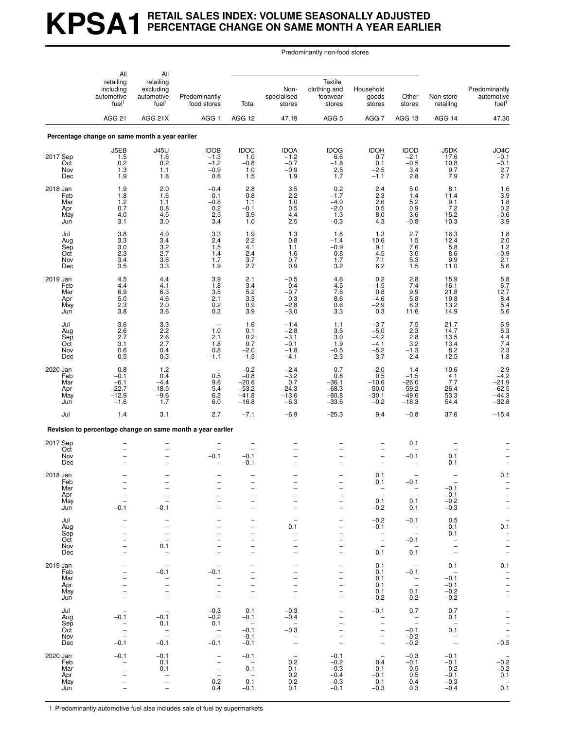# KPSA1 RETAIL SALES INDEX: VOLUME SEASONALLY ADJUSTED PERCENTAGE CHANGE ON SAME MONTH A YEAR EARLIER

| | All retailing including automotive fuel[1] | All retailing excluding automotive fuel[1] | Predominantly food stores | Predominantly non-food stores | | | | | Non-store retailing | Predominantly automotive fuel[1] |
|---|---|---|---|---|---|---|---|---|---|---|
| | | | | Total | Non-specialised stores | Textile, clothing and footwear stores | Household goods stores | Other stores | | |
| | AGG 21 | AGG 21X | AGG 1 | AGG 12 | 47.19 | AGG 5 | AGG 7 | AGG 13 | AGG 14 | 47.30 |
| **Percentage change on same month a year earlier** | | | | | | | | | | |
| | J5EB | J45U | IDOB | IDOC | IDOA | IDOG | IDOH | IDOD | J5DK | JO4C |
| 2017 Sep | 1.5 | 1.6 | −1.3 | 1.0 | −1.2 | 6.6 | 0.7 | −2.1 | 17.6 | −0.1 |
| Oct | 0.2 | 0.2 | −1.2 | −0.8 | −0.7 | −1.8 | 0.1 | −0.5 | 10.8 | −0.1 |
| Nov | 1.3 | 1.1 | −0.9 | 1.0 | −0.9 | 2.5 | −2.5 | 3.4 | 9.7 | 2.7 |
| Dec | 1.9 | 1.8 | 0.6 | 1.5 | 1.9 | 1.7 | −1.1 | 2.8 | 7.9 | 2.7 |
| 2018 Jan | 1.9 | 2.0 | −0.4 | 2.8 | 3.5 | 0.2 | 2.4 | 5.0 | 8.1 | 1.6 |
| Feb | 1.8 | 1.6 | 0.1 | 0.8 | 2.2 | −1.7 | 2.3 | 1.4 | 11.4 | 3.9 |
| Mar | 1.2 | 1.1 | −0.8 | 1.1 | 1.0 | −4.0 | 2.6 | 5.2 | 9.1 | 1.8 |
| Apr | 0.7 | 0.8 | 0.2 | −0.1 | 0.5 | −2.0 | 0.5 | 0.9 | 7.2 | 0.2 |
| May | 4.0 | 4.5 | 2.5 | 3.9 | 4.4 | 1.3 | 8.0 | 3.6 | 15.2 | −0.6 |
| Jun | 3.1 | 3.0 | 3.4 | 1.0 | 2.5 | −0.3 | 4.3 | −0.8 | 10.3 | 3.9 |
| Jul | 3.8 | 4.0 | 3.3 | 1.9 | 1.3 | 1.8 | 1.3 | 2.7 | 16.3 | 1.8 |
| Aug | 3.3 | 3.4 | 2.4 | 2.2 | 0.8 | −1.4 | 10.6 | 1.5 | 12.4 | 2.0 |
| Sep | 3.0 | 3.2 | 1.5 | 4.1 | 1.1 | −0.9 | 9.1 | 7.6 | 5.8 | 1.2 |
| Oct | 2.3 | 2.7 | 1.4 | 2.4 | 1.6 | 0.8 | 4.5 | 3.0 | 8.6 | −0.9 |
| Nov | 3.4 | 3.6 | 1.7 | 3.7 | 0.7 | 1.7 | 7.1 | 5.3 | 9.9 | 2.1 |
| Dec | 3.5 | 3.3 | 1.9 | 2.7 | 0.9 | 3.2 | 6.2 | 1.5 | 11.0 | 5.6 |
| 2019 Jan | 4.5 | 4.4 | 3.9 | 2.1 | −0.5 | 4.6 | 0.2 | 2.8 | 15.9 | 5.8 |
| Feb | 4.4 | 4.1 | 1.8 | 3.4 | 0.4 | 4.5 | −1.5 | 7.4 | 16.1 | 6.7 |
| Mar | 6.9 | 6.3 | 3.5 | 5.2 | −0.7 | 7.6 | 0.8 | 9.9 | 21.8 | 12.7 |
| Apr | 5.0 | 4.6 | 2.1 | 3.3 | 0.3 | 8.6 | −4.6 | 5.8 | 19.8 | 8.4 |
| May | 2.3 | 2.0 | 0.2 | 0.9 | −2.8 | 0.6 | −2.9 | 6.3 | 13.2 | 5.4 |
| Jun | 3.8 | 3.6 | 0.3 | 3.9 | −3.0 | 3.3 | 0.3 | 11.6 | 14.9 | 5.6 |
| Jul | 3.6 | 3.3 | – | 1.6 | −1.4 | 1.1 | −3.7 | 7.5 | 21.7 | 6.9 |
| Aug | 2.6 | 2.2 | 1.0 | 0.1 | −2.8 | 3.5 | −5.0 | 2.3 | 14.7 | 6.3 |
| Sep | 2.7 | 2.6 | 2.1 | 0.2 | −3.1 | 3.0 | −4.2 | 2.8 | 13.5 | 4.4 |
| Oct | 3.1 | 2.7 | 1.8 | 0.7 | −0.1 | 1.9 | −4.1 | 3.2 | 13.4 | 7.4 |
| Nov | 0.6 | 0.4 | 0.8 | −2.0 | −1.8 | −0.5 | −5.2 | −1.3 | 8.2 | 2.3 |
| Dec | 0.5 | 0.3 | −1.1 | −1.5 | −4.1 | −2.3 | −3.7 | 2.4 | 12.5 | 1.8 |
| 2020 Jan | 0.8 | 1.2 | – | −0.2 | −2.4 | 0.7 | −2.0 | 1.4 | 10.6 | −2.9 |
| Feb | −0.1 | 0.4 | 0.5 | −0.8 | −3.2 | 0.8 | 0.5 | −1.5 | 4.1 | −4.2 |
| Mar | −6.1 | −4.4 | 9.6 | −20.6 | 0.7 | −36.1 | −10.6 | −26.0 | 7.7 | −21.9 |
| Apr | −22.7 | −18.5 | 5.4 | −53.2 | −24.3 | −68.3 | −50.0 | −59.2 | 26.4 | −62.5 |
| May | −12.9 | −9.6 | 6.2 | −41.8 | −13.6 | −60.8 | −30.1 | −49.6 | 53.3 | −44.3 |
| Jun | −1.6 | 1.7 | 6.0 | −16.8 | −6.3 | −33.6 | −0.2 | −18.3 | 54.4 | −32.8 |
| Jul | 1.4 | 3.1 | 2.7 | −7.1 | −6.9 | −25.3 | 9.4 | −0.8 | 37.6 | −15.4 |
| **Revision to percentage change on same month a year earlier** | | | | | | | | | | |
| 2017 Sep | – | – | – | – | – | – | – | 0.1 | – | – |
| Oct | – | – | – | – | – | – | – | – | – | – |
| Nov | – | – | −0.1 | −0.1 | – | – | – | −0.1 | 0.1 | – |
| Dec | – | – | – | −0.1 | – | – | – | – | 0.1 | – |
| 2018 Jan | – | – | – | – | – | – | 0.1 | – | – | 0.1 |
| Feb | – | – | – | – | – | – | 0.1 | −0.1 | – | – |
| Mar | – | – | – | – | – | – | – | – | −0.1 | – |
| Apr | – | – | – | – | – | – | – | – | −0.1 | – |
| May | – | – | – | – | – | – | 0.1 | 0.1 | −0.2 | – |
| Jun | −0.1 | −0.1 | – | – | – | – | −0.2 | 0.1 | −0.3 | – |
| Jul | – | – | – | – | – | – | −0.2 | −0.1 | 0.5 | – |
| Aug | – | – | – | – | 0.1 | – | −0.1 | – | 0.1 | 0.1 |
| Sep | – | – | – | – | – | – | – | – | 0.1 | – |
| Oct | – | – | – | – | – | – | – | −0.1 | – | – |
| Nov | – | 0.1 | – | – | – | – | – | – | – | – |
| Dec | – | – | – | – | – | – | 0.1 | 0.1 | – | – |
| 2019 Jan | – | – | – | – | – | – | 0.1 | – | 0.1 | 0.1 |
| Feb | – | −0.1 | −0.1 | – | – | – | 0.1 | −0.1 | – | – |
| Mar | – | – | – | – | – | – | 0.1 | – | −0.1 | – |
| Apr | – | – | – | – | – | – | 0.1 | – | −0.1 | – |
| May | – | – | – | – | – | – | 0.1 | 0.1 | −0.2 | – |
| Jun | – | – | – | – | – | – | −0.2 | 0.2 | −0.2 | – |
| Jul | – | – | −0.3 | 0.1 | −0.3 | – | −0.1 | 0.7 | 0.7 | – |
| Aug | −0.1 | −0.1 | −0.2 | −0.1 | −0.4 | – | – | – | 0.1 | – |
| Sep | – | 0.1 | 0.1 | – | – | – | – | – | – | – |
| Oct | – | – | – | −0.1 | −0.3 | – | – | −0.1 | 0.1 | – |
| Nov | – | – | – | −0.1 | – | – | – | −0.2 | – | – |
| Dec | −0.1 | −0.1 | −0.1 | −0.1 | – | – | – | −0.2 | – | −0.5 |
| 2020 Jan | −0.1 | −0.1 | – | −0.1 | – | −0.1 | – | −0.3 | −0.1 | – |
| Feb | – | 0.1 | – | – | 0.2 | −0.2 | 0.4 | −0.1 | −0.1 | −0.2 |
| Mar | – | 0.1 | – | 0.1 | 0.1 | −0.3 | 0.1 | 0.5 | −0.2 | −0.2 |
| Apr | – | – | – | – | 0.2 | −0.4 | −0.1 | 0.5 | −0.1 | 0.1 |
| May | – | – | 0.2 | 0.1 | 0.2 | −0.3 | 0.1 | 0.4 | −0.3 | – |
| Jun | – | – | 0.4 | −0.1 | 0.1 | −0.1 | −0.3 | 0.3 | −0.4 | 0.1 |

1 Predominantly automotive fuel also includes sale of fuel by supermarkets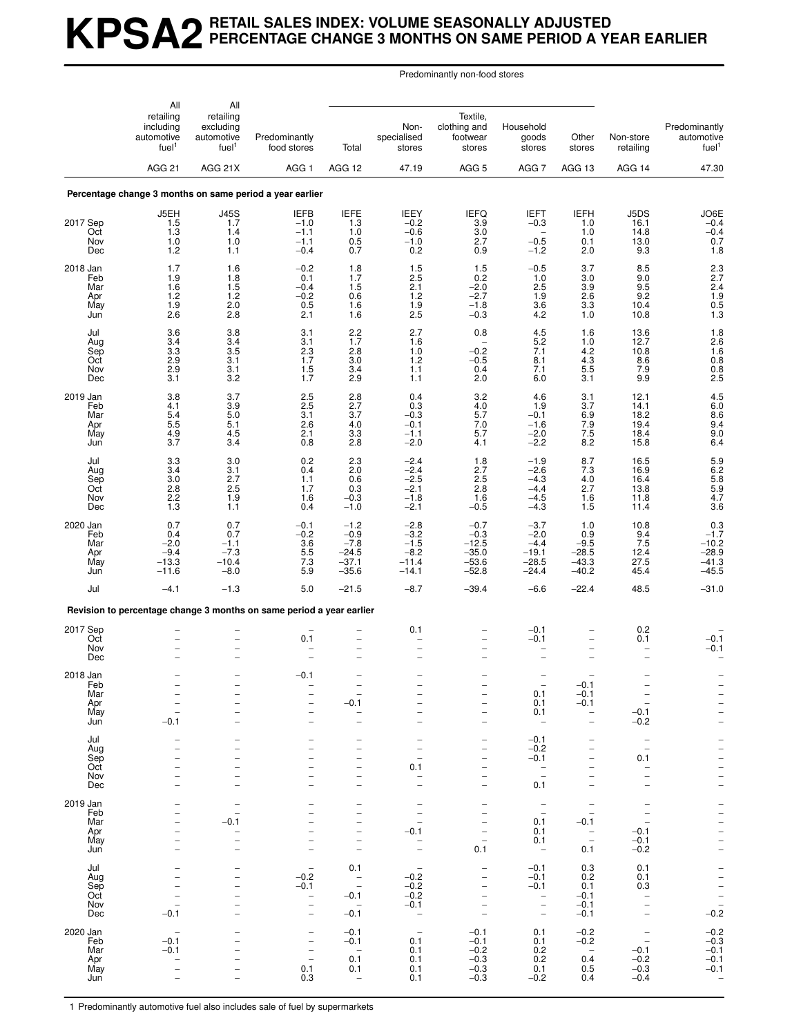# KPSA2 RETAIL SALES INDEX: VOLUME SEASONALLY ADJUSTED PERCENTAGE CHANGE 3 MONTHS ON SAME PERIOD A YEAR EARLIER

| | All retailing including automotive fuel[1] | All retailing excluding automotive fuel[1] | Predominantly food stores | Predominantly non-food stores: Total | Non-specialised stores | Textile, clothing and footwear stores | Household goods stores | Other stores | Non-store retailing | Predominantly automotive fuel[1] |
|---|---|---|---|---|---|---|---|---|---|---|
| | AGG 21 | AGG 21X | AGG 1 | AGG 12 | 47.19 | AGG 5 | AGG 7 | AGG 13 | AGG 14 | 47.30 |
| **Percentage change 3 months on same period a year earlier** | | | | | | | | | | |
| | J5EH | J45S | IEFB | IEFE | IEEY | IEFQ | IEFT | IEFH | J5DS | JO6E |
| 2017 Sep | 1.5 | 1.7 | −1.0 | 1.3 | −0.2 | 3.9 | −0.3 | 1.0 | 16.1 | −0.4 |
| Oct | 1.3 | 1.4 | −1.1 | 1.0 | −0.6 | 3.0 | – | 1.0 | 14.8 | −0.4 |
| Nov | 1.0 | 1.0 | −1.1 | 0.5 | −1.0 | 2.7 | −0.5 | 0.1 | 13.0 | 0.7 |
| Dec | 1.2 | 1.1 | −0.4 | 0.7 | 0.2 | 0.9 | −1.2 | 2.0 | 9.3 | 1.8 |
| 2018 Jan | 1.7 | 1.6 | −0.2 | 1.8 | 1.5 | 1.5 | −0.5 | 3.7 | 8.5 | 2.3 |
| Feb | 1.9 | 1.8 | 0.1 | 1.7 | 2.5 | 0.2 | 1.0 | 3.0 | 9.0 | 2.7 |
| Mar | 1.6 | 1.5 | −0.4 | 1.5 | 2.1 | −2.0 | 2.5 | 3.9 | 9.5 | 2.4 |
| Apr | 1.2 | 1.2 | −0.2 | 0.6 | 1.2 | −2.7 | 1.9 | 2.6 | 9.2 | 1.9 |
| May | 1.9 | 2.0 | 0.5 | 1.6 | 1.9 | −1.8 | 3.6 | 3.3 | 10.4 | 0.5 |
| Jun | 2.6 | 2.8 | 2.1 | 1.6 | 2.5 | −0.3 | 4.2 | 1.0 | 10.8 | 1.3 |
| Jul | 3.6 | 3.8 | 3.1 | 2.2 | 2.7 | 0.8 | 4.5 | 1.6 | 13.6 | 1.8 |
| Aug | 3.4 | 3.4 | 3.1 | 1.7 | 1.6 | – | 5.2 | 1.0 | 12.7 | 2.6 |
| Sep | 3.3 | 3.5 | 2.3 | 2.8 | 1.0 | −0.2 | 7.1 | 4.2 | 10.8 | 1.6 |
| Oct | 2.9 | 3.1 | 1.7 | 3.0 | 1.2 | −0.5 | 8.1 | 4.3 | 8.6 | 0.8 |
| Nov | 2.9 | 3.1 | 1.5 | 3.4 | 1.1 | 0.4 | 7.1 | 5.5 | 7.9 | 0.8 |
| Dec | 3.1 | 3.2 | 1.7 | 2.9 | 1.1 | 2.0 | 6.0 | 3.1 | 9.9 | 2.5 |
| 2019 Jan | 3.8 | 3.7 | 2.5 | 2.8 | 0.4 | 3.2 | 4.6 | 3.1 | 12.1 | 4.5 |
| Feb | 4.1 | 3.9 | 2.5 | 2.7 | 0.3 | 4.0 | 1.9 | 3.7 | 14.1 | 6.0 |
| Mar | 5.4 | 5.0 | 3.1 | 3.7 | −0.3 | 5.7 | −0.1 | 6.9 | 18.2 | 8.6 |
| Apr | 5.5 | 5.1 | 2.6 | 4.0 | −0.1 | 7.0 | −1.6 | 7.9 | 19.4 | 9.4 |
| May | 4.9 | 4.5 | 2.1 | 3.3 | −1.1 | 5.7 | −2.0 | 7.5 | 18.4 | 9.0 |
| Jun | 3.7 | 3.4 | 0.8 | 2.8 | −2.0 | 4.1 | −2.2 | 8.2 | 15.8 | 6.4 |
| Jul | 3.3 | 3.0 | 0.2 | 2.3 | −2.4 | 1.8 | −1.9 | 8.7 | 16.5 | 5.9 |
| Aug | 3.4 | 3.1 | 0.4 | 2.0 | −2.4 | 2.7 | −2.6 | 7.3 | 16.9 | 6.2 |
| Sep | 3.0 | 2.7 | 1.1 | 0.6 | −2.5 | 2.5 | −4.3 | 4.0 | 16.4 | 5.8 |
| Oct | 2.8 | 2.5 | 1.7 | 0.3 | −2.1 | 2.8 | −4.4 | 2.7 | 13.8 | 5.9 |
| Nov | 2.2 | 1.9 | 1.6 | −0.3 | −1.8 | 1.6 | −4.5 | 1.6 | 11.8 | 4.7 |
| Dec | 1.3 | 1.1 | 0.4 | −1.0 | −2.1 | −0.5 | −4.3 | 1.5 | 11.4 | 3.6 |
| 2020 Jan | 0.7 | 0.7 | −0.1 | −1.2 | −2.8 | −0.7 | −3.7 | 1.0 | 10.8 | 0.3 |
| Feb | 0.4 | 0.7 | −0.2 | −0.9 | −3.2 | −0.3 | −2.0 | 0.9 | 9.4 | −1.7 |
| Mar | −2.0 | −1.1 | 3.6 | −7.8 | −1.5 | −12.5 | −4.4 | −9.5 | 7.5 | −10.2 |
| Apr | −9.4 | −7.3 | 5.5 | −24.5 | −8.2 | −35.0 | −19.1 | −28.5 | 12.4 | −28.9 |
| May | −13.3 | −10.4 | 7.3 | −37.1 | −11.4 | −53.6 | −28.5 | −43.3 | 27.5 | −41.3 |
| Jun | −11.6 | −8.0 | 5.9 | −35.6 | −14.1 | −52.8 | −24.4 | −40.2 | 45.4 | −45.5 |
| Jul | −4.1 | −1.3 | 5.0 | −21.5 | −8.7 | −39.4 | −6.6 | −22.4 | 48.5 | −31.0 |
| **Revision to percentage change 3 months on same period a year earlier** | | | | | | | | | | |
| 2017 Sep | – | – | – | – | 0.1 | – | −0.1 | – | 0.2 | – |
| Oct | – | – | 0.1 | – | – | – | −0.1 | – | 0.1 | −0.1 |
| Nov | – | – | – | – | – | – | – | – | – | −0.1 |
| Dec | – | – | – | – | – | – | – | – | – | – |
| 2018 Jan | – | – | −0.1 | – | – | – | – | – | – | – |
| Feb | – | – | – | – | – | – | – | −0.1 | – | – |
| Mar | – | – | – | – | – | – | 0.1 | −0.1 | – | – |
| Apr | – | – | – | −0.1 | – | – | 0.1 | −0.1 | – | – |
| May | – | – | – | – | – | – | 0.1 | – | −0.1 | – |
| Jun | −0.1 | – | – | – | – | – | – | – | −0.2 | – |
| Jul | – | – | – | – | – | – | −0.1 | – | – | – |
| Aug | – | – | – | – | – | – | −0.2 | – | – | – |
| Sep | – | – | – | – | – | – | −0.1 | – | 0.1 | – |
| Oct | – | – | – | – | 0.1 | – | – | – | – | – |
| Nov | – | – | – | – | – | – | – | – | – | – |
| Dec | – | – | – | – | – | – | 0.1 | – | – | – |
| 2019 Jan | – | – | – | – | – | – | – | – | – | – |
| Feb | – | – | – | – | – | – | – | – | – | – |
| Mar | – | −0.1 | – | – | – | – | 0.1 | −0.1 | – | – |
| Apr | – | – | – | – | −0.1 | – | 0.1 | – | −0.1 | – |
| May | – | – | – | – | – | – | 0.1 | – | −0.1 | – |
| Jun | – | – | – | – | – | 0.1 | – | 0.1 | −0.2 | – |
| Jul | – | – | – | 0.1 | – | – | −0.1 | 0.3 | 0.1 | – |
| Aug | – | – | −0.2 | – | −0.2 | – | −0.1 | 0.2 | 0.1 | – |
| Sep | – | – | −0.1 | – | −0.2 | – | −0.1 | 0.1 | 0.3 | – |
| Oct | – | – | – | −0.1 | −0.2 | – | – | −0.1 | – | – |
| Nov | – | – | – | – | −0.1 | – | – | −0.1 | – | – |
| Dec | −0.1 | – | – | −0.1 | – | – | – | −0.1 | – | −0.2 |
| 2020 Jan | – | – | – | −0.1 | – | −0.1 | 0.1 | −0.2 | – | −0.2 |
| Feb | −0.1 | – | – | −0.1 | 0.1 | −0.1 | 0.1 | −0.2 | – | −0.3 |
| Mar | −0.1 | – | – | – | 0.1 | −0.2 | 0.2 | – | −0.1 | −0.1 |
| Apr | – | – | – | 0.1 | 0.1 | −0.3 | 0.2 | 0.4 | −0.2 | −0.1 |
| May | – | – | 0.1 | 0.1 | 0.1 | −0.3 | 0.1 | 0.5 | −0.3 | −0.1 |
| Jun | – | – | 0.3 | – | 0.1 | −0.3 | −0.2 | 0.4 | −0.4 | – |

1 Predominantly automotive fuel also includes sale of fuel by supermarkets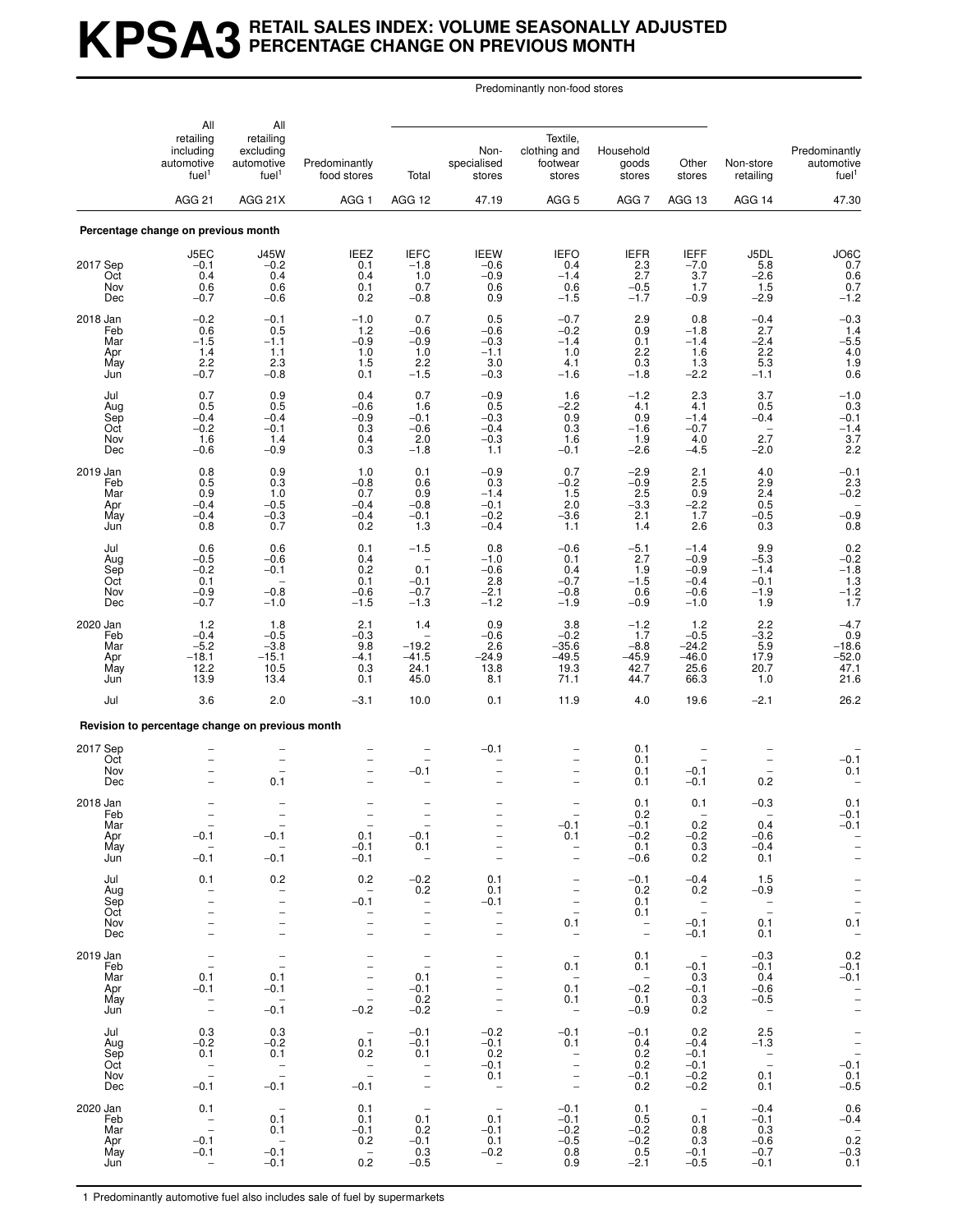# KPSA3 RETAIL SALES INDEX: VOLUME SEASONALLY ADJUSTED PERCENTAGE CHANGE ON PREVIOUS MONTH

| | All retailing including automotive fuel[1] | All retailing excluding automotive fuel[1] | Predominantly food stores | Predominantly non-food stores: Total | Non-specialised stores | Textile, clothing and footwear stores | Household goods stores | Other stores | Non-store retailing | Predominantly automotive fuel[1] |
|---|---|---|---|---|---|---|---|---|---|---|
| | AGG 21 | AGG 21X | AGG 1 | AGG 12 | 47.19 | AGG 5 | AGG 7 | AGG 13 | AGG 14 | 47.30 |
| **Percentage change on previous month** | | | | | | | | | | |
| | J5EC | J45W | IEEZ | IEFC | IEEW | IEFO | IEFR | IEFF | J5DL | JO6C |
| 2017 Sep | −0.1 | −0.2 | 0.1 | −1.8 | −0.6 | 0.4 | 2.3 | −7.0 | 5.8 | 0.7 |
| Oct | 0.4 | 0.4 | 0.4 | 1.0 | −0.9 | −1.4 | 2.7 | 3.7 | −2.6 | 0.6 |
| Nov | 0.6 | 0.6 | 0.1 | 0.7 | 0.6 | 0.6 | −0.5 | 1.7 | 1.5 | 0.7 |
| Dec | −0.7 | −0.6 | 0.2 | −0.8 | 0.9 | −1.5 | −1.7 | −0.9 | −2.9 | −1.2 |
| 2018 Jan | −0.2 | −0.1 | −1.0 | 0.7 | 0.5 | −0.7 | 2.9 | 0.8 | −0.4 | −0.3 |
| Feb | 0.6 | 0.5 | 1.2 | −0.6 | −0.6 | −0.2 | 0.9 | −1.8 | 2.7 | 1.4 |
| Mar | −1.5 | −1.1 | −0.9 | −0.9 | −0.3 | −1.4 | 0.1 | −1.4 | −2.4 | −5.5 |
| Apr | 1.4 | 1.1 | 1.0 | 1.0 | −1.1 | 1.0 | 2.2 | 1.6 | 2.2 | 4.0 |
| May | 2.2 | 2.3 | 1.5 | 2.2 | 3.0 | 4.1 | 0.3 | 1.3 | 5.3 | 1.9 |
| Jun | −0.7 | −0.8 | 0.1 | −1.5 | −0.3 | −1.6 | −1.8 | −2.2 | −1.1 | 0.6 |
| Jul | 0.7 | 0.9 | 0.4 | 0.7 | −0.9 | 1.6 | −1.2 | 2.3 | 3.7 | −1.0 |
| Aug | 0.5 | 0.5 | −0.6 | 1.6 | 0.5 | −2.2 | 4.1 | 4.1 | 0.5 | 0.3 |
| Sep | −0.4 | −0.4 | −0.9 | −0.1 | −0.3 | 0.9 | 0.9 | −1.4 | −0.4 | −0.1 |
| Oct | −0.2 | −0.1 | 0.3 | −0.6 | −0.4 | 0.3 | −1.6 | −0.7 | – | −1.4 |
| Nov | 1.6 | 1.4 | 0.4 | 2.0 | −0.3 | 1.6 | 1.9 | 4.0 | 2.7 | 3.7 |
| Dec | −0.6 | −0.9 | 0.3 | −1.8 | 1.1 | −0.1 | −2.6 | −4.5 | −2.0 | 2.2 |
| 2019 Jan | 0.8 | 0.9 | 1.0 | 0.1 | −0.9 | 0.7 | −2.9 | 2.1 | 4.0 | −0.1 |
| Feb | 0.5 | 0.3 | −0.8 | 0.6 | 0.3 | −0.2 | −0.9 | 2.5 | 2.9 | 2.3 |
| Mar | 0.9 | 1.0 | 0.7 | 0.9 | −1.4 | 1.5 | 2.5 | 0.9 | 2.4 | −0.2 |
| Apr | −0.4 | −0.5 | −0.4 | −0.8 | −0.1 | 2.0 | −3.3 | −2.2 | 0.5 | – |
| May | −0.4 | −0.3 | −0.4 | −0.1 | −0.2 | −3.6 | 2.1 | 1.7 | −0.5 | −0.9 |
| Jun | 0.8 | 0.7 | 0.2 | 1.3 | −0.4 | 1.1 | 1.4 | 2.6 | 0.3 | 0.8 |
| Jul | 0.6 | 0.6 | 0.1 | −1.5 | 0.8 | −0.6 | −5.1 | −1.4 | 9.9 | 0.2 |
| Aug | −0.5 | −0.6 | 0.4 | – | −1.0 | 0.1 | 2.7 | −0.9 | −5.3 | −0.2 |
| Sep | −0.2 | −0.1 | 0.2 | 0.1 | −0.6 | 0.4 | 1.9 | −0.9 | −1.4 | −1.8 |
| Oct | 0.1 | – | 0.1 | −0.1 | 2.8 | −0.7 | −1.5 | −0.4 | −0.1 | 1.3 |
| Nov | −0.9 | −0.8 | −0.6 | −0.7 | −2.1 | −0.8 | 0.6 | −0.6 | −1.9 | −1.2 |
| Dec | −0.7 | −1.0 | −1.5 | −1.3 | −1.2 | −1.9 | −0.9 | −1.0 | 1.9 | 1.7 |
| 2020 Jan | 1.2 | 1.8 | 2.1 | 1.4 | 0.9 | 3.8 | −1.2 | 1.2 | 2.2 | −4.7 |
| Feb | −0.4 | −0.5 | −0.3 | – | −0.6 | −0.2 | 1.7 | −0.5 | −3.2 | 0.9 |
| Mar | −5.2 | −3.8 | 9.8 | −19.2 | 2.6 | −35.6 | −8.8 | −24.2 | 5.9 | −18.6 |
| Apr | −18.1 | −15.1 | −4.1 | −41.5 | −24.9 | −49.5 | −45.9 | −46.0 | 17.9 | −52.0 |
| May | 12.2 | 10.5 | 0.3 | 24.1 | 13.8 | 19.3 | 42.7 | 25.6 | 20.7 | 47.1 |
| Jun | 13.9 | 13.4 | 0.1 | 45.0 | 8.1 | 71.1 | 44.7 | 66.3 | 1.0 | 21.6 |
| Jul | 3.6 | 2.0 | −3.1 | 10.0 | 0.1 | 11.9 | 4.0 | 19.6 | −2.1 | 26.2 |
| **Revision to percentage change on previous month** | | | | | | | | | | |
| 2017 Sep | – | – | – | – | −0.1 | – | 0.1 | – | – | – |
| Oct | – | – | – | – | – | – | 0.1 | – | – | −0.1 |
| Nov | – | – | – | −0.1 | – | – | 0.1 | −0.1 | – | 0.1 |
| Dec | – | 0.1 | – | – | – | – | 0.1 | −0.1 | 0.2 | – |
| 2018 Jan | – | – | – | – | – | – | 0.1 | 0.1 | −0.3 | 0.1 |
| Feb | – | – | – | – | – | – | 0.2 | – | – | −0.1 |
| Mar | – | – | – | – | – | −0.1 | −0.1 | 0.2 | 0.4 | −0.1 |
| Apr | −0.1 | −0.1 | 0.1 | −0.1 | – | 0.1 | −0.2 | −0.2 | −0.6 | – |
| May | – | – | −0.1 | 0.1 | – | – | 0.1 | 0.3 | −0.4 | – |
| Jun | −0.1 | −0.1 | −0.1 | – | – | – | −0.6 | 0.2 | 0.1 | – |
| Jul | 0.1 | 0.2 | 0.2 | −0.2 | 0.1 | – | −0.1 | −0.4 | 1.5 | – |
| Aug | – | – | – | 0.2 | 0.1 | – | 0.2 | 0.2 | −0.9 | – |
| Sep | – | – | −0.1 | – | −0.1 | – | 0.1 | – | – | – |
| Oct | – | – | – | – | – | – | 0.1 | – | – | – |
| Nov | – | – | – | – | – | 0.1 | – | −0.1 | 0.1 | 0.1 |
| Dec | – | – | – | – | – | – | – | −0.1 | 0.1 | – |
| 2019 Jan | – | – | – | – | – | – | 0.1 | – | −0.3 | 0.2 |
| Feb | – | – | – | – | – | 0.1 | 0.1 | −0.1 | −0.1 | −0.1 |
| Mar | 0.1 | 0.1 | – | 0.1 | – | – | – | 0.3 | 0.4 | −0.1 |
| Apr | −0.1 | −0.1 | – | −0.1 | – | 0.1 | −0.2 | −0.1 | −0.6 | – |
| May | – | – | – | 0.2 | – | 0.1 | 0.1 | 0.3 | −0.5 | – |
| Jun | – | −0.1 | −0.2 | −0.2 | – | – | −0.9 | 0.2 | – | – |
| Jul | 0.3 | 0.3 | – | −0.1 | −0.2 | −0.1 | −0.1 | 0.2 | 2.5 | – |
| Aug | −0.2 | −0.2 | 0.1 | −0.1 | −0.1 | 0.1 | 0.4 | −0.4 | −1.3 | – |
| Sep | 0.1 | 0.1 | 0.2 | 0.1 | 0.2 | – | 0.2 | −0.1 | – | – |
| Oct | – | – | – | – | −0.1 | – | 0.2 | −0.1 | – | −0.1 |
| Nov | – | – | – | – | 0.1 | – | −0.1 | −0.2 | 0.1 | 0.1 |
| Dec | −0.1 | −0.1 | −0.1 | – | – | – | 0.2 | −0.2 | 0.1 | −0.5 |
| 2020 Jan | 0.1 | – | 0.1 | – | – | −0.1 | 0.1 | – | −0.4 | 0.6 |
| Feb | – | 0.1 | 0.1 | 0.1 | 0.1 | −0.1 | 0.5 | 0.1 | −0.1 | −0.4 |
| Mar | – | 0.1 | −0.1 | 0.2 | −0.1 | −0.2 | −0.2 | 0.8 | 0.3 | – |
| Apr | −0.1 | – | 0.2 | −0.1 | 0.1 | −0.5 | −0.2 | 0.3 | −0.6 | 0.2 |
| May | −0.1 | −0.1 | – | 0.3 | −0.2 | 0.8 | 0.5 | −0.1 | −0.7 | −0.3 |
| Jun | – | −0.1 | 0.2 | −0.5 | – | 0.9 | −2.1 | −0.5 | −0.1 | 0.1 |

1 Predominantly automotive fuel also includes sale of fuel by supermarkets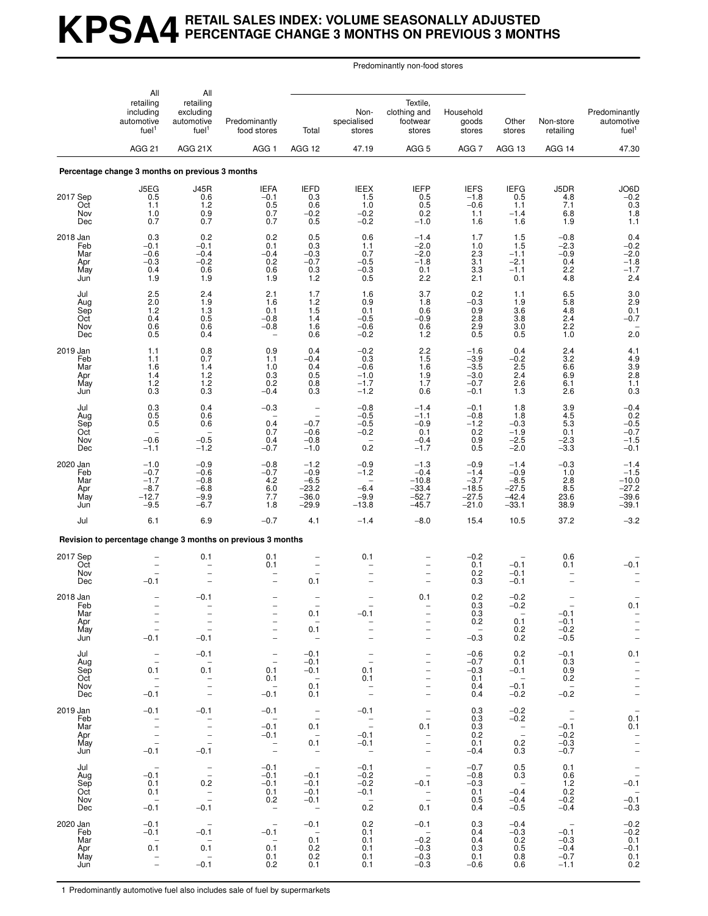# KPSA4 RETAIL SALES INDEX: VOLUME SEASONALLY ADJUSTED PERCENTAGE CHANGE 3 MONTHS ON PREVIOUS 3 MONTHS

| | All retailing including automotive fuel[1] | All retailing excluding automotive fuel[1] | Predominantly food stores | Predominantly non-food stores: Total | Non-specialised stores | Textile, clothing and footwear stores | Household goods stores | Other stores | Non-store retailing | Predominantly automotive fuel[1] |
|---|---|---|---|---|---|---|---|---|---|---|
| | AGG 21 | AGG 21X | AGG 1 | AGG 12 | 47.19 | AGG 5 | AGG 7 | AGG 13 | AGG 14 | 47.30 |
| **Percentage change 3 months on previous 3 months** | | | | | | | | | | |
| | J5EG | J45R | IEFA | IEFD | IEEX | IEFP | IEFS | IEFG | J5DR | JO6D |
| 2017 Sep | 0.5 | 0.6 | −0.1 | 0.3 | 1.5 | 0.5 | −1.8 | 0.5 | 4.8 | −0.2 |
| Oct | 1.1 | 1.2 | 0.5 | 0.6 | 1.0 | 0.5 | −0.6 | 1.1 | 7.1 | 0.3 |
| Nov | 1.0 | 0.9 | 0.7 | −0.2 | −0.2 | 0.2 | 1.1 | −1.4 | 6.8 | 1.8 |
| Dec | 0.7 | 0.7 | 0.7 | 0.5 | −0.2 | −1.0 | 1.6 | 1.6 | 1.9 | 1.1 |
| 2018 Jan | 0.3 | 0.2 | 0.2 | 0.5 | 0.6 | −1.4 | 1.7 | 1.5 | −0.8 | 0.4 |
| Feb | −0.1 | −0.1 | 0.1 | 0.3 | 1.1 | −2.0 | 1.0 | 1.5 | −2.3 | −0.2 |
| Mar | −0.6 | −0.4 | −0.4 | −0.3 | 0.7 | −2.0 | 2.3 | −1.1 | −0.9 | −2.0 |
| Apr | −0.3 | −0.2 | 0.2 | −0.7 | −0.5 | −1.8 | 3.1 | −2.1 | 0.4 | −1.8 |
| May | 0.4 | 0.6 | 0.6 | 0.3 | −0.3 | 0.1 | 3.3 | −1.1 | 2.2 | −1.7 |
| Jun | 1.9 | 1.9 | 1.9 | 1.2 | 0.5 | 2.2 | 2.1 | 0.1 | 4.8 | 2.4 |
| Jul | 2.5 | 2.4 | 2.1 | 1.7 | 1.6 | 3.7 | 0.2 | 1.1 | 6.5 | 3.0 |
| Aug | 2.0 | 1.9 | 1.6 | 1.2 | 0.9 | 1.8 | −0.3 | 1.9 | 5.8 | 2.9 |
| Sep | 1.2 | 1.3 | 0.1 | 1.5 | 0.1 | 0.6 | 0.9 | 3.6 | 4.8 | 0.1 |
| Oct | 0.4 | 0.5 | −0.8 | 1.4 | −0.5 | −0.9 | 2.8 | 3.8 | 2.4 | −0.7 |
| Nov | 0.6 | 0.6 | −0.8 | 1.6 | −0.6 | 0.6 | 2.9 | 3.0 | 2.2 | – |
| Dec | 0.5 | 0.4 | – | 0.6 | −0.2 | 1.2 | 0.5 | 0.5 | 1.0 | 2.0 |
| 2019 Jan | 1.1 | 0.8 | 0.9 | 0.4 | −0.2 | 2.2 | −1.6 | 0.4 | 2.4 | 4.1 |
| Feb | 1.1 | 0.7 | 1.1 | −0.4 | 0.3 | 1.5 | −3.9 | −0.2 | 3.2 | 4.9 |
| Mar | 1.6 | 1.4 | 1.0 | 0.4 | −0.6 | 1.6 | −3.5 | 2.5 | 6.6 | 3.9 |
| Apr | 1.4 | 1.2 | 0.3 | 0.5 | −1.0 | 1.9 | −3.0 | 2.4 | 6.9 | 2.8 |
| May | 1.2 | 1.2 | 0.2 | 0.8 | −1.7 | 1.7 | −0.7 | 2.6 | 6.1 | 1.1 |
| Jun | 0.3 | 0.3 | −0.4 | 0.3 | −1.2 | 0.6 | −0.1 | 1.3 | 2.6 | 0.3 |
| Jul | 0.3 | 0.4 | −0.3 | – | −0.8 | −1.4 | −0.1 | 1.8 | 3.9 | −0.4 |
| Aug | 0.5 | 0.6 | – | – | −0.5 | −1.1 | −0.8 | 1.8 | 4.5 | 0.2 |
| Sep | 0.5 | 0.6 | 0.4 | −0.7 | −0.5 | −0.9 | −1.2 | −0.3 | 5.3 | −0.5 |
| Oct | – | – | 0.7 | −0.6 | −0.2 | 0.1 | 0.2 | −1.9 | 0.1 | −0.7 |
| Nov | −0.6 | −0.5 | 0.4 | −0.8 | – | −0.4 | 0.9 | −2.5 | −2.3 | −1.5 |
| Dec | −1.1 | −1.2 | −0.7 | −1.0 | 0.2 | −1.7 | 0.5 | −2.0 | −3.3 | −0.1 |
| 2020 Jan | −1.0 | −0.9 | −0.8 | −1.2 | −0.9 | −1.3 | −0.9 | −1.4 | −0.3 | −1.4 |
| Feb | −0.7 | −0.6 | −0.7 | −0.9 | −1.2 | −0.4 | −1.4 | −0.9 | 1.0 | −1.5 |
| Mar | −1.7 | −0.8 | 4.2 | −6.5 | – | −10.8 | −3.7 | −8.5 | 2.8 | −10.0 |
| Apr | −8.7 | −6.8 | 6.0 | −23.2 | −6.4 | −33.4 | −18.5 | −27.5 | 8.5 | −27.2 |
| May | −12.7 | −9.9 | 7.7 | −36.0 | −9.9 | −52.7 | −27.5 | −42.4 | 23.6 | −39.6 |
| Jun | −9.5 | −6.7 | 1.8 | −29.9 | −13.8 | −45.7 | −21.0 | −33.1 | 38.9 | −39.1 |
| Jul | 6.1 | 6.9 | −0.7 | 4.1 | −1.4 | −8.0 | 15.4 | 10.5 | 37.2 | −3.2 |
| **Revision to percentage change 3 months on previous 3 months** | | | | | | | | | | |
| 2017 Sep | – | 0.1 | 0.1 | – | 0.1 | – | −0.2 | – | 0.6 | – |
| Oct | – | – | 0.1 | – | – | – | 0.1 | −0.1 | 0.1 | −0.1 |
| Nov | – | – | – | – | – | – | 0.2 | −0.1 | – | – |
| Dec | −0.1 | – | – | 0.1 | – | – | 0.3 | −0.1 | – | – |
| 2018 Jan | – | −0.1 | – | – | – | 0.1 | 0.2 | −0.2 | – | – |
| Feb | – | – | – | – | – | – | 0.3 | −0.2 | – | 0.1 |
| Mar | – | – | – | 0.1 | −0.1 | – | 0.3 | – | −0.1 | – |
| Apr | – | – | – | – | – | – | 0.2 | 0.1 | −0.1 | – |
| May | – | – | – | 0.1 | – | – | – | 0.2 | −0.2 | – |
| Jun | −0.1 | −0.1 | – | – | – | – | −0.3 | 0.2 | −0.5 | – |
| Jul | – | −0.1 | – | −0.1 | – | – | −0.6 | 0.2 | −0.1 | 0.1 |
| Aug | – | – | – | −0.1 | – | – | −0.7 | 0.1 | 0.3 | – |
| Sep | 0.1 | 0.1 | 0.1 | −0.1 | 0.1 | – | −0.3 | −0.1 | 0.9 | – |
| Oct | – | – | 0.1 | – | 0.1 | – | 0.1 | – | 0.2 | – |
| Nov | – | – | – | 0.1 | – | – | 0.4 | −0.1 | – | – |
| Dec | −0.1 | – | −0.1 | 0.1 | – | – | 0.4 | −0.2 | −0.2 | – |
| 2019 Jan | −0.1 | −0.1 | −0.1 | – | −0.1 | – | 0.3 | −0.2 | – | – |
| Feb | – | – | – | – | – | – | 0.3 | −0.2 | – | 0.1 |
| Mar | – | – | −0.1 | 0.1 | – | 0.1 | 0.3 | – | −0.1 | 0.1 |
| Apr | – | – | −0.1 | – | −0.1 | – | 0.2 | – | −0.2 | – |
| May | – | – | – | 0.1 | −0.1 | – | 0.1 | 0.2 | −0.3 | – |
| Jun | −0.1 | −0.1 | – | – | – | – | −0.4 | 0.3 | −0.7 | – |
| Jul | – | – | −0.1 | – | −0.1 | – | −0.7 | 0.5 | 0.1 | – |
| Aug | −0.1 | – | −0.1 | −0.1 | −0.2 | – | −0.8 | 0.3 | 0.6 | – |
| Sep | 0.1 | 0.2 | −0.1 | −0.1 | −0.2 | −0.1 | −0.3 | – | 1.2 | −0.1 |
| Oct | 0.1 | – | 0.1 | −0.1 | −0.1 | – | 0.1 | −0.4 | 0.2 | – |
| Nov | – | – | 0.2 | −0.1 | – | – | 0.5 | −0.4 | −0.2 | −0.1 |
| Dec | −0.1 | −0.1 | – | – | 0.2 | 0.1 | 0.4 | −0.5 | −0.4 | −0.3 |
| 2020 Jan | −0.1 | – | – | −0.1 | 0.2 | −0.1 | 0.3 | −0.4 | – | −0.2 |
| Feb | −0.1 | −0.1 | −0.1 | – | 0.1 | – | 0.4 | −0.3 | −0.1 | −0.2 |
| Mar | – | – | – | 0.1 | 0.1 | −0.2 | 0.4 | 0.2 | −0.3 | 0.1 |
| Apr | 0.1 | 0.1 | 0.1 | 0.2 | 0.1 | −0.3 | 0.3 | 0.5 | −0.4 | −0.1 |
| May | – | – | 0.1 | 0.2 | 0.1 | −0.3 | 0.1 | 0.8 | −0.7 | 0.1 |
| Jun | – | −0.1 | 0.2 | 0.1 | 0.1 | −0.3 | −0.6 | 0.6 | −1.1 | 0.2 |

1 Predominantly automotive fuel also includes sale of fuel by supermarkets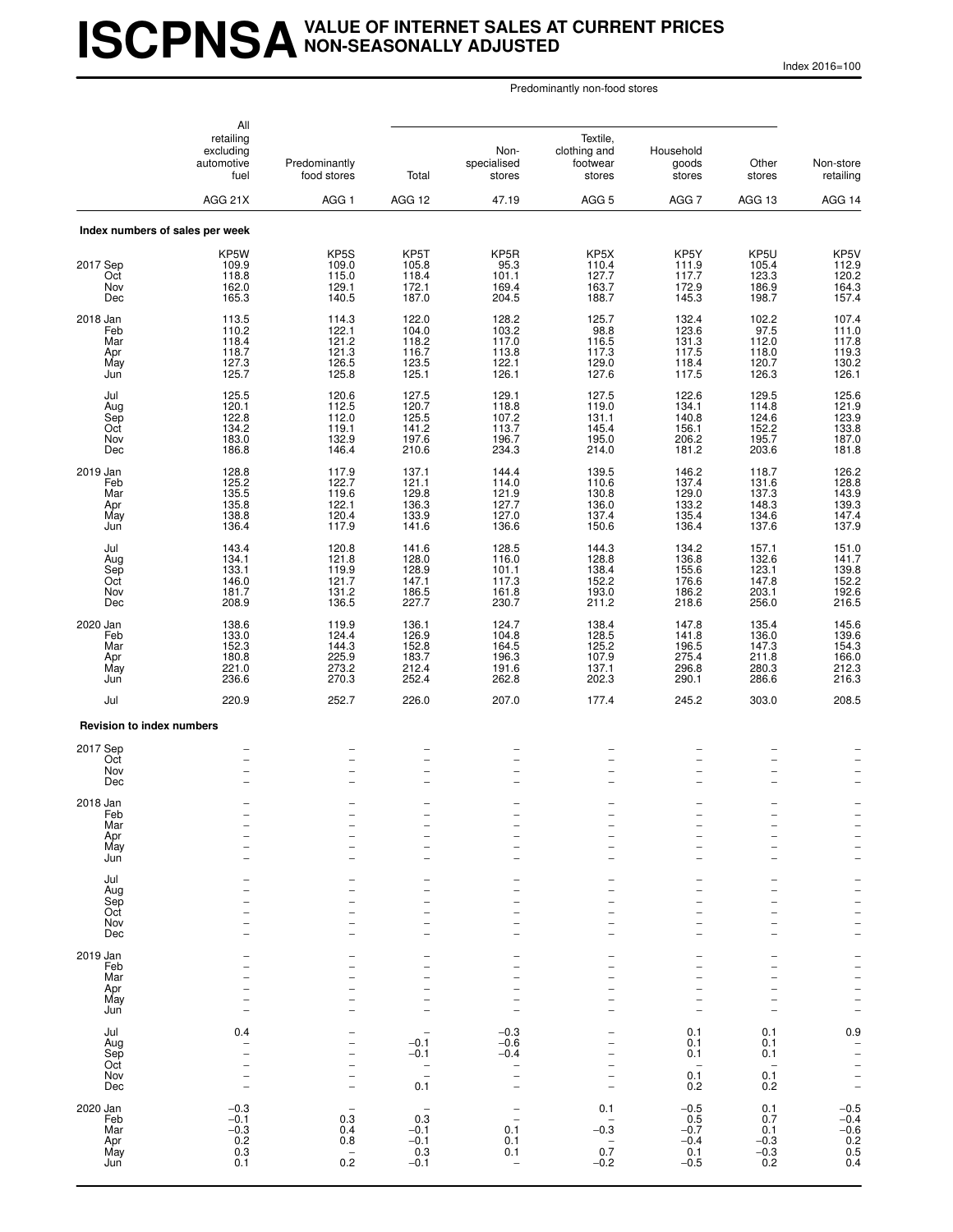# ISCPNSA VALUE OF INTERNET SALES AT CURRENT PRICES NON-SEASONALLY ADJUSTED

Index 2016=100

| | All retailing excluding automotive fuel | Predominantly food stores | Predominantly non-food stores: Total | Non-specialised stores | Textile, clothing and footwear stores | Household goods stores | Other stores | Non-store retailing |
|---|---|---|---|---|---|---|---|---|
| | AGG 21X | AGG 1 | AGG 12 | 47.19 | AGG 5 | AGG 7 | AGG 13 | AGG 14 |
| **Index numbers of sales per week** | | | | | | | | |
| | KP5W | KP5S | KP5T | KP5R | KP5X | KP5Y | KP5U | KP5V |
| 2017 Sep | 109.9 | 109.0 | 105.8 | 95.3 | 110.4 | 111.9 | 105.4 | 112.9 |
| Oct | 118.8 | 115.0 | 118.4 | 101.1 | 127.7 | 117.7 | 123.3 | 120.2 |
| Nov | 162.0 | 129.1 | 172.1 | 169.4 | 163.7 | 172.9 | 186.9 | 164.3 |
| Dec | 165.3 | 140.5 | 187.0 | 204.5 | 188.7 | 145.3 | 198.7 | 157.4 |
| 2018 Jan | 113.5 | 114.3 | 122.0 | 128.2 | 125.7 | 132.4 | 102.2 | 107.4 |
| Feb | 110.2 | 122.1 | 104.0 | 103.2 | 98.8 | 123.6 | 97.5 | 111.0 |
| Mar | 118.4 | 121.2 | 118.2 | 117.0 | 116.5 | 131.3 | 112.0 | 117.8 |
| Apr | 118.7 | 121.3 | 116.7 | 113.8 | 117.3 | 117.5 | 118.0 | 119.3 |
| May | 127.3 | 126.5 | 123.5 | 122.1 | 129.0 | 118.4 | 120.7 | 130.2 |
| Jun | 125.7 | 125.8 | 125.1 | 126.1 | 127.6 | 117.5 | 126.3 | 126.1 |
| Jul | 125.5 | 120.6 | 127.5 | 129.1 | 127.5 | 122.6 | 129.5 | 125.6 |
| Aug | 120.1 | 112.5 | 120.7 | 118.8 | 119.0 | 134.1 | 114.8 | 121.9 |
| Sep | 122.8 | 112.0 | 125.5 | 107.2 | 131.1 | 140.8 | 124.6 | 123.9 |
| Oct | 134.2 | 119.1 | 141.2 | 113.7 | 145.4 | 156.1 | 152.2 | 133.8 |
| Nov | 183.0 | 132.9 | 197.6 | 196.7 | 195.0 | 206.2 | 195.7 | 187.0 |
| Dec | 186.8 | 146.4 | 210.6 | 234.3 | 214.0 | 181.2 | 203.6 | 181.8 |
| 2019 Jan | 128.8 | 117.9 | 137.1 | 144.4 | 139.5 | 146.2 | 118.7 | 126.2 |
| Feb | 125.2 | 122.7 | 121.1 | 114.0 | 110.6 | 137.4 | 131.6 | 128.8 |
| Mar | 135.5 | 119.6 | 129.8 | 121.9 | 130.8 | 129.0 | 137.3 | 143.9 |
| Apr | 135.8 | 122.1 | 136.3 | 127.7 | 136.0 | 133.2 | 148.3 | 139.3 |
| May | 138.8 | 120.4 | 133.9 | 127.0 | 137.4 | 135.4 | 134.6 | 147.4 |
| Jun | 136.4 | 117.9 | 141.6 | 136.6 | 150.6 | 136.4 | 137.6 | 137.9 |
| Jul | 143.4 | 120.8 | 141.6 | 128.5 | 144.3 | 134.2 | 157.1 | 151.0 |
| Aug | 134.1 | 121.8 | 128.0 | 116.0 | 128.8 | 136.8 | 132.6 | 141.7 |
| Sep | 133.1 | 119.9 | 128.9 | 101.1 | 138.4 | 155.6 | 123.1 | 139.8 |
| Oct | 146.0 | 121.7 | 147.1 | 117.3 | 152.2 | 176.6 | 147.8 | 152.2 |
| Nov | 181.7 | 131.2 | 186.5 | 161.8 | 193.0 | 186.2 | 203.1 | 192.6 |
| Dec | 208.9 | 136.5 | 227.7 | 230.7 | 211.2 | 218.6 | 256.0 | 216.5 |
| 2020 Jan | 138.6 | 119.9 | 136.1 | 124.7 | 138.4 | 147.8 | 135.4 | 145.6 |
| Feb | 133.0 | 124.4 | 126.9 | 104.8 | 128.5 | 141.8 | 136.0 | 139.6 |
| Mar | 152.3 | 144.3 | 152.8 | 164.5 | 125.2 | 196.5 | 147.3 | 154.3 |
| Apr | 180.8 | 225.9 | 183.7 | 196.3 | 107.9 | 275.4 | 211.8 | 166.0 |
| May | 221.0 | 273.2 | 212.4 | 191.6 | 137.1 | 296.8 | 280.3 | 212.3 |
| Jun | 236.6 | 270.3 | 252.4 | 262.8 | 202.3 | 290.1 | 286.6 | 216.3 |
| Jul | 220.9 | 252.7 | 226.0 | 207.0 | 177.4 | 245.2 | 303.0 | 208.5 |
| **Revision to index numbers** | | | | | | | | |
| 2017 Sep | – | – | – | – | – | – | – | – |
| Oct | – | – | – | – | – | – | – | – |
| Nov | – | – | – | – | – | – | – | – |
| Dec | – | – | – | – | – | – | – | – |
| 2018 Jan | – | – | – | – | – | – | – | – |
| Feb | – | – | – | – | – | – | – | – |
| Mar | – | – | – | – | – | – | – | – |
| Apr | – | – | – | – | – | – | – | – |
| May | – | – | – | – | – | – | – | – |
| Jun | – | – | – | – | – | – | – | – |
| Jul | – | – | – | – | – | – | – | – |
| Aug | – | – | – | – | – | – | – | – |
| Sep | – | – | – | – | – | – | – | – |
| Oct | – | – | – | – | – | – | – | – |
| Nov | – | – | – | – | – | – | – | – |
| Dec | – | – | – | – | – | – | – | – |
| 2019 Jan | – | – | – | – | – | – | – | – |
| Feb | – | – | – | – | – | – | – | – |
| Mar | – | – | – | – | – | – | – | – |
| Apr | – | – | – | – | – | – | – | – |
| May | – | – | – | – | – | – | – | – |
| Jun | – | – | – | – | – | – | – | – |
| Jul | 0.4 | – | – | −0.3 | – | 0.1 | 0.1 | 0.9 |
| Aug | – | – | −0.1 | −0.6 | – | 0.1 | 0.1 | – |
| Sep | – | – | −0.1 | −0.4 | – | 0.1 | 0.1 | – |
| Oct | – | – | – | – | – | – | – | – |
| Nov | – | – | – | – | – | 0.1 | 0.1 | – |
| Dec | – | – | 0.1 | – | – | 0.2 | 0.2 | – |
| 2020 Jan | −0.3 | – | – | – | 0.1 | −0.5 | 0.1 | −0.5 |
| Feb | −0.1 | 0.3 | 0.3 | – | – | 0.5 | 0.7 | −0.4 |
| Mar | −0.3 | 0.4 | −0.1 | 0.1 | −0.3 | −0.7 | 0.1 | −0.6 |
| Apr | 0.2 | 0.8 | −0.1 | 0.1 | – | −0.4 | −0.3 | 0.2 |
| May | 0.3 | – | 0.3 | 0.1 | 0.7 | 0.1 | −0.3 | 0.5 |
| Jun | 0.1 | 0.2 | −0.1 | – | −0.2 | −0.5 | 0.2 | 0.4 |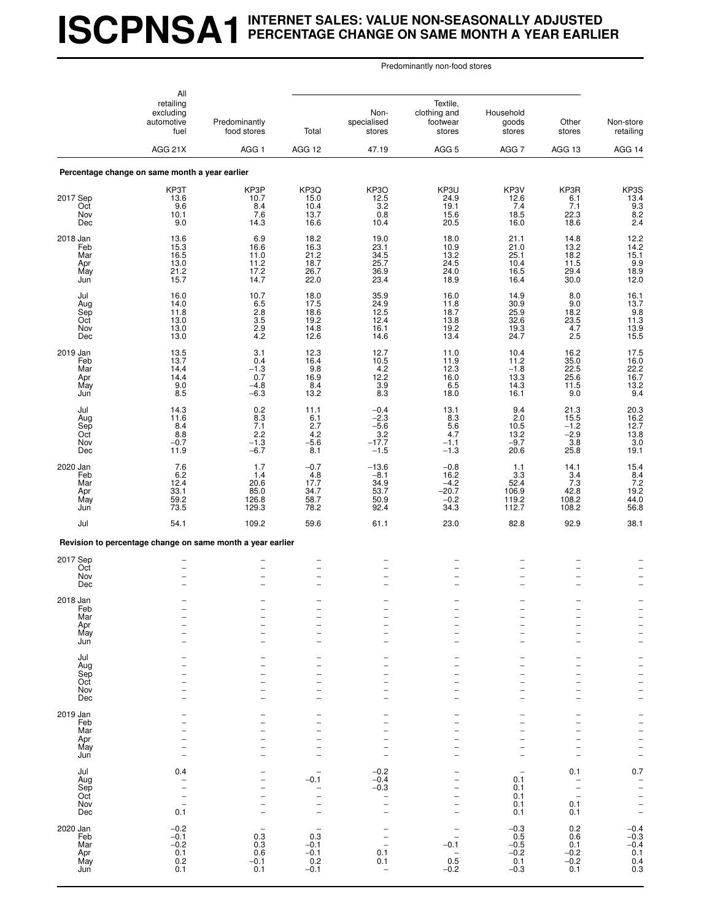# ISCPNSA1 INTERNET SALES: VALUE NON-SEASONALLY ADJUSTED PERCENTAGE CHANGE ON SAME MONTH A YEAR EARLIER

| | All retailing excluding automotive fuel | Predominantly food stores | Predominantly non-food stores | | | | | Non-store retailing |
|---|---|---|---|---|---|---|---|---|
| | | | Total | Non-specialised stores | Textile, clothing and footwear stores | Household goods stores | Other stores | |
| | AGG 21X | AGG 1 | AGG 12 | 47.19 | AGG 5 | AGG 7 | AGG 13 | AGG 14 |
| **Percentage change on same month a year earlier** | | | | | | | | |
| | KP3T | KP3P | KP3Q | KP3O | KP3U | KP3V | KP3R | KP3S |
| 2017 Sep | 13.6 | 10.7 | 15.0 | 12.5 | 24.9 | 12.6 | 6.1 | 13.4 |
| Oct | 9.6 | 8.4 | 10.4 | 3.2 | 19.1 | 7.4 | 7.1 | 9.3 |
| Nov | 10.1 | 7.6 | 13.7 | 0.8 | 15.6 | 18.5 | 22.3 | 8.2 |
| Dec | 9.0 | 14.3 | 16.6 | 10.4 | 20.5 | 16.0 | 18.6 | 2.4 |
| 2018 Jan | 13.6 | 6.9 | 18.2 | 19.0 | 18.0 | 21.1 | 14.8 | 12.2 |
| Feb | 15.3 | 16.6 | 16.3 | 23.1 | 10.9 | 21.0 | 13.2 | 14.2 |
| Mar | 16.5 | 11.0 | 21.2 | 34.5 | 13.2 | 25.1 | 18.2 | 15.1 |
| Apr | 13.0 | 11.2 | 18.7 | 25.7 | 24.5 | 10.4 | 11.5 | 9.9 |
| May | 21.2 | 17.2 | 26.7 | 36.9 | 24.0 | 16.5 | 29.4 | 18.9 |
| Jun | 15.7 | 14.7 | 22.0 | 23.4 | 18.9 | 16.4 | 30.0 | 12.0 |
| Jul | 16.0 | 10.7 | 18.0 | 35.9 | 16.0 | 14.9 | 8.0 | 16.1 |
| Aug | 14.0 | 6.5 | 17.5 | 24.9 | 11.8 | 30.9 | 9.0 | 13.7 |
| Sep | 11.8 | 2.8 | 18.6 | 12.5 | 18.7 | 25.9 | 18.2 | 9.8 |
| Oct | 13.0 | 3.5 | 19.2 | 12.4 | 13.8 | 32.6 | 23.5 | 11.3 |
| Nov | 13.0 | 2.9 | 14.8 | 16.1 | 19.2 | 19.3 | 4.7 | 13.9 |
| Dec | 13.0 | 4.2 | 12.6 | 14.6 | 13.4 | 24.7 | 2.5 | 15.5 |
| 2019 Jan | 13.5 | 3.1 | 12.3 | 12.7 | 11.0 | 10.4 | 16.2 | 17.5 |
| Feb | 13.7 | 0.4 | 16.4 | 10.5 | 11.9 | 11.2 | 35.0 | 16.0 |
| Mar | 14.4 | –1.3 | 9.8 | 4.2 | 12.3 | –1.8 | 22.5 | 22.2 |
| Apr | 14.4 | 0.7 | 16.9 | 12.2 | 16.0 | 13.3 | 25.6 | 16.7 |
| May | 9.0 | –4.8 | 8.4 | 3.9 | 6.5 | 14.3 | 11.5 | 13.2 |
| Jun | 8.5 | –6.3 | 13.2 | 8.3 | 18.0 | 16.1 | 9.0 | 9.4 |
| Jul | 14.3 | 0.2 | 11.1 | –0.4 | 13.1 | 9.4 | 21.3 | 20.3 |
| Aug | 11.6 | 8.3 | 6.1 | –2.3 | 8.3 | 2.0 | 15.5 | 16.2 |
| Sep | 8.4 | 7.1 | 2.7 | –5.6 | 5.6 | 10.5 | –1.2 | 12.7 |
| Oct | 8.8 | 2.2 | 4.2 | 3.2 | 4.7 | 13.2 | –2.9 | 13.8 |
| Nov | –0.7 | –1.3 | –5.6 | –17.7 | –1.1 | –9.7 | 3.8 | 3.0 |
| Dec | 11.9 | –6.7 | 8.1 | –1.5 | –1.3 | 20.6 | 25.8 | 19.1 |
| 2020 Jan | 7.6 | 1.7 | –0.7 | –13.6 | –0.8 | 1.1 | 14.1 | 15.4 |
| Feb | 6.2 | 1.4 | 4.8 | –8.1 | 16.2 | 3.3 | 3.4 | 8.4 |
| Mar | 12.4 | 20.6 | 17.7 | 34.9 | –4.2 | 52.4 | 7.3 | 7.2 |
| Apr | 33.1 | 85.0 | 34.7 | 53.7 | –20.7 | 106.9 | 42.8 | 19.2 |
| May | 59.2 | 126.8 | 58.7 | 50.9 | –0.2 | 119.2 | 108.2 | 44.0 |
| Jun | 73.5 | 129.3 | 78.2 | 92.4 | 34.3 | 112.7 | 108.2 | 56.8 |
| Jul | 54.1 | 109.2 | 59.6 | 61.1 | 23.0 | 82.8 | 92.9 | 38.1 |
| **Revision to percentage change on same month a year earlier** | | | | | | | | |
| 2017 Sep | – | – | – | – | – | – | – | – |
| Oct | – | – | – | – | – | – | – | – |
| Nov | – | – | – | – | – | – | – | – |
| Dec | – | – | – | – | – | – | – | – |
| 2018 Jan | – | – | – | – | – | – | – | – |
| Feb | – | – | – | – | – | – | – | – |
| Mar | – | – | – | – | – | – | – | – |
| Apr | – | – | – | – | – | – | – | – |
| May | – | – | – | – | – | – | – | – |
| Jun | – | – | – | – | – | – | – | – |
| Jul | – | – | – | – | – | – | – | – |
| Aug | – | – | – | – | – | – | – | – |
| Sep | – | – | – | – | – | – | – | – |
| Oct | – | – | – | – | – | – | – | – |
| Nov | – | – | – | – | – | – | – | – |
| Dec | – | – | – | – | – | – | – | – |
| 2019 Jan | – | – | – | – | – | – | – | – |
| Feb | – | – | – | – | – | – | – | – |
| Mar | – | – | – | – | – | – | – | – |
| Apr | – | – | – | – | – | – | – | – |
| May | – | – | – | – | – | – | – | – |
| Jun | – | – | – | – | – | – | – | – |
| Jul | 0.4 | – | – | –0.2 | – | – | 0.1 | 0.7 |
| Aug | – | – | –0.1 | –0.4 | – | 0.1 | – | – |
| Sep | – | – | – | –0.3 | – | 0.1 | – | – |
| Oct | – | – | – | – | – | 0.1 | – | – |
| Nov | – | – | – | – | – | 0.1 | 0.1 | – |
| Dec | 0.1 | – | – | – | – | 0.1 | 0.1 | – |
| 2020 Jan | –0.2 | – | – | – | – | –0.3 | 0.2 | –0.4 |
| Feb | –0.1 | 0.3 | 0.3 | – | – | 0.5 | 0.6 | –0.3 |
| Mar | –0.2 | 0.3 | –0.1 | – | –0.1 | –0.5 | 0.1 | –0.4 |
| Apr | 0.1 | 0.6 | –0.1 | 0.1 | – | –0.2 | –0.2 | 0.1 |
| May | 0.2 | –0.1 | 0.2 | 0.1 | 0.5 | 0.1 | –0.2 | 0.4 |
| Jun | 0.1 | 0.1 | –0.1 | – | –0.2 | –0.3 | 0.1 | 0.3 |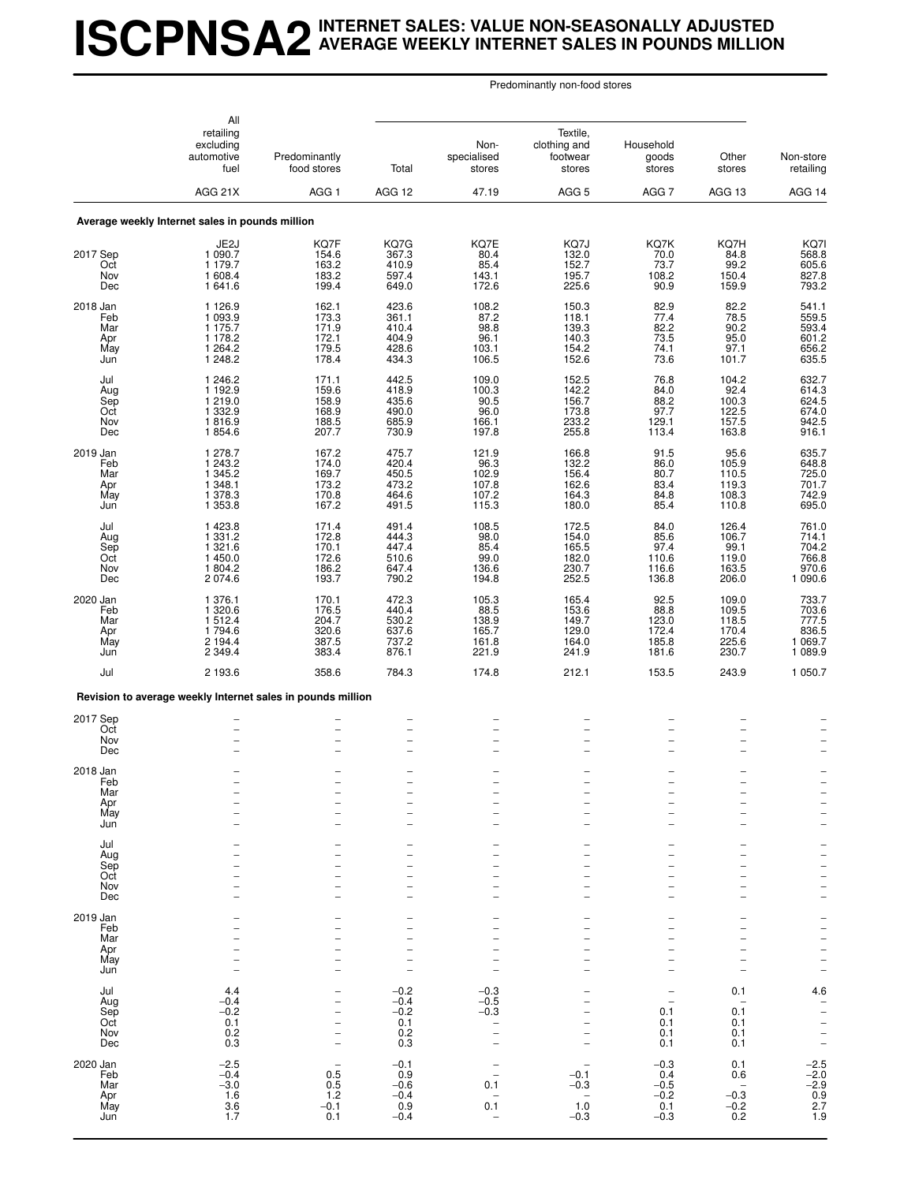# ISCPNSA2 INTERNET SALES: VALUE NON-SEASONALLY ADJUSTED AVERAGE WEEKLY INTERNET SALES IN POUNDS MILLION

| | All retailing excluding automotive fuel | Predominantly food stores | Predominantly non-food stores: Total | Predominantly non-food stores: Non-specialised stores | Predominantly non-food stores: Textile, clothing and footwear stores | Predominantly non-food stores: Household goods stores | Predominantly non-food stores: Other stores | Non-store retailing |
|---|---|---|---|---|---|---|---|---|
| | AGG 21X | AGG 1 | AGG 12 | 47.19 | AGG 5 | AGG 7 | AGG 13 | AGG 14 |
| **Average weekly Internet sales in pounds million** | | | | | | | | |
| | JE2J | KQ7F | KQ7G | KQ7E | KQ7J | KQ7K | KQ7H | KQ7I |
| 2017 Sep | 1 090.7 | 154.6 | 367.3 | 80.4 | 132.0 | 70.0 | 84.8 | 568.8 |
| Oct | 1 179.7 | 163.2 | 410.9 | 85.4 | 152.7 | 73.7 | 99.2 | 605.6 |
| Nov | 1 608.4 | 183.2 | 597.4 | 143.1 | 195.7 | 108.2 | 150.4 | 827.8 |
| Dec | 1 641.6 | 199.4 | 649.0 | 172.6 | 225.6 | 90.9 | 159.9 | 793.2 |
| 2018 Jan | 1 126.9 | 162.1 | 423.6 | 108.2 | 150.3 | 82.9 | 82.2 | 541.1 |
| Feb | 1 093.9 | 173.3 | 361.1 | 87.2 | 118.1 | 77.4 | 78.5 | 559.5 |
| Mar | 1 175.7 | 171.9 | 410.4 | 98.8 | 139.3 | 82.2 | 90.2 | 593.4 |
| Apr | 1 178.2 | 172.1 | 404.9 | 96.1 | 140.3 | 73.5 | 95.0 | 601.2 |
| May | 1 264.2 | 179.5 | 428.6 | 103.1 | 154.2 | 74.1 | 97.1 | 656.2 |
| Jun | 1 248.2 | 178.4 | 434.3 | 106.5 | 152.6 | 73.6 | 101.7 | 635.5 |
| Jul | 1 246.2 | 171.1 | 442.5 | 109.0 | 152.5 | 76.8 | 104.2 | 632.7 |
| Aug | 1 192.9 | 159.6 | 418.9 | 100.3 | 142.2 | 84.0 | 92.4 | 614.3 |
| Sep | 1 219.0 | 158.9 | 435.6 | 90.5 | 156.7 | 88.2 | 100.3 | 624.5 |
| Oct | 1 332.9 | 168.9 | 490.0 | 96.0 | 173.8 | 97.7 | 122.5 | 674.0 |
| Nov | 1 816.9 | 188.5 | 685.9 | 166.1 | 233.2 | 129.1 | 157.5 | 942.5 |
| Dec | 1 854.6 | 207.7 | 730.9 | 197.8 | 255.8 | 113.4 | 163.8 | 916.1 |
| 2019 Jan | 1 278.7 | 167.2 | 475.7 | 121.9 | 166.8 | 91.5 | 95.6 | 635.7 |
| Feb | 1 243.2 | 174.0 | 420.4 | 96.3 | 132.2 | 86.0 | 105.9 | 648.8 |
| Mar | 1 345.2 | 169.7 | 450.5 | 102.9 | 156.4 | 80.7 | 110.5 | 725.0 |
| Apr | 1 348.1 | 173.2 | 473.2 | 107.8 | 162.6 | 83.4 | 119.3 | 701.7 |
| May | 1 378.3 | 170.8 | 464.6 | 107.2 | 164.3 | 84.8 | 108.3 | 742.9 |
| Jun | 1 353.8 | 167.2 | 491.5 | 115.3 | 180.0 | 85.4 | 110.8 | 695.0 |
| Jul | 1 423.8 | 171.4 | 491.4 | 108.5 | 172.5 | 84.0 | 126.4 | 761.0 |
| Aug | 1 331.2 | 172.8 | 444.3 | 98.0 | 154.0 | 85.6 | 106.7 | 714.1 |
| Sep | 1 321.6 | 170.1 | 447.4 | 85.4 | 165.5 | 97.4 | 99.1 | 704.2 |
| Oct | 1 450.0 | 172.6 | 510.6 | 99.0 | 182.0 | 110.6 | 119.0 | 766.8 |
| Nov | 1 804.2 | 186.2 | 647.4 | 136.6 | 230.7 | 116.6 | 163.5 | 970.6 |
| Dec | 2 074.6 | 193.7 | 790.2 | 194.8 | 252.5 | 136.8 | 206.0 | 1 090.6 |
| 2020 Jan | 1 376.1 | 170.1 | 472.3 | 105.3 | 165.4 | 92.5 | 109.0 | 733.7 |
| Feb | 1 320.6 | 176.5 | 440.4 | 88.5 | 153.6 | 88.8 | 109.5 | 703.6 |
| Mar | 1 512.4 | 204.7 | 530.2 | 138.9 | 149.7 | 123.0 | 118.5 | 777.5 |
| Apr | 1 794.6 | 320.6 | 637.6 | 165.7 | 129.0 | 172.4 | 170.4 | 836.5 |
| May | 2 194.4 | 387.5 | 737.2 | 161.8 | 164.0 | 185.8 | 225.6 | 1 069.7 |
| Jun | 2 349.4 | 383.4 | 876.1 | 221.9 | 241.9 | 181.6 | 230.7 | 1 089.9 |
| Jul | 2 193.6 | 358.6 | 784.3 | 174.8 | 212.1 | 153.5 | 243.9 | 1 050.7 |
| **Revision to average weekly Internet sales in pounds million** | | | | | | | | |
| 2017 Sep | – | – | – | – | – | – | – | – |
| Oct | – | – | – | – | – | – | – | – |
| Nov | – | – | – | – | – | – | – | – |
| Dec | – | – | – | – | – | – | – | – |
| 2018 Jan | – | – | – | – | – | – | – | – |
| Feb | – | – | – | – | – | – | – | – |
| Mar | – | – | – | – | – | – | – | – |
| Apr | – | – | – | – | – | – | – | – |
| May | – | – | – | – | – | – | – | – |
| Jun | – | – | – | – | – | – | – | – |
| Jul | – | – | – | – | – | – | – | – |
| Aug | – | – | – | – | – | – | – | – |
| Sep | – | – | – | – | – | – | – | – |
| Oct | – | – | – | – | – | – | – | – |
| Nov | – | – | – | – | – | – | – | – |
| Dec | – | – | – | – | – | – | – | – |
| 2019 Jan | – | – | – | – | – | – | – | – |
| Feb | – | – | – | – | – | – | – | – |
| Mar | – | – | – | – | – | – | – | – |
| Apr | – | – | – | – | – | – | – | – |
| May | – | – | – | – | – | – | – | – |
| Jun | – | – | – | – | – | – | – | – |
| Jul | 4.4 | – | –0.2 | –0.3 | – | – | 0.1 | 4.6 |
| Aug | –0.4 | – | –0.4 | –0.5 | – | – | – | – |
| Sep | –0.2 | – | –0.2 | –0.3 | – | 0.1 | 0.1 | – |
| Oct | 0.1 | – | 0.1 | – | – | 0.1 | 0.1 | – |
| Nov | 0.2 | – | 0.2 | – | – | 0.1 | 0.1 | – |
| Dec | 0.3 | – | 0.3 | – | – | 0.1 | 0.1 | – |
| 2020 Jan | –2.5 | – | –0.1 | – | – | –0.3 | 0.1 | –2.5 |
| Feb | –0.4 | 0.5 | 0.9 | – | –0.1 | 0.4 | 0.6 | –2.0 |
| Mar | –3.0 | 0.5 | –0.6 | 0.1 | –0.3 | –0.5 | – | –2.9 |
| Apr | 1.6 | 1.2 | –0.4 | – | – | –0.2 | –0.3 | 0.9 |
| May | 3.6 | –0.1 | 0.9 | 0.1 | 1.0 | 0.1 | –0.2 | 2.7 |
| Jun | 1.7 | 0.1 | –0.4 | – | –0.3 | –0.3 | 0.2 | 1.9 |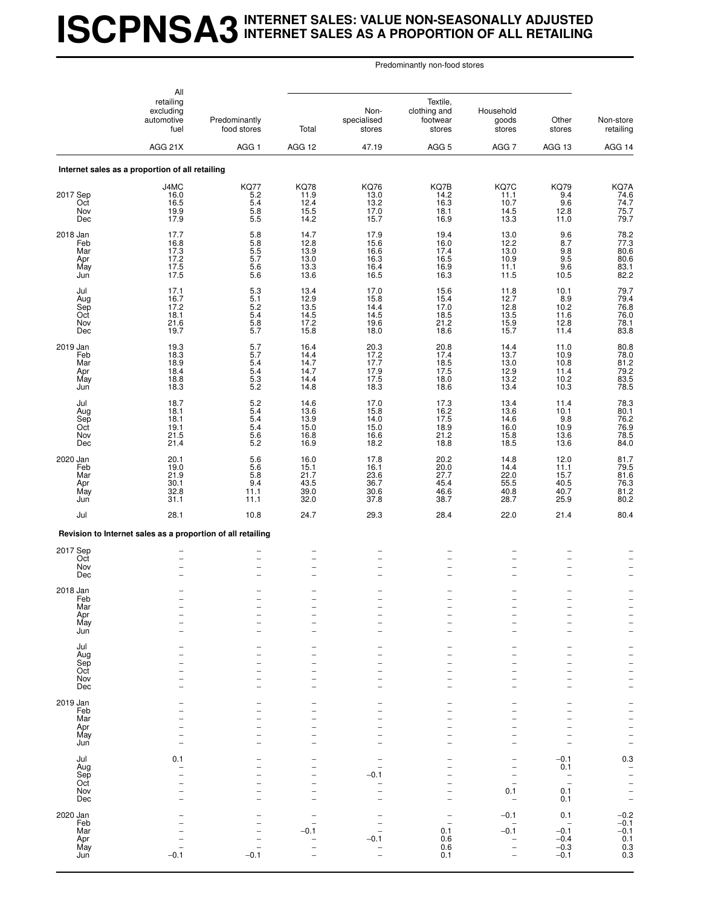# ISCPNSA3 INTERNET SALES: VALUE NON-SEASONALLY ADJUSTED INTERNET SALES AS A PROPORTION OF ALL RETAILING

| | All retailing excluding automotive fuel | Predominantly food stores | Predominantly non-food stores | | | | | Non-store retailing |
|---|---|---|---|---|---|---|---|---|
| | | | Total | Non-specialised stores | Textile, clothing and footwear stores | Household goods stores | Other stores | |
| | AGG 21X | AGG 1 | AGG 12 | 47.19 | AGG 5 | AGG 7 | AGG 13 | AGG 14 |
| **Internet sales as a proportion of all retailing** | | | | | | | | |
| | J4MC | KQ77 | KQ78 | KQ76 | KQ7B | KQ7C | KQ79 | KQ7A |
| 2017 Sep | 16.0 | 5.2 | 11.9 | 13.0 | 14.2 | 11.1 | 9.4 | 74.6 |
| Oct | 16.5 | 5.4 | 12.4 | 13.2 | 16.3 | 10.7 | 9.6 | 74.7 |
| Nov | 19.9 | 5.8 | 15.5 | 17.0 | 18.1 | 14.5 | 12.8 | 75.7 |
| Dec | 17.9 | 5.5 | 14.2 | 15.7 | 16.9 | 13.3 | 11.0 | 79.7 |
| 2018 Jan | 17.7 | 5.8 | 14.7 | 17.9 | 19.4 | 13.0 | 9.6 | 78.2 |
| Feb | 16.8 | 5.8 | 12.8 | 15.6 | 16.0 | 12.2 | 8.7 | 77.3 |
| Mar | 17.3 | 5.5 | 13.9 | 16.6 | 17.4 | 13.0 | 9.8 | 80.6 |
| Apr | 17.2 | 5.7 | 13.0 | 16.3 | 16.5 | 10.9 | 9.5 | 80.6 |
| May | 17.5 | 5.6 | 13.3 | 16.4 | 16.9 | 11.1 | 9.6 | 83.1 |
| Jun | 17.5 | 5.6 | 13.6 | 16.5 | 16.3 | 11.5 | 10.5 | 82.2 |
| Jul | 17.1 | 5.3 | 13.4 | 17.0 | 15.6 | 11.8 | 10.1 | 79.7 |
| Aug | 16.7 | 5.1 | 12.9 | 15.8 | 15.4 | 12.7 | 8.9 | 79.4 |
| Sep | 17.2 | 5.2 | 13.5 | 14.4 | 17.0 | 12.8 | 10.2 | 76.8 |
| Oct | 18.1 | 5.4 | 14.5 | 14.5 | 18.5 | 13.5 | 11.6 | 76.0 |
| Nov | 21.6 | 5.8 | 17.2 | 19.6 | 21.2 | 15.9 | 12.8 | 78.1 |
| Dec | 19.7 | 5.7 | 15.8 | 18.0 | 18.6 | 15.7 | 11.4 | 83.8 |
| 2019 Jan | 19.3 | 5.7 | 16.4 | 20.3 | 20.8 | 14.4 | 11.0 | 80.8 |
| Feb | 18.3 | 5.7 | 14.4 | 17.2 | 17.4 | 13.7 | 10.9 | 78.0 |
| Mar | 18.9 | 5.4 | 14.7 | 17.7 | 18.5 | 13.0 | 10.8 | 81.2 |
| Apr | 18.4 | 5.4 | 14.7 | 17.9 | 17.5 | 12.9 | 11.4 | 79.2 |
| May | 18.8 | 5.3 | 14.4 | 17.5 | 18.0 | 13.2 | 10.2 | 83.5 |
| Jun | 18.3 | 5.2 | 14.8 | 18.3 | 18.6 | 13.4 | 10.3 | 78.5 |
| Jul | 18.7 | 5.2 | 14.6 | 17.0 | 17.3 | 13.4 | 11.4 | 78.3 |
| Aug | 18.1 | 5.4 | 13.6 | 15.8 | 16.2 | 13.6 | 10.1 | 80.1 |
| Sep | 18.1 | 5.4 | 13.9 | 14.0 | 17.5 | 14.6 | 9.8 | 76.2 |
| Oct | 19.1 | 5.4 | 15.0 | 15.0 | 18.9 | 16.0 | 10.9 | 76.9 |
| Nov | 21.5 | 5.6 | 16.8 | 16.6 | 21.2 | 15.8 | 13.6 | 78.5 |
| Dec | 21.4 | 5.2 | 16.9 | 18.2 | 18.8 | 18.5 | 13.6 | 84.0 |
| 2020 Jan | 20.1 | 5.6 | 16.0 | 17.8 | 20.2 | 14.8 | 12.0 | 81.7 |
| Feb | 19.0 | 5.6 | 15.1 | 16.1 | 20.0 | 14.4 | 11.1 | 79.5 |
| Mar | 21.9 | 5.8 | 21.7 | 23.6 | 27.7 | 22.0 | 15.7 | 81.6 |
| Apr | 30.1 | 9.4 | 43.5 | 36.7 | 45.4 | 55.5 | 40.5 | 76.3 |
| May | 32.8 | 11.1 | 39.0 | 30.6 | 46.6 | 40.8 | 40.7 | 81.2 |
| Jun | 31.1 | 11.1 | 32.0 | 37.8 | 38.7 | 28.7 | 25.9 | 80.2 |
| Jul | 28.1 | 10.8 | 24.7 | 29.3 | 28.4 | 22.0 | 21.4 | 80.4 |
| **Revision to Internet sales as a proportion of all retailing** | | | | | | | | |
| 2017 Sep | – | – | – | – | – | – | – | – |
| Oct | – | – | – | – | – | – | – | – |
| Nov | – | – | – | – | – | – | – | – |
| Dec | – | – | – | – | – | – | – | – |
| 2018 Jan | – | – | – | – | – | – | – | – |
| Feb | – | – | – | – | – | – | – | – |
| Mar | – | – | – | – | – | – | – | – |
| Apr | – | – | – | – | – | – | – | – |
| May | – | – | – | – | – | – | – | – |
| Jun | – | – | – | – | – | – | – | – |
| Jul | – | – | – | – | – | – | – | – |
| Aug | – | – | – | – | – | – | – | – |
| Sep | – | – | – | – | – | – | – | – |
| Oct | – | – | – | – | – | – | – | – |
| Nov | – | – | – | – | – | – | – | – |
| Dec | – | – | – | – | – | – | – | – |
| 2019 Jan | – | – | – | – | – | – | – | – |
| Feb | – | – | – | – | – | – | – | – |
| Mar | – | – | – | – | – | – | – | – |
| Apr | – | – | – | – | – | – | – | – |
| May | – | – | – | – | – | – | – | – |
| Jun | – | – | – | – | – | – | – | – |
| Jul | 0.1 | – | – | – | – | – | –0.1 | 0.3 |
| Aug | – | – | – | – | – | – | 0.1 | – |
| Sep | – | – | – | –0.1 | – | – | – | – |
| Oct | – | – | – | – | – | – | – | – |
| Nov | – | – | – | – | – | 0.1 | 0.1 | – |
| Dec | – | – | – | – | – | – | 0.1 | – |
| 2020 Jan | – | – | – | – | – | –0.1 | 0.1 | –0.2 |
| Feb | – | – | – | – | – | – | – | –0.1 |
| Mar | – | – | –0.1 | – | 0.1 | –0.1 | –0.1 | –0.1 |
| Apr | – | – | – | –0.1 | 0.6 | – | –0.4 | 0.1 |
| May | – | – | – | – | 0.6 | – | –0.3 | 0.3 |
| Jun | –0.1 | –0.1 | – | – | 0.1 | – | –0.1 | 0.3 |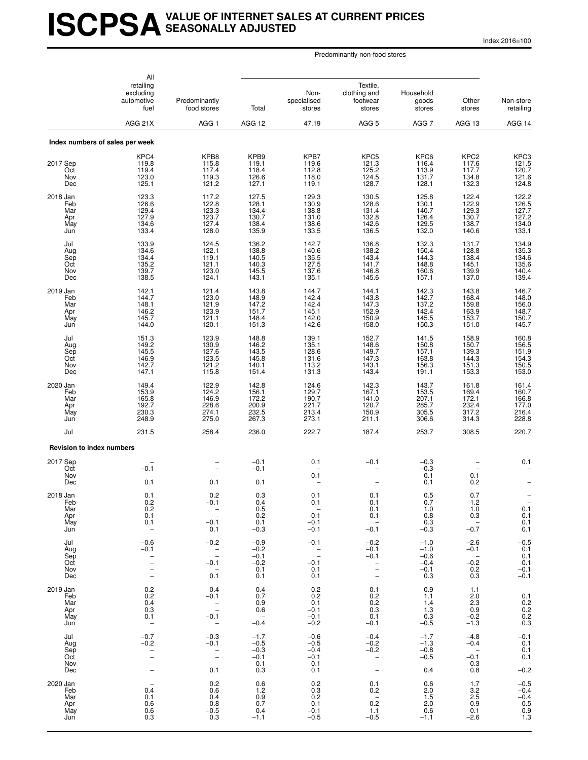# ISCPSA VALUE OF INTERNET SALES AT CURRENT PRICES SEASONALLY ADJUSTED

Index 2016=100

| | All retailing excluding automotive fuel | Predominantly food stores | Predominantly non-food stores: Total | Non-specialised stores | Textile, clothing and footwear stores | Household goods stores | Other stores | Non-store retailing |
|---|---|---|---|---|---|---|---|---|
| | AGG 21X | AGG 1 | AGG 12 | 47.19 | AGG 5 | AGG 7 | AGG 13 | AGG 14 |
| **Index numbers of sales per week** | | | | | | | | |
| | KPC4 | KPB8 | KPB9 | KPB7 | KPC5 | KPC6 | KPC2 | KPC3 |
| 2017 Sep | 119.8 | 115.8 | 119.1 | 119.6 | 121.3 | 116.4 | 117.6 | 121.5 |
| Oct | 119.4 | 117.4 | 118.4 | 112.8 | 125.2 | 113.9 | 117.7 | 120.7 |
| Nov | 123.0 | 119.3 | 126.6 | 118.0 | 124.5 | 131.7 | 134.8 | 121.6 |
| Dec | 125.1 | 121.2 | 127.1 | 119.1 | 128.7 | 128.1 | 132.3 | 124.8 |
| 2018 Jan | 123.3 | 117.2 | 127.5 | 129.3 | 130.5 | 125.8 | 122.4 | 122.2 |
| Feb | 126.6 | 122.8 | 128.1 | 130.9 | 128.6 | 130.1 | 122.9 | 126.5 |
| Mar | 129.4 | 123.3 | 134.4 | 138.8 | 131.4 | 140.7 | 129.3 | 127.7 |
| Apr | 127.9 | 123.7 | 130.7 | 131.0 | 132.8 | 126.4 | 130.7 | 127.2 |
| May | 134.6 | 127.4 | 138.4 | 138.6 | 142.6 | 129.5 | 138.7 | 134.0 |
| Jun | 133.4 | 128.0 | 135.9 | 133.5 | 136.5 | 132.0 | 140.6 | 133.1 |
| Jul | 133.9 | 124.5 | 136.2 | 142.7 | 136.8 | 132.3 | 131.7 | 134.9 |
| Aug | 134.6 | 122.1 | 138.8 | 140.6 | 138.2 | 150.4 | 128.8 | 135.3 |
| Sep | 134.4 | 119.1 | 140.5 | 135.5 | 143.4 | 144.3 | 138.4 | 134.6 |
| Oct | 135.2 | 121.1 | 140.3 | 127.5 | 141.7 | 148.8 | 145.1 | 135.6 |
| Nov | 139.7 | 123.0 | 145.5 | 137.6 | 146.8 | 160.6 | 139.9 | 140.4 |
| Dec | 138.5 | 124.1 | 143.1 | 135.1 | 145.6 | 157.1 | 137.0 | 139.4 |
| 2019 Jan | 142.1 | 121.4 | 143.8 | 144.7 | 144.1 | 142.3 | 143.8 | 146.7 |
| Feb | 144.7 | 123.0 | 148.9 | 142.4 | 143.8 | 142.7 | 168.4 | 148.0 |
| Mar | 148.1 | 121.9 | 147.2 | 142.4 | 147.3 | 137.2 | 159.8 | 156.0 |
| Apr | 146.2 | 123.9 | 151.7 | 145.1 | 152.9 | 142.4 | 163.9 | 148.7 |
| May | 145.7 | 121.1 | 148.4 | 142.0 | 150.9 | 145.5 | 153.7 | 150.7 |
| Jun | 144.0 | 120.1 | 151.3 | 142.6 | 158.0 | 150.3 | 151.0 | 145.7 |
| Jul | 151.3 | 123.9 | 148.8 | 139.1 | 152.7 | 141.5 | 158.9 | 160.8 |
| Aug | 149.2 | 130.9 | 146.2 | 135.1 | 148.6 | 150.8 | 150.7 | 156.5 |
| Sep | 145.5 | 127.6 | 143.5 | 128.6 | 149.7 | 157.1 | 139.3 | 151.9 |
| Oct | 146.9 | 123.5 | 145.8 | 131.6 | 147.3 | 163.8 | 144.3 | 154.3 |
| Nov | 142.7 | 121.2 | 140.1 | 113.2 | 143.1 | 156.3 | 151.3 | 150.5 |
| Dec | 147.1 | 115.8 | 151.4 | 131.3 | 143.4 | 191.1 | 153.3 | 153.0 |
| 2020 Jan | 149.4 | 122.9 | 142.8 | 124.6 | 142.3 | 143.7 | 161.8 | 161.4 |
| Feb | 153.9 | 124.2 | 156.1 | 129.7 | 167.1 | 153.5 | 169.4 | 160.7 |
| Mar | 165.8 | 146.9 | 172.2 | 190.7 | 141.0 | 207.1 | 172.1 | 166.8 |
| Apr | 192.7 | 228.6 | 200.9 | 221.7 | 120.7 | 285.7 | 232.4 | 177.0 |
| May | 230.3 | 274.1 | 232.5 | 213.4 | 150.9 | 305.5 | 317.2 | 216.4 |
| Jun | 248.9 | 275.0 | 267.3 | 273.1 | 211.1 | 306.6 | 314.3 | 228.8 |
| Jul | 231.5 | 258.4 | 236.0 | 222.7 | 187.4 | 253.7 | 308.5 | 220.7 |
| **Revision to index numbers** | | | | | | | | |
| 2017 Sep | – | – | –0.1 | 0.1 | –0.1 | –0.3 | – | 0.1 |
| Oct | –0.1 | – | –0.1 | – | – | –0.3 | – | – |
| Nov | – | – | – | 0.1 | – | –0.1 | 0.1 | – |
| Dec | 0.1 | 0.1 | 0.1 | – | – | 0.1 | 0.2 | – |
| 2018 Jan | 0.1 | 0.2 | 0.3 | 0.1 | 0.1 | 0.5 | 0.7 | – |
| Feb | 0.2 | –0.1 | 0.4 | 0.1 | 0.1 | 0.7 | 1.2 | – |
| Mar | 0.2 | – | 0.5 | – | 0.1 | 1.0 | 1.0 | 0.1 |
| Apr | 0.1 | – | 0.2 | –0.1 | 0.1 | 0.8 | 0.3 | 0.1 |
| May | 0.1 | –0.1 | 0.1 | –0.1 | – | 0.3 | – | 0.1 |
| Jun | – | 0.1 | –0.3 | –0.1 | –0.1 | –0.3 | –0.7 | 0.1 |
| Jul | –0.6 | –0.2 | –0.9 | –0.1 | –0.2 | –1.0 | –2.6 | –0.5 |
| Aug | –0.1 | – | –0.2 | – | –0.1 | –1.0 | –0.1 | 0.1 |
| Sep | – | – | –0.1 | – | –0.1 | –0.6 | – | 0.1 |
| Oct | – | –0.1 | –0.2 | –0.1 | – | –0.4 | –0.2 | 0.1 |
| Nov | – | – | 0.1 | 0.1 | – | –0.1 | 0.2 | –0.1 |
| Dec | – | 0.1 | 0.1 | 0.1 | – | 0.3 | 0.3 | –0.1 |
| 2019 Jan | 0.2 | 0.4 | 0.4 | 0.2 | 0.1 | 0.9 | 1.1 | – |
| Feb | 0.2 | –0.1 | 0.7 | 0.2 | 0.2 | 1.1 | 2.0 | 0.1 |
| Mar | 0.4 | – | 0.9 | 0.1 | 0.2 | 1.4 | 2.3 | 0.2 |
| Apr | 0.3 | – | 0.6 | –0.1 | 0.3 | 1.3 | 0.9 | 0.2 |
| May | 0.1 | –0.1 | – | –0.1 | 0.1 | 0.3 | –0.2 | 0.2 |
| Jun | – | – | –0.4 | –0.2 | –0.1 | –0.5 | –1.3 | 0.3 |
| Jul | –0.7 | –0.3 | –1.7 | –0.6 | –0.4 | –1.7 | –4.8 | –0.1 |
| Aug | –0.2 | –0.1 | –0.5 | –0.5 | –0.2 | –1.3 | –0.4 | 0.1 |
| Sep | – | – | –0.3 | –0.4 | –0.2 | –0.8 | – | 0.1 |
| Oct | – | – | –0.1 | –0.1 | – | –0.5 | –0.1 | 0.1 |
| Nov | – | – | 0.1 | 0.1 | – | – | 0.3 | – |
| Dec | – | 0.1 | 0.3 | 0.1 | – | 0.4 | 0.8 | –0.2 |
| 2020 Jan | – | 0.2 | 0.6 | 0.2 | 0.1 | 0.6 | 1.7 | –0.5 |
| Feb | 0.4 | 0.6 | 1.2 | 0.3 | 0.2 | 2.0 | 3.2 | –0.4 |
| Mar | 0.1 | 0.4 | 0.9 | 0.2 | – | 1.5 | 2.5 | –0.4 |
| Apr | 0.6 | 0.8 | 0.7 | 0.1 | 0.2 | 2.0 | 0.9 | 0.5 |
| May | 0.6 | –0.5 | 0.4 | –0.1 | 1.1 | 0.6 | 0.1 | 0.9 |
| Jun | 0.3 | 0.3 | –1.1 | –0.5 | –0.5 | –1.1 | –2.6 | 1.3 |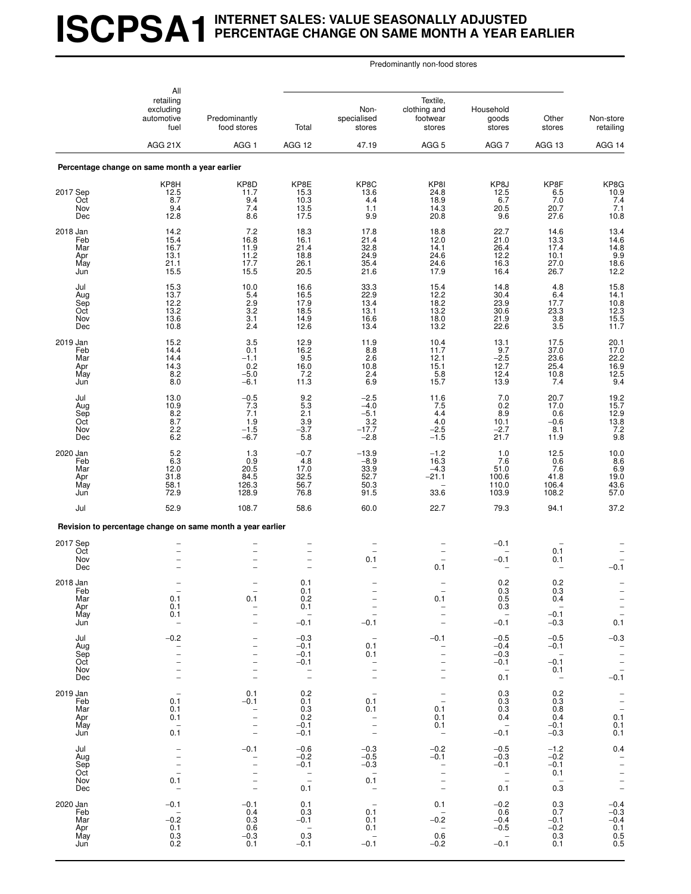# ISCPSA1 INTERNET SALES: VALUE SEASONALLY ADJUSTED PERCENTAGE CHANGE ON SAME MONTH A YEAR EARLIER

| | All retailing excluding automotive fuel | Predominantly food stores | Predominantly non-food stores: Total | Non-specialised stores | Textile, clothing and footwear stores | Household goods stores | Other stores | Non-store retailing |
|---|---|---|---|---|---|---|---|---|
| | AGG 21X | AGG 1 | AGG 12 | 47.19 | AGG 5 | AGG 7 | AGG 13 | AGG 14 |
| **Percentage change on same month a year earlier** | | | | | | | | |
| | KP8H | KP8D | KP8E | KP8C | KP8I | KP8J | KP8F | KP8G |
| 2017 Sep | 12.5 | 11.7 | 15.3 | 13.6 | 24.8 | 12.5 | 6.5 | 10.9 |
| Oct | 8.7 | 9.4 | 10.3 | 4.4 | 18.9 | 6.7 | 7.0 | 7.4 |
| Nov | 9.4 | 7.4 | 13.5 | 1.1 | 14.3 | 20.5 | 20.7 | 7.1 |
| Dec | 12.8 | 8.6 | 17.5 | 9.9 | 20.8 | 9.6 | 27.6 | 10.8 |
| 2018 Jan | 14.2 | 7.2 | 18.3 | 17.8 | 18.8 | 22.7 | 14.6 | 13.4 |
| Feb | 15.4 | 16.8 | 16.1 | 21.4 | 12.0 | 21.0 | 13.3 | 14.6 |
| Mar | 16.7 | 11.9 | 21.4 | 32.8 | 14.1 | 26.4 | 17.4 | 14.8 |
| Apr | 13.1 | 11.2 | 18.8 | 24.9 | 24.6 | 12.2 | 10.1 | 9.9 |
| May | 21.1 | 17.7 | 26.1 | 35.4 | 24.6 | 16.3 | 27.0 | 18.6 |
| Jun | 15.5 | 15.5 | 20.5 | 21.6 | 17.9 | 16.4 | 26.7 | 12.2 |
| Jul | 15.3 | 10.0 | 16.6 | 33.3 | 15.4 | 14.8 | 4.8 | 15.8 |
| Aug | 13.7 | 5.4 | 16.5 | 22.9 | 12.2 | 30.4 | 6.4 | 14.1 |
| Sep | 12.2 | 2.9 | 17.9 | 13.4 | 18.2 | 23.9 | 17.7 | 10.8 |
| Oct | 13.2 | 3.2 | 18.5 | 13.1 | 13.2 | 30.6 | 23.3 | 12.3 |
| Nov | 13.6 | 3.1 | 14.9 | 16.6 | 18.0 | 21.9 | 3.8 | 15.5 |
| Dec | 10.8 | 2.4 | 12.6 | 13.4 | 13.2 | 22.6 | 3.5 | 11.7 |
| 2019 Jan | 15.2 | 3.5 | 12.9 | 11.9 | 10.4 | 13.1 | 17.5 | 20.1 |
| Feb | 14.4 | 0.1 | 16.2 | 8.8 | 11.7 | 9.7 | 37.0 | 17.0 |
| Mar | 14.4 | −1.1 | 9.5 | 2.6 | 12.1 | −2.5 | 23.6 | 22.2 |
| Apr | 14.3 | 0.2 | 16.0 | 10.8 | 15.1 | 12.7 | 25.4 | 16.9 |
| May | 8.2 | −5.0 | 7.2 | 2.4 | 5.8 | 12.4 | 10.8 | 12.5 |
| Jun | 8.0 | −6.1 | 11.3 | 6.9 | 15.7 | 13.9 | 7.4 | 9.4 |
| Jul | 13.0 | −0.5 | 9.2 | −2.5 | 11.6 | 7.0 | 20.7 | 19.2 |
| Aug | 10.9 | 7.3 | 5.3 | −4.0 | 7.5 | 0.2 | 17.0 | 15.7 |
| Sep | 8.2 | 7.1 | 2.1 | −5.1 | 4.4 | 8.9 | 0.6 | 12.9 |
| Oct | 8.7 | 1.9 | 3.9 | 3.2 | 4.0 | 10.1 | −0.6 | 13.8 |
| Nov | 2.2 | −1.5 | −3.7 | −17.7 | −2.5 | −2.7 | 8.1 | 7.2 |
| Dec | 6.2 | −6.7 | 5.8 | −2.8 | −1.5 | 21.7 | 11.9 | 9.8 |
| 2020 Jan | 5.2 | 1.3 | −0.7 | −13.9 | −1.2 | 1.0 | 12.5 | 10.0 |
| Feb | 6.3 | 0.9 | 4.8 | −8.9 | 16.3 | 7.6 | 0.6 | 8.6 |
| Mar | 12.0 | 20.5 | 17.0 | 33.9 | −4.3 | 51.0 | 7.6 | 6.9 |
| Apr | 31.8 | 84.5 | 32.5 | 52.7 | −21.1 | 100.6 | 41.8 | 19.0 |
| May | 58.1 | 126.3 | 56.7 | 50.3 | – | 110.0 | 106.4 | 43.6 |
| Jun | 72.9 | 128.9 | 76.8 | 91.5 | 33.6 | 103.9 | 108.2 | 57.0 |
| Jul | 52.9 | 108.7 | 58.6 | 60.0 | 22.7 | 79.3 | 94.1 | 37.2 |
| **Revision to percentage change on same month a year earlier** | | | | | | | | |
| 2017 Sep | – | – | – | – | – | −0.1 | – | – |
| Oct | – | – | – | – | – | – | 0.1 | – |
| Nov | – | – | – | 0.1 | – | −0.1 | 0.1 | – |
| Dec | – | – | – | – | 0.1 | – | – | −0.1 |
| 2018 Jan | – | – | 0.1 | – | – | 0.2 | 0.2 | – |
| Feb | – | – | 0.1 | – | – | 0.3 | 0.3 | – |
| Mar | 0.1 | 0.1 | 0.2 | – | 0.1 | 0.5 | 0.4 | – |
| Apr | 0.1 | – | 0.1 | – | – | 0.3 | – | – |
| May | 0.1 | – | – | – | – | – | −0.1 | – |
| Jun | – | – | −0.1 | −0.1 | – | −0.1 | −0.3 | 0.1 |
| Jul | −0.2 | – | −0.3 | – | −0.1 | −0.5 | −0.5 | −0.3 |
| Aug | – | – | −0.1 | 0.1 | – | −0.4 | −0.1 | – |
| Sep | – | – | −0.1 | 0.1 | – | −0.3 | – | – |
| Oct | – | – | −0.1 | – | – | −0.1 | −0.1 | – |
| Nov | – | – | – | – | – | – | 0.1 | – |
| Dec | – | – | – | – | – | 0.1 | – | −0.1 |
| 2019 Jan | – | 0.1 | 0.2 | – | – | 0.3 | 0.2 | – |
| Feb | 0.1 | −0.1 | 0.1 | 0.1 | – | 0.3 | 0.3 | – |
| Mar | 0.1 | – | 0.3 | 0.1 | 0.1 | 0.3 | 0.8 | – |
| Apr | 0.1 | – | 0.2 | – | 0.1 | 0.4 | 0.4 | 0.1 |
| May | – | – | −0.1 | – | 0.1 | – | −0.1 | 0.1 |
| Jun | 0.1 | – | −0.1 | – | – | −0.1 | −0.3 | 0.1 |
| Jul | – | −0.1 | −0.6 | −0.3 | −0.2 | −0.5 | −1.2 | 0.4 |
| Aug | – | – | −0.2 | −0.5 | −0.1 | −0.3 | −0.2 | – |
| Sep | – | – | −0.1 | −0.3 | – | −0.1 | −0.1 | – |
| Oct | – | – | – | – | – | – | 0.1 | – |
| Nov | 0.1 | – | – | 0.1 | – | – | – | – |
| Dec | – | – | 0.1 | – | – | 0.1 | 0.3 | – |
| 2020 Jan | −0.1 | −0.1 | 0.1 | – | 0.1 | −0.2 | 0.3 | −0.4 |
| Feb | – | 0.4 | 0.3 | 0.1 | – | 0.6 | 0.7 | −0.3 |
| Mar | −0.2 | 0.3 | −0.1 | 0.1 | −0.2 | −0.4 | −0.1 | −0.4 |
| Apr | 0.1 | 0.6 | – | 0.1 | – | −0.5 | −0.2 | 0.1 |
| May | 0.3 | −0.3 | 0.3 | – | 0.6 | – | 0.3 | 0.5 |
| Jun | 0.2 | 0.1 | −0.1 | −0.1 | −0.2 | −0.1 | 0.1 | 0.5 |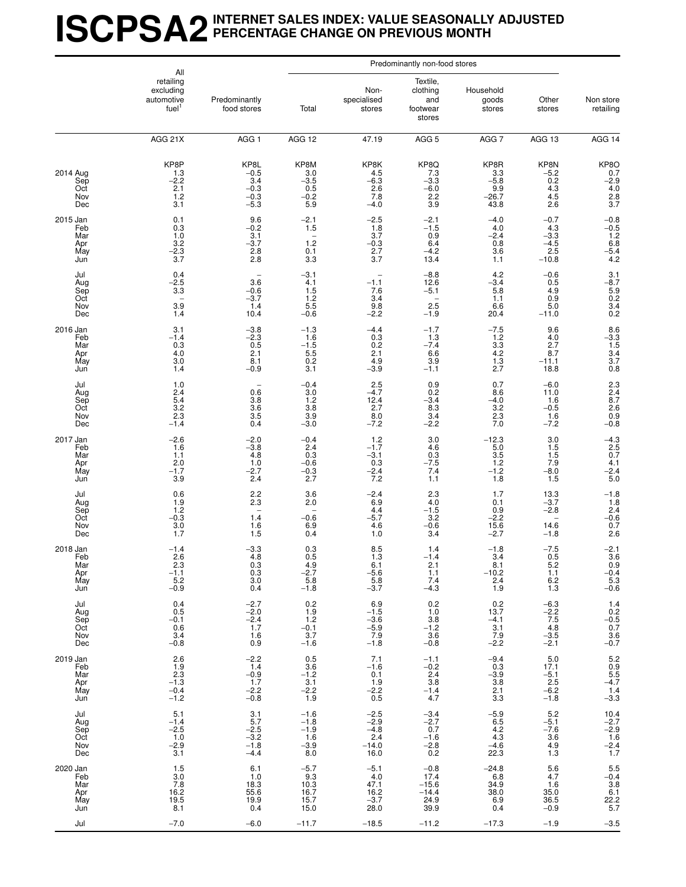# ISCPSA2 INTERNET SALES INDEX: VALUE SEASONALLY ADJUSTED PERCENTAGE CHANGE ON PREVIOUS MONTH

| | All retailing excluding automotive fuel[1] | Predominantly food stores | Predominantly non-food stores | | | | | Non store retailing |
|---|---|---|---|---|---|---|---|---|
| | | | Total | Non-specialised stores | Textile, clothing and footwear stores | Household goods stores | Other stores | |
| | AGG 21X | AGG 1 | AGG 12 | 47.19 | AGG 5 | AGG 7 | AGG 13 | AGG 14 |
| | KP8P | KP8L | KP8M | KP8K | KP8Q | KP8R | KP8N | KP8O |
| 2014 Aug | 1.3 | –0.5 | 3.0 | 4.5 | 7.3 | 3.3 | –5.2 | 0.7 |
| Sep | –2.2 | 3.4 | –3.5 | –6.3 | –3.3 | –5.8 | 0.2 | –2.9 |
| Oct | 2.1 | –0.3 | 0.5 | 2.6 | –6.0 | 9.9 | 4.3 | 4.0 |
| Nov | 1.2 | –0.3 | –0.2 | 7.8 | 2.2 | –26.7 | 4.5 | 2.8 |
| Dec | 3.1 | –5.3 | 5.9 | –4.0 | 3.9 | 43.8 | 2.6 | 3.7 |
| 2015 Jan | 0.1 | 9.6 | –2.1 | –2.5 | –2.1 | –4.0 | –0.7 | –0.8 |
| Feb | 0.3 | –0.2 | 1.5 | 1.8 | –1.5 | 4.0 | 4.3 | –0.5 |
| Mar | 1.0 | 3.1 | – | 3.7 | 0.9 | –2.4 | –3.3 | 1.2 |
| Apr | 3.2 | –3.7 | 1.2 | –0.3 | 6.4 | 0.8 | –4.5 | 6.8 |
| May | –2.3 | 2.8 | 0.1 | 2.7 | –4.2 | 3.6 | 2.5 | –5.4 |
| Jun | 3.7 | 2.8 | 3.3 | 3.7 | 13.4 | 1.1 | –10.8 | 4.2 |
| Jul | 0.4 | – | –3.1 | – | –8.8 | 4.2 | –0.6 | 3.1 |
| Aug | –2.5 | 3.6 | 4.1 | –1.1 | 12.6 | –3.4 | 0.5 | –8.7 |
| Sep | 3.3 | –0.6 | 1.5 | 7.6 | –5.1 | 5.8 | 4.9 | 5.9 |
| Oct | – | –3.7 | 1.2 | 3.4 | – | 1.1 | 0.9 | 0.2 |
| Nov | 3.9 | 1.4 | 5.5 | 9.8 | 2.5 | 6.6 | 5.0 | 3.4 |
| Dec | 1.4 | 10.4 | –0.6 | –2.2 | –1.9 | 20.4 | –11.0 | 0.2 |
| 2016 Jan | 3.1 | –3.8 | –1.3 | –4.4 | –1.7 | –7.5 | 9.6 | 8.6 |
| Feb | –1.4 | –2.3 | 1.6 | 0.3 | 1.3 | 1.2 | 4.0 | –3.3 |
| Mar | 0.3 | 0.5 | –1.5 | 0.2 | –7.4 | 3.3 | 2.7 | 1.5 |
| Apr | 4.0 | 2.1 | 5.5 | 2.1 | 6.6 | 4.2 | 8.7 | 3.4 |
| May | 3.0 | 8.1 | 0.2 | 4.9 | 3.9 | 1.3 | –11.1 | 3.7 |
| Jun | 1.4 | –0.9 | 3.1 | –3.9 | –1.1 | 2.7 | 18.8 | 0.8 |
| Jul | 1.0 | – | –0.4 | 2.5 | 0.9 | 0.7 | –6.0 | 2.3 |
| Aug | 2.4 | 0.6 | 3.0 | –4.7 | 0.2 | 8.6 | 11.0 | 2.4 |
| Sep | 5.4 | 3.8 | 1.2 | 12.4 | –3.4 | –4.0 | 1.6 | 8.7 |
| Oct | 3.2 | 3.6 | 3.8 | 2.7 | 8.3 | 3.2 | –0.5 | 2.6 |
| Nov | 2.3 | 3.5 | 3.9 | 8.0 | 3.4 | 2.3 | 1.6 | 0.9 |
| Dec | –1.4 | 0.4 | –3.0 | –7.2 | –2.2 | 7.0 | –7.2 | –0.8 |
| 2017 Jan | –2.6 | –2.0 | –0.4 | 1.2 | 3.0 | –12.3 | 3.0 | –4.3 |
| Feb | 1.6 | –3.8 | 2.4 | –1.7 | 4.6 | 5.0 | 1.5 | 2.5 |
| Mar | 1.1 | 4.8 | 0.3 | –3.1 | 0.3 | 3.5 | 1.5 | 0.7 |
| Apr | 2.0 | 1.0 | –0.6 | 0.3 | –7.5 | 1.2 | 7.9 | 4.1 |
| May | –1.7 | –2.7 | –0.3 | –2.4 | 7.4 | –1.2 | –8.0 | –2.4 |
| Jun | 3.9 | 2.4 | 2.7 | 7.2 | 1.1 | 1.8 | 1.5 | 5.0 |
| Jul | 0.6 | 2.2 | 3.6 | –2.4 | 2.3 | 1.7 | 13.3 | –1.8 |
| Aug | 1.9 | 2.3 | 2.0 | 6.9 | 4.0 | 0.1 | –3.7 | 1.8 |
| Sep | 1.2 | – | – | 4.4 | –1.5 | 0.9 | –2.8 | 2.4 |
| Oct | –0.3 | 1.4 | –0.6 | –5.7 | 3.2 | –2.2 | – | –0.6 |
| Nov | 3.0 | 1.6 | 6.9 | 4.6 | –0.6 | 15.6 | 14.6 | 0.7 |
| Dec | 1.7 | 1.5 | 0.4 | 1.0 | 3.4 | –2.7 | –1.8 | 2.6 |
| 2018 Jan | –1.4 | –3.3 | 0.3 | 8.5 | 1.4 | –1.8 | –7.5 | –2.1 |
| Feb | 2.6 | 4.8 | 0.5 | 1.3 | –1.4 | 3.4 | 0.5 | 3.6 |
| Mar | 2.3 | 0.3 | 4.9 | 6.1 | 2.1 | 8.1 | 5.2 | 0.9 |
| Apr | –1.1 | 0.3 | –2.7 | –5.6 | 1.1 | –10.2 | 1.1 | –0.4 |
| May | 5.2 | 3.0 | 5.8 | 5.8 | 7.4 | 2.4 | 6.2 | 5.3 |
| Jun | –0.9 | 0.4 | –1.8 | –3.7 | –4.3 | 1.9 | 1.3 | –0.6 |
| Jul | 0.4 | –2.7 | 0.2 | 6.9 | 0.2 | 0.2 | –6.3 | 1.4 |
| Aug | 0.5 | –2.0 | 1.9 | –1.5 | 1.0 | 13.7 | –2.2 | 0.2 |
| Sep | –0.1 | –2.4 | 1.2 | –3.6 | 3.8 | –4.1 | 7.5 | –0.5 |
| Oct | 0.6 | 1.7 | –0.1 | –5.9 | –1.2 | 3.1 | 4.8 | 0.7 |
| Nov | 3.4 | 1.6 | 3.7 | 7.9 | 3.6 | 7.9 | –3.5 | 3.6 |
| Dec | –0.8 | 0.9 | –1.6 | –1.8 | –0.8 | –2.2 | –2.1 | –0.7 |
| 2019 Jan | 2.6 | –2.2 | 0.5 | 7.1 | –1.1 | –9.4 | 5.0 | 5.2 |
| Feb | 1.9 | 1.4 | 3.6 | –1.6 | –0.2 | 0.3 | 17.1 | 0.9 |
| Mar | 2.3 | –0.9 | –1.2 | 0.1 | 2.4 | –3.9 | –5.1 | 5.5 |
| Apr | –1.3 | 1.7 | 3.1 | 1.9 | 3.8 | 3.8 | 2.5 | –4.7 |
| May | –0.4 | –2.2 | –2.2 | –2.2 | –1.4 | 2.1 | –6.2 | 1.4 |
| Jun | –1.2 | –0.8 | 1.9 | 0.5 | 4.7 | 3.3 | –1.8 | –3.3 |
| Jul | 5.1 | 3.1 | –1.6 | –2.5 | –3.4 | –5.9 | 5.2 | 10.4 |
| Aug | –1.4 | 5.7 | –1.8 | –2.9 | –2.7 | 6.5 | –5.1 | –2.7 |
| Sep | –2.5 | –2.5 | –1.9 | –4.8 | 0.7 | 4.2 | –7.6 | –2.9 |
| Oct | 1.0 | –3.2 | 1.6 | 2.4 | –1.6 | 4.3 | 3.6 | 1.6 |
| Nov | –2.9 | –1.8 | –3.9 | –14.0 | –2.8 | –4.6 | 4.9 | –2.4 |
| Dec | 3.1 | –4.4 | 8.0 | 16.0 | 0.2 | 22.3 | 1.3 | 1.7 |
| 2020 Jan | 1.5 | 6.1 | –5.7 | –5.1 | –0.8 | –24.8 | 5.6 | 5.5 |
| Feb | 3.0 | 1.0 | 9.3 | 4.0 | 17.4 | 6.8 | 4.7 | –0.4 |
| Mar | 7.8 | 18.3 | 10.3 | 47.1 | –15.6 | 34.9 | 1.6 | 3.8 |
| Apr | 16.2 | 55.6 | 16.7 | 16.2 | –14.4 | 38.0 | 35.0 | 6.1 |
| May | 19.5 | 19.9 | 15.7 | –3.7 | 24.9 | 6.9 | 36.5 | 22.2 |
| Jun | 8.1 | 0.4 | 15.0 | 28.0 | 39.9 | 0.4 | –0.9 | 5.7 |
| Jul | –7.0 | –6.0 | –11.7 | –18.5 | –11.2 | –17.3 | –1.9 | –3.5 |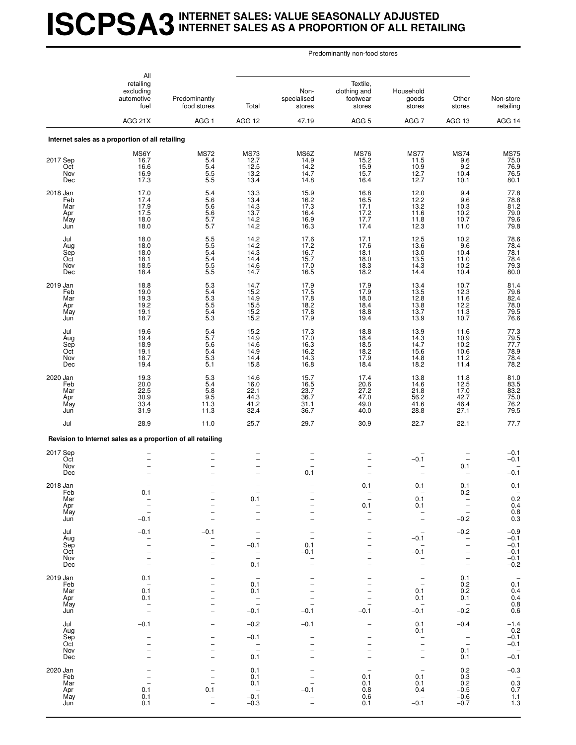# ISCPSA3 INTERNET SALES: VALUE SEASONALLY ADJUSTED INTERNET SALES AS A PROPORTION OF ALL RETAILING

| | All retailing excluding automotive fuel | Predominantly food stores | Predominantly non-food stores | | | | | Non-store retailing |
|---|---|---|---|---|---|---|---|---|
| | | | Total | Non-specialised stores | Textile, clothing and footwear stores | Household goods stores | Other stores | |
| | AGG 21X | AGG 1 | AGG 12 | 47.19 | AGG 5 | AGG 7 | AGG 13 | AGG 14 |
| **Internet sales as a proportion of all retailing** | | | | | | | | |
| | MS6Y | MS72 | MS73 | MS6Z | MS76 | MS77 | MS74 | MS75 |
| 2017 Sep | 16.7 | 5.4 | 12.7 | 14.9 | 15.2 | 11.5 | 9.6 | 75.0 |
| Oct | 16.6 | 5.4 | 12.5 | 14.2 | 15.9 | 10.9 | 9.2 | 76.9 |
| Nov | 16.9 | 5.5 | 13.2 | 14.7 | 15.7 | 12.7 | 10.4 | 76.5 |
| Dec | 17.3 | 5.5 | 13.4 | 14.8 | 16.4 | 12.7 | 10.1 | 80.1 |
| 2018 Jan | 17.0 | 5.4 | 13.3 | 15.9 | 16.8 | 12.0 | 9.4 | 77.8 |
| Feb | 17.4 | 5.6 | 13.4 | 16.2 | 16.5 | 12.2 | 9.6 | 78.8 |
| Mar | 17.9 | 5.6 | 14.3 | 17.3 | 17.1 | 13.2 | 10.3 | 81.2 |
| Apr | 17.5 | 5.6 | 13.7 | 16.4 | 17.2 | 11.6 | 10.2 | 79.0 |
| May | 18.0 | 5.7 | 14.2 | 16.9 | 17.7 | 11.8 | 10.7 | 79.6 |
| Jun | 18.0 | 5.7 | 14.2 | 16.3 | 17.4 | 12.3 | 11.0 | 79.8 |
| Jul | 18.0 | 5.5 | 14.2 | 17.6 | 17.1 | 12.5 | 10.2 | 78.6 |
| Aug | 18.0 | 5.5 | 14.2 | 17.2 | 17.6 | 13.6 | 9.6 | 78.4 |
| Sep | 18.0 | 5.4 | 14.3 | 16.7 | 18.1 | 13.0 | 10.4 | 78.1 |
| Oct | 18.1 | 5.4 | 14.4 | 15.7 | 18.0 | 13.5 | 11.0 | 78.4 |
| Nov | 18.5 | 5.5 | 14.6 | 17.0 | 18.3 | 14.3 | 10.2 | 79.3 |
| Dec | 18.4 | 5.5 | 14.7 | 16.5 | 18.2 | 14.4 | 10.4 | 80.0 |
| 2019 Jan | 18.8 | 5.3 | 14.7 | 17.9 | 17.9 | 13.4 | 10.7 | 81.4 |
| Feb | 19.0 | 5.4 | 15.2 | 17.5 | 17.9 | 13.5 | 12.3 | 79.6 |
| Mar | 19.3 | 5.3 | 14.9 | 17.8 | 18.0 | 12.8 | 11.6 | 82.4 |
| Apr | 19.2 | 5.5 | 15.5 | 18.2 | 18.4 | 13.8 | 12.2 | 78.0 |
| May | 19.1 | 5.4 | 15.2 | 17.8 | 18.8 | 13.7 | 11.3 | 79.5 |
| Jun | 18.7 | 5.3 | 15.2 | 17.9 | 19.4 | 13.9 | 10.7 | 76.6 |
| Jul | 19.6 | 5.4 | 15.2 | 17.3 | 18.8 | 13.9 | 11.6 | 77.3 |
| Aug | 19.4 | 5.7 | 14.9 | 17.0 | 18.4 | 14.3 | 10.9 | 79.5 |
| Sep | 18.9 | 5.6 | 14.6 | 16.3 | 18.5 | 14.7 | 10.2 | 77.7 |
| Oct | 19.1 | 5.4 | 14.9 | 16.2 | 18.2 | 15.6 | 10.6 | 78.9 |
| Nov | 18.7 | 5.3 | 14.4 | 14.3 | 17.9 | 14.8 | 11.2 | 78.4 |
| Dec | 19.4 | 5.1 | 15.8 | 16.8 | 18.4 | 18.2 | 11.4 | 78.2 |
| 2020 Jan | 19.3 | 5.3 | 14.6 | 15.7 | 17.4 | 13.8 | 11.8 | 81.0 |
| Feb | 20.0 | 5.4 | 16.0 | 16.5 | 20.6 | 14.6 | 12.5 | 83.5 |
| Mar | 22.5 | 5.8 | 22.1 | 23.7 | 27.2 | 21.8 | 17.0 | 83.2 |
| Apr | 30.9 | 9.5 | 44.3 | 36.7 | 47.0 | 56.2 | 42.7 | 75.0 |
| May | 33.4 | 11.3 | 41.2 | 31.1 | 49.0 | 41.6 | 46.4 | 76.2 |
| Jun | 31.9 | 11.3 | 32.4 | 36.7 | 40.0 | 28.8 | 27.1 | 79.5 |
| Jul | 28.9 | 11.0 | 25.7 | 29.7 | 30.9 | 22.7 | 22.1 | 77.7 |
| **Revision to Internet sales as a proportion of all retailing** | | | | | | | | |
| 2017 Sep | – | – | – | – | – | – | – | −0.1 |
| Oct | – | – | – | – | – | −0.1 | – | −0.1 |
| Nov | – | – | – | – | – | – | 0.1 | – |
| Dec | – | – | – | 0.1 | – | – | – | −0.1 |
| 2018 Jan | – | – | – | – | 0.1 | 0.1 | 0.1 | 0.1 |
| Feb | 0.1 | – | – | – | – | – | 0.2 | – |
| Mar | – | – | 0.1 | – | – | 0.1 | – | 0.2 |
| Apr | – | – | – | – | 0.1 | 0.1 | – | 0.4 |
| May | – | – | – | – | – | – | – | 0.8 |
| Jun | −0.1 | – | – | – | – | – | −0.2 | 0.3 |
| Jul | −0.1 | −0.1 | – | – | – | – | −0.2 | −0.9 |
| Aug | – | – | – | – | – | −0.1 | – | −0.1 |
| Sep | – | – | −0.1 | 0.1 | – | – | – | −0.1 |
| Oct | – | – | – | −0.1 | – | −0.1 | – | −0.1 |
| Nov | – | – | – | – | – | – | – | −0.1 |
| Dec | – | – | 0.1 | – | – | – | – | −0.2 |
| 2019 Jan | 0.1 | – | – | – | – | – | 0.1 | – |
| Feb | – | – | 0.1 | – | – | – | 0.2 | 0.1 |
| Mar | 0.1 | – | 0.1 | – | – | 0.1 | 0.2 | 0.4 |
| Apr | 0.1 | – | – | – | – | 0.1 | 0.1 | 0.4 |
| May | – | – | – | – | – | – | – | 0.8 |
| Jun | – | – | −0.1 | −0.1 | −0.1 | −0.1 | −0.2 | 0.6 |
| Jul | −0.1 | – | −0.2 | −0.1 | – | 0.1 | −0.4 | −1.4 |
| Aug | – | – | – | – | – | −0.1 | – | −0.2 |
| Sep | – | – | −0.1 | – | – | – | – | −0.1 |
| Oct | – | – | – | – | – | – | – | −0.1 |
| Nov | – | – | – | – | – | – | 0.1 | – |
| Dec | – | – | 0.1 | – | – | – | 0.1 | −0.1 |
| 2020 Jan | – | – | 0.1 | – | – | – | 0.2 | −0.3 |
| Feb | – | – | 0.1 | – | 0.1 | 0.1 | 0.3 | – |
| Mar | – | – | 0.1 | – | 0.1 | 0.1 | 0.2 | 0.3 |
| Apr | 0.1 | 0.1 | – | −0.1 | 0.8 | 0.4 | −0.5 | 0.7 |
| May | 0.1 | – | −0.1 | – | 0.6 | – | −0.6 | 1.1 |
| Jun | 0.1 | – | −0.3 | – | 0.1 | −0.1 | −0.7 | 1.3 |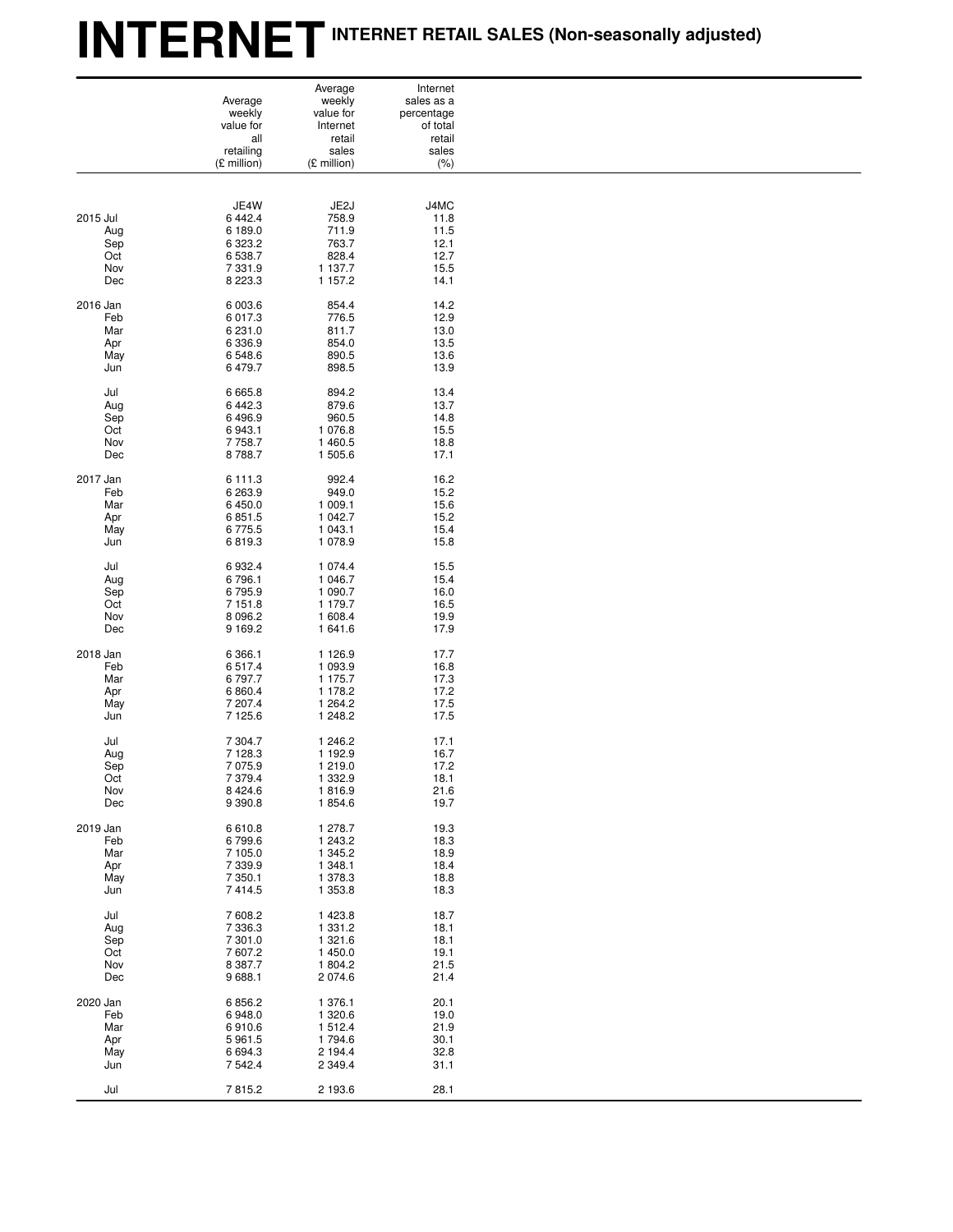# INTERNET

## INTERNET RETAIL SALES (Non-seasonally adjusted)

| | Average weekly value for all retailing (£ million) | Average weekly value for Internet retail sales (£ million) | Internet sales as a percentage of total retail sales (%) |
|---|---|---|---|
| | JE4W | JE2J | J4MC |
| 2015 Jul | 6 442.4 | 758.9 | 11.8 |
| Aug | 6 189.0 | 711.9 | 11.5 |
| Sep | 6 323.2 | 763.7 | 12.1 |
| Oct | 6 538.7 | 828.4 | 12.7 |
| Nov | 7 331.9 | 1 137.7 | 15.5 |
| Dec | 8 223.3 | 1 157.2 | 14.1 |
| 2016 Jan | 6 003.6 | 854.4 | 14.2 |
| Feb | 6 017.3 | 776.5 | 12.9 |
| Mar | 6 231.0 | 811.7 | 13.0 |
| Apr | 6 336.9 | 854.0 | 13.5 |
| May | 6 548.6 | 890.5 | 13.6 |
| Jun | 6 479.7 | 898.5 | 13.9 |
| Jul | 6 665.8 | 894.2 | 13.4 |
| Aug | 6 442.3 | 879.6 | 13.7 |
| Sep | 6 496.9 | 960.5 | 14.8 |
| Oct | 6 943.1 | 1 076.8 | 15.5 |
| Nov | 7 758.7 | 1 460.5 | 18.8 |
| Dec | 8 788.7 | 1 505.6 | 17.1 |
| 2017 Jan | 6 111.3 | 992.4 | 16.2 |
| Feb | 6 263.9 | 949.0 | 15.2 |
| Mar | 6 450.0 | 1 009.1 | 15.6 |
| Apr | 6 851.5 | 1 042.7 | 15.2 |
| May | 6 775.5 | 1 043.1 | 15.4 |
| Jun | 6 819.3 | 1 078.9 | 15.8 |
| Jul | 6 932.4 | 1 074.4 | 15.5 |
| Aug | 6 796.1 | 1 046.7 | 15.4 |
| Sep | 6 795.9 | 1 090.7 | 16.0 |
| Oct | 7 151.8 | 1 179.7 | 16.5 |
| Nov | 8 096.2 | 1 608.4 | 19.9 |
| Dec | 9 169.2 | 1 641.6 | 17.9 |
| 2018 Jan | 6 366.1 | 1 126.9 | 17.7 |
| Feb | 6 517.4 | 1 093.9 | 16.8 |
| Mar | 6 797.7 | 1 175.7 | 17.3 |
| Apr | 6 860.4 | 1 178.2 | 17.2 |
| May | 7 207.4 | 1 264.2 | 17.5 |
| Jun | 7 125.6 | 1 248.2 | 17.5 |
| Jul | 7 304.7 | 1 246.2 | 17.1 |
| Aug | 7 128.3 | 1 192.9 | 16.7 |
| Sep | 7 075.9 | 1 219.0 | 17.2 |
| Oct | 7 379.4 | 1 332.9 | 18.1 |
| Nov | 8 424.6 | 1 816.9 | 21.6 |
| Dec | 9 390.8 | 1 854.6 | 19.7 |
| 2019 Jan | 6 610.8 | 1 278.7 | 19.3 |
| Feb | 6 799.6 | 1 243.2 | 18.3 |
| Mar | 7 105.0 | 1 345.2 | 18.9 |
| Apr | 7 339.9 | 1 348.1 | 18.4 |
| May | 7 350.1 | 1 378.3 | 18.8 |
| Jun | 7 414.5 | 1 353.8 | 18.3 |
| Jul | 7 608.2 | 1 423.8 | 18.7 |
| Aug | 7 336.3 | 1 331.2 | 18.1 |
| Sep | 7 301.0 | 1 321.6 | 18.1 |
| Oct | 7 607.2 | 1 450.0 | 19.1 |
| Nov | 8 387.7 | 1 804.2 | 21.5 |
| Dec | 9 688.1 | 2 074.6 | 21.4 |
| 2020 Jan | 6 856.2 | 1 376.1 | 20.1 |
| Feb | 6 948.0 | 1 320.6 | 19.0 |
| Mar | 6 910.6 | 1 512.4 | 21.9 |
| Apr | 5 961.5 | 1 794.6 | 30.1 |
| May | 6 694.3 | 2 194.4 | 32.8 |
| Jun | 7 542.4 | 2 349.4 | 31.1 |
| Jul | 7 815.2 | 2 193.6 | 28.1 |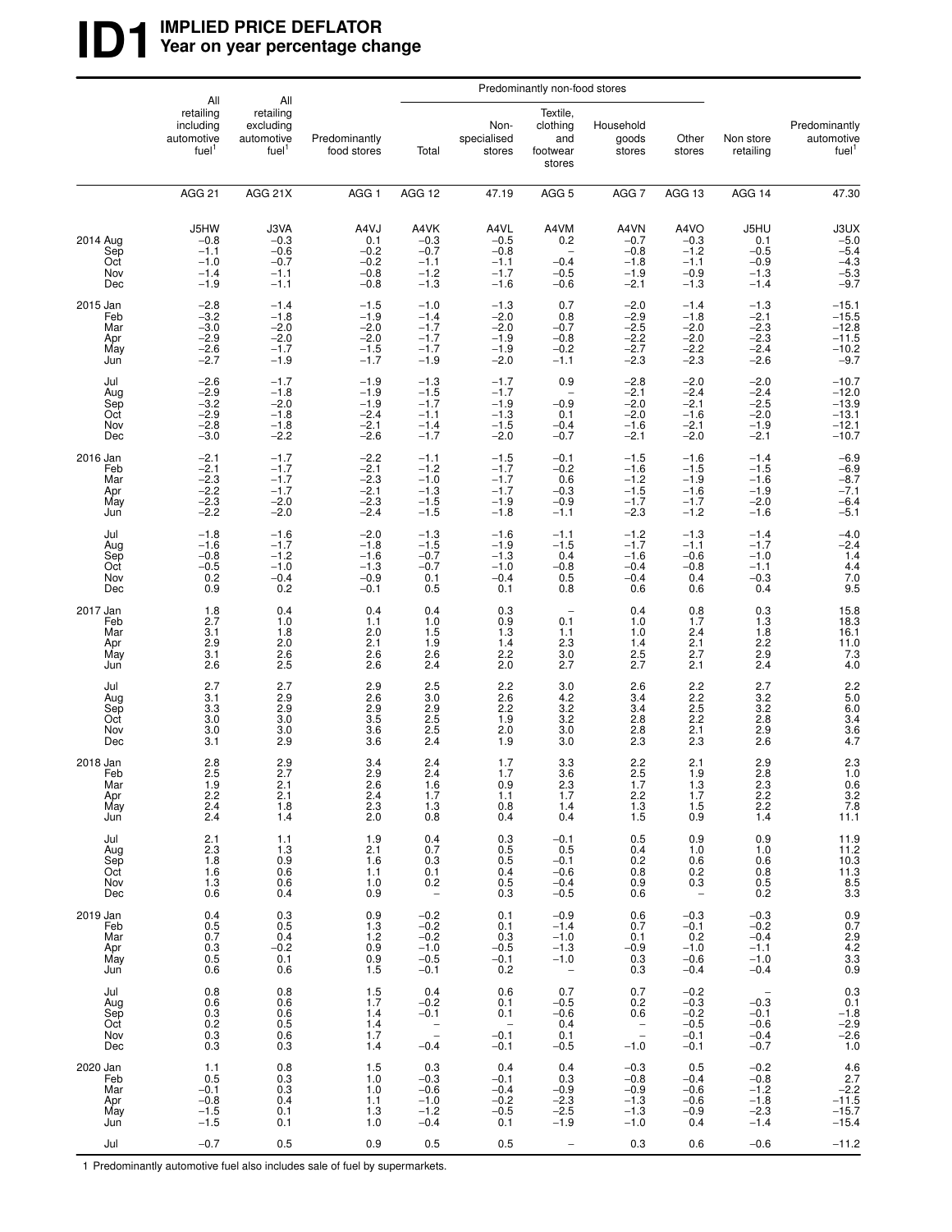# ID1 IMPLIED PRICE DEFLATOR
## Year on year percentage change

| | All retailing including automotive fuel[1] | All retailing excluding automotive fuel[1] | Predominantly food stores | Predominantly non-food stores: Total | Non-specialised stores | Textile, clothing and footwear stores | Household goods stores | Other stores | Non store retailing | Predominantly automotive fuel[1] |
|---|---|---|---|---|---|---|---|---|---|---|
| | AGG 21 | AGG 21X | AGG 1 | AGG 12 | 47.19 | AGG 5 | AGG 7 | AGG 13 | AGG 14 | 47.30 |
| | J5HW | J3VA | A4VJ | A4VK | A4VL | A4VM | A4VN | A4VO | J5HU | J3UX |
| 2014 Aug | −0.8 | −0.3 | 0.1 | −0.3 | −0.5 | 0.2 | −0.7 | −0.3 | 0.1 | −5.0 |
| Sep | −1.1 | −0.6 | −0.2 | −0.7 | −0.8 | – | −0.8 | −1.2 | −0.5 | −5.4 |
| Oct | −1.0 | −0.7 | −0.2 | −1.1 | −1.1 | −0.4 | −1.8 | −1.1 | −0.9 | −4.3 |
| Nov | −1.4 | −1.1 | −0.8 | −1.2 | −1.7 | −0.5 | −1.9 | −0.9 | −1.3 | −5.3 |
| Dec | −1.9 | −1.1 | −0.8 | −1.3 | −1.6 | −0.6 | −2.1 | −1.3 | −1.4 | −9.7 |
| 2015 Jan | −2.8 | −1.4 | −1.5 | −1.0 | −1.3 | 0.7 | −2.0 | −1.4 | −1.3 | −15.1 |
| Feb | −3.2 | −1.8 | −1.9 | −1.4 | −2.0 | 0.8 | −2.9 | −1.8 | −2.1 | −15.5 |
| Mar | −3.0 | −2.0 | −2.0 | −1.7 | −2.0 | −0.7 | −2.5 | −2.0 | −2.3 | −12.8 |
| Apr | −2.9 | −2.0 | −2.0 | −1.7 | −1.9 | −0.8 | −2.2 | −2.0 | −2.3 | −11.5 |
| May | −2.6 | −1.7 | −1.5 | −1.7 | −1.9 | −0.2 | −2.7 | −2.2 | −2.4 | −10.2 |
| Jun | −2.7 | −1.9 | −1.7 | −1.9 | −2.0 | −1.1 | −2.3 | −2.3 | −2.6 | −9.7 |
| Jul | −2.6 | −1.7 | −1.9 | −1.3 | −1.7 | 0.9 | −2.8 | −2.0 | −2.0 | −10.7 |
| Aug | −2.9 | −1.8 | −1.9 | −1.5 | −1.7 | – | −2.1 | −2.4 | −2.4 | −12.0 |
| Sep | −3.2 | −2.0 | −1.9 | −1.7 | −1.9 | −0.9 | −2.0 | −2.1 | −2.5 | −13.9 |
| Oct | −2.9 | −1.8 | −2.4 | −1.1 | −1.3 | 0.1 | −2.0 | −1.6 | −2.0 | −13.1 |
| Nov | −2.8 | −1.8 | −2.1 | −1.4 | −1.5 | −0.4 | −1.6 | −2.1 | −1.9 | −12.1 |
| Dec | −3.0 | −2.2 | −2.6 | −1.7 | −2.0 | −0.7 | −2.1 | −2.0 | −2.1 | −10.7 |
| 2016 Jan | −2.1 | −1.7 | −2.2 | −1.1 | −1.5 | −0.1 | −1.5 | −1.6 | −1.4 | −6.9 |
| Feb | −2.1 | −1.7 | −2.1 | −1.2 | −1.7 | −0.2 | −1.6 | −1.5 | −1.5 | −6.9 |
| Mar | −2.3 | −1.7 | −2.3 | −1.0 | −1.7 | 0.6 | −1.2 | −1.9 | −1.6 | −8.7 |
| Apr | −2.2 | −1.7 | −2.1 | −1.3 | −1.7 | −0.3 | −1.5 | −1.6 | −1.9 | −7.1 |
| May | −2.3 | −2.0 | −2.3 | −1.5 | −1.9 | −0.9 | −1.7 | −1.7 | −2.0 | −6.4 |
| Jun | −2.2 | −2.0 | −2.4 | −1.5 | −1.8 | −1.1 | −2.3 | −1.2 | −1.6 | −5.1 |
| Jul | −1.8 | −1.6 | −2.0 | −1.3 | −1.6 | −1.1 | −1.2 | −1.3 | −1.4 | −4.0 |
| Aug | −1.6 | −1.7 | −1.8 | −1.5 | −1.9 | −1.5 | −1.7 | −1.1 | −1.7 | −2.4 |
| Sep | −0.8 | −1.2 | −1.6 | −0.7 | −1.3 | 0.4 | −1.6 | −0.6 | −1.0 | 1.4 |
| Oct | −0.5 | −1.0 | −1.3 | −0.7 | −1.0 | −0.8 | −0.4 | −0.8 | −1.1 | 4.4 |
| Nov | 0.2 | −0.4 | −0.9 | 0.1 | −0.4 | 0.5 | −0.4 | 0.4 | −0.3 | 7.0 |
| Dec | 0.9 | 0.2 | −0.1 | 0.5 | 0.1 | 0.8 | 0.6 | 0.6 | 0.4 | 9.5 |
| 2017 Jan | 1.8 | 0.4 | 0.4 | 0.4 | 0.3 | – | 0.4 | 0.8 | 0.3 | 15.8 |
| Feb | 2.7 | 1.0 | 1.1 | 1.0 | 0.9 | 0.1 | 1.0 | 1.7 | 1.3 | 18.3 |
| Mar | 3.1 | 1.8 | 2.0 | 1.5 | 1.3 | 1.1 | 1.0 | 2.4 | 1.8 | 16.1 |
| Apr | 2.9 | 2.0 | 2.1 | 1.9 | 1.4 | 2.3 | 1.4 | 2.1 | 2.2 | 11.0 |
| May | 3.1 | 2.6 | 2.6 | 2.6 | 2.2 | 3.0 | 2.5 | 2.7 | 2.9 | 7.3 |
| Jun | 2.6 | 2.5 | 2.6 | 2.4 | 2.0 | 2.7 | 2.7 | 2.1 | 2.4 | 4.0 |
| Jul | 2.7 | 2.7 | 2.9 | 2.5 | 2.2 | 3.0 | 2.6 | 2.2 | 2.7 | 2.2 |
| Aug | 3.1 | 2.9 | 2.6 | 3.0 | 2.6 | 4.2 | 3.4 | 2.2 | 3.2 | 5.0 |
| Sep | 3.3 | 2.9 | 2.9 | 2.9 | 2.2 | 3.2 | 3.4 | 2.5 | 3.2 | 6.0 |
| Oct | 3.0 | 3.0 | 3.5 | 2.5 | 1.9 | 3.2 | 2.8 | 2.2 | 2.8 | 3.4 |
| Nov | 3.0 | 3.0 | 3.6 | 2.5 | 2.0 | 3.0 | 2.8 | 2.1 | 2.9 | 3.6 |
| Dec | 3.1 | 2.9 | 3.6 | 2.4 | 1.9 | 3.0 | 2.3 | 2.3 | 2.6 | 4.7 |
| 2018 Jan | 2.8 | 2.9 | 3.4 | 2.4 | 1.7 | 3.3 | 2.2 | 2.1 | 2.9 | 2.3 |
| Feb | 2.5 | 2.7 | 2.9 | 2.4 | 1.7 | 3.6 | 2.5 | 1.9 | 2.8 | 1.0 |
| Mar | 1.9 | 2.1 | 2.6 | 1.6 | 0.9 | 2.3 | 1.7 | 1.3 | 2.3 | 0.6 |
| Apr | 2.2 | 2.1 | 2.4 | 1.7 | 1.1 | 1.7 | 2.2 | 1.7 | 2.2 | 3.2 |
| May | 2.4 | 1.8 | 2.3 | 1.3 | 0.8 | 1.4 | 1.3 | 1.5 | 2.2 | 7.8 |
| Jun | 2.4 | 1.4 | 2.0 | 0.8 | 0.4 | 0.4 | 1.5 | 0.9 | 1.4 | 11.1 |
| Jul | 2.1 | 1.1 | 1.9 | 0.4 | 0.3 | −0.1 | 0.5 | 0.9 | 0.9 | 11.9 |
| Aug | 2.3 | 1.3 | 2.1 | 0.7 | 0.5 | 0.5 | 0.4 | 1.0 | 1.0 | 11.2 |
| Sep | 1.8 | 0.9 | 1.6 | 0.3 | 0.5 | −0.1 | 0.2 | 0.6 | 0.6 | 10.3 |
| Oct | 1.6 | 0.6 | 1.1 | 0.1 | 0.4 | −0.6 | 0.8 | 0.2 | 0.8 | 11.3 |
| Nov | 1.3 | 0.6 | 1.0 | 0.2 | 0.5 | −0.4 | 0.9 | 0.3 | 0.5 | 8.5 |
| Dec | 0.6 | 0.4 | 0.9 | – | 0.3 | −0.5 | 0.6 | – | 0.2 | 3.3 |
| 2019 Jan | 0.4 | 0.3 | 0.9 | −0.2 | 0.1 | −0.9 | 0.6 | −0.3 | −0.3 | 0.9 |
| Feb | 0.5 | 0.5 | 1.3 | −0.2 | 0.1 | −1.4 | 0.7 | −0.1 | −0.2 | 0.7 |
| Mar | 0.7 | 0.4 | 1.2 | −0.2 | 0.3 | −1.0 | 0.1 | 0.2 | −0.4 | 2.9 |
| Apr | 0.3 | −0.2 | 0.9 | −1.0 | −0.5 | −1.3 | −0.9 | −1.0 | −1.1 | 4.2 |
| May | 0.5 | 0.1 | 0.9 | −0.5 | −0.1 | −1.0 | 0.3 | −0.6 | −1.0 | 3.3 |
| Jun | 0.6 | 0.6 | 1.5 | −0.1 | 0.2 | – | 0.3 | −0.4 | −0.4 | 0.9 |
| Jul | 0.8 | 0.8 | 1.5 | 0.4 | 0.6 | 0.7 | 0.7 | −0.2 | – | 0.3 |
| Aug | 0.6 | 0.6 | 1.7 | −0.2 | 0.1 | −0.5 | 0.2 | −0.3 | −0.3 | 0.1 |
| Sep | 0.3 | 0.6 | 1.4 | −0.1 | 0.1 | −0.6 | 0.6 | −0.2 | −0.1 | −1.8 |
| Oct | 0.2 | 0.5 | 1.4 | – | – | 0.4 | – | −0.5 | −0.6 | −2.9 |
| Nov | 0.3 | 0.6 | 1.7 | – | −0.1 | 0.1 | – | −0.1 | −0.4 | −2.6 |
| Dec | 0.3 | 0.3 | 1.4 | −0.4 | −0.1 | −0.5 | −1.0 | −0.1 | −0.7 | 1.0 |
| 2020 Jan | 1.1 | 0.8 | 1.5 | 0.3 | 0.4 | 0.4 | −0.3 | 0.5 | −0.2 | 4.6 |
| Feb | 0.5 | 0.3 | 1.0 | −0.3 | −0.1 | 0.3 | −0.8 | −0.4 | −0.8 | 2.7 |
| Mar | −0.1 | 0.3 | 1.0 | −0.6 | −0.4 | −0.9 | −0.9 | −0.6 | −1.2 | −2.2 |
| Apr | −0.8 | 0.4 | 1.1 | −1.0 | −0.2 | −2.3 | −1.3 | −0.6 | −1.8 | −11.5 |
| May | −1.5 | 0.1 | 1.3 | −1.2 | −0.5 | −2.5 | −1.3 | −0.9 | −2.3 | −15.7 |
| Jun | −1.5 | 0.1 | 1.0 | −0.4 | 0.1 | −1.9 | −1.0 | 0.4 | −1.4 | −15.4 |
| Jul | −0.7 | 0.5 | 0.9 | 0.5 | 0.5 | – | 0.3 | 0.6 | −0.6 | −11.2 |

1 Predominantly automotive fuel also includes sale of fuel by supermarkets.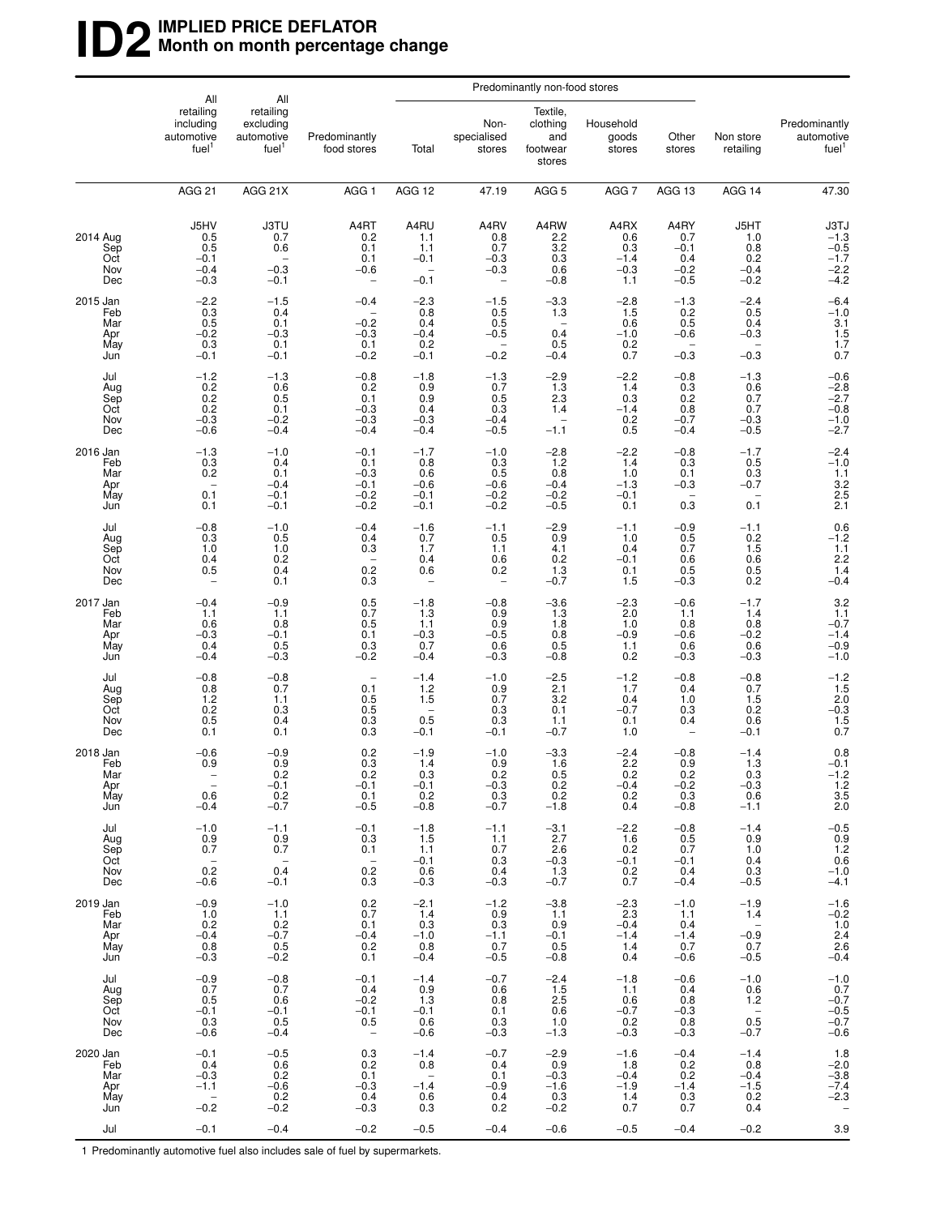# ID2 IMPLIED PRICE DEFLATOR
## Month on month percentage change

| | All retailing including automotive fuel[1] | All retailing excluding automotive fuel[1] | Predominantly food stores | Predominantly non-food stores | | | | | Non store retailing | Predominantly automotive fuel[1] |
|---|---|---|---|---|---|---|---|---|---|---|
| | | | | Total | Non-specialised stores | Textile, clothing and footwear stores | Household goods stores | Other stores | | |
| | AGG 21 | AGG 21X | AGG 1 | AGG 12 | 47.19 | AGG 5 | AGG 7 | AGG 13 | AGG 14 | 47.30 |
| | J5HV | J3TU | A4RT | A4RU | A4RV | A4RW | A4RX | A4RY | J5HT | J3TJ |
| 2014 Aug | 0.5 | 0.7 | 0.2 | 1.1 | 0.8 | 2.2 | 0.6 | 0.7 | 1.0 | −1.3 |
| Sep | 0.5 | 0.6 | 0.1 | 1.1 | 0.7 | 3.2 | 0.3 | −0.1 | 0.8 | −0.5 |
| Oct | −0.1 | – | 0.1 | −0.1 | −0.3 | 0.3 | −1.4 | 0.4 | 0.2 | −1.7 |
| Nov | −0.4 | −0.3 | −0.6 | – | −0.3 | 0.6 | −0.3 | −0.2 | −0.4 | −2.2 |
| Dec | −0.3 | −0.1 | – | −0.1 | – | −0.8 | 1.1 | −0.5 | −0.2 | −4.2 |
| 2015 Jan | −2.2 | −1.5 | −0.4 | −2.3 | −1.5 | −3.3 | −2.8 | −1.3 | −2.4 | −6.4 |
| Feb | 0.3 | 0.4 | – | 0.8 | 0.5 | 1.3 | 1.5 | 0.2 | 0.5 | −1.0 |
| Mar | 0.5 | 0.1 | −0.2 | 0.4 | 0.5 | – | 0.6 | 0.5 | 0.4 | 3.1 |
| Apr | −0.2 | −0.3 | −0.3 | −0.4 | −0.5 | 0.4 | −1.0 | −0.6 | −0.3 | 1.5 |
| May | 0.3 | 0.1 | 0.1 | 0.2 | – | 0.5 | 0.2 | – | – | 1.7 |
| Jun | −0.1 | −0.1 | −0.2 | −0.1 | −0.2 | −0.4 | 0.7 | −0.3 | −0.3 | 0.7 |
| Jul | −1.2 | −1.3 | −0.8 | −1.8 | −1.3 | −2.9 | −2.2 | −0.8 | −1.3 | −0.6 |
| Aug | 0.2 | 0.6 | 0.2 | 0.9 | 0.7 | 1.3 | 1.4 | 0.3 | 0.6 | −2.8 |
| Sep | 0.2 | 0.5 | 0.1 | 0.9 | 0.5 | 2.3 | 0.3 | 0.2 | 0.7 | −2.7 |
| Oct | 0.2 | 0.1 | −0.3 | 0.4 | 0.3 | 1.4 | −1.4 | 0.8 | 0.7 | −0.8 |
| Nov | −0.3 | −0.2 | −0.3 | −0.3 | −0.4 | – | 0.2 | −0.7 | −0.3 | −1.0 |
| Dec | −0.6 | −0.4 | −0.4 | −0.4 | −0.5 | −1.1 | 0.5 | −0.4 | −0.5 | −2.7 |
| 2016 Jan | −1.3 | −1.0 | −0.1 | −1.7 | −1.0 | −2.8 | −2.2 | −0.8 | −1.7 | −2.4 |
| Feb | 0.3 | 0.4 | 0.1 | 0.8 | 0.3 | 1.2 | 1.4 | 0.3 | 0.5 | −1.0 |
| Mar | 0.2 | 0.1 | −0.3 | 0.6 | 0.5 | 0.8 | 1.0 | 0.1 | 0.3 | 1.1 |
| Apr | – | −0.4 | −0.1 | −0.6 | −0.6 | −0.4 | −1.3 | −0.3 | −0.7 | 3.2 |
| May | 0.1 | −0.1 | −0.2 | −0.1 | −0.2 | −0.2 | −0.1 | – | – | 2.5 |
| Jun | 0.1 | −0.1 | −0.2 | −0.1 | −0.2 | −0.5 | 0.1 | 0.3 | 0.1 | 2.1 |
| Jul | −0.8 | −1.0 | −0.4 | −1.6 | −1.1 | −2.9 | −1.1 | −0.9 | −1.1 | 0.6 |
| Aug | 0.3 | 0.5 | 0.4 | 0.7 | 0.5 | 0.9 | 1.0 | 0.5 | 0.2 | −1.2 |
| Sep | 1.0 | 1.0 | 0.3 | 1.7 | 1.1 | 4.1 | 0.4 | 0.7 | 1.5 | 1.1 |
| Oct | 0.4 | 0.2 | – | 0.4 | 0.6 | 0.2 | −0.1 | 0.6 | 0.6 | 2.2 |
| Nov | 0.5 | 0.4 | 0.2 | 0.6 | 0.2 | 1.3 | 0.1 | 0.5 | 0.5 | 1.4 |
| Dec | – | 0.1 | 0.3 | – | – | −0.7 | 1.5 | −0.3 | 0.2 | −0.4 |
| 2017 Jan | −0.4 | −0.9 | 0.5 | −1.8 | −0.8 | −3.6 | −2.3 | −0.6 | −1.7 | 3.2 |
| Feb | 1.1 | 1.1 | 0.7 | 1.3 | 0.9 | 1.3 | 2.0 | 1.1 | 1.4 | 1.1 |
| Mar | 0.6 | 0.8 | 0.5 | 1.1 | 0.9 | 1.8 | 1.0 | 0.8 | 0.8 | −0.7 |
| Apr | −0.3 | −0.1 | 0.1 | −0.3 | −0.5 | 0.8 | −0.9 | −0.6 | −0.2 | −1.4 |
| May | 0.4 | 0.5 | 0.3 | 0.7 | 0.6 | 0.5 | 1.1 | 0.6 | 0.6 | −0.9 |
| Jun | −0.4 | −0.3 | −0.2 | −0.4 | −0.3 | −0.8 | 0.2 | −0.3 | −0.3 | −1.0 |
| Jul | −0.8 | −0.8 | – | −1.4 | −1.0 | −2.5 | −1.2 | −0.8 | −0.8 | −1.2 |
| Aug | 0.8 | 0.7 | 0.1 | 1.2 | 0.9 | 2.1 | 1.7 | 0.4 | 0.7 | 1.5 |
| Sep | 1.2 | 1.1 | 0.5 | 1.5 | 0.7 | 3.2 | 0.4 | 1.0 | 1.5 | 2.0 |
| Oct | 0.2 | 0.3 | 0.5 | – | 0.3 | 0.1 | −0.7 | 0.3 | 0.2 | −0.3 |
| Nov | 0.5 | 0.4 | 0.3 | 0.5 | 0.3 | 1.1 | 0.1 | 0.4 | 0.6 | 1.5 |
| Dec | 0.1 | 0.1 | 0.3 | −0.1 | −0.1 | −0.7 | 1.0 | – | −0.1 | 0.7 |
| 2018 Jan | −0.6 | −0.9 | 0.2 | −1.9 | −1.0 | −3.3 | −2.4 | −0.8 | −1.4 | 0.8 |
| Feb | 0.9 | 0.9 | 0.3 | 1.4 | 0.9 | 1.6 | 2.2 | 0.9 | 1.3 | −0.1 |
| Mar | – | 0.2 | 0.2 | 0.3 | 0.2 | 0.5 | 0.2 | 0.2 | 0.3 | −1.2 |
| Apr | – | −0.1 | −0.1 | −0.1 | −0.3 | 0.2 | −0.4 | −0.2 | −0.3 | 1.2 |
| May | 0.6 | 0.2 | 0.1 | 0.2 | 0.3 | 0.2 | 0.2 | 0.3 | 0.6 | 3.5 |
| Jun | −0.4 | −0.7 | −0.5 | −0.8 | −0.7 | −1.8 | 0.4 | −0.8 | −1.1 | 2.0 |
| Jul | −1.0 | −1.1 | −0.1 | −1.8 | −1.1 | −3.1 | −2.2 | −0.8 | −1.4 | −0.5 |
| Aug | 0.9 | 0.9 | 0.3 | 1.5 | 1.1 | 2.7 | 1.6 | 0.5 | 0.9 | 0.9 |
| Sep | 0.7 | 0.7 | 0.1 | 1.1 | 0.7 | 2.6 | 0.2 | 0.7 | 1.0 | 1.2 |
| Oct | – | – | – | −0.1 | 0.3 | −0.3 | −0.1 | −0.1 | 0.4 | 0.6 |
| Nov | 0.2 | 0.4 | 0.2 | 0.6 | 0.4 | 1.3 | 0.2 | 0.4 | 0.3 | −1.0 |
| Dec | −0.6 | −0.1 | 0.3 | −0.3 | −0.3 | −0.7 | 0.7 | −0.4 | −0.5 | −4.1 |
| 2019 Jan | −0.9 | −1.0 | 0.2 | −2.1 | −1.2 | −3.8 | −2.3 | −1.0 | −1.9 | −1.6 |
| Feb | 1.0 | 1.1 | 0.7 | 1.4 | 0.9 | 1.1 | 2.3 | 1.1 | 1.4 | −0.2 |
| Mar | 0.2 | 0.2 | 0.1 | 0.3 | 0.3 | 0.9 | −0.4 | 0.4 | – | 1.0 |
| Apr | −0.4 | −0.7 | −0.4 | −1.0 | −1.1 | −0.1 | −1.4 | −1.4 | −0.9 | 2.4 |
| May | 0.8 | 0.5 | 0.2 | 0.8 | 0.7 | 0.5 | 1.4 | 0.7 | 0.7 | 2.6 |
| Jun | −0.3 | −0.2 | 0.1 | −0.4 | −0.5 | −0.8 | 0.4 | −0.6 | −0.5 | −0.4 |
| Jul | −0.9 | −0.8 | −0.1 | −1.4 | −0.7 | −2.4 | −1.8 | −0.6 | −1.0 | −1.0 |
| Aug | 0.7 | 0.7 | 0.4 | 0.9 | 0.6 | 1.5 | 1.1 | 0.4 | 0.6 | 0.7 |
| Sep | 0.5 | 0.6 | −0.2 | 1.3 | 0.8 | 2.5 | 0.6 | 0.8 | 1.2 | −0.7 |
| Oct | −0.1 | −0.1 | −0.1 | −0.1 | 0.1 | 0.6 | −0.7 | −0.3 | – | −0.5 |
| Nov | 0.3 | 0.5 | 0.5 | 0.6 | 0.3 | 1.0 | 0.2 | 0.8 | 0.5 | −0.7 |
| Dec | −0.6 | −0.4 | – | −0.6 | −0.3 | −1.3 | −0.3 | −0.3 | −0.7 | −0.6 |
| 2020 Jan | −0.1 | −0.5 | 0.3 | −1.4 | −0.7 | −2.9 | −1.6 | −0.4 | −1.4 | 1.8 |
| Feb | 0.4 | 0.6 | 0.2 | 0.8 | 0.4 | 0.9 | 1.8 | 0.2 | 0.8 | −2.0 |
| Mar | −0.3 | 0.2 | 0.1 | – | 0.1 | −0.3 | −0.4 | 0.2 | −0.4 | −3.8 |
| Apr | −1.1 | −0.6 | −0.3 | −1.4 | −0.9 | −1.6 | −1.9 | −1.4 | −1.5 | −7.4 |
| May | – | 0.2 | 0.4 | 0.6 | 0.4 | 0.3 | 1.4 | 0.3 | 0.2 | −2.3 |
| Jun | −0.2 | −0.2 | −0.3 | 0.3 | 0.2 | −0.2 | 0.7 | 0.7 | 0.4 | – |
| Jul | −0.1 | −0.4 | −0.2 | −0.5 | −0.4 | −0.6 | −0.5 | −0.4 | −0.2 | 3.9 |

1 Predominantly automotive fuel also includes sale of fuel by supermarkets.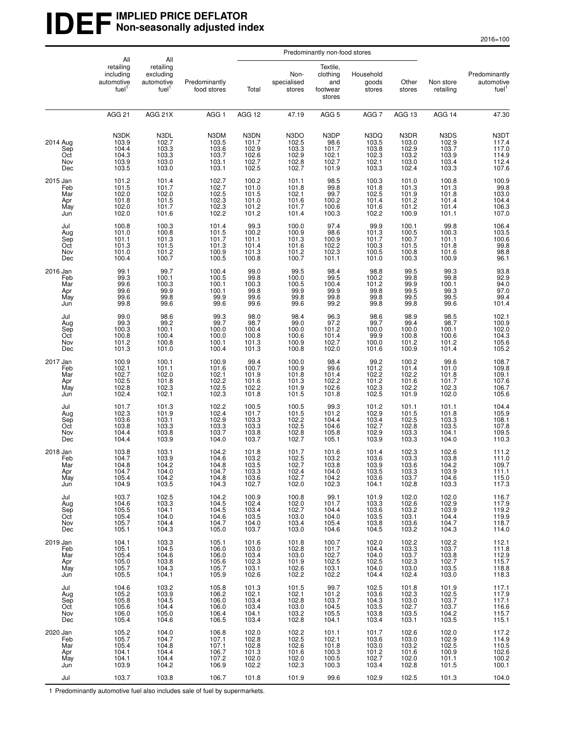# IDEF IMPLIED PRICE DEFLATOR
## Non-seasonally adjusted index

2016=100

| | All retailing including automotive fuel[1] | All retailing excluding automotive fuel[1] | Predominantly food stores | Predominantly non-food stores: Total | Non-specialised stores | Textile, clothing and footwear stores | Household goods stores | Other stores | Non store retailing | Predominantly automotive fuel[1] |
|---|---|---|---|---|---|---|---|---|---|---|
| | AGG 21 | AGG 21X | AGG 1 | AGG 12 | 47.19 | AGG 5 | AGG 7 | AGG 13 | AGG 14 | 47.30 |
| | N3DK | N3DL | N3DM | N3DN | N3DO | N3DP | N3DQ | N3DR | N3DS | N3DT |
| 2014 Aug | 103.9 | 102.7 | 103.5 | 101.7 | 102.5 | 98.6 | 103.5 | 103.0 | 102.9 | 117.4 |
| Sep | 104.4 | 103.3 | 103.6 | 102.9 | 103.3 | 101.7 | 103.8 | 102.9 | 103.7 | 117.0 |
| Oct | 104.3 | 103.3 | 103.7 | 102.6 | 102.9 | 102.1 | 102.3 | 103.2 | 103.9 | 114.9 |
| Nov | 103.9 | 103.0 | 103.1 | 102.7 | 102.8 | 102.7 | 102.1 | 103.0 | 103.4 | 112.4 |
| Dec | 103.5 | 103.0 | 103.1 | 102.5 | 102.7 | 101.9 | 103.3 | 102.4 | 103.3 | 107.6 |
| 2015 Jan | 101.2 | 101.4 | 102.7 | 100.2 | 101.1 | 98.5 | 100.3 | 101.0 | 100.8 | 100.9 |
| Feb | 101.5 | 101.7 | 102.7 | 101.0 | 101.8 | 99.8 | 101.8 | 101.3 | 101.3 | 99.8 |
| Mar | 102.0 | 102.0 | 102.5 | 101.5 | 102.1 | 99.7 | 102.5 | 101.9 | 101.8 | 103.0 |
| Apr | 101.8 | 101.5 | 102.3 | 101.0 | 101.6 | 100.2 | 101.4 | 101.2 | 101.4 | 104.4 |
| May | 102.0 | 101.7 | 102.3 | 101.2 | 101.7 | 100.6 | 101.6 | 101.2 | 101.4 | 106.3 |
| Jun | 102.0 | 101.6 | 102.2 | 101.2 | 101.4 | 100.3 | 102.2 | 100.9 | 101.1 | 107.0 |
| Jul | 100.8 | 100.3 | 101.4 | 99.3 | 100.0 | 97.4 | 99.9 | 100.1 | 99.8 | 106.4 |
| Aug | 101.0 | 100.8 | 101.5 | 100.2 | 100.9 | 98.6 | 101.3 | 100.5 | 100.3 | 103.5 |
| Sep | 101.1 | 101.3 | 101.7 | 101.1 | 101.3 | 100.9 | 101.7 | 100.7 | 101.1 | 100.6 |
| Oct | 101.3 | 101.5 | 101.3 | 101.4 | 101.6 | 102.2 | 100.3 | 101.5 | 101.8 | 99.8 |
| Nov | 101.0 | 101.2 | 100.9 | 101.3 | 101.2 | 102.3 | 100.5 | 100.8 | 101.6 | 98.8 |
| Dec | 100.4 | 100.7 | 100.5 | 100.8 | 100.7 | 101.1 | 101.0 | 100.3 | 100.9 | 96.1 |
| 2016 Jan | 99.1 | 99.7 | 100.4 | 99.0 | 99.5 | 98.4 | 98.8 | 99.5 | 99.3 | 93.8 |
| Feb | 99.3 | 100.1 | 100.5 | 99.8 | 100.0 | 99.5 | 100.2 | 99.8 | 99.8 | 92.9 |
| Mar | 99.6 | 100.3 | 100.1 | 100.3 | 100.5 | 100.4 | 101.2 | 99.9 | 100.1 | 94.0 |
| Apr | 99.6 | 99.9 | 100.1 | 99.8 | 99.9 | 99.9 | 99.8 | 99.5 | 99.3 | 97.0 |
| May | 99.6 | 99.8 | 99.9 | 99.6 | 99.8 | 99.8 | 99.8 | 99.5 | 99.5 | 99.4 |
| Jun | 99.8 | 99.6 | 99.6 | 99.6 | 99.6 | 99.2 | 99.8 | 99.8 | 99.6 | 101.4 |
| Jul | 99.0 | 98.6 | 99.3 | 98.0 | 98.4 | 96.3 | 98.6 | 98.9 | 98.5 | 102.1 |
| Aug | 99.3 | 99.2 | 99.7 | 98.7 | 99.0 | 97.2 | 99.7 | 99.4 | 98.7 | 100.9 |
| Sep | 100.3 | 100.1 | 100.0 | 100.4 | 100.0 | 101.2 | 100.0 | 100.0 | 100.1 | 102.0 |
| Oct | 100.8 | 100.4 | 100.0 | 100.8 | 100.6 | 101.4 | 99.9 | 100.8 | 100.6 | 104.3 |
| Nov | 101.2 | 100.8 | 100.1 | 101.3 | 100.9 | 102.7 | 100.0 | 101.2 | 101.2 | 105.6 |
| Dec | 101.3 | 101.0 | 100.4 | 101.3 | 100.8 | 102.0 | 101.6 | 100.9 | 101.4 | 105.2 |
| 2017 Jan | 100.9 | 100.1 | 100.9 | 99.4 | 100.0 | 98.4 | 99.2 | 100.2 | 99.6 | 108.7 |
| Feb | 102.1 | 101.1 | 101.6 | 100.7 | 100.9 | 99.6 | 101.2 | 101.4 | 101.0 | 109.8 |
| Mar | 102.7 | 102.0 | 102.1 | 101.9 | 101.8 | 101.4 | 102.2 | 102.2 | 101.8 | 109.1 |
| Apr | 102.5 | 101.8 | 102.2 | 101.6 | 101.3 | 102.2 | 101.2 | 101.6 | 101.7 | 107.6 |
| May | 102.8 | 102.3 | 102.5 | 102.2 | 101.9 | 102.6 | 102.3 | 102.2 | 102.3 | 106.7 |
| Jun | 102.4 | 102.1 | 102.3 | 101.8 | 101.5 | 101.8 | 102.5 | 101.9 | 102.0 | 105.6 |
| Jul | 101.7 | 101.3 | 102.2 | 100.5 | 100.5 | 99.3 | 101.2 | 101.1 | 101.1 | 104.4 |
| Aug | 102.3 | 101.9 | 102.4 | 101.7 | 101.5 | 101.2 | 102.9 | 101.5 | 101.8 | 105.9 |
| Sep | 103.6 | 103.1 | 102.9 | 103.3 | 102.2 | 104.4 | 103.4 | 102.5 | 103.3 | 108.1 |
| Oct | 103.8 | 103.3 | 103.3 | 103.3 | 102.5 | 104.6 | 102.7 | 102.8 | 103.5 | 107.8 |
| Nov | 104.4 | 103.8 | 103.7 | 103.8 | 102.8 | 105.8 | 102.9 | 103.3 | 104.1 | 109.5 |
| Dec | 104.4 | 103.9 | 104.0 | 103.7 | 102.7 | 105.1 | 103.9 | 103.3 | 104.0 | 110.3 |
| 2018 Jan | 103.8 | 103.1 | 104.2 | 101.8 | 101.7 | 101.6 | 101.4 | 102.3 | 102.6 | 111.2 |
| Feb | 104.7 | 103.9 | 104.6 | 103.2 | 102.5 | 103.2 | 103.6 | 103.3 | 103.8 | 111.0 |
| Mar | 104.8 | 104.2 | 104.8 | 103.5 | 102.7 | 103.8 | 103.9 | 103.6 | 104.2 | 109.7 |
| Apr | 104.7 | 104.0 | 104.7 | 103.3 | 102.4 | 104.0 | 103.5 | 103.3 | 103.9 | 111.1 |
| May | 105.4 | 104.2 | 104.8 | 103.6 | 102.7 | 104.2 | 103.6 | 103.7 | 104.6 | 115.0 |
| Jun | 104.9 | 103.5 | 104.3 | 102.7 | 102.0 | 102.3 | 104.1 | 102.8 | 103.3 | 117.3 |
| Jul | 103.7 | 102.5 | 104.2 | 100.9 | 100.8 | 99.1 | 101.9 | 102.0 | 102.0 | 116.7 |
| Aug | 104.6 | 103.3 | 104.5 | 102.4 | 102.0 | 101.7 | 103.3 | 102.6 | 102.9 | 117.9 |
| Sep | 105.5 | 104.1 | 104.5 | 103.4 | 102.7 | 104.4 | 103.6 | 103.2 | 103.9 | 119.2 |
| Oct | 105.4 | 104.0 | 104.6 | 103.5 | 103.0 | 104.0 | 103.5 | 103.1 | 104.4 | 119.9 |
| Nov | 105.7 | 104.4 | 104.7 | 104.0 | 103.4 | 105.4 | 103.8 | 103.6 | 104.7 | 118.7 |
| Dec | 105.1 | 104.3 | 105.0 | 103.7 | 103.0 | 104.6 | 104.5 | 103.2 | 104.3 | 114.0 |
| 2019 Jan | 104.1 | 103.3 | 105.1 | 101.6 | 101.8 | 100.7 | 102.0 | 102.2 | 102.2 | 112.1 |
| Feb | 105.1 | 104.5 | 106.0 | 103.0 | 102.8 | 101.7 | 104.4 | 103.3 | 103.7 | 111.8 |
| Mar | 105.4 | 104.6 | 106.0 | 103.4 | 103.0 | 102.7 | 104.0 | 103.7 | 103.8 | 112.9 |
| Apr | 105.0 | 103.8 | 105.6 | 102.3 | 101.9 | 102.5 | 102.5 | 102.3 | 102.7 | 115.7 |
| May | 105.7 | 104.3 | 105.7 | 103.1 | 102.6 | 103.1 | 104.0 | 103.0 | 103.5 | 118.8 |
| Jun | 105.5 | 104.1 | 105.9 | 102.6 | 102.2 | 102.2 | 104.4 | 102.4 | 103.0 | 118.3 |
| Jul | 104.6 | 103.2 | 105.8 | 101.3 | 101.5 | 99.7 | 102.5 | 101.8 | 101.9 | 117.1 |
| Aug | 105.2 | 103.9 | 106.2 | 102.1 | 102.1 | 101.2 | 103.6 | 102.3 | 102.5 | 117.9 |
| Sep | 105.8 | 104.5 | 106.0 | 103.4 | 102.8 | 103.7 | 104.3 | 103.0 | 103.7 | 117.1 |
| Oct | 105.6 | 104.4 | 106.0 | 103.4 | 103.0 | 104.5 | 103.5 | 102.7 | 103.7 | 116.6 |
| Nov | 106.0 | 105.0 | 106.4 | 104.1 | 103.2 | 105.5 | 103.8 | 103.5 | 104.2 | 115.7 |
| Dec | 105.4 | 104.6 | 106.5 | 103.4 | 102.8 | 104.1 | 103.4 | 103.1 | 103.5 | 115.1 |
| 2020 Jan | 105.2 | 104.0 | 106.8 | 102.0 | 102.2 | 101.1 | 101.7 | 102.6 | 102.0 | 117.2 |
| Feb | 105.7 | 104.7 | 107.1 | 102.8 | 102.5 | 102.1 | 103.6 | 103.0 | 102.9 | 114.9 |
| Mar | 105.4 | 104.8 | 107.1 | 102.8 | 102.6 | 101.8 | 103.0 | 103.2 | 102.5 | 110.5 |
| Apr | 104.1 | 104.4 | 106.7 | 101.3 | 101.6 | 100.3 | 101.2 | 101.6 | 100.9 | 102.6 |
| May | 104.1 | 104.4 | 107.2 | 102.0 | 102.0 | 100.5 | 102.7 | 102.0 | 101.1 | 100.2 |
| Jun | 103.9 | 104.2 | 106.9 | 102.2 | 102.3 | 100.3 | 103.4 | 102.8 | 101.5 | 100.1 |
| Jul | 103.7 | 103.8 | 106.7 | 101.8 | 101.9 | 99.6 | 102.9 | 102.5 | 101.3 | 104.0 |

1 Predominantly automotive fuel also includes sale of fuel by supermarkets.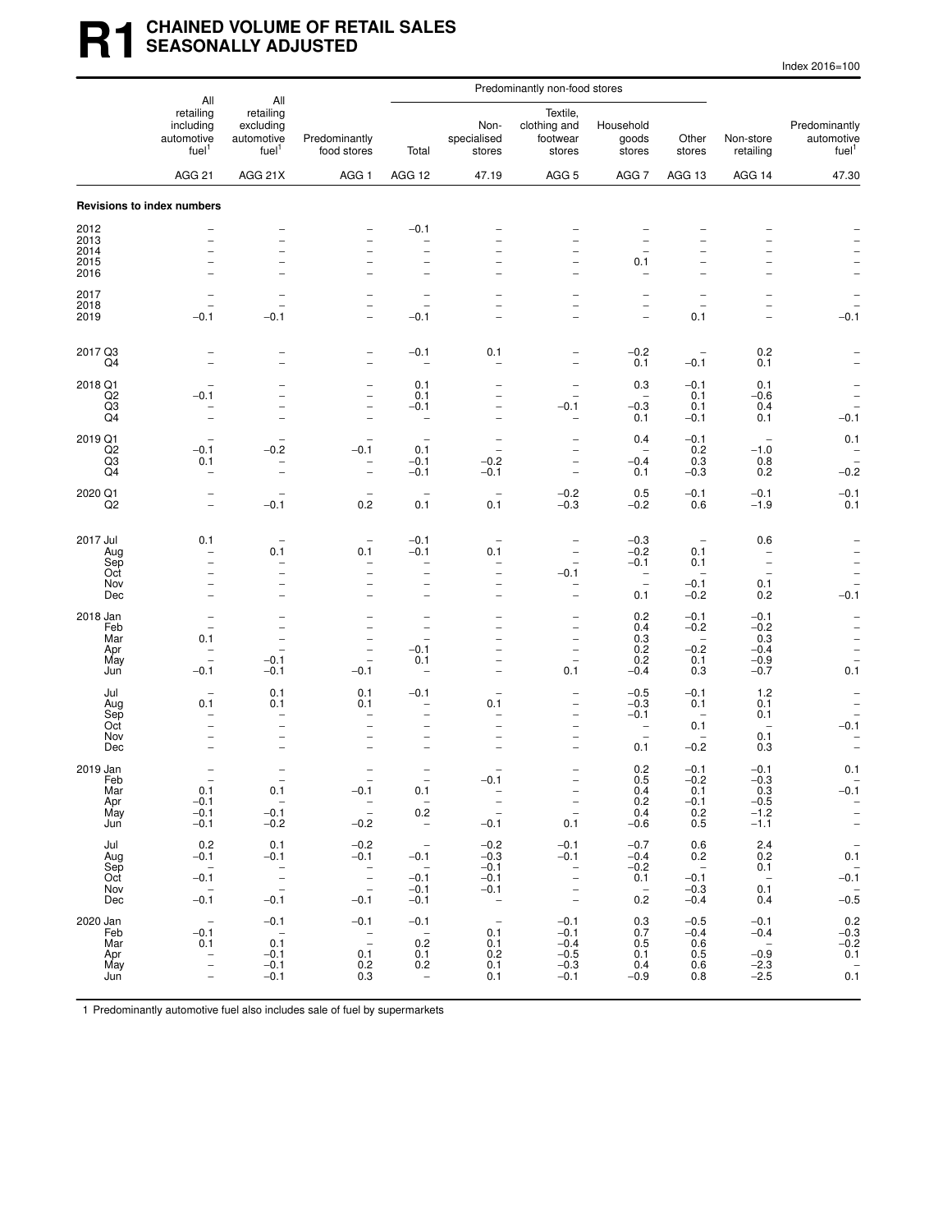# R1 CHAINED VOLUME OF RETAIL SALES SEASONALLY ADJUSTED

Index 2016=100

| | All retailing including automotive fuel[1] | All retailing excluding automotive fuel[1] | Predominantly food stores | Predominantly non-food stores: Total | Non-specialised stores | Textile, clothing and footwear stores | Household goods stores | Other stores | Non-store retailing | Predominantly automotive fuel[1] |
|---|---|---|---|---|---|---|---|---|---|---|
| | AGG 21 | AGG 21X | AGG 1 | AGG 12 | 47.19 | AGG 5 | AGG 7 | AGG 13 | AGG 14 | 47.30 |
| **Revisions to index numbers** | | | | | | | | | | |
| 2012 | – | – | – | −0.1 | – | – | – | – | – | – |
| 2013 | – | – | – | – | – | – | – | – | – | – |
| 2014 | – | – | – | – | – | – | – | – | – | – |
| 2015 | – | – | – | – | – | – | 0.1 | – | – | – |
| 2016 | – | – | – | – | – | – | – | – | – | – |
| 2017 | – | – | – | – | – | – | – | – | – | – |
| 2018 | – | – | – | – | – | – | – | – | – | – |
| 2019 | −0.1 | −0.1 | – | −0.1 | – | – | – | 0.1 | – | −0.1 |
| 2017 Q3 | – | – | – | −0.1 | 0.1 | – | −0.2 | – | 0.2 | – |
| Q4 | – | – | – | – | – | – | 0.1 | −0.1 | 0.1 | – |
| 2018 Q1 | – | – | – | 0.1 | – | – | 0.3 | −0.1 | 0.1 | – |
| Q2 | −0.1 | – | – | 0.1 | – | – | – | 0.1 | −0.6 | – |
| Q3 | – | – | – | −0.1 | – | −0.1 | −0.3 | 0.1 | 0.4 | – |
| Q4 | – | – | – | – | – | – | 0.1 | −0.1 | 0.1 | −0.1 |
| 2019 Q1 | – | – | – | – | – | – | 0.4 | −0.1 | – | 0.1 |
| Q2 | −0.1 | −0.2 | −0.1 | 0.1 | – | – | – | 0.2 | −1.0 | – |
| Q3 | 0.1 | – | – | −0.1 | −0.2 | – | −0.4 | 0.3 | 0.8 | – |
| Q4 | – | – | – | −0.1 | −0.1 | – | 0.1 | −0.3 | 0.2 | −0.2 |
| 2020 Q1 | – | – | – | – | – | −0.2 | 0.5 | −0.1 | −0.1 | −0.1 |
| Q2 | – | −0.1 | 0.2 | 0.1 | 0.1 | −0.3 | −0.2 | 0.6 | −1.9 | 0.1 |
| 2017 Jul | 0.1 | – | – | −0.1 | – | – | −0.3 | – | 0.6 | – |
| Aug | – | 0.1 | 0.1 | −0.1 | 0.1 | – | −0.2 | 0.1 | – | – |
| Sep | – | – | – | – | – | – | −0.1 | 0.1 | – | – |
| Oct | – | – | – | – | – | −0.1 | – | – | – | – |
| Nov | – | – | – | – | – | – | – | −0.1 | 0.1 | – |
| Dec | – | – | – | – | – | – | 0.1 | −0.2 | 0.2 | −0.1 |
| 2018 Jan | – | – | – | – | – | – | 0.2 | −0.1 | −0.1 | – |
| Feb | – | – | – | – | – | – | 0.4 | −0.2 | −0.2 | – |
| Mar | 0.1 | – | – | – | – | – | 0.3 | – | 0.3 | – |
| Apr | – | – | – | −0.1 | – | – | 0.2 | −0.2 | −0.4 | – |
| May | – | −0.1 | – | 0.1 | – | – | 0.2 | 0.1 | −0.9 | – |
| Jun | −0.1 | −0.1 | −0.1 | – | – | 0.1 | −0.4 | 0.3 | −0.7 | 0.1 |
| Jul | – | 0.1 | 0.1 | −0.1 | – | – | −0.5 | −0.1 | 1.2 | – |
| Aug | 0.1 | 0.1 | 0.1 | – | 0.1 | – | −0.3 | 0.1 | 0.1 | – |
| Sep | – | – | – | – | – | – | −0.1 | – | 0.1 | – |
| Oct | – | – | – | – | – | – | – | 0.1 | – | −0.1 |
| Nov | – | – | – | – | – | – | – | – | 0.1 | – |
| Dec | – | – | – | – | – | – | 0.1 | −0.2 | 0.3 | – |
| 2019 Jan | – | – | – | – | – | – | 0.2 | −0.1 | −0.1 | 0.1 |
| Feb | – | – | – | – | −0.1 | – | 0.5 | −0.2 | −0.3 | – |
| Mar | 0.1 | 0.1 | −0.1 | 0.1 | – | – | 0.4 | 0.1 | 0.3 | −0.1 |
| Apr | −0.1 | – | – | – | – | – | 0.2 | −0.1 | −0.5 | – |
| May | −0.1 | −0.1 | – | 0.2 | – | – | 0.4 | 0.2 | −1.2 | – |
| Jun | −0.1 | −0.2 | −0.2 | – | −0.1 | 0.1 | −0.6 | 0.5 | −1.1 | – |
| Jul | 0.2 | 0.1 | −0.2 | – | −0.2 | −0.1 | −0.7 | 0.6 | 2.4 | – |
| Aug | −0.1 | −0.1 | −0.1 | −0.1 | −0.3 | −0.1 | −0.4 | 0.2 | 0.2 | 0.1 |
| Sep | – | – | – | – | −0.1 | – | −0.2 | – | 0.1 | – |
| Oct | −0.1 | – | – | −0.1 | −0.1 | – | 0.1 | −0.1 | – | −0.1 |
| Nov | – | – | – | −0.1 | −0.1 | – | – | −0.3 | 0.1 | – |
| Dec | −0.1 | −0.1 | −0.1 | −0.1 | – | – | 0.2 | −0.4 | 0.4 | −0.5 |
| 2020 Jan | – | −0.1 | −0.1 | −0.1 | – | −0.1 | 0.3 | −0.5 | −0.1 | 0.2 |
| Feb | −0.1 | – | – | – | 0.1 | −0.1 | 0.7 | −0.4 | −0.4 | −0.3 |
| Mar | 0.1 | 0.1 | – | 0.2 | 0.1 | −0.4 | 0.5 | 0.6 | – | −0.2 |
| Apr | – | −0.1 | 0.1 | 0.1 | 0.2 | −0.5 | 0.1 | 0.5 | −0.9 | 0.1 |
| May | – | −0.1 | 0.2 | 0.2 | 0.1 | −0.3 | 0.4 | 0.6 | −2.3 | – |
| Jun | – | −0.1 | 0.3 | – | 0.1 | −0.1 | −0.9 | 0.8 | −2.5 | 0.1 |

1 Predominantly automotive fuel also includes sale of fuel by supermarkets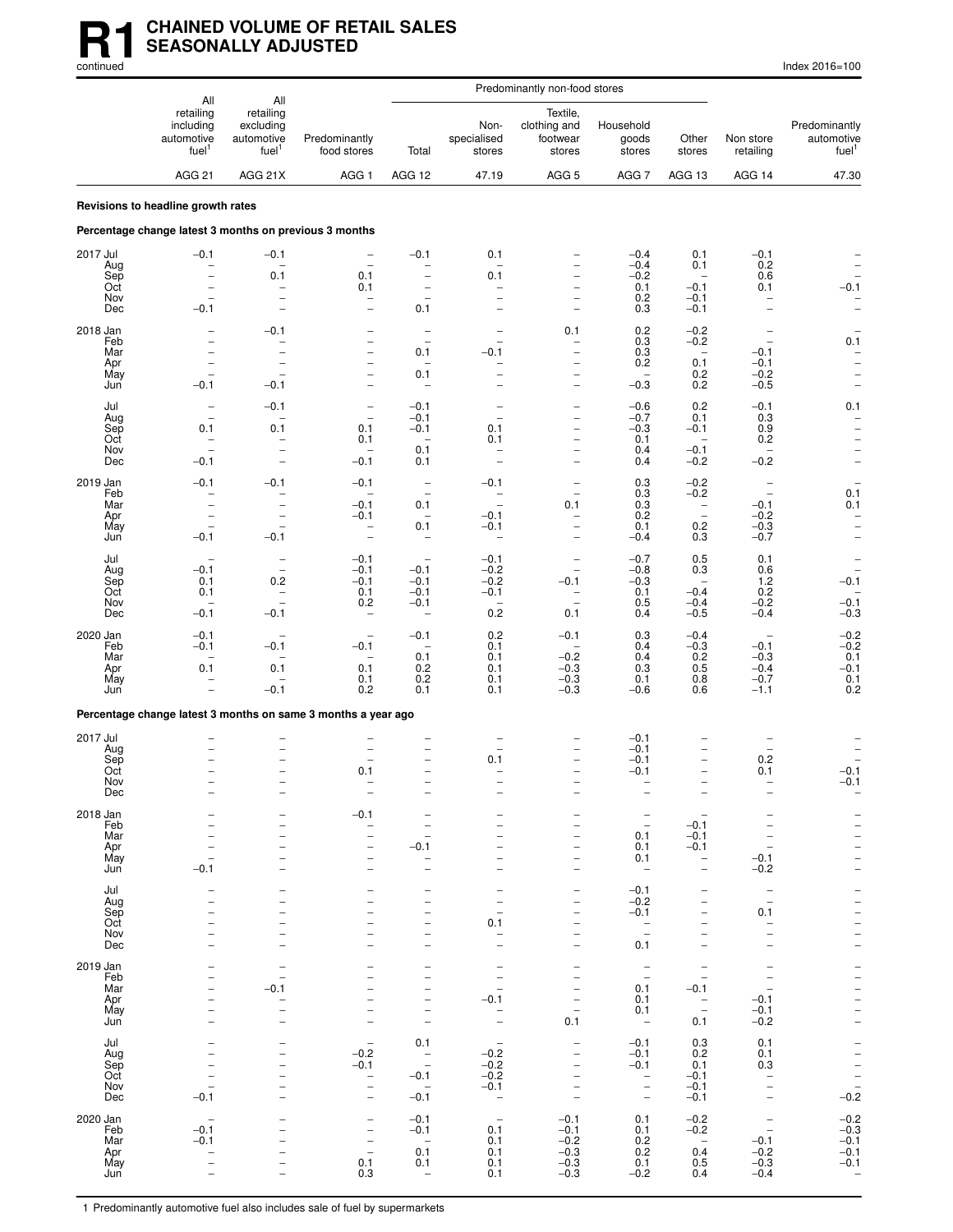# R1 CHAINED VOLUME OF RETAIL SALES SEASONALLY ADJUSTED

continued

Index 2016=100

| | All retailing including automotive fuel[1] | All retailing excluding automotive fuel[1] | Predominantly food stores | Predominantly non-food stores | | | | | Non store retailing | Predominantly automotive fuel[1] |
|---|---|---|---|---|---|---|---|---|---|---|
| | | | | Total | Non-specialised stores | Textile, clothing and footwear stores | Household goods stores | Other stores | | |
| | AGG 21 | AGG 21X | AGG 1 | AGG 12 | 47.19 | AGG 5 | AGG 7 | AGG 13 | AGG 14 | 47.30 |
| **Revisions to headline growth rates** | | | | | | | | | | |
| **Percentage change latest 3 months on previous 3 months** | | | | | | | | | | |
| 2017 Jul | −0.1 | −0.1 | – | −0.1 | 0.1 | – | −0.4 | 0.1 | −0.1 | – |
| Aug | – | – | – | – | – | – | −0.4 | 0.1 | 0.2 | – |
| Sep | – | 0.1 | 0.1 | – | 0.1 | – | −0.2 | – | 0.6 | – |
| Oct | – | – | 0.1 | – | – | – | 0.1 | −0.1 | 0.1 | −0.1 |
| Nov | – | – | – | – | – | – | 0.2 | −0.1 | – | – |
| Dec | −0.1 | – | – | 0.1 | – | – | 0.3 | −0.1 | – | – |
| 2018 Jan | – | −0.1 | – | – | – | 0.1 | 0.2 | −0.2 | – | – |
| Feb | – | – | – | – | – | – | 0.3 | −0.2 | – | 0.1 |
| Mar | – | – | – | 0.1 | −0.1 | – | 0.3 | – | −0.1 | – |
| Apr | – | – | – | – | – | – | 0.2 | 0.1 | −0.1 | – |
| May | – | – | – | 0.1 | – | – | – | 0.2 | −0.2 | – |
| Jun | −0.1 | −0.1 | – | – | – | – | −0.3 | 0.2 | −0.5 | – |
| Jul | – | −0.1 | – | −0.1 | – | – | −0.6 | 0.2 | −0.1 | 0.1 |
| Aug | – | – | – | −0.1 | – | – | −0.7 | 0.1 | 0.3 | – |
| Sep | 0.1 | 0.1 | 0.1 | −0.1 | 0.1 | – | −0.3 | −0.1 | 0.9 | – |
| Oct | – | – | 0.1 | – | 0.1 | – | 0.1 | – | 0.2 | – |
| Nov | – | – | – | 0.1 | – | – | 0.4 | −0.1 | – | – |
| Dec | −0.1 | – | −0.1 | 0.1 | – | – | 0.4 | −0.2 | −0.2 | – |
| 2019 Jan | −0.1 | −0.1 | −0.1 | – | −0.1 | – | 0.3 | −0.2 | – | – |
| Feb | – | – | – | – | – | – | 0.3 | −0.2 | – | 0.1 |
| Mar | – | – | −0.1 | 0.1 | – | 0.1 | 0.3 | – | −0.1 | 0.1 |
| Apr | – | – | −0.1 | – | −0.1 | – | 0.2 | – | −0.2 | – |
| May | – | – | – | 0.1 | −0.1 | – | 0.1 | 0.2 | −0.3 | – |
| Jun | −0.1 | −0.1 | – | – | – | – | −0.4 | 0.3 | −0.7 | – |
| Jul | – | – | −0.1 | – | −0.1 | – | −0.7 | 0.5 | 0.1 | – |
| Aug | −0.1 | – | −0.1 | −0.1 | −0.2 | – | −0.8 | 0.3 | 0.6 | – |
| Sep | 0.1 | 0.2 | −0.1 | −0.1 | −0.2 | −0.1 | −0.3 | – | 1.2 | −0.1 |
| Oct | 0.1 | – | 0.1 | −0.1 | −0.1 | – | 0.1 | −0.4 | 0.2 | – |
| Nov | – | – | 0.2 | −0.1 | – | – | 0.5 | −0.4 | −0.2 | −0.1 |
| Dec | −0.1 | −0.1 | – | – | 0.2 | 0.1 | 0.4 | −0.5 | −0.4 | −0.3 |
| 2020 Jan | −0.1 | – | – | −0.1 | 0.2 | −0.1 | 0.3 | −0.4 | – | −0.2 |
| Feb | −0.1 | −0.1 | −0.1 | – | 0.1 | – | 0.4 | −0.3 | −0.1 | −0.2 |
| Mar | – | – | – | 0.1 | 0.1 | −0.2 | 0.4 | 0.2 | −0.3 | 0.1 |
| Apr | 0.1 | 0.1 | 0.1 | 0.2 | 0.1 | −0.3 | 0.3 | 0.5 | −0.4 | −0.1 |
| May | – | – | 0.1 | 0.2 | 0.1 | −0.3 | 0.1 | 0.8 | −0.7 | 0.1 |
| Jun | – | −0.1 | 0.2 | 0.1 | 0.1 | −0.3 | −0.6 | 0.6 | −1.1 | 0.2 |
| **Percentage change latest 3 months on same 3 months a year ago** | | | | | | | | | | |
| 2017 Jul | – | – | – | – | – | – | −0.1 | – | – | – |
| Aug | – | – | – | – | – | – | −0.1 | – | – | – |
| Sep | – | – | – | – | 0.1 | – | −0.1 | – | 0.2 | – |
| Oct | – | – | 0.1 | – | – | – | −0.1 | – | 0.1 | −0.1 |
| Nov | – | – | – | – | – | – | – | – | – | −0.1 |
| Dec | – | – | – | – | – | – | – | – | – | – |
| 2018 Jan | – | – | −0.1 | – | – | – | – | – | – | – |
| Feb | – | – | – | – | – | – | – | −0.1 | – | – |
| Mar | – | – | – | – | – | – | 0.1 | −0.1 | – | – |
| Apr | – | – | – | −0.1 | – | – | 0.1 | −0.1 | – | – |
| May | – | – | – | – | – | – | 0.1 | – | −0.1 | – |
| Jun | −0.1 | – | – | – | – | – | – | – | −0.2 | – |
| Jul | – | – | – | – | – | – | −0.1 | – | – | – |
| Aug | – | – | – | – | – | – | −0.2 | – | – | – |
| Sep | – | – | – | – | – | – | −0.1 | – | 0.1 | – |
| Oct | – | – | – | – | 0.1 | – | – | – | – | – |
| Nov | – | – | – | – | – | – | – | – | – | – |
| Dec | – | – | – | – | – | – | 0.1 | – | – | – |
| 2019 Jan | – | – | – | – | – | – | – | – | – | – |
| Feb | – | – | – | – | – | – | – | – | – | – |
| Mar | – | −0.1 | – | – | – | – | 0.1 | −0.1 | – | – |
| Apr | – | – | – | – | −0.1 | – | 0.1 | – | −0.1 | – |
| May | – | – | – | – | – | – | 0.1 | – | −0.1 | – |
| Jun | – | – | – | – | – | 0.1 | – | 0.1 | −0.2 | – |
| Jul | – | – | – | 0.1 | – | – | −0.1 | 0.3 | 0.1 | – |
| Aug | – | – | −0.2 | – | −0.2 | – | −0.1 | 0.2 | 0.1 | – |
| Sep | – | – | −0.1 | – | −0.2 | – | −0.1 | 0.1 | 0.3 | – |
| Oct | – | – | – | −0.1 | −0.2 | – | – | −0.1 | – | – |
| Nov | – | – | – | – | −0.1 | – | – | −0.1 | – | – |
| Dec | −0.1 | – | – | −0.1 | – | – | – | −0.1 | – | −0.2 |
| 2020 Jan | – | – | – | −0.1 | – | −0.1 | 0.1 | −0.2 | – | −0.2 |
| Feb | −0.1 | – | – | −0.1 | 0.1 | −0.1 | 0.1 | −0.2 | – | −0.3 |
| Mar | −0.1 | – | – | – | 0.1 | −0.2 | 0.2 | – | −0.1 | −0.1 |
| Apr | – | – | – | 0.1 | 0.1 | −0.3 | 0.2 | 0.4 | −0.2 | −0.1 |
| May | – | – | 0.1 | 0.1 | 0.1 | −0.3 | 0.1 | 0.5 | −0.3 | −0.1 |
| Jun | – | – | 0.3 | – | 0.1 | −0.3 | −0.2 | 0.4 | −0.4 | – |

1 Predominantly automotive fuel also includes sale of fuel by supermarkets